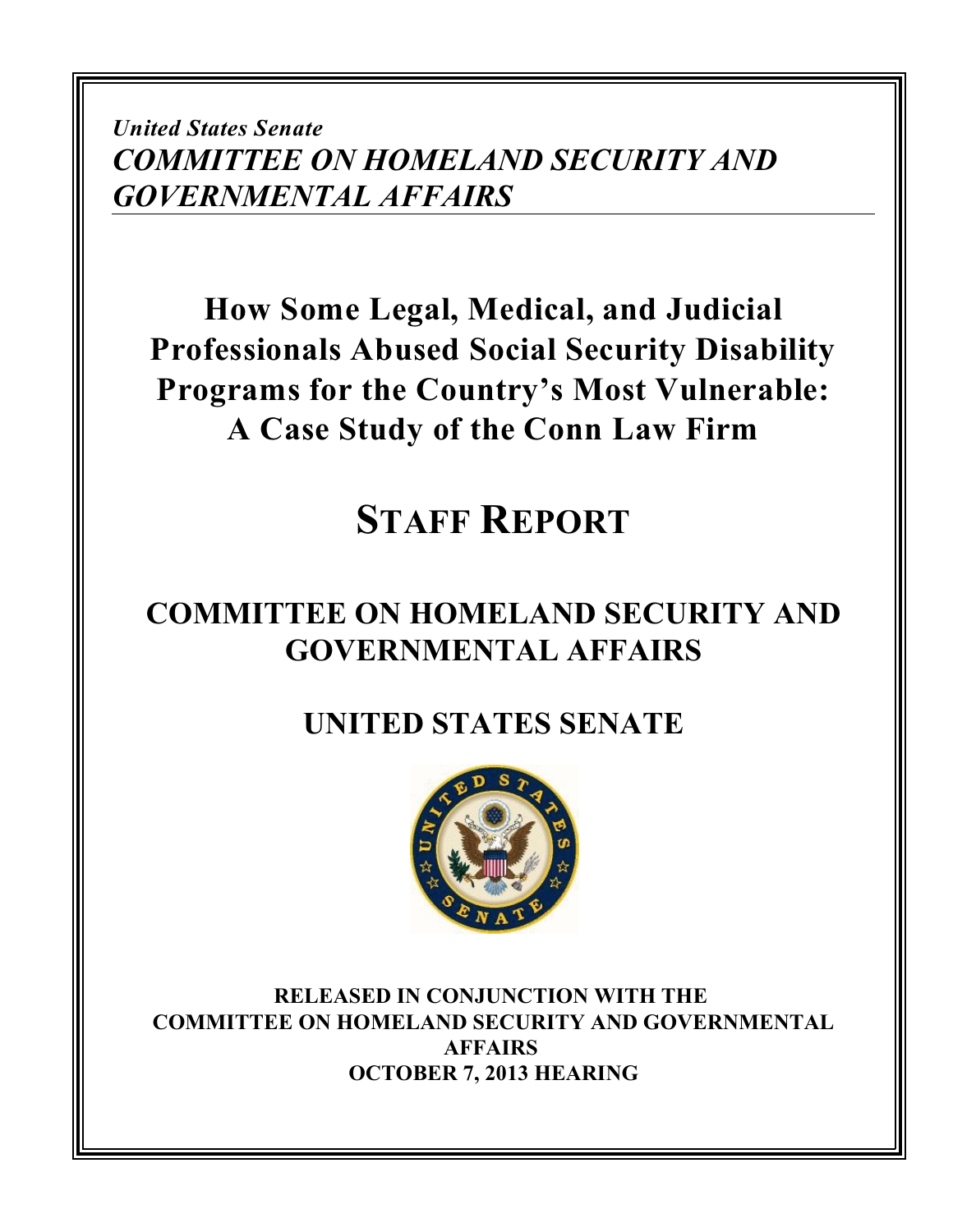*United States Senate*
***COMMITTEE ON HOMELAND SECURITY AND GOVERNMENTAL AFFAIRS***

# How Some Legal, Medical, and Judicial Professionals Abused Social Security Disability Programs for the Country's Most Vulnerable: A Case Study of the Conn Law Firm

# STAFF REPORT

## COMMITTEE ON HOMELAND SECURITY AND GOVERNMENTAL AFFAIRS

## UNITED STATES SENATE

**RELEASED IN CONJUNCTION WITH THE COMMITTEE ON HOMELAND SECURITY AND GOVERNMENTAL AFFAIRS OCTOBER 7, 2013 HEARING**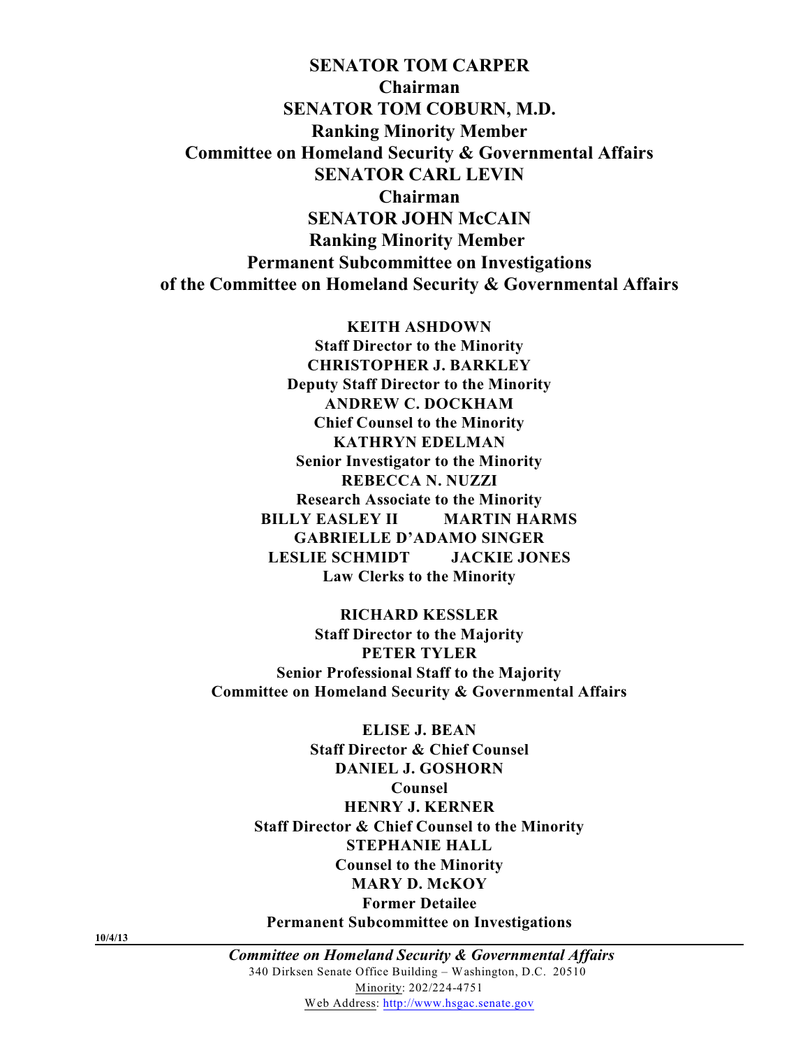**SENATOR TOM CARPER**
**Chairman**
**SENATOR TOM COBURN, M.D.**
**Ranking Minority Member**
**Committee on Homeland Security & Governmental Affairs**
**SENATOR CARL LEVIN**
**Chairman**
**SENATOR JOHN McCAIN**
**Ranking Minority Member**
**Permanent Subcommittee on Investigations**
**of the Committee on Homeland Security & Governmental Affairs**

**KEITH ASHDOWN**
**Staff Director to the Minority**
**CHRISTOPHER J. BARKLEY**
**Deputy Staff Director to the Minority**
**ANDREW C. DOCKHAM**
**Chief Counsel to the Minority**
**KATHRYN EDELMAN**
**Senior Investigator to the Minority**
**REBECCA N. NUZZI**
**Research Associate to the Minority**
**BILLY EASLEY II MARTIN HARMS**
**GABRIELLE D'ADAMO SINGER**
**LESLIE SCHMIDT JACKIE JONES**
**Law Clerks to the Minority**

**RICHARD KESSLER**
**Staff Director to the Majority**
**PETER TYLER**
**Senior Professional Staff to the Majority**
**Committee on Homeland Security & Governmental Affairs**

**ELISE J. BEAN**
**Staff Director & Chief Counsel**
**DANIEL J. GOSHORN**
**Counsel**
**HENRY J. KERNER**
**Staff Director & Chief Counsel to the Minority**
**STEPHANIE HALL**
**Counsel to the Minority**
**MARY D. McKOY**
**Former Detailee**
**Permanent Subcommittee on Investigations**

**10/4/13**

***Committee on Homeland Security & Governmental Affairs***
340 Dirksen Senate Office Building – Washington, D.C. 20510
Minority: 202/224-4751
Web Address: http://www.hsgac.senate.gov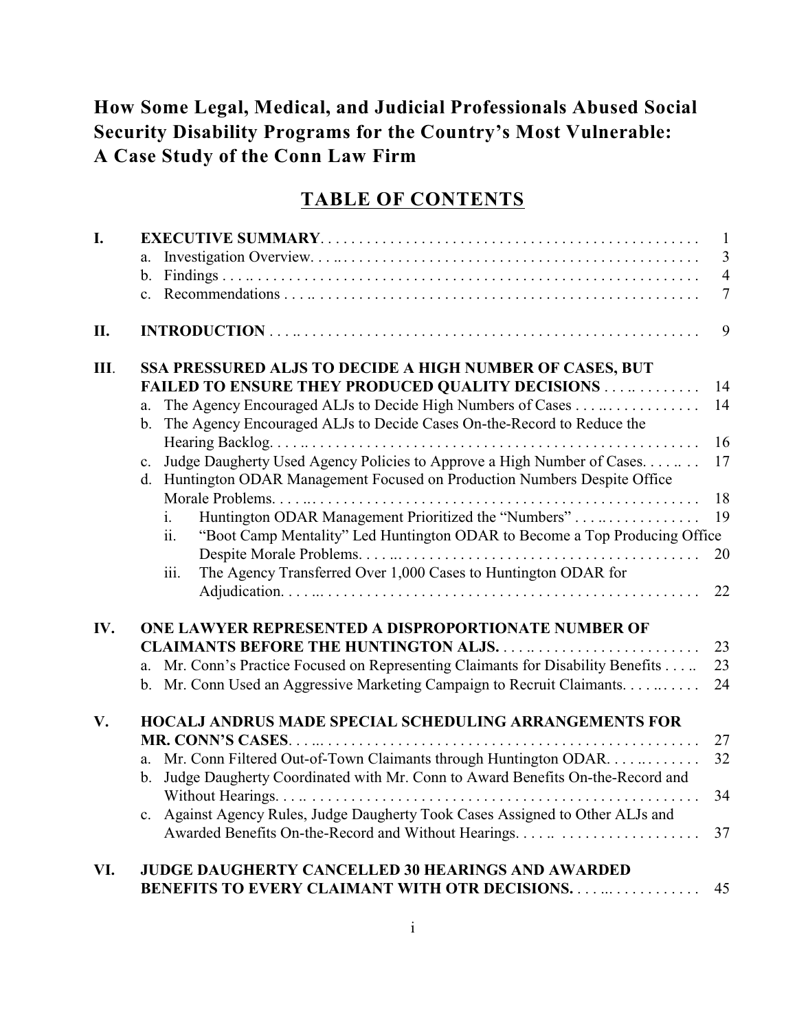# How Some Legal, Medical, and Judicial Professionals Abused Social Security Disability Programs for the Country's Most Vulnerable: A Case Study of the Conn Law Firm

## TABLE OF CONTENTS

| | | |
|---|---|---|
| **I.** | **EXECUTIVE SUMMARY** | 1 |
| | a. Investigation Overview | 3 |
| | b. Findings | 4 |
| | c. Recommendations | 7 |
| **II.** | **INTRODUCTION** | 9 |
| **III.** | **SSA PRESSURED ALJS TO DECIDE A HIGH NUMBER OF CASES, BUT FAILED TO ENSURE THEY PRODUCED QUALITY DECISIONS** | 14 |
| | a. The Agency Encouraged ALJs to Decide High Numbers of Cases | 14 |
| | b. The Agency Encouraged ALJs to Decide Cases On-the-Record to Reduce the Hearing Backlog | 16 |
| | c. Judge Daugherty Used Agency Policies to Approve a High Number of Cases | 17 |
| | d. Huntington ODAR Management Focused on Production Numbers Despite Office Morale Problems | 18 |
| | i. Huntington ODAR Management Prioritized the "Numbers" | 19 |
| | ii. "Boot Camp Mentality" Led Huntington ODAR to Become a Top Producing Office Despite Morale Problems | 20 |
| | iii. The Agency Transferred Over 1,000 Cases to Huntington ODAR for Adjudication | 22 |
| **IV.** | **ONE LAWYER REPRESENTED A DISPROPORTIONATE NUMBER OF CLAIMANTS BEFORE THE HUNTINGTON ALJS** | 23 |
| | a. Mr. Conn's Practice Focused on Representing Claimants for Disability Benefits | 23 |
| | b. Mr. Conn Used an Aggressive Marketing Campaign to Recruit Claimants | 24 |
| **V.** | **HOCALJ ANDRUS MADE SPECIAL SCHEDULING ARRANGEMENTS FOR MR. CONN'S CASES** | 27 |
| | a. Mr. Conn Filtered Out-of-Town Claimants through Huntington ODAR | 32 |
| | b. Judge Daugherty Coordinated with Mr. Conn to Award Benefits On-the-Record and Without Hearings | 34 |
| | c. Against Agency Rules, Judge Daugherty Took Cases Assigned to Other ALJs and Awarded Benefits On-the-Record and Without Hearings | 37 |
| **VI.** | **JUDGE DAUGHERTY CANCELLED 30 HEARINGS AND AWARDED BENEFITS TO EVERY CLAIMANT WITH OTR DECISIONS** | 45 |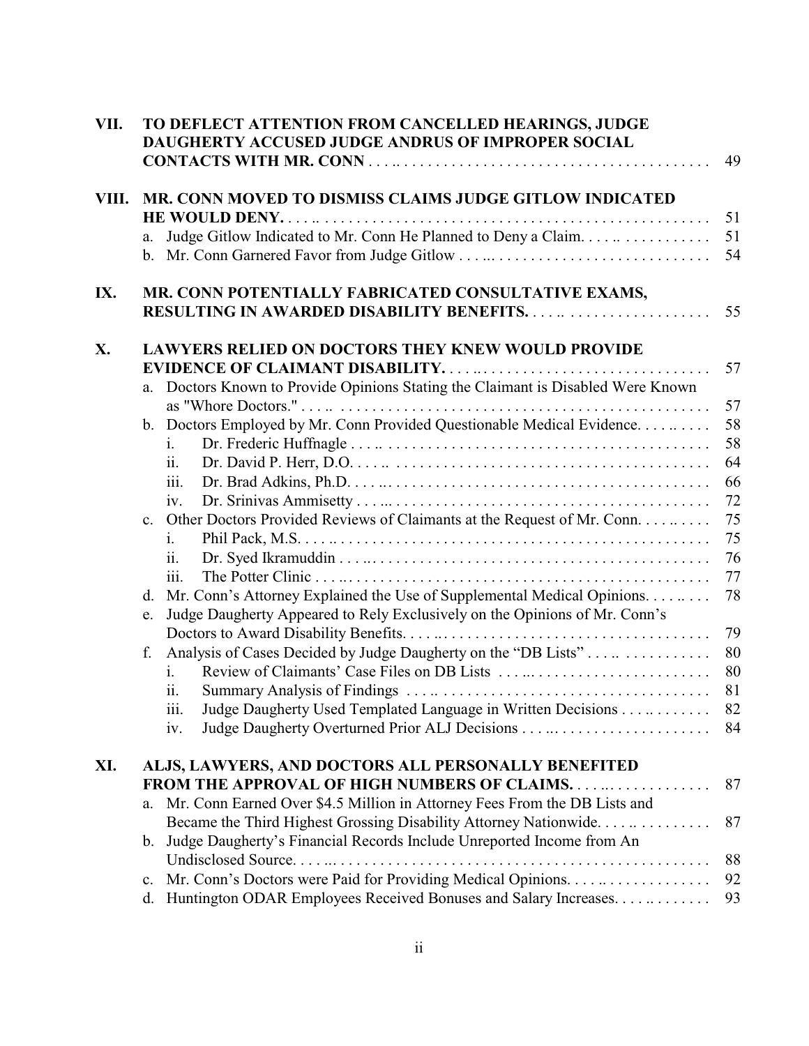VII. **TO DEFLECT ATTENTION FROM CANCELLED HEARINGS, JUDGE DAUGHERTY ACCUSED JUDGE ANDRUS OF IMPROPER SOCIAL CONTACTS WITH MR. CONN** . . . . . . . . . . . . . . . . . . . . . . . . . . . . . . . . . . . . . . . . . . . 49

VIII. **MR. CONN MOVED TO DISMISS CLAIMS JUDGE GITLOW INDICATED HE WOULD DENY.** . . . . . . . . . . . . . . . . . . . . . . . . . . . . . . . . . . . . . . . . . . . . . . . . . . . . 51

- a. Judge Gitlow Indicated to Mr. Conn He Planned to Deny a Claim. . . . . . . . . . . . . . . . 51
- b. Mr. Conn Garnered Favor from Judge Gitlow . . . . . . . . . . . . . . . . . . . . . . . . . . . . . . . 54

IX. **MR. CONN POTENTIALLY FABRICATED CONSULTATIVE EXAMS, RESULTING IN AWARDED DISABILITY BENEFITS.** . . . . . . . . . . . . . . . . . . . . . . . . 55

X. **LAWYERS RELIED ON DOCTORS THEY KNEW WOULD PROVIDE EVIDENCE OF CLAIMANT DISABILITY.** . . . . . . . . . . . . . . . . . . . . . . . . . . . . . . . . . . 57

- a. Doctors Known to Provide Opinions Stating the Claimant is Disabled Were Known as "Whore Doctors." . . . . . . . . . . . . . . . . . . . . . . . . . . . . . . . . . . . . . . . . . . . . . . . . . . 57
- b. Doctors Employed by Mr. Conn Provided Questionable Medical Evidence. . . . . . . . . . 58
  - i. Dr. Frederic Huffnagle . . . . . . . . . . . . . . . . . . . . . . . . . . . . . . . . . . . . . . . . . . . . . 58
  - ii. Dr. David P. Herr, D.O. . . . . . . . . . . . . . . . . . . . . . . . . . . . . . . . . . . . . . . . . . . . 64
  - iii. Dr. Brad Adkins, Ph.D. . . . . . . . . . . . . . . . . . . . . . . . . . . . . . . . . . . . . . . . . . . . . 66
  - iv. Dr. Srinivas Ammisetty . . . . . . . . . . . . . . . . . . . . . . . . . . . . . . . . . . . . . . . . . . . . . 72
- c. Other Doctors Provided Reviews of Claimants at the Request of Mr. Conn. . . . . . . . . . 75
  - i. Phil Pack, M.S. . . . . . . . . . . . . . . . . . . . . . . . . . . . . . . . . . . . . . . . . . . . . . . . . . . 75
  - ii. Dr. Syed Ikramuddin . . . . . . . . . . . . . . . . . . . . . . . . . . . . . . . . . . . . . . . . . . . . . . 76
  - iii. The Potter Clinic . . . . . . . . . . . . . . . . . . . . . . . . . . . . . . . . . . . . . . . . . . . . . . . . . 77
- d. Mr. Conn's Attorney Explained the Use of Supplemental Medical Opinions. . . . . . . . . 78
- e. Judge Daugherty Appeared to Rely Exclusively on the Opinions of Mr. Conn's Doctors to Award Disability Benefits. . . . . . . . . . . . . . . . . . . . . . . . . . . . . . . . . . . . . . 79
- f. Analysis of Cases Decided by Judge Daugherty on the "DB Lists" . . . . . . . . . . . . . . . 80
  - i. Review of Claimants' Case Files on DB Lists . . . . . . . . . . . . . . . . . . . . . . . . . . . . 80
  - ii. Summary Analysis of Findings . . . . . . . . . . . . . . . . . . . . . . . . . . . . . . . . . . . . . . 81
  - iii. Judge Daugherty Used Templated Language in Written Decisions . . . . . . . . . . . . 82
  - iv. Judge Daugherty Overturned Prior ALJ Decisions . . . . . . . . . . . . . . . . . . . . . . . . 84

XI. **ALJS, LAWYERS, AND DOCTORS ALL PERSONALLY BENEFITED FROM THE APPROVAL OF HIGH NUMBERS OF CLAIMS.** . . . . . . . . . . . . . . . . . . 87

- a. Mr. Conn Earned Over $4.5 Million in Attorney Fees From the DB Lists and Became the Third Highest Grossing Disability Attorney Nationwide. . . . . . . . . . . . . . 87
- b. Judge Daugherty's Financial Records Include Unreported Income from An Undisclosed Source. . . . . . . . . . . . . . . . . . . . . . . . . . . . . . . . . . . . . . . . . . . . . . . . . . . . 88
- c. Mr. Conn's Doctors were Paid for Providing Medical Opinions. . . . . . . . . . . . . . . . . . . 92
- d. Huntington ODAR Employees Received Bonuses and Salary Increases. . . . . . . . . . . . 93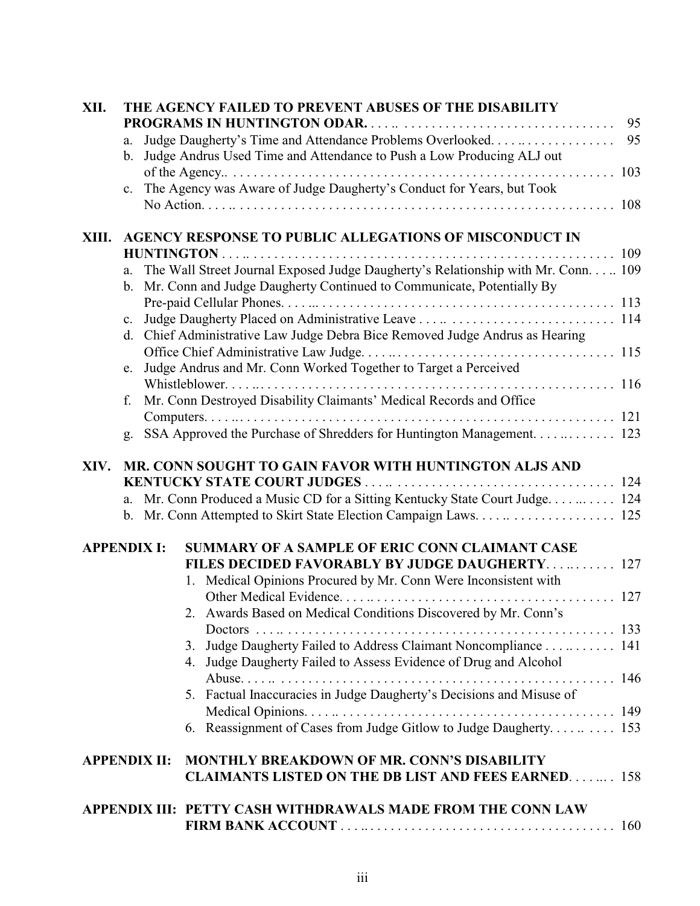**XII. THE AGENCY FAILED TO PREVENT ABUSES OF THE DISABILITY PROGRAMS IN HUNTINGTON ODAR.** . . . . . 95

- a. Judge Daugherty's Time and Attendance Problems Overlooked. . . . . 95
- b. Judge Andrus Used Time and Attendance to Push a Low Producing ALJ out of the Agency.. . . . . 103
- c. The Agency was Aware of Judge Daugherty's Conduct for Years, but Took No Action. . . . . 108

**XIII. AGENCY RESPONSE TO PUBLIC ALLEGATIONS OF MISCONDUCT IN HUNTINGTON** . . . . . 109

- a. The Wall Street Journal Exposed Judge Daugherty's Relationship with Mr. Conn. . . . 109
- b. Mr. Conn and Judge Daugherty Continued to Communicate, Potentially By Pre-paid Cellular Phones. . . . . 113
- c. Judge Daugherty Placed on Administrative Leave . . . . . 114
- d. Chief Administrative Law Judge Debra Bice Removed Judge Andrus as Hearing Office Chief Administrative Law Judge. . . . . 115
- e. Judge Andrus and Mr. Conn Worked Together to Target a Perceived Whistleblower. . . . . 116
- f. Mr. Conn Destroyed Disability Claimants' Medical Records and Office Computers. . . . . 121
- g. SSA Approved the Purchase of Shredders for Huntington Management. . . . . 123

**XIV. MR. CONN SOUGHT TO GAIN FAVOR WITH HUNTINGTON ALJS AND KENTUCKY STATE COURT JUDGES** . . . . . 124

- a. Mr. Conn Produced a Music CD for a Sitting Kentucky State Court Judge. . . . . 124
- b. Mr. Conn Attempted to Skirt State Election Campaign Laws. . . . . 125

**APPENDIX I: SUMMARY OF A SAMPLE OF ERIC CONN CLAIMANT CASE FILES DECIDED FAVORABLY BY JUDGE DAUGHERTY.** . . . . . 127

1. Medical Opinions Procured by Mr. Conn Were Inconsistent with Other Medical Evidence. . . . . 127
2. Awards Based on Medical Conditions Discovered by Mr. Conn's Doctors . . . . . 133
3. Judge Daugherty Failed to Address Claimant Noncompliance . . . . . 141
4. Judge Daugherty Failed to Assess Evidence of Drug and Alcohol Abuse. . . . . 146
5. Factual Inaccuracies in Judge Daugherty's Decisions and Misuse of Medical Opinions. . . . . 149
6. Reassignment of Cases from Judge Gitlow to Judge Daugherty. . . . . 153

**APPENDIX II: MONTHLY BREAKDOWN OF MR. CONN'S DISABILITY CLAIMANTS LISTED ON THE DB LIST AND FEES EARNED.** . . . . . 158

**APPENDIX III: PETTY CASH WITHDRAWALS MADE FROM THE CONN LAW FIRM BANK ACCOUNT** . . . . . 160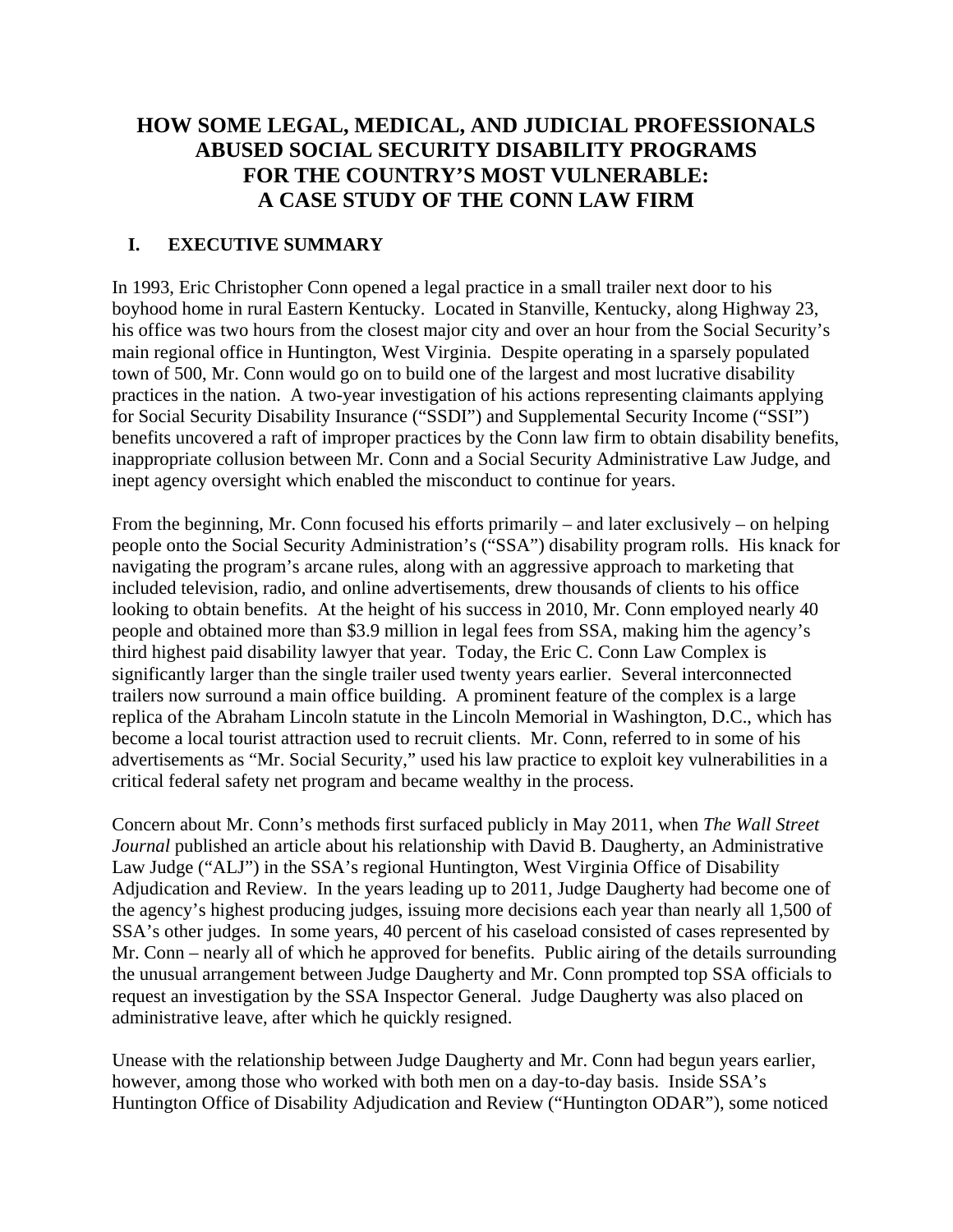# HOW SOME LEGAL, MEDICAL, AND JUDICIAL PROFESSIONALS ABUSED SOCIAL SECURITY DISABILITY PROGRAMS FOR THE COUNTRY'S MOST VULNERABLE: A CASE STUDY OF THE CONN LAW FIRM

## I. EXECUTIVE SUMMARY

In 1993, Eric Christopher Conn opened a legal practice in a small trailer next door to his boyhood home in rural Eastern Kentucky. Located in Stanville, Kentucky, along Highway 23, his office was two hours from the closest major city and over an hour from the Social Security's main regional office in Huntington, West Virginia. Despite operating in a sparsely populated town of 500, Mr. Conn would go on to build one of the largest and most lucrative disability practices in the nation. A two-year investigation of his actions representing claimants applying for Social Security Disability Insurance ("SSDI") and Supplemental Security Income ("SSI") benefits uncovered a raft of improper practices by the Conn law firm to obtain disability benefits, inappropriate collusion between Mr. Conn and a Social Security Administrative Law Judge, and inept agency oversight which enabled the misconduct to continue for years.

From the beginning, Mr. Conn focused his efforts primarily – and later exclusively – on helping people onto the Social Security Administration's ("SSA") disability program rolls. His knack for navigating the program's arcane rules, along with an aggressive approach to marketing that included television, radio, and online advertisements, drew thousands of clients to his office looking to obtain benefits. At the height of his success in 2010, Mr. Conn employed nearly 40 people and obtained more than $3.9 million in legal fees from SSA, making him the agency's third highest paid disability lawyer that year. Today, the Eric C. Conn Law Complex is significantly larger than the single trailer used twenty years earlier. Several interconnected trailers now surround a main office building. A prominent feature of the complex is a large replica of the Abraham Lincoln statute in the Lincoln Memorial in Washington, D.C., which has become a local tourist attraction used to recruit clients. Mr. Conn, referred to in some of his advertisements as "Mr. Social Security," used his law practice to exploit key vulnerabilities in a critical federal safety net program and became wealthy in the process.

Concern about Mr. Conn's methods first surfaced publicly in May 2011, when *The Wall Street Journal* published an article about his relationship with David B. Daugherty, an Administrative Law Judge ("ALJ") in the SSA's regional Huntington, West Virginia Office of Disability Adjudication and Review. In the years leading up to 2011, Judge Daugherty had become one of the agency's highest producing judges, issuing more decisions each year than nearly all 1,500 of SSA's other judges. In some years, 40 percent of his caseload consisted of cases represented by Mr. Conn – nearly all of which he approved for benefits. Public airing of the details surrounding the unusual arrangement between Judge Daugherty and Mr. Conn prompted top SSA officials to request an investigation by the SSA Inspector General. Judge Daugherty was also placed on administrative leave, after which he quickly resigned.

Unease with the relationship between Judge Daugherty and Mr. Conn had begun years earlier, however, among those who worked with both men on a day-to-day basis. Inside SSA's Huntington Office of Disability Adjudication and Review ("Huntington ODAR"), some noticed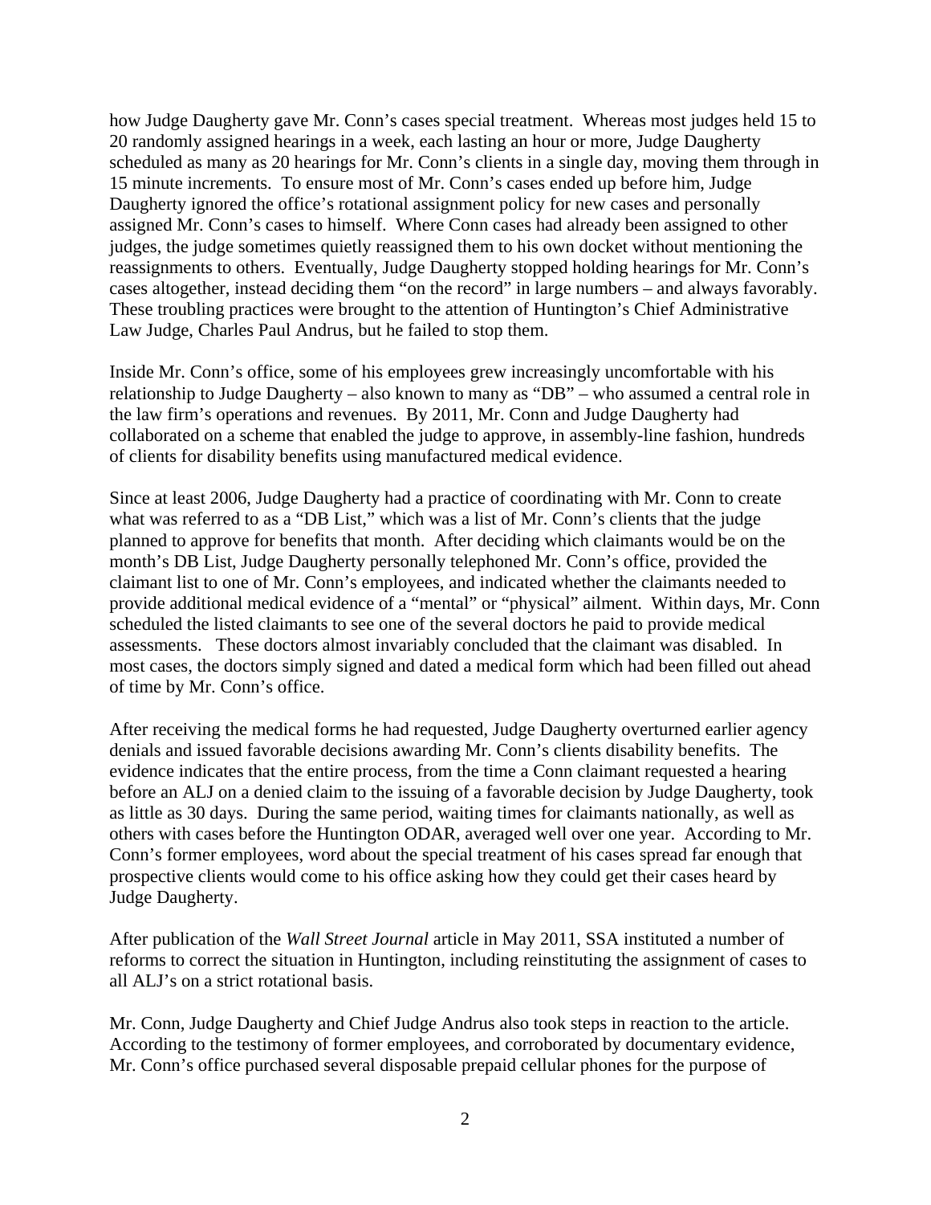how Judge Daugherty gave Mr. Conn's cases special treatment. Whereas most judges held 15 to 20 randomly assigned hearings in a week, each lasting an hour or more, Judge Daugherty scheduled as many as 20 hearings for Mr. Conn's clients in a single day, moving them through in 15 minute increments. To ensure most of Mr. Conn's cases ended up before him, Judge Daugherty ignored the office's rotational assignment policy for new cases and personally assigned Mr. Conn's cases to himself. Where Conn cases had already been assigned to other judges, the judge sometimes quietly reassigned them to his own docket without mentioning the reassignments to others. Eventually, Judge Daugherty stopped holding hearings for Mr. Conn's cases altogether, instead deciding them "on the record" in large numbers – and always favorably. These troubling practices were brought to the attention of Huntington's Chief Administrative Law Judge, Charles Paul Andrus, but he failed to stop them.

Inside Mr. Conn's office, some of his employees grew increasingly uncomfortable with his relationship to Judge Daugherty – also known to many as "DB" – who assumed a central role in the law firm's operations and revenues. By 2011, Mr. Conn and Judge Daugherty had collaborated on a scheme that enabled the judge to approve, in assembly-line fashion, hundreds of clients for disability benefits using manufactured medical evidence.

Since at least 2006, Judge Daugherty had a practice of coordinating with Mr. Conn to create what was referred to as a "DB List," which was a list of Mr. Conn's clients that the judge planned to approve for benefits that month. After deciding which claimants would be on the month's DB List, Judge Daugherty personally telephoned Mr. Conn's office, provided the claimant list to one of Mr. Conn's employees, and indicated whether the claimants needed to provide additional medical evidence of a "mental" or "physical" ailment. Within days, Mr. Conn scheduled the listed claimants to see one of the several doctors he paid to provide medical assessments. These doctors almost invariably concluded that the claimant was disabled. In most cases, the doctors simply signed and dated a medical form which had been filled out ahead of time by Mr. Conn's office.

After receiving the medical forms he had requested, Judge Daugherty overturned earlier agency denials and issued favorable decisions awarding Mr. Conn's clients disability benefits. The evidence indicates that the entire process, from the time a Conn claimant requested a hearing before an ALJ on a denied claim to the issuing of a favorable decision by Judge Daugherty, took as little as 30 days. During the same period, waiting times for claimants nationally, as well as others with cases before the Huntington ODAR, averaged well over one year. According to Mr. Conn's former employees, word about the special treatment of his cases spread far enough that prospective clients would come to his office asking how they could get their cases heard by Judge Daugherty.

After publication of the *Wall Street Journal* article in May 2011, SSA instituted a number of reforms to correct the situation in Huntington, including reinstituting the assignment of cases to all ALJ's on a strict rotational basis.

Mr. Conn, Judge Daugherty and Chief Judge Andrus also took steps in reaction to the article. According to the testimony of former employees, and corroborated by documentary evidence, Mr. Conn's office purchased several disposable prepaid cellular phones for the purpose of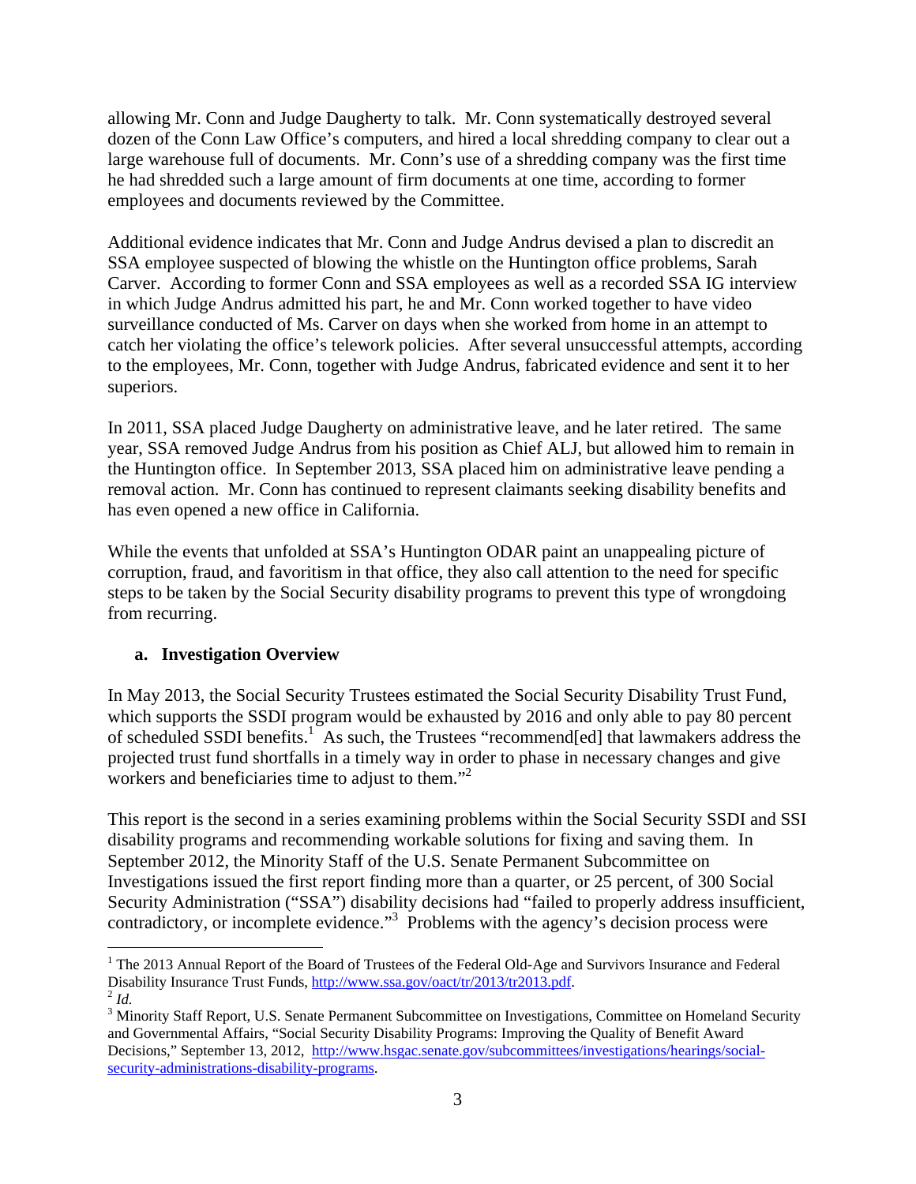allowing Mr. Conn and Judge Daugherty to talk. Mr. Conn systematically destroyed several dozen of the Conn Law Office's computers, and hired a local shredding company to clear out a large warehouse full of documents. Mr. Conn's use of a shredding company was the first time he had shredded such a large amount of firm documents at one time, according to former employees and documents reviewed by the Committee.

Additional evidence indicates that Mr. Conn and Judge Andrus devised a plan to discredit an SSA employee suspected of blowing the whistle on the Huntington office problems, Sarah Carver. According to former Conn and SSA employees as well as a recorded SSA IG interview in which Judge Andrus admitted his part, he and Mr. Conn worked together to have video surveillance conducted of Ms. Carver on days when she worked from home in an attempt to catch her violating the office's telework policies. After several unsuccessful attempts, according to the employees, Mr. Conn, together with Judge Andrus, fabricated evidence and sent it to her superiors.

In 2011, SSA placed Judge Daugherty on administrative leave, and he later retired. The same year, SSA removed Judge Andrus from his position as Chief ALJ, but allowed him to remain in the Huntington office. In September 2013, SSA placed him on administrative leave pending a removal action. Mr. Conn has continued to represent claimants seeking disability benefits and has even opened a new office in California.

While the events that unfolded at SSA's Huntington ODAR paint an unappealing picture of corruption, fraud, and favoritism in that office, they also call attention to the need for specific steps to be taken by the Social Security disability programs to prevent this type of wrongdoing from recurring.

### a. Investigation Overview

In May 2013, the Social Security Trustees estimated the Social Security Disability Trust Fund, which supports the SSDI program would be exhausted by 2016 and only able to pay 80 percent of scheduled SSDI benefits.[1] As such, the Trustees "recommend[ed] that lawmakers address the projected trust fund shortfalls in a timely way in order to phase in necessary changes and give workers and beneficiaries time to adjust to them."[2]

This report is the second in a series examining problems within the Social Security SSDI and SSI disability programs and recommending workable solutions for fixing and saving them. In September 2012, the Minority Staff of the U.S. Senate Permanent Subcommittee on Investigations issued the first report finding more than a quarter, or 25 percent, of 300 Social Security Administration ("SSA") disability decisions had "failed to properly address insufficient, contradictory, or incomplete evidence."[3] Problems with the agency's decision process were

---

[1] The 2013 Annual Report of the Board of Trustees of the Federal Old-Age and Survivors Insurance and Federal Disability Insurance Trust Funds, http://www.ssa.gov/oact/tr/2013/tr2013.pdf.

[2] *Id.*

[3] Minority Staff Report, U.S. Senate Permanent Subcommittee on Investigations, Committee on Homeland Security and Governmental Affairs, "Social Security Disability Programs: Improving the Quality of Benefit Award Decisions," September 13, 2012, http://www.hsgac.senate.gov/subcommittees/investigations/hearings/social-security-administrations-disability-programs.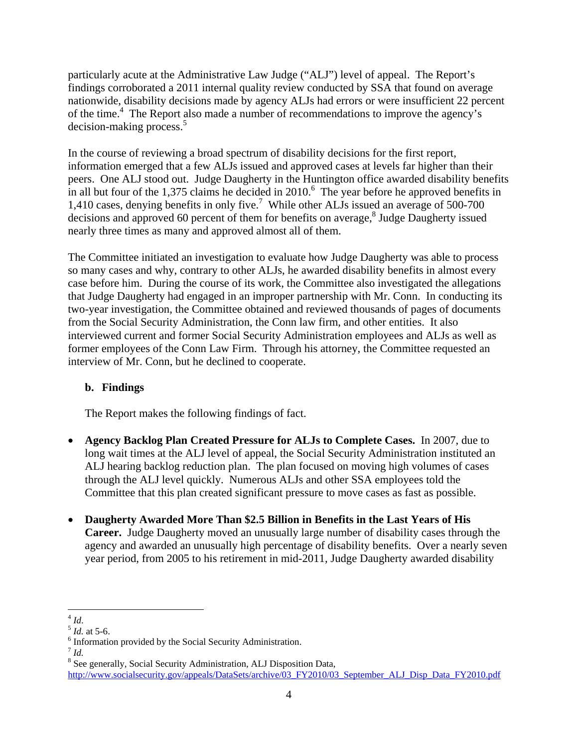particularly acute at the Administrative Law Judge ("ALJ") level of appeal. The Report's findings corroborated a 2011 internal quality review conducted by SSA that found on average nationwide, disability decisions made by agency ALJs had errors or were insufficient 22 percent of the time.[4] The Report also made a number of recommendations to improve the agency's decision-making process.[5]

In the course of reviewing a broad spectrum of disability decisions for the first report, information emerged that a few ALJs issued and approved cases at levels far higher than their peers. One ALJ stood out. Judge Daugherty in the Huntington office awarded disability benefits in all but four of the 1,375 claims he decided in 2010.[6] The year before he approved benefits in 1,410 cases, denying benefits in only five.[7] While other ALJs issued an average of 500-700 decisions and approved 60 percent of them for benefits on average,[8] Judge Daugherty issued nearly three times as many and approved almost all of them.

The Committee initiated an investigation to evaluate how Judge Daugherty was able to process so many cases and why, contrary to other ALJs, he awarded disability benefits in almost every case before him. During the course of its work, the Committee also investigated the allegations that Judge Daugherty had engaged in an improper partnership with Mr. Conn. In conducting its two-year investigation, the Committee obtained and reviewed thousands of pages of documents from the Social Security Administration, the Conn law firm, and other entities. It also interviewed current and former Social Security Administration employees and ALJs as well as former employees of the Conn Law Firm. Through his attorney, the Committee requested an interview of Mr. Conn, but he declined to cooperate.

### b. Findings

The Report makes the following findings of fact.

- **Agency Backlog Plan Created Pressure for ALJs to Complete Cases.** In 2007, due to long wait times at the ALJ level of appeal, the Social Security Administration instituted an ALJ hearing backlog reduction plan. The plan focused on moving high volumes of cases through the ALJ level quickly. Numerous ALJs and other SSA employees told the Committee that this plan created significant pressure to move cases as fast as possible.

- **Daugherty Awarded More Than $2.5 Billion in Benefits in the Last Years of His Career.** Judge Daugherty moved an unusually large number of disability cases through the agency and awarded an unusually high percentage of disability benefits. Over a nearly seven year period, from 2005 to his retirement in mid-2011, Judge Daugherty awarded disability

---

[4] *Id*.

[5] *Id.* at 5-6.

[6] Information provided by the Social Security Administration.

[7] *Id.*

[8] See generally, Social Security Administration, ALJ Disposition Data, http://www.socialsecurity.gov/appeals/DataSets/archive/03_FY2010/03_September_ALJ_Disp_Data_FY2010.pdf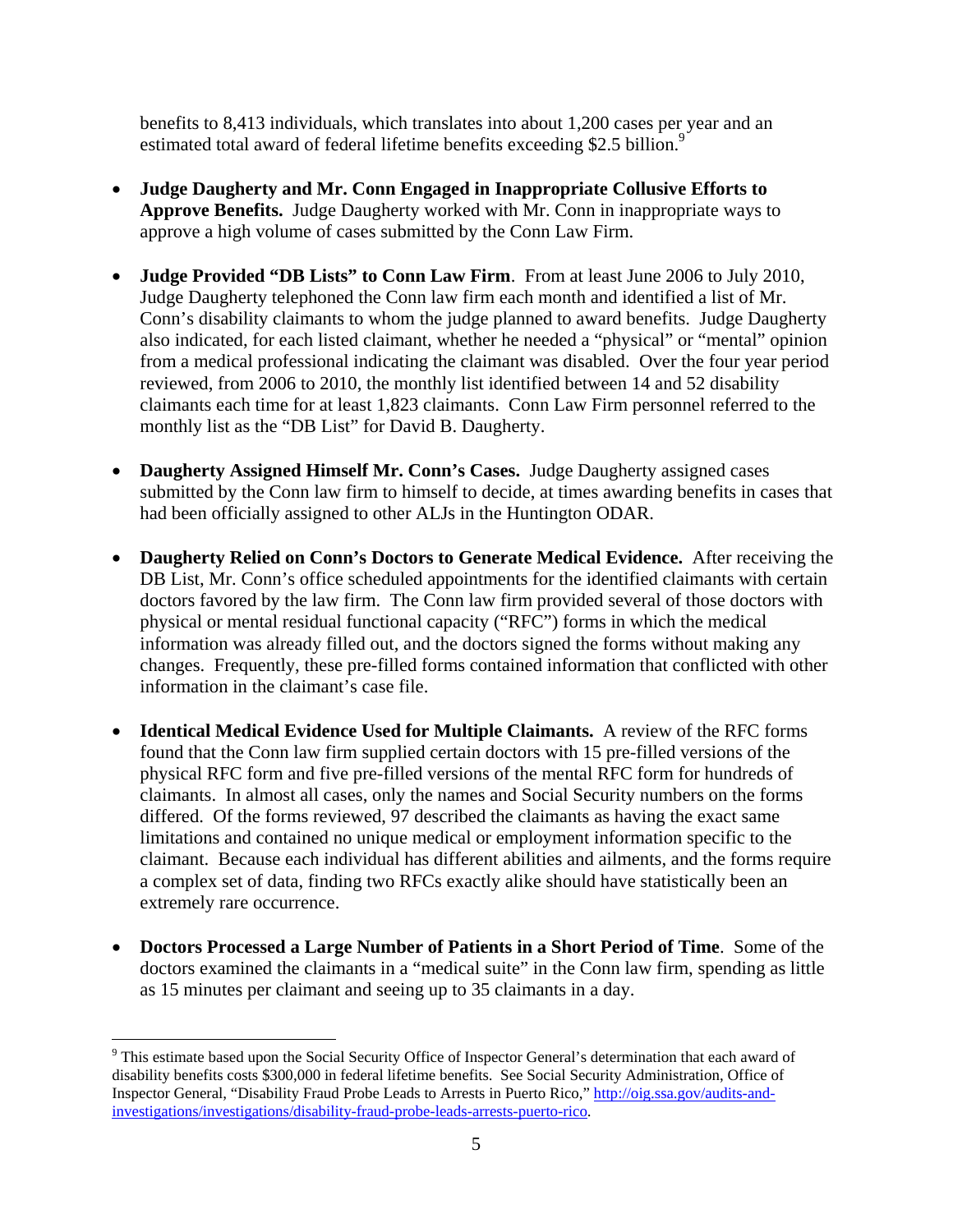benefits to 8,413 individuals, which translates into about 1,200 cases per year and an estimated total award of federal lifetime benefits exceeding $2.5 billion.[9]

- **Judge Daugherty and Mr. Conn Engaged in Inappropriate Collusive Efforts to Approve Benefits.** Judge Daugherty worked with Mr. Conn in inappropriate ways to approve a high volume of cases submitted by the Conn Law Firm.

- **Judge Provided "DB Lists" to Conn Law Firm**. From at least June 2006 to July 2010, Judge Daugherty telephoned the Conn law firm each month and identified a list of Mr. Conn's disability claimants to whom the judge planned to award benefits. Judge Daugherty also indicated, for each listed claimant, whether he needed a "physical" or "mental" opinion from a medical professional indicating the claimant was disabled. Over the four year period reviewed, from 2006 to 2010, the monthly list identified between 14 and 52 disability claimants each time for at least 1,823 claimants. Conn Law Firm personnel referred to the monthly list as the "DB List" for David B. Daugherty.

- **Daugherty Assigned Himself Mr. Conn's Cases.** Judge Daugherty assigned cases submitted by the Conn law firm to himself to decide, at times awarding benefits in cases that had been officially assigned to other ALJs in the Huntington ODAR.

- **Daugherty Relied on Conn's Doctors to Generate Medical Evidence.** After receiving the DB List, Mr. Conn's office scheduled appointments for the identified claimants with certain doctors favored by the law firm. The Conn law firm provided several of those doctors with physical or mental residual functional capacity ("RFC") forms in which the medical information was already filled out, and the doctors signed the forms without making any changes. Frequently, these pre-filled forms contained information that conflicted with other information in the claimant's case file.

- **Identical Medical Evidence Used for Multiple Claimants.** A review of the RFC forms found that the Conn law firm supplied certain doctors with 15 pre-filled versions of the physical RFC form and five pre-filled versions of the mental RFC form for hundreds of claimants. In almost all cases, only the names and Social Security numbers on the forms differed. Of the forms reviewed, 97 described the claimants as having the exact same limitations and contained no unique medical or employment information specific to the claimant. Because each individual has different abilities and ailments, and the forms require a complex set of data, finding two RFCs exactly alike should have statistically been an extremely rare occurrence.

- **Doctors Processed a Large Number of Patients in a Short Period of Time**. Some of the doctors examined the claimants in a "medical suite" in the Conn law firm, spending as little as 15 minutes per claimant and seeing up to 35 claimants in a day.

---

[9] This estimate based upon the Social Security Office of Inspector General's determination that each award of disability benefits costs $300,000 in federal lifetime benefits. See Social Security Administration, Office of Inspector General, "Disability Fraud Probe Leads to Arrests in Puerto Rico," http://oig.ssa.gov/audits-and-investigations/investigations/disability-fraud-probe-leads-arrests-puerto-rico.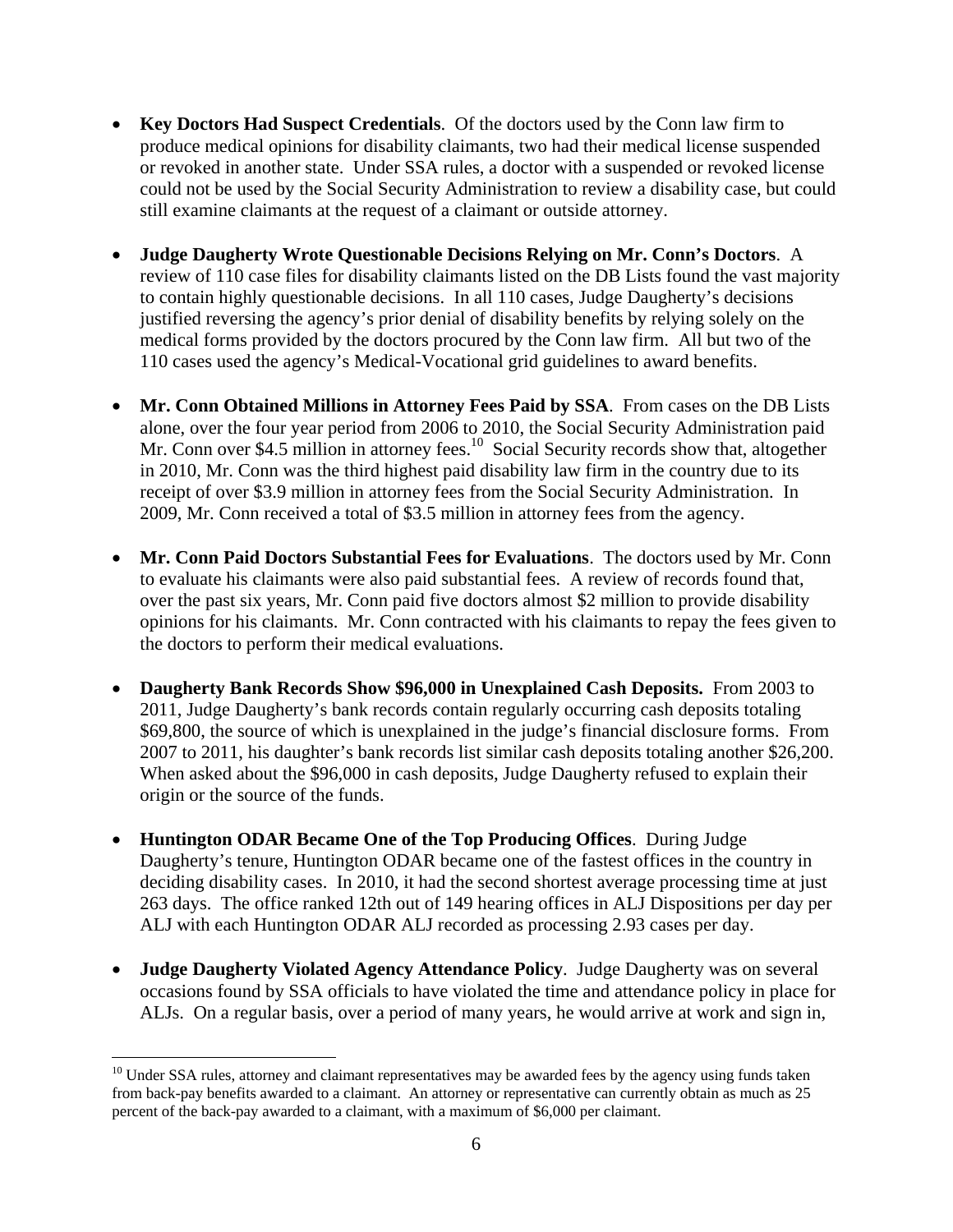- **Key Doctors Had Suspect Credentials**. Of the doctors used by the Conn law firm to produce medical opinions for disability claimants, two had their medical license suspended or revoked in another state. Under SSA rules, a doctor with a suspended or revoked license could not be used by the Social Security Administration to review a disability case, but could still examine claimants at the request of a claimant or outside attorney.

- **Judge Daugherty Wrote Questionable Decisions Relying on Mr. Conn's Doctors**. A review of 110 case files for disability claimants listed on the DB Lists found the vast majority to contain highly questionable decisions. In all 110 cases, Judge Daugherty's decisions justified reversing the agency's prior denial of disability benefits by relying solely on the medical forms provided by the doctors procured by the Conn law firm. All but two of the 110 cases used the agency's Medical-Vocational grid guidelines to award benefits.

- **Mr. Conn Obtained Millions in Attorney Fees Paid by SSA**. From cases on the DB Lists alone, over the four year period from 2006 to 2010, the Social Security Administration paid Mr. Conn over $4.5 million in attorney fees.[10] Social Security records show that, altogether in 2010, Mr. Conn was the third highest paid disability law firm in the country due to its receipt of over $3.9 million in attorney fees from the Social Security Administration. In 2009, Mr. Conn received a total of $3.5 million in attorney fees from the agency.

- **Mr. Conn Paid Doctors Substantial Fees for Evaluations**. The doctors used by Mr. Conn to evaluate his claimants were also paid substantial fees. A review of records found that, over the past six years, Mr. Conn paid five doctors almost $2 million to provide disability opinions for his claimants. Mr. Conn contracted with his claimants to repay the fees given to the doctors to perform their medical evaluations.

- **Daugherty Bank Records Show $96,000 in Unexplained Cash Deposits.** From 2003 to 2011, Judge Daugherty's bank records contain regularly occurring cash deposits totaling $69,800, the source of which is unexplained in the judge's financial disclosure forms. From 2007 to 2011, his daughter's bank records list similar cash deposits totaling another $26,200. When asked about the $96,000 in cash deposits, Judge Daugherty refused to explain their origin or the source of the funds.

- **Huntington ODAR Became One of the Top Producing Offices**. During Judge Daugherty's tenure, Huntington ODAR became one of the fastest offices in the country in deciding disability cases. In 2010, it had the second shortest average processing time at just 263 days. The office ranked 12th out of 149 hearing offices in ALJ Dispositions per day per ALJ with each Huntington ODAR ALJ recorded as processing 2.93 cases per day.

- **Judge Daugherty Violated Agency Attendance Policy**. Judge Daugherty was on several occasions found by SSA officials to have violated the time and attendance policy in place for ALJs. On a regular basis, over a period of many years, he would arrive at work and sign in,

[10] Under SSA rules, attorney and claimant representatives may be awarded fees by the agency using funds taken from back-pay benefits awarded to a claimant. An attorney or representative can currently obtain as much as 25 percent of the back-pay awarded to a claimant, with a maximum of $6,000 per claimant.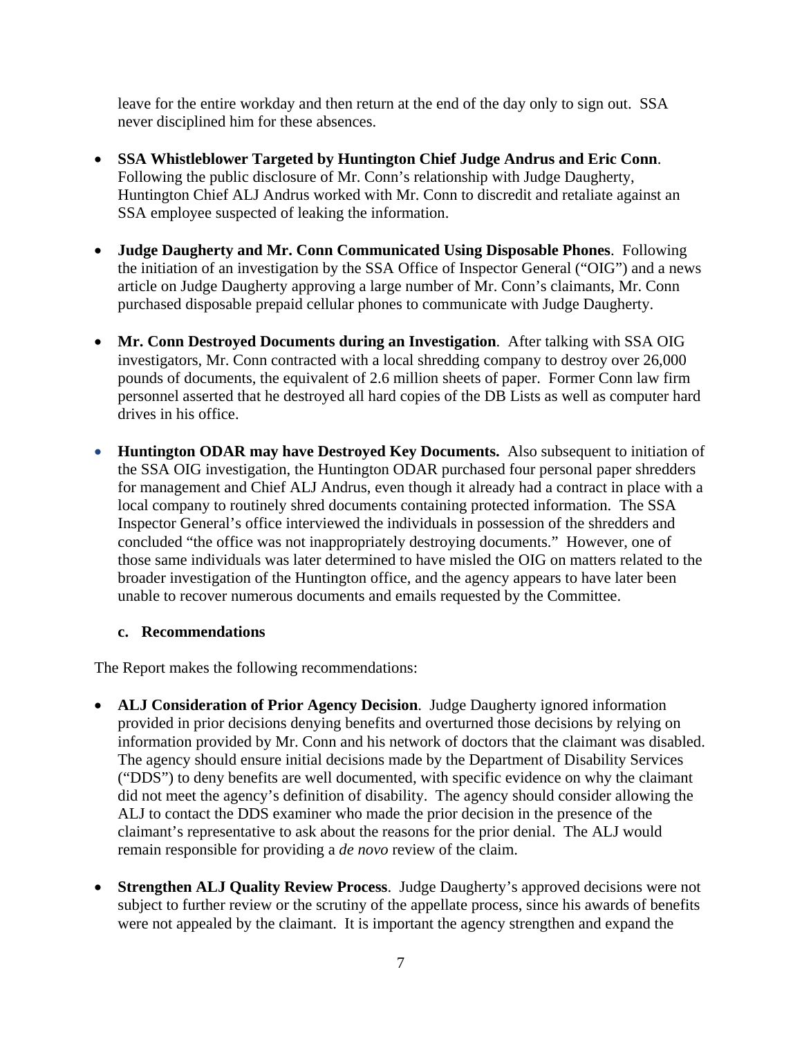leave for the entire workday and then return at the end of the day only to sign out. SSA never disciplined him for these absences.

- **SSA Whistleblower Targeted by Huntington Chief Judge Andrus and Eric Conn**. Following the public disclosure of Mr. Conn's relationship with Judge Daugherty, Huntington Chief ALJ Andrus worked with Mr. Conn to discredit and retaliate against an SSA employee suspected of leaking the information.

- **Judge Daugherty and Mr. Conn Communicated Using Disposable Phones**. Following the initiation of an investigation by the SSA Office of Inspector General ("OIG") and a news article on Judge Daugherty approving a large number of Mr. Conn's claimants, Mr. Conn purchased disposable prepaid cellular phones to communicate with Judge Daugherty.

- **Mr. Conn Destroyed Documents during an Investigation**. After talking with SSA OIG investigators, Mr. Conn contracted with a local shredding company to destroy over 26,000 pounds of documents, the equivalent of 2.6 million sheets of paper. Former Conn law firm personnel asserted that he destroyed all hard copies of the DB Lists as well as computer hard drives in his office.

- **Huntington ODAR may have Destroyed Key Documents.** Also subsequent to initiation of the SSA OIG investigation, the Huntington ODAR purchased four personal paper shredders for management and Chief ALJ Andrus, even though it already had a contract in place with a local company to routinely shred documents containing protected information. The SSA Inspector General's office interviewed the individuals in possession of the shredders and concluded "the office was not inappropriately destroying documents." However, one of those same individuals was later determined to have misled the OIG on matters related to the broader investigation of the Huntington office, and the agency appears to have later been unable to recover numerous documents and emails requested by the Committee.

### c. Recommendations

The Report makes the following recommendations:

- **ALJ Consideration of Prior Agency Decision**. Judge Daugherty ignored information provided in prior decisions denying benefits and overturned those decisions by relying on information provided by Mr. Conn and his network of doctors that the claimant was disabled. The agency should ensure initial decisions made by the Department of Disability Services ("DDS") to deny benefits are well documented, with specific evidence on why the claimant did not meet the agency's definition of disability. The agency should consider allowing the ALJ to contact the DDS examiner who made the prior decision in the presence of the claimant's representative to ask about the reasons for the prior denial. The ALJ would remain responsible for providing a *de novo* review of the claim.

- **Strengthen ALJ Quality Review Process**. Judge Daugherty's approved decisions were not subject to further review or the scrutiny of the appellate process, since his awards of benefits were not appealed by the claimant. It is important the agency strengthen and expand the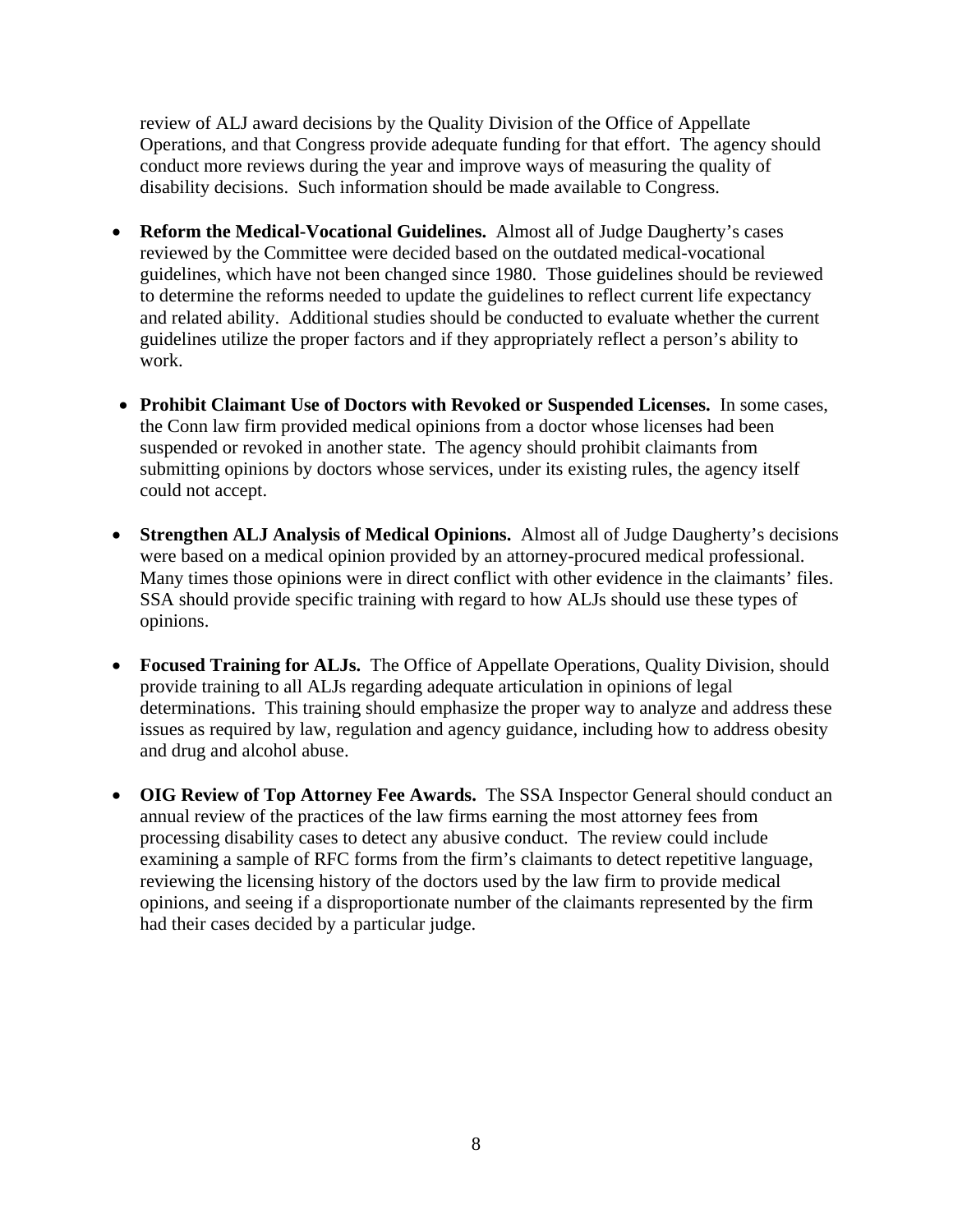review of ALJ award decisions by the Quality Division of the Office of Appellate Operations, and that Congress provide adequate funding for that effort. The agency should conduct more reviews during the year and improve ways of measuring the quality of disability decisions. Such information should be made available to Congress.

- **Reform the Medical-Vocational Guidelines.** Almost all of Judge Daugherty's cases reviewed by the Committee were decided based on the outdated medical-vocational guidelines, which have not been changed since 1980. Those guidelines should be reviewed to determine the reforms needed to update the guidelines to reflect current life expectancy and related ability. Additional studies should be conducted to evaluate whether the current guidelines utilize the proper factors and if they appropriately reflect a person's ability to work.

- **Prohibit Claimant Use of Doctors with Revoked or Suspended Licenses.** In some cases, the Conn law firm provided medical opinions from a doctor whose licenses had been suspended or revoked in another state. The agency should prohibit claimants from submitting opinions by doctors whose services, under its existing rules, the agency itself could not accept.

- **Strengthen ALJ Analysis of Medical Opinions.** Almost all of Judge Daugherty's decisions were based on a medical opinion provided by an attorney-procured medical professional. Many times those opinions were in direct conflict with other evidence in the claimants' files. SSA should provide specific training with regard to how ALJs should use these types of opinions.

- **Focused Training for ALJs.** The Office of Appellate Operations, Quality Division, should provide training to all ALJs regarding adequate articulation in opinions of legal determinations. This training should emphasize the proper way to analyze and address these issues as required by law, regulation and agency guidance, including how to address obesity and drug and alcohol abuse.

- **OIG Review of Top Attorney Fee Awards.** The SSA Inspector General should conduct an annual review of the practices of the law firms earning the most attorney fees from processing disability cases to detect any abusive conduct. The review could include examining a sample of RFC forms from the firm's claimants to detect repetitive language, reviewing the licensing history of the doctors used by the law firm to provide medical opinions, and seeing if a disproportionate number of the claimants represented by the firm had their cases decided by a particular judge.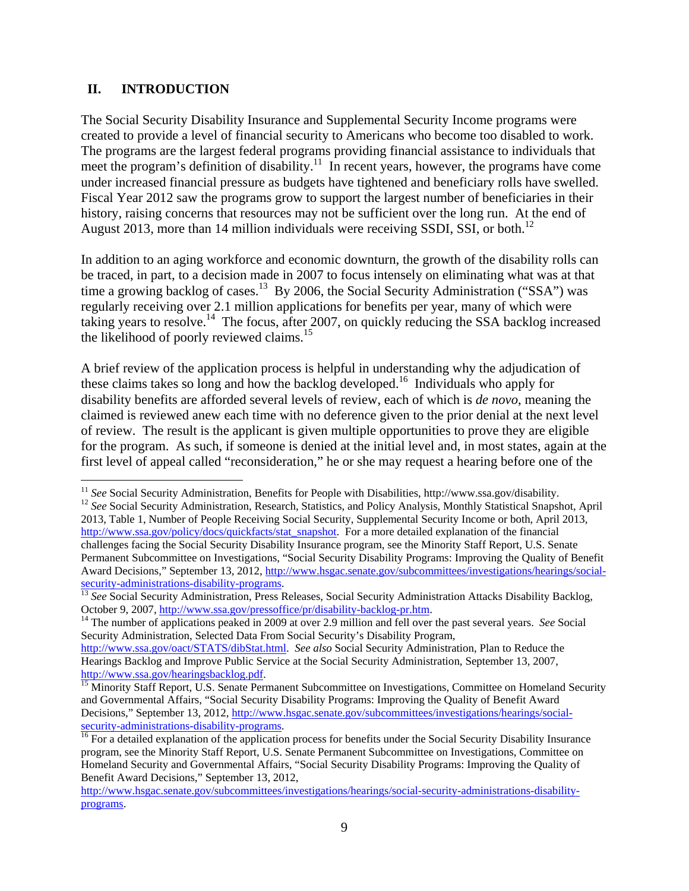## II. INTRODUCTION

The Social Security Disability Insurance and Supplemental Security Income programs were created to provide a level of financial security to Americans who become too disabled to work. The programs are the largest federal programs providing financial assistance to individuals that meet the program's definition of disability.[11] In recent years, however, the programs have come under increased financial pressure as budgets have tightened and beneficiary rolls have swelled. Fiscal Year 2012 saw the programs grow to support the largest number of beneficiaries in their history, raising concerns that resources may not be sufficient over the long run. At the end of August 2013, more than 14 million individuals were receiving SSDI, SSI, or both.[12]

In addition to an aging workforce and economic downturn, the growth of the disability rolls can be traced, in part, to a decision made in 2007 to focus intensely on eliminating what was at that time a growing backlog of cases.[13] By 2006, the Social Security Administration ("SSA") was regularly receiving over 2.1 million applications for benefits per year, many of which were taking years to resolve.[14] The focus, after 2007, on quickly reducing the SSA backlog increased the likelihood of poorly reviewed claims.[15]

A brief review of the application process is helpful in understanding why the adjudication of these claims takes so long and how the backlog developed.[16] Individuals who apply for disability benefits are afforded several levels of review, each of which is *de novo*, meaning the claimed is reviewed anew each time with no deference given to the prior denial at the next level of review. The result is the applicant is given multiple opportunities to prove they are eligible for the program. As such, if someone is denied at the initial level and, in most states, again at the first level of appeal called "reconsideration," he or she may request a hearing before one of the

---

[11] *See* Social Security Administration, Benefits for People with Disabilities, http://www.ssa.gov/disability.

[12] *See* Social Security Administration, Research, Statistics, and Policy Analysis, Monthly Statistical Snapshot, April 2013, Table 1, Number of People Receiving Social Security, Supplemental Security Income or both, April 2013, http://www.ssa.gov/policy/docs/quickfacts/stat_snapshot. For a more detailed explanation of the financial challenges facing the Social Security Disability Insurance program, see the Minority Staff Report, U.S. Senate Permanent Subcommittee on Investigations, "Social Security Disability Programs: Improving the Quality of Benefit Award Decisions," September 13, 2012, http://www.hsgac.senate.gov/subcommittees/investigations/hearings/social-security-administrations-disability-programs.

[13] *See* Social Security Administration, Press Releases, Social Security Administration Attacks Disability Backlog, October 9, 2007, http://www.ssa.gov/pressoffice/pr/disability-backlog-pr.htm.

[14] The number of applications peaked in 2009 at over 2.9 million and fell over the past several years. *See* Social Security Administration, Selected Data From Social Security's Disability Program, http://www.ssa.gov/oact/STATS/dibStat.html. *See also* Social Security Administration, Plan to Reduce the Hearings Backlog and Improve Public Service at the Social Security Administration, September 13, 2007, http://www.ssa.gov/hearingsbacklog.pdf.

[15] Minority Staff Report, U.S. Senate Permanent Subcommittee on Investigations, Committee on Homeland Security and Governmental Affairs, "Social Security Disability Programs: Improving the Quality of Benefit Award Decisions," September 13, 2012, http://www.hsgac.senate.gov/subcommittees/investigations/hearings/social-security-administrations-disability-programs.

[16] For a detailed explanation of the application process for benefits under the Social Security Disability Insurance program, see the Minority Staff Report, U.S. Senate Permanent Subcommittee on Investigations, Committee on Homeland Security and Governmental Affairs, "Social Security Disability Programs: Improving the Quality of Benefit Award Decisions," September 13, 2012, http://www.hsgac.senate.gov/subcommittees/investigations/hearings/social-security-administrations-disability-programs.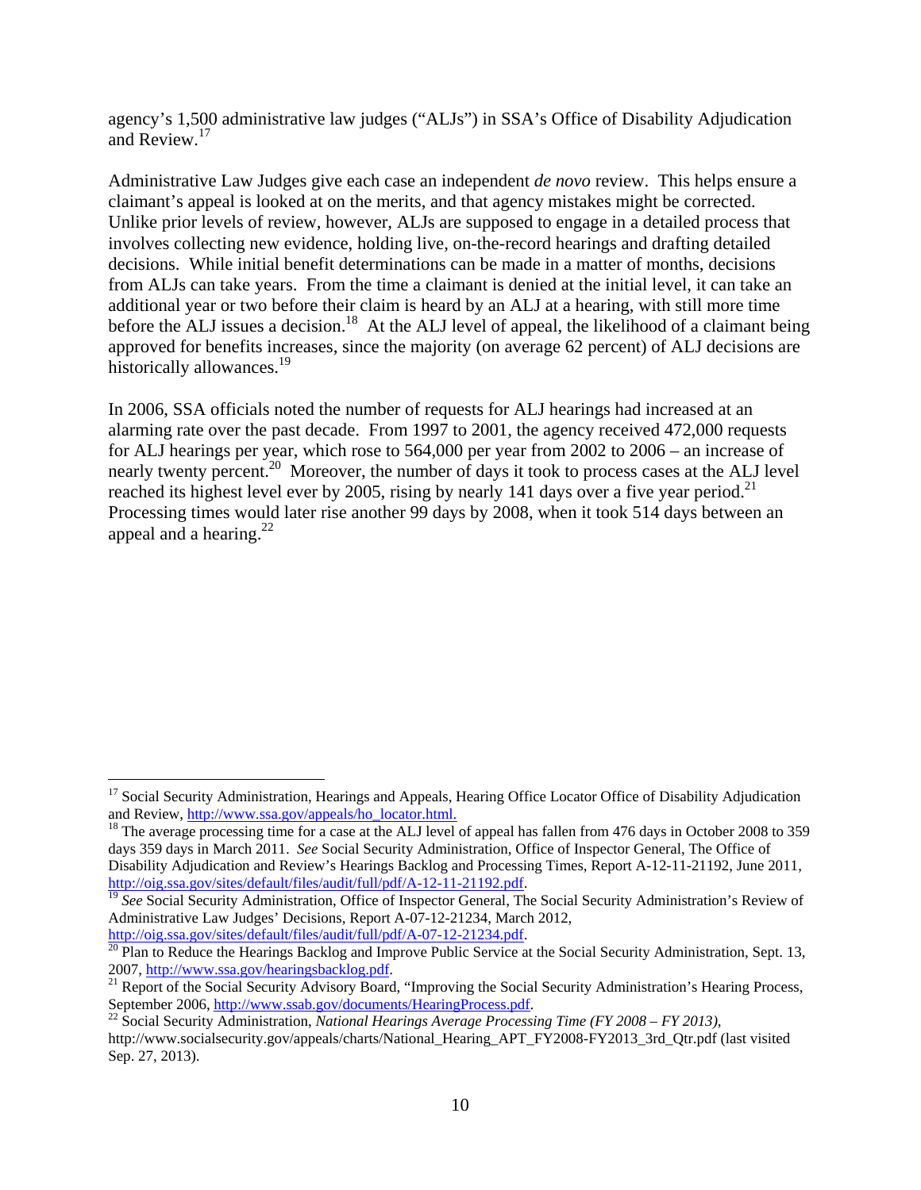agency's 1,500 administrative law judges ("ALJs") in SSA's Office of Disability Adjudication and Review.[17]

Administrative Law Judges give each case an independent *de novo* review. This helps ensure a claimant's appeal is looked at on the merits, and that agency mistakes might be corrected. Unlike prior levels of review, however, ALJs are supposed to engage in a detailed process that involves collecting new evidence, holding live, on-the-record hearings and drafting detailed decisions. While initial benefit determinations can be made in a matter of months, decisions from ALJs can take years. From the time a claimant is denied at the initial level, it can take an additional year or two before their claim is heard by an ALJ at a hearing, with still more time before the ALJ issues a decision.[18] At the ALJ level of appeal, the likelihood of a claimant being approved for benefits increases, since the majority (on average 62 percent) of ALJ decisions are historically allowances.[19]

In 2006, SSA officials noted the number of requests for ALJ hearings had increased at an alarming rate over the past decade. From 1997 to 2001, the agency received 472,000 requests for ALJ hearings per year, which rose to 564,000 per year from 2002 to 2006 – an increase of nearly twenty percent.[20] Moreover, the number of days it took to process cases at the ALJ level reached its highest level ever by 2005, rising by nearly 141 days over a five year period.[21] Processing times would later rise another 99 days by 2008, when it took 514 days between an appeal and a hearing.[22]

---

[17] Social Security Administration, Hearings and Appeals, Hearing Office Locator Office of Disability Adjudication and Review, http://www.ssa.gov/appeals/ho_locator.html.

[18] The average processing time for a case at the ALJ level of appeal has fallen from 476 days in October 2008 to 359 days 359 days in March 2011. *See* Social Security Administration, Office of Inspector General, The Office of Disability Adjudication and Review's Hearings Backlog and Processing Times, Report A-12-11-21192, June 2011, http://oig.ssa.gov/sites/default/files/audit/full/pdf/A-12-11-21192.pdf.

[19] *See* Social Security Administration, Office of Inspector General, The Social Security Administration's Review of Administrative Law Judges' Decisions, Report A-07-12-21234, March 2012, http://oig.ssa.gov/sites/default/files/audit/full/pdf/A-07-12-21234.pdf.

[20] Plan to Reduce the Hearings Backlog and Improve Public Service at the Social Security Administration, Sept. 13, 2007, http://www.ssa.gov/hearingsbacklog.pdf.

[21] Report of the Social Security Advisory Board, "Improving the Social Security Administration's Hearing Process, September 2006, http://www.ssab.gov/documents/HearingProcess.pdf.

[22] Social Security Administration, *National Hearings Average Processing Time (FY 2008 – FY 2013),* http://www.socialsecurity.gov/appeals/charts/National_Hearing_APT_FY2008-FY2013_3rd_Qtr.pdf (last visited Sep. 27, 2013).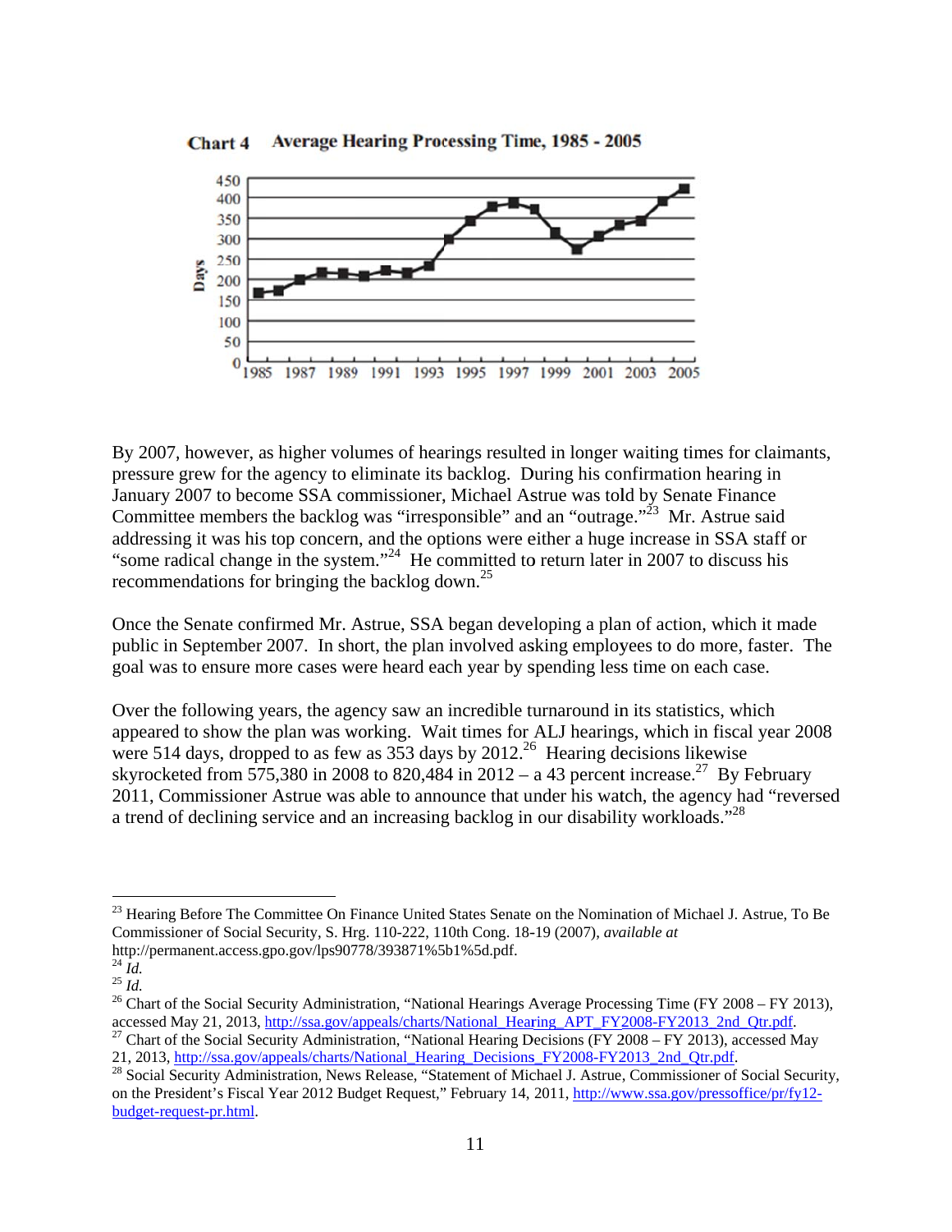**Chart 4 Average Hearing Processing Time, 1985 - 2005**

By 2007, however, as higher volumes of hearings resulted in longer waiting times for claimants, pressure grew for the agency to eliminate its backlog. During his confirmation hearing in January 2007 to become SSA commissioner, Michael Astrue was told by Senate Finance Committee members the backlog was "irresponsible" and an "outrage."[23] Mr. Astrue said addressing it was his top concern, and the options were either a huge increase in SSA staff or "some radical change in the system."[24] He committed to return later in 2007 to discuss his recommendations for bringing the backlog down.[25]

Once the Senate confirmed Mr. Astrue, SSA began developing a plan of action, which it made public in September 2007. In short, the plan involved asking employees to do more, faster. The goal was to ensure more cases were heard each year by spending less time on each case.

Over the following years, the agency saw an incredible turnaround in its statistics, which appeared to show the plan was working. Wait times for ALJ hearings, which in fiscal year 2008 were 514 days, dropped to as few as 353 days by 2012.[26] Hearing decisions likewise skyrocketed from 575,380 in 2008 to 820,484 in 2012 – a 43 percent increase.[27] By February 2011, Commissioner Astrue was able to announce that under his watch, the agency had "reversed a trend of declining service and an increasing backlog in our disability workloads."[28]

---

[23] Hearing Before The Committee On Finance United States Senate on the Nomination of Michael J. Astrue, To Be Commissioner of Social Security, S. Hrg. 110-222, 110th Cong. 18-19 (2007), *available at* http://permanent.access.gpo.gov/lps90778/393871%5b1%5d.pdf.

[24] *Id.*

[25] *Id.*

[26] Chart of the Social Security Administration, "National Hearings Average Processing Time (FY 2008 – FY 2013), accessed May 21, 2013, http://ssa.gov/appeals/charts/National_Hearing_APT_FY2008-FY2013_2nd_Qtr.pdf.

[27] Chart of the Social Security Administration, "National Hearing Decisions (FY 2008 – FY 2013), accessed May 21, 2013, http://ssa.gov/appeals/charts/National_Hearing_Decisions_FY2008-FY2013_2nd_Qtr.pdf.

[28] Social Security Administration, News Release, "Statement of Michael J. Astrue, Commissioner of Social Security, on the President's Fiscal Year 2012 Budget Request," February 14, 2011, http://www.ssa.gov/pressoffice/pr/fy12-budget-request-pr.html.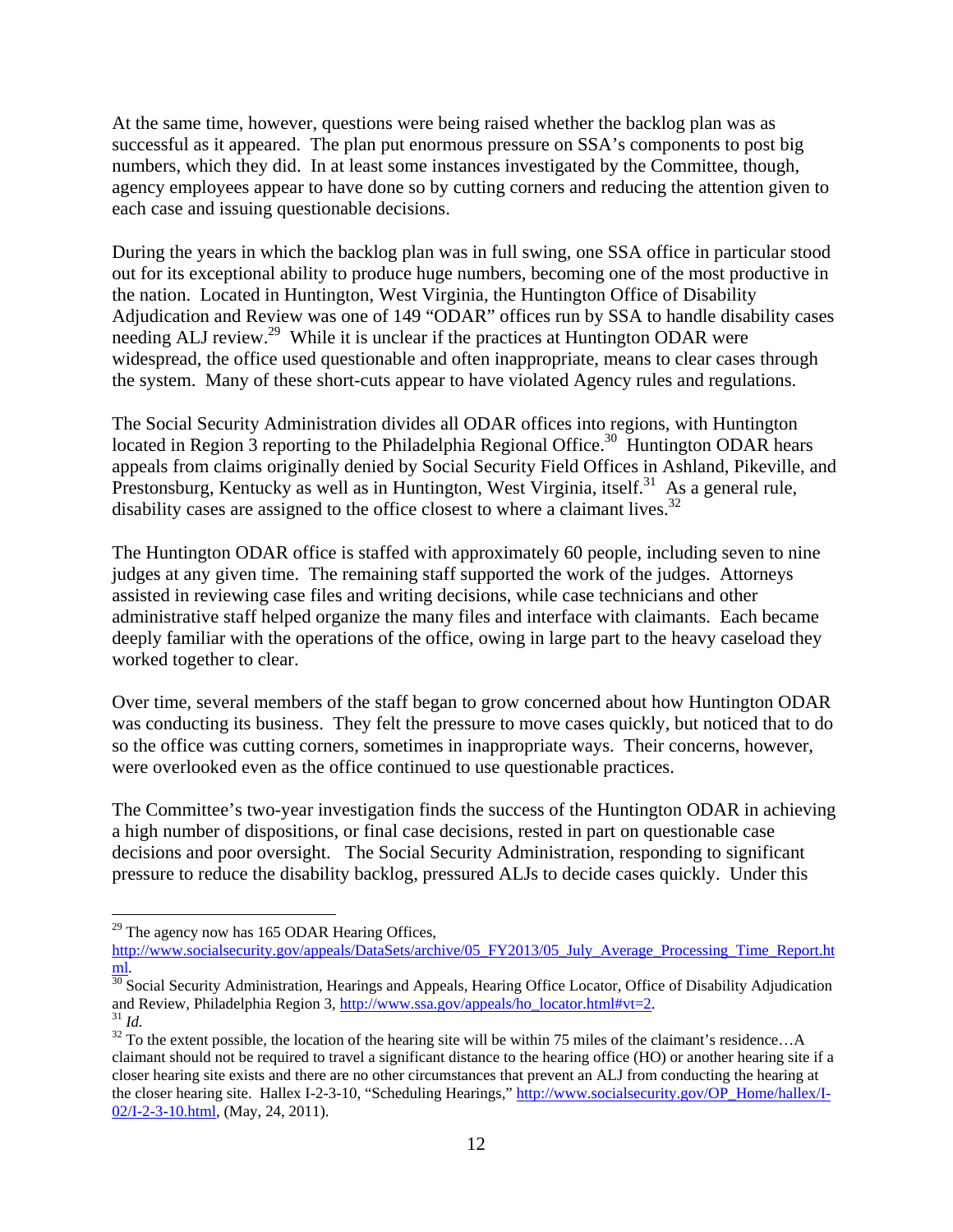At the same time, however, questions were being raised whether the backlog plan was as successful as it appeared. The plan put enormous pressure on SSA's components to post big numbers, which they did. In at least some instances investigated by the Committee, though, agency employees appear to have done so by cutting corners and reducing the attention given to each case and issuing questionable decisions.

During the years in which the backlog plan was in full swing, one SSA office in particular stood out for its exceptional ability to produce huge numbers, becoming one of the most productive in the nation. Located in Huntington, West Virginia, the Huntington Office of Disability Adjudication and Review was one of 149 "ODAR" offices run by SSA to handle disability cases needing ALJ review.[29] While it is unclear if the practices at Huntington ODAR were widespread, the office used questionable and often inappropriate, means to clear cases through the system. Many of these short-cuts appear to have violated Agency rules and regulations.

The Social Security Administration divides all ODAR offices into regions, with Huntington located in Region 3 reporting to the Philadelphia Regional Office.[30] Huntington ODAR hears appeals from claims originally denied by Social Security Field Offices in Ashland, Pikeville, and Prestonsburg, Kentucky as well as in Huntington, West Virginia, itself.[31] As a general rule, disability cases are assigned to the office closest to where a claimant lives.[32]

The Huntington ODAR office is staffed with approximately 60 people, including seven to nine judges at any given time. The remaining staff supported the work of the judges. Attorneys assisted in reviewing case files and writing decisions, while case technicians and other administrative staff helped organize the many files and interface with claimants. Each became deeply familiar with the operations of the office, owing in large part to the heavy caseload they worked together to clear.

Over time, several members of the staff began to grow concerned about how Huntington ODAR was conducting its business. They felt the pressure to move cases quickly, but noticed that to do so the office was cutting corners, sometimes in inappropriate ways. Their concerns, however, were overlooked even as the office continued to use questionable practices.

The Committee's two-year investigation finds the success of the Huntington ODAR in achieving a high number of dispositions, or final case decisions, rested in part on questionable case decisions and poor oversight. The Social Security Administration, responding to significant pressure to reduce the disability backlog, pressured ALJs to decide cases quickly. Under this

---

[29] The agency now has 165 ODAR Hearing Offices, http://www.socialsecurity.gov/appeals/DataSets/archive/05_FY2013/05_July_Average_Processing_Time_Report.html.

[30] Social Security Administration, Hearings and Appeals, Hearing Office Locator, Office of Disability Adjudication and Review, Philadelphia Region 3, http://www.ssa.gov/appeals/ho_locator.html#vt=2.

[31] *Id.*

[32] To the extent possible, the location of the hearing site will be within 75 miles of the claimant's residence…A claimant should not be required to travel a significant distance to the hearing office (HO) or another hearing site if a closer hearing site exists and there are no other circumstances that prevent an ALJ from conducting the hearing at the closer hearing site. Hallex I-2-3-10, "Scheduling Hearings," http://www.socialsecurity.gov/OP_Home/hallex/I-02/I-2-3-10.html, (May, 24, 2011).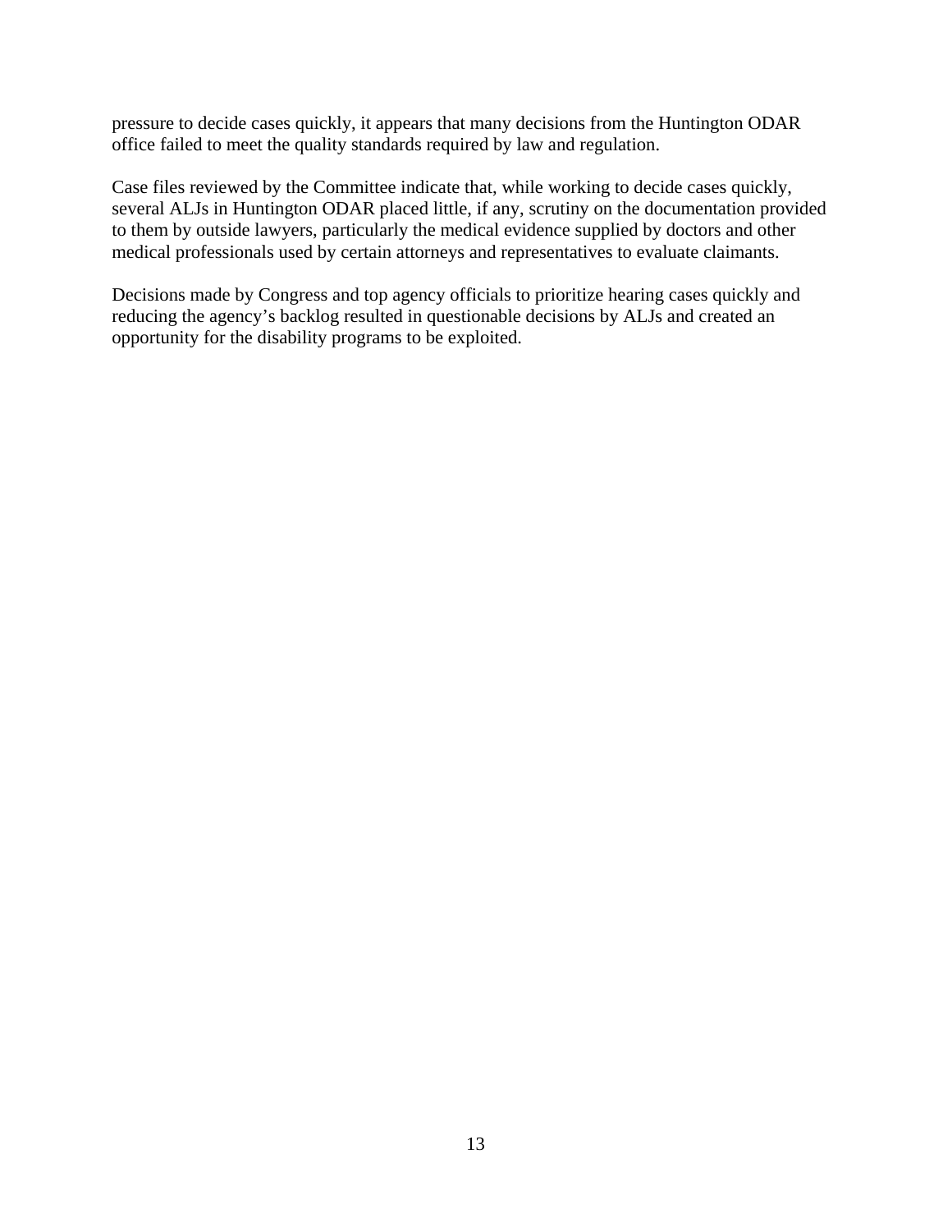pressure to decide cases quickly, it appears that many decisions from the Huntington ODAR office failed to meet the quality standards required by law and regulation.

Case files reviewed by the Committee indicate that, while working to decide cases quickly, several ALJs in Huntington ODAR placed little, if any, scrutiny on the documentation provided to them by outside lawyers, particularly the medical evidence supplied by doctors and other medical professionals used by certain attorneys and representatives to evaluate claimants.

Decisions made by Congress and top agency officials to prioritize hearing cases quickly and reducing the agency's backlog resulted in questionable decisions by ALJs and created an opportunity for the disability programs to be exploited.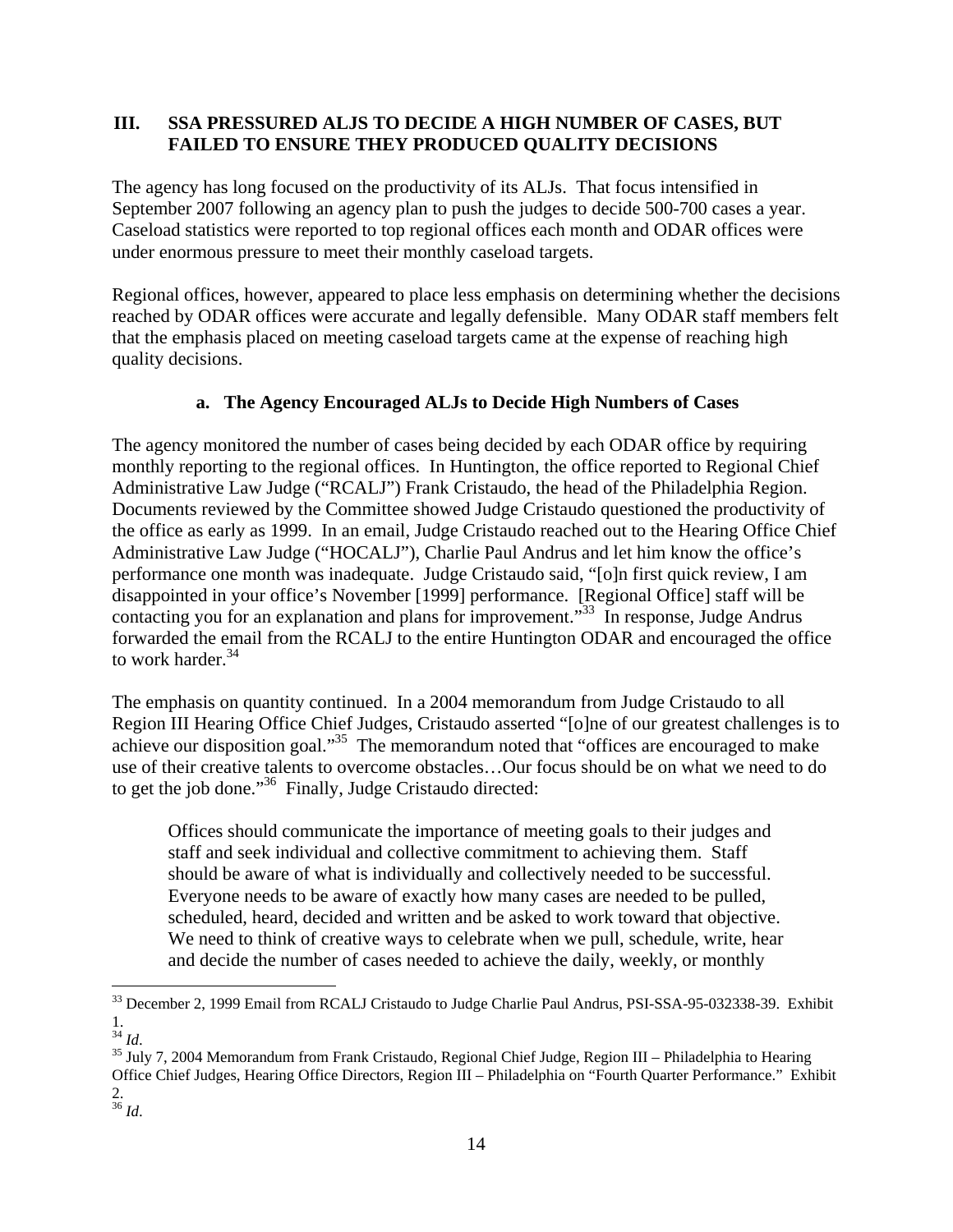## III. SSA PRESSURED ALJS TO DECIDE A HIGH NUMBER OF CASES, BUT FAILED TO ENSURE THEY PRODUCED QUALITY DECISIONS

The agency has long focused on the productivity of its ALJs. That focus intensified in September 2007 following an agency plan to push the judges to decide 500-700 cases a year. Caseload statistics were reported to top regional offices each month and ODAR offices were under enormous pressure to meet their monthly caseload targets.

Regional offices, however, appeared to place less emphasis on determining whether the decisions reached by ODAR offices were accurate and legally defensible. Many ODAR staff members felt that the emphasis placed on meeting caseload targets came at the expense of reaching high quality decisions.

### a. The Agency Encouraged ALJs to Decide High Numbers of Cases

The agency monitored the number of cases being decided by each ODAR office by requiring monthly reporting to the regional offices. In Huntington, the office reported to Regional Chief Administrative Law Judge ("RCALJ") Frank Cristaudo, the head of the Philadelphia Region. Documents reviewed by the Committee showed Judge Cristaudo questioned the productivity of the office as early as 1999. In an email, Judge Cristaudo reached out to the Hearing Office Chief Administrative Law Judge ("HOCALJ"), Charlie Paul Andrus and let him know the office's performance one month was inadequate. Judge Cristaudo said, "[o]n first quick review, I am disappointed in your office's November [1999] performance. [Regional Office] staff will be contacting you for an explanation and plans for improvement."[33] In response, Judge Andrus forwarded the email from the RCALJ to the entire Huntington ODAR and encouraged the office to work harder.[34]

The emphasis on quantity continued. In a 2004 memorandum from Judge Cristaudo to all Region III Hearing Office Chief Judges, Cristaudo asserted "[o]ne of our greatest challenges is to achieve our disposition goal."[35] The memorandum noted that "offices are encouraged to make use of their creative talents to overcome obstacles…Our focus should be on what we need to do to get the job done."[36] Finally, Judge Cristaudo directed:

> Offices should communicate the importance of meeting goals to their judges and staff and seek individual and collective commitment to achieving them. Staff should be aware of what is individually and collectively needed to be successful. Everyone needs to be aware of exactly how many cases are needed to be pulled, scheduled, heard, decided and written and be asked to work toward that objective. We need to think of creative ways to celebrate when we pull, schedule, write, hear and decide the number of cases needed to achieve the daily, weekly, or monthly

---

[33] December 2, 1999 Email from RCALJ Cristaudo to Judge Charlie Paul Andrus, PSI-SSA-95-032338-39. Exhibit 1.

[34] *Id*.

[35] July 7, 2004 Memorandum from Frank Cristaudo, Regional Chief Judge, Region III – Philadelphia to Hearing Office Chief Judges, Hearing Office Directors, Region III – Philadelphia on "Fourth Quarter Performance." Exhibit 2.

[36] *Id*.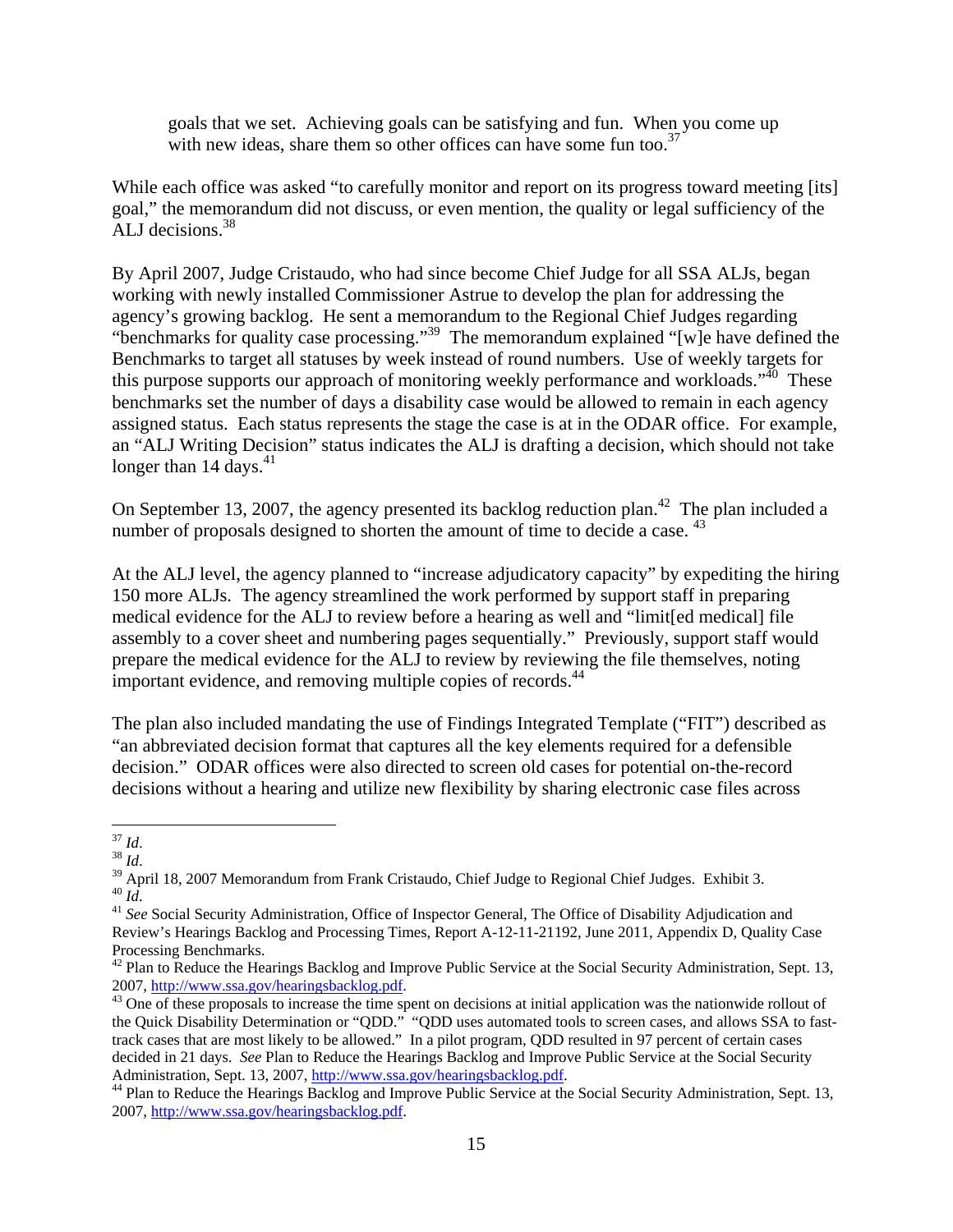> goals that we set. Achieving goals can be satisfying and fun. When you come up with new ideas, share them so other offices can have some fun too.[37]

While each office was asked "to carefully monitor and report on its progress toward meeting [its] goal," the memorandum did not discuss, or even mention, the quality or legal sufficiency of the ALJ decisions.[38]

By April 2007, Judge Cristaudo, who had since become Chief Judge for all SSA ALJs, began working with newly installed Commissioner Astrue to develop the plan for addressing the agency's growing backlog. He sent a memorandum to the Regional Chief Judges regarding "benchmarks for quality case processing."[39] The memorandum explained "[w]e have defined the Benchmarks to target all statuses by week instead of round numbers. Use of weekly targets for this purpose supports our approach of monitoring weekly performance and workloads."[40] These benchmarks set the number of days a disability case would be allowed to remain in each agency assigned status. Each status represents the stage the case is at in the ODAR office. For example, an "ALJ Writing Decision" status indicates the ALJ is drafting a decision, which should not take longer than 14 days.[41]

On September 13, 2007, the agency presented its backlog reduction plan.[42] The plan included a number of proposals designed to shorten the amount of time to decide a case. [43]

At the ALJ level, the agency planned to "increase adjudicatory capacity" by expediting the hiring 150 more ALJs. The agency streamlined the work performed by support staff in preparing medical evidence for the ALJ to review before a hearing as well and "limit[ed medical] file assembly to a cover sheet and numbering pages sequentially." Previously, support staff would prepare the medical evidence for the ALJ to review by reviewing the file themselves, noting important evidence, and removing multiple copies of records.[44]

The plan also included mandating the use of Findings Integrated Template ("FIT") described as "an abbreviated decision format that captures all the key elements required for a defensible decision." ODAR offices were also directed to screen old cases for potential on-the-record decisions without a hearing and utilize new flexibility by sharing electronic case files across

---

[37] *Id.*

[38] *Id.*

[39] April 18, 2007 Memorandum from Frank Cristaudo, Chief Judge to Regional Chief Judges. Exhibit 3.

[40] *Id.*

[41] *See* Social Security Administration, Office of Inspector General, The Office of Disability Adjudication and Review's Hearings Backlog and Processing Times, Report A-12-11-21192, June 2011, Appendix D, Quality Case Processing Benchmarks.

[42] Plan to Reduce the Hearings Backlog and Improve Public Service at the Social Security Administration, Sept. 13, 2007, http://www.ssa.gov/hearingsbacklog.pdf.

[43] One of these proposals to increase the time spent on decisions at initial application was the nationwide rollout of the Quick Disability Determination or "QDD." "QDD uses automated tools to screen cases, and allows SSA to fast-track cases that are most likely to be allowed." In a pilot program, QDD resulted in 97 percent of certain cases decided in 21 days. *See* Plan to Reduce the Hearings Backlog and Improve Public Service at the Social Security Administration, Sept. 13, 2007, http://www.ssa.gov/hearingsbacklog.pdf.

[44] Plan to Reduce the Hearings Backlog and Improve Public Service at the Social Security Administration, Sept. 13, 2007, http://www.ssa.gov/hearingsbacklog.pdf.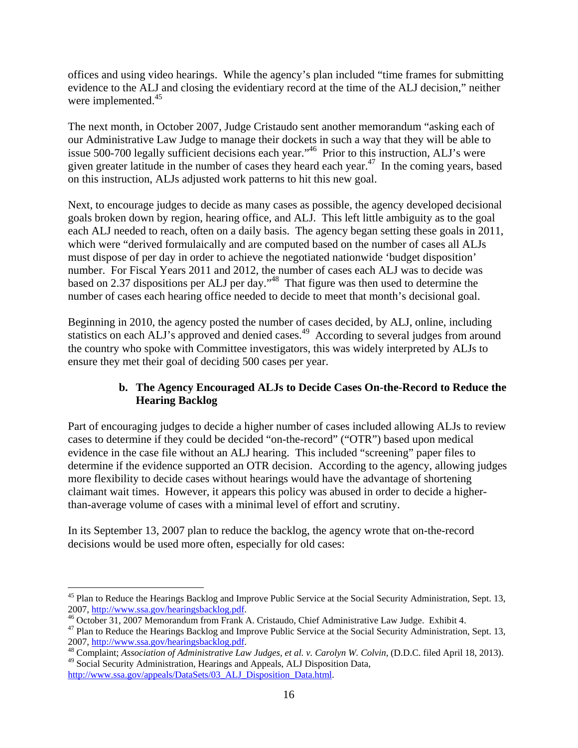offices and using video hearings. While the agency's plan included "time frames for submitting evidence to the ALJ and closing the evidentiary record at the time of the ALJ decision," neither were implemented.[45]

The next month, in October 2007, Judge Cristaudo sent another memorandum "asking each of our Administrative Law Judge to manage their dockets in such a way that they will be able to issue 500-700 legally sufficient decisions each year."[46] Prior to this instruction, ALJ's were given greater latitude in the number of cases they heard each year.[47] In the coming years, based on this instruction, ALJs adjusted work patterns to hit this new goal.

Next, to encourage judges to decide as many cases as possible, the agency developed decisional goals broken down by region, hearing office, and ALJ. This left little ambiguity as to the goal each ALJ needed to reach, often on a daily basis. The agency began setting these goals in 2011, which were "derived formulaically and are computed based on the number of cases all ALJs must dispose of per day in order to achieve the negotiated nationwide 'budget disposition' number. For Fiscal Years 2011 and 2012, the number of cases each ALJ was to decide was based on 2.37 dispositions per ALJ per day."[48] That figure was then used to determine the number of cases each hearing office needed to decide to meet that month's decisional goal.

Beginning in 2010, the agency posted the number of cases decided, by ALJ, online, including statistics on each ALJ's approved and denied cases.[49] According to several judges from around the country who spoke with Committee investigators, this was widely interpreted by ALJs to ensure they met their goal of deciding 500 cases per year.

### b. The Agency Encouraged ALJs to Decide Cases On-the-Record to Reduce the Hearing Backlog

Part of encouraging judges to decide a higher number of cases included allowing ALJs to review cases to determine if they could be decided "on-the-record" ("OTR") based upon medical evidence in the case file without an ALJ hearing. This included "screening" paper files to determine if the evidence supported an OTR decision. According to the agency, allowing judges more flexibility to decide cases without hearings would have the advantage of shortening claimant wait times. However, it appears this policy was abused in order to decide a higher-than-average volume of cases with a minimal level of effort and scrutiny.

In its September 13, 2007 plan to reduce the backlog, the agency wrote that on-the-record decisions would be used more often, especially for old cases:

---

[45] Plan to Reduce the Hearings Backlog and Improve Public Service at the Social Security Administration, Sept. 13, 2007, http://www.ssa.gov/hearingsbacklog.pdf.

[46] October 31, 2007 Memorandum from Frank A. Cristaudo, Chief Administrative Law Judge. Exhibit 4.

[47] Plan to Reduce the Hearings Backlog and Improve Public Service at the Social Security Administration, Sept. 13, 2007, http://www.ssa.gov/hearingsbacklog.pdf.

[48] Complaint; *Association of Administrative Law Judges, et al. v. Carolyn W. Colvin*, (D.D.C. filed April 18, 2013).

[49] Social Security Administration, Hearings and Appeals, ALJ Disposition Data, http://www.ssa.gov/appeals/DataSets/03_ALJ_Disposition_Data.html.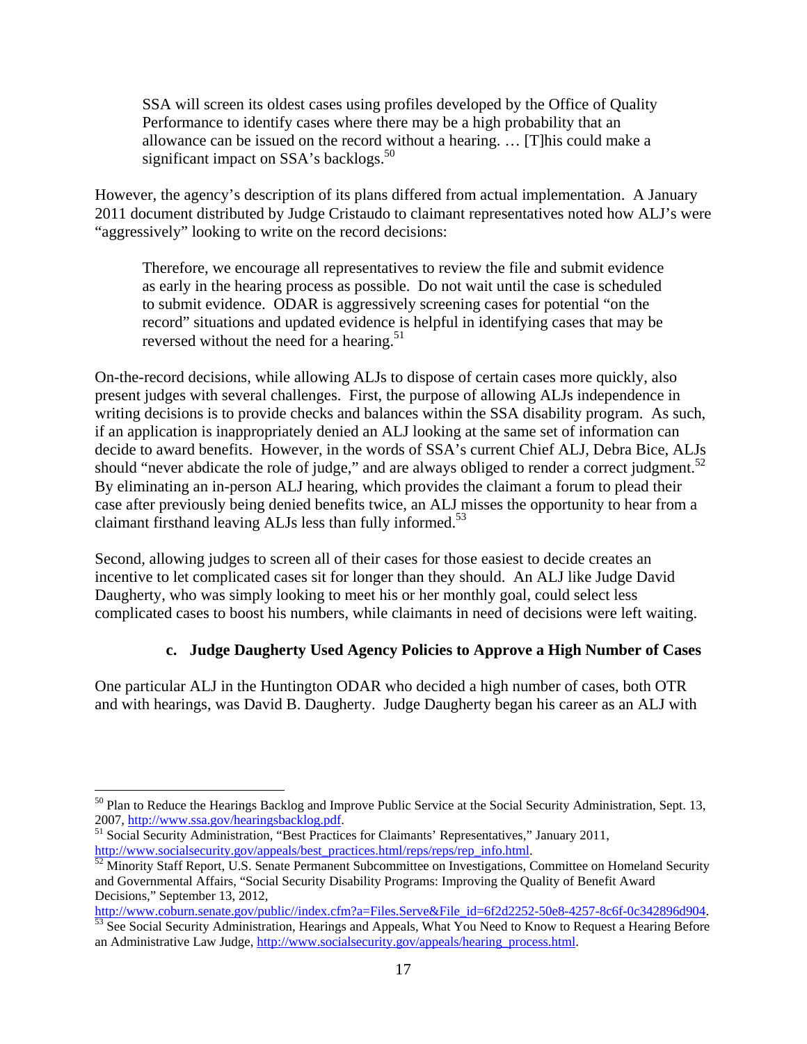> SSA will screen its oldest cases using profiles developed by the Office of Quality Performance to identify cases where there may be a high probability that an allowance can be issued on the record without a hearing. … [T]his could make a significant impact on SSA's backlogs.[50]

However, the agency's description of its plans differed from actual implementation. A January 2011 document distributed by Judge Cristaudo to claimant representatives noted how ALJ's were "aggressively" looking to write on the record decisions:

> Therefore, we encourage all representatives to review the file and submit evidence as early in the hearing process as possible. Do not wait until the case is scheduled to submit evidence. ODAR is aggressively screening cases for potential "on the record" situations and updated evidence is helpful in identifying cases that may be reversed without the need for a hearing.[51]

On-the-record decisions, while allowing ALJs to dispose of certain cases more quickly, also present judges with several challenges. First, the purpose of allowing ALJs independence in writing decisions is to provide checks and balances within the SSA disability program. As such, if an application is inappropriately denied an ALJ looking at the same set of information can decide to award benefits. However, in the words of SSA's current Chief ALJ, Debra Bice, ALJs should "never abdicate the role of judge," and are always obliged to render a correct judgment.[52] By eliminating an in-person ALJ hearing, which provides the claimant a forum to plead their case after previously being denied benefits twice, an ALJ misses the opportunity to hear from a claimant firsthand leaving ALJs less than fully informed.[53]

Second, allowing judges to screen all of their cases for those easiest to decide creates an incentive to let complicated cases sit for longer than they should. An ALJ like Judge David Daugherty, who was simply looking to meet his or her monthly goal, could select less complicated cases to boost his numbers, while claimants in need of decisions were left waiting.

### c. Judge Daugherty Used Agency Policies to Approve a High Number of Cases

One particular ALJ in the Huntington ODAR who decided a high number of cases, both OTR and with hearings, was David B. Daugherty. Judge Daugherty began his career as an ALJ with

---

[50] Plan to Reduce the Hearings Backlog and Improve Public Service at the Social Security Administration, Sept. 13, 2007, http://www.ssa.gov/hearingsbacklog.pdf.

[51] Social Security Administration, "Best Practices for Claimants' Representatives," January 2011, http://www.socialsecurity.gov/appeals/best_practices.html/reps/reps/rep_info.html.

[52] Minority Staff Report, U.S. Senate Permanent Subcommittee on Investigations, Committee on Homeland Security and Governmental Affairs, "Social Security Disability Programs: Improving the Quality of Benefit Award Decisions," September 13, 2012, http://www.coburn.senate.gov/public//index.cfm?a=Files.Serve&File_id=6f2d2252-50e8-4257-8c6f-0c342896d904.

[53] See Social Security Administration, Hearings and Appeals, What You Need to Know to Request a Hearing Before an Administrative Law Judge, http://www.socialsecurity.gov/appeals/hearing_process.html.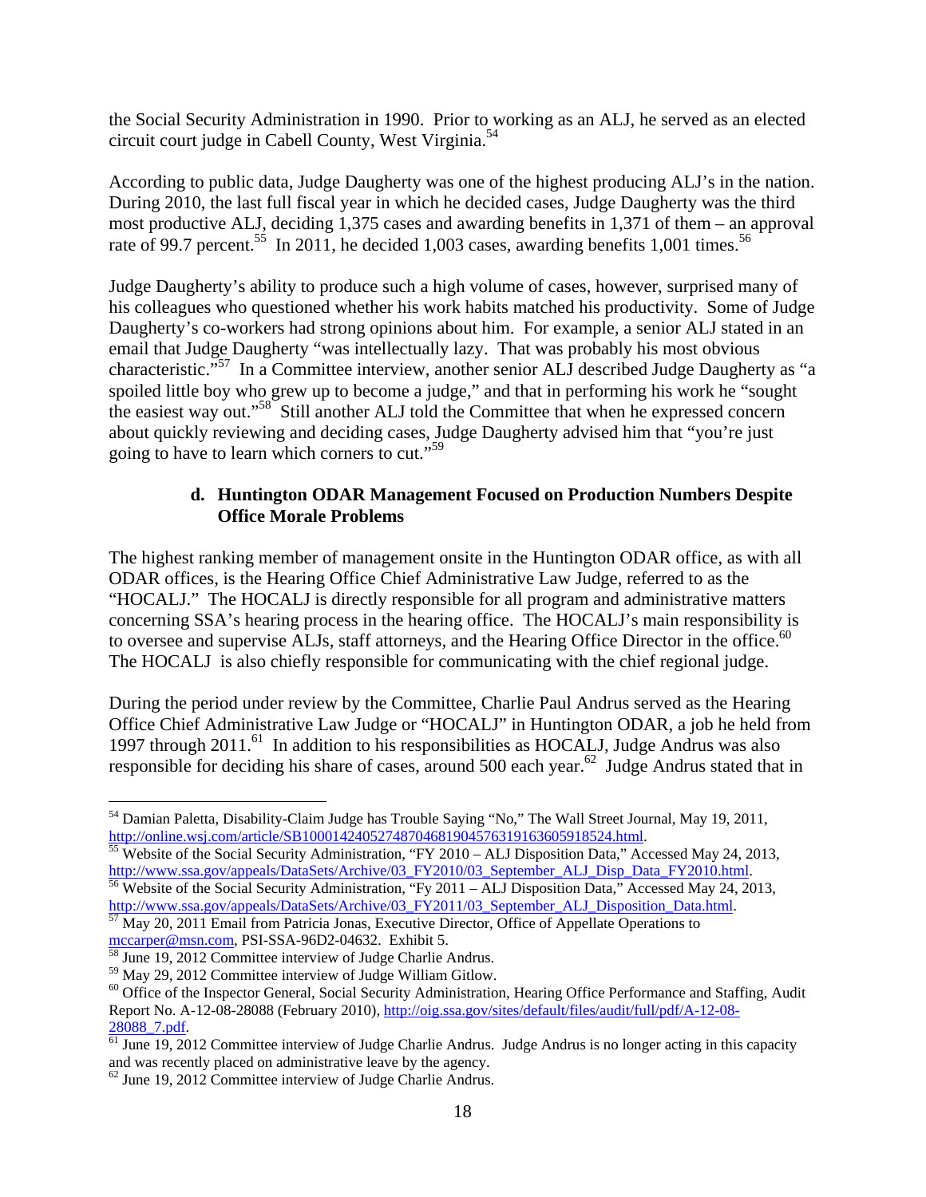the Social Security Administration in 1990. Prior to working as an ALJ, he served as an elected circuit court judge in Cabell County, West Virginia.[54]

According to public data, Judge Daugherty was one of the highest producing ALJ's in the nation. During 2010, the last full fiscal year in which he decided cases, Judge Daugherty was the third most productive ALJ, deciding 1,375 cases and awarding benefits in 1,371 of them – an approval rate of 99.7 percent.[55] In 2011, he decided 1,003 cases, awarding benefits 1,001 times.[56]

Judge Daugherty's ability to produce such a high volume of cases, however, surprised many of his colleagues who questioned whether his work habits matched his productivity. Some of Judge Daugherty's co-workers had strong opinions about him. For example, a senior ALJ stated in an email that Judge Daugherty "was intellectually lazy. That was probably his most obvious characteristic."[57] In a Committee interview, another senior ALJ described Judge Daugherty as "a spoiled little boy who grew up to become a judge," and that in performing his work he "sought the easiest way out."[58] Still another ALJ told the Committee that when he expressed concern about quickly reviewing and deciding cases, Judge Daugherty advised him that "you're just going to have to learn which corners to cut."[59]

#### d. Huntington ODAR Management Focused on Production Numbers Despite Office Morale Problems

The highest ranking member of management onsite in the Huntington ODAR office, as with all ODAR offices, is the Hearing Office Chief Administrative Law Judge, referred to as the "HOCALJ." The HOCALJ is directly responsible for all program and administrative matters concerning SSA's hearing process in the hearing office. The HOCALJ's main responsibility is to oversee and supervise ALJs, staff attorneys, and the Hearing Office Director in the office.[60] The HOCALJ is also chiefly responsible for communicating with the chief regional judge.

During the period under review by the Committee, Charlie Paul Andrus served as the Hearing Office Chief Administrative Law Judge or "HOCALJ" in Huntington ODAR, a job he held from 1997 through 2011.[61] In addition to his responsibilities as HOCALJ, Judge Andrus was also responsible for deciding his share of cases, around 500 each year.[62] Judge Andrus stated that in

---

[54] Damian Paletta, Disability-Claim Judge has Trouble Saying "No," The Wall Street Journal, May 19, 2011, http://online.wsj.com/article/SB10001424052748704681904576319163605918524.html.

[55] Website of the Social Security Administration, "FY 2010 – ALJ Disposition Data," Accessed May 24, 2013, http://www.ssa.gov/appeals/DataSets/Archive/03_FY2010/03_September_ALJ_Disp_Data_FY2010.html.

[56] Website of the Social Security Administration, "Fy 2011 – ALJ Disposition Data," Accessed May 24, 2013, http://www.ssa.gov/appeals/DataSets/Archive/03_FY2011/03_September_ALJ_Disposition_Data.html.

[57] May 20, 2011 Email from Patricia Jonas, Executive Director, Office of Appellate Operations to mccarper@msn.com, PSI-SSA-96D2-04632. Exhibit 5.

[58] June 19, 2012 Committee interview of Judge Charlie Andrus.

[59] May 29, 2012 Committee interview of Judge William Gitlow.

[60] Office of the Inspector General, Social Security Administration, Hearing Office Performance and Staffing, Audit Report No. A-12-08-28088 (February 2010), http://oig.ssa.gov/sites/default/files/audit/full/pdf/A-12-08-28088_7.pdf.

[61] June 19, 2012 Committee interview of Judge Charlie Andrus. Judge Andrus is no longer acting in this capacity and was recently placed on administrative leave by the agency.

[62] June 19, 2012 Committee interview of Judge Charlie Andrus.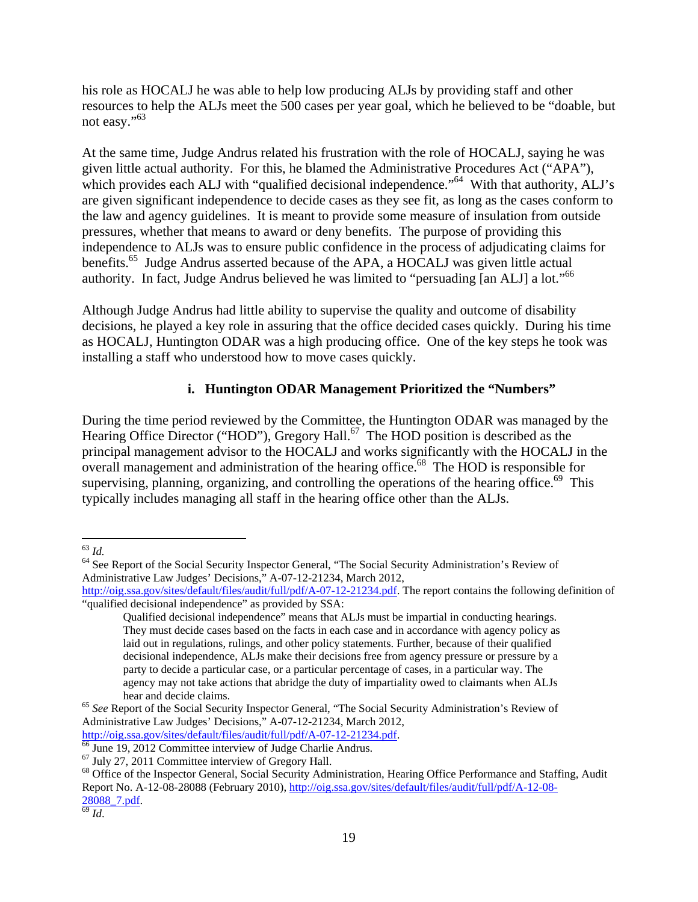his role as HOCALJ he was able to help low producing ALJs by providing staff and other resources to help the ALJs meet the 500 cases per year goal, which he believed to be "doable, but not easy."[63]

At the same time, Judge Andrus related his frustration with the role of HOCALJ, saying he was given little actual authority. For this, he blamed the Administrative Procedures Act ("APA"), which provides each ALJ with "qualified decisional independence."[64] With that authority, ALJ's are given significant independence to decide cases as they see fit, as long as the cases conform to the law and agency guidelines. It is meant to provide some measure of insulation from outside pressures, whether that means to award or deny benefits. The purpose of providing this independence to ALJs was to ensure public confidence in the process of adjudicating claims for benefits.[65] Judge Andrus asserted because of the APA, a HOCALJ was given little actual authority. In fact, Judge Andrus believed he was limited to "persuading [an ALJ] a lot."[66]

Although Judge Andrus had little ability to supervise the quality and outcome of disability decisions, he played a key role in assuring that the office decided cases quickly. During his time as HOCALJ, Huntington ODAR was a high producing office. One of the key steps he took was installing a staff who understood how to move cases quickly.

### i. Huntington ODAR Management Prioritized the "Numbers"

During the time period reviewed by the Committee, the Huntington ODAR was managed by the Hearing Office Director ("HOD"), Gregory Hall.[67] The HOD position is described as the principal management advisor to the HOCALJ and works significantly with the HOCALJ in the overall management and administration of the hearing office.[68] The HOD is responsible for supervising, planning, organizing, and controlling the operations of the hearing office.[69] This typically includes managing all staff in the hearing office other than the ALJs.

---

[63] *Id.*

[64] See Report of the Social Security Inspector General, "The Social Security Administration's Review of Administrative Law Judges' Decisions," A-07-12-21234, March 2012, http://oig.ssa.gov/sites/default/files/audit/full/pdf/A-07-12-21234.pdf. The report contains the following definition of "qualified decisional independence" as provided by SSA:

> Qualified decisional independence" means that ALJs must be impartial in conducting hearings. They must decide cases based on the facts in each case and in accordance with agency policy as laid out in regulations, rulings, and other policy statements. Further, because of their qualified decisional independence, ALJs make their decisions free from agency pressure or pressure by a party to decide a particular case, or a particular percentage of cases, in a particular way. The agency may not take actions that abridge the duty of impartiality owed to claimants when ALJs hear and decide claims.

[65] *See* Report of the Social Security Inspector General, "The Social Security Administration's Review of Administrative Law Judges' Decisions," A-07-12-21234, March 2012, http://oig.ssa.gov/sites/default/files/audit/full/pdf/A-07-12-21234.pdf.

[66] June 19, 2012 Committee interview of Judge Charlie Andrus.

[67] July 27, 2011 Committee interview of Gregory Hall.

[68] Office of the Inspector General, Social Security Administration, Hearing Office Performance and Staffing, Audit Report No. A-12-08-28088 (February 2010), http://oig.ssa.gov/sites/default/files/audit/full/pdf/A-12-08-28088_7.pdf.

[69] *Id.*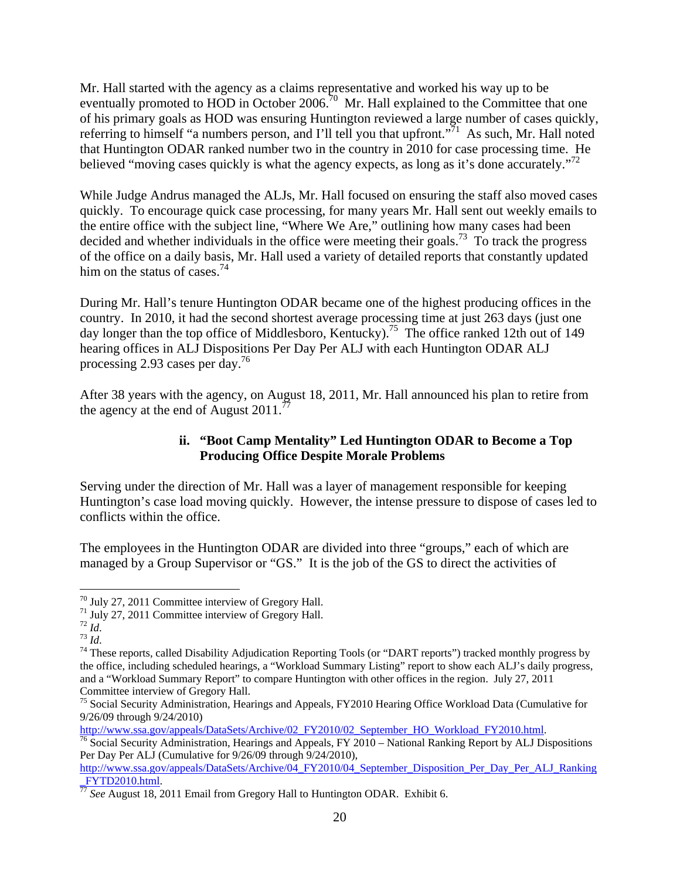Mr. Hall started with the agency as a claims representative and worked his way up to be eventually promoted to HOD in October 2006.[70] Mr. Hall explained to the Committee that one of his primary goals as HOD was ensuring Huntington reviewed a large number of cases quickly, referring to himself "a numbers person, and I'll tell you that upfront."[71] As such, Mr. Hall noted that Huntington ODAR ranked number two in the country in 2010 for case processing time. He believed "moving cases quickly is what the agency expects, as long as it's done accurately."[72]

While Judge Andrus managed the ALJs, Mr. Hall focused on ensuring the staff also moved cases quickly. To encourage quick case processing, for many years Mr. Hall sent out weekly emails to the entire office with the subject line, "Where We Are," outlining how many cases had been decided and whether individuals in the office were meeting their goals.[73] To track the progress of the office on a daily basis, Mr. Hall used a variety of detailed reports that constantly updated him on the status of cases.[74]

During Mr. Hall's tenure Huntington ODAR became one of the highest producing offices in the country. In 2010, it had the second shortest average processing time at just 263 days (just one day longer than the top office of Middlesboro, Kentucky).[75] The office ranked 12th out of 149 hearing offices in ALJ Dispositions Per Day Per ALJ with each Huntington ODAR ALJ processing 2.93 cases per day.[76]

After 38 years with the agency, on August 18, 2011, Mr. Hall announced his plan to retire from the agency at the end of August 2011.[77]

### ii. "Boot Camp Mentality" Led Huntington ODAR to Become a Top Producing Office Despite Morale Problems

Serving under the direction of Mr. Hall was a layer of management responsible for keeping Huntington's case load moving quickly. However, the intense pressure to dispose of cases led to conflicts within the office.

The employees in the Huntington ODAR are divided into three "groups," each of which are managed by a Group Supervisor or "GS." It is the job of the GS to direct the activities of

---

[70] July 27, 2011 Committee interview of Gregory Hall.

[71] July 27, 2011 Committee interview of Gregory Hall.

[72] *Id.*

[73] *Id.*

[74] These reports, called Disability Adjudication Reporting Tools (or "DART reports") tracked monthly progress by the office, including scheduled hearings, a "Workload Summary Listing" report to show each ALJ's daily progress, and a "Workload Summary Report" to compare Huntington with other offices in the region. July 27, 2011 Committee interview of Gregory Hall.

[75] Social Security Administration, Hearings and Appeals, FY2010 Hearing Office Workload Data (Cumulative for 9/26/09 through 9/24/2010) http://www.ssa.gov/appeals/DataSets/Archive/02_FY2010/02_September_HO_Workload_FY2010.html.

[76] Social Security Administration, Hearings and Appeals, FY 2010 – National Ranking Report by ALJ Dispositions Per Day Per ALJ (Cumulative for 9/26/09 through 9/24/2010), http://www.ssa.gov/appeals/DataSets/Archive/04_FY2010/04_September_Disposition_Per_Day_Per_ALJ_Ranking_FYTD2010.html.

[77] *See* August 18, 2011 Email from Gregory Hall to Huntington ODAR. Exhibit 6.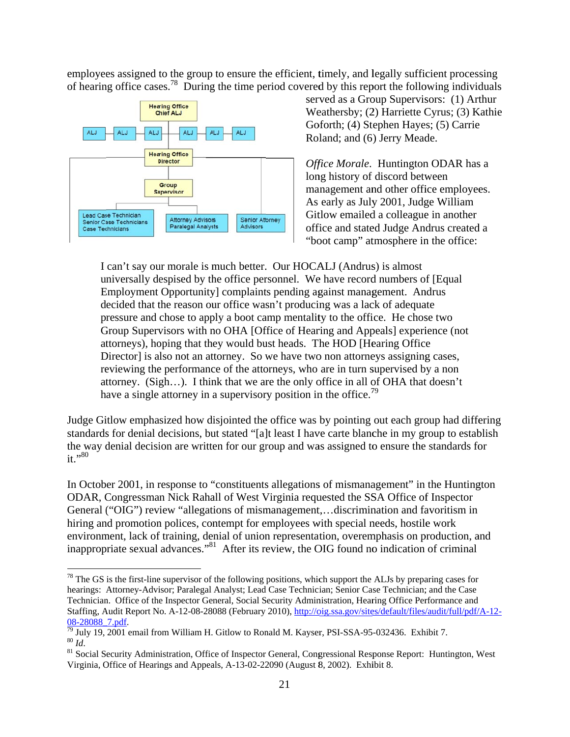employees assigned to the group to ensure the efficient, timely, and legally sufficient processing of hearing office cases.[78] During the time period covered by this report the following individuals served as a Group Supervisors: (1) Arthur Weathersby; (2) Harriette Cyrus; (3) Kathie Goforth; (4) Stephen Hayes; (5) Carrie Roland; and (6) Jerry Meade.

Hearing Office Chief ALJ

ALJ | ALJ | ALJ | ALJ | ALJ | ALJ

Hearing Office Director

Group Supervisor

Lead Case Technician
Senior Case Technicians
Case Technicians

Attorney Advisors
Paralegal Analysts

Senior Attorney Advisors

*Office Morale*. Huntington ODAR has a long history of discord between management and other office employees. As early as July 2001, Judge William Gitlow emailed a colleague in another office and stated Judge Andrus created a "boot camp" atmosphere in the office:

> I can't say our morale is much better. Our HOCALJ (Andrus) is almost universally despised by the office personnel. We have record numbers of [Equal Employment Opportunity] complaints pending against management. Andrus decided that the reason our office wasn't producing was a lack of adequate pressure and chose to apply a boot camp mentality to the office. He chose two Group Supervisors with no OHA [Office of Hearing and Appeals] experience (not attorneys), hoping that they would bust heads. The HOD [Hearing Office Director] is also not an attorney. So we have two non attorneys assigning cases, reviewing the performance of the attorneys, who are in turn supervised by a non attorney. (Sigh…). I think that we are the only office in all of OHA that doesn't have a single attorney in a supervisory position in the office.[79]

Judge Gitlow emphasized how disjointed the office was by pointing out each group had differing standards for denial decisions, but stated "[a]t least I have carte blanche in my group to establish the way denial decision are written for our group and was assigned to ensure the standards for it."[80]

In October 2001, in response to "constituents allegations of mismanagement" in the Huntington ODAR, Congressman Nick Rahall of West Virginia requested the SSA Office of Inspector General ("OIG") review "allegations of mismanagement,…discrimination and favoritism in hiring and promotion polices, contempt for employees with special needs, hostile work environment, lack of training, denial of union representation, overemphasis on production, and inappropriate sexual advances."[81] After its review, the OIG found no indication of criminal

---

[78] The GS is the first-line supervisor of the following positions, which support the ALJs by preparing cases for hearings: Attorney-Advisor; Paralegal Analyst; Lead Case Technician; Senior Case Technician; and the Case Technician. Office of the Inspector General, Social Security Administration, Hearing Office Performance and Staffing, Audit Report No. A-12-08-28088 (February 2010), http://oig.ssa.gov/sites/default/files/audit/full/pdf/A-12-08-28088_7.pdf.

[79] July 19, 2001 email from William H. Gitlow to Ronald M. Kayser, PSI-SSA-95-032436. Exhibit 7.

[80] *Id*.

[81] Social Security Administration, Office of Inspector General, Congressional Response Report: Huntington, West Virginia, Office of Hearings and Appeals, A-13-02-22090 (August 8, 2002). Exhibit 8.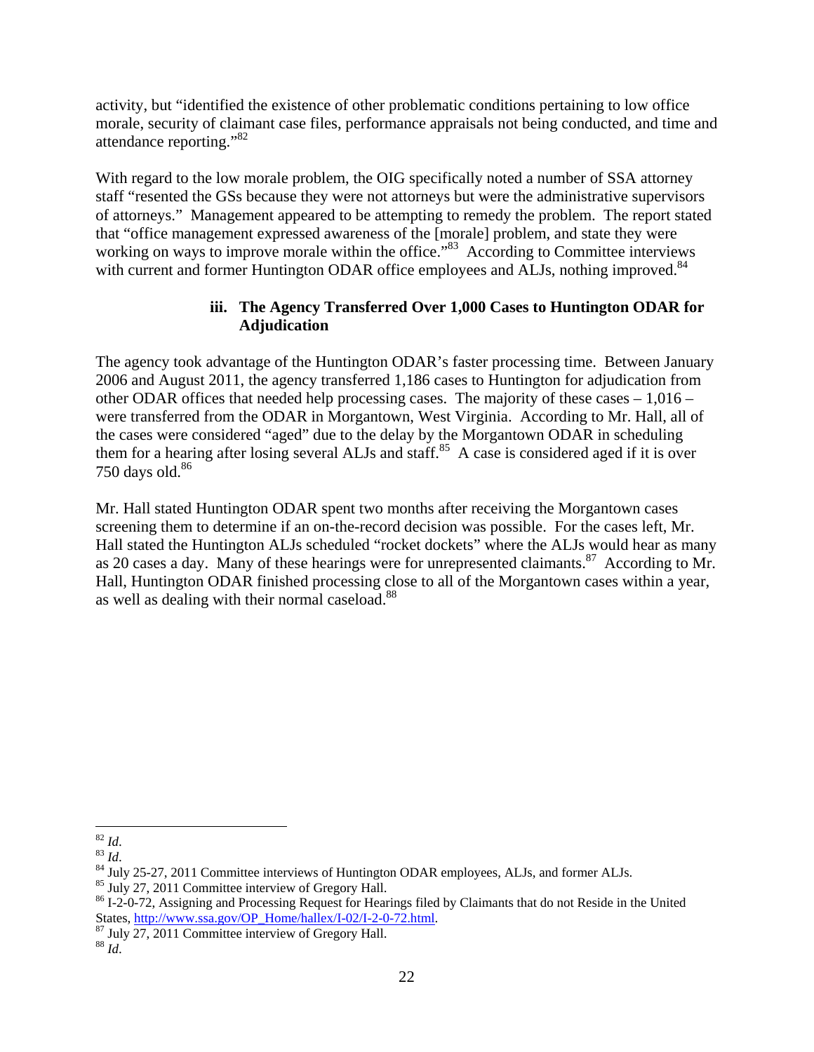activity, but "identified the existence of other problematic conditions pertaining to low office morale, security of claimant case files, performance appraisals not being conducted, and time and attendance reporting."[82]

With regard to the low morale problem, the OIG specifically noted a number of SSA attorney staff "resented the GSs because they were not attorneys but were the administrative supervisors of attorneys." Management appeared to be attempting to remedy the problem. The report stated that "office management expressed awareness of the [morale] problem, and state they were working on ways to improve morale within the office."[83] According to Committee interviews with current and former Huntington ODAR office employees and ALJs, nothing improved.[84]

#### iii. The Agency Transferred Over 1,000 Cases to Huntington ODAR for Adjudication

The agency took advantage of the Huntington ODAR's faster processing time. Between January 2006 and August 2011, the agency transferred 1,186 cases to Huntington for adjudication from other ODAR offices that needed help processing cases. The majority of these cases – 1,016 – were transferred from the ODAR in Morgantown, West Virginia. According to Mr. Hall, all of the cases were considered "aged" due to the delay by the Morgantown ODAR in scheduling them for a hearing after losing several ALJs and staff.[85] A case is considered aged if it is over 750 days old.[86]

Mr. Hall stated Huntington ODAR spent two months after receiving the Morgantown cases screening them to determine if an on-the-record decision was possible. For the cases left, Mr. Hall stated the Huntington ALJs scheduled "rocket dockets" where the ALJs would hear as many as 20 cases a day. Many of these hearings were for unrepresented claimants.[87] According to Mr. Hall, Huntington ODAR finished processing close to all of the Morgantown cases within a year, as well as dealing with their normal caseload.[88]

---

[82] *Id*.

[83] *Id*.

[84] July 25-27, 2011 Committee interviews of Huntington ODAR employees, ALJs, and former ALJs.

[85] July 27, 2011 Committee interview of Gregory Hall.

[86] I-2-0-72, Assigning and Processing Request for Hearings filed by Claimants that do not Reside in the United States, http://www.ssa.gov/OP_Home/hallex/I-02/I-2-0-72.html.

[87] July 27, 2011 Committee interview of Gregory Hall.

[88] *Id*.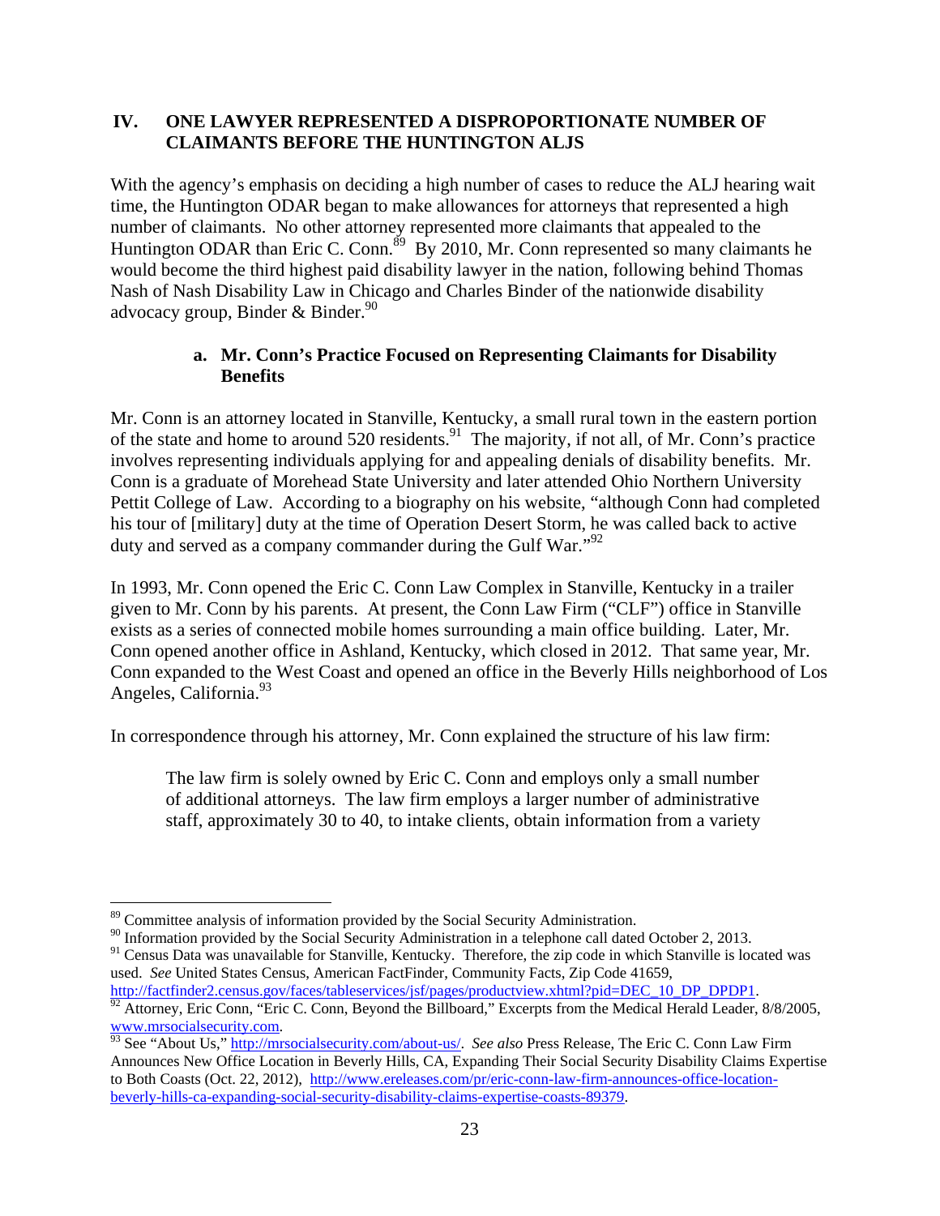## IV. ONE LAWYER REPRESENTED A DISPROPORTIONATE NUMBER OF CLAIMANTS BEFORE THE HUNTINGTON ALJS

With the agency's emphasis on deciding a high number of cases to reduce the ALJ hearing wait time, the Huntington ODAR began to make allowances for attorneys that represented a high number of claimants. No other attorney represented more claimants that appealed to the Huntington ODAR than Eric C. Conn.[89] By 2010, Mr. Conn represented so many claimants he would become the third highest paid disability lawyer in the nation, following behind Thomas Nash of Nash Disability Law in Chicago and Charles Binder of the nationwide disability advocacy group, Binder & Binder.[90]

### a. Mr. Conn's Practice Focused on Representing Claimants for Disability Benefits

Mr. Conn is an attorney located in Stanville, Kentucky, a small rural town in the eastern portion of the state and home to around 520 residents.[91] The majority, if not all, of Mr. Conn's practice involves representing individuals applying for and appealing denials of disability benefits. Mr. Conn is a graduate of Morehead State University and later attended Ohio Northern University Pettit College of Law. According to a biography on his website, "although Conn had completed his tour of [military] duty at the time of Operation Desert Storm, he was called back to active duty and served as a company commander during the Gulf War."[92]

In 1993, Mr. Conn opened the Eric C. Conn Law Complex in Stanville, Kentucky in a trailer given to Mr. Conn by his parents. At present, the Conn Law Firm ("CLF") office in Stanville exists as a series of connected mobile homes surrounding a main office building. Later, Mr. Conn opened another office in Ashland, Kentucky, which closed in 2012. That same year, Mr. Conn expanded to the West Coast and opened an office in the Beverly Hills neighborhood of Los Angeles, California.[93]

In correspondence through his attorney, Mr. Conn explained the structure of his law firm:

> The law firm is solely owned by Eric C. Conn and employs only a small number of additional attorneys. The law firm employs a larger number of administrative staff, approximately 30 to 40, to intake clients, obtain information from a variety

---

[89] Committee analysis of information provided by the Social Security Administration.

[90] Information provided by the Social Security Administration in a telephone call dated October 2, 2013.

[91] Census Data was unavailable for Stanville, Kentucky. Therefore, the zip code in which Stanville is located was used. *See* United States Census, American FactFinder, Community Facts, Zip Code 41659, http://factfinder2.census.gov/faces/tableservices/jsf/pages/productview.xhtml?pid=DEC_10_DP_DPDP1.

[92] Attorney, Eric Conn, "Eric C. Conn, Beyond the Billboard," Excerpts from the Medical Herald Leader, 8/8/2005, www.mrsocialsecurity.com.

[93] See "About Us," http://mrsocialsecurity.com/about-us/. *See also* Press Release, The Eric C. Conn Law Firm Announces New Office Location in Beverly Hills, CA, Expanding Their Social Security Disability Claims Expertise to Both Coasts (Oct. 22, 2012), http://www.ereleases.com/pr/eric-conn-law-firm-announces-office-location-beverly-hills-ca-expanding-social-security-disability-claims-expertise-coasts-89379.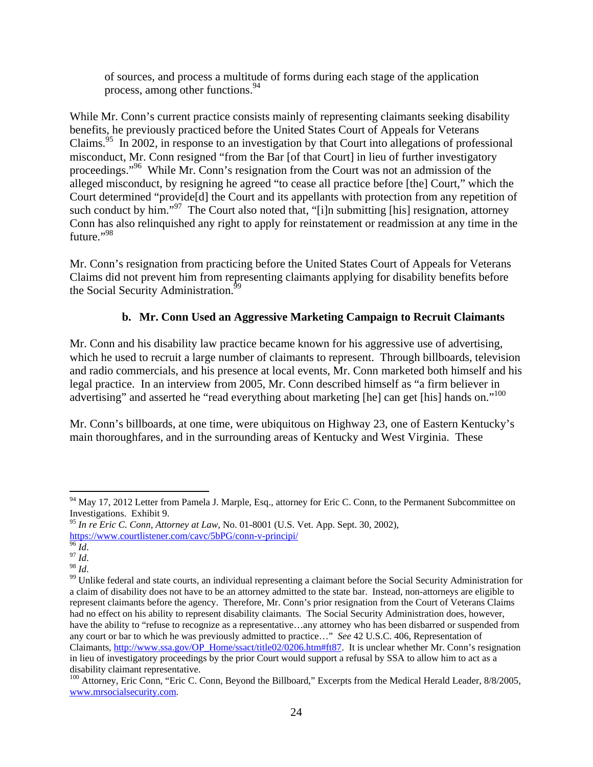of sources, and process a multitude of forms during each stage of the application process, among other functions.[94]

While Mr. Conn's current practice consists mainly of representing claimants seeking disability benefits, he previously practiced before the United States Court of Appeals for Veterans Claims.[95] In 2002, in response to an investigation by that Court into allegations of professional misconduct, Mr. Conn resigned "from the Bar [of that Court] in lieu of further investigatory proceedings."[96] While Mr. Conn's resignation from the Court was not an admission of the alleged misconduct, by resigning he agreed "to cease all practice before [the] Court," which the Court determined "provide[d] the Court and its appellants with protection from any repetition of such conduct by him."[97] The Court also noted that, "[i]n submitting [his] resignation, attorney Conn has also relinquished any right to apply for reinstatement or readmission at any time in the future."[98]

Mr. Conn's resignation from practicing before the United States Court of Appeals for Veterans Claims did not prevent him from representing claimants applying for disability benefits before the Social Security Administration.[99]

### b. Mr. Conn Used an Aggressive Marketing Campaign to Recruit Claimants

Mr. Conn and his disability law practice became known for his aggressive use of advertising, which he used to recruit a large number of claimants to represent. Through billboards, television and radio commercials, and his presence at local events, Mr. Conn marketed both himself and his legal practice. In an interview from 2005, Mr. Conn described himself as "a firm believer in advertising" and asserted he "read everything about marketing [he] can get [his] hands on."[100]

Mr. Conn's billboards, at one time, were ubiquitous on Highway 23, one of Eastern Kentucky's main thoroughfares, and in the surrounding areas of Kentucky and West Virginia. These

---

[94] May 17, 2012 Letter from Pamela J. Marple, Esq., attorney for Eric C. Conn, to the Permanent Subcommittee on Investigations. Exhibit 9.

[95] *In re Eric C. Conn, Attorney at Law*, No. 01-8001 (U.S. Vet. App. Sept. 30, 2002), https://www.courtlistener.com/cavc/5bPG/conn-v-principi/

[96] *Id*.

[97] *Id*.

[98] *Id*.

[99] Unlike federal and state courts, an individual representing a claimant before the Social Security Administration for a claim of disability does not have to be an attorney admitted to the state bar. Instead, non-attorneys are eligible to represent claimants before the agency. Therefore, Mr. Conn's prior resignation from the Court of Veterans Claims had no effect on his ability to represent disability claimants. The Social Security Administration does, however, have the ability to "refuse to recognize as a representative…any attorney who has been disbarred or suspended from any court or bar to which he was previously admitted to practice…" *See* 42 U.S.C. 406, Representation of Claimants, http://www.ssa.gov/OP_Home/ssact/title02/0206.htm#ft87. It is unclear whether Mr. Conn's resignation in lieu of investigatory proceedings by the prior Court would support a refusal by SSA to allow him to act as a disability claimant representative.

[100] Attorney, Eric Conn, "Eric C. Conn, Beyond the Billboard," Excerpts from the Medical Herald Leader, 8/8/2005, www.mrsocialsecurity.com.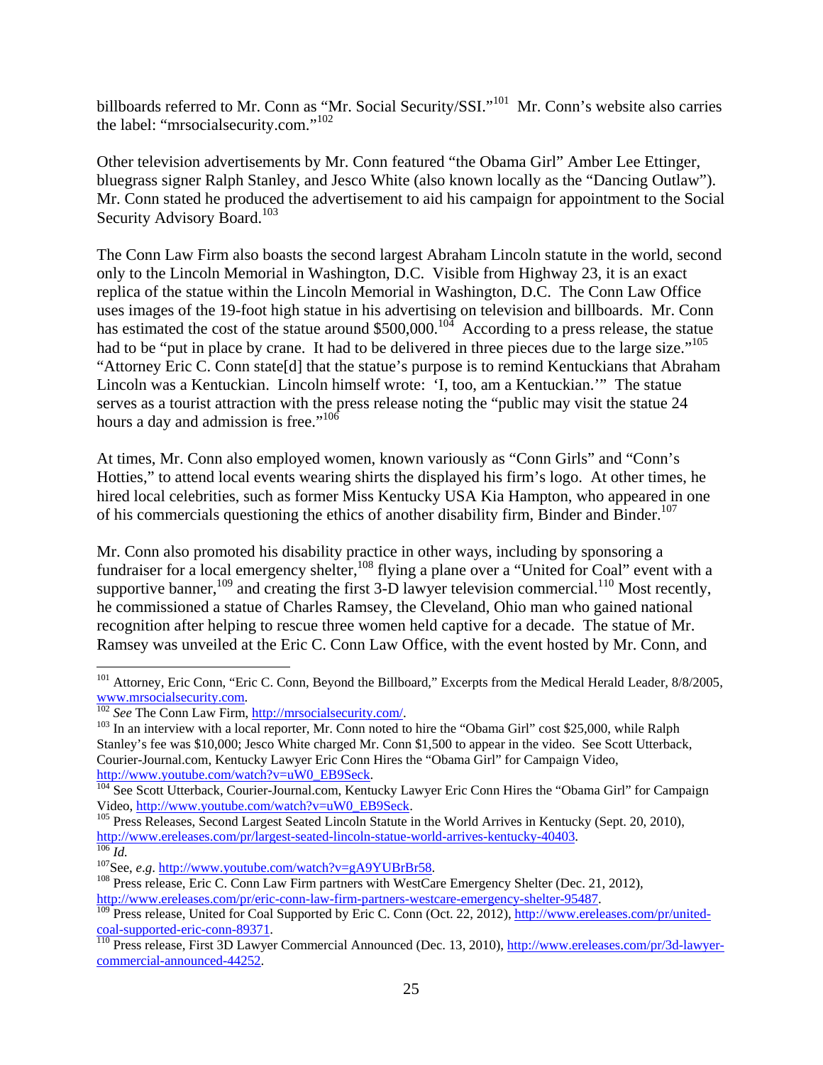billboards referred to Mr. Conn as "Mr. Social Security/SSI."[101] Mr. Conn's website also carries the label: "mrsocialsecurity.com."[102]

Other television advertisements by Mr. Conn featured "the Obama Girl" Amber Lee Ettinger, bluegrass signer Ralph Stanley, and Jesco White (also known locally as the "Dancing Outlaw"). Mr. Conn stated he produced the advertisement to aid his campaign for appointment to the Social Security Advisory Board.[103]

The Conn Law Firm also boasts the second largest Abraham Lincoln statute in the world, second only to the Lincoln Memorial in Washington, D.C. Visible from Highway 23, it is an exact replica of the statue within the Lincoln Memorial in Washington, D.C. The Conn Law Office uses images of the 19-foot high statue in his advertising on television and billboards. Mr. Conn has estimated the cost of the statue around $500,000.[104] According to a press release, the statue had to be "put in place by crane. It had to be delivered in three pieces due to the large size."[105] "Attorney Eric C. Conn state[d] that the statue's purpose is to remind Kentuckians that Abraham Lincoln was a Kentuckian. Lincoln himself wrote: 'I, too, am a Kentuckian.'" The statue serves as a tourist attraction with the press release noting the "public may visit the statue 24 hours a day and admission is free."[106]

At times, Mr. Conn also employed women, known variously as "Conn Girls" and "Conn's Hotties," to attend local events wearing shirts the displayed his firm's logo. At other times, he hired local celebrities, such as former Miss Kentucky USA Kia Hampton, who appeared in one of his commercials questioning the ethics of another disability firm, Binder and Binder.[107]

Mr. Conn also promoted his disability practice in other ways, including by sponsoring a fundraiser for a local emergency shelter,[108] flying a plane over a "United for Coal" event with a supportive banner,[109] and creating the first 3-D lawyer television commercial.[110] Most recently, he commissioned a statue of Charles Ramsey, the Cleveland, Ohio man who gained national recognition after helping to rescue three women held captive for a decade. The statue of Mr. Ramsey was unveiled at the Eric C. Conn Law Office, with the event hosted by Mr. Conn, and

---

[101] Attorney, Eric Conn, "Eric C. Conn, Beyond the Billboard," Excerpts from the Medical Herald Leader, 8/8/2005, www.mrsocialsecurity.com.

[102] *See* The Conn Law Firm, http://mrsocialsecurity.com/.

[103] In an interview with a local reporter, Mr. Conn noted to hire the "Obama Girl" cost $25,000, while Ralph Stanley's fee was $10,000; Jesco White charged Mr. Conn $1,500 to appear in the video. See Scott Utterback, Courier-Journal.com, Kentucky Lawyer Eric Conn Hires the "Obama Girl" for Campaign Video, http://www.youtube.com/watch?v=uW0_EB9Seck.

[104] See Scott Utterback, Courier-Journal.com, Kentucky Lawyer Eric Conn Hires the "Obama Girl" for Campaign Video, http://www.youtube.com/watch?v=uW0_EB9Seck.

[105] Press Releases, Second Largest Seated Lincoln Statute in the World Arrives in Kentucky (Sept. 20, 2010), http://www.ereleases.com/pr/largest-seated-lincoln-statue-world-arrives-kentucky-40403.

[106] *Id.*

[107] See, *e.g*. http://www.youtube.com/watch?v=gA9YUBrBr58.

[108] Press release, Eric C. Conn Law Firm partners with WestCare Emergency Shelter (Dec. 21, 2012), http://www.ereleases.com/pr/eric-conn-law-firm-partners-westcare-emergency-shelter-95487.

[109] Press release, United for Coal Supported by Eric C. Conn (Oct. 22, 2012), http://www.ereleases.com/pr/united-coal-supported-eric-conn-89371.

[110] Press release, First 3D Lawyer Commercial Announced (Dec. 13, 2010), http://www.ereleases.com/pr/3d-lawyer-commercial-announced-44252.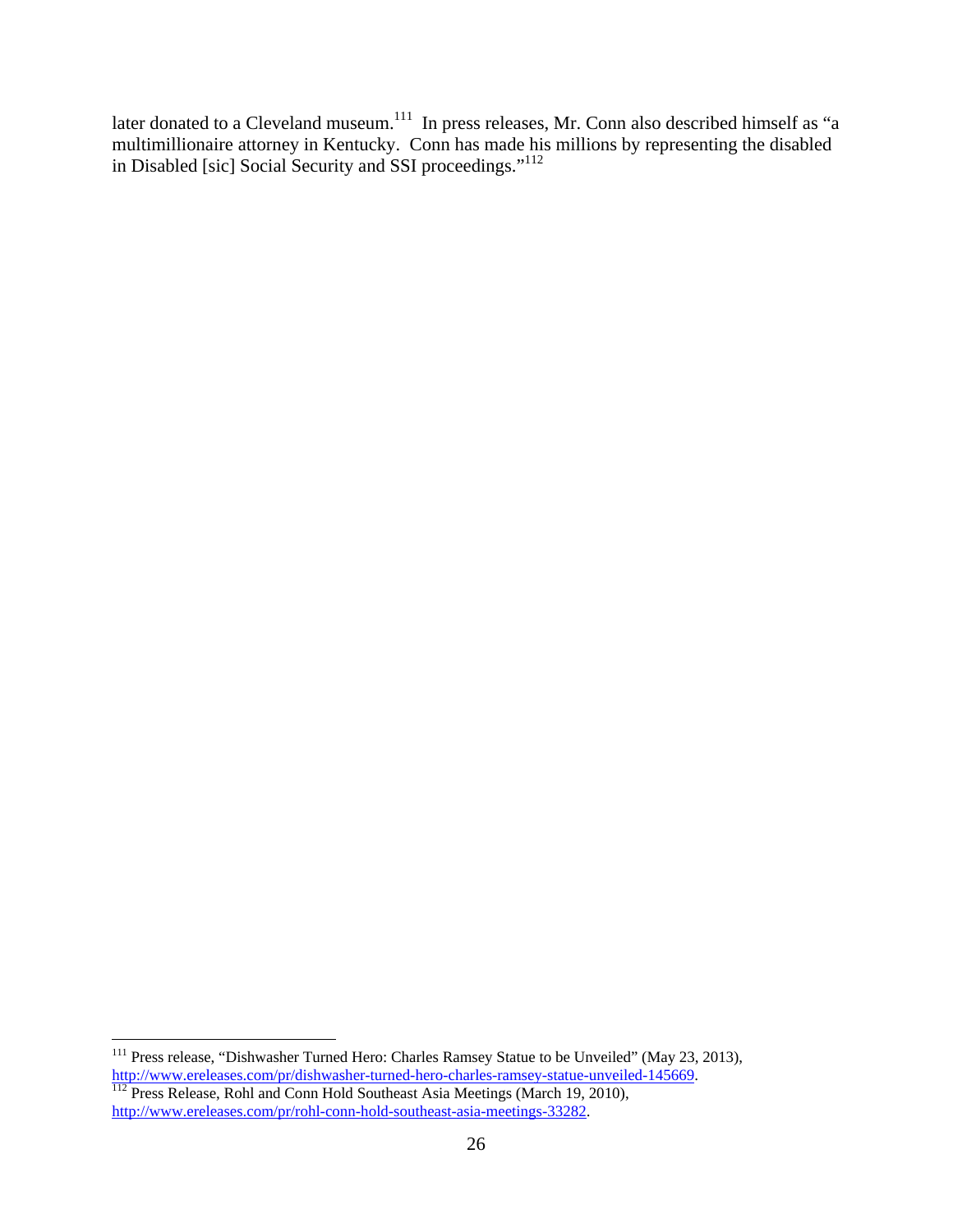later donated to a Cleveland museum.[111] In press releases, Mr. Conn also described himself as "a multimillionaire attorney in Kentucky. Conn has made his millions by representing the disabled in Disabled [sic] Social Security and SSI proceedings."[112]

---

[111] Press release, "Dishwasher Turned Hero: Charles Ramsey Statue to be Unveiled" (May 23, 2013), http://www.ereleases.com/pr/dishwasher-turned-hero-charles-ramsey-statue-unveiled-145669.

[112] Press Release, Rohl and Conn Hold Southeast Asia Meetings (March 19, 2010), http://www.ereleases.com/pr/rohl-conn-hold-southeast-asia-meetings-33282.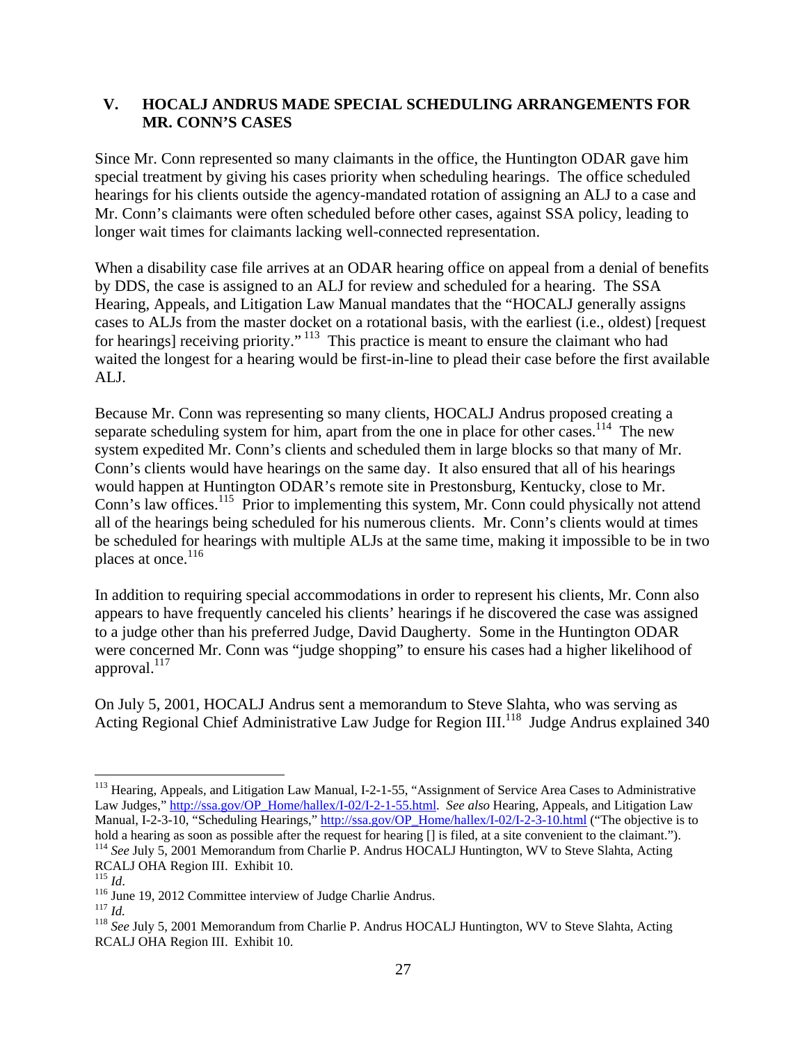## V. HOCALJ ANDRUS MADE SPECIAL SCHEDULING ARRANGEMENTS FOR MR. CONN'S CASES

Since Mr. Conn represented so many claimants in the office, the Huntington ODAR gave him special treatment by giving his cases priority when scheduling hearings. The office scheduled hearings for his clients outside the agency-mandated rotation of assigning an ALJ to a case and Mr. Conn's claimants were often scheduled before other cases, against SSA policy, leading to longer wait times for claimants lacking well-connected representation.

When a disability case file arrives at an ODAR hearing office on appeal from a denial of benefits by DDS, the case is assigned to an ALJ for review and scheduled for a hearing. The SSA Hearing, Appeals, and Litigation Law Manual mandates that the "HOCALJ generally assigns cases to ALJs from the master docket on a rotational basis, with the earliest (i.e., oldest) [request for hearings] receiving priority."[113] This practice is meant to ensure the claimant who had waited the longest for a hearing would be first-in-line to plead their case before the first available ALJ.

Because Mr. Conn was representing so many clients, HOCALJ Andrus proposed creating a separate scheduling system for him, apart from the one in place for other cases.[114] The new system expedited Mr. Conn's clients and scheduled them in large blocks so that many of Mr. Conn's clients would have hearings on the same day. It also ensured that all of his hearings would happen at Huntington ODAR's remote site in Prestonsburg, Kentucky, close to Mr. Conn's law offices.[115] Prior to implementing this system, Mr. Conn could physically not attend all of the hearings being scheduled for his numerous clients. Mr. Conn's clients would at times be scheduled for hearings with multiple ALJs at the same time, making it impossible to be in two places at once.[116]

In addition to requiring special accommodations in order to represent his clients, Mr. Conn also appears to have frequently canceled his clients' hearings if he discovered the case was assigned to a judge other than his preferred Judge, David Daugherty. Some in the Huntington ODAR were concerned Mr. Conn was "judge shopping" to ensure his cases had a higher likelihood of approval.[117]

On July 5, 2001, HOCALJ Andrus sent a memorandum to Steve Slahta, who was serving as Acting Regional Chief Administrative Law Judge for Region III.[118] Judge Andrus explained 340

---

[113] Hearing, Appeals, and Litigation Law Manual, I-2-1-55, "Assignment of Service Area Cases to Administrative Law Judges," http://ssa.gov/OP_Home/hallex/I-02/I-2-1-55.html. *See also* Hearing, Appeals, and Litigation Law Manual, I-2-3-10, "Scheduling Hearings," http://ssa.gov/OP_Home/hallex/I-02/I-2-3-10.html ("The objective is to hold a hearing as soon as possible after the request for hearing [] is filed, at a site convenient to the claimant.").

[114] *See* July 5, 2001 Memorandum from Charlie P. Andrus HOCALJ Huntington, WV to Steve Slahta, Acting RCALJ OHA Region III. Exhibit 10.

[115] *Id*.

[116] June 19, 2012 Committee interview of Judge Charlie Andrus.

[117] *Id.*

[118] *See* July 5, 2001 Memorandum from Charlie P. Andrus HOCALJ Huntington, WV to Steve Slahta, Acting RCALJ OHA Region III. Exhibit 10.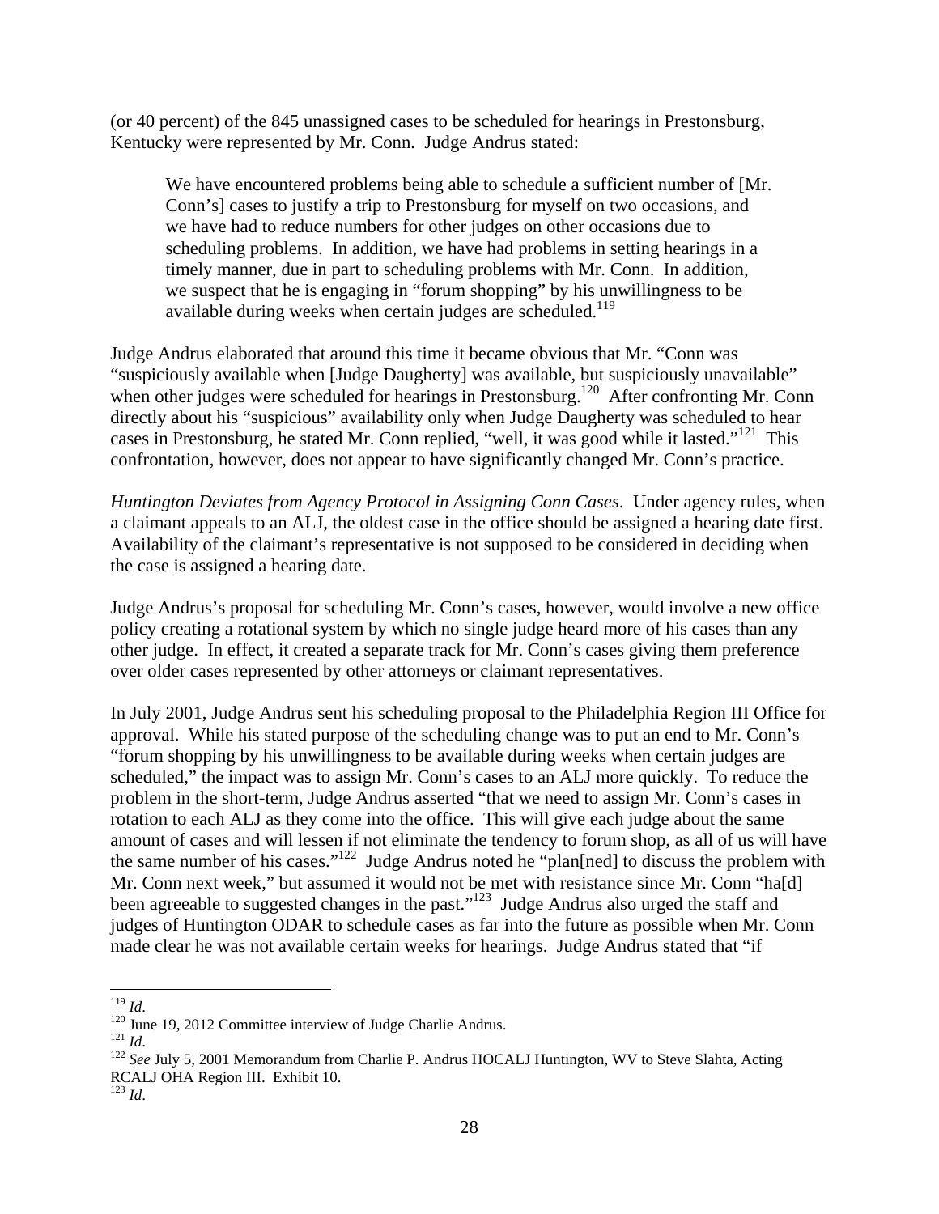(or 40 percent) of the 845 unassigned cases to be scheduled for hearings in Prestonsburg, Kentucky were represented by Mr. Conn. Judge Andrus stated:

> We have encountered problems being able to schedule a sufficient number of [Mr. Conn's] cases to justify a trip to Prestonsburg for myself on two occasions, and we have had to reduce numbers for other judges on other occasions due to scheduling problems. In addition, we have had problems in setting hearings in a timely manner, due in part to scheduling problems with Mr. Conn. In addition, we suspect that he is engaging in "forum shopping" by his unwillingness to be available during weeks when certain judges are scheduled.[119]

Judge Andrus elaborated that around this time it became obvious that Mr. "Conn was "suspiciously available when [Judge Daugherty] was available, but suspiciously unavailable" when other judges were scheduled for hearings in Prestonsburg.[120] After confronting Mr. Conn directly about his "suspicious" availability only when Judge Daugherty was scheduled to hear cases in Prestonsburg, he stated Mr. Conn replied, "well, it was good while it lasted."[121] This confrontation, however, does not appear to have significantly changed Mr. Conn's practice.

*Huntington Deviates from Agency Protocol in Assigning Conn Cases*. Under agency rules, when a claimant appeals to an ALJ, the oldest case in the office should be assigned a hearing date first. Availability of the claimant's representative is not supposed to be considered in deciding when the case is assigned a hearing date.

Judge Andrus's proposal for scheduling Mr. Conn's cases, however, would involve a new office policy creating a rotational system by which no single judge heard more of his cases than any other judge. In effect, it created a separate track for Mr. Conn's cases giving them preference over older cases represented by other attorneys or claimant representatives.

In July 2001, Judge Andrus sent his scheduling proposal to the Philadelphia Region III Office for approval. While his stated purpose of the scheduling change was to put an end to Mr. Conn's "forum shopping by his unwillingness to be available during weeks when certain judges are scheduled," the impact was to assign Mr. Conn's cases to an ALJ more quickly. To reduce the problem in the short-term, Judge Andrus asserted "that we need to assign Mr. Conn's cases in rotation to each ALJ as they come into the office. This will give each judge about the same amount of cases and will lessen if not eliminate the tendency to forum shop, as all of us will have the same number of his cases."[122] Judge Andrus noted he "plan[ned] to discuss the problem with Mr. Conn next week," but assumed it would not be met with resistance since Mr. Conn "ha[d] been agreeable to suggested changes in the past."[123] Judge Andrus also urged the staff and judges of Huntington ODAR to schedule cases as far into the future as possible when Mr. Conn made clear he was not available certain weeks for hearings. Judge Andrus stated that "if

---

[119] *Id*.

[120] June 19, 2012 Committee interview of Judge Charlie Andrus.

[121] *Id*.

[122] *See* July 5, 2001 Memorandum from Charlie P. Andrus HOCALJ Huntington, WV to Steve Slahta, Acting RCALJ OHA Region III. Exhibit 10.

[123] *Id*.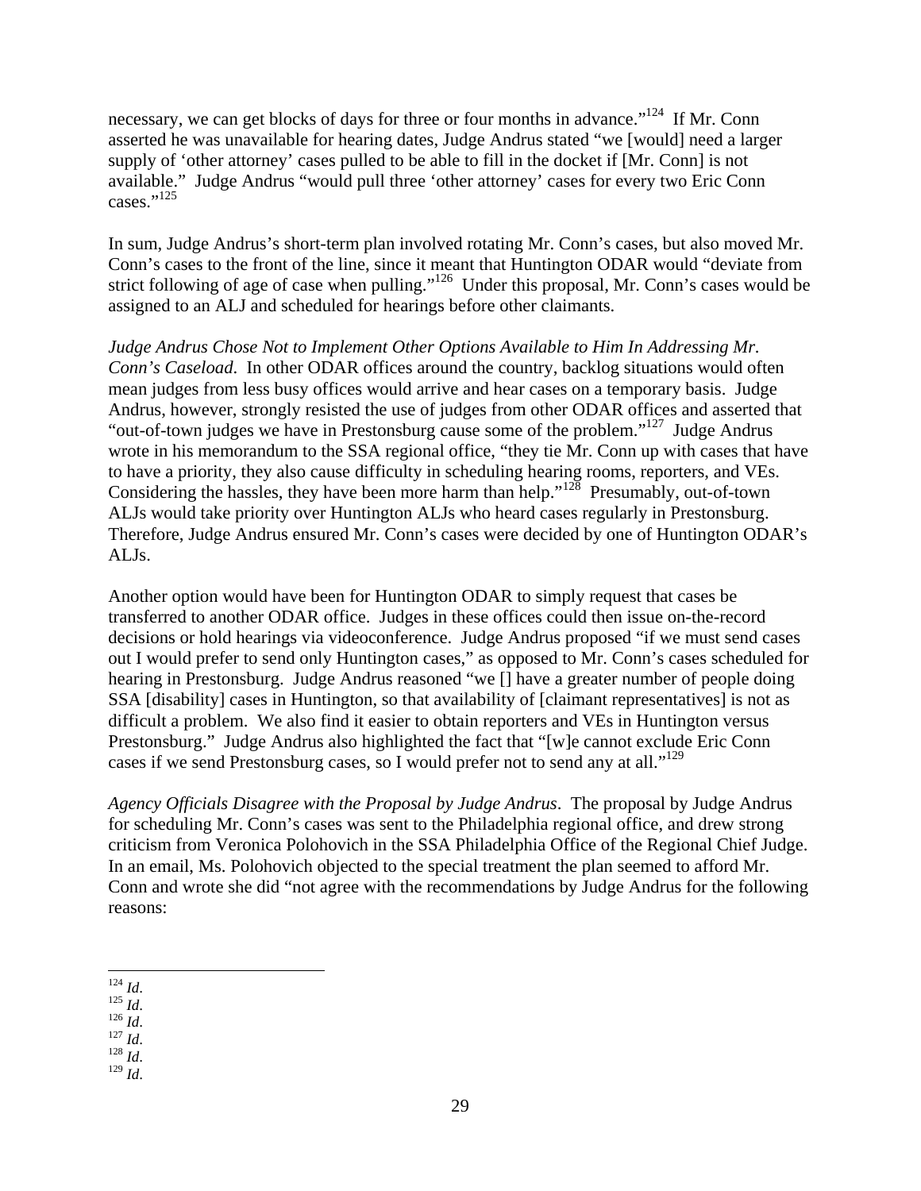necessary, we can get blocks of days for three or four months in advance."[124] If Mr. Conn asserted he was unavailable for hearing dates, Judge Andrus stated "we [would] need a larger supply of 'other attorney' cases pulled to be able to fill in the docket if [Mr. Conn] is not available." Judge Andrus "would pull three 'other attorney' cases for every two Eric Conn cases."[125]

In sum, Judge Andrus's short-term plan involved rotating Mr. Conn's cases, but also moved Mr. Conn's cases to the front of the line, since it meant that Huntington ODAR would "deviate from strict following of age of case when pulling."[126] Under this proposal, Mr. Conn's cases would be assigned to an ALJ and scheduled for hearings before other claimants.

*Judge Andrus Chose Not to Implement Other Options Available to Him In Addressing Mr. Conn's Caseload*. In other ODAR offices around the country, backlog situations would often mean judges from less busy offices would arrive and hear cases on a temporary basis. Judge Andrus, however, strongly resisted the use of judges from other ODAR offices and asserted that "out-of-town judges we have in Prestonsburg cause some of the problem."[127] Judge Andrus wrote in his memorandum to the SSA regional office, "they tie Mr. Conn up with cases that have to have a priority, they also cause difficulty in scheduling hearing rooms, reporters, and VEs. Considering the hassles, they have been more harm than help."[128] Presumably, out-of-town ALJs would take priority over Huntington ALJs who heard cases regularly in Prestonsburg. Therefore, Judge Andrus ensured Mr. Conn's cases were decided by one of Huntington ODAR's ALJs.

Another option would have been for Huntington ODAR to simply request that cases be transferred to another ODAR office. Judges in these offices could then issue on-the-record decisions or hold hearings via videoconference. Judge Andrus proposed "if we must send cases out I would prefer to send only Huntington cases," as opposed to Mr. Conn's cases scheduled for hearing in Prestonsburg. Judge Andrus reasoned "we [] have a greater number of people doing SSA [disability] cases in Huntington, so that availability of [claimant representatives] is not as difficult a problem. We also find it easier to obtain reporters and VEs in Huntington versus Prestonsburg." Judge Andrus also highlighted the fact that "[w]e cannot exclude Eric Conn cases if we send Prestonsburg cases, so I would prefer not to send any at all."[129]

*Agency Officials Disagree with the Proposal by Judge Andrus*. The proposal by Judge Andrus for scheduling Mr. Conn's cases was sent to the Philadelphia regional office, and drew strong criticism from Veronica Polohovich in the SSA Philadelphia Office of the Regional Chief Judge. In an email, Ms. Polohovich objected to the special treatment the plan seemed to afford Mr. Conn and wrote she did "not agree with the recommendations by Judge Andrus for the following reasons:

---

[124] *Id*.
[125] *Id*.
[126] *Id*.
[127] *Id*.
[128] *Id*.
[129] *Id*.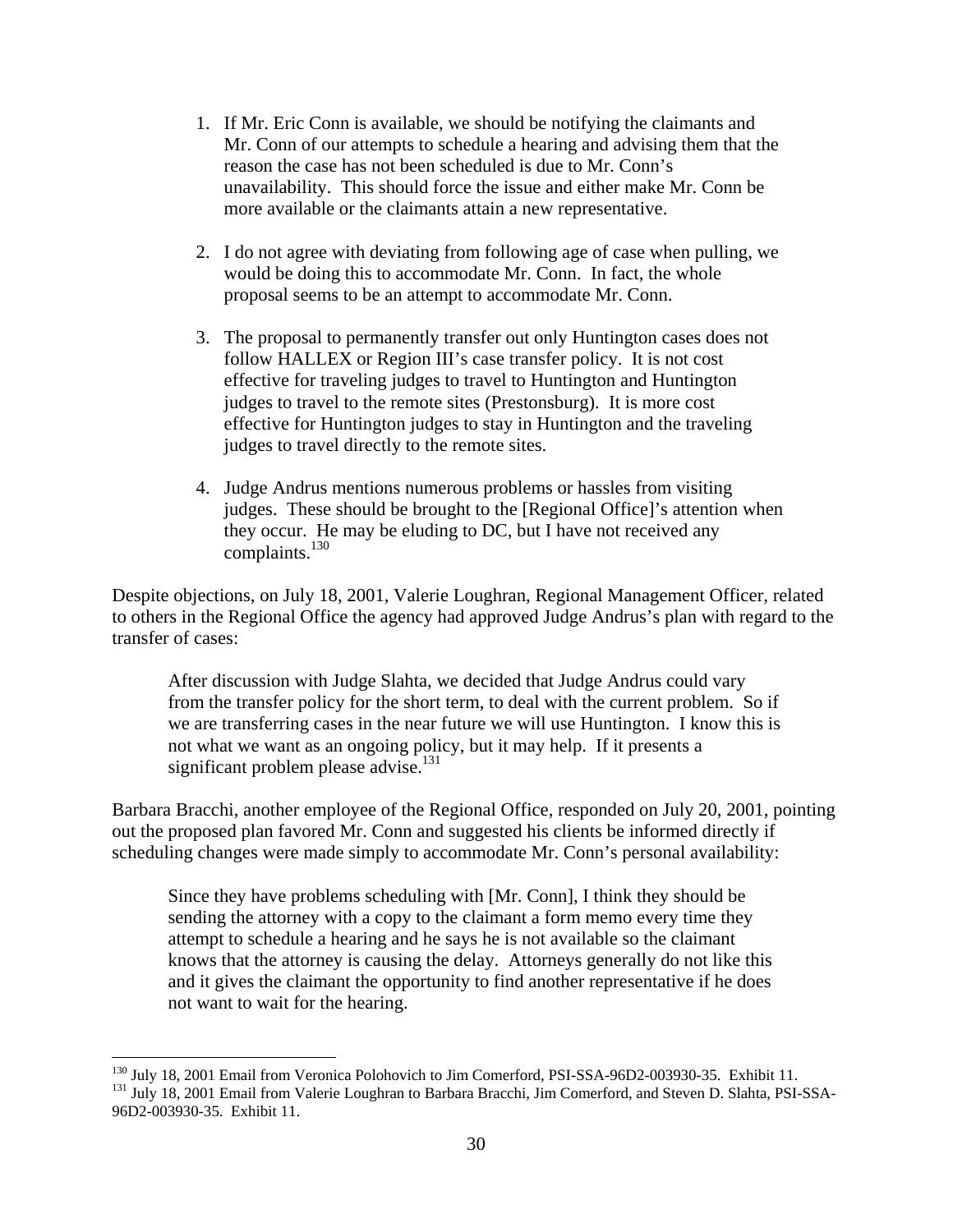1. If Mr. Eric Conn is available, we should be notifying the claimants and Mr. Conn of our attempts to schedule a hearing and advising them that the reason the case has not been scheduled is due to Mr. Conn's unavailability. This should force the issue and either make Mr. Conn be more available or the claimants attain a new representative.

2. I do not agree with deviating from following age of case when pulling, we would be doing this to accommodate Mr. Conn. In fact, the whole proposal seems to be an attempt to accommodate Mr. Conn.

3. The proposal to permanently transfer out only Huntington cases does not follow HALLEX or Region III's case transfer policy. It is not cost effective for traveling judges to travel to Huntington and Huntington judges to travel to the remote sites (Prestonsburg). It is more cost effective for Huntington judges to stay in Huntington and the traveling judges to travel directly to the remote sites.

4. Judge Andrus mentions numerous problems or hassles from visiting judges. These should be brought to the [Regional Office]'s attention when they occur. He may be eluding to DC, but I have not received any complaints.[130]

Despite objections, on July 18, 2001, Valerie Loughran, Regional Management Officer, related to others in the Regional Office the agency had approved Judge Andrus's plan with regard to the transfer of cases:

> After discussion with Judge Slahta, we decided that Judge Andrus could vary from the transfer policy for the short term, to deal with the current problem. So if we are transferring cases in the near future we will use Huntington. I know this is not what we want as an ongoing policy, but it may help. If it presents a significant problem please advise.[131]

Barbara Bracchi, another employee of the Regional Office, responded on July 20, 2001, pointing out the proposed plan favored Mr. Conn and suggested his clients be informed directly if scheduling changes were made simply to accommodate Mr. Conn's personal availability:

> Since they have problems scheduling with [Mr. Conn], I think they should be sending the attorney with a copy to the claimant a form memo every time they attempt to schedule a hearing and he says he is not available so the claimant knows that the attorney is causing the delay. Attorneys generally do not like this and it gives the claimant the opportunity to find another representative if he does not want to wait for the hearing.

---

[130] July 18, 2001 Email from Veronica Polohovich to Jim Comerford, PSI-SSA-96D2-003930-35. Exhibit 11.

[131] July 18, 2001 Email from Valerie Loughran to Barbara Bracchi, Jim Comerford, and Steven D. Slahta, PSI-SSA-96D2-003930-35. Exhibit 11.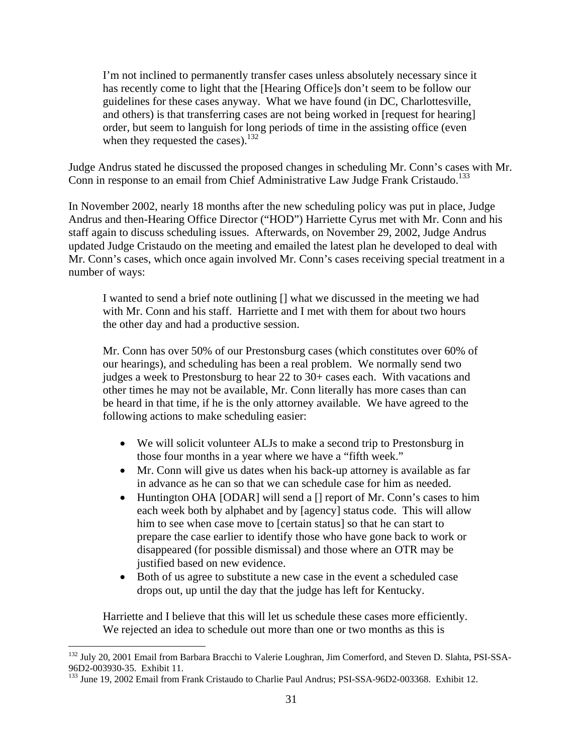> I'm not inclined to permanently transfer cases unless absolutely necessary since it has recently come to light that the [Hearing Office]s don't seem to be follow our guidelines for these cases anyway. What we have found (in DC, Charlottesville, and others) is that transferring cases are not being worked in [request for hearing] order, but seem to languish for long periods of time in the assisting office (even when they requested the cases).[132]

Judge Andrus stated he discussed the proposed changes in scheduling Mr. Conn's cases with Mr. Conn in response to an email from Chief Administrative Law Judge Frank Cristaudo.[133]

In November 2002, nearly 18 months after the new scheduling policy was put in place, Judge Andrus and then-Hearing Office Director ("HOD") Harriette Cyrus met with Mr. Conn and his staff again to discuss scheduling issues. Afterwards, on November 29, 2002, Judge Andrus updated Judge Cristaudo on the meeting and emailed the latest plan he developed to deal with Mr. Conn's cases, which once again involved Mr. Conn's cases receiving special treatment in a number of ways:

> I wanted to send a brief note outlining [] what we discussed in the meeting we had with Mr. Conn and his staff. Harriette and I met with them for about two hours the other day and had a productive session.
>
> Mr. Conn has over 50% of our Prestonsburg cases (which constitutes over 60% of our hearings), and scheduling has been a real problem. We normally send two judges a week to Prestonsburg to hear 22 to 30+ cases each. With vacations and other times he may not be available, Mr. Conn literally has more cases than can be heard in that time, if he is the only attorney available. We have agreed to the following actions to make scheduling easier:
>
> - We will solicit volunteer ALJs to make a second trip to Prestonsburg in those four months in a year where we have a "fifth week."
> - Mr. Conn will give us dates when his back-up attorney is available as far in advance as he can so that we can schedule case for him as needed.
> - Huntington OHA [ODAR] will send a [] report of Mr. Conn's cases to him each week both by alphabet and by [agency] status code. This will allow him to see when case move to [certain status] so that he can start to prepare the case earlier to identify those who have gone back to work or disappeared (for possible dismissal) and those where an OTR may be justified based on new evidence.
> - Both of us agree to substitute a new case in the event a scheduled case drops out, up until the day that the judge has left for Kentucky.
>
> Harriette and I believe that this will let us schedule these cases more efficiently. We rejected an idea to schedule out more than one or two months as this is

[132] July 20, 2001 Email from Barbara Bracchi to Valerie Loughran, Jim Comerford, and Steven D. Slahta, PSI-SSA-96D2-003930-35. Exhibit 11.

[133] June 19, 2002 Email from Frank Cristaudo to Charlie Paul Andrus; PSI-SSA-96D2-003368. Exhibit 12.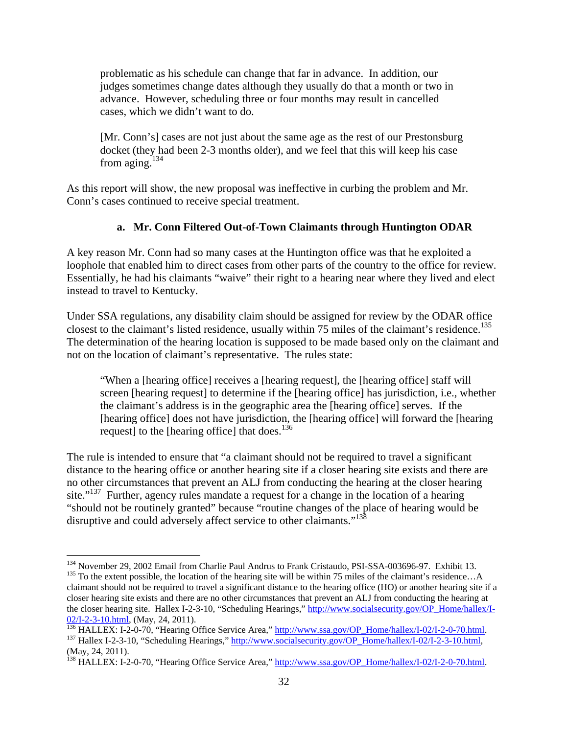problematic as his schedule can change that far in advance. In addition, our judges sometimes change dates although they usually do that a month or two in advance. However, scheduling three or four months may result in cancelled cases, which we didn't want to do.

> [Mr. Conn's] cases are not just about the same age as the rest of our Prestonsburg docket (they had been 2-3 months older), and we feel that this will keep his case from aging.[134]

As this report will show, the new proposal was ineffective in curbing the problem and Mr. Conn's cases continued to receive special treatment.

### a. Mr. Conn Filtered Out-of-Town Claimants through Huntington ODAR

A key reason Mr. Conn had so many cases at the Huntington office was that he exploited a loophole that enabled him to direct cases from other parts of the country to the office for review. Essentially, he had his claimants "waive" their right to a hearing near where they lived and elect instead to travel to Kentucky.

Under SSA regulations, any disability claim should be assigned for review by the ODAR office closest to the claimant's listed residence, usually within 75 miles of the claimant's residence.[135] The determination of the hearing location is supposed to be made based only on the claimant and not on the location of claimant's representative. The rules state:

> "When a [hearing office] receives a [hearing request], the [hearing office] staff will screen [hearing request] to determine if the [hearing office] has jurisdiction, i.e., whether the claimant's address is in the geographic area the [hearing office] serves. If the [hearing office] does not have jurisdiction, the [hearing office] will forward the [hearing request] to the [hearing office] that does.[136]

The rule is intended to ensure that "a claimant should not be required to travel a significant distance to the hearing office or another hearing site if a closer hearing site exists and there are no other circumstances that prevent an ALJ from conducting the hearing at the closer hearing site."[137] Further, agency rules mandate a request for a change in the location of a hearing "should not be routinely granted" because "routine changes of the place of hearing would be disruptive and could adversely affect service to other claimants."[138]

---

[134] November 29, 2002 Email from Charlie Paul Andrus to Frank Cristaudo, PSI-SSA-003696-97. Exhibit 13.

[135] To the extent possible, the location of the hearing site will be within 75 miles of the claimant's residence…A claimant should not be required to travel a significant distance to the hearing office (HO) or another hearing site if a closer hearing site exists and there are no other circumstances that prevent an ALJ from conducting the hearing at the closer hearing site. Hallex I-2-3-10, "Scheduling Hearings," http://www.socialsecurity.gov/OP_Home/hallex/I-02/I-2-3-10.html, (May, 24, 2011).

[136] HALLEX: I-2-0-70, "Hearing Office Service Area," http://www.ssa.gov/OP_Home/hallex/I-02/I-2-0-70.html.

[137] Hallex I-2-3-10, "Scheduling Hearings," http://www.socialsecurity.gov/OP_Home/hallex/I-02/I-2-3-10.html, (May, 24, 2011).

[138] HALLEX: I-2-0-70, "Hearing Office Service Area," http://www.ssa.gov/OP_Home/hallex/I-02/I-2-0-70.html.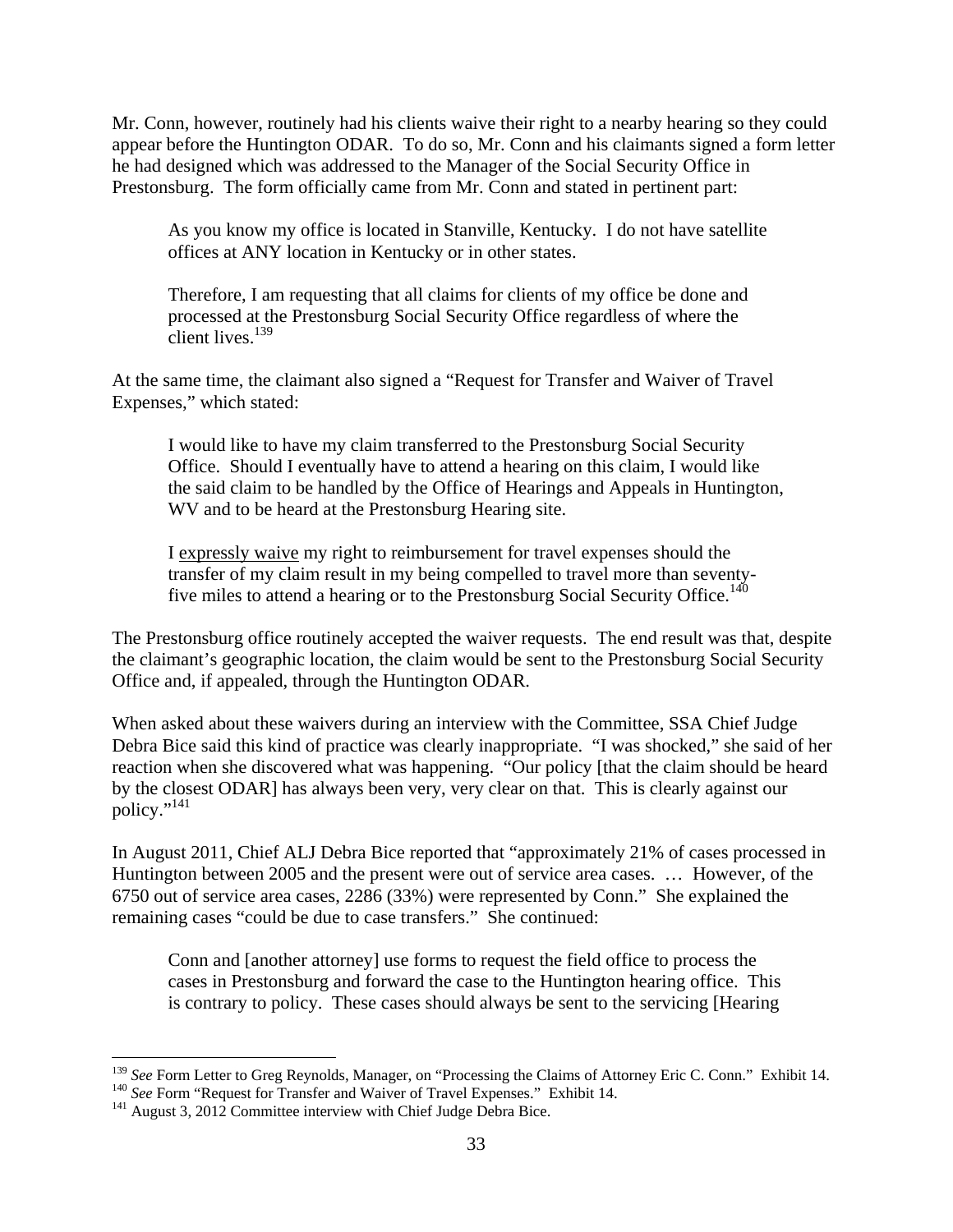Mr. Conn, however, routinely had his clients waive their right to a nearby hearing so they could appear before the Huntington ODAR. To do so, Mr. Conn and his claimants signed a form letter he had designed which was addressed to the Manager of the Social Security Office in Prestonsburg. The form officially came from Mr. Conn and stated in pertinent part:

> As you know my office is located in Stanville, Kentucky. I do not have satellite offices at ANY location in Kentucky or in other states.
>
> Therefore, I am requesting that all claims for clients of my office be done and processed at the Prestonsburg Social Security Office regardless of where the client lives.[139]

At the same time, the claimant also signed a "Request for Transfer and Waiver of Travel Expenses," which stated:

> I would like to have my claim transferred to the Prestonsburg Social Security Office. Should I eventually have to attend a hearing on this claim, I would like the said claim to be handled by the Office of Hearings and Appeals in Huntington, WV and to be heard at the Prestonsburg Hearing site.
>
> I <u>expressly waive</u> my right to reimbursement for travel expenses should the transfer of my claim result in my being compelled to travel more than seventy-five miles to attend a hearing or to the Prestonsburg Social Security Office.[140]

The Prestonsburg office routinely accepted the waiver requests. The end result was that, despite the claimant's geographic location, the claim would be sent to the Prestonsburg Social Security Office and, if appealed, through the Huntington ODAR.

When asked about these waivers during an interview with the Committee, SSA Chief Judge Debra Bice said this kind of practice was clearly inappropriate. "I was shocked," she said of her reaction when she discovered what was happening. "Our policy [that the claim should be heard by the closest ODAR] has always been very, very clear on that. This is clearly against our policy."[141]

In August 2011, Chief ALJ Debra Bice reported that "approximately 21% of cases processed in Huntington between 2005 and the present were out of service area cases. … However, of the 6750 out of service area cases, 2286 (33%) were represented by Conn." She explained the remaining cases "could be due to case transfers." She continued:

> Conn and [another attorney] use forms to request the field office to process the cases in Prestonsburg and forward the case to the Huntington hearing office. This is contrary to policy. These cases should always be sent to the servicing [Hearing

---

[139] *See* Form Letter to Greg Reynolds, Manager, on "Processing the Claims of Attorney Eric C. Conn." Exhibit 14.

[140] *See* Form "Request for Transfer and Waiver of Travel Expenses." Exhibit 14.

[141] August 3, 2012 Committee interview with Chief Judge Debra Bice.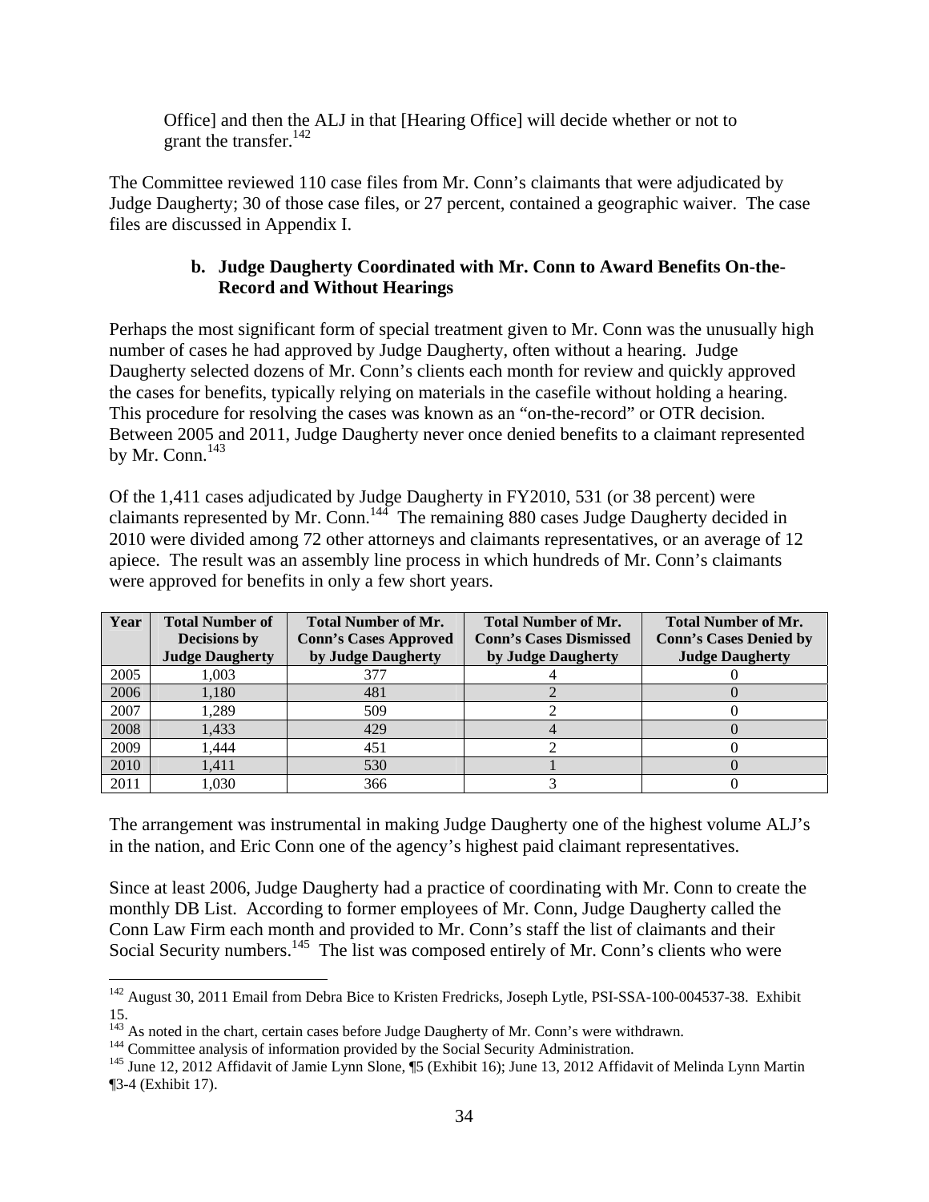> Office] and then the ALJ in that [Hearing Office] will decide whether or not to grant the transfer.[142]

The Committee reviewed 110 case files from Mr. Conn's claimants that were adjudicated by Judge Daugherty; 30 of those case files, or 27 percent, contained a geographic waiver. The case files are discussed in Appendix I.

### b. Judge Daugherty Coordinated with Mr. Conn to Award Benefits On-the-Record and Without Hearings

Perhaps the most significant form of special treatment given to Mr. Conn was the unusually high number of cases he had approved by Judge Daugherty, often without a hearing. Judge Daugherty selected dozens of Mr. Conn's clients each month for review and quickly approved the cases for benefits, typically relying on materials in the casefile without holding a hearing. This procedure for resolving the cases was known as an "on-the-record" or OTR decision. Between 2005 and 2011, Judge Daugherty never once denied benefits to a claimant represented by Mr. Conn.[143]

Of the 1,411 cases adjudicated by Judge Daugherty in FY2010, 531 (or 38 percent) were claimants represented by Mr. Conn.[144] The remaining 880 cases Judge Daugherty decided in 2010 were divided among 72 other attorneys and claimants representatives, or an average of 12 apiece. The result was an assembly line process in which hundreds of Mr. Conn's claimants were approved for benefits in only a few short years.

| Year | Total Number of Decisions by Judge Daugherty | Total Number of Mr. Conn's Cases Approved by Judge Daugherty | Total Number of Mr. Conn's Cases Dismissed by Judge Daugherty | Total Number of Mr. Conn's Cases Denied by Judge Daugherty |
|---|---|---|---|---|
| 2005 | 1,003 | 377 | 4 | 0 |
| 2006 | 1,180 | 481 | 2 | 0 |
| 2007 | 1,289 | 509 | 2 | 0 |
| 2008 | 1,433 | 429 | 4 | 0 |
| 2009 | 1,444 | 451 | 2 | 0 |
| 2010 | 1,411 | 530 | 1 | 0 |
| 2011 | 1,030 | 366 | 3 | 0 |

The arrangement was instrumental in making Judge Daugherty one of the highest volume ALJ's in the nation, and Eric Conn one of the agency's highest paid claimant representatives.

Since at least 2006, Judge Daugherty had a practice of coordinating with Mr. Conn to create the monthly DB List. According to former employees of Mr. Conn, Judge Daugherty called the Conn Law Firm each month and provided to Mr. Conn's staff the list of claimants and their Social Security numbers.[145] The list was composed entirely of Mr. Conn's clients who were

---

[142] August 30, 2011 Email from Debra Bice to Kristen Fredricks, Joseph Lytle, PSI-SSA-100-004537-38. Exhibit 15.

[143] As noted in the chart, certain cases before Judge Daugherty of Mr. Conn's were withdrawn.

[144] Committee analysis of information provided by the Social Security Administration.

[145] June 12, 2012 Affidavit of Jamie Lynn Slone, ¶5 (Exhibit 16); June 13, 2012 Affidavit of Melinda Lynn Martin ¶3-4 (Exhibit 17).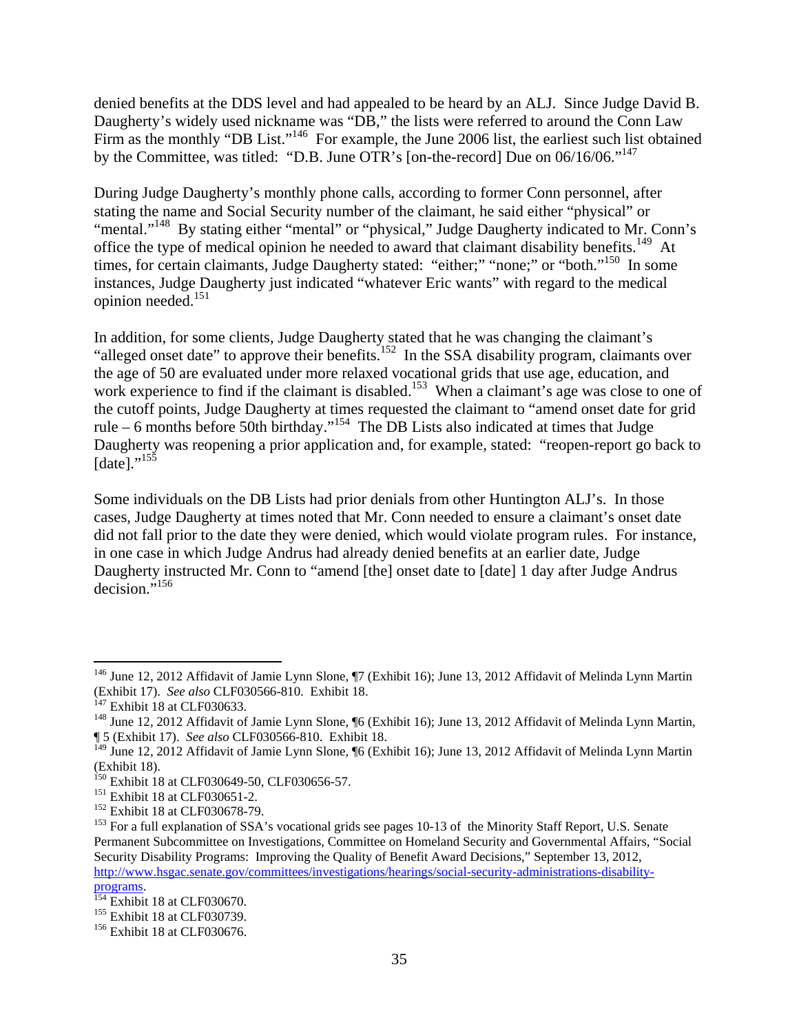denied benefits at the DDS level and had appealed to be heard by an ALJ. Since Judge David B. Daugherty's widely used nickname was "DB," the lists were referred to around the Conn Law Firm as the monthly "DB List."[146] For example, the June 2006 list, the earliest such list obtained by the Committee, was titled: "D.B. June OTR's [on-the-record] Due on 06/16/06."[147]

During Judge Daugherty's monthly phone calls, according to former Conn personnel, after stating the name and Social Security number of the claimant, he said either "physical" or "mental."[148] By stating either "mental" or "physical," Judge Daugherty indicated to Mr. Conn's office the type of medical opinion he needed to award that claimant disability benefits.[149] At times, for certain claimants, Judge Daugherty stated: "either;" "none;" or "both."[150] In some instances, Judge Daugherty just indicated "whatever Eric wants" with regard to the medical opinion needed.[151]

In addition, for some clients, Judge Daugherty stated that he was changing the claimant's "alleged onset date" to approve their benefits.[152] In the SSA disability program, claimants over the age of 50 are evaluated under more relaxed vocational grids that use age, education, and work experience to find if the claimant is disabled.[153] When a claimant's age was close to one of the cutoff points, Judge Daugherty at times requested the claimant to "amend onset date for grid rule – 6 months before 50th birthday."[154] The DB Lists also indicated at times that Judge Daugherty was reopening a prior application and, for example, stated: "reopen-report go back to [date]."[155]

Some individuals on the DB Lists had prior denials from other Huntington ALJ's. In those cases, Judge Daugherty at times noted that Mr. Conn needed to ensure a claimant's onset date did not fall prior to the date they were denied, which would violate program rules. For instance, in one case in which Judge Andrus had already denied benefits at an earlier date, Judge Daugherty instructed Mr. Conn to "amend [the] onset date to [date] 1 day after Judge Andrus decision."[156]

---

[146] June 12, 2012 Affidavit of Jamie Lynn Slone, ¶7 (Exhibit 16); June 13, 2012 Affidavit of Melinda Lynn Martin (Exhibit 17). *See also* CLF030566-810. Exhibit 18.

[147] Exhibit 18 at CLF030633.

[148] June 12, 2012 Affidavit of Jamie Lynn Slone, ¶6 (Exhibit 16); June 13, 2012 Affidavit of Melinda Lynn Martin, ¶ 5 (Exhibit 17). *See also* CLF030566-810. Exhibit 18.

[149] June 12, 2012 Affidavit of Jamie Lynn Slone, ¶6 (Exhibit 16); June 13, 2012 Affidavit of Melinda Lynn Martin (Exhibit 18).

[150] Exhibit 18 at CLF030649-50, CLF030656-57.

[151] Exhibit 18 at CLF030651-2.

[152] Exhibit 18 at CLF030678-79.

[153] For a full explanation of SSA's vocational grids see pages 10-13 of the Minority Staff Report, U.S. Senate Permanent Subcommittee on Investigations, Committee on Homeland Security and Governmental Affairs, "Social Security Disability Programs: Improving the Quality of Benefit Award Decisions," September 13, 2012, http://www.hsgac.senate.gov/committees/investigations/hearings/social-security-administrations-disability-programs.

[154] Exhibit 18 at CLF030670.

[155] Exhibit 18 at CLF030739.

[156] Exhibit 18 at CLF030676.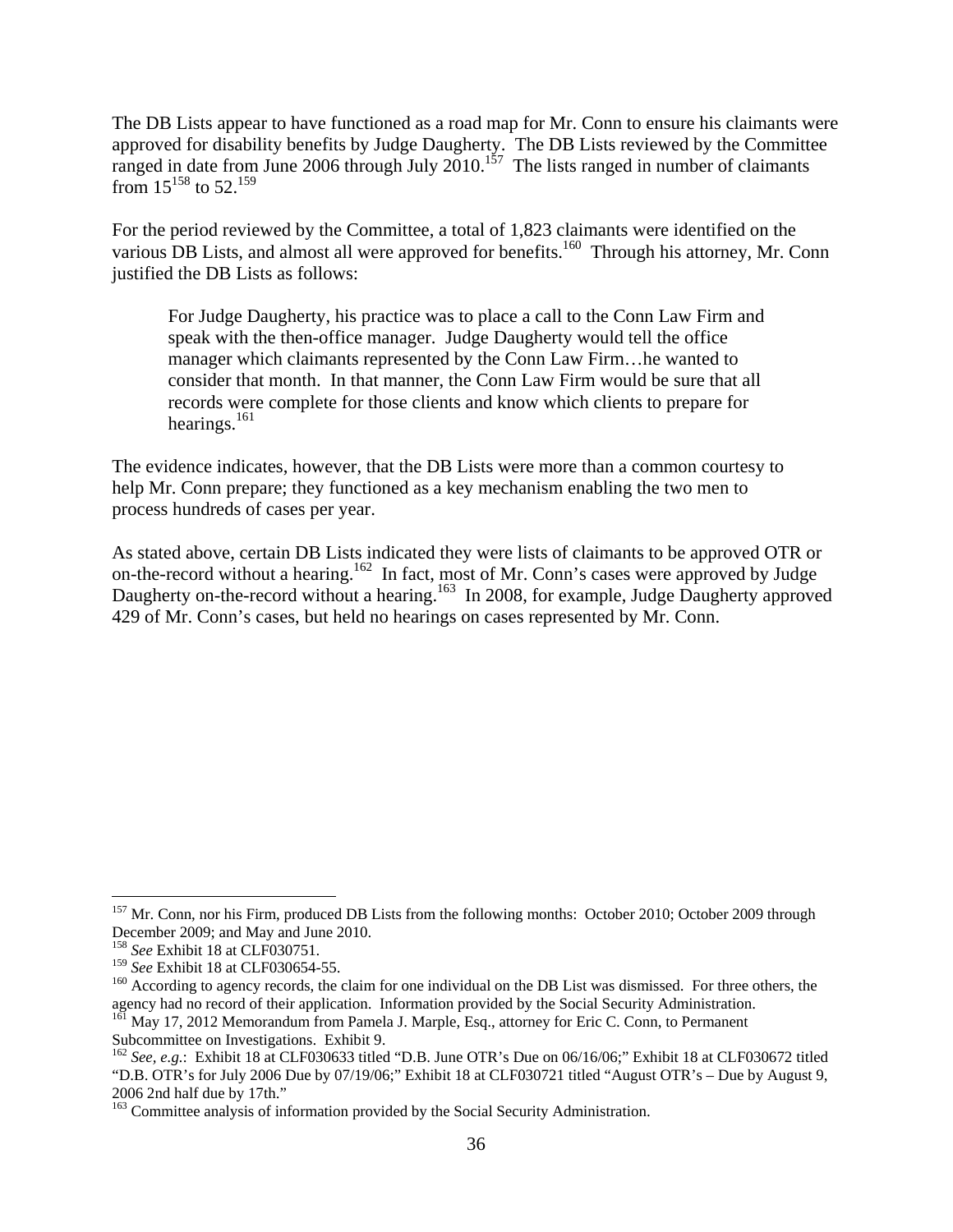The DB Lists appear to have functioned as a road map for Mr. Conn to ensure his claimants were approved for disability benefits by Judge Daugherty. The DB Lists reviewed by the Committee ranged in date from June 2006 through July 2010.[157] The lists ranged in number of claimants from 15[158] to 52.[159]

For the period reviewed by the Committee, a total of 1,823 claimants were identified on the various DB Lists, and almost all were approved for benefits.[160] Through his attorney, Mr. Conn justified the DB Lists as follows:

> For Judge Daugherty, his practice was to place a call to the Conn Law Firm and speak with the then-office manager. Judge Daugherty would tell the office manager which claimants represented by the Conn Law Firm…he wanted to consider that month. In that manner, the Conn Law Firm would be sure that all records were complete for those clients and know which clients to prepare for hearings.[161]

The evidence indicates, however, that the DB Lists were more than a common courtesy to help Mr. Conn prepare; they functioned as a key mechanism enabling the two men to process hundreds of cases per year.

As stated above, certain DB Lists indicated they were lists of claimants to be approved OTR or on-the-record without a hearing.[162] In fact, most of Mr. Conn's cases were approved by Judge Daugherty on-the-record without a hearing.[163] In 2008, for example, Judge Daugherty approved 429 of Mr. Conn's cases, but held no hearings on cases represented by Mr. Conn.

---

[157] Mr. Conn, nor his Firm, produced DB Lists from the following months: October 2010; October 2009 through December 2009; and May and June 2010.

[158] *See* Exhibit 18 at CLF030751.

[159] *See* Exhibit 18 at CLF030654-55.

[160] According to agency records, the claim for one individual on the DB List was dismissed. For three others, the agency had no record of their application. Information provided by the Social Security Administration.

[161] May 17, 2012 Memorandum from Pamela J. Marple, Esq., attorney for Eric C. Conn, to Permanent Subcommittee on Investigations. Exhibit 9.

[162] *See, e.g.*: Exhibit 18 at CLF030633 titled "D.B. June OTR's Due on 06/16/06;" Exhibit 18 at CLF030672 titled "D.B. OTR's for July 2006 Due by 07/19/06;" Exhibit 18 at CLF030721 titled "August OTR's – Due by August 9, 2006 2nd half due by 17th."

[163] Committee analysis of information provided by the Social Security Administration.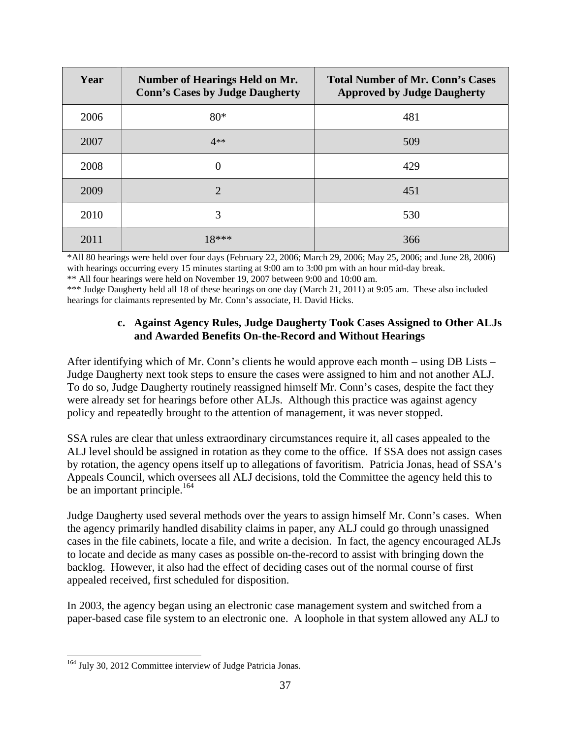| Year | Number of Hearings Held on Mr. Conn's Cases by Judge Daugherty | Total Number of Mr. Conn's Cases Approved by Judge Daugherty |
|---|---|---|
| 2006 | 80* | 481 |
| 2007 | 4** | 509 |
| 2008 | 0 | 429 |
| 2009 | 2 | 451 |
| 2010 | 3 | 530 |
| 2011 | 18*** | 366 |

*All 80 hearings were held over four days (February 22, 2006; March 29, 2006; May 25, 2006; and June 28, 2006) with hearings occurring every 15 minutes starting at 9:00 am to 3:00 pm with an hour mid-day break.
** All four hearings were held on November 19, 2007 between 9:00 and 10:00 am.
*** Judge Daugherty held all 18 of these hearings on one day (March 21, 2011) at 9:05 am. These also included hearings for claimants represented by Mr. Conn's associate, H. David Hicks.

#### c. Against Agency Rules, Judge Daugherty Took Cases Assigned to Other ALJs and Awarded Benefits On-the-Record and Without Hearings

After identifying which of Mr. Conn's clients he would approve each month – using DB Lists – Judge Daugherty next took steps to ensure the cases were assigned to him and not another ALJ. To do so, Judge Daugherty routinely reassigned himself Mr. Conn's cases, despite the fact they were already set for hearings before other ALJs. Although this practice was against agency policy and repeatedly brought to the attention of management, it was never stopped.

SSA rules are clear that unless extraordinary circumstances require it, all cases appealed to the ALJ level should be assigned in rotation as they come to the office. If SSA does not assign cases by rotation, the agency opens itself up to allegations of favoritism. Patricia Jonas, head of SSA's Appeals Council, which oversees all ALJ decisions, told the Committee the agency held this to be an important principle.[164]

Judge Daugherty used several methods over the years to assign himself Mr. Conn's cases. When the agency primarily handled disability claims in paper, any ALJ could go through unassigned cases in the file cabinets, locate a file, and write a decision. In fact, the agency encouraged ALJs to locate and decide as many cases as possible on-the-record to assist with bringing down the backlog. However, it also had the effect of deciding cases out of the normal course of first appealed received, first scheduled for disposition.

In 2003, the agency began using an electronic case management system and switched from a paper-based case file system to an electronic one. A loophole in that system allowed any ALJ to

---

[164] July 30, 2012 Committee interview of Judge Patricia Jonas.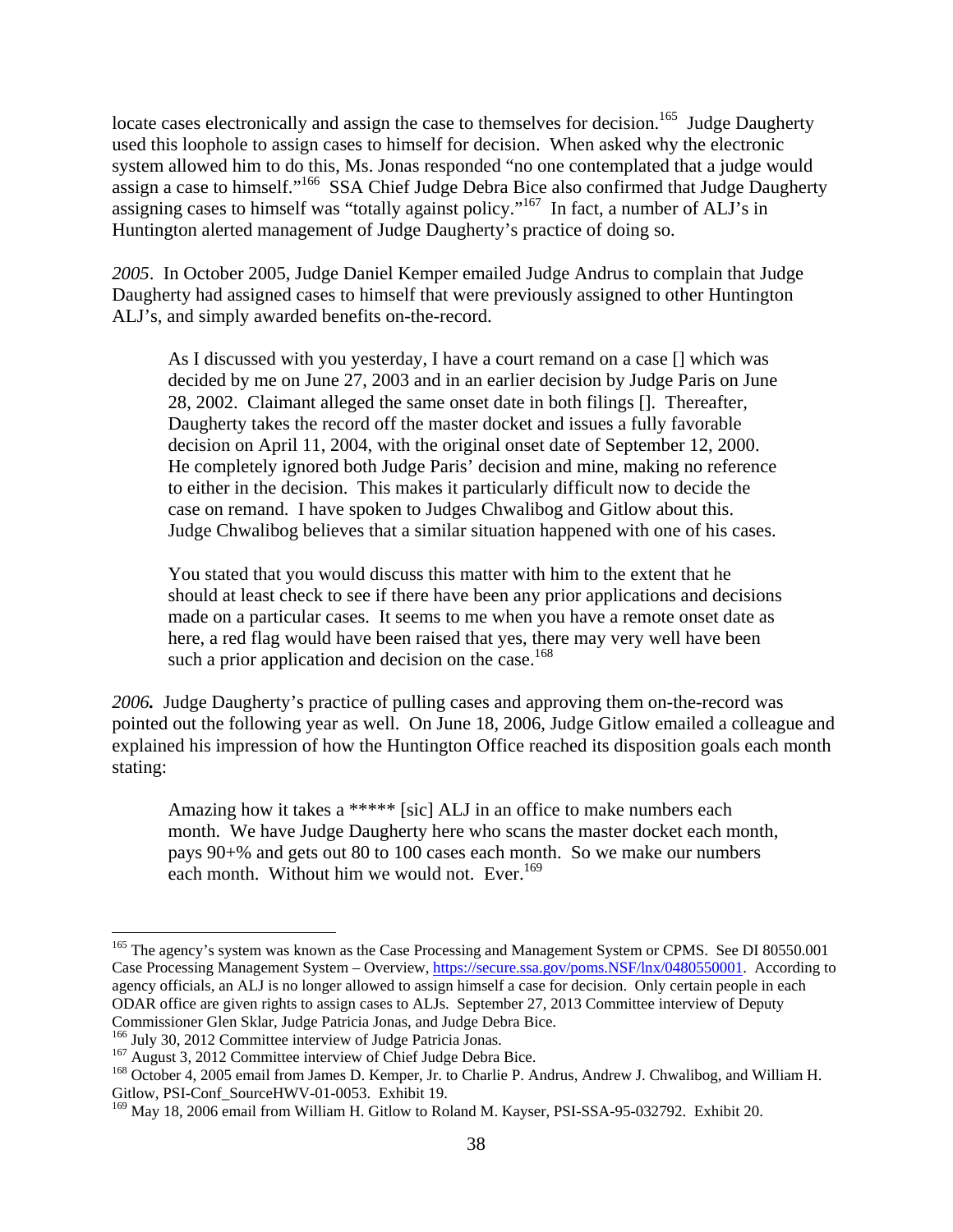locate cases electronically and assign the case to themselves for decision.[165] Judge Daugherty used this loophole to assign cases to himself for decision. When asked why the electronic system allowed him to do this, Ms. Jonas responded "no one contemplated that a judge would assign a case to himself."[166] SSA Chief Judge Debra Bice also confirmed that Judge Daugherty assigning cases to himself was "totally against policy."[167] In fact, a number of ALJ's in Huntington alerted management of Judge Daugherty's practice of doing so.

*2005*. In October 2005, Judge Daniel Kemper emailed Judge Andrus to complain that Judge Daugherty had assigned cases to himself that were previously assigned to other Huntington ALJ's, and simply awarded benefits on-the-record.

> As I discussed with you yesterday, I have a court remand on a case [] which was decided by me on June 27, 2003 and in an earlier decision by Judge Paris on June 28, 2002. Claimant alleged the same onset date in both filings []. Thereafter, Daugherty takes the record off the master docket and issues a fully favorable decision on April 11, 2004, with the original onset date of September 12, 2000. He completely ignored both Judge Paris' decision and mine, making no reference to either in the decision. This makes it particularly difficult now to decide the case on remand. I have spoken to Judges Chwalibog and Gitlow about this. Judge Chwalibog believes that a similar situation happened with one of his cases.
>
> You stated that you would discuss this matter with him to the extent that he should at least check to see if there have been any prior applications and decisions made on a particular cases. It seems to me when you have a remote onset date as here, a red flag would have been raised that yes, there may very well have been such a prior application and decision on the case.[168]

***2006.*** Judge Daugherty's practice of pulling cases and approving them on-the-record was pointed out the following year as well. On June 18, 2006, Judge Gitlow emailed a colleague and explained his impression of how the Huntington Office reached its disposition goals each month stating:

> Amazing how it takes a ***** [sic] ALJ in an office to make numbers each month. We have Judge Daugherty here who scans the master docket each month, pays 90+% and gets out 80 to 100 cases each month. So we make our numbers each month. Without him we would not. Ever.[169]

---

[165] The agency's system was known as the Case Processing and Management System or CPMS. See DI 80550.001 Case Processing Management System – Overview, https://secure.ssa.gov/poms.NSF/lnx/0480550001. According to agency officials, an ALJ is no longer allowed to assign himself a case for decision. Only certain people in each ODAR office are given rights to assign cases to ALJs. September 27, 2013 Committee interview of Deputy Commissioner Glen Sklar, Judge Patricia Jonas, and Judge Debra Bice.

[166] July 30, 2012 Committee interview of Judge Patricia Jonas.

[167] August 3, 2012 Committee interview of Chief Judge Debra Bice.

[168] October 4, 2005 email from James D. Kemper, Jr. to Charlie P. Andrus, Andrew J. Chwalibog, and William H. Gitlow, PSI-Conf_SourceHWV-01-0053. Exhibit 19.

[169] May 18, 2006 email from William H. Gitlow to Roland M. Kayser, PSI-SSA-95-032792. Exhibit 20.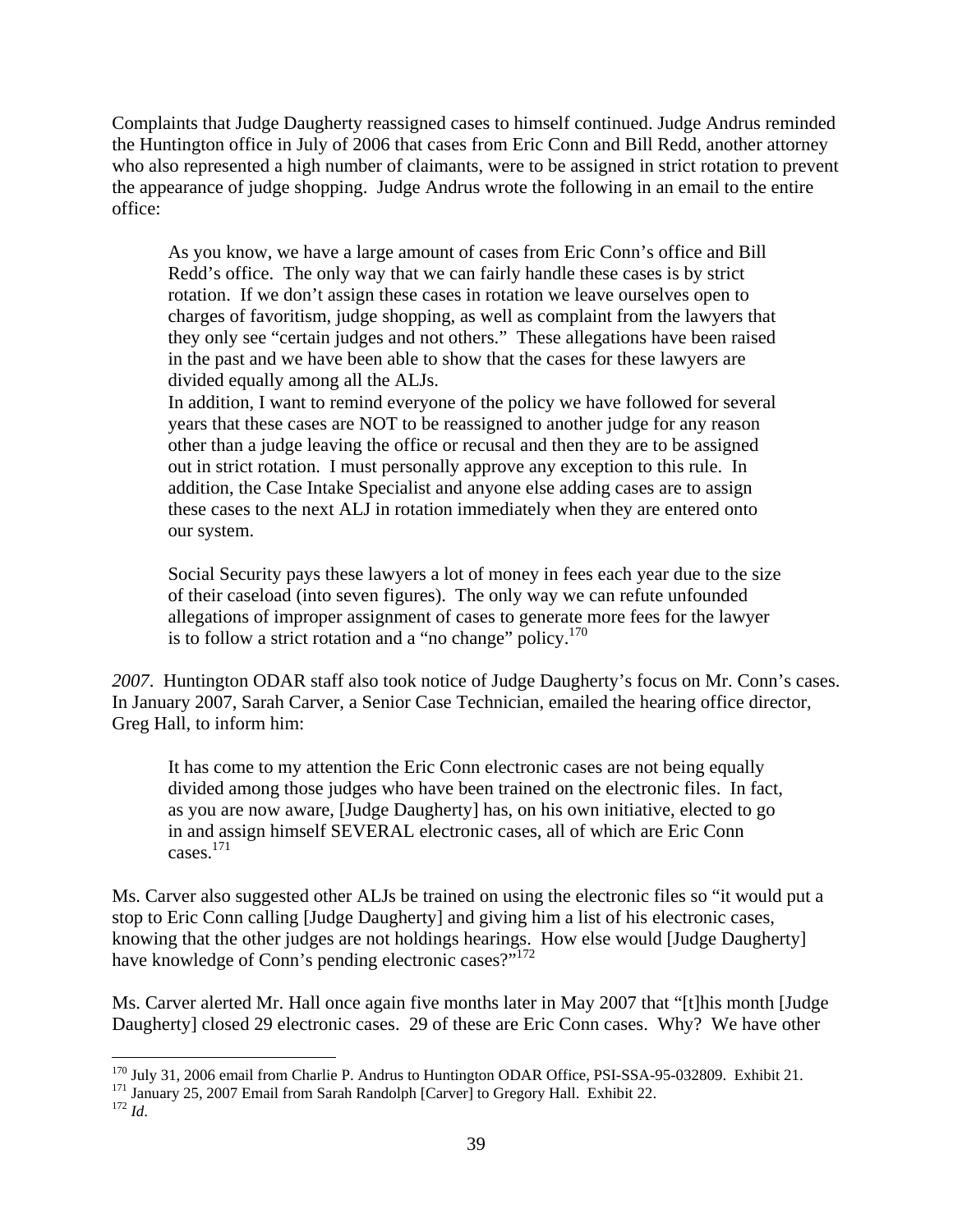Complaints that Judge Daugherty reassigned cases to himself continued. Judge Andrus reminded the Huntington office in July of 2006 that cases from Eric Conn and Bill Redd, another attorney who also represented a high number of claimants, were to be assigned in strict rotation to prevent the appearance of judge shopping. Judge Andrus wrote the following in an email to the entire office:

> As you know, we have a large amount of cases from Eric Conn's office and Bill Redd's office. The only way that we can fairly handle these cases is by strict rotation. If we don't assign these cases in rotation we leave ourselves open to charges of favoritism, judge shopping, as well as complaint from the lawyers that they only see "certain judges and not others." These allegations have been raised in the past and we have been able to show that the cases for these lawyers are divided equally among all the ALJs.
>
> In addition, I want to remind everyone of the policy we have followed for several years that these cases are NOT to be reassigned to another judge for any reason other than a judge leaving the office or recusal and then they are to be assigned out in strict rotation. I must personally approve any exception to this rule. In addition, the Case Intake Specialist and anyone else adding cases are to assign these cases to the next ALJ in rotation immediately when they are entered onto our system.
>
> Social Security pays these lawyers a lot of money in fees each year due to the size of their caseload (into seven figures). The only way we can refute unfounded allegations of improper assignment of cases to generate more fees for the lawyer is to follow a strict rotation and a "no change" policy.[170]

*2007*. Huntington ODAR staff also took notice of Judge Daugherty's focus on Mr. Conn's cases. In January 2007, Sarah Carver, a Senior Case Technician, emailed the hearing office director, Greg Hall, to inform him:

> It has come to my attention the Eric Conn electronic cases are not being equally divided among those judges who have been trained on the electronic files. In fact, as you are now aware, [Judge Daugherty] has, on his own initiative, elected to go in and assign himself SEVERAL electronic cases, all of which are Eric Conn cases.[171]

Ms. Carver also suggested other ALJs be trained on using the electronic files so "it would put a stop to Eric Conn calling [Judge Daugherty] and giving him a list of his electronic cases, knowing that the other judges are not holdings hearings. How else would [Judge Daugherty] have knowledge of Conn's pending electronic cases?"[172]

Ms. Carver alerted Mr. Hall once again five months later in May 2007 that "[t]his month [Judge Daugherty] closed 29 electronic cases. 29 of these are Eric Conn cases. Why? We have other

---

[170] July 31, 2006 email from Charlie P. Andrus to Huntington ODAR Office, PSI-SSA-95-032809. Exhibit 21.

[171] January 25, 2007 Email from Sarah Randolph [Carver] to Gregory Hall. Exhibit 22.

[172] *Id*.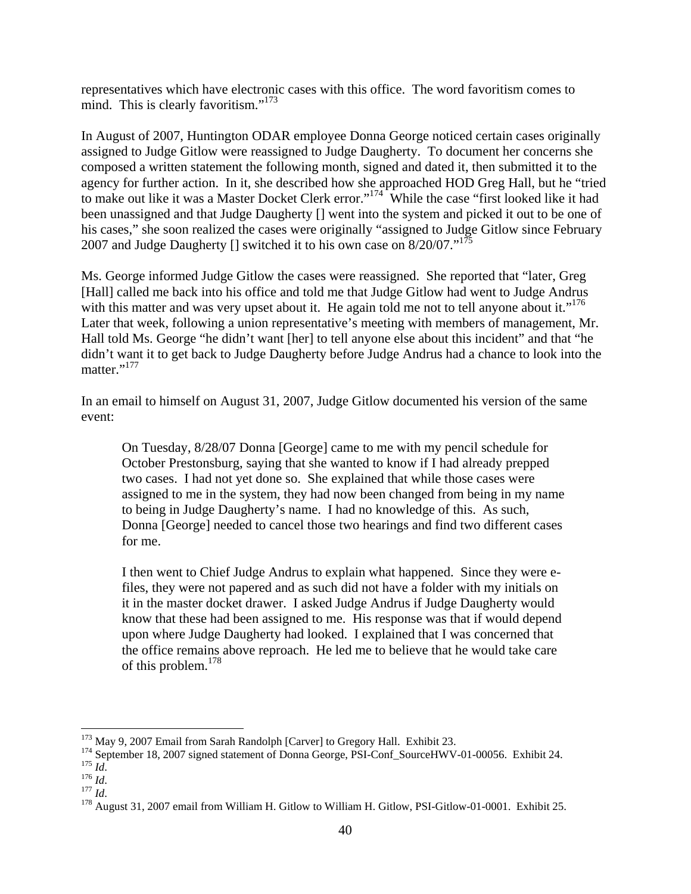representatives which have electronic cases with this office. The word favoritism comes to mind. This is clearly favoritism."[173]

In August of 2007, Huntington ODAR employee Donna George noticed certain cases originally assigned to Judge Gitlow were reassigned to Judge Daugherty. To document her concerns she composed a written statement the following month, signed and dated it, then submitted it to the agency for further action. In it, she described how she approached HOD Greg Hall, but he "tried to make out like it was a Master Docket Clerk error."[174] While the case "first looked like it had been unassigned and that Judge Daugherty [] went into the system and picked it out to be one of his cases," she soon realized the cases were originally "assigned to Judge Gitlow since February 2007 and Judge Daugherty [] switched it to his own case on 8/20/07."[175]

Ms. George informed Judge Gitlow the cases were reassigned. She reported that "later, Greg [Hall] called me back into his office and told me that Judge Gitlow had went to Judge Andrus with this matter and was very upset about it. He again told me not to tell anyone about it."[176] Later that week, following a union representative's meeting with members of management, Mr. Hall told Ms. George "he didn't want [her] to tell anyone else about this incident" and that "he didn't want it to get back to Judge Daugherty before Judge Andrus had a chance to look into the matter."[177]

In an email to himself on August 31, 2007, Judge Gitlow documented his version of the same event:

> On Tuesday, 8/28/07 Donna [George] came to me with my pencil schedule for October Prestonsburg, saying that she wanted to know if I had already prepped two cases. I had not yet done so. She explained that while those cases were assigned to me in the system, they had now been changed from being in my name to being in Judge Daugherty's name. I had no knowledge of this. As such, Donna [George] needed to cancel those two hearings and find two different cases for me.
>
> I then went to Chief Judge Andrus to explain what happened. Since they were e-files, they were not papered and as such did not have a folder with my initials on it in the master docket drawer. I asked Judge Andrus if Judge Daugherty would know that these had been assigned to me. His response was that if would depend upon where Judge Daugherty had looked. I explained that I was concerned that the office remains above reproach. He led me to believe that he would take care of this problem.[178]

---

[173] May 9, 2007 Email from Sarah Randolph [Carver] to Gregory Hall. Exhibit 23.
[174] September 18, 2007 signed statement of Donna George, PSI-Conf_SourceHWV-01-00056. Exhibit 24.
[175] *Id*.
[176] *Id*.
[177] *Id*.
[178] August 31, 2007 email from William H. Gitlow to William H. Gitlow, PSI-Gitlow-01-0001. Exhibit 25.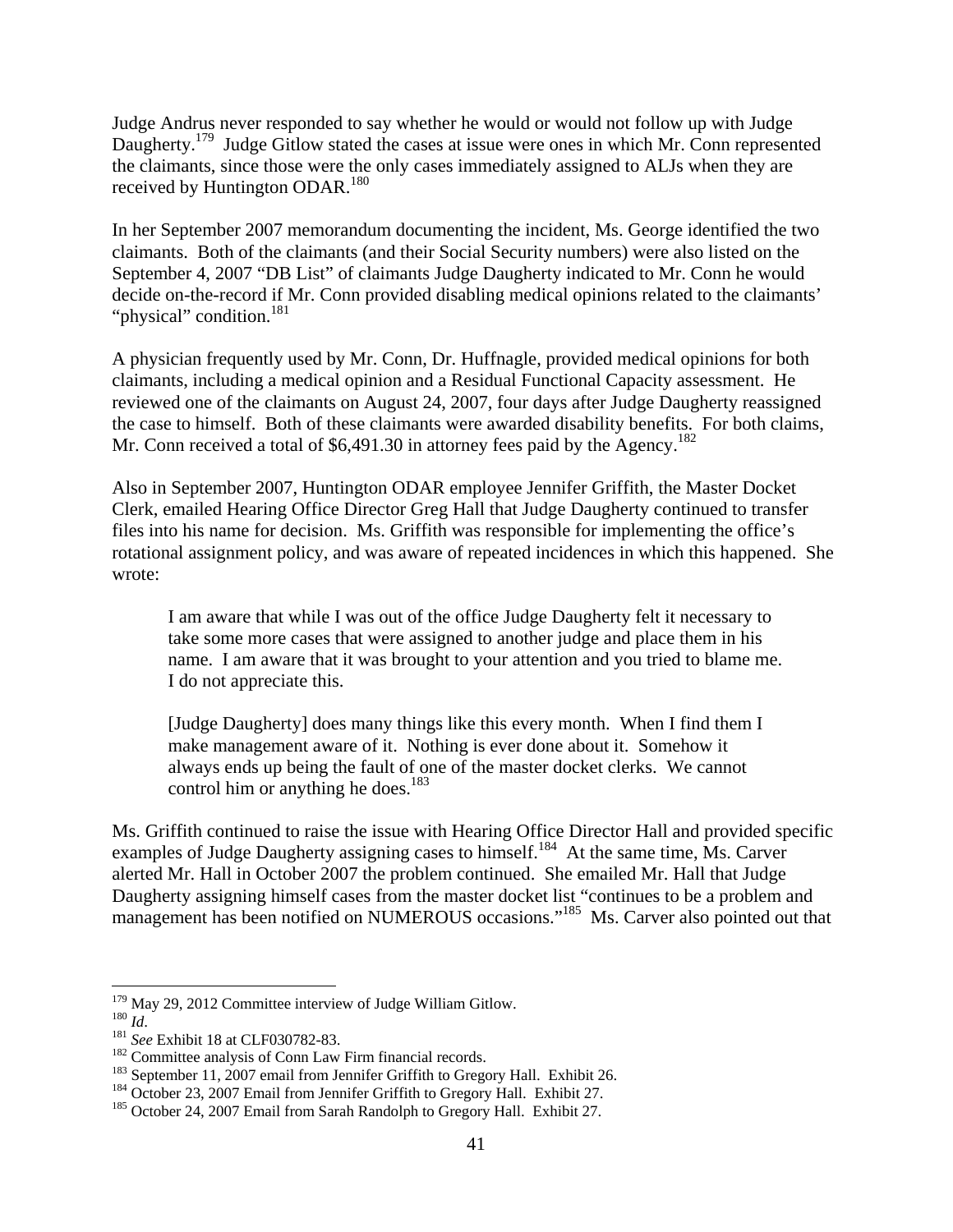Judge Andrus never responded to say whether he would or would not follow up with Judge Daugherty.[179] Judge Gitlow stated the cases at issue were ones in which Mr. Conn represented the claimants, since those were the only cases immediately assigned to ALJs when they are received by Huntington ODAR.[180]

In her September 2007 memorandum documenting the incident, Ms. George identified the two claimants. Both of the claimants (and their Social Security numbers) were also listed on the September 4, 2007 "DB List" of claimants Judge Daugherty indicated to Mr. Conn he would decide on-the-record if Mr. Conn provided disabling medical opinions related to the claimants' "physical" condition.[181]

A physician frequently used by Mr. Conn, Dr. Huffnagle, provided medical opinions for both claimants, including a medical opinion and a Residual Functional Capacity assessment. He reviewed one of the claimants on August 24, 2007, four days after Judge Daugherty reassigned the case to himself. Both of these claimants were awarded disability benefits. For both claims, Mr. Conn received a total of $6,491.30 in attorney fees paid by the Agency.[182]

Also in September 2007, Huntington ODAR employee Jennifer Griffith, the Master Docket Clerk, emailed Hearing Office Director Greg Hall that Judge Daugherty continued to transfer files into his name for decision. Ms. Griffith was responsible for implementing the office's rotational assignment policy, and was aware of repeated incidences in which this happened. She wrote:

> I am aware that while I was out of the office Judge Daugherty felt it necessary to take some more cases that were assigned to another judge and place them in his name. I am aware that it was brought to your attention and you tried to blame me. I do not appreciate this.
>
> [Judge Daugherty] does many things like this every month. When I find them I make management aware of it. Nothing is ever done about it. Somehow it always ends up being the fault of one of the master docket clerks. We cannot control him or anything he does.[183]

Ms. Griffith continued to raise the issue with Hearing Office Director Hall and provided specific examples of Judge Daugherty assigning cases to himself.[184] At the same time, Ms. Carver alerted Mr. Hall in October 2007 the problem continued. She emailed Mr. Hall that Judge Daugherty assigning himself cases from the master docket list "continues to be a problem and management has been notified on NUMEROUS occasions."[185] Ms. Carver also pointed out that

---

[179] May 29, 2012 Committee interview of Judge William Gitlow.

[180] *Id*.

[181] *See* Exhibit 18 at CLF030782-83.

[182] Committee analysis of Conn Law Firm financial records.

[183] September 11, 2007 email from Jennifer Griffith to Gregory Hall. Exhibit 26.

[184] October 23, 2007 Email from Jennifer Griffith to Gregory Hall. Exhibit 27.

[185] October 24, 2007 Email from Sarah Randolph to Gregory Hall. Exhibit 27.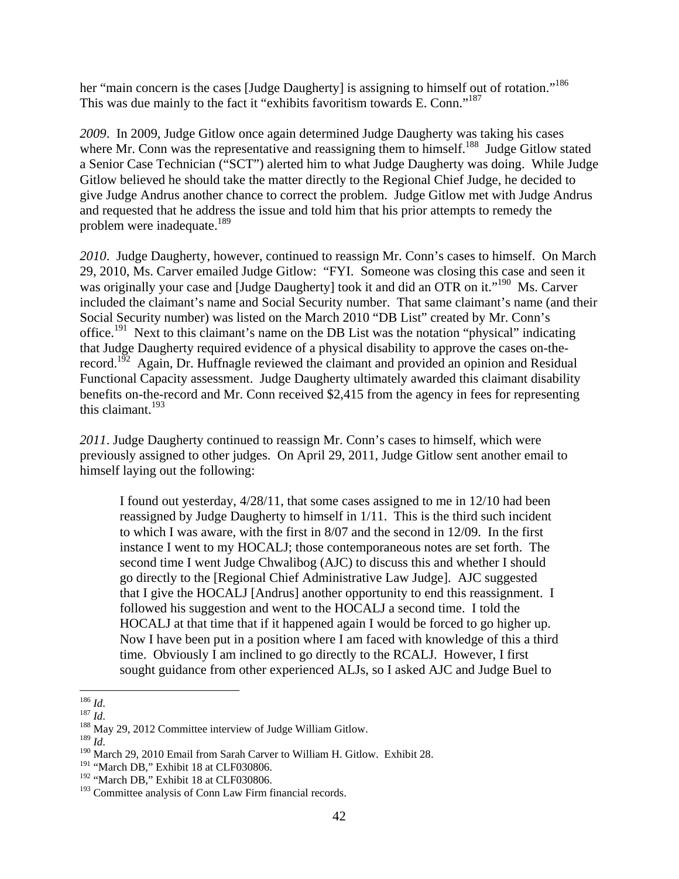her "main concern is the cases [Judge Daugherty] is assigning to himself out of rotation."[186] This was due mainly to the fact it "exhibits favoritism towards E. Conn."[187]

*2009*. In 2009, Judge Gitlow once again determined Judge Daugherty was taking his cases where Mr. Conn was the representative and reassigning them to himself.[188] Judge Gitlow stated a Senior Case Technician ("SCT") alerted him to what Judge Daugherty was doing. While Judge Gitlow believed he should take the matter directly to the Regional Chief Judge, he decided to give Judge Andrus another chance to correct the problem. Judge Gitlow met with Judge Andrus and requested that he address the issue and told him that his prior attempts to remedy the problem were inadequate.[189]

*2010*. Judge Daugherty, however, continued to reassign Mr. Conn's cases to himself. On March 29, 2010, Ms. Carver emailed Judge Gitlow: "FYI. Someone was closing this case and seen it was originally your case and [Judge Daugherty] took it and did an OTR on it."[190] Ms. Carver included the claimant's name and Social Security number. That same claimant's name (and their Social Security number) was listed on the March 2010 "DB List" created by Mr. Conn's office.[191] Next to this claimant's name on the DB List was the notation "physical" indicating that Judge Daugherty required evidence of a physical disability to approve the cases on-the-record.[192] Again, Dr. Huffnagle reviewed the claimant and provided an opinion and Residual Functional Capacity assessment. Judge Daugherty ultimately awarded this claimant disability benefits on-the-record and Mr. Conn received $2,415 from the agency in fees for representing this claimant.[193]

*2011*. Judge Daugherty continued to reassign Mr. Conn's cases to himself, which were previously assigned to other judges. On April 29, 2011, Judge Gitlow sent another email to himself laying out the following:

> I found out yesterday, 4/28/11, that some cases assigned to me in 12/10 had been reassigned by Judge Daugherty to himself in 1/11. This is the third such incident to which I was aware, with the first in 8/07 and the second in 12/09. In the first instance I went to my HOCALJ; those contemporaneous notes are set forth. The second time I went Judge Chwalibog (AJC) to discuss this and whether I should go directly to the [Regional Chief Administrative Law Judge]. AJC suggested that I give the HOCALJ [Andrus] another opportunity to end this reassignment. I followed his suggestion and went to the HOCALJ a second time. I told the HOCALJ at that time that if it happened again I would be forced to go higher up. Now I have been put in a position where I am faced with knowledge of this a third time. Obviously I am inclined to go directly to the RCALJ. However, I first sought guidance from other experienced ALJs, so I asked AJC and Judge Buel to

---

[186] *Id*.
[187] *Id*.
[188] May 29, 2012 Committee interview of Judge William Gitlow.
[189] *Id*.
[190] March 29, 2010 Email from Sarah Carver to William H. Gitlow. Exhibit 28.
[191] "March DB," Exhibit 18 at CLF030806.
[192] "March DB," Exhibit 18 at CLF030806.
[193] Committee analysis of Conn Law Firm financial records.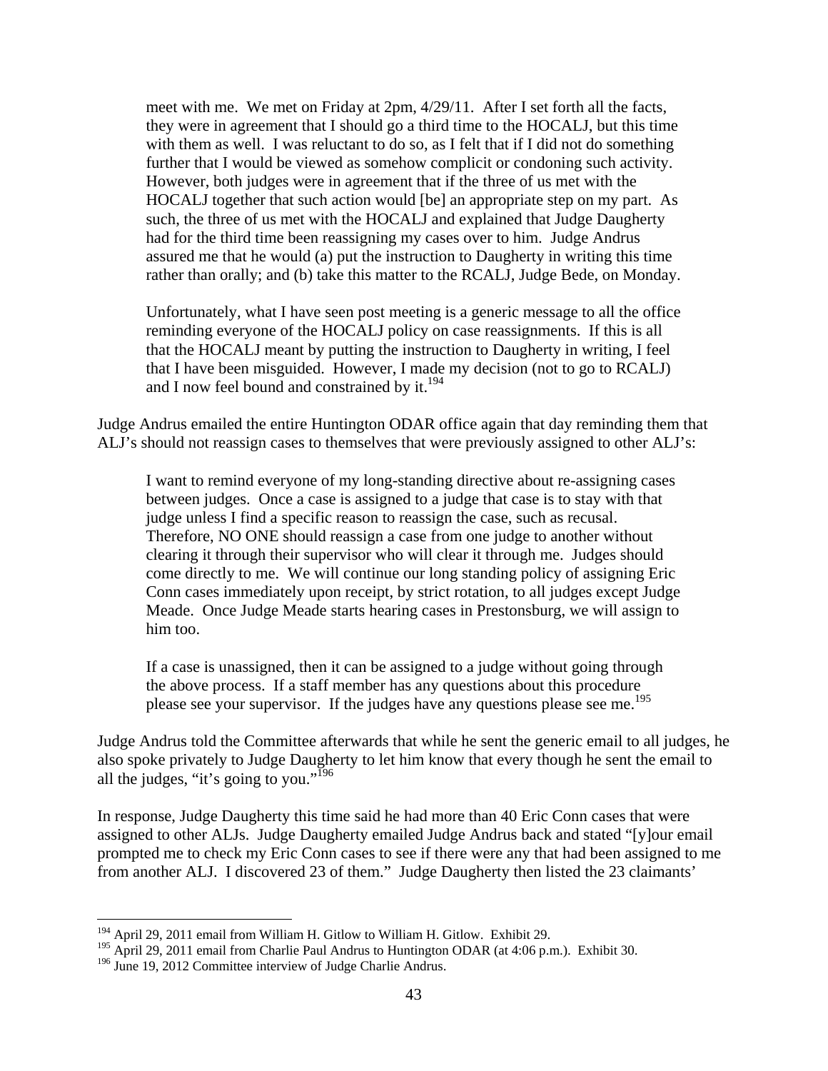> meet with me. We met on Friday at 2pm, 4/29/11. After I set forth all the facts, they were in agreement that I should go a third time to the HOCALJ, but this time with them as well. I was reluctant to do so, as I felt that if I did not do something further that I would be viewed as somehow complicit or condoning such activity. However, both judges were in agreement that if the three of us met with the HOCALJ together that such action would [be] an appropriate step on my part. As such, the three of us met with the HOCALJ and explained that Judge Daugherty had for the third time been reassigning my cases over to him. Judge Andrus assured me that he would (a) put the instruction to Daugherty in writing this time rather than orally; and (b) take this matter to the RCALJ, Judge Bede, on Monday.
>
> Unfortunately, what I have seen post meeting is a generic message to all the office reminding everyone of the HOCALJ policy on case reassignments. If this is all that the HOCALJ meant by putting the instruction to Daugherty in writing, I feel that I have been misguided. However, I made my decision (not to go to RCALJ) and I now feel bound and constrained by it.[194]

Judge Andrus emailed the entire Huntington ODAR office again that day reminding them that ALJ's should not reassign cases to themselves that were previously assigned to other ALJ's:

> I want to remind everyone of my long-standing directive about re-assigning cases between judges. Once a case is assigned to a judge that case is to stay with that judge unless I find a specific reason to reassign the case, such as recusal. Therefore, NO ONE should reassign a case from one judge to another without clearing it through their supervisor who will clear it through me. Judges should come directly to me. We will continue our long standing policy of assigning Eric Conn cases immediately upon receipt, by strict rotation, to all judges except Judge Meade. Once Judge Meade starts hearing cases in Prestonsburg, we will assign to him too.
>
> If a case is unassigned, then it can be assigned to a judge without going through the above process. If a staff member has any questions about this procedure please see your supervisor. If the judges have any questions please see me.[195]

Judge Andrus told the Committee afterwards that while he sent the generic email to all judges, he also spoke privately to Judge Daugherty to let him know that every though he sent the email to all the judges, "it's going to you."[196]

In response, Judge Daugherty this time said he had more than 40 Eric Conn cases that were assigned to other ALJs. Judge Daugherty emailed Judge Andrus back and stated "[y]our email prompted me to check my Eric Conn cases to see if there were any that had been assigned to me from another ALJ. I discovered 23 of them." Judge Daugherty then listed the 23 claimants'

---

[194] April 29, 2011 email from William H. Gitlow to William H. Gitlow. Exhibit 29.

[195] April 29, 2011 email from Charlie Paul Andrus to Huntington ODAR (at 4:06 p.m.). Exhibit 30.

[196] June 19, 2012 Committee interview of Judge Charlie Andrus.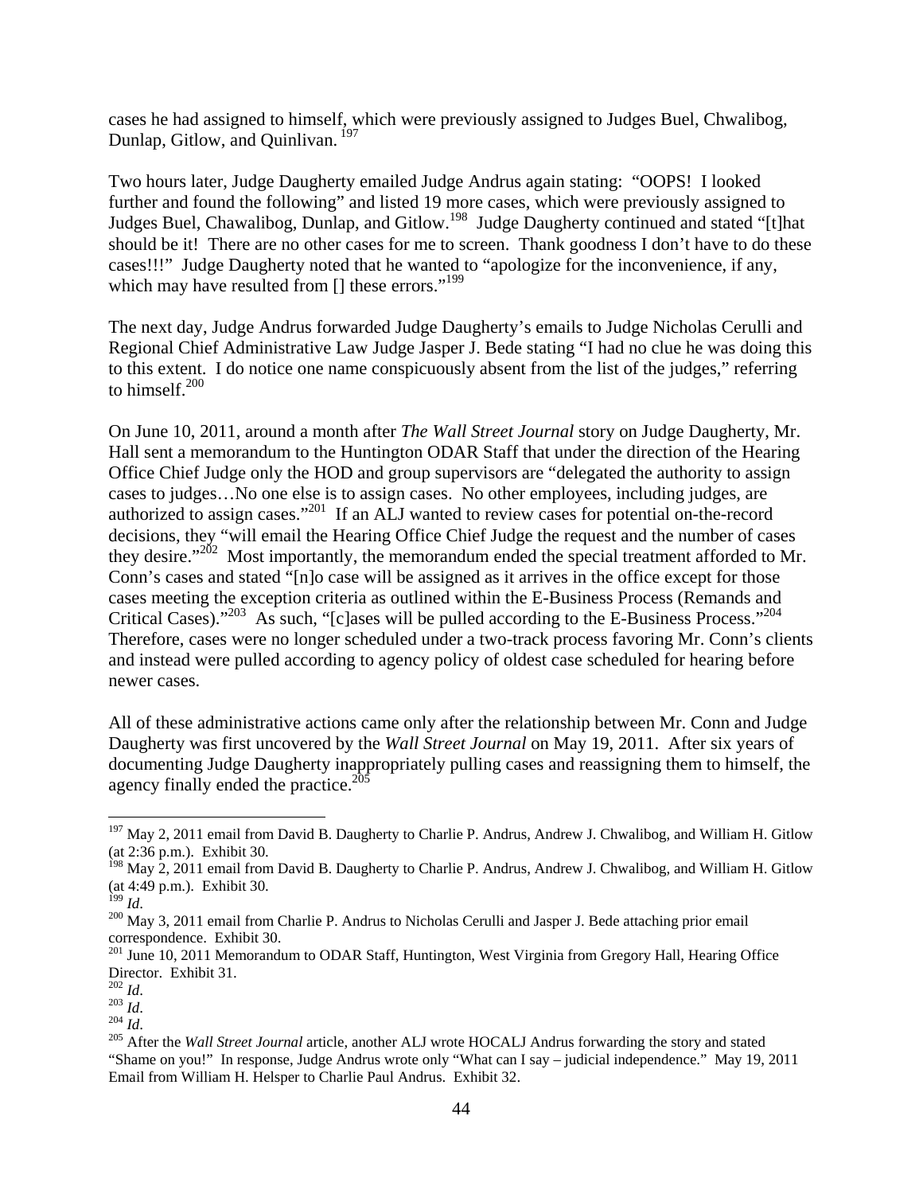cases he had assigned to himself, which were previously assigned to Judges Buel, Chwalibog, Dunlap, Gitlow, and Quinlivan. [197]

Two hours later, Judge Daugherty emailed Judge Andrus again stating: "OOPS! I looked further and found the following" and listed 19 more cases, which were previously assigned to Judges Buel, Chawalibog, Dunlap, and Gitlow.[198] Judge Daugherty continued and stated "[t]hat should be it! There are no other cases for me to screen. Thank goodness I don't have to do these cases!!!" Judge Daugherty noted that he wanted to "apologize for the inconvenience, if any, which may have resulted from [] these errors."[199]

The next day, Judge Andrus forwarded Judge Daugherty's emails to Judge Nicholas Cerulli and Regional Chief Administrative Law Judge Jasper J. Bede stating "I had no clue he was doing this to this extent. I do notice one name conspicuously absent from the list of the judges," referring to himself.[200]

On June 10, 2011, around a month after *The Wall Street Journal* story on Judge Daugherty, Mr. Hall sent a memorandum to the Huntington ODAR Staff that under the direction of the Hearing Office Chief Judge only the HOD and group supervisors are "delegated the authority to assign cases to judges…No one else is to assign cases. No other employees, including judges, are authorized to assign cases."[201] If an ALJ wanted to review cases for potential on-the-record decisions, they "will email the Hearing Office Chief Judge the request and the number of cases they desire."[202] Most importantly, the memorandum ended the special treatment afforded to Mr. Conn's cases and stated "[n]o case will be assigned as it arrives in the office except for those cases meeting the exception criteria as outlined within the E-Business Process (Remands and Critical Cases)."[203] As such, "[c]ases will be pulled according to the E-Business Process."[204] Therefore, cases were no longer scheduled under a two-track process favoring Mr. Conn's clients and instead were pulled according to agency policy of oldest case scheduled for hearing before newer cases.

All of these administrative actions came only after the relationship between Mr. Conn and Judge Daugherty was first uncovered by the *Wall Street Journal* on May 19, 2011. After six years of documenting Judge Daugherty inappropriately pulling cases and reassigning them to himself, the agency finally ended the practice.[205]

---

[197] May 2, 2011 email from David B. Daugherty to Charlie P. Andrus, Andrew J. Chwalibog, and William H. Gitlow (at 2:36 p.m.). Exhibit 30.

[198] May 2, 2011 email from David B. Daugherty to Charlie P. Andrus, Andrew J. Chwalibog, and William H. Gitlow (at 4:49 p.m.). Exhibit 30.

[199] *Id*.

[200] May 3, 2011 email from Charlie P. Andrus to Nicholas Cerulli and Jasper J. Bede attaching prior email correspondence. Exhibit 30.

[201] June 10, 2011 Memorandum to ODAR Staff, Huntington, West Virginia from Gregory Hall, Hearing Office Director. Exhibit 31.

[202] *Id*.

[203] *Id*.

[204] *Id*.

[205] After the *Wall Street Journal* article, another ALJ wrote HOCALJ Andrus forwarding the story and stated "Shame on you!" In response, Judge Andrus wrote only "What can I say – judicial independence." May 19, 2011 Email from William H. Helsper to Charlie Paul Andrus. Exhibit 32.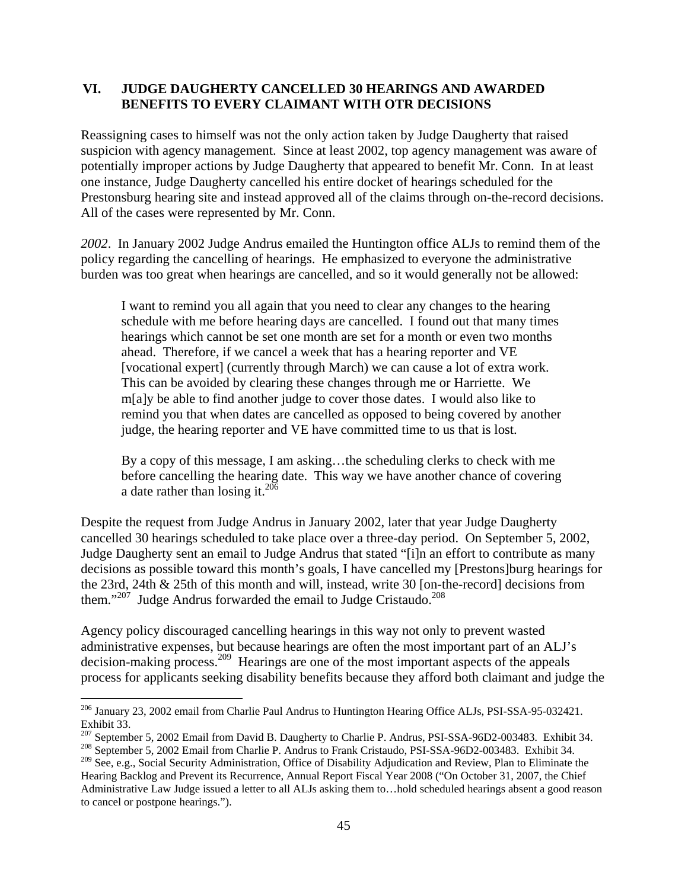## VI. JUDGE DAUGHERTY CANCELLED 30 HEARINGS AND AWARDED BENEFITS TO EVERY CLAIMANT WITH OTR DECISIONS

Reassigning cases to himself was not the only action taken by Judge Daugherty that raised suspicion with agency management. Since at least 2002, top agency management was aware of potentially improper actions by Judge Daugherty that appeared to benefit Mr. Conn. In at least one instance, Judge Daugherty cancelled his entire docket of hearings scheduled for the Prestonsburg hearing site and instead approved all of the claims through on-the-record decisions. All of the cases were represented by Mr. Conn.

*2002*. In January 2002 Judge Andrus emailed the Huntington office ALJs to remind them of the policy regarding the cancelling of hearings. He emphasized to everyone the administrative burden was too great when hearings are cancelled, and so it would generally not be allowed:

> I want to remind you all again that you need to clear any changes to the hearing schedule with me before hearing days are cancelled. I found out that many times hearings which cannot be set one month are set for a month or even two months ahead. Therefore, if we cancel a week that has a hearing reporter and VE [vocational expert] (currently through March) we can cause a lot of extra work. This can be avoided by clearing these changes through me or Harriette. We m[a]y be able to find another judge to cover those dates. I would also like to remind you that when dates are cancelled as opposed to being covered by another judge, the hearing reporter and VE have committed time to us that is lost.
>
> By a copy of this message, I am asking…the scheduling clerks to check with me before cancelling the hearing date. This way we have another chance of covering a date rather than losing it.[206]

Despite the request from Judge Andrus in January 2002, later that year Judge Daugherty cancelled 30 hearings scheduled to take place over a three-day period. On September 5, 2002, Judge Daugherty sent an email to Judge Andrus that stated "[i]n an effort to contribute as many decisions as possible toward this month's goals, I have cancelled my [Prestons]burg hearings for the 23rd, 24th & 25th of this month and will, instead, write 30 [on-the-record] decisions from them."[207] Judge Andrus forwarded the email to Judge Cristaudo.[208]

Agency policy discouraged cancelling hearings in this way not only to prevent wasted administrative expenses, but because hearings are often the most important part of an ALJ's decision-making process.[209] Hearings are one of the most important aspects of the appeals process for applicants seeking disability benefits because they afford both claimant and judge the

---

[206] January 23, 2002 email from Charlie Paul Andrus to Huntington Hearing Office ALJs, PSI-SSA-95-032421. Exhibit 33.

[207] September 5, 2002 Email from David B. Daugherty to Charlie P. Andrus, PSI-SSA-96D2-003483. Exhibit 34.

[208] September 5, 2002 Email from Charlie P. Andrus to Frank Cristaudo, PSI-SSA-96D2-003483. Exhibit 34.

[209] See, e.g., Social Security Administration, Office of Disability Adjudication and Review, Plan to Eliminate the Hearing Backlog and Prevent its Recurrence, Annual Report Fiscal Year 2008 ("On October 31, 2007, the Chief Administrative Law Judge issued a letter to all ALJs asking them to…hold scheduled hearings absent a good reason to cancel or postpone hearings.").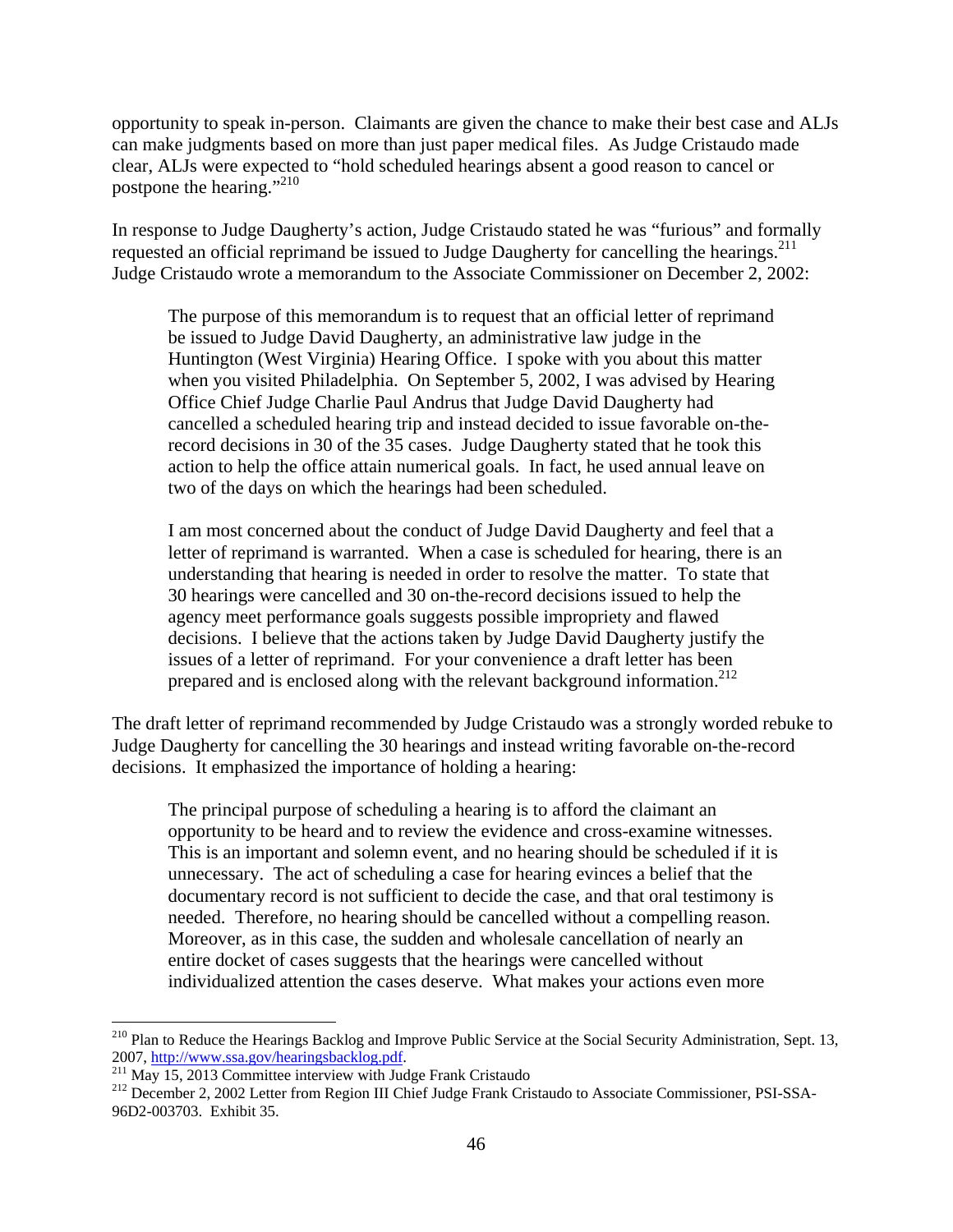opportunity to speak in-person. Claimants are given the chance to make their best case and ALJs can make judgments based on more than just paper medical files. As Judge Cristaudo made clear, ALJs were expected to "hold scheduled hearings absent a good reason to cancel or postpone the hearing."[210]

In response to Judge Daugherty's action, Judge Cristaudo stated he was "furious" and formally requested an official reprimand be issued to Judge Daugherty for cancelling the hearings.[211] Judge Cristaudo wrote a memorandum to the Associate Commissioner on December 2, 2002:

> The purpose of this memorandum is to request that an official letter of reprimand be issued to Judge David Daugherty, an administrative law judge in the Huntington (West Virginia) Hearing Office. I spoke with you about this matter when you visited Philadelphia. On September 5, 2002, I was advised by Hearing Office Chief Judge Charlie Paul Andrus that Judge David Daugherty had cancelled a scheduled hearing trip and instead decided to issue favorable on-the-record decisions in 30 of the 35 cases. Judge Daugherty stated that he took this action to help the office attain numerical goals. In fact, he used annual leave on two of the days on which the hearings had been scheduled.
>
> I am most concerned about the conduct of Judge David Daugherty and feel that a letter of reprimand is warranted. When a case is scheduled for hearing, there is an understanding that hearing is needed in order to resolve the matter. To state that 30 hearings were cancelled and 30 on-the-record decisions issued to help the agency meet performance goals suggests possible impropriety and flawed decisions. I believe that the actions taken by Judge David Daugherty justify the issues of a letter of reprimand. For your convenience a draft letter has been prepared and is enclosed along with the relevant background information.[212]

The draft letter of reprimand recommended by Judge Cristaudo was a strongly worded rebuke to Judge Daugherty for cancelling the 30 hearings and instead writing favorable on-the-record decisions. It emphasized the importance of holding a hearing:

> The principal purpose of scheduling a hearing is to afford the claimant an opportunity to be heard and to review the evidence and cross-examine witnesses. This is an important and solemn event, and no hearing should be scheduled if it is unnecessary. The act of scheduling a case for hearing evinces a belief that the documentary record is not sufficient to decide the case, and that oral testimony is needed. Therefore, no hearing should be cancelled without a compelling reason. Moreover, as in this case, the sudden and wholesale cancellation of nearly an entire docket of cases suggests that the hearings were cancelled without individualized attention the cases deserve. What makes your actions even more

---

[210] Plan to Reduce the Hearings Backlog and Improve Public Service at the Social Security Administration, Sept. 13, 2007, http://www.ssa.gov/hearingsbacklog.pdf.

[211] May 15, 2013 Committee interview with Judge Frank Cristaudo

[212] December 2, 2002 Letter from Region III Chief Judge Frank Cristaudo to Associate Commissioner, PSI-SSA-96D2-003703. Exhibit 35.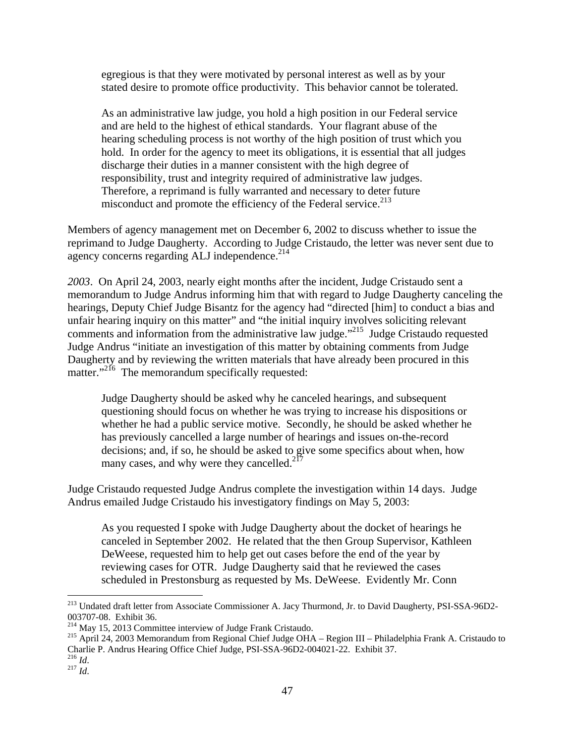> egregious is that they were motivated by personal interest as well as by your stated desire to promote office productivity. This behavior cannot be tolerated.
>
> As an administrative law judge, you hold a high position in our Federal service and are held to the highest of ethical standards. Your flagrant abuse of the hearing scheduling process is not worthy of the high position of trust which you hold. In order for the agency to meet its obligations, it is essential that all judges discharge their duties in a manner consistent with the high degree of responsibility, trust and integrity required of administrative law judges. Therefore, a reprimand is fully warranted and necessary to deter future misconduct and promote the efficiency of the Federal service.[213]

Members of agency management met on December 6, 2002 to discuss whether to issue the reprimand to Judge Daugherty. According to Judge Cristaudo, the letter was never sent due to agency concerns regarding ALJ independence.[214]

*2003*. On April 24, 2003, nearly eight months after the incident, Judge Cristaudo sent a memorandum to Judge Andrus informing him that with regard to Judge Daugherty canceling the hearings, Deputy Chief Judge Bisantz for the agency had "directed [him] to conduct a bias and unfair hearing inquiry on this matter" and "the initial inquiry involves soliciting relevant comments and information from the administrative law judge."[215] Judge Cristaudo requested Judge Andrus "initiate an investigation of this matter by obtaining comments from Judge Daugherty and by reviewing the written materials that have already been procured in this matter."[216] The memorandum specifically requested:

> Judge Daugherty should be asked why he canceled hearings, and subsequent questioning should focus on whether he was trying to increase his dispositions or whether he had a public service motive. Secondly, he should be asked whether he has previously cancelled a large number of hearings and issues on-the-record decisions; and, if so, he should be asked to give some specifics about when, how many cases, and why were they cancelled.[217]

Judge Cristaudo requested Judge Andrus complete the investigation within 14 days. Judge Andrus emailed Judge Cristaudo his investigatory findings on May 5, 2003:

> As you requested I spoke with Judge Daugherty about the docket of hearings he canceled in September 2002. He related that the then Group Supervisor, Kathleen DeWeese, requested him to help get out cases before the end of the year by reviewing cases for OTR. Judge Daugherty said that he reviewed the cases scheduled in Prestonsburg as requested by Ms. DeWeese. Evidently Mr. Conn

---

[213] Undated draft letter from Associate Commissioner A. Jacy Thurmond, Jr. to David Daugherty, PSI-SSA-96D2-003707-08. Exhibit 36.

[214] May 15, 2013 Committee interview of Judge Frank Cristaudo.

[215] April 24, 2003 Memorandum from Regional Chief Judge OHA – Region III – Philadelphia Frank A. Cristaudo to Charlie P. Andrus Hearing Office Chief Judge, PSI-SSA-96D2-004021-22. Exhibit 37.

[216] *Id*.

[217] *Id*.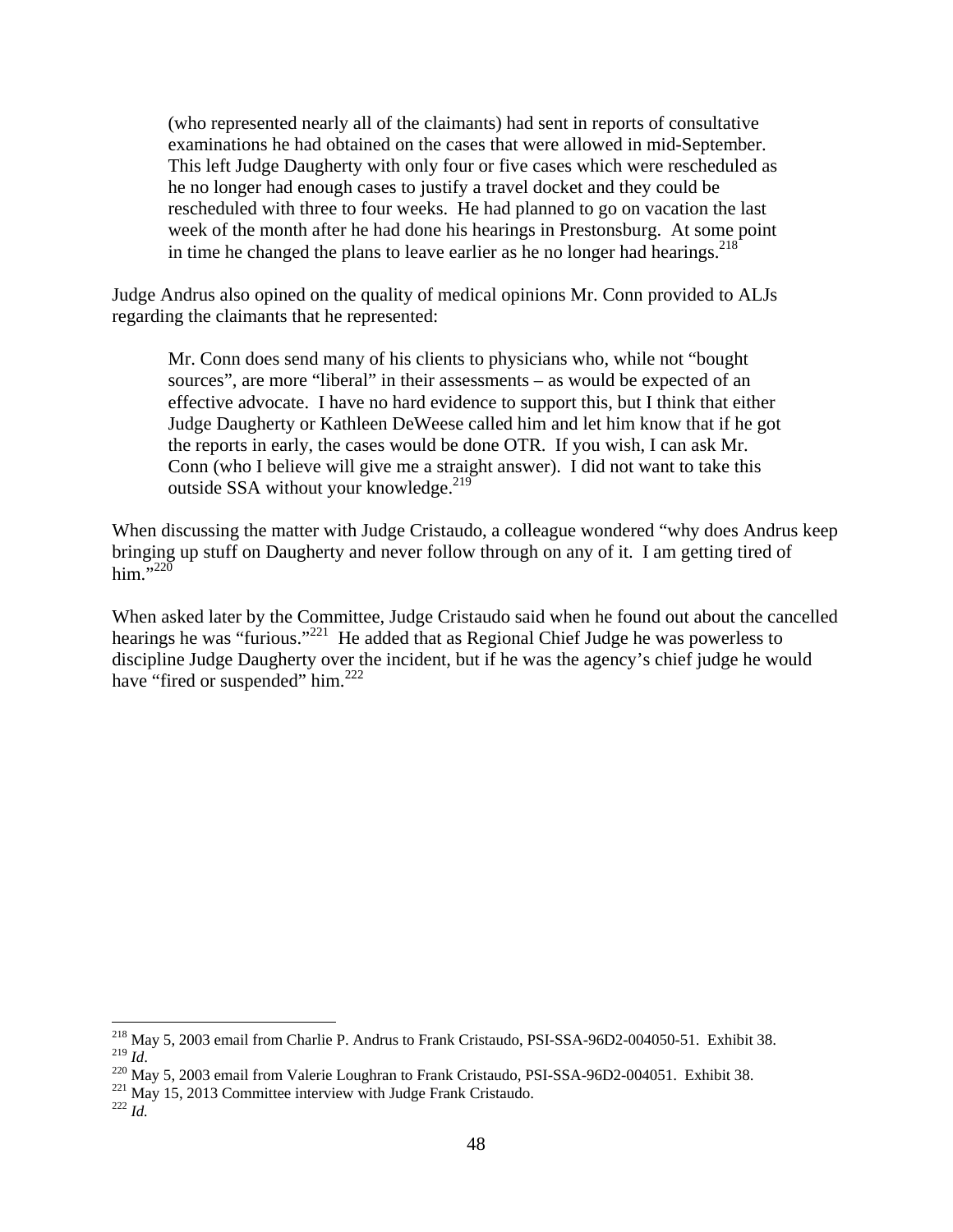> (who represented nearly all of the claimants) had sent in reports of consultative examinations he had obtained on the cases that were allowed in mid-September. This left Judge Daugherty with only four or five cases which were rescheduled as he no longer had enough cases to justify a travel docket and they could be rescheduled with three to four weeks. He had planned to go on vacation the last week of the month after he had done his hearings in Prestonsburg. At some point in time he changed the plans to leave earlier as he no longer had hearings.[218]

Judge Andrus also opined on the quality of medical opinions Mr. Conn provided to ALJs regarding the claimants that he represented:

> Mr. Conn does send many of his clients to physicians who, while not "bought sources", are more "liberal" in their assessments – as would be expected of an effective advocate. I have no hard evidence to support this, but I think that either Judge Daugherty or Kathleen DeWeese called him and let him know that if he got the reports in early, the cases would be done OTR. If you wish, I can ask Mr. Conn (who I believe will give me a straight answer). I did not want to take this outside SSA without your knowledge.[219]

When discussing the matter with Judge Cristaudo, a colleague wondered "why does Andrus keep bringing up stuff on Daugherty and never follow through on any of it. I am getting tired of him."[220]

When asked later by the Committee, Judge Cristaudo said when he found out about the cancelled hearings he was "furious."[221] He added that as Regional Chief Judge he was powerless to discipline Judge Daugherty over the incident, but if he was the agency's chief judge he would have "fired or suspended" him.[222]

---

[218] May 5, 2003 email from Charlie P. Andrus to Frank Cristaudo, PSI-SSA-96D2-004050-51. Exhibit 38.

[219] *Id*.

[220] May 5, 2003 email from Valerie Loughran to Frank Cristaudo, PSI-SSA-96D2-004051. Exhibit 38.

[221] May 15, 2013 Committee interview with Judge Frank Cristaudo.

[222] *Id.*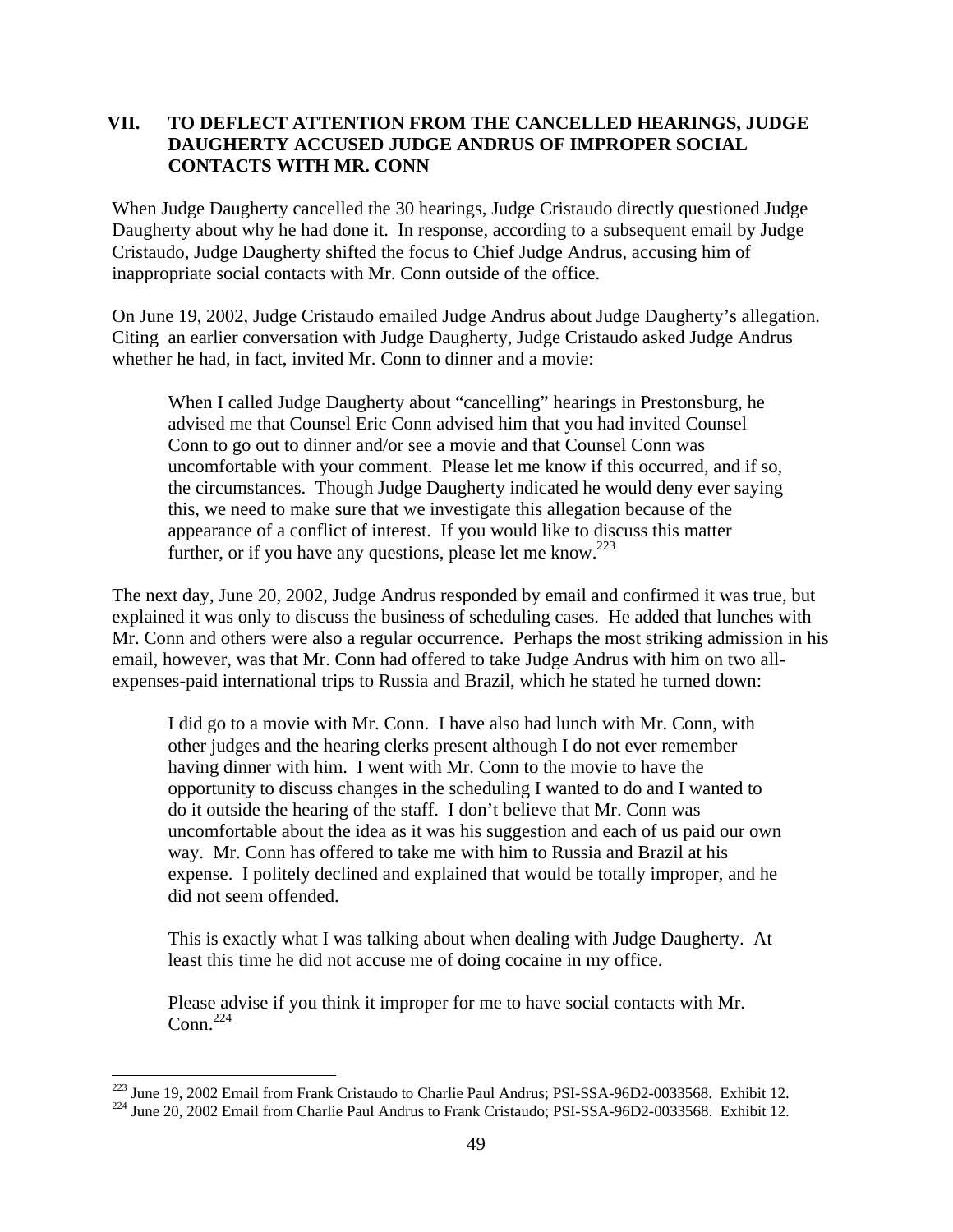## VII. TO DEFLECT ATTENTION FROM THE CANCELLED HEARINGS, JUDGE DAUGHERTY ACCUSED JUDGE ANDRUS OF IMPROPER SOCIAL CONTACTS WITH MR. CONN

When Judge Daugherty cancelled the 30 hearings, Judge Cristaudo directly questioned Judge Daugherty about why he had done it. In response, according to a subsequent email by Judge Cristaudo, Judge Daugherty shifted the focus to Chief Judge Andrus, accusing him of inappropriate social contacts with Mr. Conn outside of the office.

On June 19, 2002, Judge Cristaudo emailed Judge Andrus about Judge Daugherty's allegation. Citing an earlier conversation with Judge Daugherty, Judge Cristaudo asked Judge Andrus whether he had, in fact, invited Mr. Conn to dinner and a movie:

> When I called Judge Daugherty about "cancelling" hearings in Prestonsburg, he advised me that Counsel Eric Conn advised him that you had invited Counsel Conn to go out to dinner and/or see a movie and that Counsel Conn was uncomfortable with your comment. Please let me know if this occurred, and if so, the circumstances. Though Judge Daugherty indicated he would deny ever saying this, we need to make sure that we investigate this allegation because of the appearance of a conflict of interest. If you would like to discuss this matter further, or if you have any questions, please let me know.[223]

The next day, June 20, 2002, Judge Andrus responded by email and confirmed it was true, but explained it was only to discuss the business of scheduling cases. He added that lunches with Mr. Conn and others were also a regular occurrence. Perhaps the most striking admission in his email, however, was that Mr. Conn had offered to take Judge Andrus with him on two all-expenses-paid international trips to Russia and Brazil, which he stated he turned down:

> I did go to a movie with Mr. Conn. I have also had lunch with Mr. Conn, with other judges and the hearing clerks present although I do not ever remember having dinner with him. I went with Mr. Conn to the movie to have the opportunity to discuss changes in the scheduling I wanted to do and I wanted to do it outside the hearing of the staff. I don't believe that Mr. Conn was uncomfortable about the idea as it was his suggestion and each of us paid our own way. Mr. Conn has offered to take me with him to Russia and Brazil at his expense. I politely declined and explained that would be totally improper, and he did not seem offended.
>
> This is exactly what I was talking about when dealing with Judge Daugherty. At least this time he did not accuse me of doing cocaine in my office.
>
> Please advise if you think it improper for me to have social contacts with Mr. Conn.[224]

---

[223] June 19, 2002 Email from Frank Cristaudo to Charlie Paul Andrus; PSI-SSA-96D2-0033568. Exhibit 12.

[224] June 20, 2002 Email from Charlie Paul Andrus to Frank Cristaudo; PSI-SSA-96D2-0033568. Exhibit 12.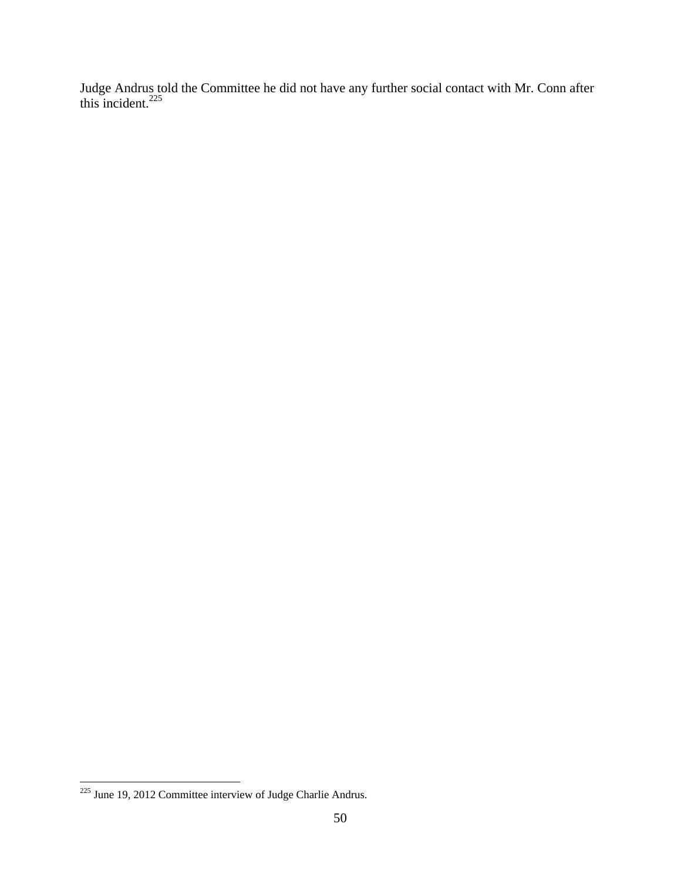Judge Andrus told the Committee he did not have any further social contact with Mr. Conn after this incident.[225]

---

[225] June 19, 2012 Committee interview of Judge Charlie Andrus.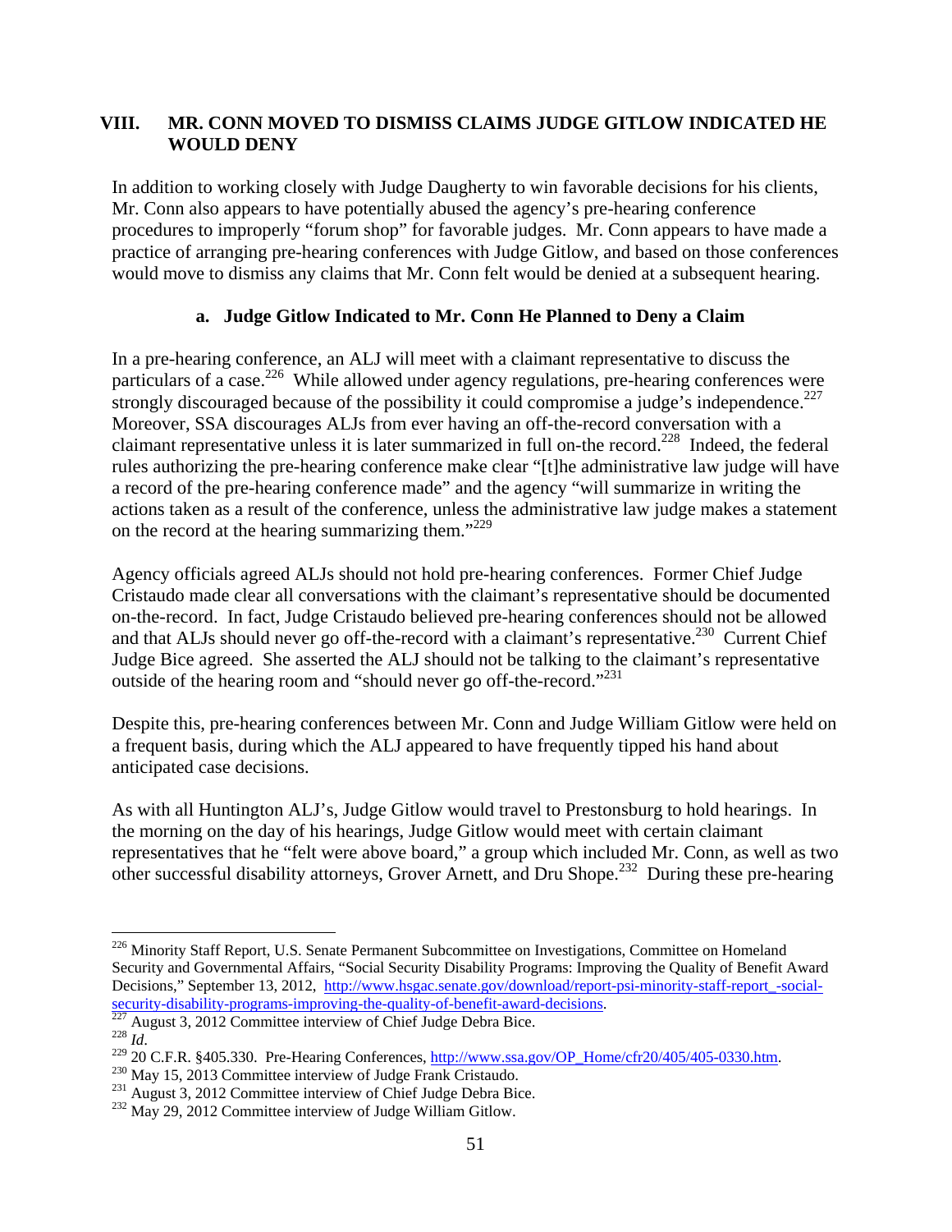## VIII. MR. CONN MOVED TO DISMISS CLAIMS JUDGE GITLOW INDICATED HE WOULD DENY

In addition to working closely with Judge Daugherty to win favorable decisions for his clients, Mr. Conn also appears to have potentially abused the agency's pre-hearing conference procedures to improperly "forum shop" for favorable judges. Mr. Conn appears to have made a practice of arranging pre-hearing conferences with Judge Gitlow, and based on those conferences would move to dismiss any claims that Mr. Conn felt would be denied at a subsequent hearing.

### a. Judge Gitlow Indicated to Mr. Conn He Planned to Deny a Claim

In a pre-hearing conference, an ALJ will meet with a claimant representative to discuss the particulars of a case.[226] While allowed under agency regulations, pre-hearing conferences were strongly discouraged because of the possibility it could compromise a judge's independence.[227] Moreover, SSA discourages ALJs from ever having an off-the-record conversation with a claimant representative unless it is later summarized in full on-the record.[228] Indeed, the federal rules authorizing the pre-hearing conference make clear "[t]he administrative law judge will have a record of the pre-hearing conference made" and the agency "will summarize in writing the actions taken as a result of the conference, unless the administrative law judge makes a statement on the record at the hearing summarizing them."[229]

Agency officials agreed ALJs should not hold pre-hearing conferences. Former Chief Judge Cristaudo made clear all conversations with the claimant's representative should be documented on-the-record. In fact, Judge Cristaudo believed pre-hearing conferences should not be allowed and that ALJs should never go off-the-record with a claimant's representative.[230] Current Chief Judge Bice agreed. She asserted the ALJ should not be talking to the claimant's representative outside of the hearing room and "should never go off-the-record."[231]

Despite this, pre-hearing conferences between Mr. Conn and Judge William Gitlow were held on a frequent basis, during which the ALJ appeared to have frequently tipped his hand about anticipated case decisions.

As with all Huntington ALJ's, Judge Gitlow would travel to Prestonsburg to hold hearings. In the morning on the day of his hearings, Judge Gitlow would meet with certain claimant representatives that he "felt were above board," a group which included Mr. Conn, as well as two other successful disability attorneys, Grover Arnett, and Dru Shope.[232] During these pre-hearing

---

[226] Minority Staff Report, U.S. Senate Permanent Subcommittee on Investigations, Committee on Homeland Security and Governmental Affairs, "Social Security Disability Programs: Improving the Quality of Benefit Award Decisions," September 13, 2012, http://www.hsgac.senate.gov/download/report-psi-minority-staff-report_-social-security-disability-programs-improving-the-quality-of-benefit-award-decisions.

[227] August 3, 2012 Committee interview of Chief Judge Debra Bice.

[228] *Id*.

[229] 20 C.F.R. §405.330. Pre-Hearing Conferences, http://www.ssa.gov/OP_Home/cfr20/405/405-0330.htm.

[230] May 15, 2013 Committee interview of Judge Frank Cristaudo.

[231] August 3, 2012 Committee interview of Chief Judge Debra Bice.

[232] May 29, 2012 Committee interview of Judge William Gitlow.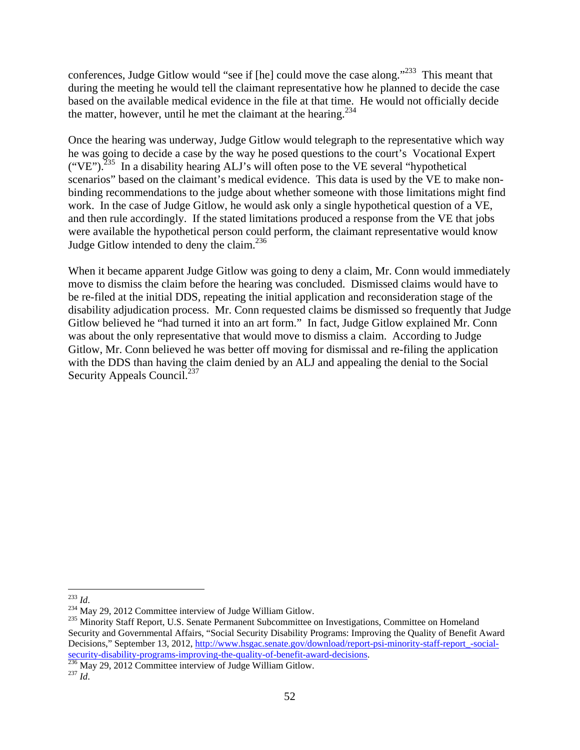conferences, Judge Gitlow would "see if [he] could move the case along."[233] This meant that during the meeting he would tell the claimant representative how he planned to decide the case based on the available medical evidence in the file at that time. He would not officially decide the matter, however, until he met the claimant at the hearing.[234]

Once the hearing was underway, Judge Gitlow would telegraph to the representative which way he was going to decide a case by the way he posed questions to the court's Vocational Expert ("VE").[235] In a disability hearing ALJ's will often pose to the VE several "hypothetical scenarios" based on the claimant's medical evidence. This data is used by the VE to make non-binding recommendations to the judge about whether someone with those limitations might find work. In the case of Judge Gitlow, he would ask only a single hypothetical question of a VE, and then rule accordingly. If the stated limitations produced a response from the VE that jobs were available the hypothetical person could perform, the claimant representative would know Judge Gitlow intended to deny the claim.[236]

When it became apparent Judge Gitlow was going to deny a claim, Mr. Conn would immediately move to dismiss the claim before the hearing was concluded. Dismissed claims would have to be re-filed at the initial DDS, repeating the initial application and reconsideration stage of the disability adjudication process. Mr. Conn requested claims be dismissed so frequently that Judge Gitlow believed he "had turned it into an art form." In fact, Judge Gitlow explained Mr. Conn was about the only representative that would move to dismiss a claim. According to Judge Gitlow, Mr. Conn believed he was better off moving for dismissal and re-filing the application with the DDS than having the claim denied by an ALJ and appealing the denial to the Social Security Appeals Council.[237]

---

[233] *Id*.

[234] May 29, 2012 Committee interview of Judge William Gitlow.

[235] Minority Staff Report, U.S. Senate Permanent Subcommittee on Investigations, Committee on Homeland Security and Governmental Affairs, "Social Security Disability Programs: Improving the Quality of Benefit Award Decisions," September 13, 2012, http://www.hsgac.senate.gov/download/report-psi-minority-staff-report_-social-security-disability-programs-improving-the-quality-of-benefit-award-decisions.

[236] May 29, 2012 Committee interview of Judge William Gitlow.

[237] *Id*.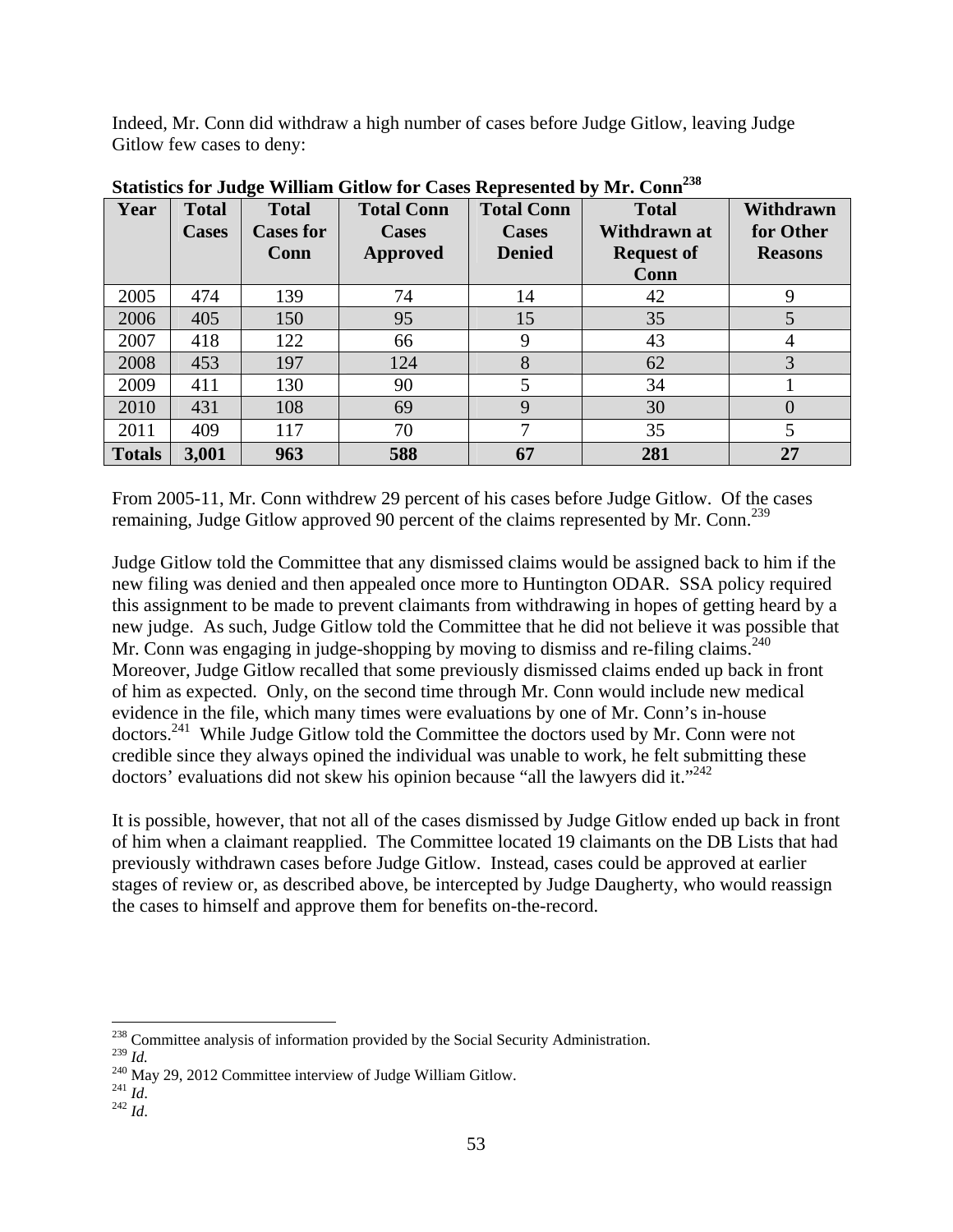Indeed, Mr. Conn did withdraw a high number of cases before Judge Gitlow, leaving Judge Gitlow few cases to deny:

**Statistics for Judge William Gitlow for Cases Represented by Mr. Conn**[238]

| Year | Total Cases | Total Cases for Conn | Total Conn Cases Approved | Total Conn Cases Denied | Total Withdrawn at Request of Conn | Withdrawn for Other Reasons |
|---|---|---|---|---|---|---|
| 2005 | 474 | 139 | 74 | 14 | 42 | 9 |
| 2006 | 405 | 150 | 95 | 15 | 35 | 5 |
| 2007 | 418 | 122 | 66 | 9 | 43 | 4 |
| 2008 | 453 | 197 | 124 | 8 | 62 | 3 |
| 2009 | 411 | 130 | 90 | 5 | 34 | 1 |
| 2010 | 431 | 108 | 69 | 9 | 30 | 0 |
| 2011 | 409 | 117 | 70 | 7 | 35 | 5 |
| **Totals** | **3,001** | **963** | **588** | **67** | **281** | **27** |

From 2005-11, Mr. Conn withdrew 29 percent of his cases before Judge Gitlow. Of the cases remaining, Judge Gitlow approved 90 percent of the claims represented by Mr. Conn.[239]

Judge Gitlow told the Committee that any dismissed claims would be assigned back to him if the new filing was denied and then appealed once more to Huntington ODAR. SSA policy required this assignment to be made to prevent claimants from withdrawing in hopes of getting heard by a new judge. As such, Judge Gitlow told the Committee that he did not believe it was possible that Mr. Conn was engaging in judge-shopping by moving to dismiss and re-filing claims.[240] Moreover, Judge Gitlow recalled that some previously dismissed claims ended up back in front of him as expected. Only, on the second time through Mr. Conn would include new medical evidence in the file, which many times were evaluations by one of Mr. Conn's in-house doctors.[241] While Judge Gitlow told the Committee the doctors used by Mr. Conn were not credible since they always opined the individual was unable to work, he felt submitting these doctors' evaluations did not skew his opinion because "all the lawyers did it."[242]

It is possible, however, that not all of the cases dismissed by Judge Gitlow ended up back in front of him when a claimant reapplied. The Committee located 19 claimants on the DB Lists that had previously withdrawn cases before Judge Gitlow. Instead, cases could be approved at earlier stages of review or, as described above, be intercepted by Judge Daugherty, who would reassign the cases to himself and approve them for benefits on-the-record.

---

[238] Committee analysis of information provided by the Social Security Administration.

[239] *Id.*

[240] May 29, 2012 Committee interview of Judge William Gitlow.

[241] *Id.*

[242] *Id.*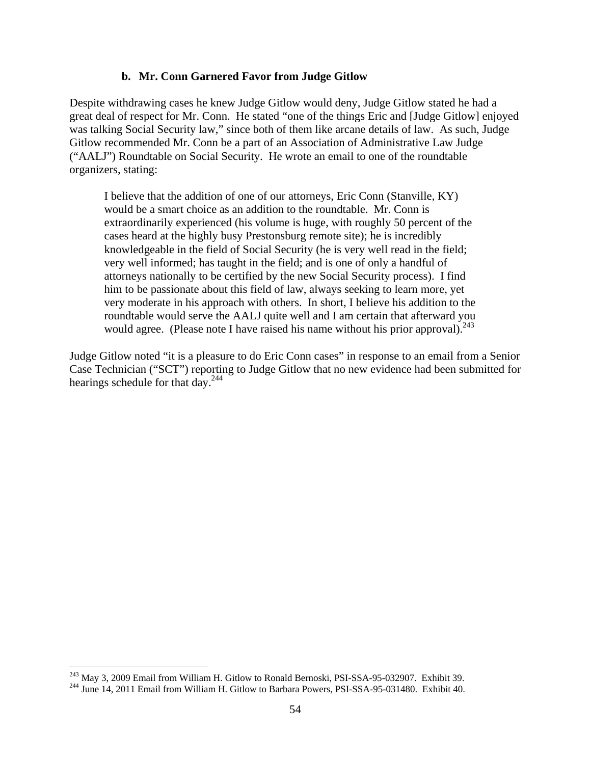### b. Mr. Conn Garnered Favor from Judge Gitlow

Despite withdrawing cases he knew Judge Gitlow would deny, Judge Gitlow stated he had a great deal of respect for Mr. Conn. He stated "one of the things Eric and [Judge Gitlow] enjoyed was talking Social Security law," since both of them like arcane details of law. As such, Judge Gitlow recommended Mr. Conn be a part of an Association of Administrative Law Judge ("AALJ") Roundtable on Social Security. He wrote an email to one of the roundtable organizers, stating:

> I believe that the addition of one of our attorneys, Eric Conn (Stanville, KY) would be a smart choice as an addition to the roundtable. Mr. Conn is extraordinarily experienced (his volume is huge, with roughly 50 percent of the cases heard at the highly busy Prestonsburg remote site); he is incredibly knowledgeable in the field of Social Security (he is very well read in the field; very well informed; has taught in the field; and is one of only a handful of attorneys nationally to be certified by the new Social Security process). I find him to be passionate about this field of law, always seeking to learn more, yet very moderate in his approach with others. In short, I believe his addition to the roundtable would serve the AALJ quite well and I am certain that afterward you would agree. (Please note I have raised his name without his prior approval).[243]

Judge Gitlow noted "it is a pleasure to do Eric Conn cases" in response to an email from a Senior Case Technician ("SCT") reporting to Judge Gitlow that no new evidence had been submitted for hearings schedule for that day.[244]

---

[243] May 3, 2009 Email from William H. Gitlow to Ronald Bernoski, PSI-SSA-95-032907. Exhibit 39.

[244] June 14, 2011 Email from William H. Gitlow to Barbara Powers, PSI-SSA-95-031480. Exhibit 40.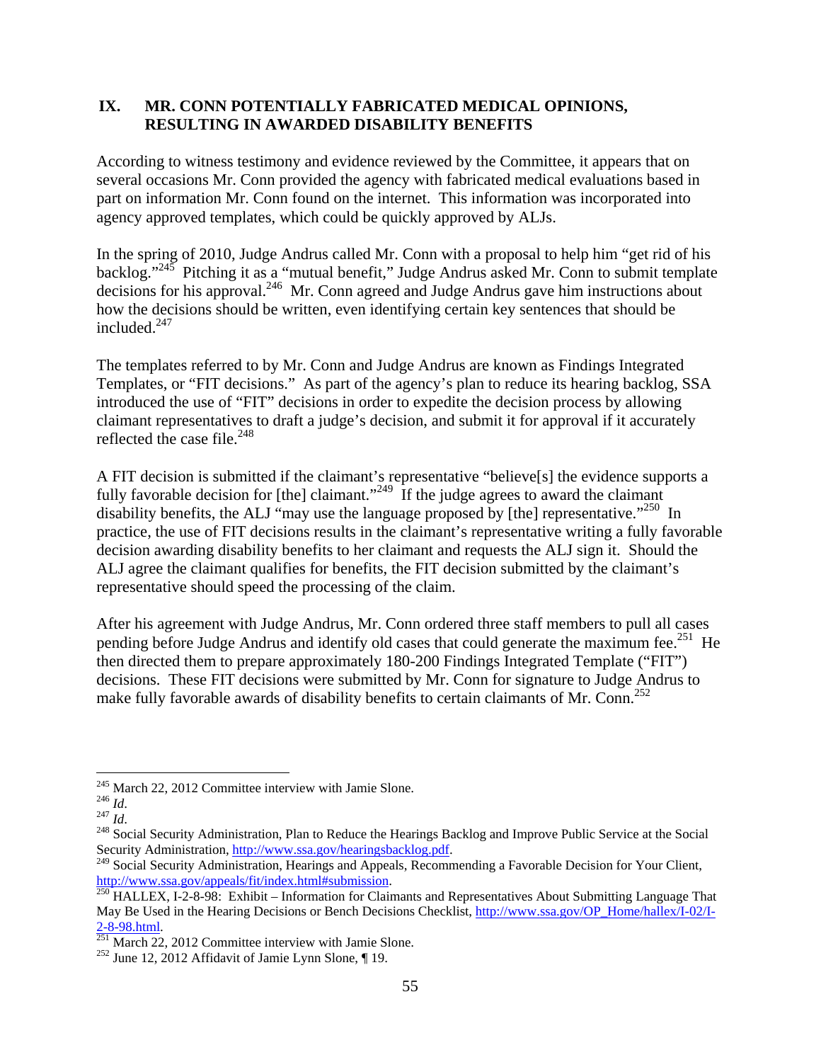## IX. MR. CONN POTENTIALLY FABRICATED MEDICAL OPINIONS, RESULTING IN AWARDED DISABILITY BENEFITS

According to witness testimony and evidence reviewed by the Committee, it appears that on several occasions Mr. Conn provided the agency with fabricated medical evaluations based in part on information Mr. Conn found on the internet. This information was incorporated into agency approved templates, which could be quickly approved by ALJs.

In the spring of 2010, Judge Andrus called Mr. Conn with a proposal to help him "get rid of his backlog."[245] Pitching it as a "mutual benefit," Judge Andrus asked Mr. Conn to submit template decisions for his approval.[246] Mr. Conn agreed and Judge Andrus gave him instructions about how the decisions should be written, even identifying certain key sentences that should be included.[247]

The templates referred to by Mr. Conn and Judge Andrus are known as Findings Integrated Templates, or "FIT decisions." As part of the agency's plan to reduce its hearing backlog, SSA introduced the use of "FIT" decisions in order to expedite the decision process by allowing claimant representatives to draft a judge's decision, and submit it for approval if it accurately reflected the case file.[248]

A FIT decision is submitted if the claimant's representative "believe[s] the evidence supports a fully favorable decision for [the] claimant."[249] If the judge agrees to award the claimant disability benefits, the ALJ "may use the language proposed by [the] representative."[250] In practice, the use of FIT decisions results in the claimant's representative writing a fully favorable decision awarding disability benefits to her claimant and requests the ALJ sign it. Should the ALJ agree the claimant qualifies for benefits, the FIT decision submitted by the claimant's representative should speed the processing of the claim.

After his agreement with Judge Andrus, Mr. Conn ordered three staff members to pull all cases pending before Judge Andrus and identify old cases that could generate the maximum fee.[251] He then directed them to prepare approximately 180-200 Findings Integrated Template ("FIT") decisions. These FIT decisions were submitted by Mr. Conn for signature to Judge Andrus to make fully favorable awards of disability benefits to certain claimants of Mr. Conn.[252]

---

[245] March 22, 2012 Committee interview with Jamie Slone.
[246] *Id*.
[247] *Id*.
[248] Social Security Administration, Plan to Reduce the Hearings Backlog and Improve Public Service at the Social Security Administration, http://www.ssa.gov/hearingsbacklog.pdf.
[249] Social Security Administration, Hearings and Appeals, Recommending a Favorable Decision for Your Client, http://www.ssa.gov/appeals/fit/index.html#submission.
[250] HALLEX, I-2-8-98: Exhibit – Information for Claimants and Representatives About Submitting Language That May Be Used in the Hearing Decisions or Bench Decisions Checklist, http://www.ssa.gov/OP_Home/hallex/I-02/I-2-8-98.html.
[251] March 22, 2012 Committee interview with Jamie Slone.
[252] June 12, 2012 Affidavit of Jamie Lynn Slone, ¶ 19.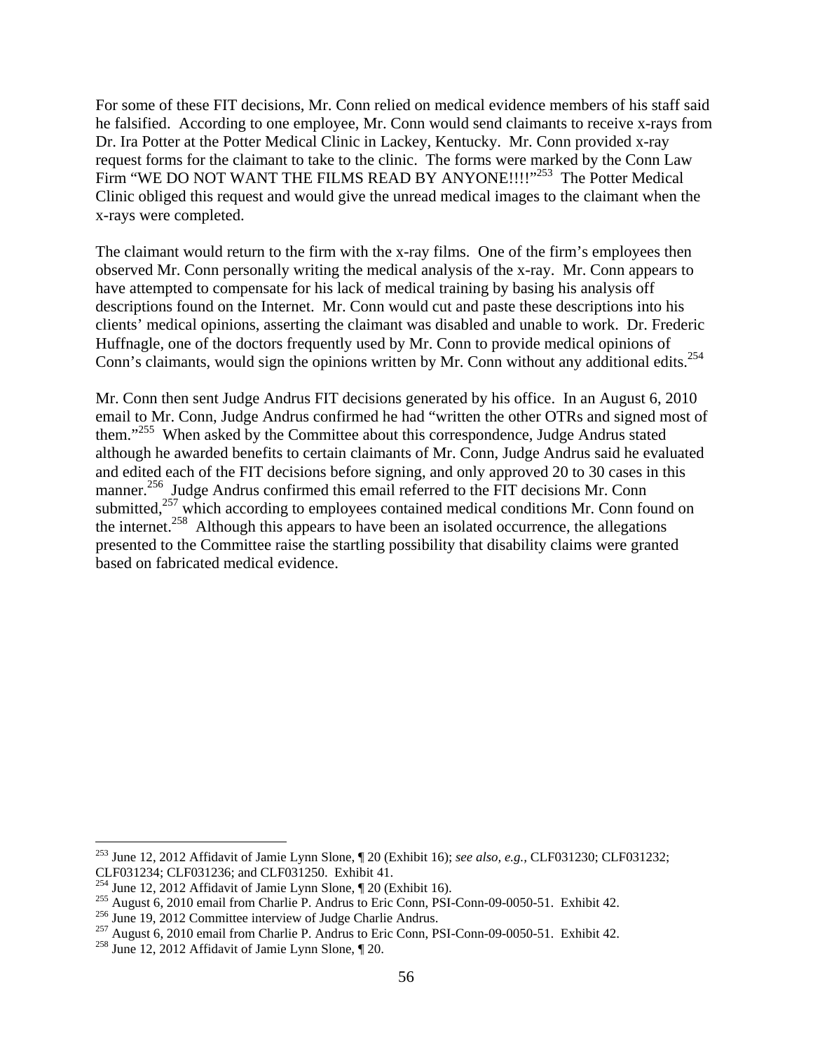For some of these FIT decisions, Mr. Conn relied on medical evidence members of his staff said he falsified. According to one employee, Mr. Conn would send claimants to receive x-rays from Dr. Ira Potter at the Potter Medical Clinic in Lackey, Kentucky. Mr. Conn provided x-ray request forms for the claimant to take to the clinic. The forms were marked by the Conn Law Firm "WE DO NOT WANT THE FILMS READ BY ANYONE!!!!"[253] The Potter Medical Clinic obliged this request and would give the unread medical images to the claimant when the x-rays were completed.

The claimant would return to the firm with the x-ray films. One of the firm's employees then observed Mr. Conn personally writing the medical analysis of the x-ray. Mr. Conn appears to have attempted to compensate for his lack of medical training by basing his analysis off descriptions found on the Internet. Mr. Conn would cut and paste these descriptions into his clients' medical opinions, asserting the claimant was disabled and unable to work. Dr. Frederic Huffnagle, one of the doctors frequently used by Mr. Conn to provide medical opinions of Conn's claimants, would sign the opinions written by Mr. Conn without any additional edits.[254]

Mr. Conn then sent Judge Andrus FIT decisions generated by his office. In an August 6, 2010 email to Mr. Conn, Judge Andrus confirmed he had "written the other OTRs and signed most of them."[255] When asked by the Committee about this correspondence, Judge Andrus stated although he awarded benefits to certain claimants of Mr. Conn, Judge Andrus said he evaluated and edited each of the FIT decisions before signing, and only approved 20 to 30 cases in this manner.[256] Judge Andrus confirmed this email referred to the FIT decisions Mr. Conn submitted,[257] which according to employees contained medical conditions Mr. Conn found on the internet.[258] Although this appears to have been an isolated occurrence, the allegations presented to the Committee raise the startling possibility that disability claims were granted based on fabricated medical evidence.

---

[253] June 12, 2012 Affidavit of Jamie Lynn Slone, ¶ 20 (Exhibit 16); *see also, e.g.,* CLF031230; CLF031232; CLF031234; CLF031236; and CLF031250. Exhibit 41.

[254] June 12, 2012 Affidavit of Jamie Lynn Slone, ¶ 20 (Exhibit 16).

[255] August 6, 2010 email from Charlie P. Andrus to Eric Conn, PSI-Conn-09-0050-51. Exhibit 42.

[256] June 19, 2012 Committee interview of Judge Charlie Andrus.

[257] August 6, 2010 email from Charlie P. Andrus to Eric Conn, PSI-Conn-09-0050-51. Exhibit 42.

[258] June 12, 2012 Affidavit of Jamie Lynn Slone, ¶ 20.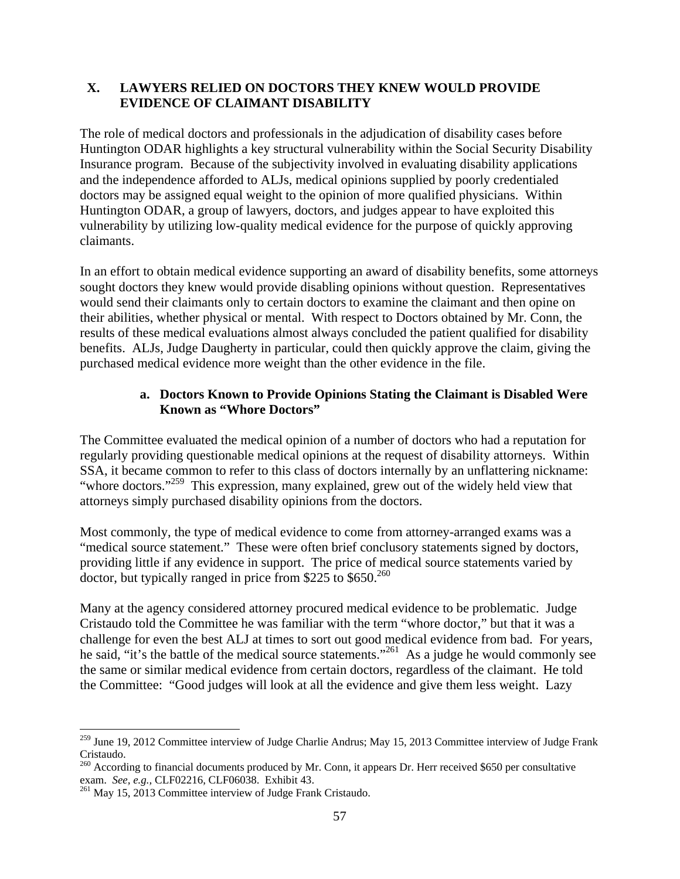## X. LAWYERS RELIED ON DOCTORS THEY KNEW WOULD PROVIDE EVIDENCE OF CLAIMANT DISABILITY

The role of medical doctors and professionals in the adjudication of disability cases before Huntington ODAR highlights a key structural vulnerability within the Social Security Disability Insurance program. Because of the subjectivity involved in evaluating disability applications and the independence afforded to ALJs, medical opinions supplied by poorly credentialed doctors may be assigned equal weight to the opinion of more qualified physicians. Within Huntington ODAR, a group of lawyers, doctors, and judges appear to have exploited this vulnerability by utilizing low-quality medical evidence for the purpose of quickly approving claimants.

In an effort to obtain medical evidence supporting an award of disability benefits, some attorneys sought doctors they knew would provide disabling opinions without question. Representatives would send their claimants only to certain doctors to examine the claimant and then opine on their abilities, whether physical or mental. With respect to Doctors obtained by Mr. Conn, the results of these medical evaluations almost always concluded the patient qualified for disability benefits. ALJs, Judge Daugherty in particular, could then quickly approve the claim, giving the purchased medical evidence more weight than the other evidence in the file.

### a. Doctors Known to Provide Opinions Stating the Claimant is Disabled Were Known as "Whore Doctors"

The Committee evaluated the medical opinion of a number of doctors who had a reputation for regularly providing questionable medical opinions at the request of disability attorneys. Within SSA, it became common to refer to this class of doctors internally by an unflattering nickname: "whore doctors."[259] This expression, many explained, grew out of the widely held view that attorneys simply purchased disability opinions from the doctors.

Most commonly, the type of medical evidence to come from attorney-arranged exams was a "medical source statement." These were often brief conclusory statements signed by doctors, providing little if any evidence in support. The price of medical source statements varied by doctor, but typically ranged in price from \$225 to \$650.[260]

Many at the agency considered attorney procured medical evidence to be problematic. Judge Cristaudo told the Committee he was familiar with the term "whore doctor," but that it was a challenge for even the best ALJ at times to sort out good medical evidence from bad. For years, he said, "it's the battle of the medical source statements."[261] As a judge he would commonly see the same or similar medical evidence from certain doctors, regardless of the claimant. He told the Committee: "Good judges will look at all the evidence and give them less weight. Lazy

---

[259] June 19, 2012 Committee interview of Judge Charlie Andrus; May 15, 2013 Committee interview of Judge Frank Cristaudo.

[260] According to financial documents produced by Mr. Conn, it appears Dr. Herr received \$650 per consultative exam. *See, e.g.,* CLF02216, CLF06038. Exhibit 43.

[261] May 15, 2013 Committee interview of Judge Frank Cristaudo.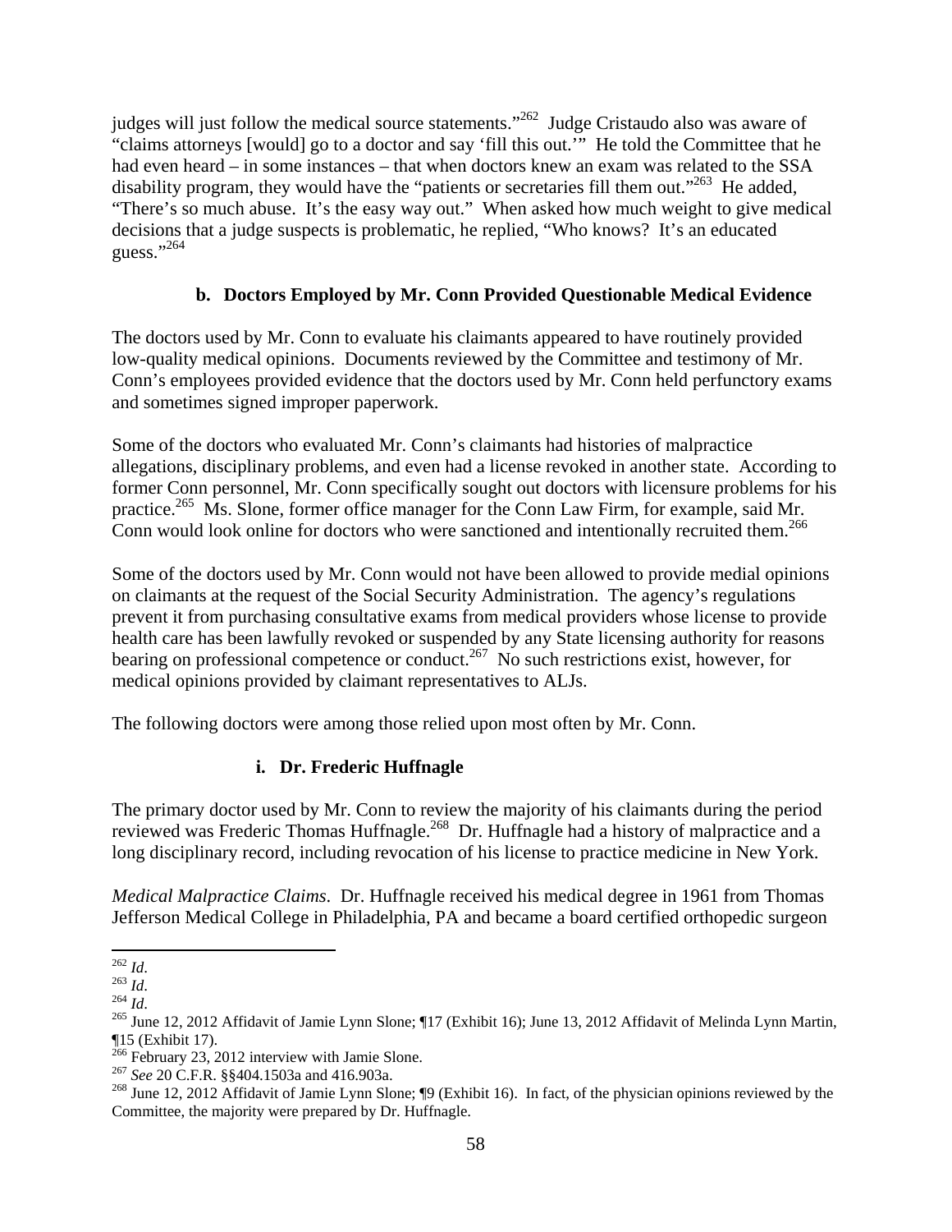judges will just follow the medical source statements."[262] Judge Cristaudo also was aware of "claims attorneys [would] go to a doctor and say 'fill this out.'" He told the Committee that he had even heard – in some instances – that when doctors knew an exam was related to the SSA disability program, they would have the "patients or secretaries fill them out."[263] He added, "There's so much abuse. It's the easy way out." When asked how much weight to give medical decisions that a judge suspects is problematic, he replied, "Who knows? It's an educated guess."[264]

#### b. Doctors Employed by Mr. Conn Provided Questionable Medical Evidence

The doctors used by Mr. Conn to evaluate his claimants appeared to have routinely provided low-quality medical opinions. Documents reviewed by the Committee and testimony of Mr. Conn's employees provided evidence that the doctors used by Mr. Conn held perfunctory exams and sometimes signed improper paperwork.

Some of the doctors who evaluated Mr. Conn's claimants had histories of malpractice allegations, disciplinary problems, and even had a license revoked in another state. According to former Conn personnel, Mr. Conn specifically sought out doctors with licensure problems for his practice.[265] Ms. Slone, former office manager for the Conn Law Firm, for example, said Mr. Conn would look online for doctors who were sanctioned and intentionally recruited them.[266]

Some of the doctors used by Mr. Conn would not have been allowed to provide medial opinions on claimants at the request of the Social Security Administration. The agency's regulations prevent it from purchasing consultative exams from medical providers whose license to provide health care has been lawfully revoked or suspended by any State licensing authority for reasons bearing on professional competence or conduct.[267] No such restrictions exist, however, for medical opinions provided by claimant representatives to ALJs.

The following doctors were among those relied upon most often by Mr. Conn.

##### i. Dr. Frederic Huffnagle

The primary doctor used by Mr. Conn to review the majority of his claimants during the period reviewed was Frederic Thomas Huffnagle.[268] Dr. Huffnagle had a history of malpractice and a long disciplinary record, including revocation of his license to practice medicine in New York.

*Medical Malpractice Claims*. Dr. Huffnagle received his medical degree in 1961 from Thomas Jefferson Medical College in Philadelphia, PA and became a board certified orthopedic surgeon

---

[262] *Id*.

[263] *Id*.

[264] *Id*.

[265] June 12, 2012 Affidavit of Jamie Lynn Slone; ¶17 (Exhibit 16); June 13, 2012 Affidavit of Melinda Lynn Martin, ¶15 (Exhibit 17).

[266] February 23, 2012 interview with Jamie Slone.

[267] *See* 20 C.F.R. §§404.1503a and 416.903a.

[268] June 12, 2012 Affidavit of Jamie Lynn Slone; ¶9 (Exhibit 16). In fact, of the physician opinions reviewed by the Committee, the majority were prepared by Dr. Huffnagle.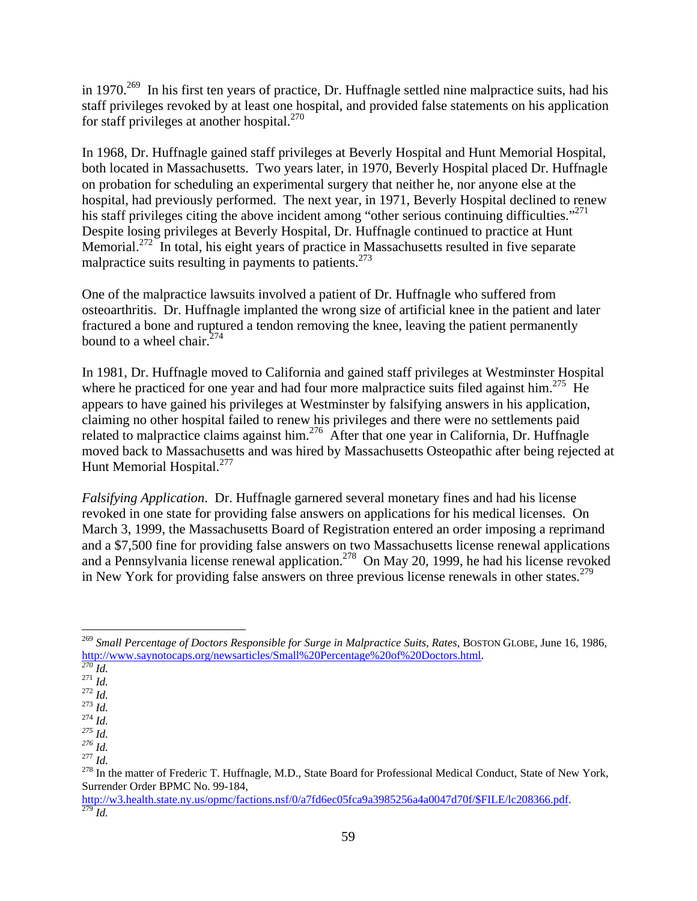in 1970.[269] In his first ten years of practice, Dr. Huffnagle settled nine malpractice suits, had his staff privileges revoked by at least one hospital, and provided false statements on his application for staff privileges at another hospital.[270]

In 1968, Dr. Huffnagle gained staff privileges at Beverly Hospital and Hunt Memorial Hospital, both located in Massachusetts. Two years later, in 1970, Beverly Hospital placed Dr. Huffnagle on probation for scheduling an experimental surgery that neither he, nor anyone else at the hospital, had previously performed. The next year, in 1971, Beverly Hospital declined to renew his staff privileges citing the above incident among "other serious continuing difficulties."[271] Despite losing privileges at Beverly Hospital, Dr. Huffnagle continued to practice at Hunt Memorial.[272] In total, his eight years of practice in Massachusetts resulted in five separate malpractice suits resulting in payments to patients.[273]

One of the malpractice lawsuits involved a patient of Dr. Huffnagle who suffered from osteoarthritis. Dr. Huffnagle implanted the wrong size of artificial knee in the patient and later fractured a bone and ruptured a tendon removing the knee, leaving the patient permanently bound to a wheel chair.[274]

In 1981, Dr. Huffnagle moved to California and gained staff privileges at Westminster Hospital where he practiced for one year and had four more malpractice suits filed against him.[275] He appears to have gained his privileges at Westminster by falsifying answers in his application, claiming no other hospital failed to renew his privileges and there were no settlements paid related to malpractice claims against him.[276] After that one year in California, Dr. Huffnagle moved back to Massachusetts and was hired by Massachusetts Osteopathic after being rejected at Hunt Memorial Hospital.[277]

*Falsifying Application*. Dr. Huffnagle garnered several monetary fines and had his license revoked in one state for providing false answers on applications for his medical licenses. On March 3, 1999, the Massachusetts Board of Registration entered an order imposing a reprimand and a $7,500 fine for providing false answers on two Massachusetts license renewal applications and a Pennsylvania license renewal application.[278] On May 20, 1999, he had his license revoked in New York for providing false answers on three previous license renewals in other states.[279]

---

[269] *Small Percentage of Doctors Responsible for Surge in Malpractice Suits, Rates*, BOSTON GLOBE, June 16, 1986, http://www.saynotocaps.org/newsarticles/Small%20Percentage%20of%20Doctors.html.

[270] *Id.*

[271] *Id.*

[272] *Id.*

[273] *Id.*

[274] *Id.*

[275] *Id.*

[276] *Id.*

[277] *Id.*

[278] In the matter of Frederic T. Huffnagle, M.D., State Board for Professional Medical Conduct, State of New York, Surrender Order BPMC No. 99-184, http://w3.health.state.ny.us/opmc/factions.nsf/0/a7fd6ec05fca9a3985256a4a0047d70f/$FILE/lc208366.pdf.

[279] *Id.*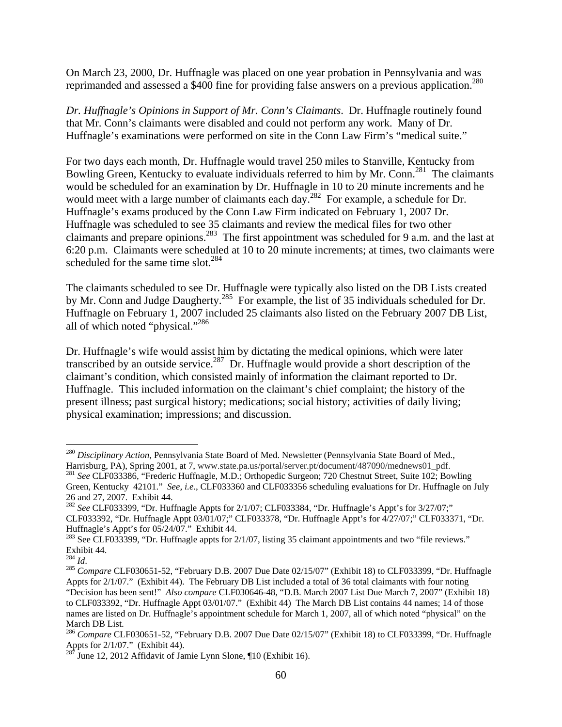On March 23, 2000, Dr. Huffnagle was placed on one year probation in Pennsylvania and was reprimanded and assessed a $400 fine for providing false answers on a previous application.[280]

*Dr. Huffnagle's Opinions in Support of Mr. Conn's Claimants*. Dr. Huffnagle routinely found that Mr. Conn's claimants were disabled and could not perform any work. Many of Dr. Huffnagle's examinations were performed on site in the Conn Law Firm's "medical suite."

For two days each month, Dr. Huffnagle would travel 250 miles to Stanville, Kentucky from Bowling Green, Kentucky to evaluate individuals referred to him by Mr. Conn.[281] The claimants would be scheduled for an examination by Dr. Huffnagle in 10 to 20 minute increments and he would meet with a large number of claimants each day.[282] For example, a schedule for Dr. Huffnagle's exams produced by the Conn Law Firm indicated on February 1, 2007 Dr. Huffnagle was scheduled to see 35 claimants and review the medical files for two other claimants and prepare opinions.[283] The first appointment was scheduled for 9 a.m. and the last at 6:20 p.m. Claimants were scheduled at 10 to 20 minute increments; at times, two claimants were scheduled for the same time slot.[284]

The claimants scheduled to see Dr. Huffnagle were typically also listed on the DB Lists created by Mr. Conn and Judge Daugherty.[285] For example, the list of 35 individuals scheduled for Dr. Huffnagle on February 1, 2007 included 25 claimants also listed on the February 2007 DB List, all of which noted "physical."[286]

Dr. Huffnagle's wife would assist him by dictating the medical opinions, which were later transcribed by an outside service.[287] Dr. Huffnagle would provide a short description of the claimant's condition, which consisted mainly of information the claimant reported to Dr. Huffnagle. This included information on the claimant's chief complaint; the history of the present illness; past surgical history; medications; social history; activities of daily living; physical examination; impressions; and discussion.

---

[280] *Disciplinary Action*, Pennsylvania State Board of Med. Newsletter (Pennsylvania State Board of Med., Harrisburg, PA), Spring 2001, at 7, www.state.pa.us/portal/server.pt/document/487090/mednews01_pdf.

[281] *See* CLF033386, "Frederic Huffnagle, M.D.; Orthopedic Surgeon; 720 Chestnut Street, Suite 102; Bowling Green, Kentucky 42101." *See, i.e.*, CLF033360 and CLF033356 scheduling evaluations for Dr. Huffnagle on July 26 and 27, 2007. Exhibit 44.

[282] *See* CLF033399, "Dr. Huffnagle Appts for 2/1/07; CLF033384, "Dr. Huffnagle's Appt's for 3/27/07;" CLF033392, "Dr. Huffnagle Appt 03/01/07;" CLF033378, "Dr. Huffnagle Appt's for 4/27/07;" CLF033371, "Dr. Huffnagle's Appt's for 05/24/07." Exhibit 44.

[283] See CLF033399, "Dr. Huffnagle appts for 2/1/07, listing 35 claimant appointments and two "file reviews." Exhibit 44.

[284] *Id*.

[285] *Compare* CLF030651-52, "February D.B. 2007 Due Date 02/15/07" (Exhibit 18) to CLF033399, "Dr. Huffnagle Appts for 2/1/07." (Exhibit 44). The February DB List included a total of 36 total claimants with four noting "Decision has been sent!" *Also compare* CLF030646-48, "D.B. March 2007 List Due March 7, 2007" (Exhibit 18) to CLF033392, "Dr. Huffnagle Appt 03/01/07." (Exhibit 44) The March DB List contains 44 names; 14 of those names are listed on Dr. Huffnagle's appointment schedule for March 1, 2007, all of which noted "physical" on the March DB List.

[286] *Compare* CLF030651-52, "February D.B. 2007 Due Date 02/15/07" (Exhibit 18) to CLF033399, "Dr. Huffnagle Appts for 2/1/07." (Exhibit 44).

[287] June 12, 2012 Affidavit of Jamie Lynn Slone, ¶10 (Exhibit 16).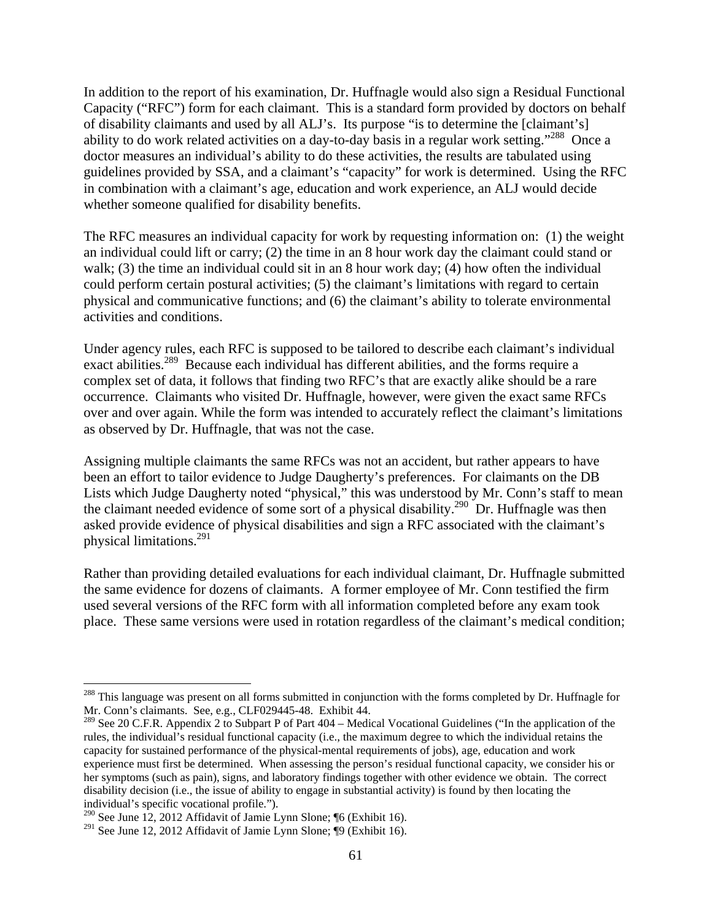In addition to the report of his examination, Dr. Huffnagle would also sign a Residual Functional Capacity ("RFC") form for each claimant. This is a standard form provided by doctors on behalf of disability claimants and used by all ALJ's. Its purpose "is to determine the [claimant's] ability to do work related activities on a day-to-day basis in a regular work setting."[288] Once a doctor measures an individual's ability to do these activities, the results are tabulated using guidelines provided by SSA, and a claimant's "capacity" for work is determined. Using the RFC in combination with a claimant's age, education and work experience, an ALJ would decide whether someone qualified for disability benefits.

The RFC measures an individual capacity for work by requesting information on: (1) the weight an individual could lift or carry; (2) the time in an 8 hour work day the claimant could stand or walk; (3) the time an individual could sit in an 8 hour work day; (4) how often the individual could perform certain postural activities; (5) the claimant's limitations with regard to certain physical and communicative functions; and (6) the claimant's ability to tolerate environmental activities and conditions.

Under agency rules, each RFC is supposed to be tailored to describe each claimant's individual exact abilities.[289] Because each individual has different abilities, and the forms require a complex set of data, it follows that finding two RFC's that are exactly alike should be a rare occurrence. Claimants who visited Dr. Huffnagle, however, were given the exact same RFCs over and over again. While the form was intended to accurately reflect the claimant's limitations as observed by Dr. Huffnagle, that was not the case.

Assigning multiple claimants the same RFCs was not an accident, but rather appears to have been an effort to tailor evidence to Judge Daugherty's preferences. For claimants on the DB Lists which Judge Daugherty noted "physical," this was understood by Mr. Conn's staff to mean the claimant needed evidence of some sort of a physical disability.[290] Dr. Huffnagle was then asked provide evidence of physical disabilities and sign a RFC associated with the claimant's physical limitations.[291]

Rather than providing detailed evaluations for each individual claimant, Dr. Huffnagle submitted the same evidence for dozens of claimants. A former employee of Mr. Conn testified the firm used several versions of the RFC form with all information completed before any exam took place. These same versions were used in rotation regardless of the claimant's medical condition;

---

[288] This language was present on all forms submitted in conjunction with the forms completed by Dr. Huffnagle for Mr. Conn's claimants. See, e.g., CLF029445-48. Exhibit 44.

[289] See 20 C.F.R. Appendix 2 to Subpart P of Part 404 – Medical Vocational Guidelines ("In the application of the rules, the individual's residual functional capacity (i.e., the maximum degree to which the individual retains the capacity for sustained performance of the physical-mental requirements of jobs), age, education and work experience must first be determined. When assessing the person's residual functional capacity, we consider his or her symptoms (such as pain), signs, and laboratory findings together with other evidence we obtain. The correct disability decision (i.e., the issue of ability to engage in substantial activity) is found by then locating the individual's specific vocational profile.").

[290] See June 12, 2012 Affidavit of Jamie Lynn Slone; ¶6 (Exhibit 16).

[291] See June 12, 2012 Affidavit of Jamie Lynn Slone; ¶9 (Exhibit 16).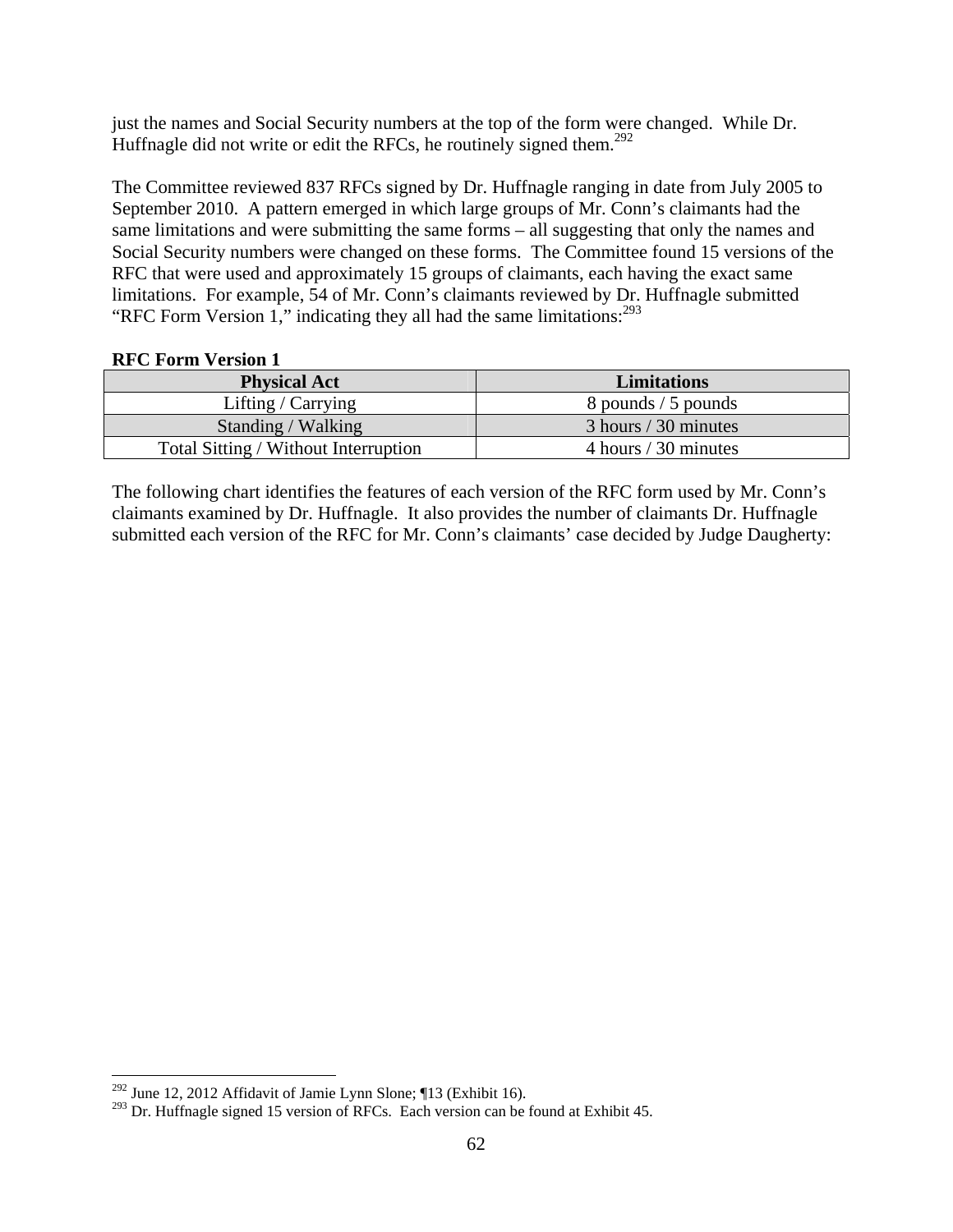just the names and Social Security numbers at the top of the form were changed. While Dr. Huffnagle did not write or edit the RFCs, he routinely signed them.[292]

The Committee reviewed 837 RFCs signed by Dr. Huffnagle ranging in date from July 2005 to September 2010. A pattern emerged in which large groups of Mr. Conn's claimants had the same limitations and were submitting the same forms – all suggesting that only the names and Social Security numbers were changed on these forms. The Committee found 15 versions of the RFC that were used and approximately 15 groups of claimants, each having the exact same limitations. For example, 54 of Mr. Conn's claimants reviewed by Dr. Huffnagle submitted "RFC Form Version 1," indicating they all had the same limitations:[293]

**RFC Form Version 1**

| Physical Act | Limitations |
|---|---|
| Lifting / Carrying | 8 pounds / 5 pounds |
| Standing / Walking | 3 hours / 30 minutes |
| Total Sitting / Without Interruption | 4 hours / 30 minutes |

The following chart identifies the features of each version of the RFC form used by Mr. Conn's claimants examined by Dr. Huffnagle. It also provides the number of claimants Dr. Huffnagle submitted each version of the RFC for Mr. Conn's claimants' case decided by Judge Daugherty:

---

[292] June 12, 2012 Affidavit of Jamie Lynn Slone; ¶13 (Exhibit 16).

[293] Dr. Huffnagle signed 15 version of RFCs. Each version can be found at Exhibit 45.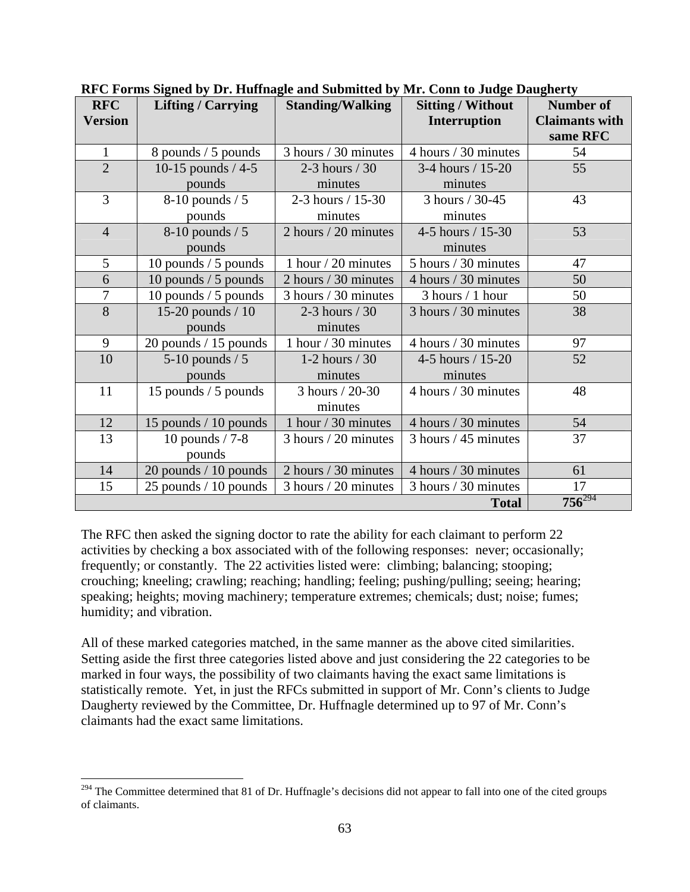**RFC Forms Signed by Dr. Huffnagle and Submitted by Mr. Conn to Judge Daugherty**

| RFC Version | Lifting / Carrying | Standing/Walking | Sitting / Without Interruption | Number of Claimants with same RFC |
|---|---|---|---|---|
| 1 | 8 pounds / 5 pounds | 3 hours / 30 minutes | 4 hours / 30 minutes | 54 |
| 2 | 10-15 pounds / 4-5 pounds | 2-3 hours / 30 minutes | 3-4 hours / 15-20 minutes | 55 |
| 3 | 8-10 pounds / 5 pounds | 2-3 hours / 15-30 minutes | 3 hours / 30-45 minutes | 43 |
| 4 | 8-10 pounds / 5 pounds | 2 hours / 20 minutes | 4-5 hours / 15-30 minutes | 53 |
| 5 | 10 pounds / 5 pounds | 1 hour / 20 minutes | 5 hours / 30 minutes | 47 |
| 6 | 10 pounds / 5 pounds | 2 hours / 30 minutes | 4 hours / 30 minutes | 50 |
| 7 | 10 pounds / 5 pounds | 3 hours / 30 minutes | 3 hours / 1 hour | 50 |
| 8 | 15-20 pounds / 10 pounds | 2-3 hours / 30 minutes | 3 hours / 30 minutes | 38 |
| 9 | 20 pounds / 15 pounds | 1 hour / 30 minutes | 4 hours / 30 minutes | 97 |
| 10 | 5-10 pounds / 5 pounds | 1-2 hours / 30 minutes | 4-5 hours / 15-20 minutes | 52 |
| 11 | 15 pounds / 5 pounds | 3 hours / 20-30 minutes | 4 hours / 30 minutes | 48 |
| 12 | 15 pounds / 10 pounds | 1 hour / 30 minutes | 4 hours / 30 minutes | 54 |
| 13 | 10 pounds / 7-8 pounds | 3 hours / 20 minutes | 3 hours / 45 minutes | 37 |
| 14 | 20 pounds / 10 pounds | 2 hours / 30 minutes | 4 hours / 30 minutes | 61 |
| 15 | 25 pounds / 10 pounds | 3 hours / 20 minutes | 3 hours / 30 minutes | 17 |
| | | | **Total** | **756**[294] |

The RFC then asked the signing doctor to rate the ability for each claimant to perform 22 activities by checking a box associated with of the following responses: never; occasionally; frequently; or constantly. The 22 activities listed were: climbing; balancing; stooping; crouching; kneeling; crawling; reaching; handling; feeling; pushing/pulling; seeing; hearing; speaking; heights; moving machinery; temperature extremes; chemicals; dust; noise; fumes; humidity; and vibration.

All of these marked categories matched, in the same manner as the above cited similarities. Setting aside the first three categories listed above and just considering the 22 categories to be marked in four ways, the possibility of two claimants having the exact same limitations is statistically remote. Yet, in just the RFCs submitted in support of Mr. Conn's clients to Judge Daugherty reviewed by the Committee, Dr. Huffnagle determined up to 97 of Mr. Conn's claimants had the exact same limitations.

---

[294] The Committee determined that 81 of Dr. Huffnagle's decisions did not appear to fall into one of the cited groups of claimants.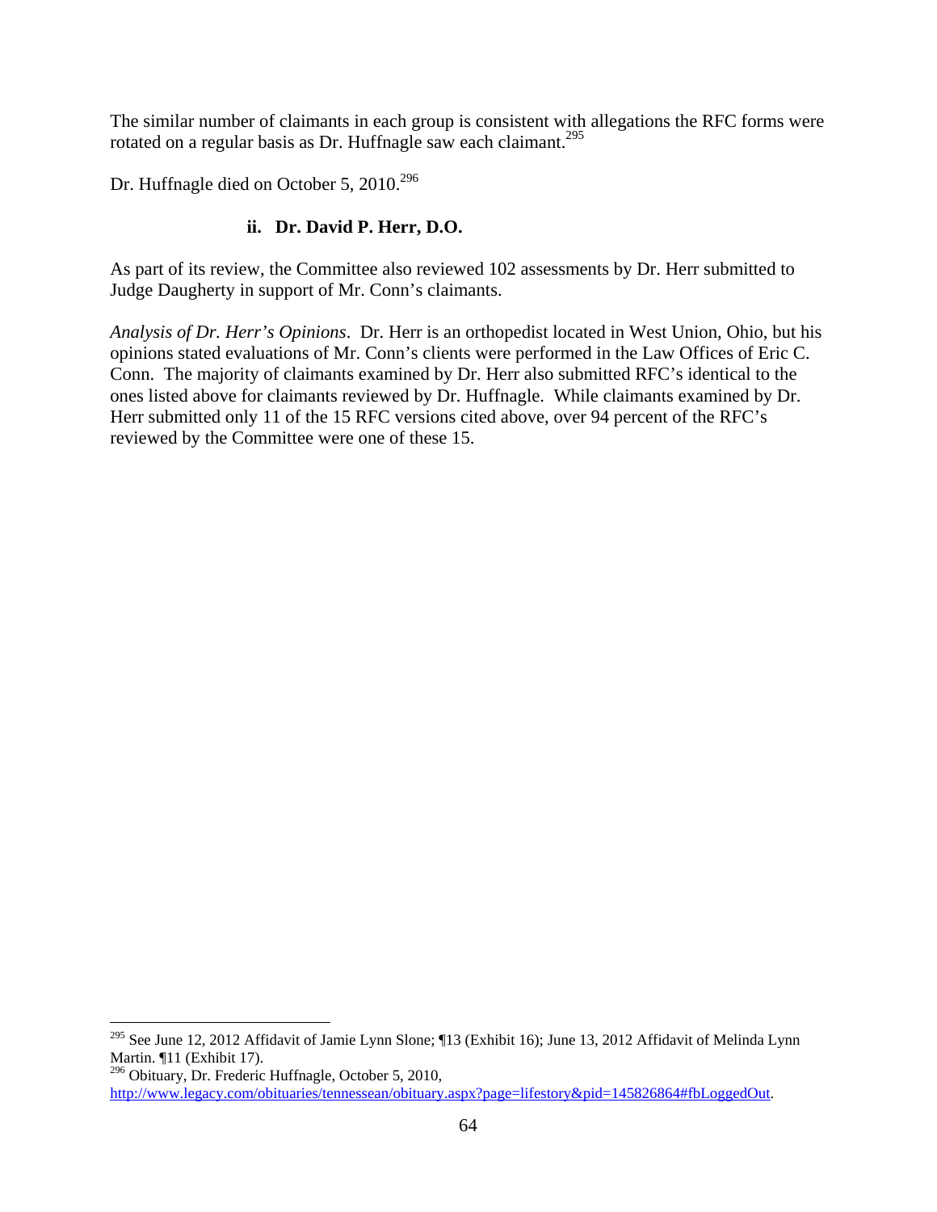The similar number of claimants in each group is consistent with allegations the RFC forms were rotated on a regular basis as Dr. Huffnagle saw each claimant.[295]

Dr. Huffnagle died on October 5, 2010.[296]

#### ii. Dr. David P. Herr, D.O.

As part of its review, the Committee also reviewed 102 assessments by Dr. Herr submitted to Judge Daugherty in support of Mr. Conn's claimants.

*Analysis of Dr. Herr's Opinions*. Dr. Herr is an orthopedist located in West Union, Ohio, but his opinions stated evaluations of Mr. Conn's clients were performed in the Law Offices of Eric C. Conn. The majority of claimants examined by Dr. Herr also submitted RFC's identical to the ones listed above for claimants reviewed by Dr. Huffnagle. While claimants examined by Dr. Herr submitted only 11 of the 15 RFC versions cited above, over 94 percent of the RFC's reviewed by the Committee were one of these 15.

---

[295] See June 12, 2012 Affidavit of Jamie Lynn Slone; ¶13 (Exhibit 16); June 13, 2012 Affidavit of Melinda Lynn Martin. ¶11 (Exhibit 17).

[296] Obituary, Dr. Frederic Huffnagle, October 5, 2010, http://www.legacy.com/obituaries/tennessean/obituary.aspx?page=lifestory&pid=145826864#fbLoggedOut.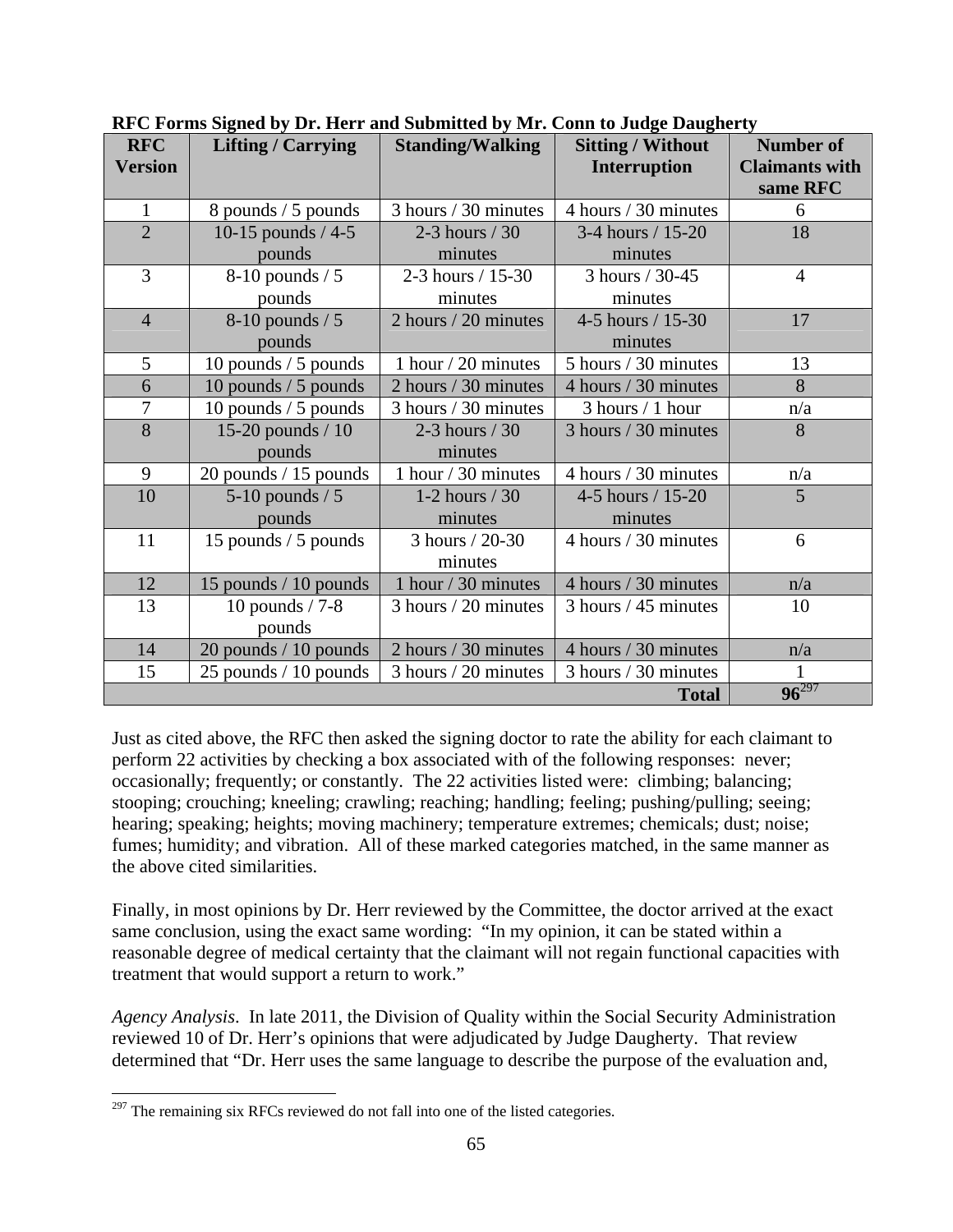**RFC Forms Signed by Dr. Herr and Submitted by Mr. Conn to Judge Daugherty**

| RFC Version | Lifting / Carrying | Standing/Walking | Sitting / Without Interruption | Number of Claimants with same RFC |
|---|---|---|---|---|
| 1 | 8 pounds / 5 pounds | 3 hours / 30 minutes | 4 hours / 30 minutes | 6 |
| 2 | 10-15 pounds / 4-5 pounds | 2-3 hours / 30 minutes | 3-4 hours / 15-20 minutes | 18 |
| 3 | 8-10 pounds / 5 pounds | 2-3 hours / 15-30 minutes | 3 hours / 30-45 minutes | 4 |
| 4 | 8-10 pounds / 5 pounds | 2 hours / 20 minutes | 4-5 hours / 15-30 minutes | 17 |
| 5 | 10 pounds / 5 pounds | 1 hour / 20 minutes | 5 hours / 30 minutes | 13 |
| 6 | 10 pounds / 5 pounds | 2 hours / 30 minutes | 4 hours / 30 minutes | 8 |
| 7 | 10 pounds / 5 pounds | 3 hours / 30 minutes | 3 hours / 1 hour | n/a |
| 8 | 15-20 pounds / 10 pounds | 2-3 hours / 30 minutes | 3 hours / 30 minutes | 8 |
| 9 | 20 pounds / 15 pounds | 1 hour / 30 minutes | 4 hours / 30 minutes | n/a |
| 10 | 5-10 pounds / 5 pounds | 1-2 hours / 30 minutes | 4-5 hours / 15-20 minutes | 5 |
| 11 | 15 pounds / 5 pounds | 3 hours / 20-30 minutes | 4 hours / 30 minutes | 6 |
| 12 | 15 pounds / 10 pounds | 1 hour / 30 minutes | 4 hours / 30 minutes | n/a |
| 13 | 10 pounds / 7-8 pounds | 3 hours / 20 minutes | 3 hours / 45 minutes | 10 |
| 14 | 20 pounds / 10 pounds | 2 hours / 30 minutes | 4 hours / 30 minutes | n/a |
| 15 | 25 pounds / 10 pounds | 3 hours / 20 minutes | 3 hours / 30 minutes | 1 |
| | | | **Total** | **96**[297] |

Just as cited above, the RFC then asked the signing doctor to rate the ability for each claimant to perform 22 activities by checking a box associated with of the following responses: never; occasionally; frequently; or constantly. The 22 activities listed were: climbing; balancing; stooping; crouching; kneeling; crawling; reaching; handling; feeling; pushing/pulling; seeing; hearing; speaking; heights; moving machinery; temperature extremes; chemicals; dust; noise; fumes; humidity; and vibration. All of these marked categories matched, in the same manner as the above cited similarities.

Finally, in most opinions by Dr. Herr reviewed by the Committee, the doctor arrived at the exact same conclusion, using the exact same wording: "In my opinion, it can be stated within a reasonable degree of medical certainty that the claimant will not regain functional capacities with treatment that would support a return to work."

*Agency Analysis*. In late 2011, the Division of Quality within the Social Security Administration reviewed 10 of Dr. Herr's opinions that were adjudicated by Judge Daugherty. That review determined that "Dr. Herr uses the same language to describe the purpose of the evaluation and,

[297] The remaining six RFCs reviewed do not fall into one of the listed categories.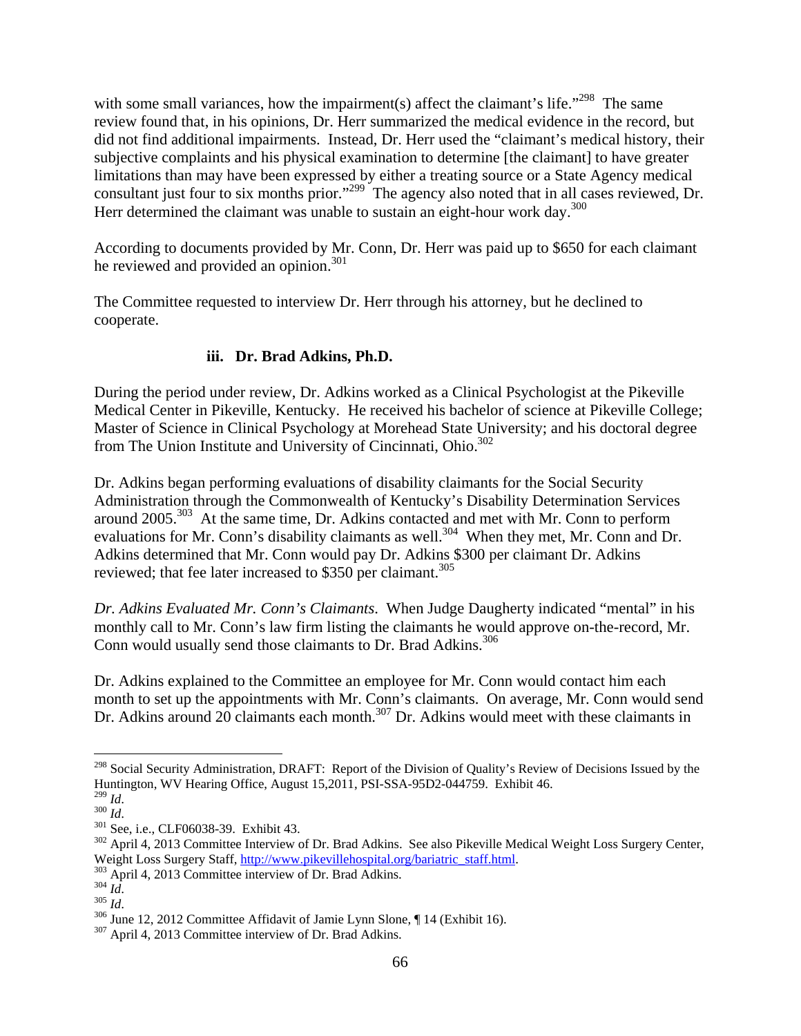with some small variances, how the impairment(s) affect the claimant's life."[298] The same review found that, in his opinions, Dr. Herr summarized the medical evidence in the record, but did not find additional impairments. Instead, Dr. Herr used the "claimant's medical history, their subjective complaints and his physical examination to determine [the claimant] to have greater limitations than may have been expressed by either a treating source or a State Agency medical consultant just four to six months prior."[299] The agency also noted that in all cases reviewed, Dr. Herr determined the claimant was unable to sustain an eight-hour work day.[300]

According to documents provided by Mr. Conn, Dr. Herr was paid up to $650 for each claimant he reviewed and provided an opinion.[301]

The Committee requested to interview Dr. Herr through his attorney, but he declined to cooperate.

#### iii. Dr. Brad Adkins, Ph.D.

During the period under review, Dr. Adkins worked as a Clinical Psychologist at the Pikeville Medical Center in Pikeville, Kentucky. He received his bachelor of science at Pikeville College; Master of Science in Clinical Psychology at Morehead State University; and his doctoral degree from The Union Institute and University of Cincinnati, Ohio.[302]

Dr. Adkins began performing evaluations of disability claimants for the Social Security Administration through the Commonwealth of Kentucky's Disability Determination Services around 2005.[303] At the same time, Dr. Adkins contacted and met with Mr. Conn to perform evaluations for Mr. Conn's disability claimants as well.[304] When they met, Mr. Conn and Dr. Adkins determined that Mr. Conn would pay Dr. Adkins $300 per claimant Dr. Adkins reviewed; that fee later increased to $350 per claimant.[305]

*Dr. Adkins Evaluated Mr. Conn's Claimants*. When Judge Daugherty indicated "mental" in his monthly call to Mr. Conn's law firm listing the claimants he would approve on-the-record, Mr. Conn would usually send those claimants to Dr. Brad Adkins.[306]

Dr. Adkins explained to the Committee an employee for Mr. Conn would contact him each month to set up the appointments with Mr. Conn's claimants. On average, Mr. Conn would send Dr. Adkins around 20 claimants each month.[307] Dr. Adkins would meet with these claimants in

---

[298] Social Security Administration, DRAFT: Report of the Division of Quality's Review of Decisions Issued by the Huntington, WV Hearing Office, August 15,2011, PSI-SSA-95D2-044759. Exhibit 46.

[299] *Id*.

[300] *Id*.

[301] See, i.e., CLF06038-39. Exhibit 43.

[302] April 4, 2013 Committee Interview of Dr. Brad Adkins. See also Pikeville Medical Weight Loss Surgery Center, Weight Loss Surgery Staff, http://www.pikevillehospital.org/bariatric_staff.html.

[303] April 4, 2013 Committee interview of Dr. Brad Adkins.

[304] *Id*.

[305] *Id*.

[306] June 12, 2012 Committee Affidavit of Jamie Lynn Slone, ¶ 14 (Exhibit 16).

[307] April 4, 2013 Committee interview of Dr. Brad Adkins.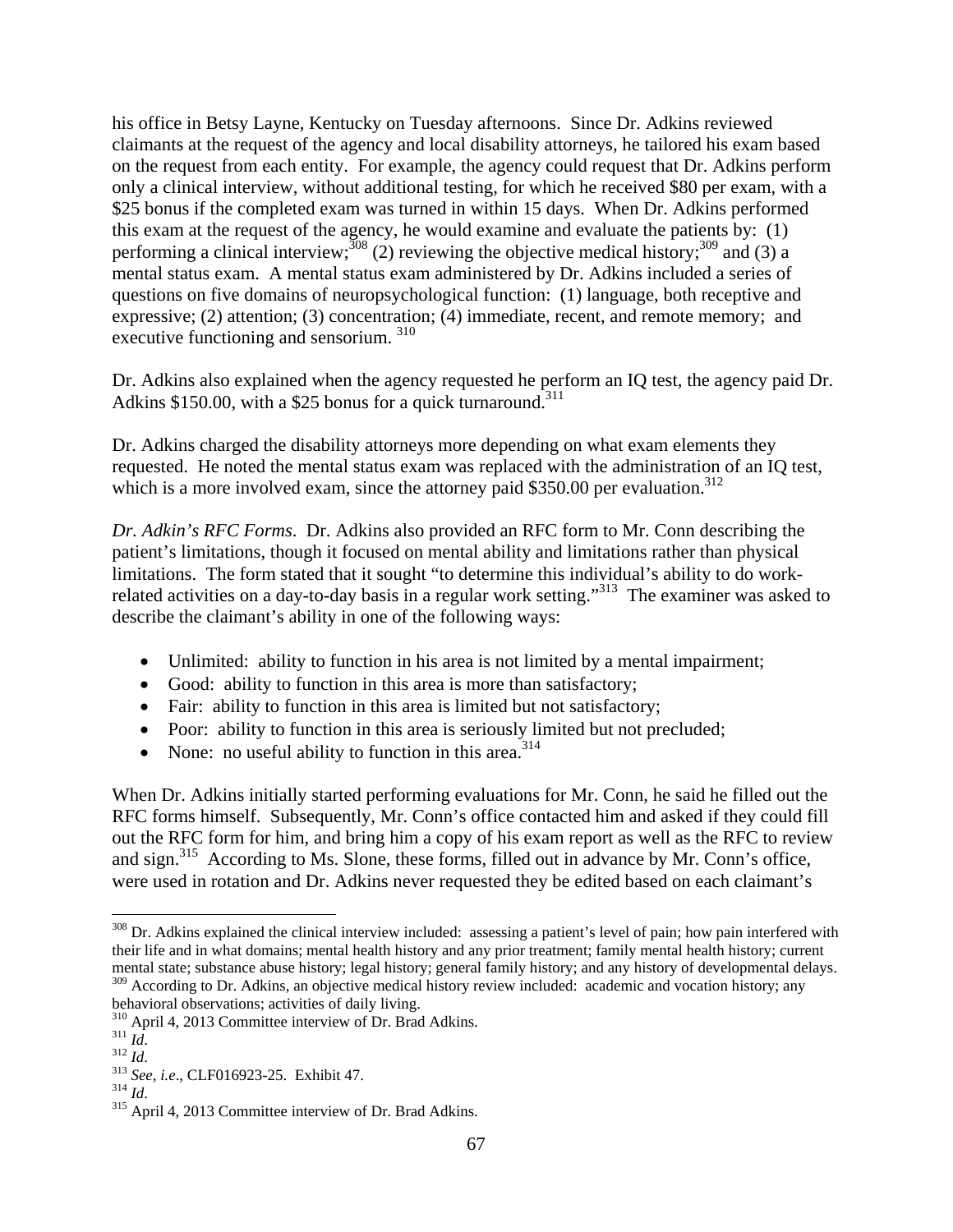his office in Betsy Layne, Kentucky on Tuesday afternoons. Since Dr. Adkins reviewed claimants at the request of the agency and local disability attorneys, he tailored his exam based on the request from each entity. For example, the agency could request that Dr. Adkins perform only a clinical interview, without additional testing, for which he received $80 per exam, with a $25 bonus if the completed exam was turned in within 15 days. When Dr. Adkins performed this exam at the request of the agency, he would examine and evaluate the patients by: (1) performing a clinical interview;[308] (2) reviewing the objective medical history;[309] and (3) a mental status exam. A mental status exam administered by Dr. Adkins included a series of questions on five domains of neuropsychological function: (1) language, both receptive and expressive; (2) attention; (3) concentration; (4) immediate, recent, and remote memory; and executive functioning and sensorium. [310]

Dr. Adkins also explained when the agency requested he perform an IQ test, the agency paid Dr. Adkins $150.00, with a $25 bonus for a quick turnaround.[311]

Dr. Adkins charged the disability attorneys more depending on what exam elements they requested. He noted the mental status exam was replaced with the administration of an IQ test, which is a more involved exam, since the attorney paid $350.00 per evaluation.[312]

*Dr. Adkin's RFC Forms*. Dr. Adkins also provided an RFC form to Mr. Conn describing the patient's limitations, though it focused on mental ability and limitations rather than physical limitations. The form stated that it sought "to determine this individual's ability to do work-related activities on a day-to-day basis in a regular work setting."[313] The examiner was asked to describe the claimant's ability in one of the following ways:

- Unlimited: ability to function in his area is not limited by a mental impairment;
- Good: ability to function in this area is more than satisfactory;
- Fair: ability to function in this area is limited but not satisfactory;
- Poor: ability to function in this area is seriously limited but not precluded;
- None: no useful ability to function in this area.[314]

When Dr. Adkins initially started performing evaluations for Mr. Conn, he said he filled out the RFC forms himself. Subsequently, Mr. Conn's office contacted him and asked if they could fill out the RFC form for him, and bring him a copy of his exam report as well as the RFC to review and sign.[315] According to Ms. Slone, these forms, filled out in advance by Mr. Conn's office, were used in rotation and Dr. Adkins never requested they be edited based on each claimant's

---

[308] Dr. Adkins explained the clinical interview included: assessing a patient's level of pain; how pain interfered with their life and in what domains; mental health history and any prior treatment; family mental health history; current mental state; substance abuse history; legal history; general family history; and any history of developmental delays.

[309] According to Dr. Adkins, an objective medical history review included: academic and vocation history; any behavioral observations; activities of daily living.

[310] April 4, 2013 Committee interview of Dr. Brad Adkins.

[311] *Id*.

[312] *Id*.

[313] *See, i.e*., CLF016923-25. Exhibit 47.

[314] *Id*.

[315] April 4, 2013 Committee interview of Dr. Brad Adkins.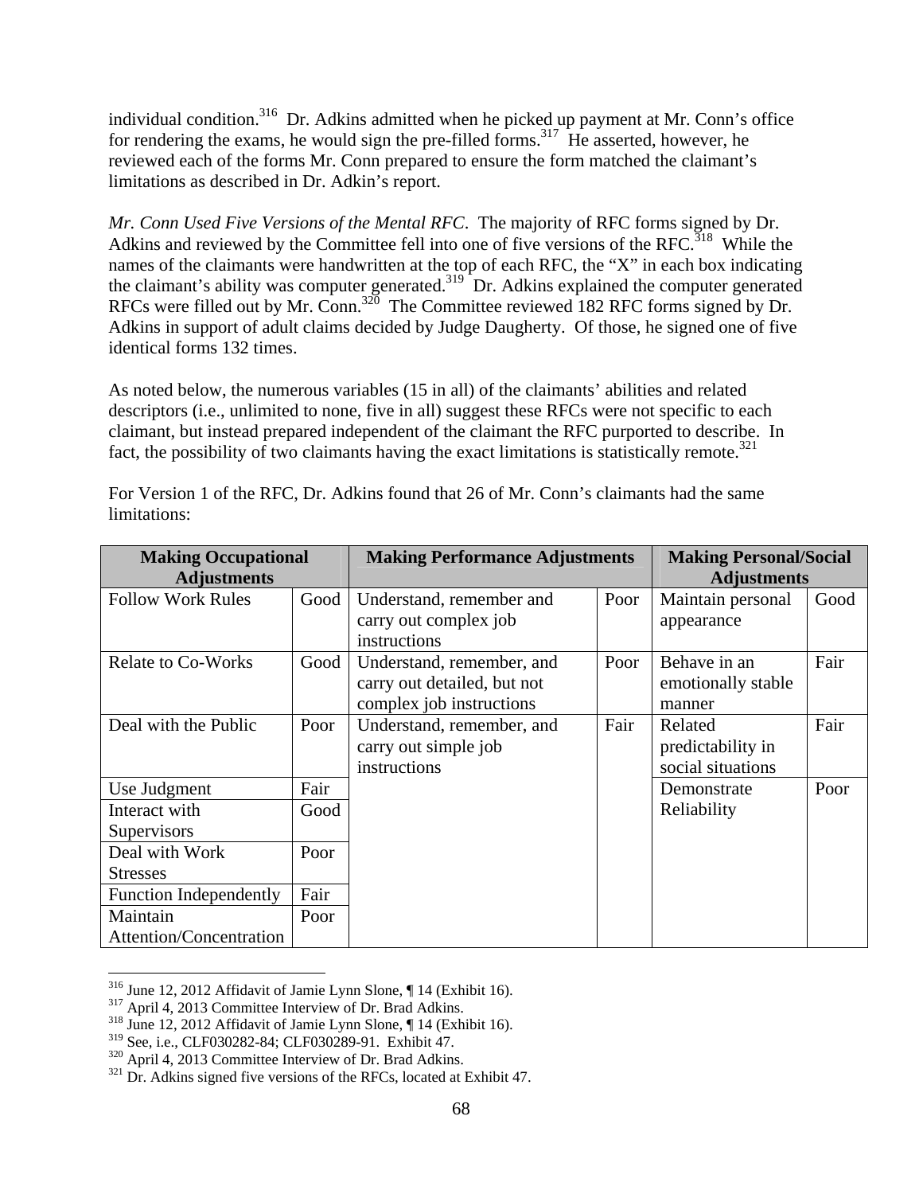individual condition.[316] Dr. Adkins admitted when he picked up payment at Mr. Conn's office for rendering the exams, he would sign the pre-filled forms.[317] He asserted, however, he reviewed each of the forms Mr. Conn prepared to ensure the form matched the claimant's limitations as described in Dr. Adkin's report.

*Mr. Conn Used Five Versions of the Mental RFC*. The majority of RFC forms signed by Dr. Adkins and reviewed by the Committee fell into one of five versions of the RFC.[318] While the names of the claimants were handwritten at the top of each RFC, the "X" in each box indicating the claimant's ability was computer generated.[319] Dr. Adkins explained the computer generated RFCs were filled out by Mr. Conn.[320] The Committee reviewed 182 RFC forms signed by Dr. Adkins in support of adult claims decided by Judge Daugherty. Of those, he signed one of five identical forms 132 times.

As noted below, the numerous variables (15 in all) of the claimants' abilities and related descriptors (i.e., unlimited to none, five in all) suggest these RFCs were not specific to each claimant, but instead prepared independent of the claimant the RFC purported to describe. In fact, the possibility of two claimants having the exact limitations is statistically remote.[321]

For Version 1 of the RFC, Dr. Adkins found that 26 of Mr. Conn's claimants had the same limitations:

| **Making Occupational Adjustments** | | **Making Performance Adjustments** | | **Making Personal/Social Adjustments** | |
|---|---|---|---|---|---|
| Follow Work Rules | Good | Understand, remember and carry out complex job instructions | Poor | Maintain personal appearance | Good |
| Relate to Co-Works | Good | Understand, remember, and carry out detailed, but not complex job instructions | Poor | Behave in an emotionally stable manner | Fair |
| Deal with the Public | Poor | Understand, remember, and carry out simple job instructions | Fair | Related predictability in social situations | Fair |
| Use Judgment | Fair | | | Demonstrate Reliability | Poor |
| Interact with Supervisors | Good | | | | |
| Deal with Work Stresses | Poor | | | | |
| Function Independently | Fair | | | | |
| Maintain Attention/Concentration | Poor | | | | |

[316] June 12, 2012 Affidavit of Jamie Lynn Slone, ¶ 14 (Exhibit 16).
[317] April 4, 2013 Committee Interview of Dr. Brad Adkins.
[318] June 12, 2012 Affidavit of Jamie Lynn Slone, ¶ 14 (Exhibit 16).
[319] See, i.e., CLF030282-84; CLF030289-91. Exhibit 47.
[320] April 4, 2013 Committee Interview of Dr. Brad Adkins.
[321] Dr. Adkins signed five versions of the RFCs, located at Exhibit 47.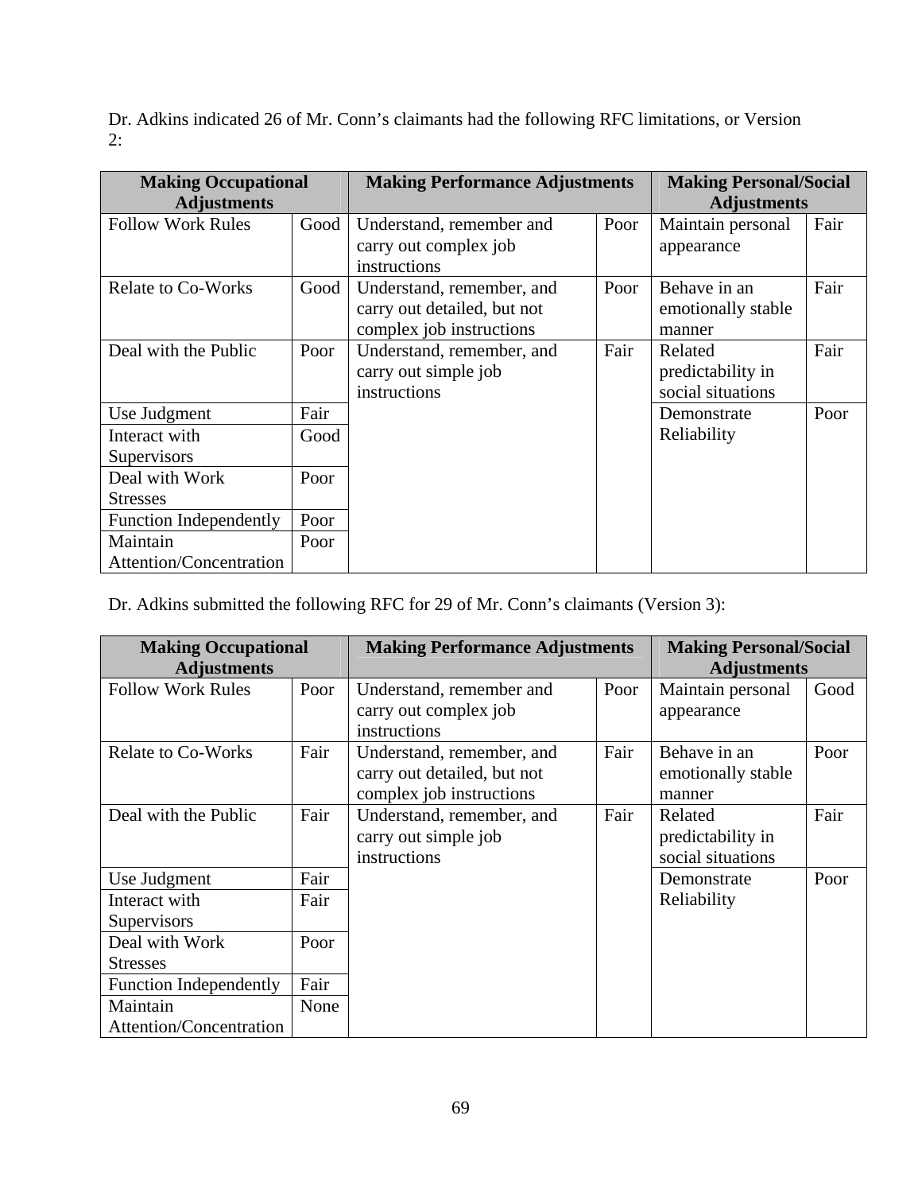Dr. Adkins indicated 26 of Mr. Conn's claimants had the following RFC limitations, or Version 2:

| Making Occupational Adjustments | | Making Performance Adjustments | | Making Personal/Social Adjustments | |
|---|---|---|---|---|---|
| Follow Work Rules | Good | Understand, remember and carry out complex job instructions | Poor | Maintain personal appearance | Fair |
| Relate to Co-Works | Good | Understand, remember, and carry out detailed, but not complex job instructions | Poor | Behave in an emotionally stable manner | Fair |
| Deal with the Public | Poor | Understand, remember, and carry out simple job instructions | Fair | Related predictability in social situations | Fair |
| Use Judgment | Fair | | | Demonstrate Reliability | Poor |
| Interact with Supervisors | Good | | | | |
| Deal with Work Stresses | Poor | | | | |
| Function Independently | Poor | | | | |
| Maintain Attention/Concentration | Poor | | | | |

Dr. Adkins submitted the following RFC for 29 of Mr. Conn's claimants (Version 3):

| Making Occupational Adjustments | | Making Performance Adjustments | | Making Personal/Social Adjustments | |
|---|---|---|---|---|---|
| Follow Work Rules | Poor | Understand, remember and carry out complex job instructions | Poor | Maintain personal appearance | Good |
| Relate to Co-Works | Fair | Understand, remember, and carry out detailed, but not complex job instructions | Fair | Behave in an emotionally stable manner | Poor |
| Deal with the Public | Fair | Understand, remember, and carry out simple job instructions | Fair | Related predictability in social situations | Fair |
| Use Judgment | Fair | | | Demonstrate Reliability | Poor |
| Interact with Supervisors | Fair | | | | |
| Deal with Work Stresses | Poor | | | | |
| Function Independently | Fair | | | | |
| Maintain Attention/Concentration | None | | | | |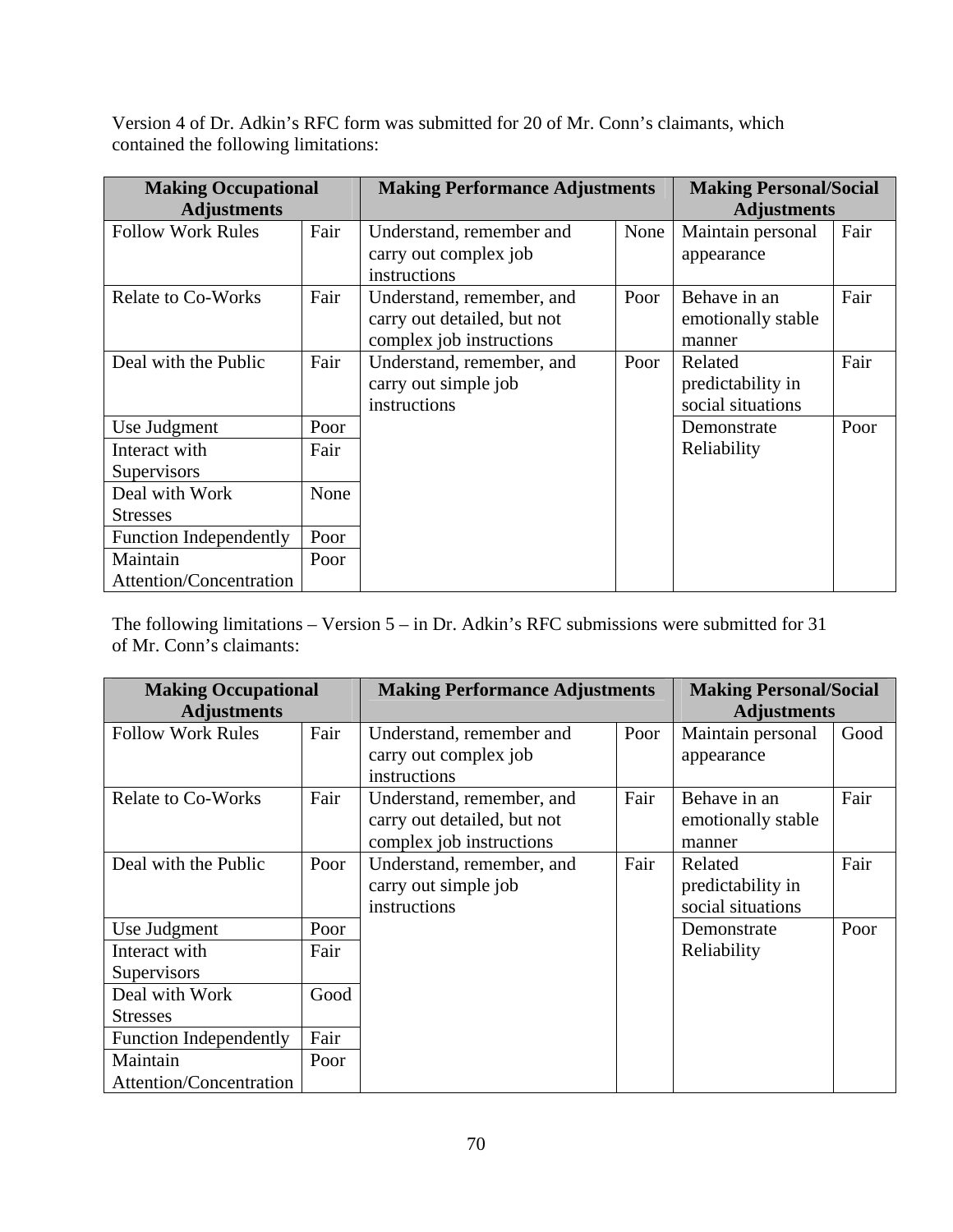Version 4 of Dr. Adkin's RFC form was submitted for 20 of Mr. Conn's claimants, which contained the following limitations:

| Making Occupational Adjustments | | Making Performance Adjustments | | Making Personal/Social Adjustments | |
|---|---|---|---|---|---|
| Follow Work Rules | Fair | Understand, remember and carry out complex job instructions | None | Maintain personal appearance | Fair |
| Relate to Co-Works | Fair | Understand, remember, and carry out detailed, but not complex job instructions | Poor | Behave in an emotionally stable manner | Fair |
| Deal with the Public | Fair | Understand, remember, and carry out simple job instructions | Poor | Related predictability in social situations | Fair |
| Use Judgment | Poor | | | Demonstrate Reliability | Poor |
| Interact with Supervisors | Fair | | | | |
| Deal with Work Stresses | None | | | | |
| Function Independently | Poor | | | | |
| Maintain Attention/Concentration | Poor | | | | |

The following limitations – Version 5 – in Dr. Adkin's RFC submissions were submitted for 31 of Mr. Conn's claimants:

| Making Occupational Adjustments | | Making Performance Adjustments | | Making Personal/Social Adjustments | |
|---|---|---|---|---|---|
| Follow Work Rules | Fair | Understand, remember and carry out complex job instructions | Poor | Maintain personal appearance | Good |
| Relate to Co-Works | Fair | Understand, remember, and carry out detailed, but not complex job instructions | Fair | Behave in an emotionally stable manner | Fair |
| Deal with the Public | Poor | Understand, remember, and carry out simple job instructions | Fair | Related predictability in social situations | Fair |
| Use Judgment | Poor | | | Demonstrate Reliability | Poor |
| Interact with Supervisors | Fair | | | | |
| Deal with Work Stresses | Good | | | | |
| Function Independently | Fair | | | | |
| Maintain Attention/Concentration | Poor | | | | |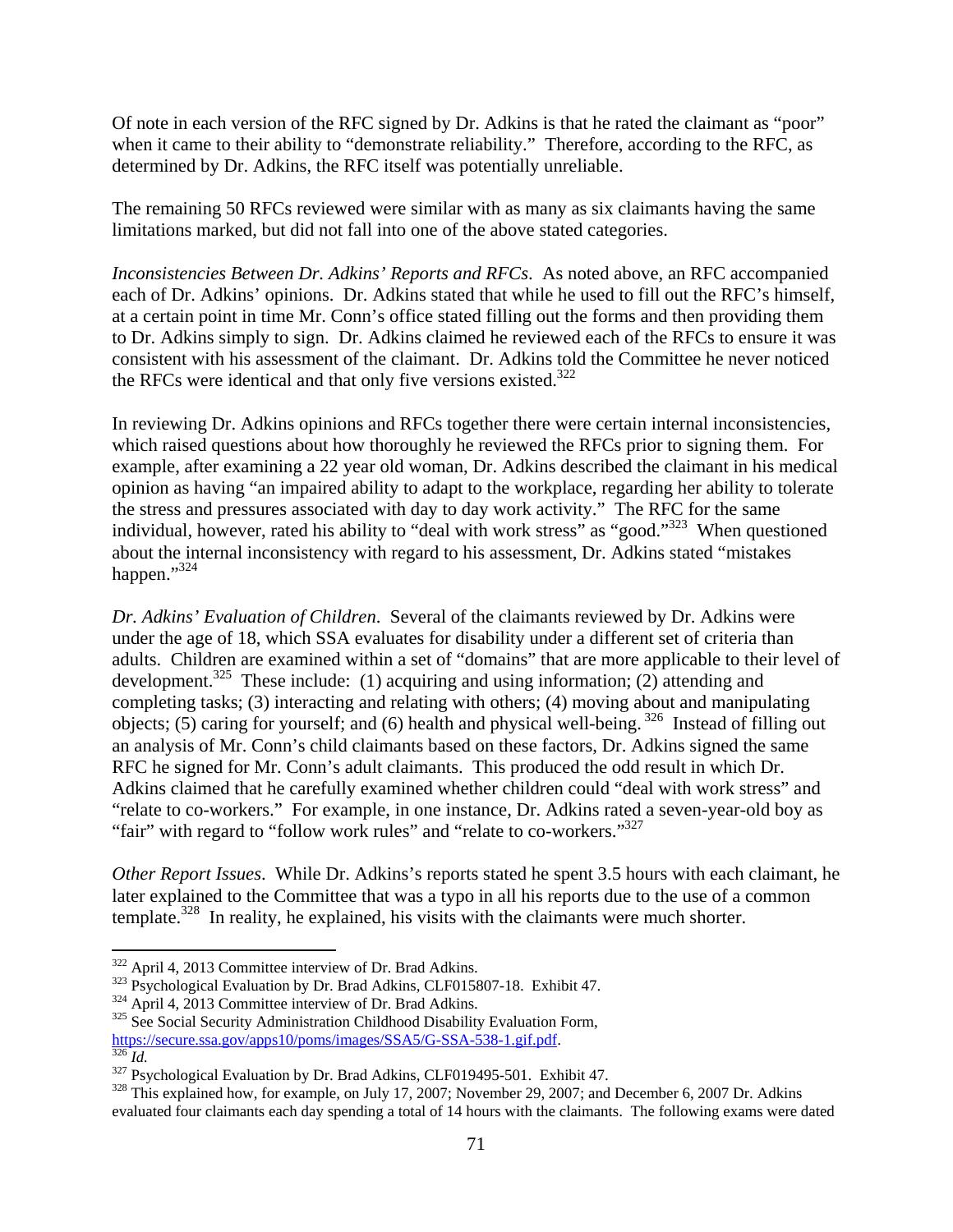Of note in each version of the RFC signed by Dr. Adkins is that he rated the claimant as "poor" when it came to their ability to "demonstrate reliability." Therefore, according to the RFC, as determined by Dr. Adkins, the RFC itself was potentially unreliable.

The remaining 50 RFCs reviewed were similar with as many as six claimants having the same limitations marked, but did not fall into one of the above stated categories.

*Inconsistencies Between Dr. Adkins' Reports and RFCs*. As noted above, an RFC accompanied each of Dr. Adkins' opinions. Dr. Adkins stated that while he used to fill out the RFC's himself, at a certain point in time Mr. Conn's office stated filling out the forms and then providing them to Dr. Adkins simply to sign. Dr. Adkins claimed he reviewed each of the RFCs to ensure it was consistent with his assessment of the claimant. Dr. Adkins told the Committee he never noticed the RFCs were identical and that only five versions existed.[322]

In reviewing Dr. Adkins opinions and RFCs together there were certain internal inconsistencies, which raised questions about how thoroughly he reviewed the RFCs prior to signing them. For example, after examining a 22 year old woman, Dr. Adkins described the claimant in his medical opinion as having "an impaired ability to adapt to the workplace, regarding her ability to tolerate the stress and pressures associated with day to day work activity." The RFC for the same individual, however, rated his ability to "deal with work stress" as "good."[323] When questioned about the internal inconsistency with regard to his assessment, Dr. Adkins stated "mistakes happen."[324]

*Dr. Adkins' Evaluation of Children*. Several of the claimants reviewed by Dr. Adkins were under the age of 18, which SSA evaluates for disability under a different set of criteria than adults. Children are examined within a set of "domains" that are more applicable to their level of development.[325] These include: (1) acquiring and using information; (2) attending and completing tasks; (3) interacting and relating with others; (4) moving about and manipulating objects; (5) caring for yourself; and (6) health and physical well-being.[326] Instead of filling out an analysis of Mr. Conn's child claimants based on these factors, Dr. Adkins signed the same RFC he signed for Mr. Conn's adult claimants. This produced the odd result in which Dr. Adkins claimed that he carefully examined whether children could "deal with work stress" and "relate to co-workers." For example, in one instance, Dr. Adkins rated a seven-year-old boy as "fair" with regard to "follow work rules" and "relate to co-workers."[327]

*Other Report Issues*. While Dr. Adkins's reports stated he spent 3.5 hours with each claimant, he later explained to the Committee that was a typo in all his reports due to the use of a common template.[328] In reality, he explained, his visits with the claimants were much shorter.

---

[322] April 4, 2013 Committee interview of Dr. Brad Adkins.

[323] Psychological Evaluation by Dr. Brad Adkins, CLF015807-18. Exhibit 47.

[324] April 4, 2013 Committee interview of Dr. Brad Adkins.

[325] See Social Security Administration Childhood Disability Evaluation Form, https://secure.ssa.gov/apps10/poms/images/SSA5/G-SSA-538-1.gif.pdf.

[326] *Id.*

[327] Psychological Evaluation by Dr. Brad Adkins, CLF019495-501. Exhibit 47.

[328] This explained how, for example, on July 17, 2007; November 29, 2007; and December 6, 2007 Dr. Adkins evaluated four claimants each day spending a total of 14 hours with the claimants. The following exams were dated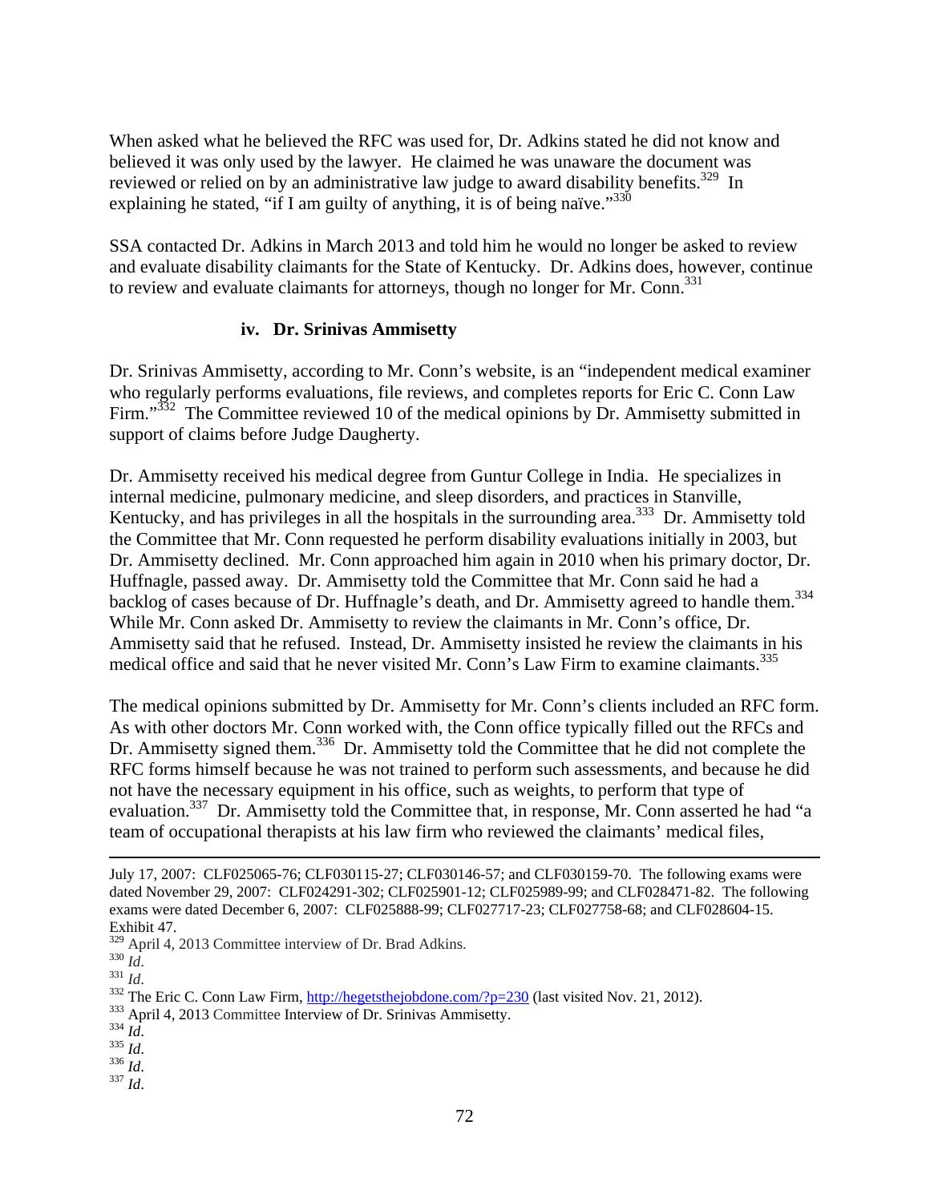When asked what he believed the RFC was used for, Dr. Adkins stated he did not know and believed it was only used by the lawyer. He claimed he was unaware the document was reviewed or relied on by an administrative law judge to award disability benefits.[329] In explaining he stated, "if I am guilty of anything, it is of being naïve."[330]

SSA contacted Dr. Adkins in March 2013 and told him he would no longer be asked to review and evaluate disability claimants for the State of Kentucky. Dr. Adkins does, however, continue to review and evaluate claimants for attorneys, though no longer for Mr. Conn.[331]

#### iv. Dr. Srinivas Ammisetty

Dr. Srinivas Ammisetty, according to Mr. Conn's website, is an "independent medical examiner who regularly performs evaluations, file reviews, and completes reports for Eric C. Conn Law Firm."[332] The Committee reviewed 10 of the medical opinions by Dr. Ammisetty submitted in support of claims before Judge Daugherty.

Dr. Ammisetty received his medical degree from Guntur College in India. He specializes in internal medicine, pulmonary medicine, and sleep disorders, and practices in Stanville, Kentucky, and has privileges in all the hospitals in the surrounding area.[333] Dr. Ammisetty told the Committee that Mr. Conn requested he perform disability evaluations initially in 2003, but Dr. Ammisetty declined. Mr. Conn approached him again in 2010 when his primary doctor, Dr. Huffnagle, passed away. Dr. Ammisetty told the Committee that Mr. Conn said he had a backlog of cases because of Dr. Huffnagle's death, and Dr. Ammisetty agreed to handle them.[334] While Mr. Conn asked Dr. Ammisetty to review the claimants in Mr. Conn's office, Dr. Ammisetty said that he refused. Instead, Dr. Ammisetty insisted he review the claimants in his medical office and said that he never visited Mr. Conn's Law Firm to examine claimants.[335]

The medical opinions submitted by Dr. Ammisetty for Mr. Conn's clients included an RFC form. As with other doctors Mr. Conn worked with, the Conn office typically filled out the RFCs and Dr. Ammisetty signed them.[336] Dr. Ammisetty told the Committee that he did not complete the RFC forms himself because he was not trained to perform such assessments, and because he did not have the necessary equipment in his office, such as weights, to perform that type of evaluation.[337] Dr. Ammisetty told the Committee that, in response, Mr. Conn asserted he had "a team of occupational therapists at his law firm who reviewed the claimants' medical files,

---

July 17, 2007: CLF025065-76; CLF030115-27; CLF030146-57; and CLF030159-70. The following exams were dated November 29, 2007: CLF024291-302; CLF025901-12; CLF025989-99; and CLF028471-82. The following exams were dated December 6, 2007: CLF025888-99; CLF027717-23; CLF027758-68; and CLF028604-15. Exhibit 47.

[329] April 4, 2013 Committee interview of Dr. Brad Adkins.

[330] *Id*.

[331] *Id*.

[332] The Eric C. Conn Law Firm, http://hegetsthejobdone.com/?p=230 (last visited Nov. 21, 2012).

[333] April 4, 2013 Committee Interview of Dr. Srinivas Ammisetty.

[334] *Id*.

[335] *Id*.

[336] *Id*.

[337] *Id*.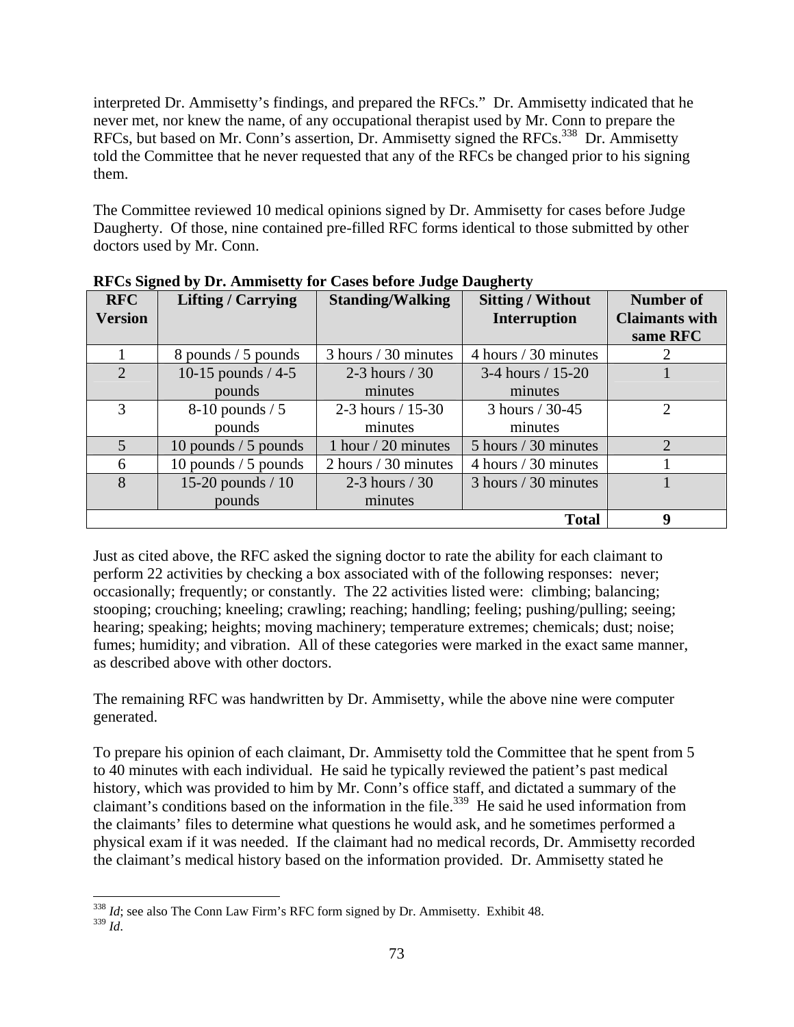interpreted Dr. Ammisetty's findings, and prepared the RFCs." Dr. Ammisetty indicated that he never met, nor knew the name, of any occupational therapist used by Mr. Conn to prepare the RFCs, but based on Mr. Conn's assertion, Dr. Ammisetty signed the RFCs.[338] Dr. Ammisetty told the Committee that he never requested that any of the RFCs be changed prior to his signing them.

The Committee reviewed 10 medical opinions signed by Dr. Ammisetty for cases before Judge Daugherty. Of those, nine contained pre-filled RFC forms identical to those submitted by other doctors used by Mr. Conn.

**RFCs Signed by Dr. Ammisetty for Cases before Judge Daugherty**

| RFC Version | Lifting / Carrying | Standing/Walking | Sitting / Without Interruption | Number of Claimants with same RFC |
|---|---|---|---|---|
| 1 | 8 pounds / 5 pounds | 3 hours / 30 minutes | 4 hours / 30 minutes | 2 |
| 2 | 10-15 pounds / 4-5 pounds | 2-3 hours / 30 minutes | 3-4 hours / 15-20 minutes | 1 |
| 3 | 8-10 pounds / 5 pounds | 2-3 hours / 15-30 minutes | 3 hours / 30-45 minutes | 2 |
| 5 | 10 pounds / 5 pounds | 1 hour / 20 minutes | 5 hours / 30 minutes | 2 |
| 6 | 10 pounds / 5 pounds | 2 hours / 30 minutes | 4 hours / 30 minutes | 1 |
| 8 | 15-20 pounds / 10 pounds | 2-3 hours / 30 minutes | 3 hours / 30 minutes | 1 |
| | | | **Total** | **9** |

Just as cited above, the RFC asked the signing doctor to rate the ability for each claimant to perform 22 activities by checking a box associated with of the following responses: never; occasionally; frequently; or constantly. The 22 activities listed were: climbing; balancing; stooping; crouching; kneeling; crawling; reaching; handling; feeling; pushing/pulling; seeing; hearing; speaking; heights; moving machinery; temperature extremes; chemicals; dust; noise; fumes; humidity; and vibration. All of these categories were marked in the exact same manner, as described above with other doctors.

The remaining RFC was handwritten by Dr. Ammisetty, while the above nine were computer generated.

To prepare his opinion of each claimant, Dr. Ammisetty told the Committee that he spent from 5 to 40 minutes with each individual. He said he typically reviewed the patient's past medical history, which was provided to him by Mr. Conn's office staff, and dictated a summary of the claimant's conditions based on the information in the file.[339] He said he used information from the claimants' files to determine what questions he would ask, and he sometimes performed a physical exam if it was needed. If the claimant had no medical records, Dr. Ammisetty recorded the claimant's medical history based on the information provided. Dr. Ammisetty stated he

[338] *Id*; see also The Conn Law Firm's RFC form signed by Dr. Ammisetty. Exhibit 48.
[339] *Id*.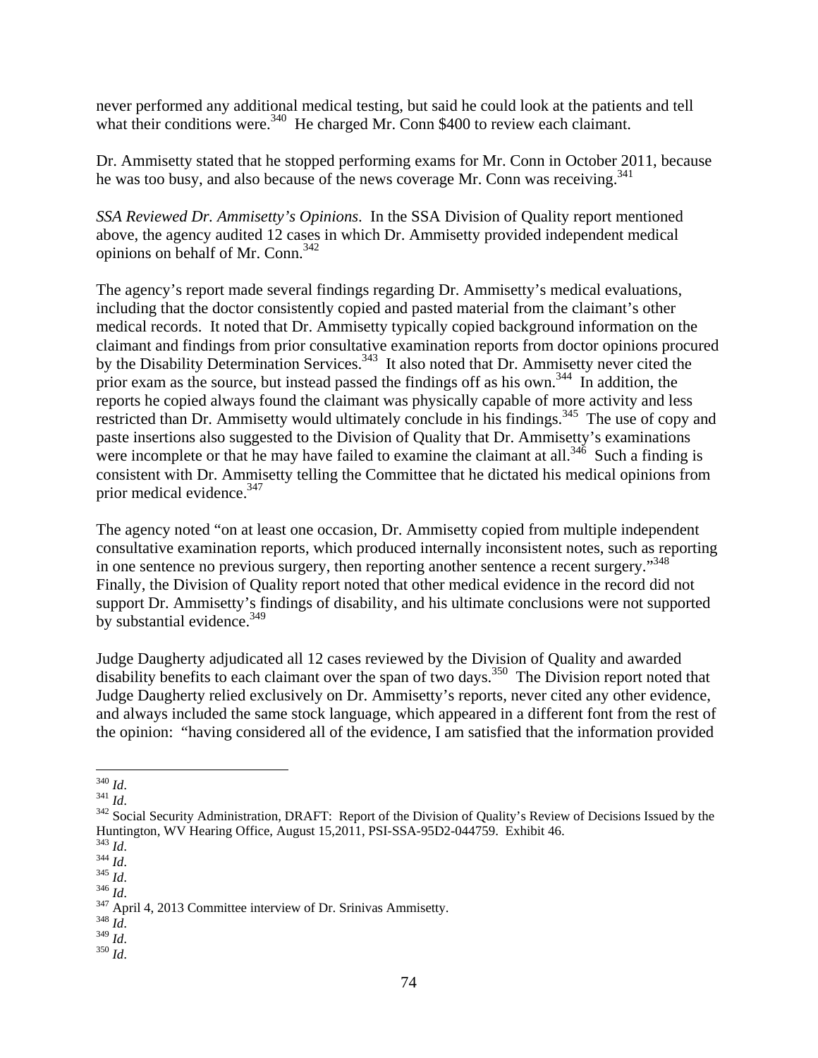never performed any additional medical testing, but said he could look at the patients and tell what their conditions were.[340] He charged Mr. Conn $400 to review each claimant.

Dr. Ammisetty stated that he stopped performing exams for Mr. Conn in October 2011, because he was too busy, and also because of the news coverage Mr. Conn was receiving.[341]

*SSA Reviewed Dr. Ammisetty's Opinions*. In the SSA Division of Quality report mentioned above, the agency audited 12 cases in which Dr. Ammisetty provided independent medical opinions on behalf of Mr. Conn.[342]

The agency's report made several findings regarding Dr. Ammisetty's medical evaluations, including that the doctor consistently copied and pasted material from the claimant's other medical records. It noted that Dr. Ammisetty typically copied background information on the claimant and findings from prior consultative examination reports from doctor opinions procured by the Disability Determination Services.[343] It also noted that Dr. Ammisetty never cited the prior exam as the source, but instead passed the findings off as his own.[344] In addition, the reports he copied always found the claimant was physically capable of more activity and less restricted than Dr. Ammisetty would ultimately conclude in his findings.[345] The use of copy and paste insertions also suggested to the Division of Quality that Dr. Ammisetty's examinations were incomplete or that he may have failed to examine the claimant at all.[346] Such a finding is consistent with Dr. Ammisetty telling the Committee that he dictated his medical opinions from prior medical evidence.[347]

The agency noted "on at least one occasion, Dr. Ammisetty copied from multiple independent consultative examination reports, which produced internally inconsistent notes, such as reporting in one sentence no previous surgery, then reporting another sentence a recent surgery."[348] Finally, the Division of Quality report noted that other medical evidence in the record did not support Dr. Ammisetty's findings of disability, and his ultimate conclusions were not supported by substantial evidence.[349]

Judge Daugherty adjudicated all 12 cases reviewed by the Division of Quality and awarded disability benefits to each claimant over the span of two days.[350] The Division report noted that Judge Daugherty relied exclusively on Dr. Ammisetty's reports, never cited any other evidence, and always included the same stock language, which appeared in a different font from the rest of the opinion: "having considered all of the evidence, I am satisfied that the information provided

---

[340] *Id*.

[341] *Id*.

[342] Social Security Administration, DRAFT: Report of the Division of Quality's Review of Decisions Issued by the Huntington, WV Hearing Office, August 15,2011, PSI-SSA-95D2-044759. Exhibit 46.

[343] *Id*.

[344] *Id*.

[345] *Id*.

[346] *Id*.

[347] April 4, 2013 Committee interview of Dr. Srinivas Ammisetty.

[348] *Id*.

[349] *Id*.

[350] *Id*.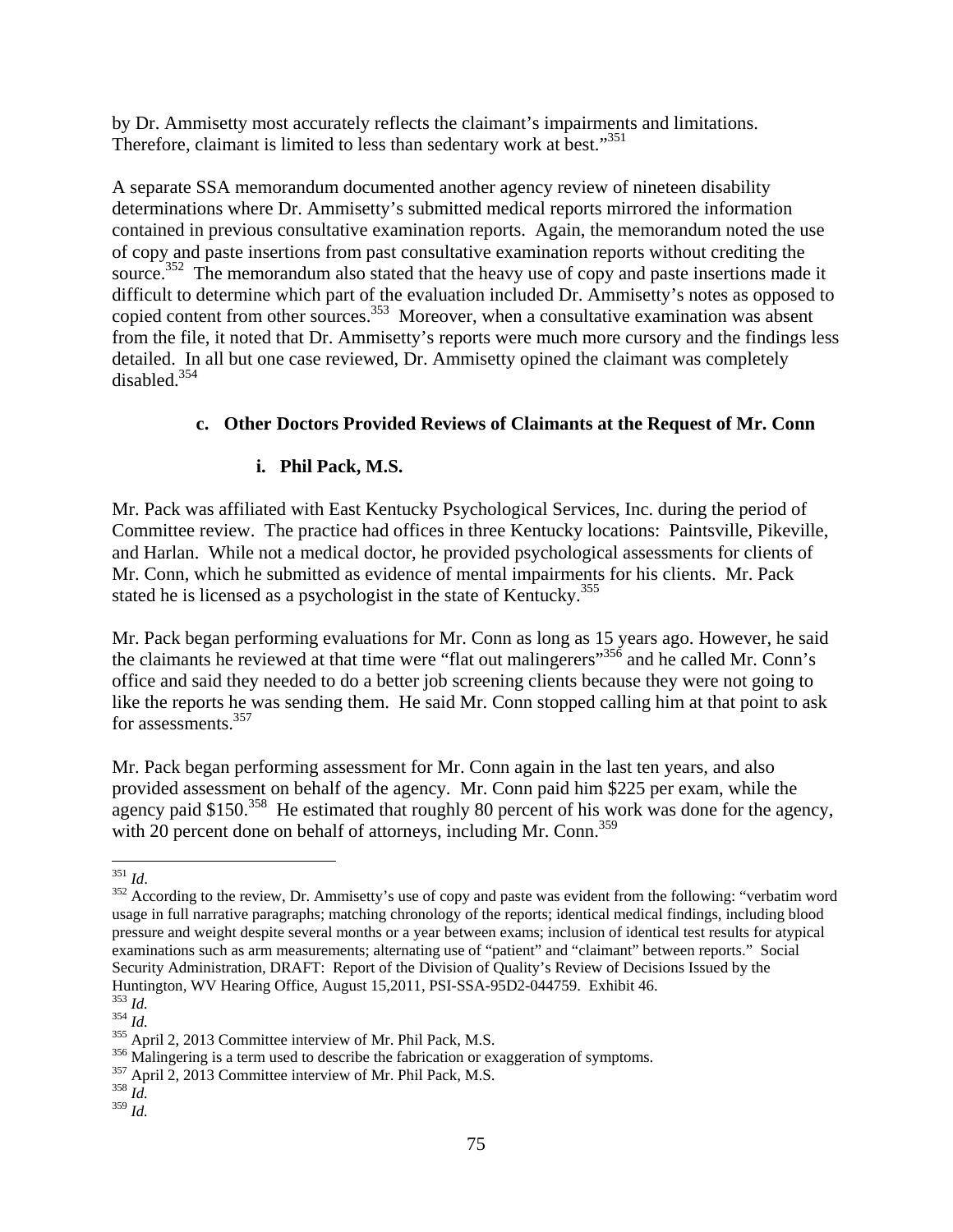by Dr. Ammisetty most accurately reflects the claimant's impairments and limitations. Therefore, claimant is limited to less than sedentary work at best."[351]

A separate SSA memorandum documented another agency review of nineteen disability determinations where Dr. Ammisetty's submitted medical reports mirrored the information contained in previous consultative examination reports. Again, the memorandum noted the use of copy and paste insertions from past consultative examination reports without crediting the source.[352] The memorandum also stated that the heavy use of copy and paste insertions made it difficult to determine which part of the evaluation included Dr. Ammisetty's notes as opposed to copied content from other sources.[353] Moreover, when a consultative examination was absent from the file, it noted that Dr. Ammisetty's reports were much more cursory and the findings less detailed. In all but one case reviewed, Dr. Ammisetty opined the claimant was completely disabled.[354]

### c. Other Doctors Provided Reviews of Claimants at the Request of Mr. Conn

#### i. Phil Pack, M.S.

Mr. Pack was affiliated with East Kentucky Psychological Services, Inc. during the period of Committee review. The practice had offices in three Kentucky locations: Paintsville, Pikeville, and Harlan. While not a medical doctor, he provided psychological assessments for clients of Mr. Conn, which he submitted as evidence of mental impairments for his clients. Mr. Pack stated he is licensed as a psychologist in the state of Kentucky.[355]

Mr. Pack began performing evaluations for Mr. Conn as long as 15 years ago. However, he said the claimants he reviewed at that time were "flat out malingerers"[356] and he called Mr. Conn's office and said they needed to do a better job screening clients because they were not going to like the reports he was sending them. He said Mr. Conn stopped calling him at that point to ask for assessments.[357]

Mr. Pack began performing assessment for Mr. Conn again in the last ten years, and also provided assessment on behalf of the agency. Mr. Conn paid him $225 per exam, while the agency paid $150.[358] He estimated that roughly 80 percent of his work was done for the agency, with 20 percent done on behalf of attorneys, including Mr. Conn.[359]

---

[351] *Id*.

[352] According to the review, Dr. Ammisetty's use of copy and paste was evident from the following: "verbatim word usage in full narrative paragraphs; matching chronology of the reports; identical medical findings, including blood pressure and weight despite several months or a year between exams; inclusion of identical test results for atypical examinations such as arm measurements; alternating use of "patient" and "claimant" between reports." Social Security Administration, DRAFT: Report of the Division of Quality's Review of Decisions Issued by the Huntington, WV Hearing Office, August 15,2011, PSI-SSA-95D2-044759. Exhibit 46.

[353] *Id.*

[354] *Id.*

[355] April 2, 2013 Committee interview of Mr. Phil Pack, M.S.

[356] Malingering is a term used to describe the fabrication or exaggeration of symptoms.

[357] April 2, 2013 Committee interview of Mr. Phil Pack, M.S.

[358] *Id.*

[359] *Id.*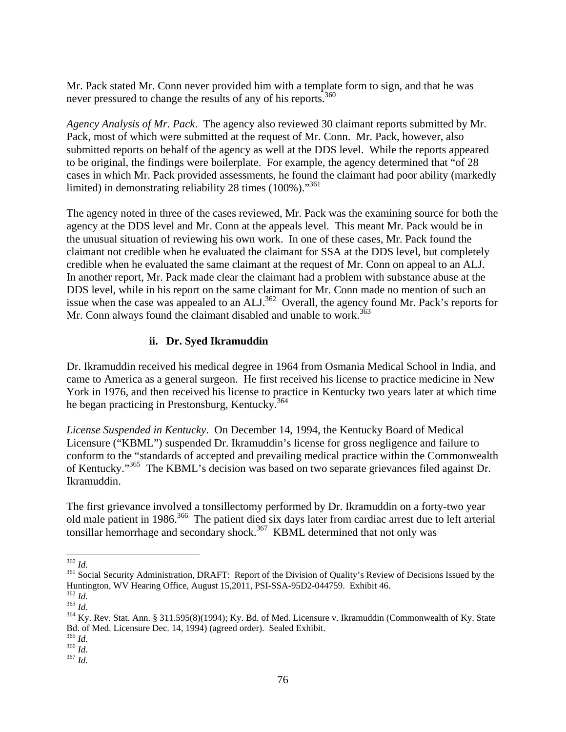Mr. Pack stated Mr. Conn never provided him with a template form to sign, and that he was never pressured to change the results of any of his reports.[360]

*Agency Analysis of Mr. Pack*. The agency also reviewed 30 claimant reports submitted by Mr. Pack, most of which were submitted at the request of Mr. Conn. Mr. Pack, however, also submitted reports on behalf of the agency as well at the DDS level. While the reports appeared to be original, the findings were boilerplate. For example, the agency determined that "of 28 cases in which Mr. Pack provided assessments, he found the claimant had poor ability (markedly limited) in demonstrating reliability 28 times (100%)."[361]

The agency noted in three of the cases reviewed, Mr. Pack was the examining source for both the agency at the DDS level and Mr. Conn at the appeals level. This meant Mr. Pack would be in the unusual situation of reviewing his own work. In one of these cases, Mr. Pack found the claimant not credible when he evaluated the claimant for SSA at the DDS level, but completely credible when he evaluated the same claimant at the request of Mr. Conn on appeal to an ALJ. In another report, Mr. Pack made clear the claimant had a problem with substance abuse at the DDS level, while in his report on the same claimant for Mr. Conn made no mention of such an issue when the case was appealed to an ALJ.[362] Overall, the agency found Mr. Pack's reports for Mr. Conn always found the claimant disabled and unable to work.[363]

#### ii. Dr. Syed Ikramuddin

Dr. Ikramuddin received his medical degree in 1964 from Osmania Medical School in India, and came to America as a general surgeon. He first received his license to practice medicine in New York in 1976, and then received his license to practice in Kentucky two years later at which time he began practicing in Prestonsburg, Kentucky.[364]

*License Suspended in Kentucky*. On December 14, 1994, the Kentucky Board of Medical Licensure ("KBML") suspended Dr. Ikramuddin's license for gross negligence and failure to conform to the "standards of accepted and prevailing medical practice within the Commonwealth of Kentucky."[365] The KBML's decision was based on two separate grievances filed against Dr. Ikramuddin.

The first grievance involved a tonsillectomy performed by Dr. Ikramuddin on a forty-two year old male patient in 1986.[366] The patient died six days later from cardiac arrest due to left arterial tonsillar hemorrhage and secondary shock.[367] KBML determined that not only was

---

[360] *Id.*
[361] Social Security Administration, DRAFT: Report of the Division of Quality's Review of Decisions Issued by the Huntington, WV Hearing Office, August 15,2011, PSI-SSA-95D2-044759. Exhibit 46.
[362] *Id*.
[363] *Id*.
[364] Ky. Rev. Stat. Ann. § 311.595(8)(1994); Ky. Bd. of Med. Licensure v. Ikramuddin (Commonwealth of Ky. State Bd. of Med. Licensure Dec. 14, 1994) (agreed order). Sealed Exhibit.
[365] *Id*.
[366] *Id*.
[367] *Id*.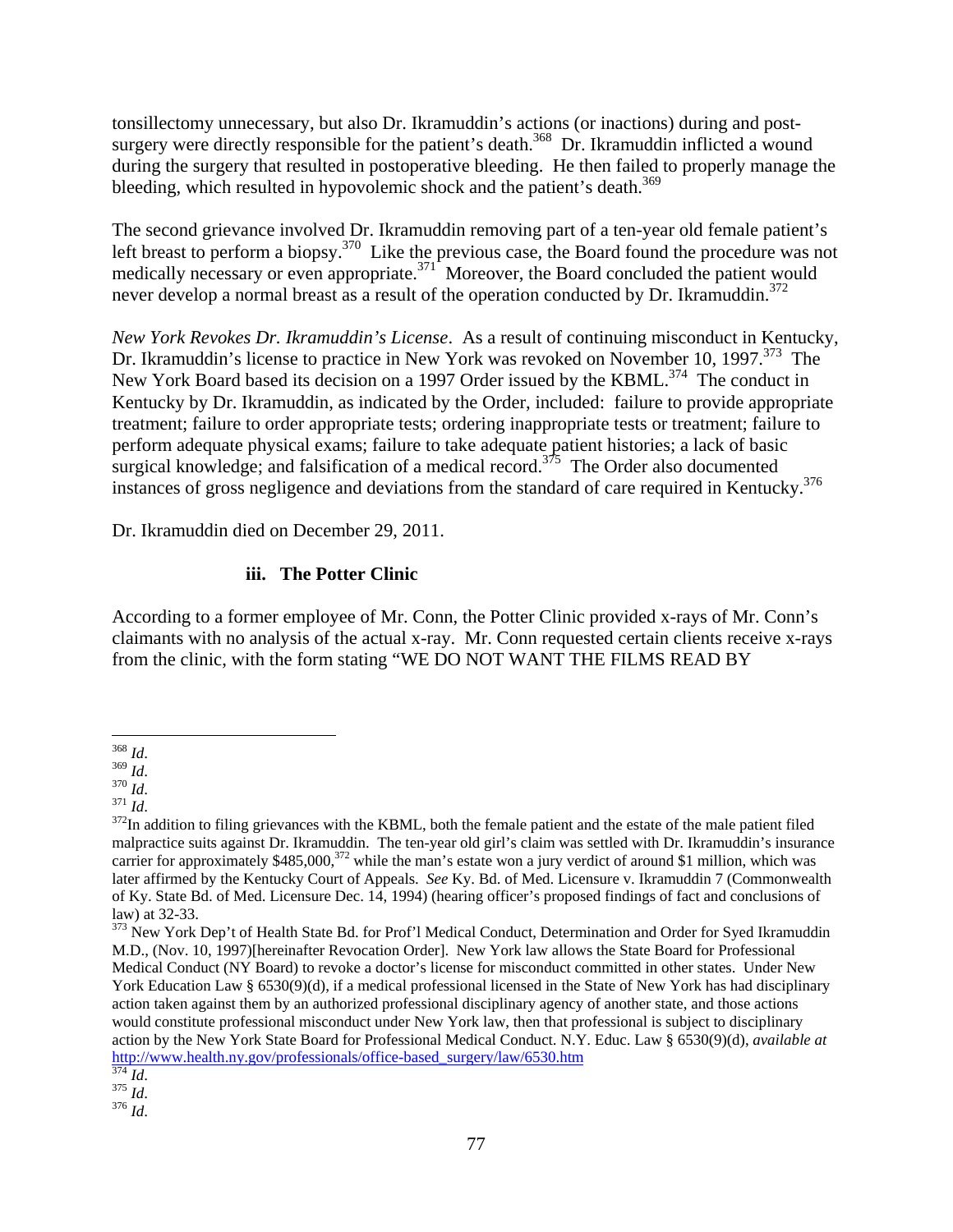tonsillectomy unnecessary, but also Dr. Ikramuddin's actions (or inactions) during and post-surgery were directly responsible for the patient's death.[368] Dr. Ikramuddin inflicted a wound during the surgery that resulted in postoperative bleeding. He then failed to properly manage the bleeding, which resulted in hypovolemic shock and the patient's death.[369]

The second grievance involved Dr. Ikramuddin removing part of a ten-year old female patient's left breast to perform a biopsy.[370] Like the previous case, the Board found the procedure was not medically necessary or even appropriate.[371] Moreover, the Board concluded the patient would never develop a normal breast as a result of the operation conducted by Dr. Ikramuddin.[372]

*New York Revokes Dr. Ikramuddin's License*. As a result of continuing misconduct in Kentucky, Dr. Ikramuddin's license to practice in New York was revoked on November 10, 1997.[373] The New York Board based its decision on a 1997 Order issued by the KBML.[374] The conduct in Kentucky by Dr. Ikramuddin, as indicated by the Order, included: failure to provide appropriate treatment; failure to order appropriate tests; ordering inappropriate tests or treatment; failure to perform adequate physical exams; failure to take adequate patient histories; a lack of basic surgical knowledge; and falsification of a medical record.[375] The Order also documented instances of gross negligence and deviations from the standard of care required in Kentucky.[376]

Dr. Ikramuddin died on December 29, 2011.

### iii. The Potter Clinic

According to a former employee of Mr. Conn, the Potter Clinic provided x-rays of Mr. Conn's claimants with no analysis of the actual x-ray. Mr. Conn requested certain clients receive x-rays from the clinic, with the form stating "WE DO NOT WANT THE FILMS READ BY

---

[368] *Id*.
[369] *Id*.
[370] *Id*.
[371] *Id*.
[372] In addition to filing grievances with the KBML, both the female patient and the estate of the male patient filed malpractice suits against Dr. Ikramuddin. The ten-year old girl's claim was settled with Dr. Ikramuddin's insurance carrier for approximately $485,000,[372] while the man's estate won a jury verdict of around $1 million, which was later affirmed by the Kentucky Court of Appeals. *See* Ky. Bd. of Med. Licensure v. Ikramuddin 7 (Commonwealth of Ky. State Bd. of Med. Licensure Dec. 14, 1994) (hearing officer's proposed findings of fact and conclusions of law) at 32-33.
[373] New York Dep't of Health State Bd. for Prof'l Medical Conduct, Determination and Order for Syed Ikramuddin M.D., (Nov. 10, 1997)[hereinafter Revocation Order]. New York law allows the State Board for Professional Medical Conduct (NY Board) to revoke a doctor's license for misconduct committed in other states. Under New York Education Law § 6530(9)(d), if a medical professional licensed in the State of New York has had disciplinary action taken against them by an authorized professional disciplinary agency of another state, and those actions would constitute professional misconduct under New York law, then that professional is subject to disciplinary action by the New York State Board for Professional Medical Conduct. N.Y. Educ. Law § 6530(9)(d), *available at* http://www.health.ny.gov/professionals/office-based_surgery/law/6530.htm
[374] *Id*.
[375] *Id*.
[376] *Id*.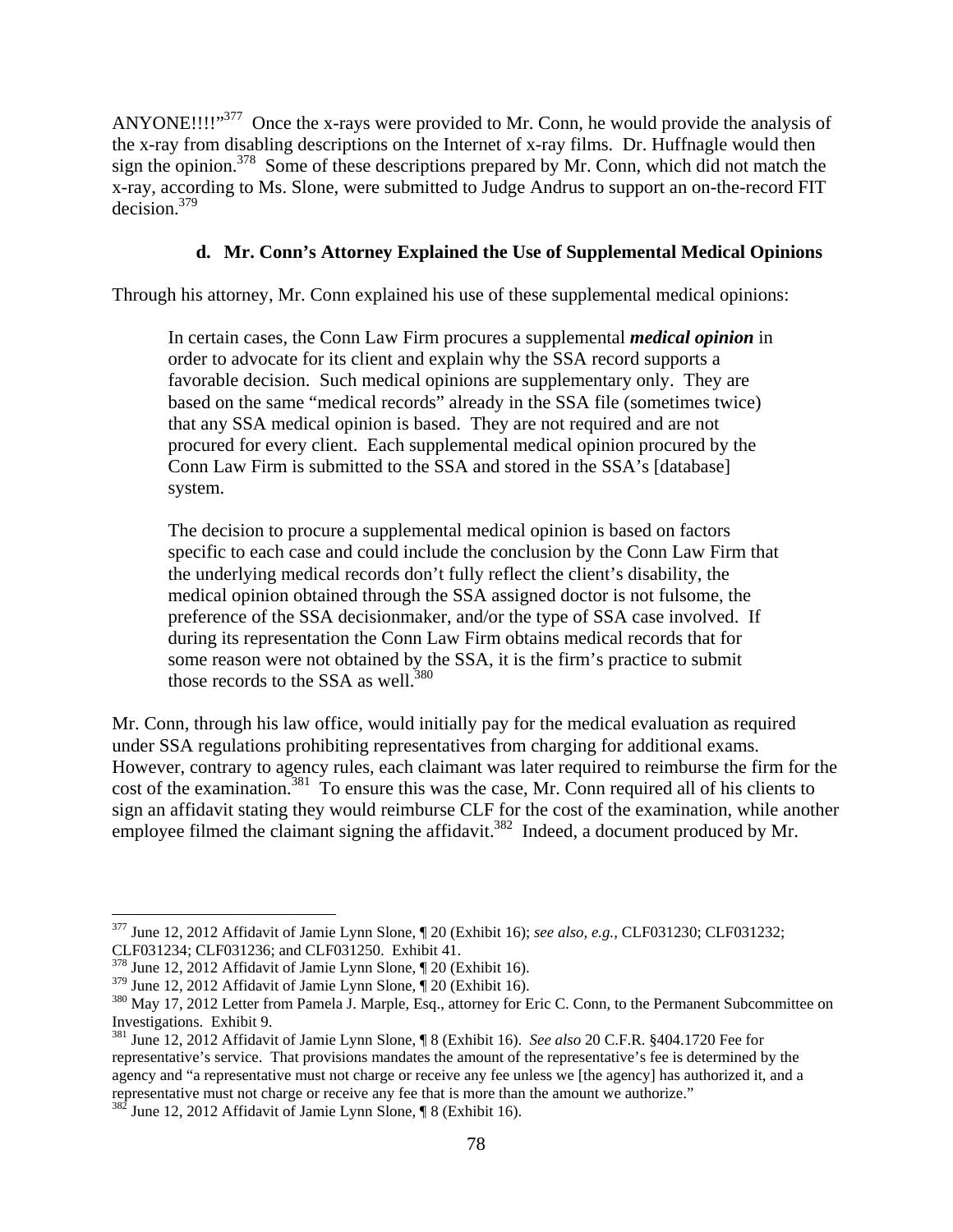ANYONE!!!!"[377] Once the x-rays were provided to Mr. Conn, he would provide the analysis of the x-ray from disabling descriptions on the Internet of x-ray films. Dr. Huffnagle would then sign the opinion.[378] Some of these descriptions prepared by Mr. Conn, which did not match the x-ray, according to Ms. Slone, were submitted to Judge Andrus to support an on-the-record FIT decision.[379]

### d. Mr. Conn's Attorney Explained the Use of Supplemental Medical Opinions

Through his attorney, Mr. Conn explained his use of these supplemental medical opinions:

> In certain cases, the Conn Law Firm procures a supplemental ***medical opinion*** in order to advocate for its client and explain why the SSA record supports a favorable decision. Such medical opinions are supplementary only. They are based on the same "medical records" already in the SSA file (sometimes twice) that any SSA medical opinion is based. They are not required and are not procured for every client. Each supplemental medical opinion procured by the Conn Law Firm is submitted to the SSA and stored in the SSA's [database] system.
>
> The decision to procure a supplemental medical opinion is based on factors specific to each case and could include the conclusion by the Conn Law Firm that the underlying medical records don't fully reflect the client's disability, the medical opinion obtained through the SSA assigned doctor is not fulsome, the preference of the SSA decisionmaker, and/or the type of SSA case involved. If during its representation the Conn Law Firm obtains medical records that for some reason were not obtained by the SSA, it is the firm's practice to submit those records to the SSA as well.[380]

Mr. Conn, through his law office, would initially pay for the medical evaluation as required under SSA regulations prohibiting representatives from charging for additional exams. However, contrary to agency rules, each claimant was later required to reimburse the firm for the cost of the examination.[381] To ensure this was the case, Mr. Conn required all of his clients to sign an affidavit stating they would reimburse CLF for the cost of the examination, while another employee filmed the claimant signing the affidavit.[382] Indeed, a document produced by Mr.

---

[377] June 12, 2012 Affidavit of Jamie Lynn Slone, ¶ 20 (Exhibit 16); *see also, e.g.,* CLF031230; CLF031232; CLF031234; CLF031236; and CLF031250. Exhibit 41.

[378] June 12, 2012 Affidavit of Jamie Lynn Slone, ¶ 20 (Exhibit 16).

[379] June 12, 2012 Affidavit of Jamie Lynn Slone, ¶ 20 (Exhibit 16).

[380] May 17, 2012 Letter from Pamela J. Marple, Esq., attorney for Eric C. Conn, to the Permanent Subcommittee on Investigations. Exhibit 9.

[381] June 12, 2012 Affidavit of Jamie Lynn Slone, ¶ 8 (Exhibit 16). *See also* 20 C.F.R. §404.1720 Fee for representative's service. That provisions mandates the amount of the representative's fee is determined by the agency and "a representative must not charge or receive any fee unless we [the agency] has authorized it, and a representative must not charge or receive any fee that is more than the amount we authorize."

[382] June 12, 2012 Affidavit of Jamie Lynn Slone, ¶ 8 (Exhibit 16).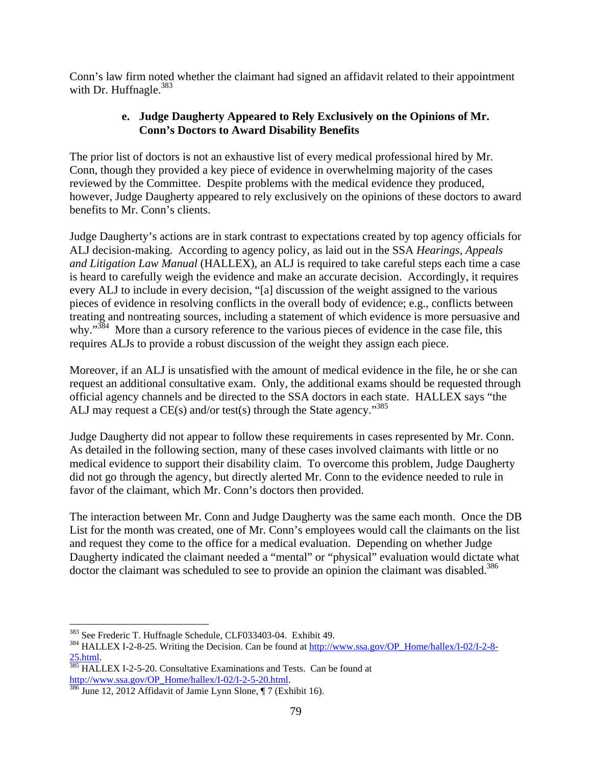Conn's law firm noted whether the claimant had signed an affidavit related to their appointment with Dr. Huffnagle.[383]

#### e. Judge Daugherty Appeared to Rely Exclusively on the Opinions of Mr. Conn's Doctors to Award Disability Benefits

The prior list of doctors is not an exhaustive list of every medical professional hired by Mr. Conn, though they provided a key piece of evidence in overwhelming majority of the cases reviewed by the Committee. Despite problems with the medical evidence they produced, however, Judge Daugherty appeared to rely exclusively on the opinions of these doctors to award benefits to Mr. Conn's clients.

Judge Daugherty's actions are in stark contrast to expectations created by top agency officials for ALJ decision-making. According to agency policy, as laid out in the SSA *Hearings, Appeals and Litigation Law Manual* (HALLEX), an ALJ is required to take careful steps each time a case is heard to carefully weigh the evidence and make an accurate decision. Accordingly, it requires every ALJ to include in every decision, "[a] discussion of the weight assigned to the various pieces of evidence in resolving conflicts in the overall body of evidence; e.g., conflicts between treating and nontreating sources, including a statement of which evidence is more persuasive and why."[384] More than a cursory reference to the various pieces of evidence in the case file, this requires ALJs to provide a robust discussion of the weight they assign each piece.

Moreover, if an ALJ is unsatisfied with the amount of medical evidence in the file, he or she can request an additional consultative exam. Only, the additional exams should be requested through official agency channels and be directed to the SSA doctors in each state. HALLEX says "the ALJ may request a CE(s) and/or test(s) through the State agency."[385]

Judge Daugherty did not appear to follow these requirements in cases represented by Mr. Conn. As detailed in the following section, many of these cases involved claimants with little or no medical evidence to support their disability claim. To overcome this problem, Judge Daugherty did not go through the agency, but directly alerted Mr. Conn to the evidence needed to rule in favor of the claimant, which Mr. Conn's doctors then provided.

The interaction between Mr. Conn and Judge Daugherty was the same each month. Once the DB List for the month was created, one of Mr. Conn's employees would call the claimants on the list and request they come to the office for a medical evaluation. Depending on whether Judge Daugherty indicated the claimant needed a "mental" or "physical" evaluation would dictate what doctor the claimant was scheduled to see to provide an opinion the claimant was disabled.[386]

---

[383] See Frederic T. Huffnagle Schedule, CLF033403-04. Exhibit 49.

[384] HALLEX I-2-8-25. Writing the Decision. Can be found at http://www.ssa.gov/OP_Home/hallex/I-02/I-2-8-25.html.

[385] HALLEX I-2-5-20. Consultative Examinations and Tests. Can be found at http://www.ssa.gov/OP_Home/hallex/I-02/I-2-5-20.html.

[386] June 12, 2012 Affidavit of Jamie Lynn Slone, ¶ 7 (Exhibit 16).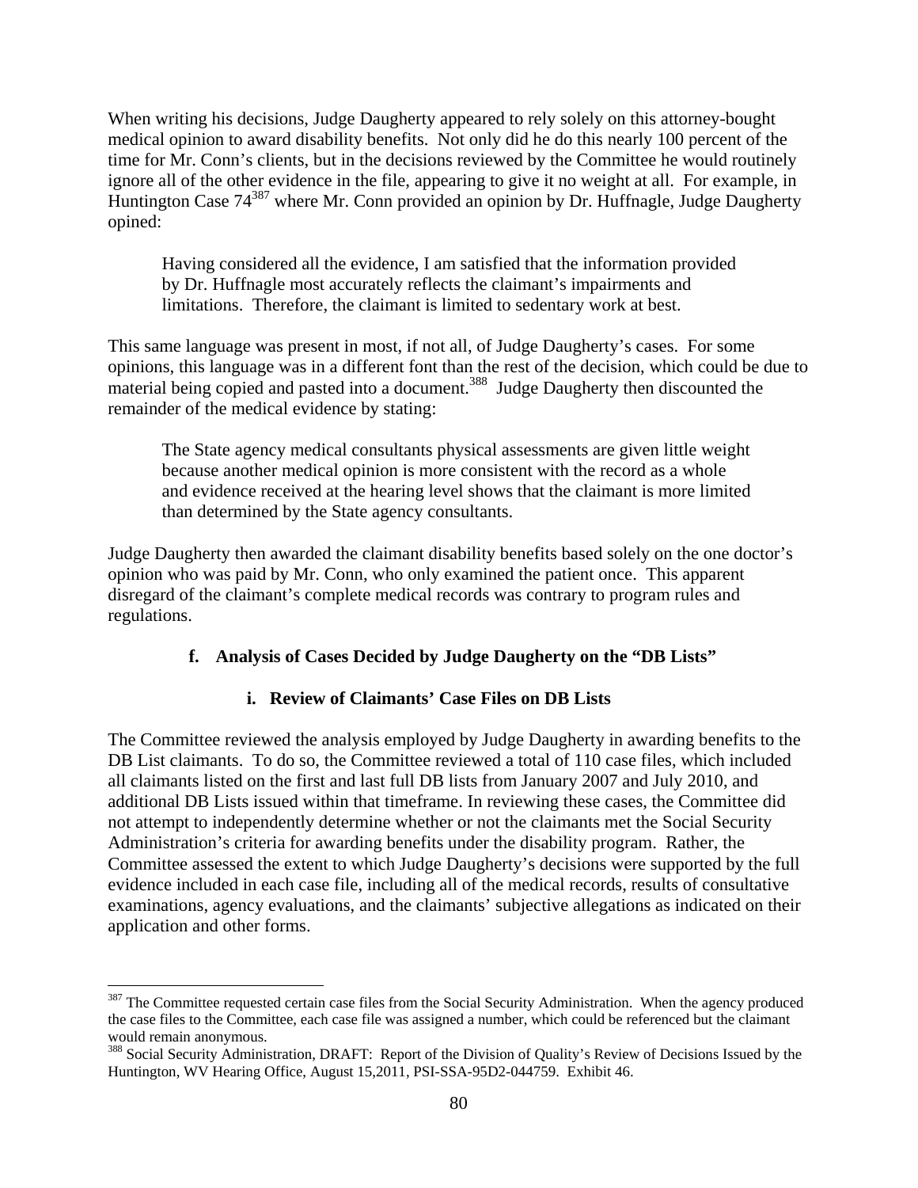When writing his decisions, Judge Daugherty appeared to rely solely on this attorney-bought medical opinion to award disability benefits. Not only did he do this nearly 100 percent of the time for Mr. Conn's clients, but in the decisions reviewed by the Committee he would routinely ignore all of the other evidence in the file, appearing to give it no weight at all. For example, in Huntington Case 74[387] where Mr. Conn provided an opinion by Dr. Huffnagle, Judge Daugherty opined:

> Having considered all the evidence, I am satisfied that the information provided by Dr. Huffnagle most accurately reflects the claimant's impairments and limitations. Therefore, the claimant is limited to sedentary work at best.

This same language was present in most, if not all, of Judge Daugherty's cases. For some opinions, this language was in a different font than the rest of the decision, which could be due to material being copied and pasted into a document.[388] Judge Daugherty then discounted the remainder of the medical evidence by stating:

> The State agency medical consultants physical assessments are given little weight because another medical opinion is more consistent with the record as a whole and evidence received at the hearing level shows that the claimant is more limited than determined by the State agency consultants.

Judge Daugherty then awarded the claimant disability benefits based solely on the one doctor's opinion who was paid by Mr. Conn, who only examined the patient once. This apparent disregard of the claimant's complete medical records was contrary to program rules and regulations.

#### f. Analysis of Cases Decided by Judge Daugherty on the "DB Lists"

##### i. Review of Claimants' Case Files on DB Lists

The Committee reviewed the analysis employed by Judge Daugherty in awarding benefits to the DB List claimants. To do so, the Committee reviewed a total of 110 case files, which included all claimants listed on the first and last full DB lists from January 2007 and July 2010, and additional DB Lists issued within that timeframe. In reviewing these cases, the Committee did not attempt to independently determine whether or not the claimants met the Social Security Administration's criteria for awarding benefits under the disability program. Rather, the Committee assessed the extent to which Judge Daugherty's decisions were supported by the full evidence included in each case file, including all of the medical records, results of consultative examinations, agency evaluations, and the claimants' subjective allegations as indicated on their application and other forms.

---

[387] The Committee requested certain case files from the Social Security Administration. When the agency produced the case files to the Committee, each case file was assigned a number, which could be referenced but the claimant would remain anonymous.

[388] Social Security Administration, DRAFT: Report of the Division of Quality's Review of Decisions Issued by the Huntington, WV Hearing Office, August 15,2011, PSI-SSA-95D2-044759. Exhibit 46.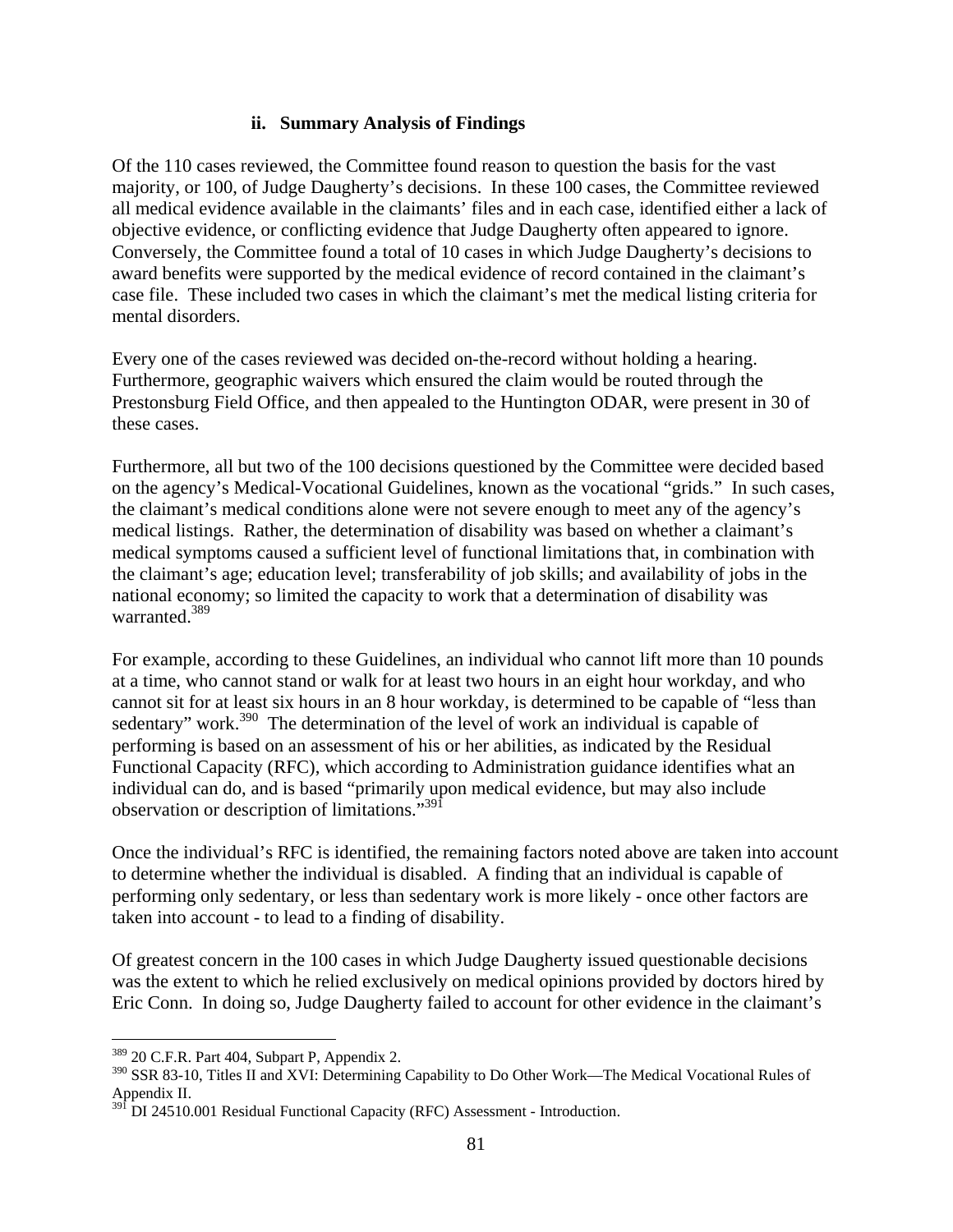### ii. Summary Analysis of Findings

Of the 110 cases reviewed, the Committee found reason to question the basis for the vast majority, or 100, of Judge Daugherty's decisions. In these 100 cases, the Committee reviewed all medical evidence available in the claimants' files and in each case, identified either a lack of objective evidence, or conflicting evidence that Judge Daugherty often appeared to ignore. Conversely, the Committee found a total of 10 cases in which Judge Daugherty's decisions to award benefits were supported by the medical evidence of record contained in the claimant's case file. These included two cases in which the claimant's met the medical listing criteria for mental disorders.

Every one of the cases reviewed was decided on-the-record without holding a hearing. Furthermore, geographic waivers which ensured the claim would be routed through the Prestonsburg Field Office, and then appealed to the Huntington ODAR, were present in 30 of these cases.

Furthermore, all but two of the 100 decisions questioned by the Committee were decided based on the agency's Medical-Vocational Guidelines, known as the vocational "grids." In such cases, the claimant's medical conditions alone were not severe enough to meet any of the agency's medical listings. Rather, the determination of disability was based on whether a claimant's medical symptoms caused a sufficient level of functional limitations that, in combination with the claimant's age; education level; transferability of job skills; and availability of jobs in the national economy; so limited the capacity to work that a determination of disability was warranted.[389]

For example, according to these Guidelines, an individual who cannot lift more than 10 pounds at a time, who cannot stand or walk for at least two hours in an eight hour workday, and who cannot sit for at least six hours in an 8 hour workday, is determined to be capable of "less than sedentary" work.[390] The determination of the level of work an individual is capable of performing is based on an assessment of his or her abilities, as indicated by the Residual Functional Capacity (RFC), which according to Administration guidance identifies what an individual can do, and is based "primarily upon medical evidence, but may also include observation or description of limitations."[391]

Once the individual's RFC is identified, the remaining factors noted above are taken into account to determine whether the individual is disabled. A finding that an individual is capable of performing only sedentary, or less than sedentary work is more likely - once other factors are taken into account - to lead to a finding of disability.

Of greatest concern in the 100 cases in which Judge Daugherty issued questionable decisions was the extent to which he relied exclusively on medical opinions provided by doctors hired by Eric Conn. In doing so, Judge Daugherty failed to account for other evidence in the claimant's

---

[389] 20 C.F.R. Part 404, Subpart P, Appendix 2.

[390] SSR 83-10, Titles II and XVI: Determining Capability to Do Other Work—The Medical Vocational Rules of Appendix II.

[391] DI 24510.001 Residual Functional Capacity (RFC) Assessment - Introduction.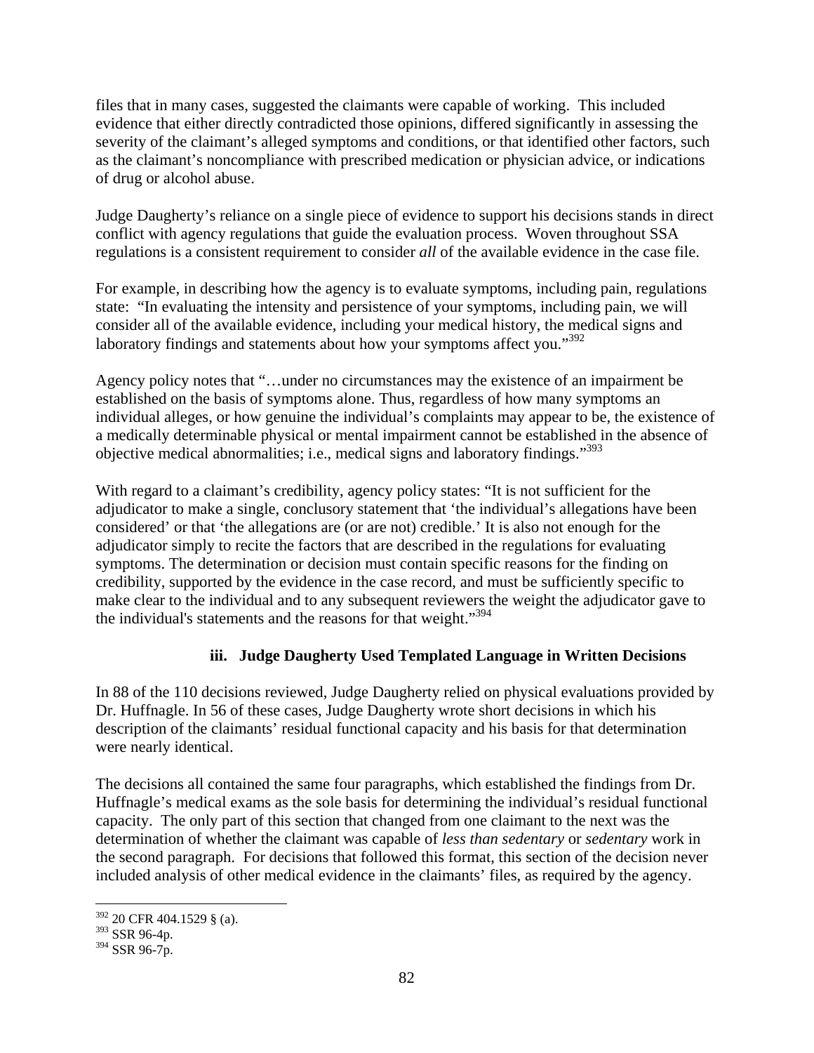files that in many cases, suggested the claimants were capable of working. This included evidence that either directly contradicted those opinions, differed significantly in assessing the severity of the claimant's alleged symptoms and conditions, or that identified other factors, such as the claimant's noncompliance with prescribed medication or physician advice, or indications of drug or alcohol abuse.

Judge Daugherty's reliance on a single piece of evidence to support his decisions stands in direct conflict with agency regulations that guide the evaluation process. Woven throughout SSA regulations is a consistent requirement to consider *all* of the available evidence in the case file.

For example, in describing how the agency is to evaluate symptoms, including pain, regulations state: "In evaluating the intensity and persistence of your symptoms, including pain, we will consider all of the available evidence, including your medical history, the medical signs and laboratory findings and statements about how your symptoms affect you."[392]

Agency policy notes that "…under no circumstances may the existence of an impairment be established on the basis of symptoms alone. Thus, regardless of how many symptoms an individual alleges, or how genuine the individual's complaints may appear to be, the existence of a medically determinable physical or mental impairment cannot be established in the absence of objective medical abnormalities; i.e., medical signs and laboratory findings."[393]

With regard to a claimant's credibility, agency policy states: "It is not sufficient for the adjudicator to make a single, conclusory statement that 'the individual's allegations have been considered' or that 'the allegations are (or are not) credible.' It is also not enough for the adjudicator simply to recite the factors that are described in the regulations for evaluating symptoms. The determination or decision must contain specific reasons for the finding on credibility, supported by the evidence in the case record, and must be sufficiently specific to make clear to the individual and to any subsequent reviewers the weight the adjudicator gave to the individual's statements and the reasons for that weight."[394]

#### iii. Judge Daugherty Used Templated Language in Written Decisions

In 88 of the 110 decisions reviewed, Judge Daugherty relied on physical evaluations provided by Dr. Huffnagle. In 56 of these cases, Judge Daugherty wrote short decisions in which his description of the claimants' residual functional capacity and his basis for that determination were nearly identical.

The decisions all contained the same four paragraphs, which established the findings from Dr. Huffnagle's medical exams as the sole basis for determining the individual's residual functional capacity. The only part of this section that changed from one claimant to the next was the determination of whether the claimant was capable of *less than sedentary* or *sedentary* work in the second paragraph. For decisions that followed this format, this section of the decision never included analysis of other medical evidence in the claimants' files, as required by the agency.

---

[392] 20 CFR 404.1529 § (a).
[393] SSR 96-4p.
[394] SSR 96-7p.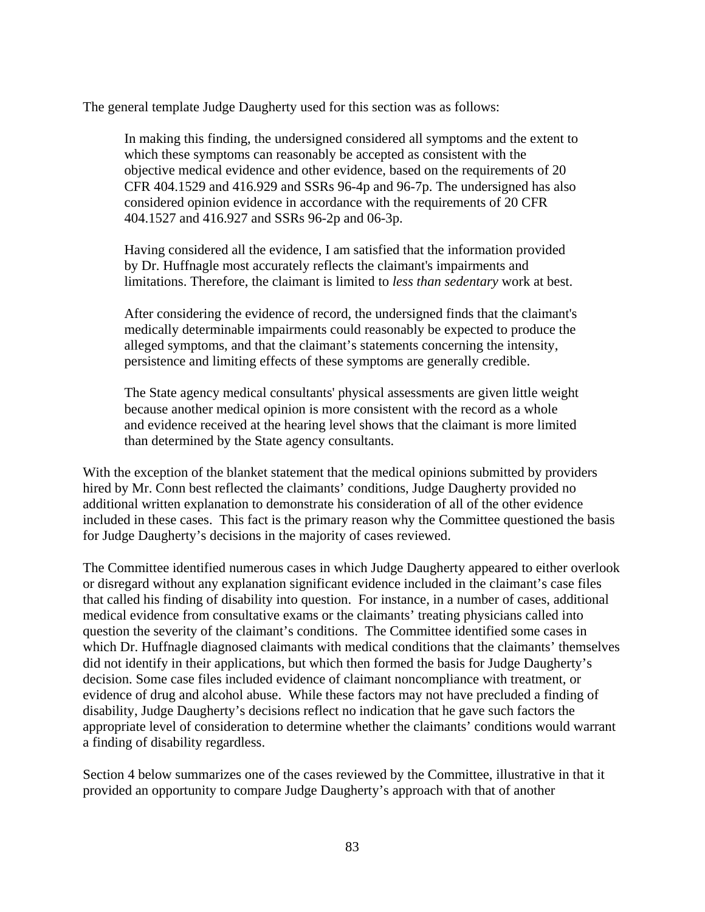The general template Judge Daugherty used for this section was as follows:

> In making this finding, the undersigned considered all symptoms and the extent to which these symptoms can reasonably be accepted as consistent with the objective medical evidence and other evidence, based on the requirements of 20 CFR 404.1529 and 416.929 and SSRs 96-4p and 96-7p. The undersigned has also considered opinion evidence in accordance with the requirements of 20 CFR 404.1527 and 416.927 and SSRs 96-2p and 06-3p.
>
> Having considered all the evidence, I am satisfied that the information provided by Dr. Huffnagle most accurately reflects the claimant's impairments and limitations. Therefore, the claimant is limited to *less than sedentary* work at best.
>
> After considering the evidence of record, the undersigned finds that the claimant's medically determinable impairments could reasonably be expected to produce the alleged symptoms, and that the claimant's statements concerning the intensity, persistence and limiting effects of these symptoms are generally credible.
>
> The State agency medical consultants' physical assessments are given little weight because another medical opinion is more consistent with the record as a whole and evidence received at the hearing level shows that the claimant is more limited than determined by the State agency consultants.

With the exception of the blanket statement that the medical opinions submitted by providers hired by Mr. Conn best reflected the claimants' conditions, Judge Daugherty provided no additional written explanation to demonstrate his consideration of all of the other evidence included in these cases. This fact is the primary reason why the Committee questioned the basis for Judge Daugherty's decisions in the majority of cases reviewed.

The Committee identified numerous cases in which Judge Daugherty appeared to either overlook or disregard without any explanation significant evidence included in the claimant's case files that called his finding of disability into question. For instance, in a number of cases, additional medical evidence from consultative exams or the claimants' treating physicians called into question the severity of the claimant's conditions. The Committee identified some cases in which Dr. Huffnagle diagnosed claimants with medical conditions that the claimants' themselves did not identify in their applications, but which then formed the basis for Judge Daugherty's decision. Some case files included evidence of claimant noncompliance with treatment, or evidence of drug and alcohol abuse. While these factors may not have precluded a finding of disability, Judge Daugherty's decisions reflect no indication that he gave such factors the appropriate level of consideration to determine whether the claimants' conditions would warrant a finding of disability regardless.

Section 4 below summarizes one of the cases reviewed by the Committee, illustrative in that it provided an opportunity to compare Judge Daugherty's approach with that of another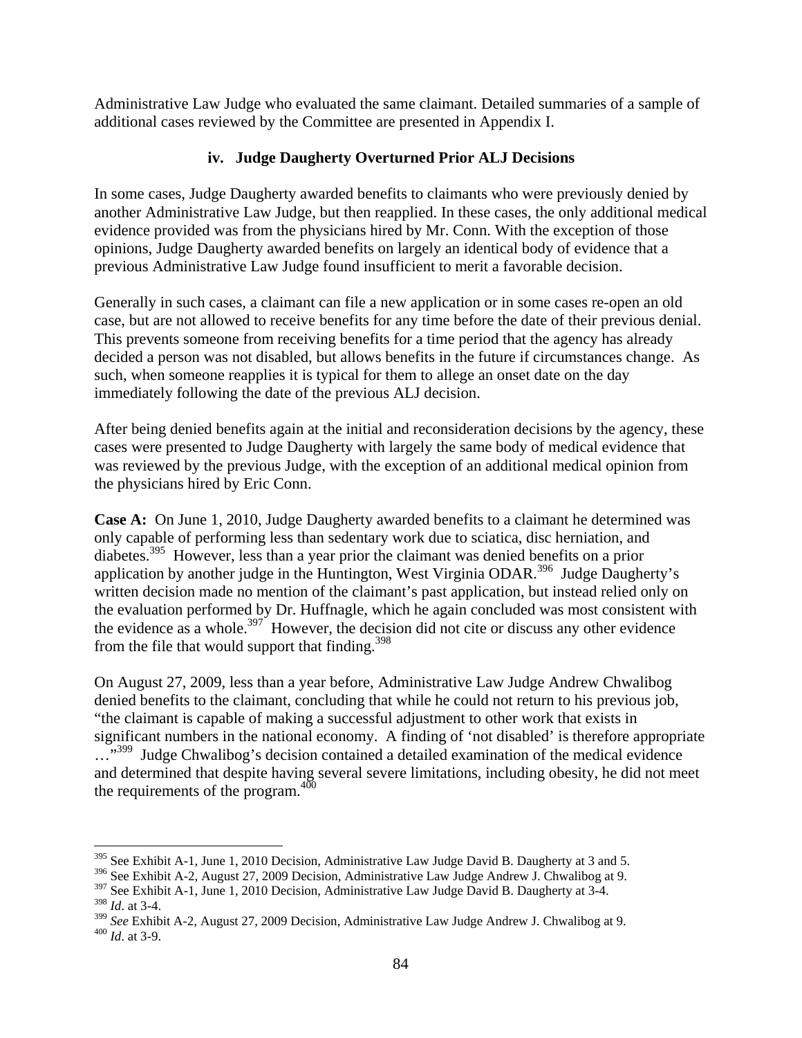Administrative Law Judge who evaluated the same claimant. Detailed summaries of a sample of additional cases reviewed by the Committee are presented in Appendix I.

### iv. Judge Daugherty Overturned Prior ALJ Decisions

In some cases, Judge Daugherty awarded benefits to claimants who were previously denied by another Administrative Law Judge, but then reapplied. In these cases, the only additional medical evidence provided was from the physicians hired by Mr. Conn. With the exception of those opinions, Judge Daugherty awarded benefits on largely an identical body of evidence that a previous Administrative Law Judge found insufficient to merit a favorable decision.

Generally in such cases, a claimant can file a new application or in some cases re-open an old case, but are not allowed to receive benefits for any time before the date of their previous denial. This prevents someone from receiving benefits for a time period that the agency has already decided a person was not disabled, but allows benefits in the future if circumstances change. As such, when someone reapplies it is typical for them to allege an onset date on the day immediately following the date of the previous ALJ decision.

After being denied benefits again at the initial and reconsideration decisions by the agency, these cases were presented to Judge Daugherty with largely the same body of medical evidence that was reviewed by the previous Judge, with the exception of an additional medical opinion from the physicians hired by Eric Conn.

**Case A:** On June 1, 2010, Judge Daugherty awarded benefits to a claimant he determined was only capable of performing less than sedentary work due to sciatica, disc herniation, and diabetes.[395] However, less than a year prior the claimant was denied benefits on a prior application by another judge in the Huntington, West Virginia ODAR.[396] Judge Daugherty's written decision made no mention of the claimant's past application, but instead relied only on the evaluation performed by Dr. Huffnagle, which he again concluded was most consistent with the evidence as a whole.[397] However, the decision did not cite or discuss any other evidence from the file that would support that finding.[398]

On August 27, 2009, less than a year before, Administrative Law Judge Andrew Chwalibog denied benefits to the claimant, concluding that while he could not return to his previous job, "the claimant is capable of making a successful adjustment to other work that exists in significant numbers in the national economy. A finding of 'not disabled' is therefore appropriate …"[399] Judge Chwalibog's decision contained a detailed examination of the medical evidence and determined that despite having several severe limitations, including obesity, he did not meet the requirements of the program.[400]

---

[395] See Exhibit A-1, June 1, 2010 Decision, Administrative Law Judge David B. Daugherty at 3 and 5.

[396] See Exhibit A-2, August 27, 2009 Decision, Administrative Law Judge Andrew J. Chwalibog at 9.

[397] See Exhibit A-1, June 1, 2010 Decision, Administrative Law Judge David B. Daugherty at 3-4.

[398] *Id*. at 3-4.

[399] *See* Exhibit A-2, August 27, 2009 Decision, Administrative Law Judge Andrew J. Chwalibog at 9.

[400] *Id*. at 3-9.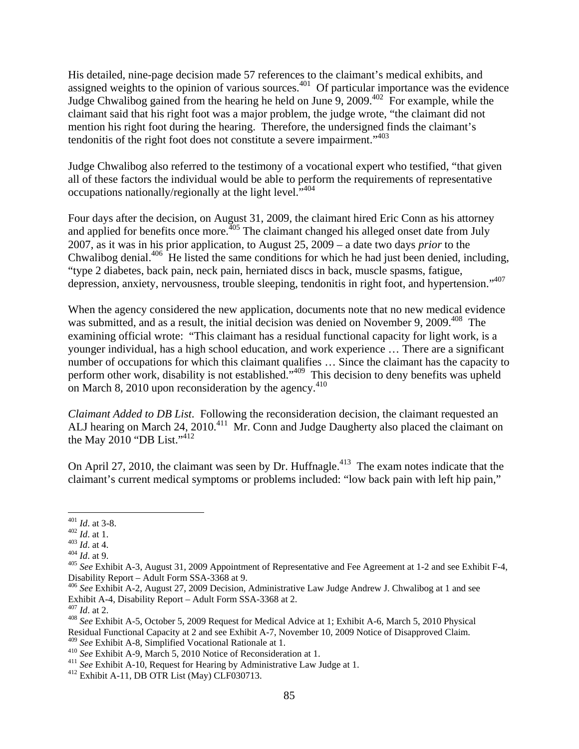His detailed, nine-page decision made 57 references to the claimant's medical exhibits, and assigned weights to the opinion of various sources.[401] Of particular importance was the evidence Judge Chwalibog gained from the hearing he held on June 9, 2009.[402] For example, while the claimant said that his right foot was a major problem, the judge wrote, "the claimant did not mention his right foot during the hearing. Therefore, the undersigned finds the claimant's tendonitis of the right foot does not constitute a severe impairment."[403]

Judge Chwalibog also referred to the testimony of a vocational expert who testified, "that given all of these factors the individual would be able to perform the requirements of representative occupations nationally/regionally at the light level."[404]

Four days after the decision, on August 31, 2009, the claimant hired Eric Conn as his attorney and applied for benefits once more.[405] The claimant changed his alleged onset date from July 2007, as it was in his prior application, to August 25, 2009 – a date two days *prior* to the Chwalibog denial.[406] He listed the same conditions for which he had just been denied, including, "type 2 diabetes, back pain, neck pain, herniated discs in back, muscle spasms, fatigue, depression, anxiety, nervousness, trouble sleeping, tendonitis in right foot, and hypertension."[407]

When the agency considered the new application, documents note that no new medical evidence was submitted, and as a result, the initial decision was denied on November 9, 2009.[408] The examining official wrote: "This claimant has a residual functional capacity for light work, is a younger individual, has a high school education, and work experience … There are a significant number of occupations for which this claimant qualifies … Since the claimant has the capacity to perform other work, disability is not established."[409] This decision to deny benefits was upheld on March 8, 2010 upon reconsideration by the agency.[410]

*Claimant Added to DB List*. Following the reconsideration decision, the claimant requested an ALJ hearing on March 24, 2010.[411] Mr. Conn and Judge Daugherty also placed the claimant on the May 2010 "DB List."[412]

On April 27, 2010, the claimant was seen by Dr. Huffnagle.[413] The exam notes indicate that the claimant's current medical symptoms or problems included: "low back pain with left hip pain,"

---

[401] *Id*. at 3-8.
[402] *Id*. at 1.
[403] *Id*. at 4.
[404] *Id*. at 9.
[405] *See* Exhibit A-3, August 31, 2009 Appointment of Representative and Fee Agreement at 1-2 and see Exhibit F-4, Disability Report – Adult Form SSA-3368 at 9.
[406] *See* Exhibit A-2, August 27, 2009 Decision, Administrative Law Judge Andrew J. Chwalibog at 1 and see Exhibit A-4, Disability Report – Adult Form SSA-3368 at 2.
[407] *Id*. at 2.
[408] *See* Exhibit A-5, October 5, 2009 Request for Medical Advice at 1; Exhibit A-6, March 5, 2010 Physical Residual Functional Capacity at 2 and see Exhibit A-7, November 10, 2009 Notice of Disapproved Claim.
[409] *See* Exhibit A-8, Simplified Vocational Rationale at 1.
[410] *See* Exhibit A-9, March 5, 2010 Notice of Reconsideration at 1.
[411] *See* Exhibit A-10, Request for Hearing by Administrative Law Judge at 1.
[412] Exhibit A-11, DB OTR List (May) CLF030713.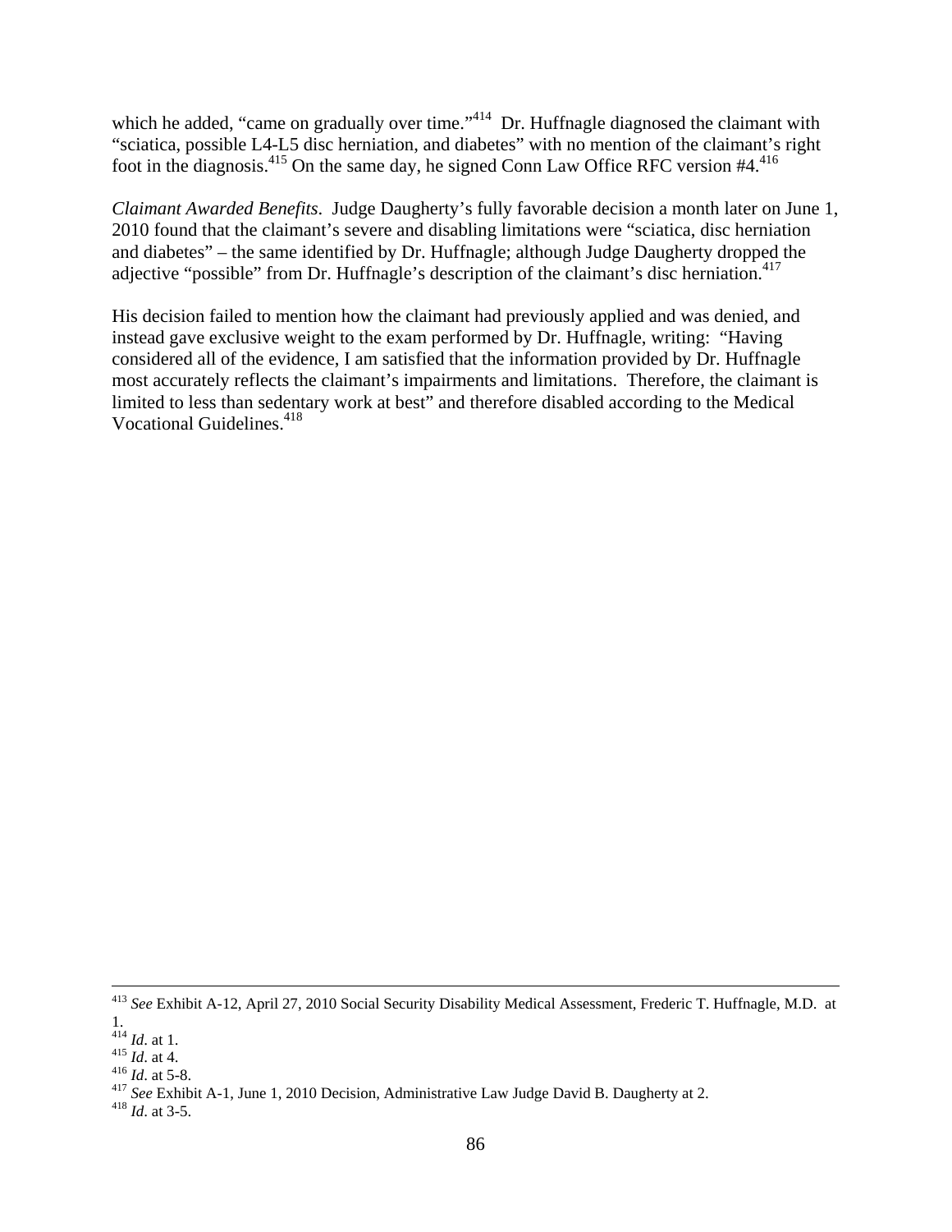which he added, "came on gradually over time."[414] Dr. Huffnagle diagnosed the claimant with "sciatica, possible L4-L5 disc herniation, and diabetes" with no mention of the claimant's right foot in the diagnosis.[415] On the same day, he signed Conn Law Office RFC version #4.[416]

*Claimant Awarded Benefits*. Judge Daugherty's fully favorable decision a month later on June 1, 2010 found that the claimant's severe and disabling limitations were "sciatica, disc herniation and diabetes" – the same identified by Dr. Huffnagle; although Judge Daugherty dropped the adjective "possible" from Dr. Huffnagle's description of the claimant's disc herniation.[417]

His decision failed to mention how the claimant had previously applied and was denied, and instead gave exclusive weight to the exam performed by Dr. Huffnagle, writing: "Having considered all of the evidence, I am satisfied that the information provided by Dr. Huffnagle most accurately reflects the claimant's impairments and limitations. Therefore, the claimant is limited to less than sedentary work at best" and therefore disabled according to the Medical Vocational Guidelines.[418]

---

[413] *See* Exhibit A-12, April 27, 2010 Social Security Disability Medical Assessment, Frederic T. Huffnagle, M.D. at 1.

[414] *Id*. at 1.

[415] *Id*. at 4.

[416] *Id*. at 5-8.

[417] *See* Exhibit A-1, June 1, 2010 Decision, Administrative Law Judge David B. Daugherty at 2.

[418] *Id*. at 3-5.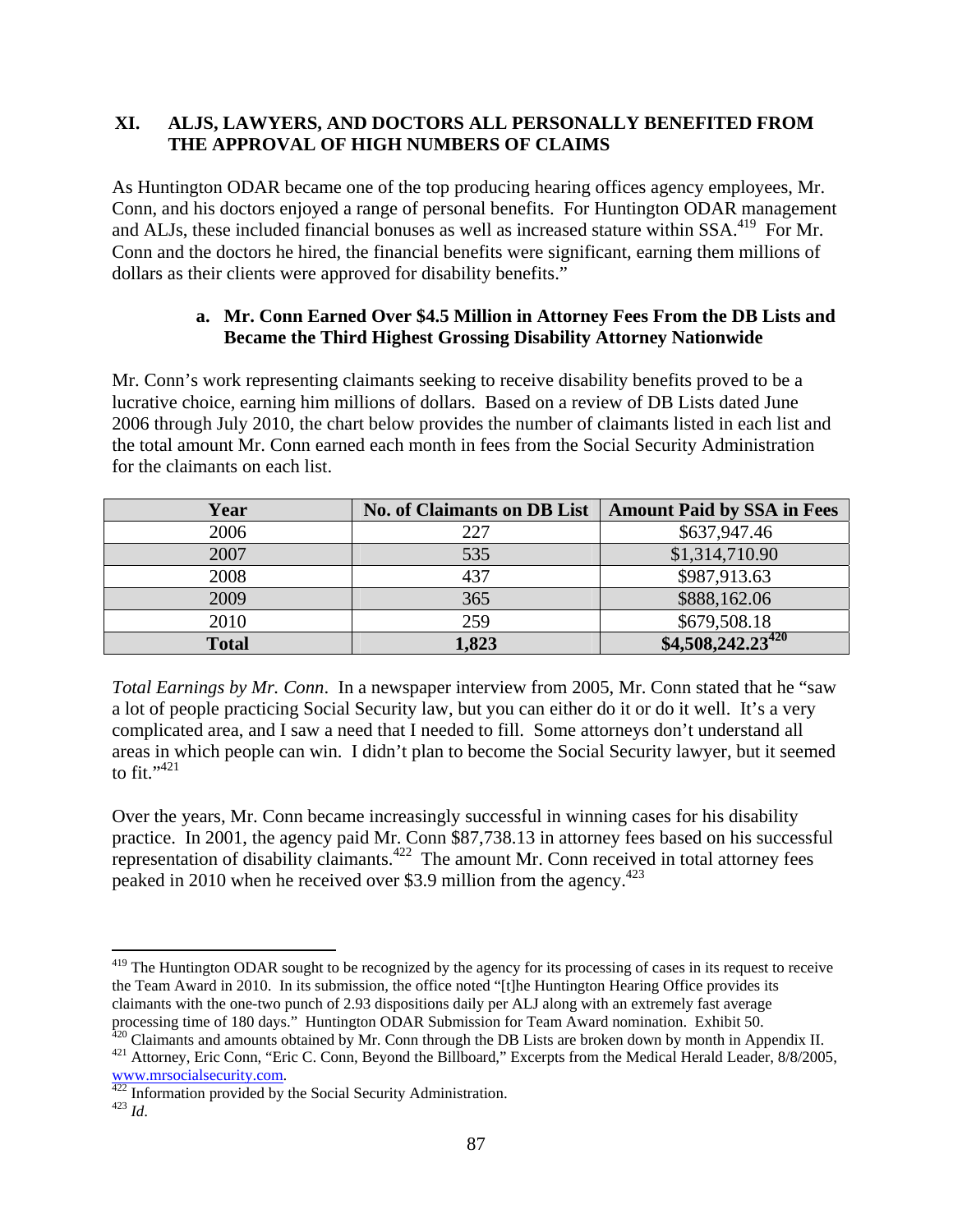## XI. ALJS, LAWYERS, AND DOCTORS ALL PERSONALLY BENEFITED FROM THE APPROVAL OF HIGH NUMBERS OF CLAIMS

As Huntington ODAR became one of the top producing hearing offices agency employees, Mr. Conn, and his doctors enjoyed a range of personal benefits. For Huntington ODAR management and ALJs, these included financial bonuses as well as increased stature within SSA.[419] For Mr. Conn and the doctors he hired, the financial benefits were significant, earning them millions of dollars as their clients were approved for disability benefits."

### a. Mr. Conn Earned Over $4.5 Million in Attorney Fees From the DB Lists and Became the Third Highest Grossing Disability Attorney Nationwide

Mr. Conn's work representing claimants seeking to receive disability benefits proved to be a lucrative choice, earning him millions of dollars. Based on a review of DB Lists dated June 2006 through July 2010, the chart below provides the number of claimants listed in each list and the total amount Mr. Conn earned each month in fees from the Social Security Administration for the claimants on each list.

| Year | No. of Claimants on DB List | Amount Paid by SSA in Fees |
|---|---|---|
| 2006 | 227 | $637,947.46 |
| 2007 | 535 | $1,314,710.90 |
| 2008 | 437 | $987,913.63 |
| 2009 | 365 | $888,162.06 |
| 2010 | 259 | $679,508.18 |
| **Total** | **1,823** | **$4,508,242.23**[420] |

*Total Earnings by Mr. Conn*. In a newspaper interview from 2005, Mr. Conn stated that he "saw a lot of people practicing Social Security law, but you can either do it or do it well. It's a very complicated area, and I saw a need that I needed to fill. Some attorneys don't understand all areas in which people can win. I didn't plan to become the Social Security lawyer, but it seemed to fit."[421]

Over the years, Mr. Conn became increasingly successful in winning cases for his disability practice. In 2001, the agency paid Mr. Conn $87,738.13 in attorney fees based on his successful representation of disability claimants.[422] The amount Mr. Conn received in total attorney fees peaked in 2010 when he received over $3.9 million from the agency.[423]

---

[419] The Huntington ODAR sought to be recognized by the agency for its processing of cases in its request to receive the Team Award in 2010. In its submission, the office noted "[t]he Huntington Hearing Office provides its claimants with the one-two punch of 2.93 dispositions daily per ALJ along with an extremely fast average processing time of 180 days." Huntington ODAR Submission for Team Award nomination. Exhibit 50.

[420] Claimants and amounts obtained by Mr. Conn through the DB Lists are broken down by month in Appendix II.

[421] Attorney, Eric Conn, "Eric C. Conn, Beyond the Billboard," Excerpts from the Medical Herald Leader, 8/8/2005, www.mrsocialsecurity.com.

[422] Information provided by the Social Security Administration.

[423] *Id*.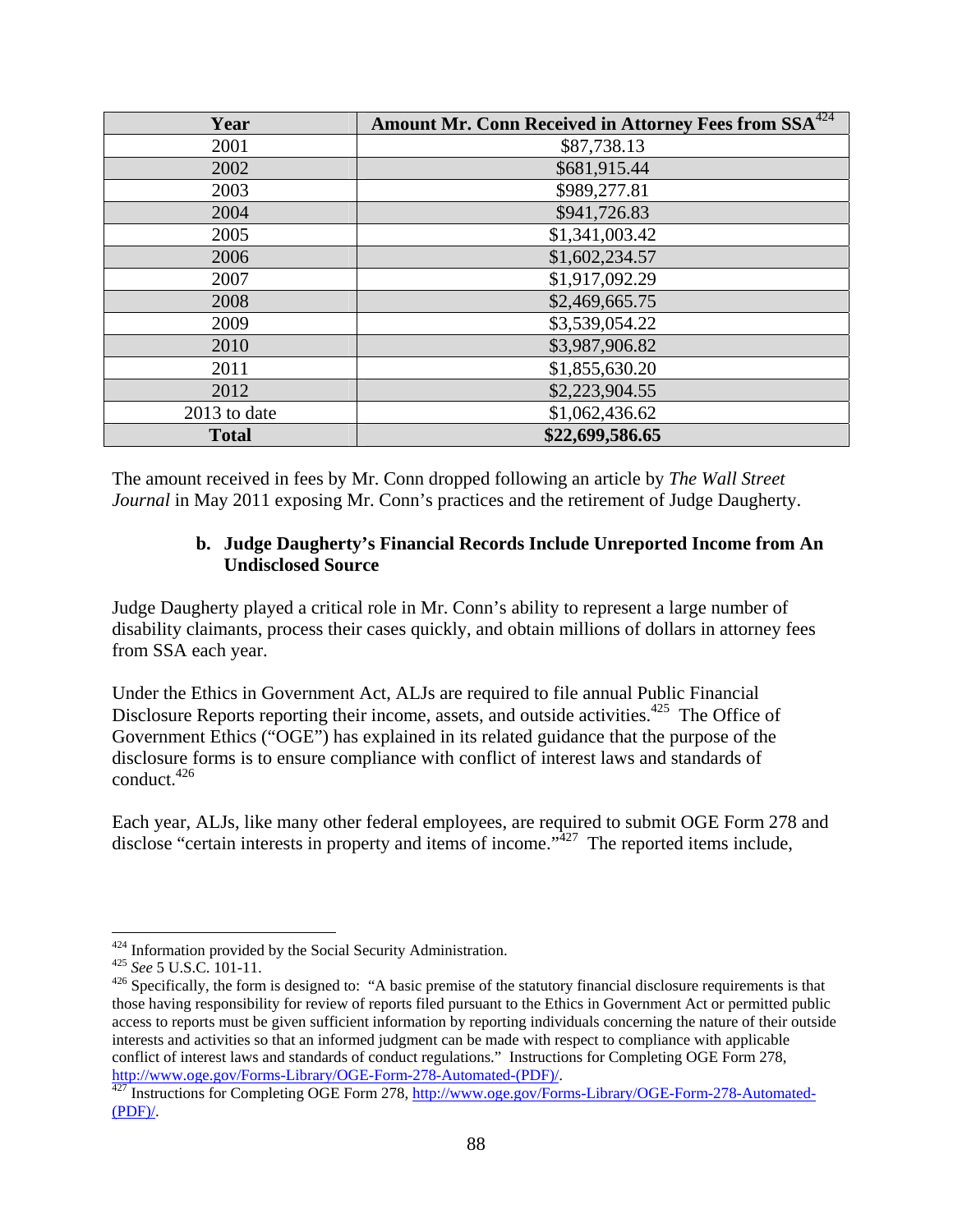| Year | Amount Mr. Conn Received in Attorney Fees from SSA[424] |
|---|---|
| 2001 | $87,738.13 |
| 2002 | $681,915.44 |
| 2003 | $989,277.81 |
| 2004 | $941,726.83 |
| 2005 | $1,341,003.42 |
| 2006 | $1,602,234.57 |
| 2007 | $1,917,092.29 |
| 2008 | $2,469,665.75 |
| 2009 | $3,539,054.22 |
| 2010 | $3,987,906.82 |
| 2011 | $1,855,630.20 |
| 2012 | $2,223,904.55 |
| 2013 to date | $1,062,436.62 |
| **Total** | **$22,699,586.65** |

The amount received in fees by Mr. Conn dropped following an article by *The Wall Street Journal* in May 2011 exposing Mr. Conn's practices and the retirement of Judge Daugherty.

**b. Judge Daugherty's Financial Records Include Unreported Income from An Undisclosed Source**

Judge Daugherty played a critical role in Mr. Conn's ability to represent a large number of disability claimants, process their cases quickly, and obtain millions of dollars in attorney fees from SSA each year.

Under the Ethics in Government Act, ALJs are required to file annual Public Financial Disclosure Reports reporting their income, assets, and outside activities.[425] The Office of Government Ethics ("OGE") has explained in its related guidance that the purpose of the disclosure forms is to ensure compliance with conflict of interest laws and standards of conduct.[426]

Each year, ALJs, like many other federal employees, are required to submit OGE Form 278 and disclose "certain interests in property and items of income."[427] The reported items include,

---

[424] Information provided by the Social Security Administration.

[425] *See* 5 U.S.C. 101-11.

[426] Specifically, the form is designed to: "A basic premise of the statutory financial disclosure requirements is that those having responsibility for review of reports filed pursuant to the Ethics in Government Act or permitted public access to reports must be given sufficient information by reporting individuals concerning the nature of their outside interests and activities so that an informed judgment can be made with respect to compliance with applicable conflict of interest laws and standards of conduct regulations." Instructions for Completing OGE Form 278, http://www.oge.gov/Forms-Library/OGE-Form-278-Automated-(PDF)/.

[427] Instructions for Completing OGE Form 278, http://www.oge.gov/Forms-Library/OGE-Form-278-Automated-(PDF)/.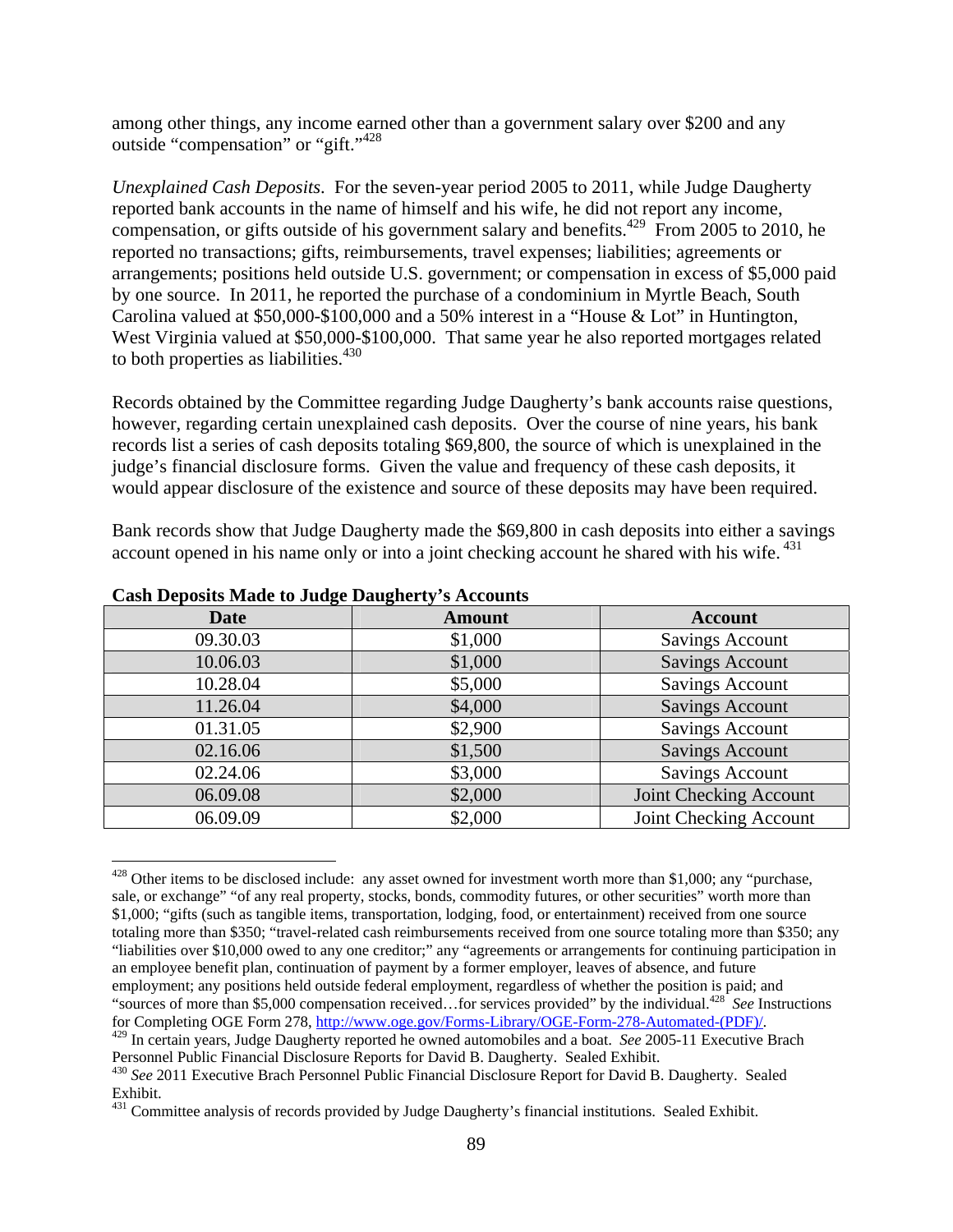among other things, any income earned other than a government salary over $200 and any outside "compensation" or "gift."[428]

*Unexplained Cash Deposits*. For the seven-year period 2005 to 2011, while Judge Daugherty reported bank accounts in the name of himself and his wife, he did not report any income, compensation, or gifts outside of his government salary and benefits.[429] From 2005 to 2010, he reported no transactions; gifts, reimbursements, travel expenses; liabilities; agreements or arrangements; positions held outside U.S. government; or compensation in excess of $5,000 paid by one source. In 2011, he reported the purchase of a condominium in Myrtle Beach, South Carolina valued at $50,000-$100,000 and a 50% interest in a "House & Lot" in Huntington, West Virginia valued at $50,000-$100,000. That same year he also reported mortgages related to both properties as liabilities.[430]

Records obtained by the Committee regarding Judge Daugherty's bank accounts raise questions, however, regarding certain unexplained cash deposits. Over the course of nine years, his bank records list a series of cash deposits totaling $69,800, the source of which is unexplained in the judge's financial disclosure forms. Given the value and frequency of these cash deposits, it would appear disclosure of the existence and source of these deposits may have been required.

Bank records show that Judge Daugherty made the $69,800 in cash deposits into either a savings account opened in his name only or into a joint checking account he shared with his wife.[431]

**Cash Deposits Made to Judge Daugherty's Accounts**

| Date | Amount | Account |
|---|---|---|
| 09.30.03 | $1,000 | Savings Account |
| 10.06.03 | $1,000 | Savings Account |
| 10.28.04 | $5,000 | Savings Account |
| 11.26.04 | $4,000 | Savings Account |
| 01.31.05 | $2,900 | Savings Account |
| 02.16.06 | $1,500 | Savings Account |
| 02.24.06 | $3,000 | Savings Account |
| 06.09.08 | $2,000 | Joint Checking Account |
| 06.09.09 | $2,000 | Joint Checking Account |

---

[428] Other items to be disclosed include: any asset owned for investment worth more than $1,000; any "purchase, sale, or exchange" "of any real property, stocks, bonds, commodity futures, or other securities" worth more than $1,000; "gifts (such as tangible items, transportation, lodging, food, or entertainment) received from one source totaling more than $350; "travel-related cash reimbursements received from one source totaling more than $350; any "liabilities over $10,000 owed to any one creditor;" any "agreements or arrangements for continuing participation in an employee benefit plan, continuation of payment by a former employer, leaves of absence, and future employment; any positions held outside federal employment, regardless of whether the position is paid; and "sources of more than $5,000 compensation received…for services provided" by the individual.[428] *See* Instructions for Completing OGE Form 278, http://www.oge.gov/Forms-Library/OGE-Form-278-Automated-(PDF)/.

[429] In certain years, Judge Daugherty reported he owned automobiles and a boat. *See* 2005-11 Executive Brach Personnel Public Financial Disclosure Reports for David B. Daugherty. Sealed Exhibit.

[430] *See* 2011 Executive Brach Personnel Public Financial Disclosure Report for David B. Daugherty. Sealed Exhibit.

[431] Committee analysis of records provided by Judge Daugherty's financial institutions. Sealed Exhibit.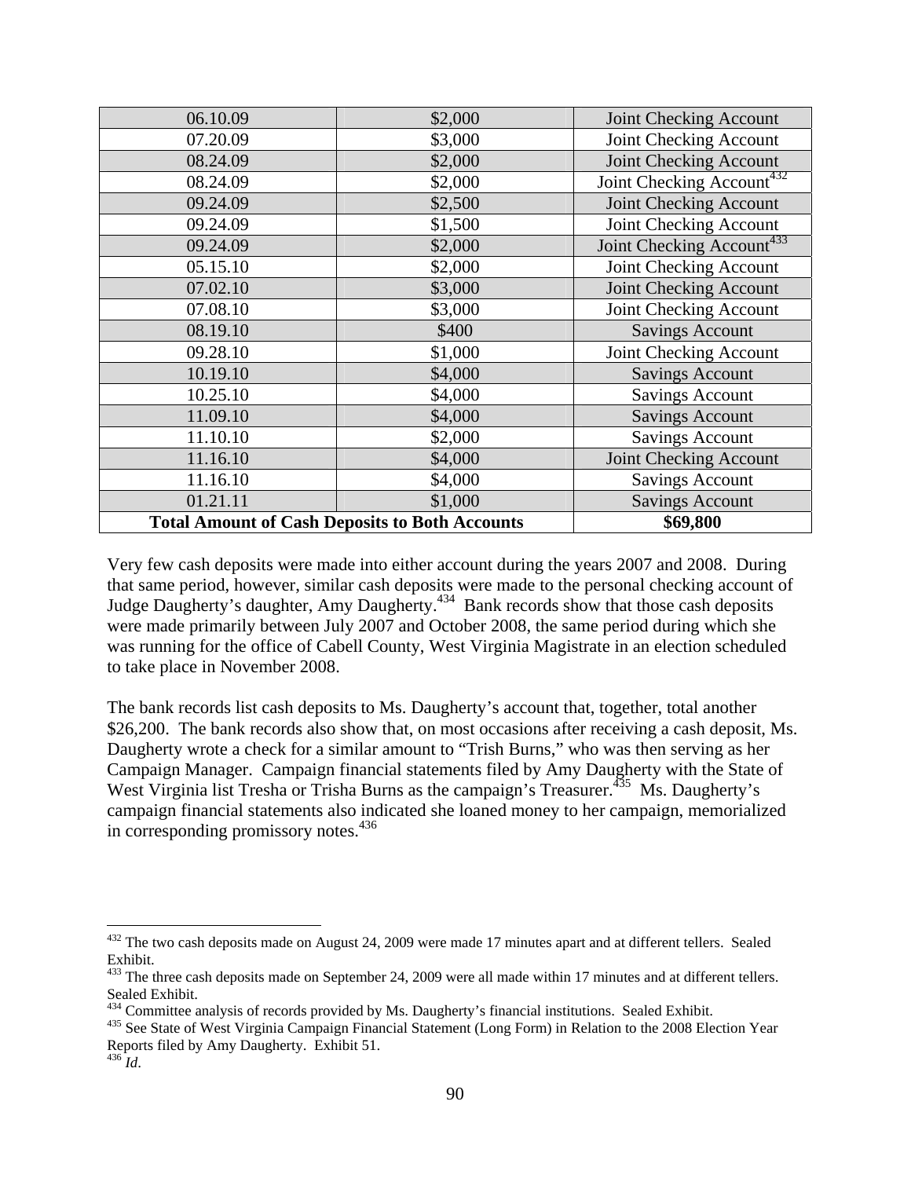| 06.10.09 | $2,000 | Joint Checking Account |
|---|---|---|
| 07.20.09 | $3,000 | Joint Checking Account |
| 08.24.09 | $2,000 | Joint Checking Account |
| 08.24.09 | $2,000 | Joint Checking Account[432] |
| 09.24.09 | $2,500 | Joint Checking Account |
| 09.24.09 | $1,500 | Joint Checking Account |
| 09.24.09 | $2,000 | Joint Checking Account[433] |
| 05.15.10 | $2,000 | Joint Checking Account |
| 07.02.10 | $3,000 | Joint Checking Account |
| 07.08.10 | $3,000 | Joint Checking Account |
| 08.19.10 | $400 | Savings Account |
| 09.28.10 | $1,000 | Joint Checking Account |
| 10.19.10 | $4,000 | Savings Account |
| 10.25.10 | $4,000 | Savings Account |
| 11.09.10 | $4,000 | Savings Account |
| 11.10.10 | $2,000 | Savings Account |
| 11.16.10 | $4,000 | Joint Checking Account |
| 11.16.10 | $4,000 | Savings Account |
| 01.21.11 | $1,000 | Savings Account |
| **Total Amount of Cash Deposits to Both Accounts** | | **$69,800** |

Very few cash deposits were made into either account during the years 2007 and 2008. During that same period, however, similar cash deposits were made to the personal checking account of Judge Daugherty's daughter, Amy Daugherty.[434] Bank records show that those cash deposits were made primarily between July 2007 and October 2008, the same period during which she was running for the office of Cabell County, West Virginia Magistrate in an election scheduled to take place in November 2008.

The bank records list cash deposits to Ms. Daugherty's account that, together, total another $26,200. The bank records also show that, on most occasions after receiving a cash deposit, Ms. Daugherty wrote a check for a similar amount to "Trish Burns," who was then serving as her Campaign Manager. Campaign financial statements filed by Amy Daugherty with the State of West Virginia list Tresha or Trisha Burns as the campaign's Treasurer.[435] Ms. Daugherty's campaign financial statements also indicated she loaned money to her campaign, memorialized in corresponding promissory notes.[436]

---

[432] The two cash deposits made on August 24, 2009 were made 17 minutes apart and at different tellers. Sealed Exhibit.

[433] The three cash deposits made on September 24, 2009 were all made within 17 minutes and at different tellers. Sealed Exhibit.

[434] Committee analysis of records provided by Ms. Daugherty's financial institutions. Sealed Exhibit.

[435] See State of West Virginia Campaign Financial Statement (Long Form) in Relation to the 2008 Election Year Reports filed by Amy Daugherty. Exhibit 51.

[436] *Id*.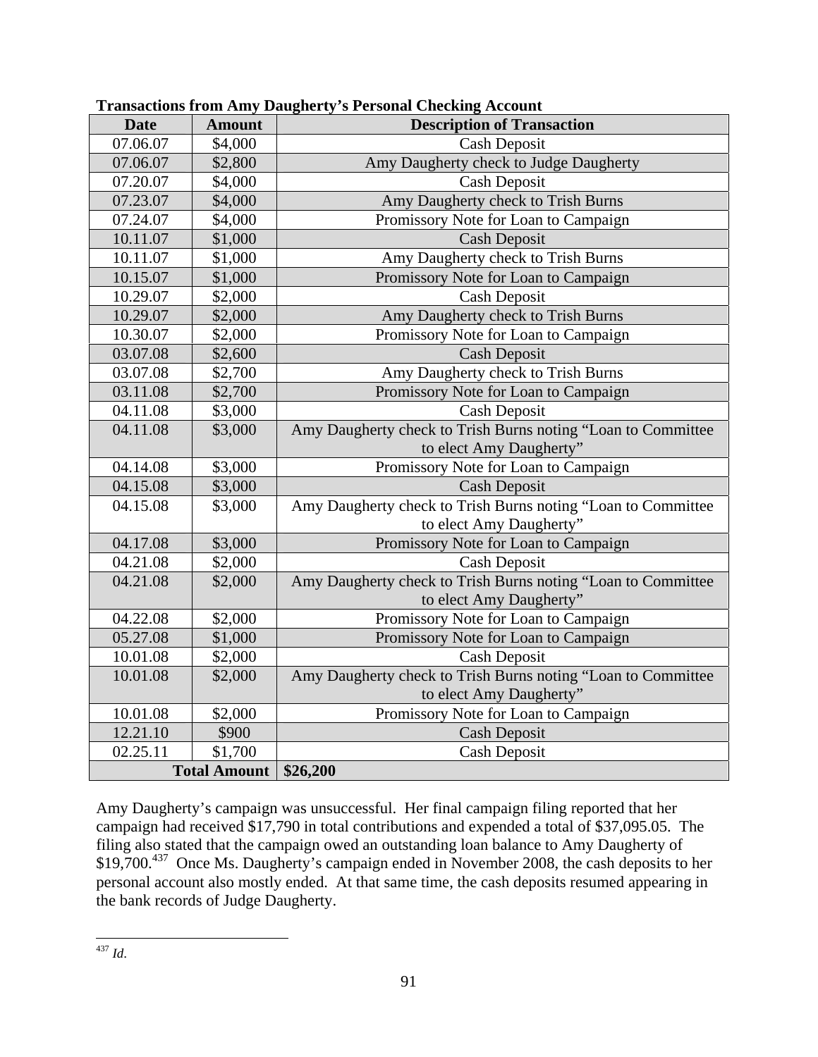**Transactions from Amy Daugherty's Personal Checking Account**

| Date | Amount | Description of Transaction |
|---|---|---|
| 07.06.07 | $4,000 | Cash Deposit |
| 07.06.07 | $2,800 | Amy Daugherty check to Judge Daugherty |
| 07.20.07 | $4,000 | Cash Deposit |
| 07.23.07 | $4,000 | Amy Daugherty check to Trish Burns |
| 07.24.07 | $4,000 | Promissory Note for Loan to Campaign |
| 10.11.07 | $1,000 | Cash Deposit |
| 10.11.07 | $1,000 | Amy Daugherty check to Trish Burns |
| 10.15.07 | $1,000 | Promissory Note for Loan to Campaign |
| 10.29.07 | $2,000 | Cash Deposit |
| 10.29.07 | $2,000 | Amy Daugherty check to Trish Burns |
| 10.30.07 | $2,000 | Promissory Note for Loan to Campaign |
| 03.07.08 | $2,600 | Cash Deposit |
| 03.07.08 | $2,700 | Amy Daugherty check to Trish Burns |
| 03.11.08 | $2,700 | Promissory Note for Loan to Campaign |
| 04.11.08 | $3,000 | Cash Deposit |
| 04.11.08 | $3,000 | Amy Daugherty check to Trish Burns noting "Loan to Committee to elect Amy Daugherty" |
| 04.14.08 | $3,000 | Promissory Note for Loan to Campaign |
| 04.15.08 | $3,000 | Cash Deposit |
| 04.15.08 | $3,000 | Amy Daugherty check to Trish Burns noting "Loan to Committee to elect Amy Daugherty" |
| 04.17.08 | $3,000 | Promissory Note for Loan to Campaign |
| 04.21.08 | $2,000 | Cash Deposit |
| 04.21.08 | $2,000 | Amy Daugherty check to Trish Burns noting "Loan to Committee to elect Amy Daugherty" |
| 04.22.08 | $2,000 | Promissory Note for Loan to Campaign |
| 05.27.08 | $1,000 | Promissory Note for Loan to Campaign |
| 10.01.08 | $2,000 | Cash Deposit |
| 10.01.08 | $2,000 | Amy Daugherty check to Trish Burns noting "Loan to Committee to elect Amy Daugherty" |
| 10.01.08 | $2,000 | Promissory Note for Loan to Campaign |
| 12.21.10 | $900 | Cash Deposit |
| 02.25.11 | $1,700 | Cash Deposit |
| | **Total Amount** | **$26,200** |

Amy Daugherty's campaign was unsuccessful. Her final campaign filing reported that her campaign had received $17,790 in total contributions and expended a total of $37,095.05. The filing also stated that the campaign owed an outstanding loan balance to Amy Daugherty of $19,700.[437] Once Ms. Daugherty's campaign ended in November 2008, the cash deposits to her personal account also mostly ended. At that same time, the cash deposits resumed appearing in the bank records of Judge Daugherty.

---

[437] *Id.*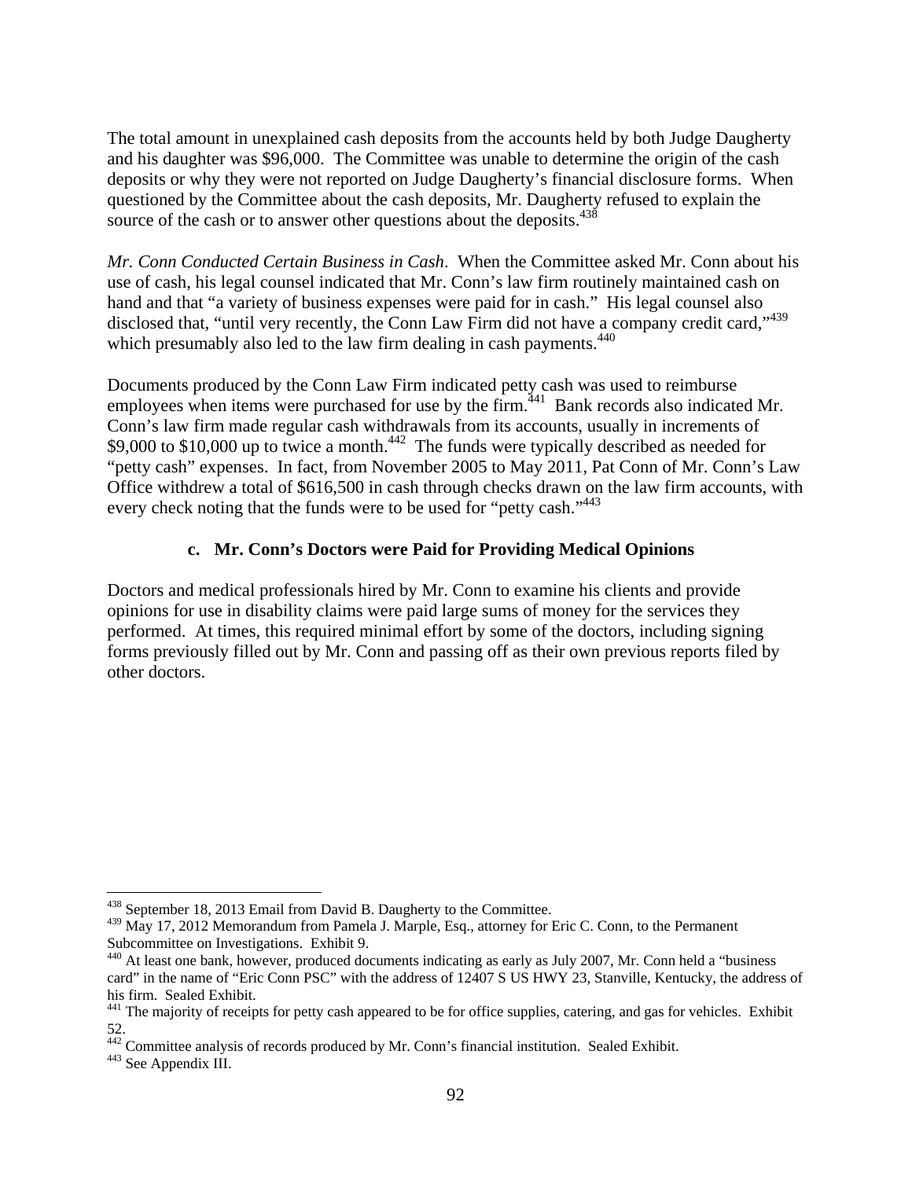The total amount in unexplained cash deposits from the accounts held by both Judge Daugherty and his daughter was $96,000. The Committee was unable to determine the origin of the cash deposits or why they were not reported on Judge Daugherty's financial disclosure forms. When questioned by the Committee about the cash deposits, Mr. Daugherty refused to explain the source of the cash or to answer other questions about the deposits.[438]

*Mr. Conn Conducted Certain Business in Cash*. When the Committee asked Mr. Conn about his use of cash, his legal counsel indicated that Mr. Conn's law firm routinely maintained cash on hand and that "a variety of business expenses were paid for in cash." His legal counsel also disclosed that, "until very recently, the Conn Law Firm did not have a company credit card,"[439] which presumably also led to the law firm dealing in cash payments.[440]

Documents produced by the Conn Law Firm indicated petty cash was used to reimburse employees when items were purchased for use by the firm.[441] Bank records also indicated Mr. Conn's law firm made regular cash withdrawals from its accounts, usually in increments of $9,000 to $10,000 up to twice a month.[442] The funds were typically described as needed for "petty cash" expenses. In fact, from November 2005 to May 2011, Pat Conn of Mr. Conn's Law Office withdrew a total of $616,500 in cash through checks drawn on the law firm accounts, with every check noting that the funds were to be used for "petty cash."[443]

### c. Mr. Conn's Doctors were Paid for Providing Medical Opinions

Doctors and medical professionals hired by Mr. Conn to examine his clients and provide opinions for use in disability claims were paid large sums of money for the services they performed. At times, this required minimal effort by some of the doctors, including signing forms previously filled out by Mr. Conn and passing off as their own previous reports filed by other doctors.

---

[438] September 18, 2013 Email from David B. Daugherty to the Committee.

[439] May 17, 2012 Memorandum from Pamela J. Marple, Esq., attorney for Eric C. Conn, to the Permanent Subcommittee on Investigations. Exhibit 9.

[440] At least one bank, however, produced documents indicating as early as July 2007, Mr. Conn held a "business card" in the name of "Eric Conn PSC" with the address of 12407 S US HWY 23, Stanville, Kentucky, the address of his firm. Sealed Exhibit.

[441] The majority of receipts for petty cash appeared to be for office supplies, catering, and gas for vehicles. Exhibit 52.

[442] Committee analysis of records produced by Mr. Conn's financial institution. Sealed Exhibit.

[443] See Appendix III.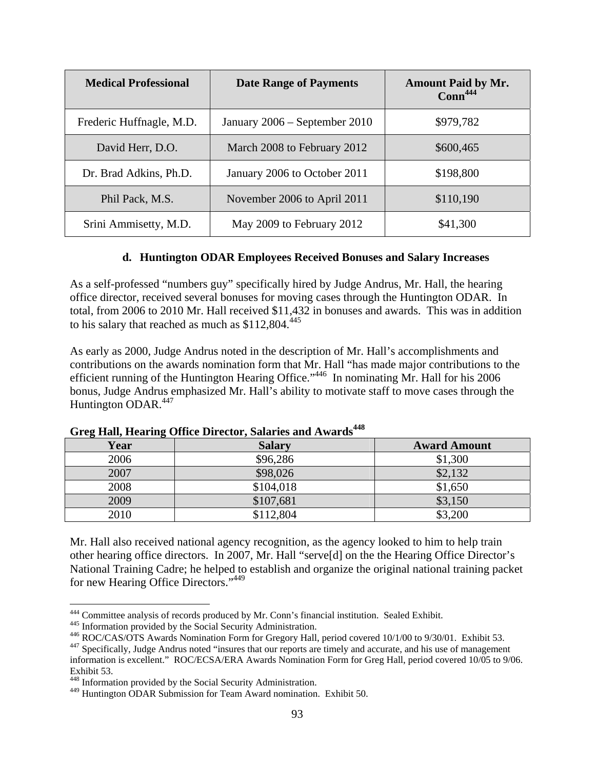| Medical Professional | Date Range of Payments | Amount Paid by Mr. Conn[444] |
|---|---|---|
| Frederic Huffnagle, M.D. | January 2006 – September 2010 | $979,782 |
| David Herr, D.O. | March 2008 to February 2012 | $600,465 |
| Dr. Brad Adkins, Ph.D. | January 2006 to October 2011 | $198,800 |
| Phil Pack, M.S. | November 2006 to April 2011 | $110,190 |
| Srini Ammisetty, M.D. | May 2009 to February 2012 | $41,300 |

#### d. Huntington ODAR Employees Received Bonuses and Salary Increases

As a self-professed "numbers guy" specifically hired by Judge Andrus, Mr. Hall, the hearing office director, received several bonuses for moving cases through the Huntington ODAR. In total, from 2006 to 2010 Mr. Hall received $11,432 in bonuses and awards. This was in addition to his salary that reached as much as $112,804.[445]

As early as 2000, Judge Andrus noted in the description of Mr. Hall's accomplishments and contributions on the awards nomination form that Mr. Hall "has made major contributions to the efficient running of the Huntington Hearing Office."[446] In nominating Mr. Hall for his 2006 bonus, Judge Andrus emphasized Mr. Hall's ability to motivate staff to move cases through the Huntington ODAR.[447]

**Greg Hall, Hearing Office Director, Salaries and Awards[448]**

| Year | Salary | Award Amount |
|---|---|---|
| 2006 | $96,286 | $1,300 |
| 2007 | $98,026 | $2,132 |
| 2008 | $104,018 | $1,650 |
| 2009 | $107,681 | $3,150 |
| 2010 | $112,804 | $3,200 |

Mr. Hall also received national agency recognition, as the agency looked to him to help train other hearing office directors. In 2007, Mr. Hall "serve[d] on the the Hearing Office Director's National Training Cadre; he helped to establish and organize the original national training packet for new Hearing Office Directors."[449]

---

[444] Committee analysis of records produced by Mr. Conn's financial institution. Sealed Exhibit.

[445] Information provided by the Social Security Administration.

[446] ROC/CAS/OTS Awards Nomination Form for Gregory Hall, period covered 10/1/00 to 9/30/01. Exhibit 53.

[447] Specifically, Judge Andrus noted "insures that our reports are timely and accurate, and his use of management information is excellent." ROC/ECSA/ERA Awards Nomination Form for Greg Hall, period covered 10/05 to 9/06. Exhibit 53.

[448] Information provided by the Social Security Administration.

[449] Huntington ODAR Submission for Team Award nomination. Exhibit 50.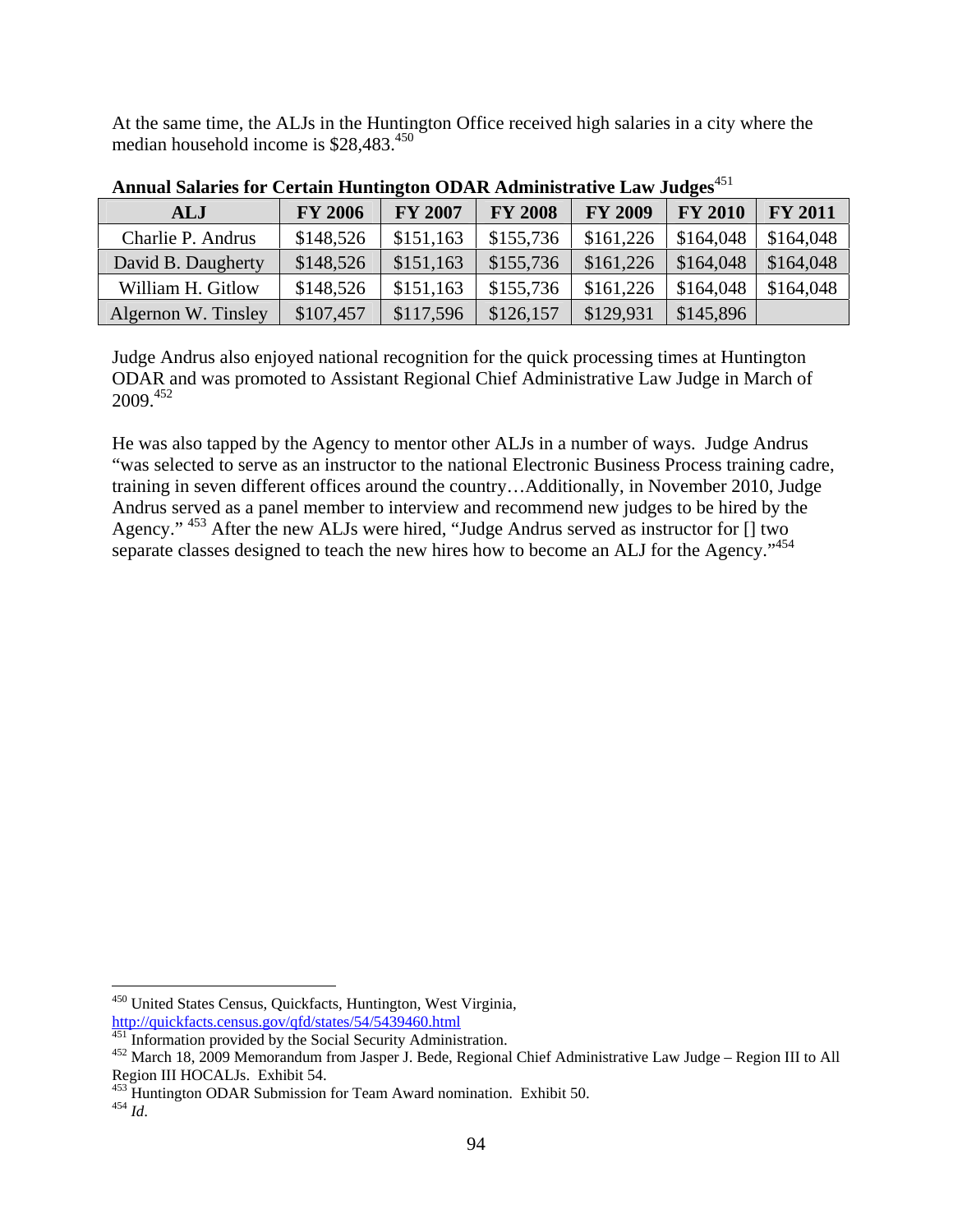At the same time, the ALJs in the Huntington Office received high salaries in a city where the median household income is $28,483.[450]

**Annual Salaries for Certain Huntington ODAR Administrative Law Judges**[451]

| ALJ | FY 2006 | FY 2007 | FY 2008 | FY 2009 | FY 2010 | FY 2011 |
|---|---|---|---|---|---|---|
| Charlie P. Andrus | $148,526 | $151,163 | $155,736 | $161,226 | $164,048 | $164,048 |
| David B. Daugherty | $148,526 | $151,163 | $155,736 | $161,226 | $164,048 | $164,048 |
| William H. Gitlow | $148,526 | $151,163 | $155,736 | $161,226 | $164,048 | $164,048 |
| Algernon W. Tinsley | $107,457 | $117,596 | $126,157 | $129,931 | $145,896 | |

Judge Andrus also enjoyed national recognition for the quick processing times at Huntington ODAR and was promoted to Assistant Regional Chief Administrative Law Judge in March of 2009.[452]

He was also tapped by the Agency to mentor other ALJs in a number of ways. Judge Andrus "was selected to serve as an instructor to the national Electronic Business Process training cadre, training in seven different offices around the country…Additionally, in November 2010, Judge Andrus served as a panel member to interview and recommend new judges to be hired by the Agency." [453] After the new ALJs were hired, "Judge Andrus served as instructor for [] two separate classes designed to teach the new hires how to become an ALJ for the Agency."[454]

---

[450] United States Census, Quickfacts, Huntington, West Virginia, http://quickfacts.census.gov/qfd/states/54/5439460.html

[451] Information provided by the Social Security Administration.

[452] March 18, 2009 Memorandum from Jasper J. Bede, Regional Chief Administrative Law Judge – Region III to All Region III HOCALJs. Exhibit 54.

[453] Huntington ODAR Submission for Team Award nomination. Exhibit 50.

[454] *Id*.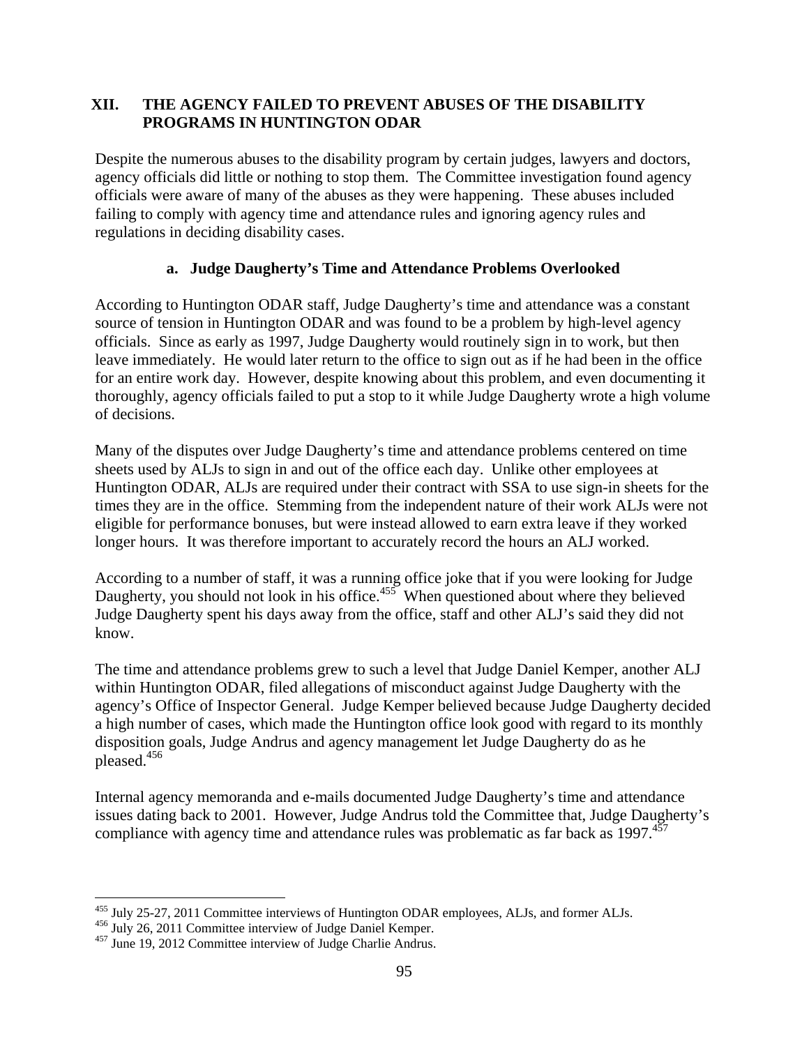## XII. THE AGENCY FAILED TO PREVENT ABUSES OF THE DISABILITY PROGRAMS IN HUNTINGTON ODAR

Despite the numerous abuses to the disability program by certain judges, lawyers and doctors, agency officials did little or nothing to stop them. The Committee investigation found agency officials were aware of many of the abuses as they were happening. These abuses included failing to comply with agency time and attendance rules and ignoring agency rules and regulations in deciding disability cases.

### a. Judge Daugherty's Time and Attendance Problems Overlooked

According to Huntington ODAR staff, Judge Daugherty's time and attendance was a constant source of tension in Huntington ODAR and was found to be a problem by high-level agency officials. Since as early as 1997, Judge Daugherty would routinely sign in to work, but then leave immediately. He would later return to the office to sign out as if he had been in the office for an entire work day. However, despite knowing about this problem, and even documenting it thoroughly, agency officials failed to put a stop to it while Judge Daugherty wrote a high volume of decisions.

Many of the disputes over Judge Daugherty's time and attendance problems centered on time sheets used by ALJs to sign in and out of the office each day. Unlike other employees at Huntington ODAR, ALJs are required under their contract with SSA to use sign-in sheets for the times they are in the office. Stemming from the independent nature of their work ALJs were not eligible for performance bonuses, but were instead allowed to earn extra leave if they worked longer hours. It was therefore important to accurately record the hours an ALJ worked.

According to a number of staff, it was a running office joke that if you were looking for Judge Daugherty, you should not look in his office.[455] When questioned about where they believed Judge Daugherty spent his days away from the office, staff and other ALJ's said they did not know.

The time and attendance problems grew to such a level that Judge Daniel Kemper, another ALJ within Huntington ODAR, filed allegations of misconduct against Judge Daugherty with the agency's Office of Inspector General. Judge Kemper believed because Judge Daugherty decided a high number of cases, which made the Huntington office look good with regard to its monthly disposition goals, Judge Andrus and agency management let Judge Daugherty do as he pleased.[456]

Internal agency memoranda and e-mails documented Judge Daugherty's time and attendance issues dating back to 2001. However, Judge Andrus told the Committee that, Judge Daugherty's compliance with agency time and attendance rules was problematic as far back as 1997.[457]

---

[455] July 25-27, 2011 Committee interviews of Huntington ODAR employees, ALJs, and former ALJs.

[456] July 26, 2011 Committee interview of Judge Daniel Kemper.

[457] June 19, 2012 Committee interview of Judge Charlie Andrus.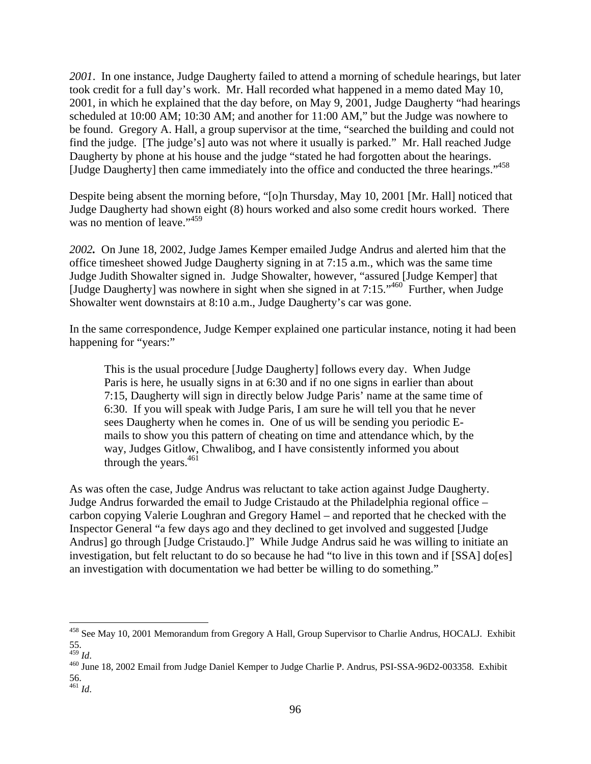*2001*. In one instance, Judge Daugherty failed to attend a morning of schedule hearings, but later took credit for a full day's work. Mr. Hall recorded what happened in a memo dated May 10, 2001, in which he explained that the day before, on May 9, 2001, Judge Daugherty "had hearings scheduled at 10:00 AM; 10:30 AM; and another for 11:00 AM," but the Judge was nowhere to be found. Gregory A. Hall, a group supervisor at the time, "searched the building and could not find the judge. [The judge's] auto was not where it usually is parked." Mr. Hall reached Judge Daugherty by phone at his house and the judge "stated he had forgotten about the hearings. [Judge Daugherty] then came immediately into the office and conducted the three hearings."[458]

Despite being absent the morning before, "[o]n Thursday, May 10, 2001 [Mr. Hall] noticed that Judge Daugherty had shown eight (8) hours worked and also some credit hours worked. There was no mention of leave."[459]

***2002.*** On June 18, 2002, Judge James Kemper emailed Judge Andrus and alerted him that the office timesheet showed Judge Daugherty signing in at 7:15 a.m., which was the same time Judge Judith Showalter signed in. Judge Showalter, however, "assured [Judge Kemper] that [Judge Daugherty] was nowhere in sight when she signed in at 7:15."[460] Further, when Judge Showalter went downstairs at 8:10 a.m., Judge Daugherty's car was gone.

In the same correspondence, Judge Kemper explained one particular instance, noting it had been happening for "years:"

> This is the usual procedure [Judge Daugherty] follows every day. When Judge Paris is here, he usually signs in at 6:30 and if no one signs in earlier than about 7:15, Daugherty will sign in directly below Judge Paris' name at the same time of 6:30. If you will speak with Judge Paris, I am sure he will tell you that he never sees Daugherty when he comes in. One of us will be sending you periodic E-mails to show you this pattern of cheating on time and attendance which, by the way, Judges Gitlow, Chwalibog, and I have consistently informed you about through the years.[461]

As was often the case, Judge Andrus was reluctant to take action against Judge Daugherty. Judge Andrus forwarded the email to Judge Cristaudo at the Philadelphia regional office – carbon copying Valerie Loughran and Gregory Hamel – and reported that he checked with the Inspector General "a few days ago and they declined to get involved and suggested [Judge Andrus] go through [Judge Cristaudo.]" While Judge Andrus said he was willing to initiate an investigation, but felt reluctant to do so because he had "to live in this town and if [SSA] do[es] an investigation with documentation we had better be willing to do something."

---

[458] See May 10, 2001 Memorandum from Gregory A Hall, Group Supervisor to Charlie Andrus, HOCALJ. Exhibit 55.

[459] *Id*.

[460] June 18, 2002 Email from Judge Daniel Kemper to Judge Charlie P. Andrus, PSI-SSA-96D2-003358. Exhibit 56.

[461] *Id*.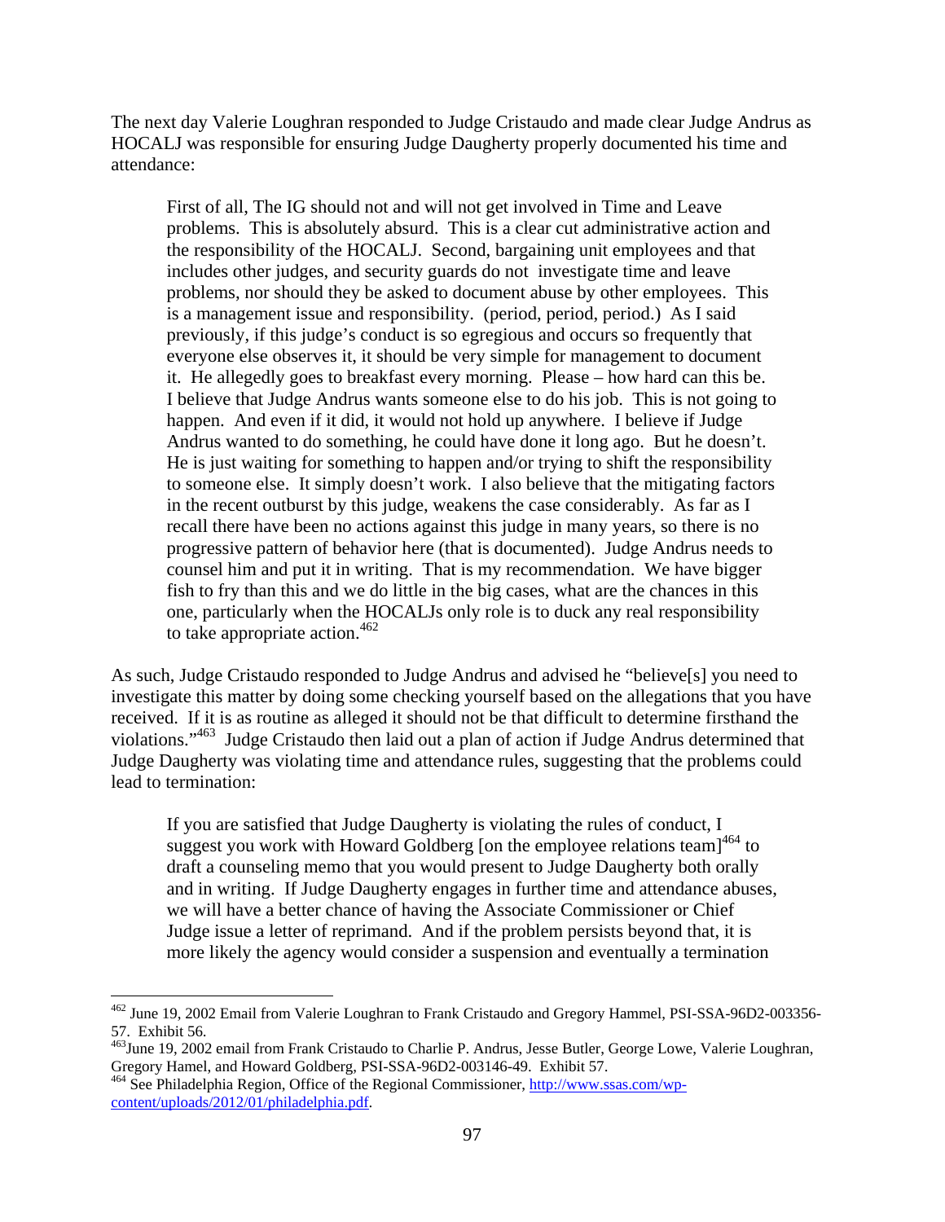The next day Valerie Loughran responded to Judge Cristaudo and made clear Judge Andrus as HOCALJ was responsible for ensuring Judge Daugherty properly documented his time and attendance:

> First of all, The IG should not and will not get involved in Time and Leave problems. This is absolutely absurd. This is a clear cut administrative action and the responsibility of the HOCALJ. Second, bargaining unit employees and that includes other judges, and security guards do not investigate time and leave problems, nor should they be asked to document abuse by other employees. This is a management issue and responsibility. (period, period, period.) As I said previously, if this judge's conduct is so egregious and occurs so frequently that everyone else observes it, it should be very simple for management to document it. He allegedly goes to breakfast every morning. Please – how hard can this be. I believe that Judge Andrus wants someone else to do his job. This is not going to happen. And even if it did, it would not hold up anywhere. I believe if Judge Andrus wanted to do something, he could have done it long ago. But he doesn't. He is just waiting for something to happen and/or trying to shift the responsibility to someone else. It simply doesn't work. I also believe that the mitigating factors in the recent outburst by this judge, weakens the case considerably. As far as I recall there have been no actions against this judge in many years, so there is no progressive pattern of behavior here (that is documented). Judge Andrus needs to counsel him and put it in writing. That is my recommendation. We have bigger fish to fry than this and we do little in the big cases, what are the chances in this one, particularly when the HOCALJs only role is to duck any real responsibility to take appropriate action.[462]

As such, Judge Cristaudo responded to Judge Andrus and advised he "believe[s] you need to investigate this matter by doing some checking yourself based on the allegations that you have received. If it is as routine as alleged it should not be that difficult to determine firsthand the violations."[463] Judge Cristaudo then laid out a plan of action if Judge Andrus determined that Judge Daugherty was violating time and attendance rules, suggesting that the problems could lead to termination:

> If you are satisfied that Judge Daugherty is violating the rules of conduct, I suggest you work with Howard Goldberg [on the employee relations team][464] to draft a counseling memo that you would present to Judge Daugherty both orally and in writing. If Judge Daugherty engages in further time and attendance abuses, we will have a better chance of having the Associate Commissioner or Chief Judge issue a letter of reprimand. And if the problem persists beyond that, it is more likely the agency would consider a suspension and eventually a termination

---

[462] June 19, 2002 Email from Valerie Loughran to Frank Cristaudo and Gregory Hammel, PSI-SSA-96D2-003356-57. Exhibit 56.

[463] June 19, 2002 email from Frank Cristaudo to Charlie P. Andrus, Jesse Butler, George Lowe, Valerie Loughran, Gregory Hamel, and Howard Goldberg, PSI-SSA-96D2-003146-49. Exhibit 57.

[464] See Philadelphia Region, Office of the Regional Commissioner, http://www.ssas.com/wp-content/uploads/2012/01/philadelphia.pdf.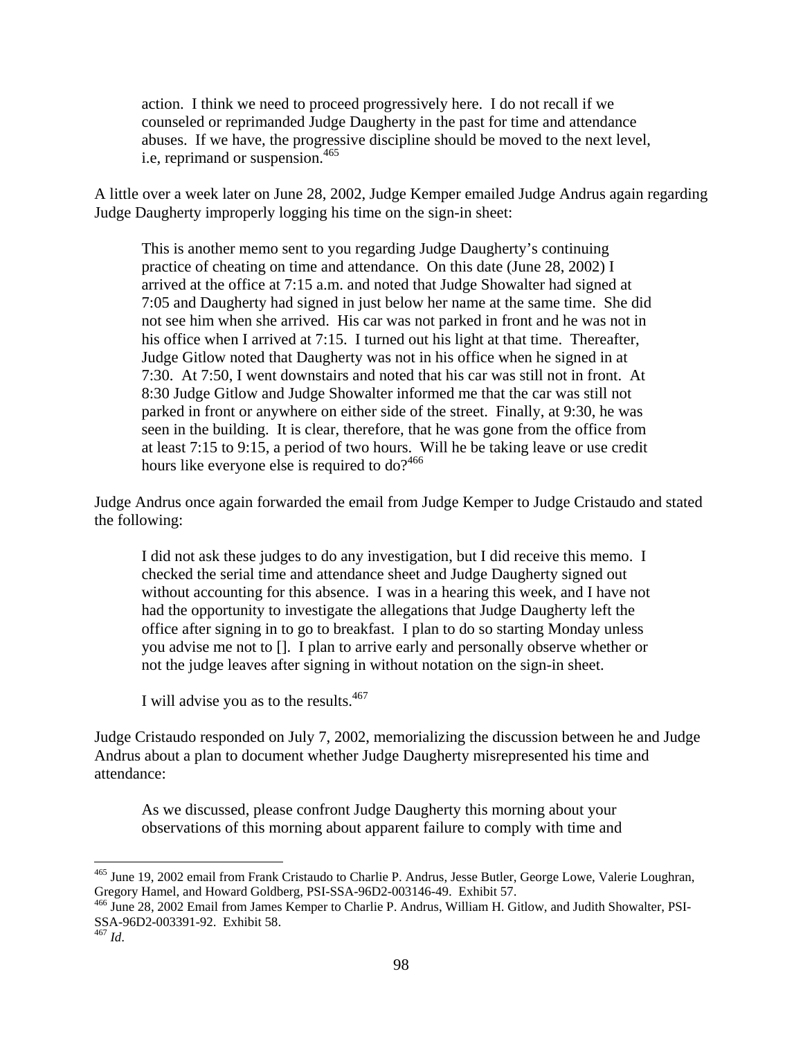> action. I think we need to proceed progressively here. I do not recall if we counseled or reprimanded Judge Daugherty in the past for time and attendance abuses. If we have, the progressive discipline should be moved to the next level, i.e, reprimand or suspension.[465]

A little over a week later on June 28, 2002, Judge Kemper emailed Judge Andrus again regarding Judge Daugherty improperly logging his time on the sign-in sheet:

> This is another memo sent to you regarding Judge Daugherty's continuing practice of cheating on time and attendance. On this date (June 28, 2002) I arrived at the office at 7:15 a.m. and noted that Judge Showalter had signed at 7:05 and Daugherty had signed in just below her name at the same time. She did not see him when she arrived. His car was not parked in front and he was not in his office when I arrived at 7:15. I turned out his light at that time. Thereafter, Judge Gitlow noted that Daugherty was not in his office when he signed in at 7:30. At 7:50, I went downstairs and noted that his car was still not in front. At 8:30 Judge Gitlow and Judge Showalter informed me that the car was still not parked in front or anywhere on either side of the street. Finally, at 9:30, he was seen in the building. It is clear, therefore, that he was gone from the office from at least 7:15 to 9:15, a period of two hours. Will he be taking leave or use credit hours like everyone else is required to do?[466]

Judge Andrus once again forwarded the email from Judge Kemper to Judge Cristaudo and stated the following:

> I did not ask these judges to do any investigation, but I did receive this memo. I checked the serial time and attendance sheet and Judge Daugherty signed out without accounting for this absence. I was in a hearing this week, and I have not had the opportunity to investigate the allegations that Judge Daugherty left the office after signing in to go to breakfast. I plan to do so starting Monday unless you advise me not to []. I plan to arrive early and personally observe whether or not the judge leaves after signing in without notation on the sign-in sheet.
>
> I will advise you as to the results.[467]

Judge Cristaudo responded on July 7, 2002, memorializing the discussion between he and Judge Andrus about a plan to document whether Judge Daugherty misrepresented his time and attendance:

> As we discussed, please confront Judge Daugherty this morning about your observations of this morning about apparent failure to comply with time and

---

[465] June 19, 2002 email from Frank Cristaudo to Charlie P. Andrus, Jesse Butler, George Lowe, Valerie Loughran, Gregory Hamel, and Howard Goldberg, PSI-SSA-96D2-003146-49. Exhibit 57.

[466] June 28, 2002 Email from James Kemper to Charlie P. Andrus, William H. Gitlow, and Judith Showalter, PSI-SSA-96D2-003391-92. Exhibit 58.

[467] *Id*.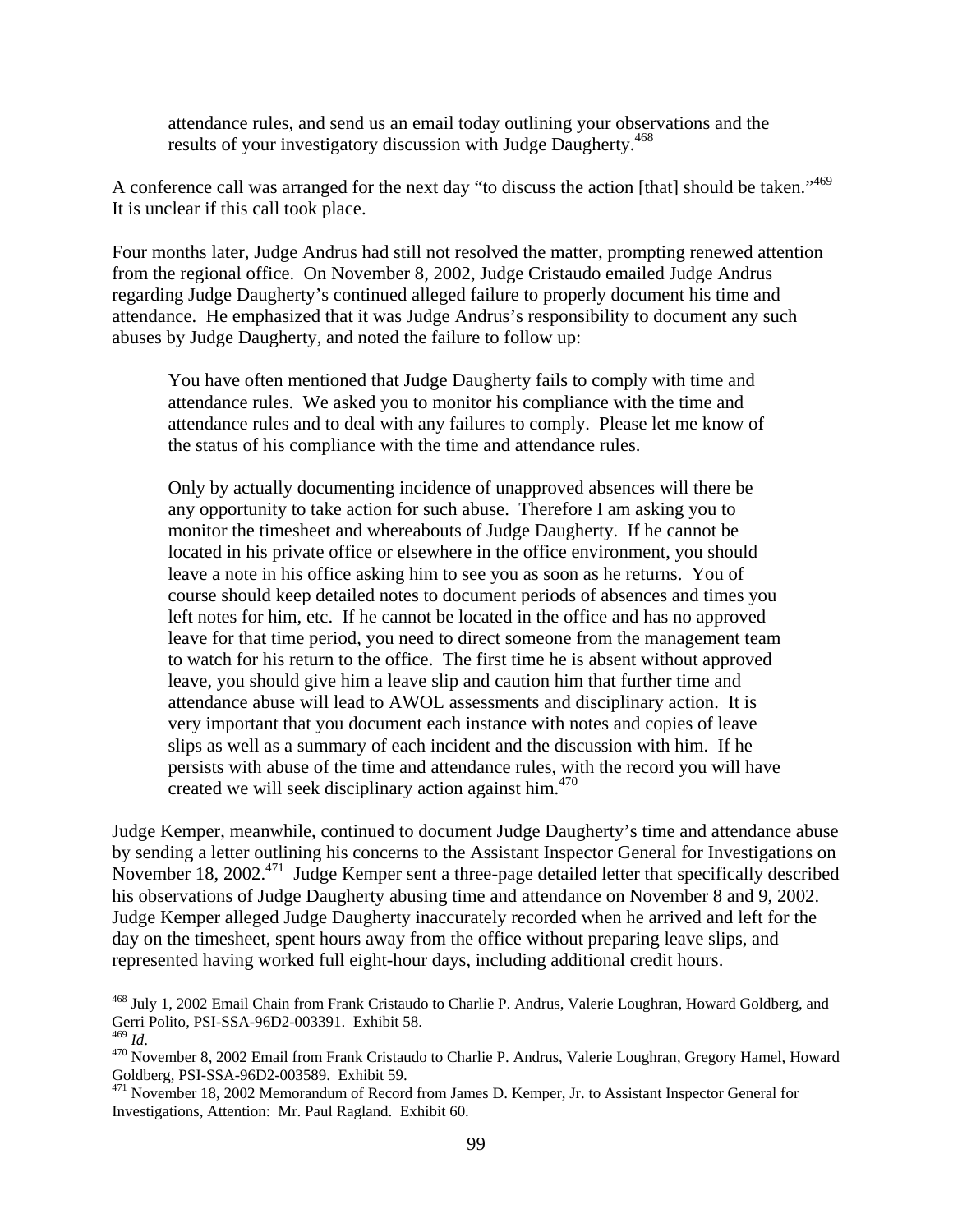> attendance rules, and send us an email today outlining your observations and the results of your investigatory discussion with Judge Daugherty.[468]

A conference call was arranged for the next day "to discuss the action [that] should be taken."[469] It is unclear if this call took place.

Four months later, Judge Andrus had still not resolved the matter, prompting renewed attention from the regional office. On November 8, 2002, Judge Cristaudo emailed Judge Andrus regarding Judge Daugherty's continued alleged failure to properly document his time and attendance. He emphasized that it was Judge Andrus's responsibility to document any such abuses by Judge Daugherty, and noted the failure to follow up:

> You have often mentioned that Judge Daugherty fails to comply with time and attendance rules. We asked you to monitor his compliance with the time and attendance rules and to deal with any failures to comply. Please let me know of the status of his compliance with the time and attendance rules.
>
> Only by actually documenting incidence of unapproved absences will there be any opportunity to take action for such abuse. Therefore I am asking you to monitor the timesheet and whereabouts of Judge Daugherty. If he cannot be located in his private office or elsewhere in the office environment, you should leave a note in his office asking him to see you as soon as he returns. You of course should keep detailed notes to document periods of absences and times you left notes for him, etc. If he cannot be located in the office and has no approved leave for that time period, you need to direct someone from the management team to watch for his return to the office. The first time he is absent without approved leave, you should give him a leave slip and caution him that further time and attendance abuse will lead to AWOL assessments and disciplinary action. It is very important that you document each instance with notes and copies of leave slips as well as a summary of each incident and the discussion with him. If he persists with abuse of the time and attendance rules, with the record you will have created we will seek disciplinary action against him.[470]

Judge Kemper, meanwhile, continued to document Judge Daugherty's time and attendance abuse by sending a letter outlining his concerns to the Assistant Inspector General for Investigations on November 18, 2002.[471] Judge Kemper sent a three-page detailed letter that specifically described his observations of Judge Daugherty abusing time and attendance on November 8 and 9, 2002. Judge Kemper alleged Judge Daugherty inaccurately recorded when he arrived and left for the day on the timesheet, spent hours away from the office without preparing leave slips, and represented having worked full eight-hour days, including additional credit hours.

---

[468] July 1, 2002 Email Chain from Frank Cristaudo to Charlie P. Andrus, Valerie Loughran, Howard Goldberg, and Gerri Polito, PSI-SSA-96D2-003391. Exhibit 58.

[469] *Id*.

[470] November 8, 2002 Email from Frank Cristaudo to Charlie P. Andrus, Valerie Loughran, Gregory Hamel, Howard Goldberg, PSI-SSA-96D2-003589. Exhibit 59.

[471] November 18, 2002 Memorandum of Record from James D. Kemper, Jr. to Assistant Inspector General for Investigations, Attention: Mr. Paul Ragland. Exhibit 60.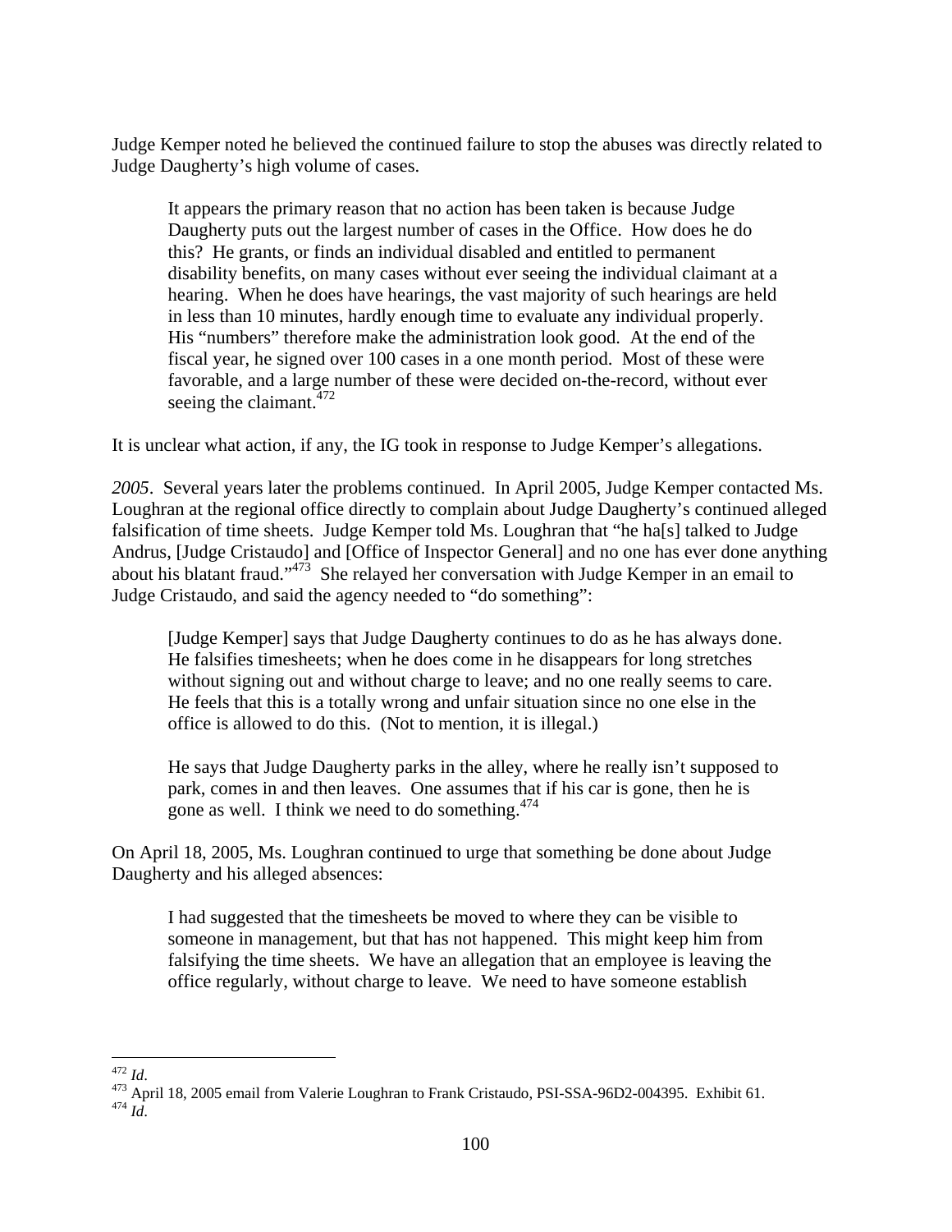Judge Kemper noted he believed the continued failure to stop the abuses was directly related to Judge Daugherty's high volume of cases.

> It appears the primary reason that no action has been taken is because Judge Daugherty puts out the largest number of cases in the Office. How does he do this? He grants, or finds an individual disabled and entitled to permanent disability benefits, on many cases without ever seeing the individual claimant at a hearing. When he does have hearings, the vast majority of such hearings are held in less than 10 minutes, hardly enough time to evaluate any individual properly. His "numbers" therefore make the administration look good. At the end of the fiscal year, he signed over 100 cases in a one month period. Most of these were favorable, and a large number of these were decided on-the-record, without ever seeing the claimant.[472]

It is unclear what action, if any, the IG took in response to Judge Kemper's allegations.

*2005*. Several years later the problems continued. In April 2005, Judge Kemper contacted Ms. Loughran at the regional office directly to complain about Judge Daugherty's continued alleged falsification of time sheets. Judge Kemper told Ms. Loughran that "he ha[s] talked to Judge Andrus, [Judge Cristaudo] and [Office of Inspector General] and no one has ever done anything about his blatant fraud."[473] She relayed her conversation with Judge Kemper in an email to Judge Cristaudo, and said the agency needed to "do something":

> [Judge Kemper] says that Judge Daugherty continues to do as he has always done. He falsifies timesheets; when he does come in he disappears for long stretches without signing out and without charge to leave; and no one really seems to care. He feels that this is a totally wrong and unfair situation since no one else in the office is allowed to do this. (Not to mention, it is illegal.)
>
> He says that Judge Daugherty parks in the alley, where he really isn't supposed to park, comes in and then leaves. One assumes that if his car is gone, then he is gone as well. I think we need to do something.[474]

On April 18, 2005, Ms. Loughran continued to urge that something be done about Judge Daugherty and his alleged absences:

> I had suggested that the timesheets be moved to where they can be visible to someone in management, but that has not happened. This might keep him from falsifying the time sheets. We have an allegation that an employee is leaving the office regularly, without charge to leave. We need to have someone establish

---

[472] *Id*.

[473] April 18, 2005 email from Valerie Loughran to Frank Cristaudo, PSI-SSA-96D2-004395. Exhibit 61.

[474] *Id*.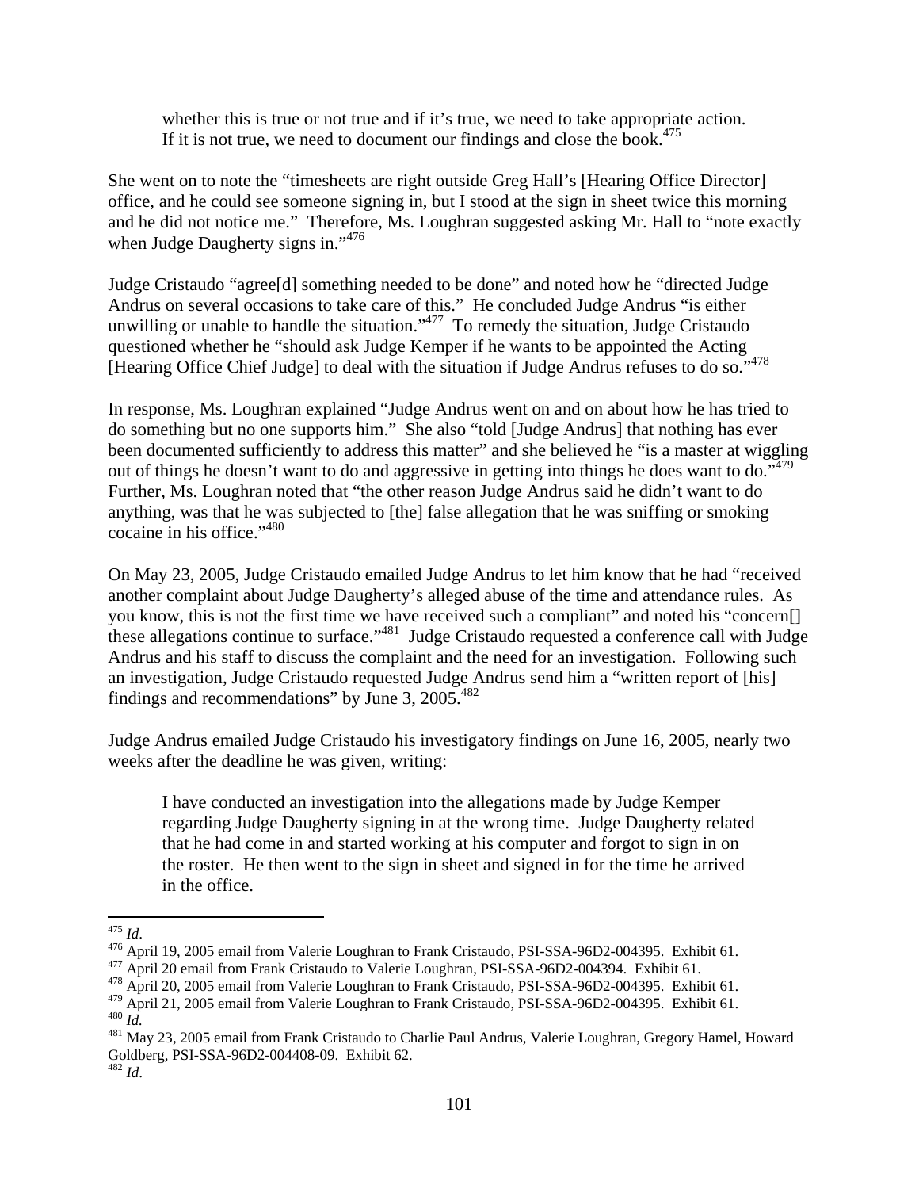> whether this is true or not true and if it's true, we need to take appropriate action. If it is not true, we need to document our findings and close the book.[475]

She went on to note the "timesheets are right outside Greg Hall's [Hearing Office Director] office, and he could see someone signing in, but I stood at the sign in sheet twice this morning and he did not notice me." Therefore, Ms. Loughran suggested asking Mr. Hall to "note exactly when Judge Daugherty signs in."[476]

Judge Cristaudo "agree[d] something needed to be done" and noted how he "directed Judge Andrus on several occasions to take care of this." He concluded Judge Andrus "is either unwilling or unable to handle the situation."[477] To remedy the situation, Judge Cristaudo questioned whether he "should ask Judge Kemper if he wants to be appointed the Acting [Hearing Office Chief Judge] to deal with the situation if Judge Andrus refuses to do so."[478]

In response, Ms. Loughran explained "Judge Andrus went on and on about how he has tried to do something but no one supports him." She also "told [Judge Andrus] that nothing has ever been documented sufficiently to address this matter" and she believed he "is a master at wiggling out of things he doesn't want to do and aggressive in getting into things he does want to do."[479] Further, Ms. Loughran noted that "the other reason Judge Andrus said he didn't want to do anything, was that he was subjected to [the] false allegation that he was sniffing or smoking cocaine in his office."[480]

On May 23, 2005, Judge Cristaudo emailed Judge Andrus to let him know that he had "received another complaint about Judge Daugherty's alleged abuse of the time and attendance rules. As you know, this is not the first time we have received such a compliant" and noted his "concern[] these allegations continue to surface."[481] Judge Cristaudo requested a conference call with Judge Andrus and his staff to discuss the complaint and the need for an investigation. Following such an investigation, Judge Cristaudo requested Judge Andrus send him a "written report of [his] findings and recommendations" by June 3, 2005.[482]

Judge Andrus emailed Judge Cristaudo his investigatory findings on June 16, 2005, nearly two weeks after the deadline he was given, writing:

> I have conducted an investigation into the allegations made by Judge Kemper regarding Judge Daugherty signing in at the wrong time. Judge Daugherty related that he had come in and started working at his computer and forgot to sign in on the roster. He then went to the sign in sheet and signed in for the time he arrived in the office.

---

[475] *Id*.

[476] April 19, 2005 email from Valerie Loughran to Frank Cristaudo, PSI-SSA-96D2-004395. Exhibit 61.

[477] April 20 email from Frank Cristaudo to Valerie Loughran, PSI-SSA-96D2-004394. Exhibit 61.

[478] April 20, 2005 email from Valerie Loughran to Frank Cristaudo, PSI-SSA-96D2-004395. Exhibit 61.

[479] April 21, 2005 email from Valerie Loughran to Frank Cristaudo, PSI-SSA-96D2-004395. Exhibit 61.

[480] *Id.*

[481] May 23, 2005 email from Frank Cristaudo to Charlie Paul Andrus, Valerie Loughran, Gregory Hamel, Howard Goldberg, PSI-SSA-96D2-004408-09. Exhibit 62.

[482] *Id*.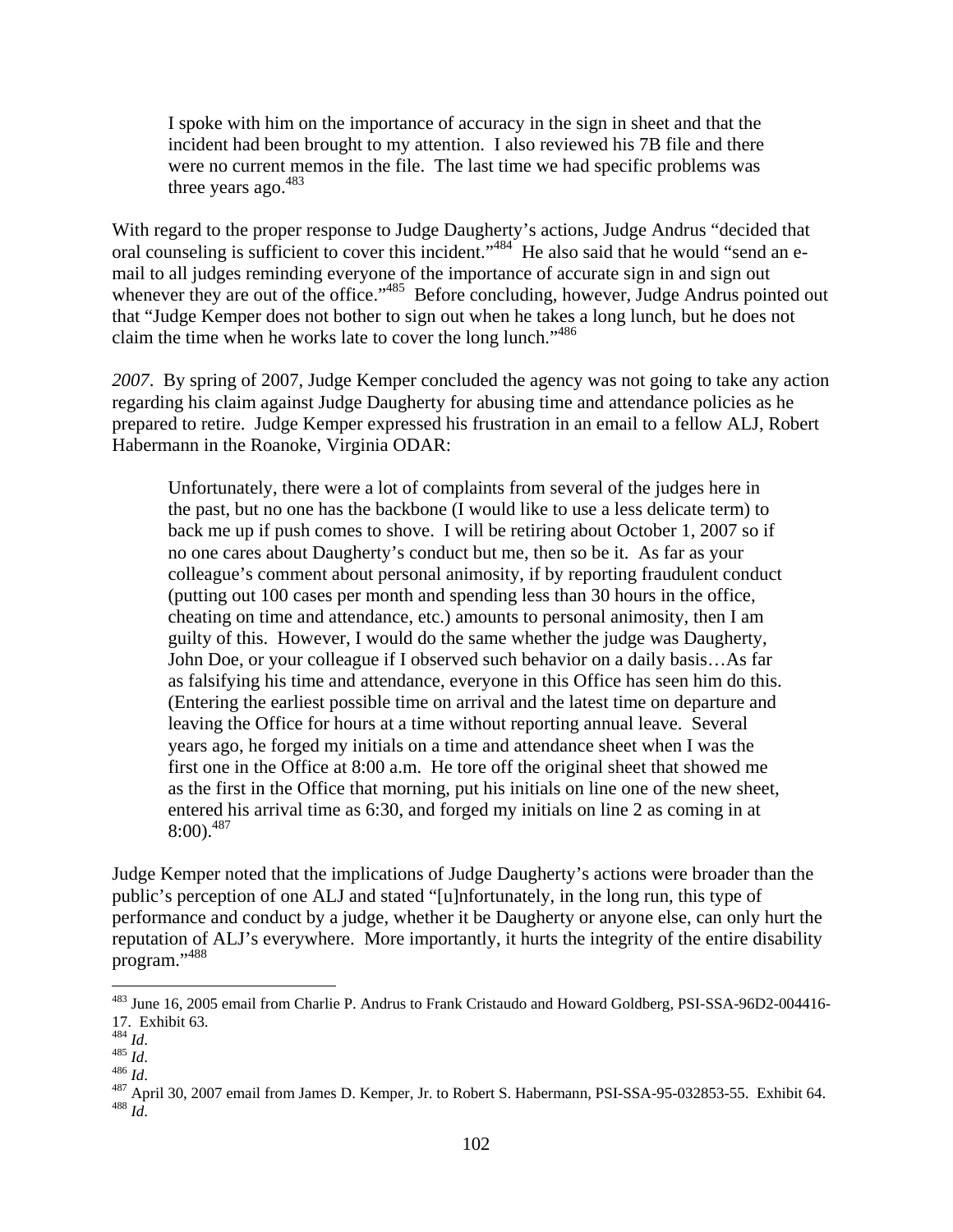> I spoke with him on the importance of accuracy in the sign in sheet and that the incident had been brought to my attention. I also reviewed his 7B file and there were no current memos in the file. The last time we had specific problems was three years ago.[483]

With regard to the proper response to Judge Daugherty's actions, Judge Andrus "decided that oral counseling is sufficient to cover this incident."[484] He also said that he would "send an e-mail to all judges reminding everyone of the importance of accurate sign in and sign out whenever they are out of the office."[485] Before concluding, however, Judge Andrus pointed out that "Judge Kemper does not bother to sign out when he takes a long lunch, but he does not claim the time when he works late to cover the long lunch."[486]

*2007*. By spring of 2007, Judge Kemper concluded the agency was not going to take any action regarding his claim against Judge Daugherty for abusing time and attendance policies as he prepared to retire. Judge Kemper expressed his frustration in an email to a fellow ALJ, Robert Habermann in the Roanoke, Virginia ODAR:

> Unfortunately, there were a lot of complaints from several of the judges here in the past, but no one has the backbone (I would like to use a less delicate term) to back me up if push comes to shove. I will be retiring about October 1, 2007 so if no one cares about Daugherty's conduct but me, then so be it. As far as your colleague's comment about personal animosity, if by reporting fraudulent conduct (putting out 100 cases per month and spending less than 30 hours in the office, cheating on time and attendance, etc.) amounts to personal animosity, then I am guilty of this. However, I would do the same whether the judge was Daugherty, John Doe, or your colleague if I observed such behavior on a daily basis…As far as falsifying his time and attendance, everyone in this Office has seen him do this. (Entering the earliest possible time on arrival and the latest time on departure and leaving the Office for hours at a time without reporting annual leave. Several years ago, he forged my initials on a time and attendance sheet when I was the first one in the Office at 8:00 a.m. He tore off the original sheet that showed me as the first in the Office that morning, put his initials on line one of the new sheet, entered his arrival time as 6:30, and forged my initials on line 2 as coming in at 8:00).[487]

Judge Kemper noted that the implications of Judge Daugherty's actions were broader than the public's perception of one ALJ and stated "[u]nfortunately, in the long run, this type of performance and conduct by a judge, whether it be Daugherty or anyone else, can only hurt the reputation of ALJ's everywhere. More importantly, it hurts the integrity of the entire disability program."[488]

---

[483] June 16, 2005 email from Charlie P. Andrus to Frank Cristaudo and Howard Goldberg, PSI-SSA-96D2-004416-17. Exhibit 63.

[484] *Id*.

[485] *Id*.

[486] *Id*.

[487] April 30, 2007 email from James D. Kemper, Jr. to Robert S. Habermann, PSI-SSA-95-032853-55. Exhibit 64.

[488] *Id*.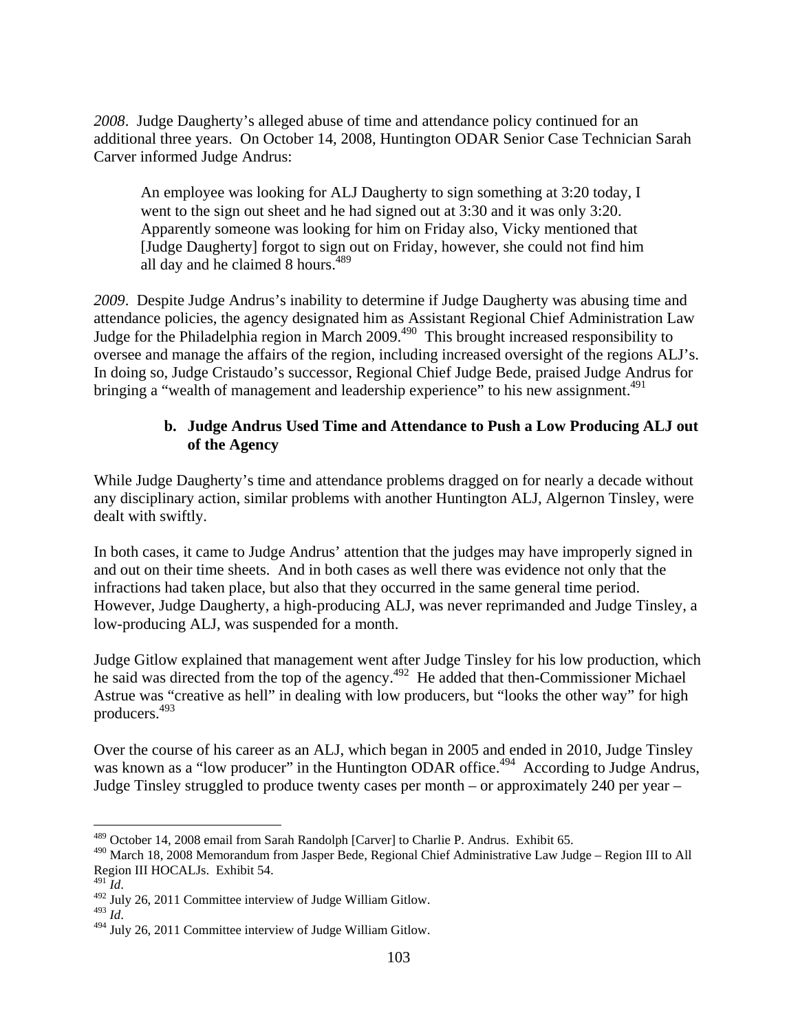*2008*. Judge Daugherty's alleged abuse of time and attendance policy continued for an additional three years. On October 14, 2008, Huntington ODAR Senior Case Technician Sarah Carver informed Judge Andrus:

> An employee was looking for ALJ Daugherty to sign something at 3:20 today, I went to the sign out sheet and he had signed out at 3:30 and it was only 3:20. Apparently someone was looking for him on Friday also, Vicky mentioned that [Judge Daugherty] forgot to sign out on Friday, however, she could not find him all day and he claimed 8 hours.[489]

*2009*. Despite Judge Andrus's inability to determine if Judge Daugherty was abusing time and attendance policies, the agency designated him as Assistant Regional Chief Administration Law Judge for the Philadelphia region in March 2009.[490] This brought increased responsibility to oversee and manage the affairs of the region, including increased oversight of the regions ALJ's. In doing so, Judge Cristaudo's successor, Regional Chief Judge Bede, praised Judge Andrus for bringing a "wealth of management and leadership experience" to his new assignment.[491]

### b. Judge Andrus Used Time and Attendance to Push a Low Producing ALJ out of the Agency

While Judge Daugherty's time and attendance problems dragged on for nearly a decade without any disciplinary action, similar problems with another Huntington ALJ, Algernon Tinsley, were dealt with swiftly.

In both cases, it came to Judge Andrus' attention that the judges may have improperly signed in and out on their time sheets. And in both cases as well there was evidence not only that the infractions had taken place, but also that they occurred in the same general time period. However, Judge Daugherty, a high-producing ALJ, was never reprimanded and Judge Tinsley, a low-producing ALJ, was suspended for a month.

Judge Gitlow explained that management went after Judge Tinsley for his low production, which he said was directed from the top of the agency.[492] He added that then-Commissioner Michael Astrue was "creative as hell" in dealing with low producers, but "looks the other way" for high producers.[493]

Over the course of his career as an ALJ, which began in 2005 and ended in 2010, Judge Tinsley was known as a "low producer" in the Huntington ODAR office.[494] According to Judge Andrus, Judge Tinsley struggled to produce twenty cases per month – or approximately 240 per year –

---

[489] October 14, 2008 email from Sarah Randolph [Carver] to Charlie P. Andrus. Exhibit 65.

[490] March 18, 2008 Memorandum from Jasper Bede, Regional Chief Administrative Law Judge – Region III to All Region III HOCALJs. Exhibit 54.

[491] *Id*.

[492] July 26, 2011 Committee interview of Judge William Gitlow.

[493] *Id*.

[494] July 26, 2011 Committee interview of Judge William Gitlow.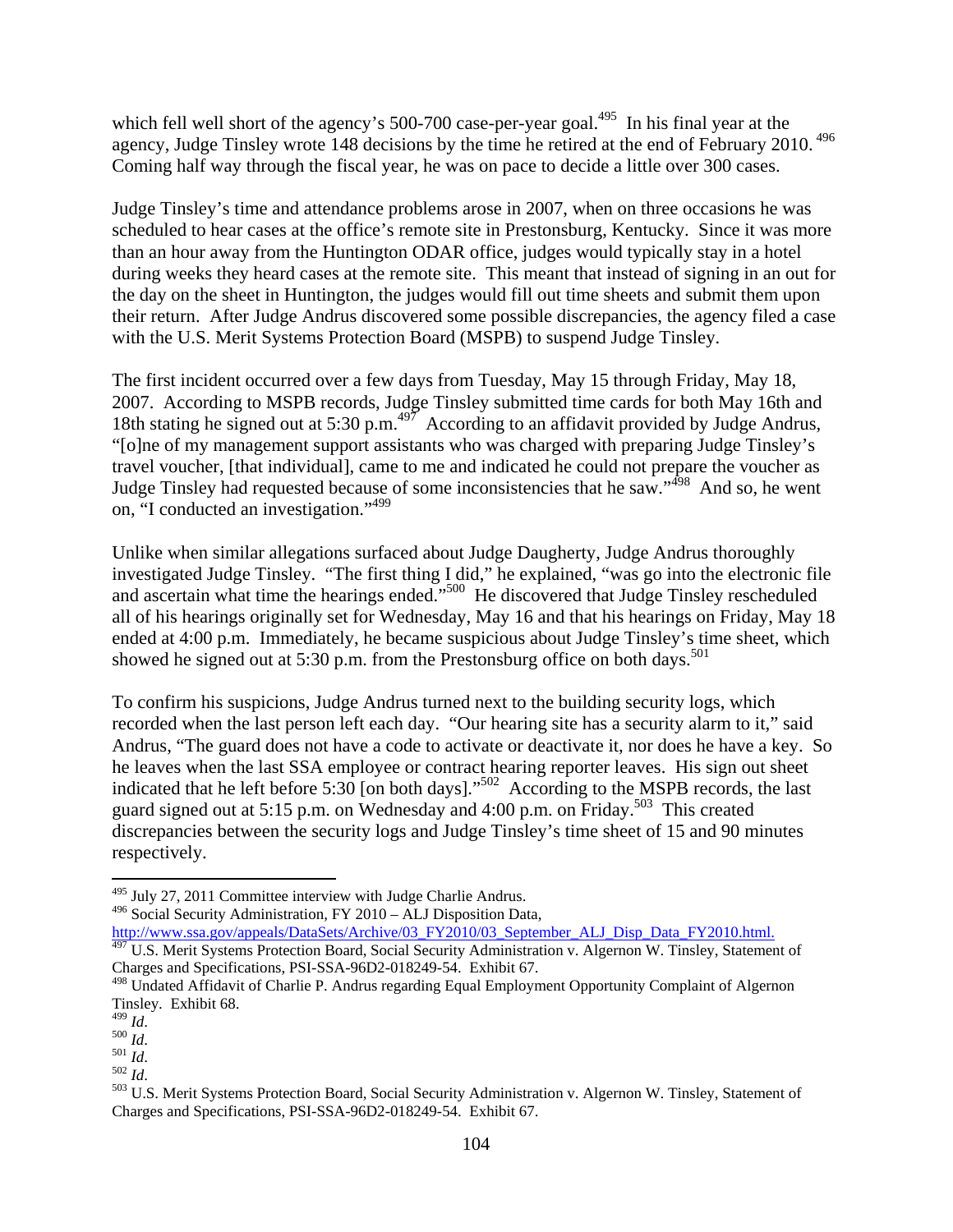which fell well short of the agency's 500-700 case-per-year goal.[495] In his final year at the agency, Judge Tinsley wrote 148 decisions by the time he retired at the end of February 2010.[496] Coming half way through the fiscal year, he was on pace to decide a little over 300 cases.

Judge Tinsley's time and attendance problems arose in 2007, when on three occasions he was scheduled to hear cases at the office's remote site in Prestonsburg, Kentucky. Since it was more than an hour away from the Huntington ODAR office, judges would typically stay in a hotel during weeks they heard cases at the remote site. This meant that instead of signing in an out for the day on the sheet in Huntington, the judges would fill out time sheets and submit them upon their return. After Judge Andrus discovered some possible discrepancies, the agency filed a case with the U.S. Merit Systems Protection Board (MSPB) to suspend Judge Tinsley.

The first incident occurred over a few days from Tuesday, May 15 through Friday, May 18, 2007. According to MSPB records, Judge Tinsley submitted time cards for both May 16th and 18th stating he signed out at 5:30 p.m.[497] According to an affidavit provided by Judge Andrus, "[o]ne of my management support assistants who was charged with preparing Judge Tinsley's travel voucher, [that individual], came to me and indicated he could not prepare the voucher as Judge Tinsley had requested because of some inconsistencies that he saw."[498] And so, he went on, "I conducted an investigation."[499]

Unlike when similar allegations surfaced about Judge Daugherty, Judge Andrus thoroughly investigated Judge Tinsley. "The first thing I did," he explained, "was go into the electronic file and ascertain what time the hearings ended."[500] He discovered that Judge Tinsley rescheduled all of his hearings originally set for Wednesday, May 16 and that his hearings on Friday, May 18 ended at 4:00 p.m. Immediately, he became suspicious about Judge Tinsley's time sheet, which showed he signed out at 5:30 p.m. from the Prestonsburg office on both days.[501]

To confirm his suspicions, Judge Andrus turned next to the building security logs, which recorded when the last person left each day. "Our hearing site has a security alarm to it," said Andrus, "The guard does not have a code to activate or deactivate it, nor does he have a key. So he leaves when the last SSA employee or contract hearing reporter leaves. His sign out sheet indicated that he left before 5:30 [on both days]."[502] According to the MSPB records, the last guard signed out at 5:15 p.m. on Wednesday and 4:00 p.m. on Friday.[503] This created discrepancies between the security logs and Judge Tinsley's time sheet of 15 and 90 minutes respectively.

---

[495] July 27, 2011 Committee interview with Judge Charlie Andrus.

[496] Social Security Administration, FY 2010 – ALJ Disposition Data, http://www.ssa.gov/appeals/DataSets/Archive/03_FY2010/03_September_ALJ_Disp_Data_FY2010.html.

[497] U.S. Merit Systems Protection Board, Social Security Administration v. Algernon W. Tinsley, Statement of Charges and Specifications, PSI-SSA-96D2-018249-54. Exhibit 67.

[498] Undated Affidavit of Charlie P. Andrus regarding Equal Employment Opportunity Complaint of Algernon Tinsley. Exhibit 68.

[499] *Id*.

[500] *Id*.

[501] *Id*.

[502] *Id*.

[503] U.S. Merit Systems Protection Board, Social Security Administration v. Algernon W. Tinsley, Statement of Charges and Specifications, PSI-SSA-96D2-018249-54. Exhibit 67.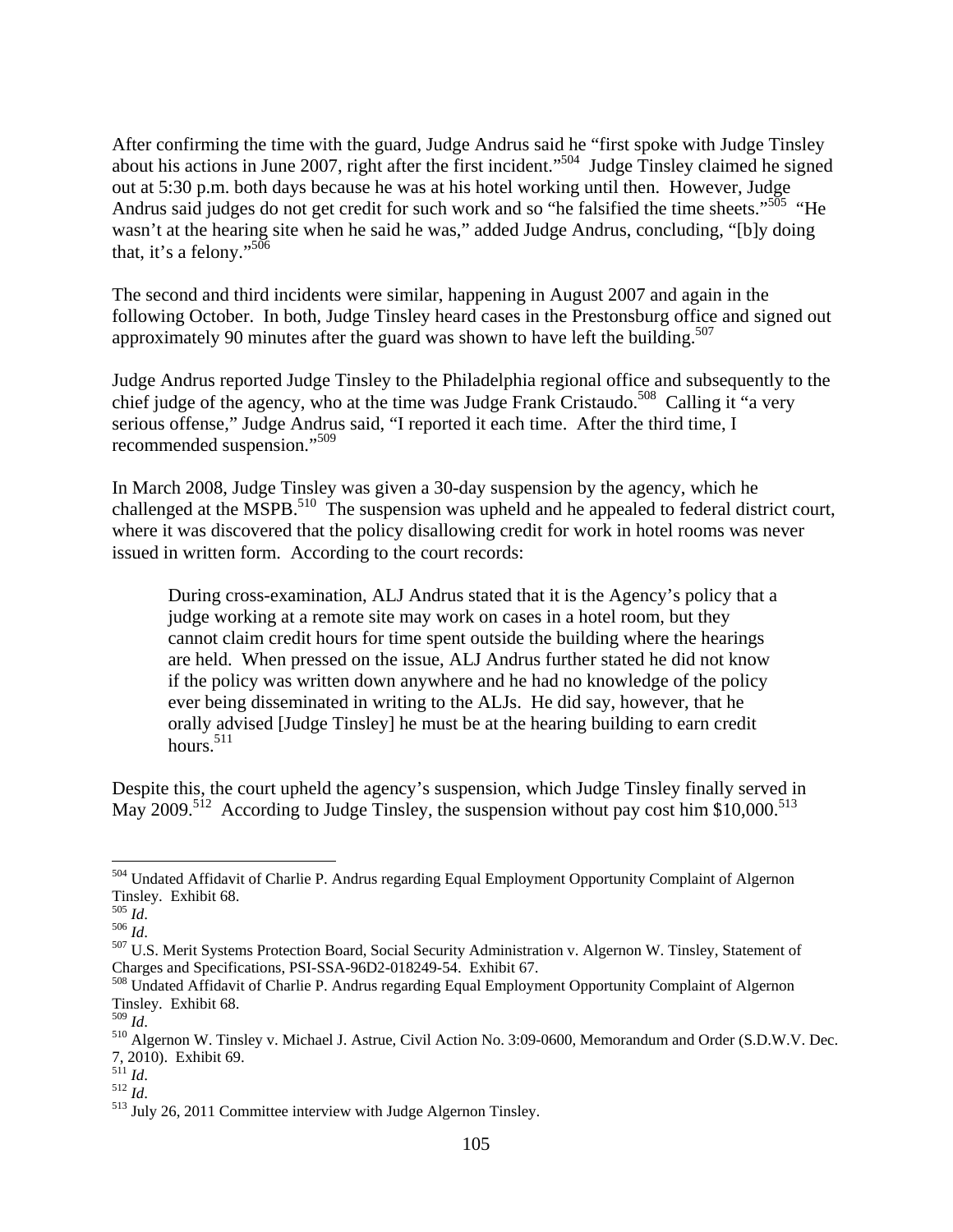After confirming the time with the guard, Judge Andrus said he "first spoke with Judge Tinsley about his actions in June 2007, right after the first incident."[504] Judge Tinsley claimed he signed out at 5:30 p.m. both days because he was at his hotel working until then. However, Judge Andrus said judges do not get credit for such work and so "he falsified the time sheets."[505] "He wasn't at the hearing site when he said he was," added Judge Andrus, concluding, "[b]y doing that, it's a felony."[506]

The second and third incidents were similar, happening in August 2007 and again in the following October. In both, Judge Tinsley heard cases in the Prestonsburg office and signed out approximately 90 minutes after the guard was shown to have left the building.[507]

Judge Andrus reported Judge Tinsley to the Philadelphia regional office and subsequently to the chief judge of the agency, who at the time was Judge Frank Cristaudo.[508] Calling it "a very serious offense," Judge Andrus said, "I reported it each time. After the third time, I recommended suspension."[509]

In March 2008, Judge Tinsley was given a 30-day suspension by the agency, which he challenged at the MSPB.[510] The suspension was upheld and he appealed to federal district court, where it was discovered that the policy disallowing credit for work in hotel rooms was never issued in written form. According to the court records:

> During cross-examination, ALJ Andrus stated that it is the Agency's policy that a judge working at a remote site may work on cases in a hotel room, but they cannot claim credit hours for time spent outside the building where the hearings are held. When pressed on the issue, ALJ Andrus further stated he did not know if the policy was written down anywhere and he had no knowledge of the policy ever being disseminated in writing to the ALJs. He did say, however, that he orally advised [Judge Tinsley] he must be at the hearing building to earn credit hours.[511]

Despite this, the court upheld the agency's suspension, which Judge Tinsley finally served in May 2009.[512] According to Judge Tinsley, the suspension without pay cost him $10,000.[513]

---

[504] Undated Affidavit of Charlie P. Andrus regarding Equal Employment Opportunity Complaint of Algernon Tinsley. Exhibit 68.
[505] *Id*.
[506] *Id*.
[507] U.S. Merit Systems Protection Board, Social Security Administration v. Algernon W. Tinsley, Statement of Charges and Specifications, PSI-SSA-96D2-018249-54. Exhibit 67.
[508] Undated Affidavit of Charlie P. Andrus regarding Equal Employment Opportunity Complaint of Algernon Tinsley. Exhibit 68.
[509] *Id*.
[510] Algernon W. Tinsley v. Michael J. Astrue, Civil Action No. 3:09-0600, Memorandum and Order (S.D.W.V. Dec. 7, 2010). Exhibit 69.
[511] *Id*.
[512] *Id*.
[513] July 26, 2011 Committee interview with Judge Algernon Tinsley.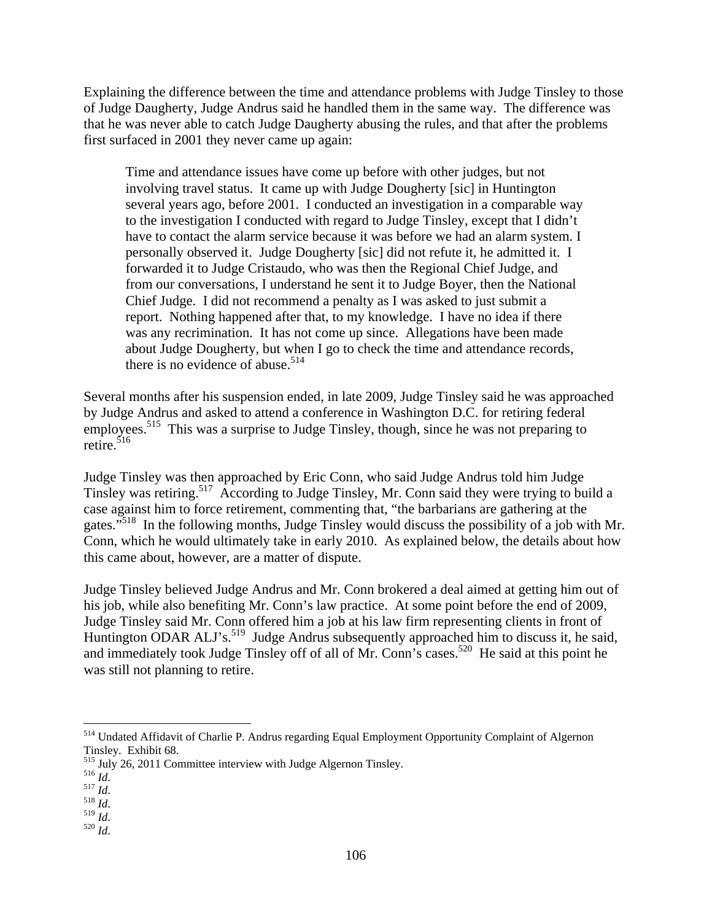Explaining the difference between the time and attendance problems with Judge Tinsley to those of Judge Daugherty, Judge Andrus said he handled them in the same way. The difference was that he was never able to catch Judge Daugherty abusing the rules, and that after the problems first surfaced in 2001 they never came up again:

> Time and attendance issues have come up before with other judges, but not involving travel status. It came up with Judge Dougherty [sic] in Huntington several years ago, before 2001. I conducted an investigation in a comparable way to the investigation I conducted with regard to Judge Tinsley, except that I didn't have to contact the alarm service because it was before we had an alarm system. I personally observed it. Judge Dougherty [sic] did not refute it, he admitted it. I forwarded it to Judge Cristaudo, who was then the Regional Chief Judge, and from our conversations, I understand he sent it to Judge Boyer, then the National Chief Judge. I did not recommend a penalty as I was asked to just submit a report. Nothing happened after that, to my knowledge. I have no idea if there was any recrimination. It has not come up since. Allegations have been made about Judge Dougherty, but when I go to check the time and attendance records, there is no evidence of abuse.[514]

Several months after his suspension ended, in late 2009, Judge Tinsley said he was approached by Judge Andrus and asked to attend a conference in Washington D.C. for retiring federal employees.[515] This was a surprise to Judge Tinsley, though, since he was not preparing to retire.[516]

Judge Tinsley was then approached by Eric Conn, who said Judge Andrus told him Judge Tinsley was retiring.[517] According to Judge Tinsley, Mr. Conn said they were trying to build a case against him to force retirement, commenting that, "the barbarians are gathering at the gates."[518] In the following months, Judge Tinsley would discuss the possibility of a job with Mr. Conn, which he would ultimately take in early 2010. As explained below, the details about how this came about, however, are a matter of dispute.

Judge Tinsley believed Judge Andrus and Mr. Conn brokered a deal aimed at getting him out of his job, while also benefiting Mr. Conn's law practice. At some point before the end of 2009, Judge Tinsley said Mr. Conn offered him a job at his law firm representing clients in front of Huntington ODAR ALJ's.[519] Judge Andrus subsequently approached him to discuss it, he said, and immediately took Judge Tinsley off of all of Mr. Conn's cases.[520] He said at this point he was still not planning to retire.

---

[514] Undated Affidavit of Charlie P. Andrus regarding Equal Employment Opportunity Complaint of Algernon Tinsley. Exhibit 68.

[515] July 26, 2011 Committee interview with Judge Algernon Tinsley.

[516] *Id*.

[517] *Id*.

[518] *Id*.

[519] *Id*.

[520] *Id*.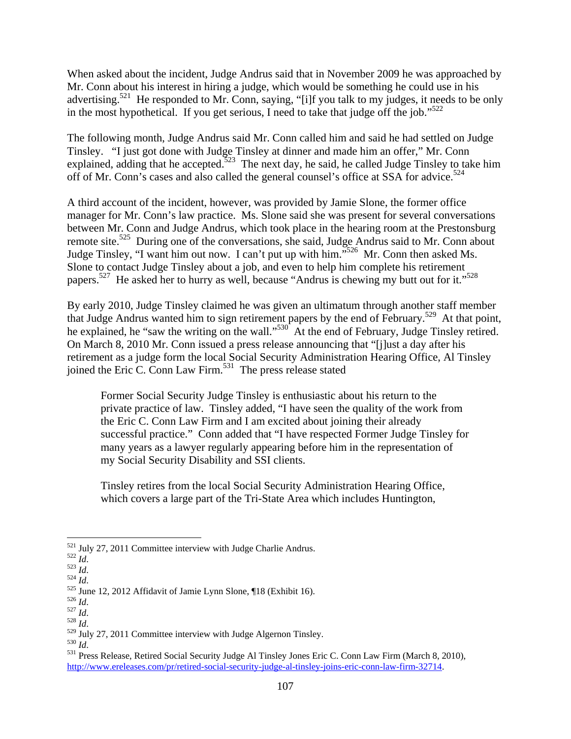When asked about the incident, Judge Andrus said that in November 2009 he was approached by Mr. Conn about his interest in hiring a judge, which would be something he could use in his advertising.[521] He responded to Mr. Conn, saying, "[i]f you talk to my judges, it needs to be only in the most hypothetical. If you get serious, I need to take that judge off the job."[522]

The following month, Judge Andrus said Mr. Conn called him and said he had settled on Judge Tinsley. "I just got done with Judge Tinsley at dinner and made him an offer," Mr. Conn explained, adding that he accepted.[523] The next day, he said, he called Judge Tinsley to take him off of Mr. Conn's cases and also called the general counsel's office at SSA for advice.[524]

A third account of the incident, however, was provided by Jamie Slone, the former office manager for Mr. Conn's law practice. Ms. Slone said she was present for several conversations between Mr. Conn and Judge Andrus, which took place in the hearing room at the Prestonsburg remote site.[525] During one of the conversations, she said, Judge Andrus said to Mr. Conn about Judge Tinsley, "I want him out now. I can't put up with him."[526] Mr. Conn then asked Ms. Slone to contact Judge Tinsley about a job, and even to help him complete his retirement papers.[527] He asked her to hurry as well, because "Andrus is chewing my butt out for it."[528]

By early 2010, Judge Tinsley claimed he was given an ultimatum through another staff member that Judge Andrus wanted him to sign retirement papers by the end of February.[529] At that point, he explained, he "saw the writing on the wall."[530] At the end of February, Judge Tinsley retired. On March 8, 2010 Mr. Conn issued a press release announcing that "[j]ust a day after his retirement as a judge form the local Social Security Administration Hearing Office, Al Tinsley joined the Eric C. Conn Law Firm.[531] The press release stated

> Former Social Security Judge Tinsley is enthusiastic about his return to the private practice of law. Tinsley added, "I have seen the quality of the work from the Eric C. Conn Law Firm and I am excited about joining their already successful practice." Conn added that "I have respected Former Judge Tinsley for many years as a lawyer regularly appearing before him in the representation of my Social Security Disability and SSI clients.
>
> Tinsley retires from the local Social Security Administration Hearing Office, which covers a large part of the Tri-State Area which includes Huntington,

---

[521] July 27, 2011 Committee interview with Judge Charlie Andrus.
[522] *Id*.
[523] *Id*.
[524] *Id*.
[525] June 12, 2012 Affidavit of Jamie Lynn Slone, ¶18 (Exhibit 16).
[526] *Id*.
[527] *Id*.
[528] *Id*.
[529] July 27, 2011 Committee interview with Judge Algernon Tinsley.
[530] *Id*.
[531] Press Release, Retired Social Security Judge Al Tinsley Jones Eric C. Conn Law Firm (March 8, 2010), http://www.ereleases.com/pr/retired-social-security-judge-al-tinsley-joins-eric-conn-law-firm-32714.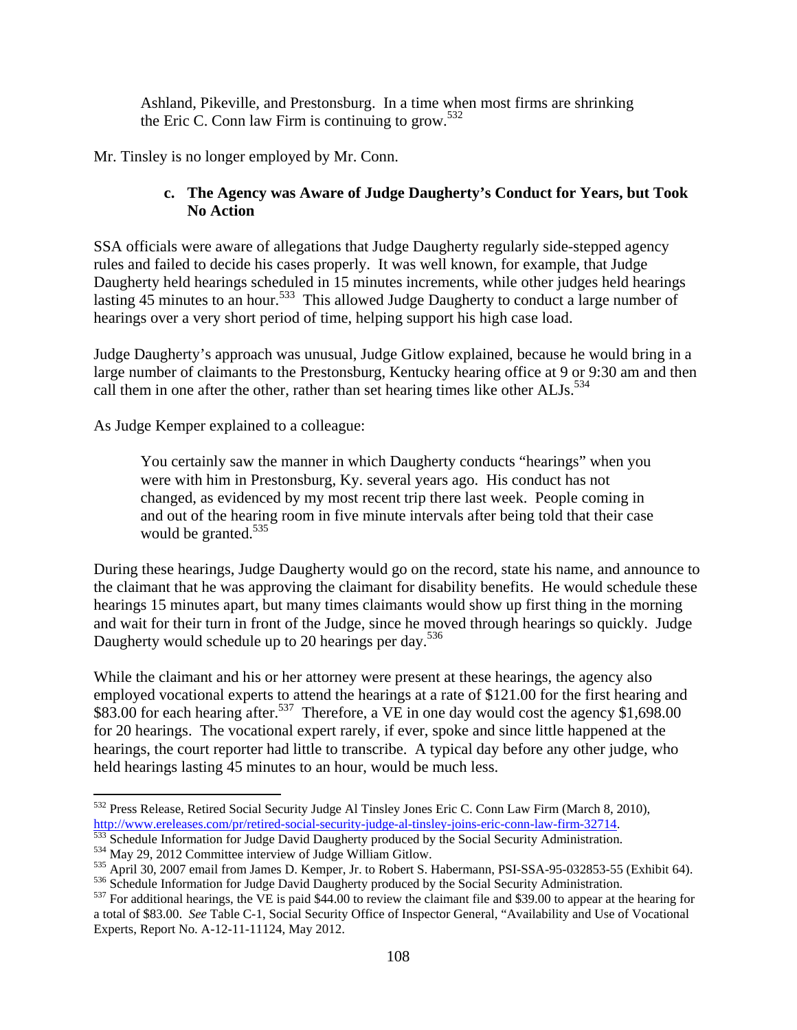> Ashland, Pikeville, and Prestonsburg. In a time when most firms are shrinking the Eric C. Conn law Firm is continuing to grow.[532]

Mr. Tinsley is no longer employed by Mr. Conn.

#### c. The Agency was Aware of Judge Daugherty's Conduct for Years, but Took No Action

SSA officials were aware of allegations that Judge Daugherty regularly side-stepped agency rules and failed to decide his cases properly. It was well known, for example, that Judge Daugherty held hearings scheduled in 15 minutes increments, while other judges held hearings lasting 45 minutes to an hour.[533] This allowed Judge Daugherty to conduct a large number of hearings over a very short period of time, helping support his high case load.

Judge Daugherty's approach was unusual, Judge Gitlow explained, because he would bring in a large number of claimants to the Prestonsburg, Kentucky hearing office at 9 or 9:30 am and then call them in one after the other, rather than set hearing times like other ALJs.[534]

As Judge Kemper explained to a colleague:

> You certainly saw the manner in which Daugherty conducts "hearings" when you were with him in Prestonsburg, Ky. several years ago. His conduct has not changed, as evidenced by my most recent trip there last week. People coming in and out of the hearing room in five minute intervals after being told that their case would be granted.[535]

During these hearings, Judge Daugherty would go on the record, state his name, and announce to the claimant that he was approving the claimant for disability benefits. He would schedule these hearings 15 minutes apart, but many times claimants would show up first thing in the morning and wait for their turn in front of the Judge, since he moved through hearings so quickly. Judge Daugherty would schedule up to 20 hearings per day.[536]

While the claimant and his or her attorney were present at these hearings, the agency also employed vocational experts to attend the hearings at a rate of $121.00 for the first hearing and $83.00 for each hearing after.[537] Therefore, a VE in one day would cost the agency $1,698.00 for 20 hearings. The vocational expert rarely, if ever, spoke and since little happened at the hearings, the court reporter had little to transcribe. A typical day before any other judge, who held hearings lasting 45 minutes to an hour, would be much less.

---

[532] Press Release, Retired Social Security Judge Al Tinsley Jones Eric C. Conn Law Firm (March 8, 2010), http://www.ereleases.com/pr/retired-social-security-judge-al-tinsley-joins-eric-conn-law-firm-32714.

[533] Schedule Information for Judge David Daugherty produced by the Social Security Administration.

[534] May 29, 2012 Committee interview of Judge William Gitlow.

[535] April 30, 2007 email from James D. Kemper, Jr. to Robert S. Habermann, PSI-SSA-95-032853-55 (Exhibit 64).

[536] Schedule Information for Judge David Daugherty produced by the Social Security Administration.

[537] For additional hearings, the VE is paid $44.00 to review the claimant file and $39.00 to appear at the hearing for a total of $83.00. *See* Table C-1, Social Security Office of Inspector General, "Availability and Use of Vocational Experts, Report No. A-12-11-11124, May 2012.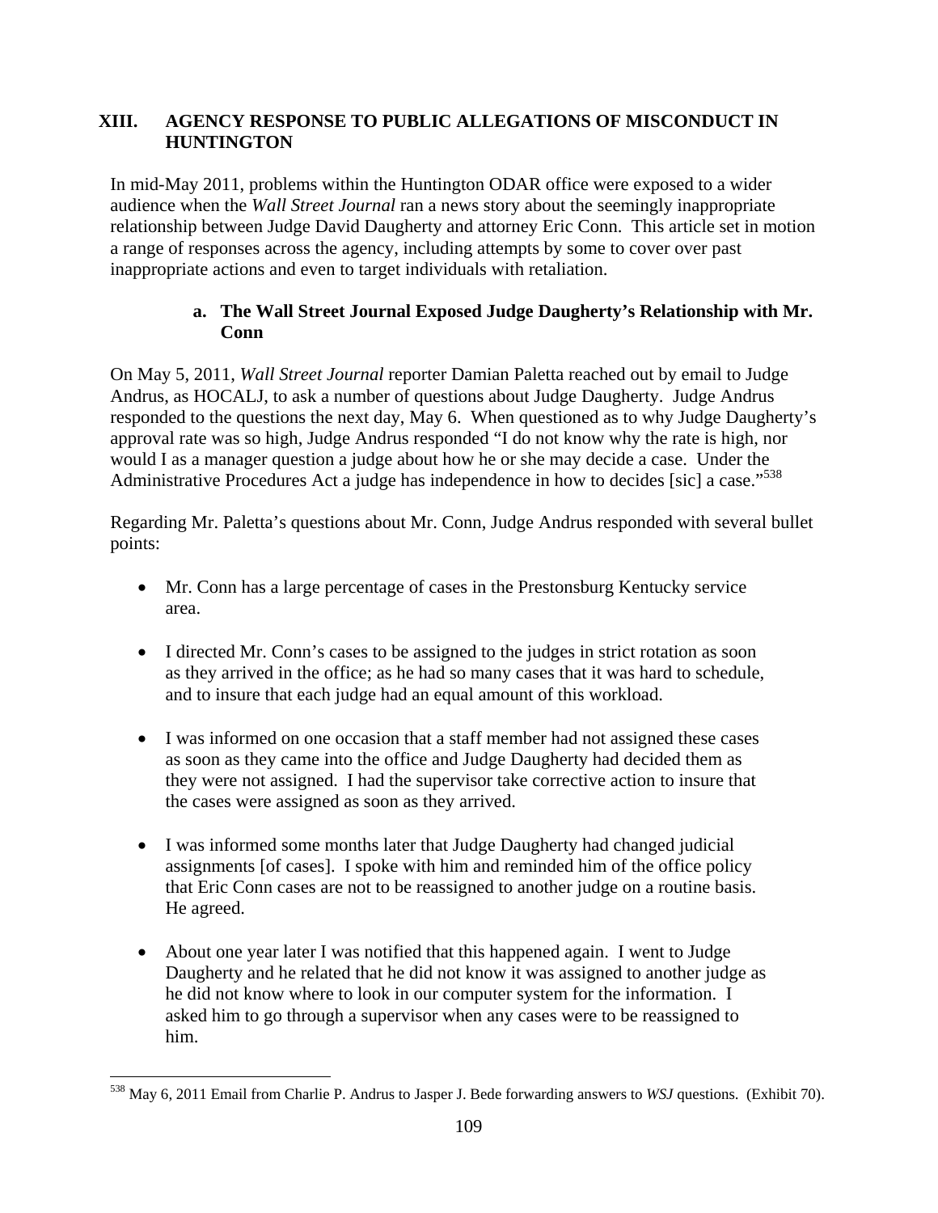## XIII. AGENCY RESPONSE TO PUBLIC ALLEGATIONS OF MISCONDUCT IN HUNTINGTON

In mid-May 2011, problems within the Huntington ODAR office were exposed to a wider audience when the *Wall Street Journal* ran a news story about the seemingly inappropriate relationship between Judge David Daugherty and attorney Eric Conn. This article set in motion a range of responses across the agency, including attempts by some to cover over past inappropriate actions and even to target individuals with retaliation.

### a. The Wall Street Journal Exposed Judge Daugherty's Relationship with Mr. Conn

On May 5, 2011, *Wall Street Journal* reporter Damian Paletta reached out by email to Judge Andrus, as HOCALJ, to ask a number of questions about Judge Daugherty. Judge Andrus responded to the questions the next day, May 6. When questioned as to why Judge Daugherty's approval rate was so high, Judge Andrus responded "I do not know why the rate is high, nor would I as a manager question a judge about how he or she may decide a case. Under the Administrative Procedures Act a judge has independence in how to decides [sic] a case."[538]

Regarding Mr. Paletta's questions about Mr. Conn, Judge Andrus responded with several bullet points:

- Mr. Conn has a large percentage of cases in the Prestonsburg Kentucky service area.
- I directed Mr. Conn's cases to be assigned to the judges in strict rotation as soon as they arrived in the office; as he had so many cases that it was hard to schedule, and to insure that each judge had an equal amount of this workload.
- I was informed on one occasion that a staff member had not assigned these cases as soon as they came into the office and Judge Daugherty had decided them as they were not assigned. I had the supervisor take corrective action to insure that the cases were assigned as soon as they arrived.
- I was informed some months later that Judge Daugherty had changed judicial assignments [of cases]. I spoke with him and reminded him of the office policy that Eric Conn cases are not to be reassigned to another judge on a routine basis. He agreed.
- About one year later I was notified that this happened again. I went to Judge Daugherty and he related that he did not know it was assigned to another judge as he did not know where to look in our computer system for the information. I asked him to go through a supervisor when any cases were to be reassigned to him.

---

[538] May 6, 2011 Email from Charlie P. Andrus to Jasper J. Bede forwarding answers to *WSJ* questions. (Exhibit 70).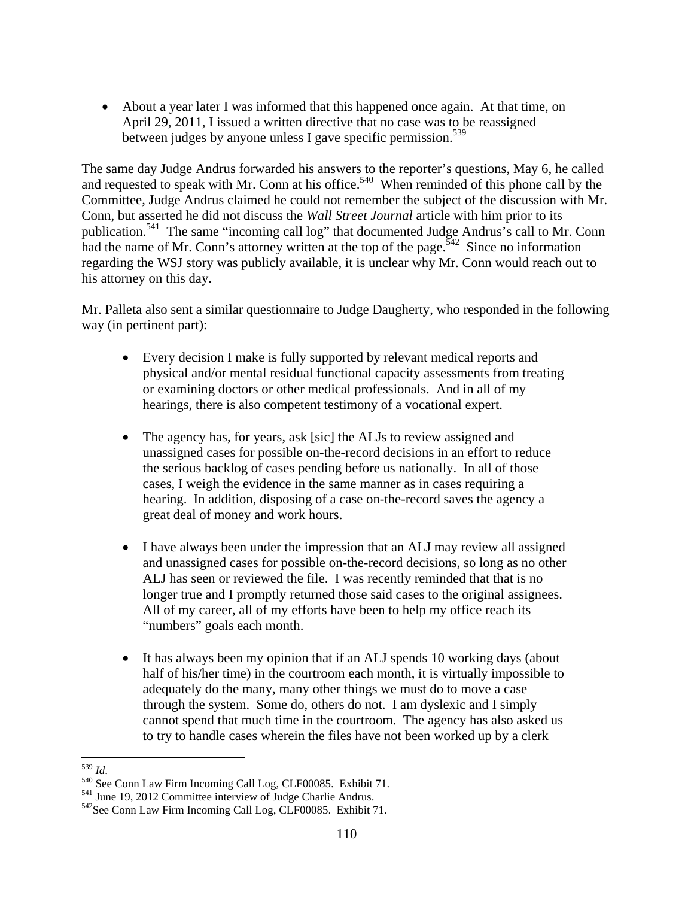- About a year later I was informed that this happened once again. At that time, on April 29, 2011, I issued a written directive that no case was to be reassigned between judges by anyone unless I gave specific permission.[539]

The same day Judge Andrus forwarded his answers to the reporter's questions, May 6, he called and requested to speak with Mr. Conn at his office.[540] When reminded of this phone call by the Committee, Judge Andrus claimed he could not remember the subject of the discussion with Mr. Conn, but asserted he did not discuss the *Wall Street Journal* article with him prior to its publication.[541] The same "incoming call log" that documented Judge Andrus's call to Mr. Conn had the name of Mr. Conn's attorney written at the top of the page.[542] Since no information regarding the WSJ story was publicly available, it is unclear why Mr. Conn would reach out to his attorney on this day.

Mr. Palleta also sent a similar questionnaire to Judge Daugherty, who responded in the following way (in pertinent part):

- Every decision I make is fully supported by relevant medical reports and physical and/or mental residual functional capacity assessments from treating or examining doctors or other medical professionals. And in all of my hearings, there is also competent testimony of a vocational expert.

- The agency has, for years, ask [sic] the ALJs to review assigned and unassigned cases for possible on-the-record decisions in an effort to reduce the serious backlog of cases pending before us nationally. In all of those cases, I weigh the evidence in the same manner as in cases requiring a hearing. In addition, disposing of a case on-the-record saves the agency a great deal of money and work hours.

- I have always been under the impression that an ALJ may review all assigned and unassigned cases for possible on-the-record decisions, so long as no other ALJ has seen or reviewed the file. I was recently reminded that that is no longer true and I promptly returned those said cases to the original assignees. All of my career, all of my efforts have been to help my office reach its "numbers" goals each month.

- It has always been my opinion that if an ALJ spends 10 working days (about half of his/her time) in the courtroom each month, it is virtually impossible to adequately do the many, many other things we must do to move a case through the system. Some do, others do not. I am dyslexic and I simply cannot spend that much time in the courtroom. The agency has also asked us to try to handle cases wherein the files have not been worked up by a clerk

---

[539] *Id*.

[540] See Conn Law Firm Incoming Call Log, CLF00085. Exhibit 71.

[541] June 19, 2012 Committee interview of Judge Charlie Andrus.

[542] See Conn Law Firm Incoming Call Log, CLF00085. Exhibit 71.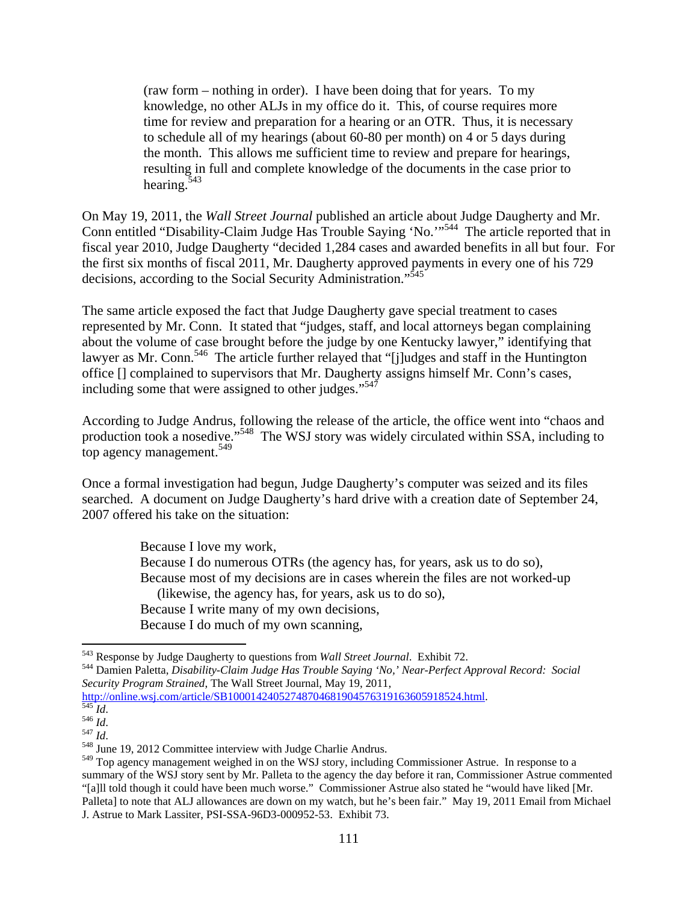> (raw form – nothing in order). I have been doing that for years. To my knowledge, no other ALJs in my office do it. This, of course requires more time for review and preparation for a hearing or an OTR. Thus, it is necessary to schedule all of my hearings (about 60-80 per month) on 4 or 5 days during the month. This allows me sufficient time to review and prepare for hearings, resulting in full and complete knowledge of the documents in the case prior to hearing.[543]

On May 19, 2011, the *Wall Street Journal* published an article about Judge Daugherty and Mr. Conn entitled "Disability-Claim Judge Has Trouble Saying 'No.'"[544] The article reported that in fiscal year 2010, Judge Daugherty "decided 1,284 cases and awarded benefits in all but four. For the first six months of fiscal 2011, Mr. Daugherty approved payments in every one of his 729 decisions, according to the Social Security Administration."[545]

The same article exposed the fact that Judge Daugherty gave special treatment to cases represented by Mr. Conn. It stated that "judges, staff, and local attorneys began complaining about the volume of case brought before the judge by one Kentucky lawyer," identifying that lawyer as Mr. Conn.[546] The article further relayed that "[j]udges and staff in the Huntington office [] complained to supervisors that Mr. Daugherty assigns himself Mr. Conn's cases, including some that were assigned to other judges."[547]

According to Judge Andrus, following the release of the article, the office went into "chaos and production took a nosedive."[548] The WSJ story was widely circulated within SSA, including to top agency management.[549]

Once a formal investigation had begun, Judge Daugherty's computer was seized and its files searched. A document on Judge Daugherty's hard drive with a creation date of September 24, 2007 offered his take on the situation:

> Because I love my work,
> Because I do numerous OTRs (the agency has, for years, ask us to do so),
> Because most of my decisions are in cases wherein the files are not worked-up (likewise, the agency has, for years, ask us to do so),
> Because I write many of my own decisions,
> Because I do much of my own scanning,

---

[543] Response by Judge Daugherty to questions from *Wall Street Journal*. Exhibit 72.

[544] Damien Paletta, *Disability-Claim Judge Has Trouble Saying 'No,' Near-Perfect Approval Record: Social Security Program Strained*, The Wall Street Journal, May 19, 2011, http://online.wsj.com/article/SB10001424052748704681904576319163605918524.html.

[545] *Id*.

[546] *Id*.

[547] *Id*.

[548] June 19, 2012 Committee interview with Judge Charlie Andrus.

[549] Top agency management weighed in on the WSJ story, including Commissioner Astrue. In response to a summary of the WSJ story sent by Mr. Palleta to the agency the day before it ran, Commissioner Astrue commented "[a]ll told though it could have been much worse." Commissioner Astrue also stated he "would have liked [Mr. Palleta] to note that ALJ allowances are down on my watch, but he's been fair." May 19, 2011 Email from Michael J. Astrue to Mark Lassiter, PSI-SSA-96D3-000952-53. Exhibit 73.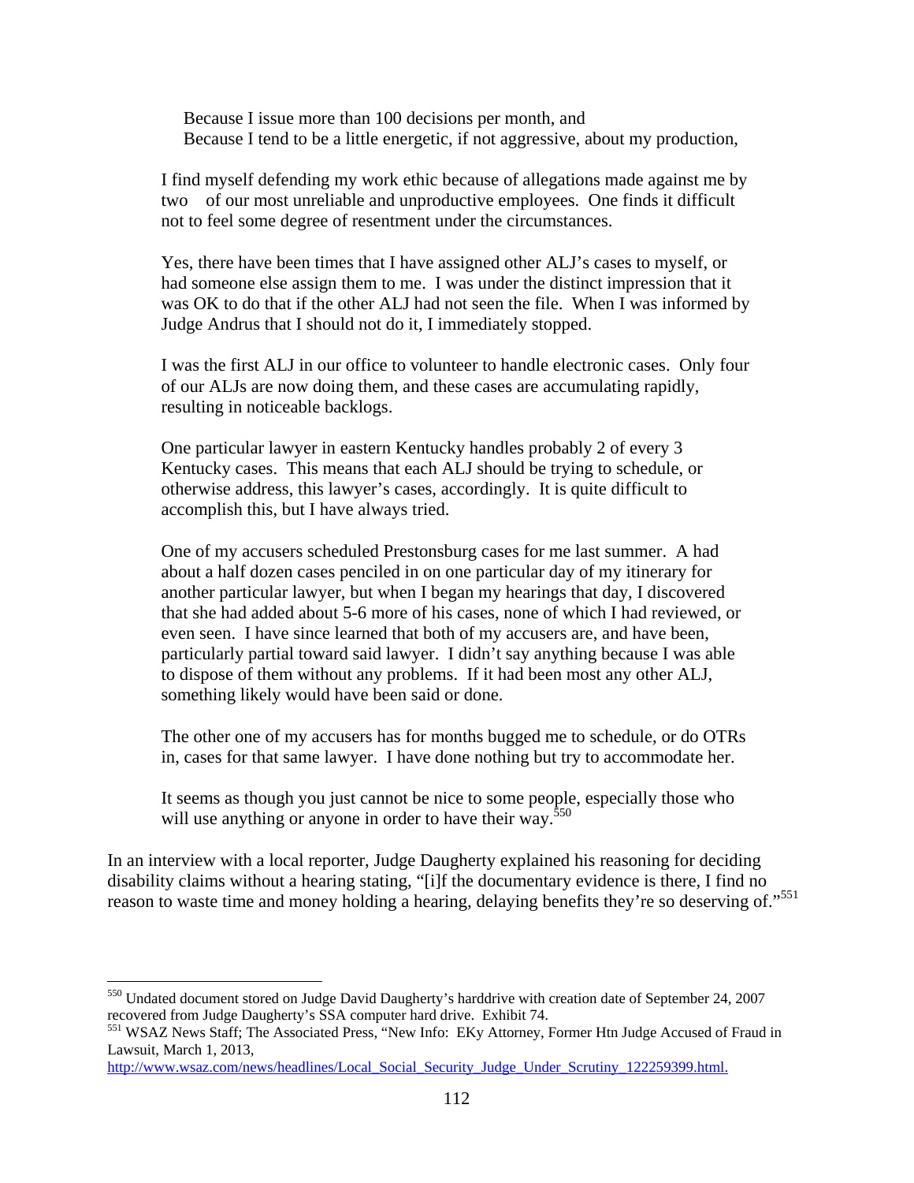> Because I issue more than 100 decisions per month, and
> Because I tend to be a little energetic, if not aggressive, about my production,
>
> I find myself defending my work ethic because of allegations made against me by two of our most unreliable and unproductive employees. One finds it difficult not to feel some degree of resentment under the circumstances.
>
> Yes, there have been times that I have assigned other ALJ's cases to myself, or had someone else assign them to me. I was under the distinct impression that it was OK to do that if the other ALJ had not seen the file. When I was informed by Judge Andrus that I should not do it, I immediately stopped.
>
> I was the first ALJ in our office to volunteer to handle electronic cases. Only four of our ALJs are now doing them, and these cases are accumulating rapidly, resulting in noticeable backlogs.
>
> One particular lawyer in eastern Kentucky handles probably 2 of every 3 Kentucky cases. This means that each ALJ should be trying to schedule, or otherwise address, this lawyer's cases, accordingly. It is quite difficult to accomplish this, but I have always tried.
>
> One of my accusers scheduled Prestonsburg cases for me last summer. A had about a half dozen cases penciled in on one particular day of my itinerary for another particular lawyer, but when I began my hearings that day, I discovered that she had added about 5-6 more of his cases, none of which I had reviewed, or even seen. I have since learned that both of my accusers are, and have been, particularly partial toward said lawyer. I didn't say anything because I was able to dispose of them without any problems. If it had been most any other ALJ, something likely would have been said or done.
>
> The other one of my accusers has for months bugged me to schedule, or do OTRs in, cases for that same lawyer. I have done nothing but try to accommodate her.
>
> It seems as though you just cannot be nice to some people, especially those who will use anything or anyone in order to have their way.[550]

In an interview with a local reporter, Judge Daugherty explained his reasoning for deciding disability claims without a hearing stating, "[i]f the documentary evidence is there, I find no reason to waste time and money holding a hearing, delaying benefits they're so deserving of."[551]

---

[550] Undated document stored on Judge David Daugherty's harddrive with creation date of September 24, 2007 recovered from Judge Daugherty's SSA computer hard drive. Exhibit 74.

[551] WSAZ News Staff; The Associated Press, "New Info: EKy Attorney, Former Htn Judge Accused of Fraud in Lawsuit, March 1, 2013, http://www.wsaz.com/news/headlines/Local_Social_Security_Judge_Under_Scrutiny_122259399.html.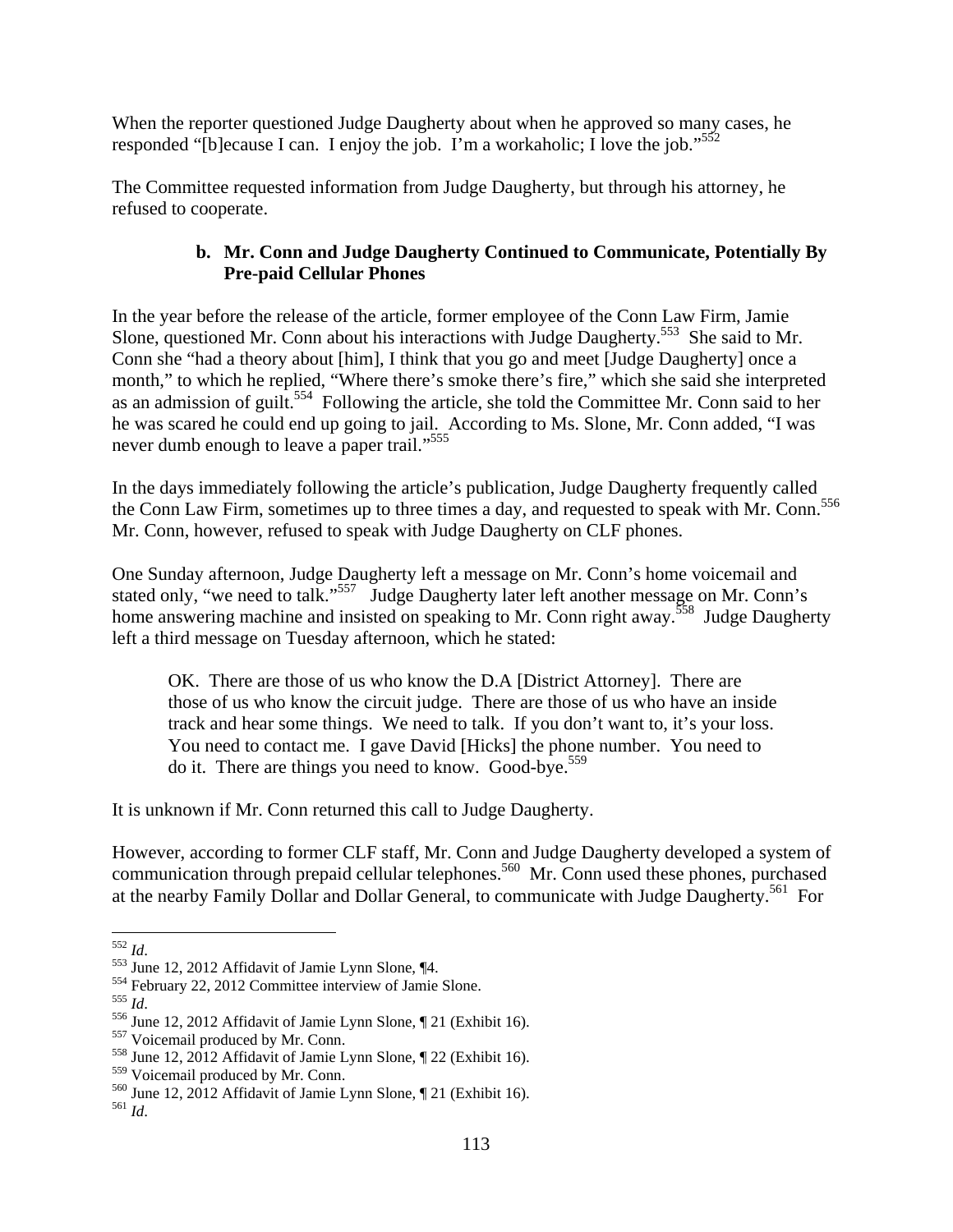When the reporter questioned Judge Daugherty about when he approved so many cases, he responded "[b]ecause I can. I enjoy the job. I'm a workaholic; I love the job."[552]

The Committee requested information from Judge Daugherty, but through his attorney, he refused to cooperate.

### b. Mr. Conn and Judge Daugherty Continued to Communicate, Potentially By Pre-paid Cellular Phones

In the year before the release of the article, former employee of the Conn Law Firm, Jamie Slone, questioned Mr. Conn about his interactions with Judge Daugherty.[553] She said to Mr. Conn she "had a theory about [him], I think that you go and meet [Judge Daugherty] once a month," to which he replied, "Where there's smoke there's fire," which she said she interpreted as an admission of guilt.[554] Following the article, she told the Committee Mr. Conn said to her he was scared he could end up going to jail. According to Ms. Slone, Mr. Conn added, "I was never dumb enough to leave a paper trail."[555]

In the days immediately following the article's publication, Judge Daugherty frequently called the Conn Law Firm, sometimes up to three times a day, and requested to speak with Mr. Conn.[556] Mr. Conn, however, refused to speak with Judge Daugherty on CLF phones.

One Sunday afternoon, Judge Daugherty left a message on Mr. Conn's home voicemail and stated only, "we need to talk."[557] Judge Daugherty later left another message on Mr. Conn's home answering machine and insisted on speaking to Mr. Conn right away.[558] Judge Daugherty left a third message on Tuesday afternoon, which he stated:

> OK. There are those of us who know the D.A [District Attorney]. There are those of us who know the circuit judge. There are those of us who have an inside track and hear some things. We need to talk. If you don't want to, it's your loss. You need to contact me. I gave David [Hicks] the phone number. You need to do it. There are things you need to know. Good-bye.[559]

It is unknown if Mr. Conn returned this call to Judge Daugherty.

However, according to former CLF staff, Mr. Conn and Judge Daugherty developed a system of communication through prepaid cellular telephones.[560] Mr. Conn used these phones, purchased at the nearby Family Dollar and Dollar General, to communicate with Judge Daugherty.[561] For

---

[552] *Id*.
[553] June 12, 2012 Affidavit of Jamie Lynn Slone, ¶4.
[554] February 22, 2012 Committee interview of Jamie Slone.
[555] *Id*.
[556] June 12, 2012 Affidavit of Jamie Lynn Slone, ¶ 21 (Exhibit 16).
[557] Voicemail produced by Mr. Conn.
[558] June 12, 2012 Affidavit of Jamie Lynn Slone, ¶ 22 (Exhibit 16).
[559] Voicemail produced by Mr. Conn.
[560] June 12, 2012 Affidavit of Jamie Lynn Slone, ¶ 21 (Exhibit 16).
[561] *Id*.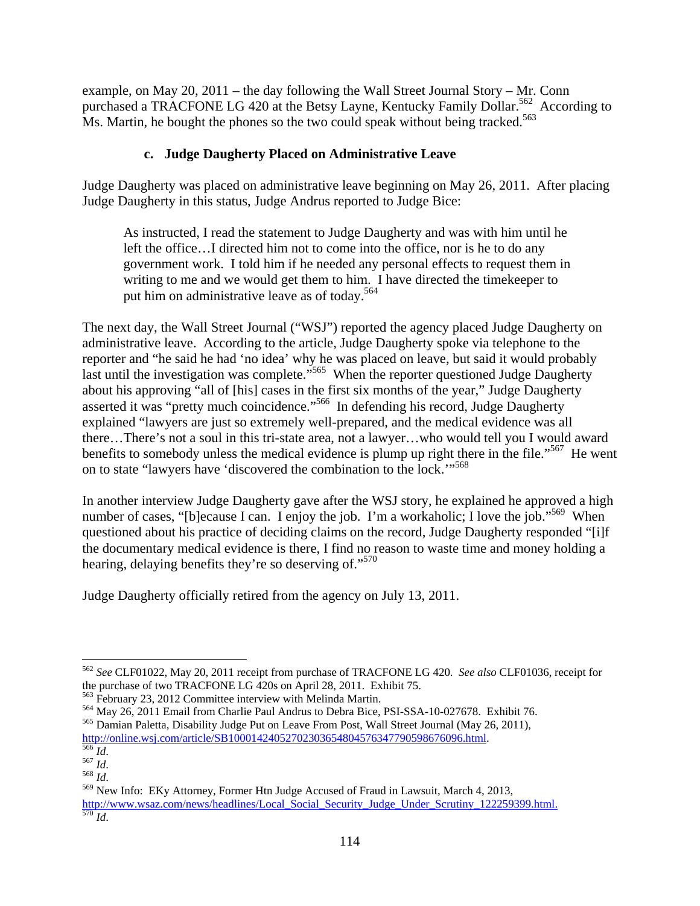example, on May 20, 2011 – the day following the Wall Street Journal Story – Mr. Conn purchased a TRACFONE LG 420 at the Betsy Layne, Kentucky Family Dollar.[562] According to Ms. Martin, he bought the phones so the two could speak without being tracked.[563]

### c. Judge Daugherty Placed on Administrative Leave

Judge Daugherty was placed on administrative leave beginning on May 26, 2011. After placing Judge Daugherty in this status, Judge Andrus reported to Judge Bice:

> As instructed, I read the statement to Judge Daugherty and was with him until he left the office…I directed him not to come into the office, nor is he to do any government work. I told him if he needed any personal effects to request them in writing to me and we would get them to him. I have directed the timekeeper to put him on administrative leave as of today.[564]

The next day, the Wall Street Journal ("WSJ") reported the agency placed Judge Daugherty on administrative leave. According to the article, Judge Daugherty spoke via telephone to the reporter and "he said he had 'no idea' why he was placed on leave, but said it would probably last until the investigation was complete."[565] When the reporter questioned Judge Daugherty about his approving "all of [his] cases in the first six months of the year," Judge Daugherty asserted it was "pretty much coincidence."[566] In defending his record, Judge Daugherty explained "lawyers are just so extremely well-prepared, and the medical evidence was all there…There's not a soul in this tri-state area, not a lawyer…who would tell you I would award benefits to somebody unless the medical evidence is plump up right there in the file."[567] He went on to state "lawyers have 'discovered the combination to the lock.'"[568]

In another interview Judge Daugherty gave after the WSJ story, he explained he approved a high number of cases, "[b]ecause I can. I enjoy the job. I'm a workaholic; I love the job."[569] When questioned about his practice of deciding claims on the record, Judge Daugherty responded "[i]f the documentary medical evidence is there, I find no reason to waste time and money holding a hearing, delaying benefits they're so deserving of."[570]

Judge Daugherty officially retired from the agency on July 13, 2011.

---

[562] *See* CLF01022, May 20, 2011 receipt from purchase of TRACFONE LG 420. *See also* CLF01036, receipt for the purchase of two TRACFONE LG 420s on April 28, 2011. Exhibit 75.

[563] February 23, 2012 Committee interview with Melinda Martin.

[564] May 26, 2011 Email from Charlie Paul Andrus to Debra Bice, PSI-SSA-10-027678. Exhibit 76.

[565] Damian Paletta, Disability Judge Put on Leave From Post, Wall Street Journal (May 26, 2011), http://online.wsj.com/article/SB10001424052702303654804576347790598676096.html.

[566] *Id*.

[567] *Id*.

[568] *Id*.

[569] New Info: EKy Attorney, Former Htn Judge Accused of Fraud in Lawsuit, March 4, 2013, http://www.wsaz.com/news/headlines/Local_Social_Security_Judge_Under_Scrutiny_122259399.html.

[570] *Id*.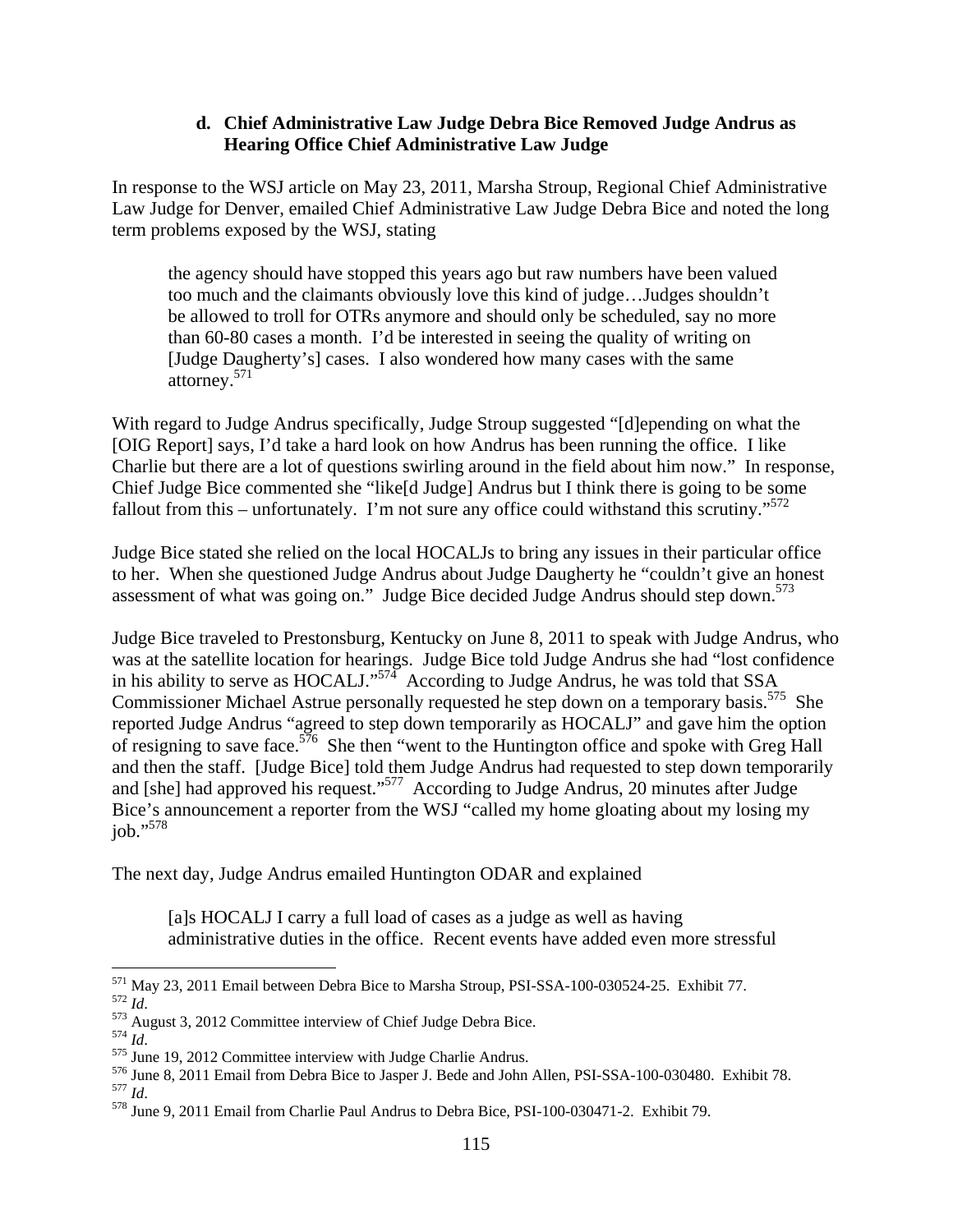#### d. Chief Administrative Law Judge Debra Bice Removed Judge Andrus as Hearing Office Chief Administrative Law Judge

In response to the WSJ article on May 23, 2011, Marsha Stroup, Regional Chief Administrative Law Judge for Denver, emailed Chief Administrative Law Judge Debra Bice and noted the long term problems exposed by the WSJ, stating

> the agency should have stopped this years ago but raw numbers have been valued too much and the claimants obviously love this kind of judge…Judges shouldn't be allowed to troll for OTRs anymore and should only be scheduled, say no more than 60-80 cases a month. I'd be interested in seeing the quality of writing on [Judge Daugherty's] cases. I also wondered how many cases with the same attorney.[571]

With regard to Judge Andrus specifically, Judge Stroup suggested "[d]epending on what the [OIG Report] says, I'd take a hard look on how Andrus has been running the office. I like Charlie but there are a lot of questions swirling around in the field about him now." In response, Chief Judge Bice commented she "like[d Judge] Andrus but I think there is going to be some fallout from this – unfortunately. I'm not sure any office could withstand this scrutiny."[572]

Judge Bice stated she relied on the local HOCALJs to bring any issues in their particular office to her. When she questioned Judge Andrus about Judge Daugherty he "couldn't give an honest assessment of what was going on." Judge Bice decided Judge Andrus should step down.[573]

Judge Bice traveled to Prestonsburg, Kentucky on June 8, 2011 to speak with Judge Andrus, who was at the satellite location for hearings. Judge Bice told Judge Andrus she had "lost confidence in his ability to serve as HOCALJ."[574] According to Judge Andrus, he was told that SSA Commissioner Michael Astrue personally requested he step down on a temporary basis.[575] She reported Judge Andrus "agreed to step down temporarily as HOCALJ" and gave him the option of resigning to save face.[576] She then "went to the Huntington office and spoke with Greg Hall and then the staff. [Judge Bice] told them Judge Andrus had requested to step down temporarily and [she] had approved his request."[577] According to Judge Andrus, 20 minutes after Judge Bice's announcement a reporter from the WSJ "called my home gloating about my losing my job."[578]

The next day, Judge Andrus emailed Huntington ODAR and explained

> [a]s HOCALJ I carry a full load of cases as a judge as well as having administrative duties in the office. Recent events have added even more stressful

---

[571] May 23, 2011 Email between Debra Bice to Marsha Stroup, PSI-SSA-100-030524-25. Exhibit 77.
[572] *Id*.
[573] August 3, 2012 Committee interview of Chief Judge Debra Bice.
[574] *Id*.
[575] June 19, 2012 Committee interview with Judge Charlie Andrus.
[576] June 8, 2011 Email from Debra Bice to Jasper J. Bede and John Allen, PSI-SSA-100-030480. Exhibit 78.
[577] *Id*.
[578] June 9, 2011 Email from Charlie Paul Andrus to Debra Bice, PSI-100-030471-2. Exhibit 79.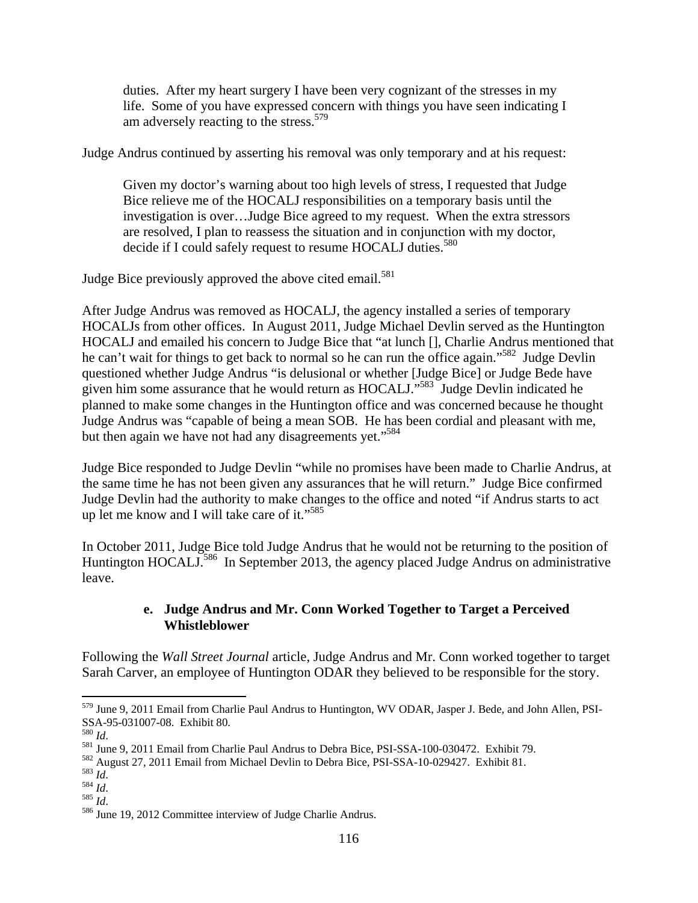> duties. After my heart surgery I have been very cognizant of the stresses in my life. Some of you have expressed concern with things you have seen indicating I am adversely reacting to the stress.[579]

Judge Andrus continued by asserting his removal was only temporary and at his request:

> Given my doctor's warning about too high levels of stress, I requested that Judge Bice relieve me of the HOCALJ responsibilities on a temporary basis until the investigation is over…Judge Bice agreed to my request. When the extra stressors are resolved, I plan to reassess the situation and in conjunction with my doctor, decide if I could safely request to resume HOCALJ duties.[580]

Judge Bice previously approved the above cited email.[581]

After Judge Andrus was removed as HOCALJ, the agency installed a series of temporary HOCALJs from other offices. In August 2011, Judge Michael Devlin served as the Huntington HOCALJ and emailed his concern to Judge Bice that "at lunch [], Charlie Andrus mentioned that he can't wait for things to get back to normal so he can run the office again."[582] Judge Devlin questioned whether Judge Andrus "is delusional or whether [Judge Bice] or Judge Bede have given him some assurance that he would return as HOCALJ."[583] Judge Devlin indicated he planned to make some changes in the Huntington office and was concerned because he thought Judge Andrus was "capable of being a mean SOB. He has been cordial and pleasant with me, but then again we have not had any disagreements yet."[584]

Judge Bice responded to Judge Devlin "while no promises have been made to Charlie Andrus, at the same time he has not been given any assurances that he will return." Judge Bice confirmed Judge Devlin had the authority to make changes to the office and noted "if Andrus starts to act up let me know and I will take care of it."[585]

In October 2011, Judge Bice told Judge Andrus that he would not be returning to the position of Huntington HOCALJ.[586] In September 2013, the agency placed Judge Andrus on administrative leave.

#### e. Judge Andrus and Mr. Conn Worked Together to Target a Perceived Whistleblower

Following the *Wall Street Journal* article, Judge Andrus and Mr. Conn worked together to target Sarah Carver, an employee of Huntington ODAR they believed to be responsible for the story.

---

[579] June 9, 2011 Email from Charlie Paul Andrus to Huntington, WV ODAR, Jasper J. Bede, and John Allen, PSI-SSA-95-031007-08. Exhibit 80.
[580] *Id*.
[581] June 9, 2011 Email from Charlie Paul Andrus to Debra Bice, PSI-SSA-100-030472. Exhibit 79.
[582] August 27, 2011 Email from Michael Devlin to Debra Bice, PSI-SSA-10-029427. Exhibit 81.
[583] *Id*.
[584] *Id*.
[585] *Id*.
[586] June 19, 2012 Committee interview of Judge Charlie Andrus.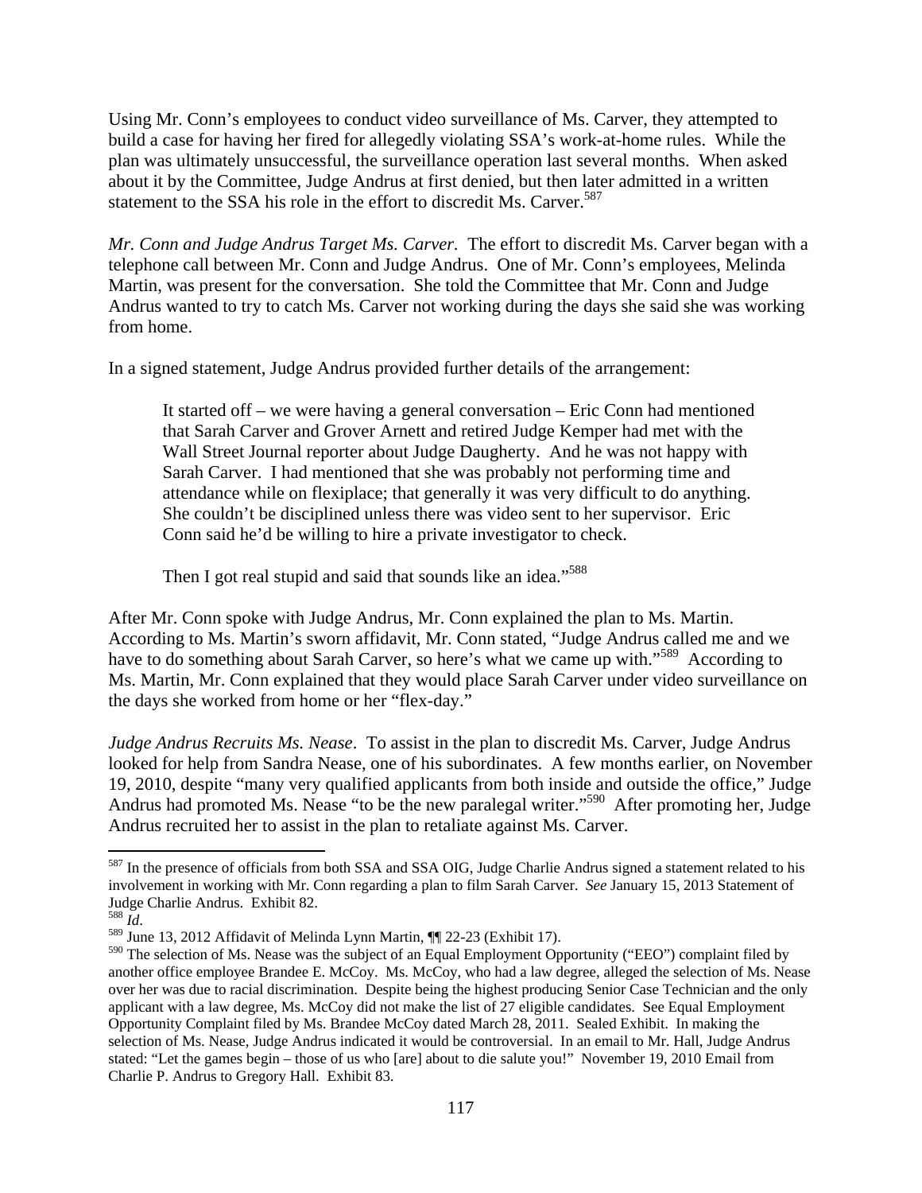Using Mr. Conn's employees to conduct video surveillance of Ms. Carver, they attempted to build a case for having her fired for allegedly violating SSA's work-at-home rules. While the plan was ultimately unsuccessful, the surveillance operation last several months. When asked about it by the Committee, Judge Andrus at first denied, but then later admitted in a written statement to the SSA his role in the effort to discredit Ms. Carver.[587]

*Mr. Conn and Judge Andrus Target Ms. Carver.* The effort to discredit Ms. Carver began with a telephone call between Mr. Conn and Judge Andrus. One of Mr. Conn's employees, Melinda Martin, was present for the conversation. She told the Committee that Mr. Conn and Judge Andrus wanted to try to catch Ms. Carver not working during the days she said she was working from home.

In a signed statement, Judge Andrus provided further details of the arrangement:

> It started off – we were having a general conversation – Eric Conn had mentioned that Sarah Carver and Grover Arnett and retired Judge Kemper had met with the Wall Street Journal reporter about Judge Daugherty. And he was not happy with Sarah Carver. I had mentioned that she was probably not performing time and attendance while on flexiplace; that generally it was very difficult to do anything. She couldn't be disciplined unless there was video sent to her supervisor. Eric Conn said he'd be willing to hire a private investigator to check.
>
> Then I got real stupid and said that sounds like an idea."[588]

After Mr. Conn spoke with Judge Andrus, Mr. Conn explained the plan to Ms. Martin. According to Ms. Martin's sworn affidavit, Mr. Conn stated, "Judge Andrus called me and we have to do something about Sarah Carver, so here's what we came up with."[589] According to Ms. Martin, Mr. Conn explained that they would place Sarah Carver under video surveillance on the days she worked from home or her "flex-day."

*Judge Andrus Recruits Ms. Nease*. To assist in the plan to discredit Ms. Carver, Judge Andrus looked for help from Sandra Nease, one of his subordinates. A few months earlier, on November 19, 2010, despite "many very qualified applicants from both inside and outside the office," Judge Andrus had promoted Ms. Nease "to be the new paralegal writer."[590] After promoting her, Judge Andrus recruited her to assist in the plan to retaliate against Ms. Carver.

---

[587] In the presence of officials from both SSA and SSA OIG, Judge Charlie Andrus signed a statement related to his involvement in working with Mr. Conn regarding a plan to film Sarah Carver. *See* January 15, 2013 Statement of Judge Charlie Andrus. Exhibit 82.

[588] *Id*.

[589] June 13, 2012 Affidavit of Melinda Lynn Martin, ¶¶ 22-23 (Exhibit 17).

[590] The selection of Ms. Nease was the subject of an Equal Employment Opportunity ("EEO") complaint filed by another office employee Brandee E. McCoy. Ms. McCoy, who had a law degree, alleged the selection of Ms. Nease over her was due to racial discrimination. Despite being the highest producing Senior Case Technician and the only applicant with a law degree, Ms. McCoy did not make the list of 27 eligible candidates. See Equal Employment Opportunity Complaint filed by Ms. Brandee McCoy dated March 28, 2011. Sealed Exhibit. In making the selection of Ms. Nease, Judge Andrus indicated it would be controversial. In an email to Mr. Hall, Judge Andrus stated: "Let the games begin – those of us who [are] about to die salute you!" November 19, 2010 Email from Charlie P. Andrus to Gregory Hall. Exhibit 83.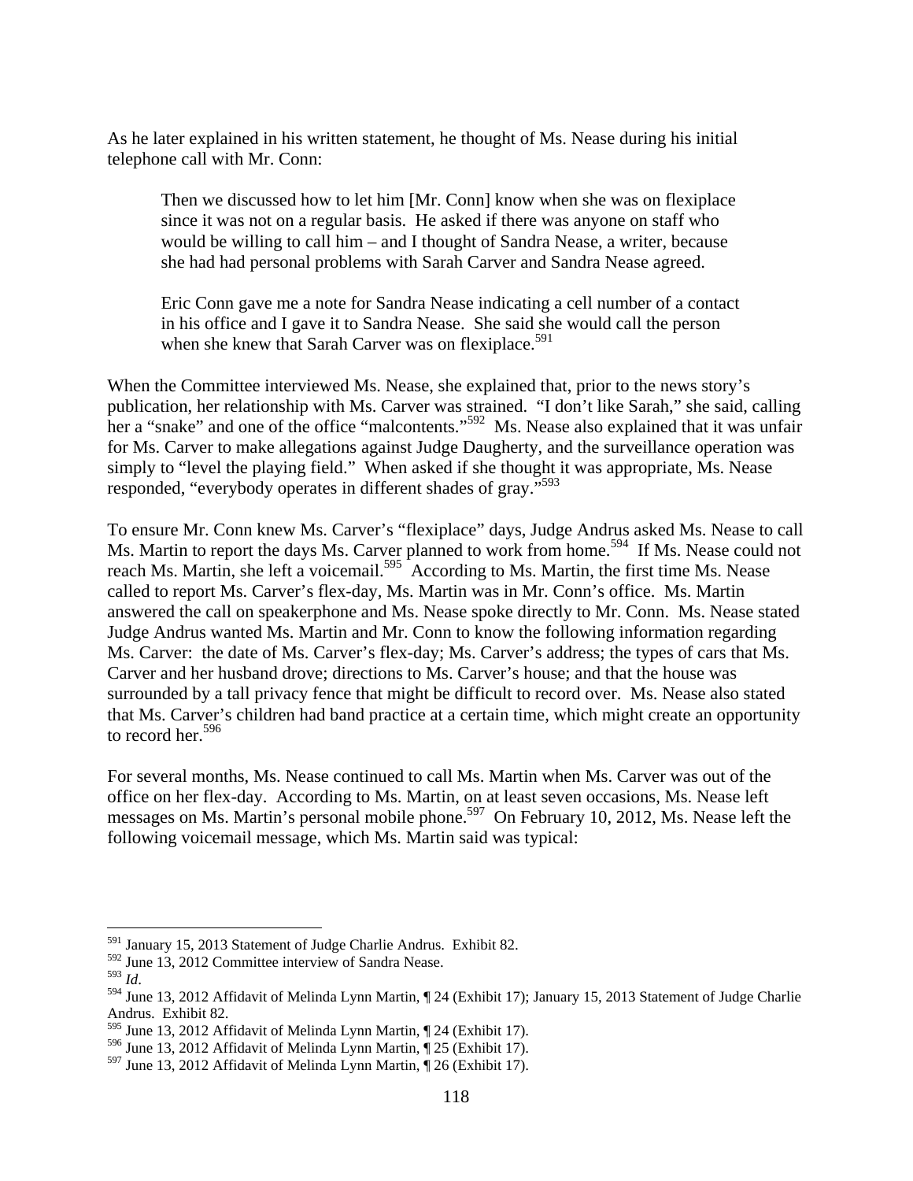As he later explained in his written statement, he thought of Ms. Nease during his initial telephone call with Mr. Conn:

> Then we discussed how to let him [Mr. Conn] know when she was on flexiplace since it was not on a regular basis. He asked if there was anyone on staff who would be willing to call him – and I thought of Sandra Nease, a writer, because she had had personal problems with Sarah Carver and Sandra Nease agreed.
>
> Eric Conn gave me a note for Sandra Nease indicating a cell number of a contact in his office and I gave it to Sandra Nease. She said she would call the person when she knew that Sarah Carver was on flexiplace.[591]

When the Committee interviewed Ms. Nease, she explained that, prior to the news story's publication, her relationship with Ms. Carver was strained. "I don't like Sarah," she said, calling her a "snake" and one of the office "malcontents."[592] Ms. Nease also explained that it was unfair for Ms. Carver to make allegations against Judge Daugherty, and the surveillance operation was simply to "level the playing field." When asked if she thought it was appropriate, Ms. Nease responded, "everybody operates in different shades of gray."[593]

To ensure Mr. Conn knew Ms. Carver's "flexiplace" days, Judge Andrus asked Ms. Nease to call Ms. Martin to report the days Ms. Carver planned to work from home.[594] If Ms. Nease could not reach Ms. Martin, she left a voicemail.[595] According to Ms. Martin, the first time Ms. Nease called to report Ms. Carver's flex-day, Ms. Martin was in Mr. Conn's office. Ms. Martin answered the call on speakerphone and Ms. Nease spoke directly to Mr. Conn. Ms. Nease stated Judge Andrus wanted Ms. Martin and Mr. Conn to know the following information regarding Ms. Carver: the date of Ms. Carver's flex-day; Ms. Carver's address; the types of cars that Ms. Carver and her husband drove; directions to Ms. Carver's house; and that the house was surrounded by a tall privacy fence that might be difficult to record over. Ms. Nease also stated that Ms. Carver's children had band practice at a certain time, which might create an opportunity to record her.[596]

For several months, Ms. Nease continued to call Ms. Martin when Ms. Carver was out of the office on her flex-day. According to Ms. Martin, on at least seven occasions, Ms. Nease left messages on Ms. Martin's personal mobile phone.[597] On February 10, 2012, Ms. Nease left the following voicemail message, which Ms. Martin said was typical:

---

[591] January 15, 2013 Statement of Judge Charlie Andrus. Exhibit 82.

[592] June 13, 2012 Committee interview of Sandra Nease.

[593] *Id*.

[594] June 13, 2012 Affidavit of Melinda Lynn Martin, ¶ 24 (Exhibit 17); January 15, 2013 Statement of Judge Charlie Andrus. Exhibit 82.

[595] June 13, 2012 Affidavit of Melinda Lynn Martin, ¶ 24 (Exhibit 17).

[596] June 13, 2012 Affidavit of Melinda Lynn Martin, ¶ 25 (Exhibit 17).

[597] June 13, 2012 Affidavit of Melinda Lynn Martin, ¶ 26 (Exhibit 17).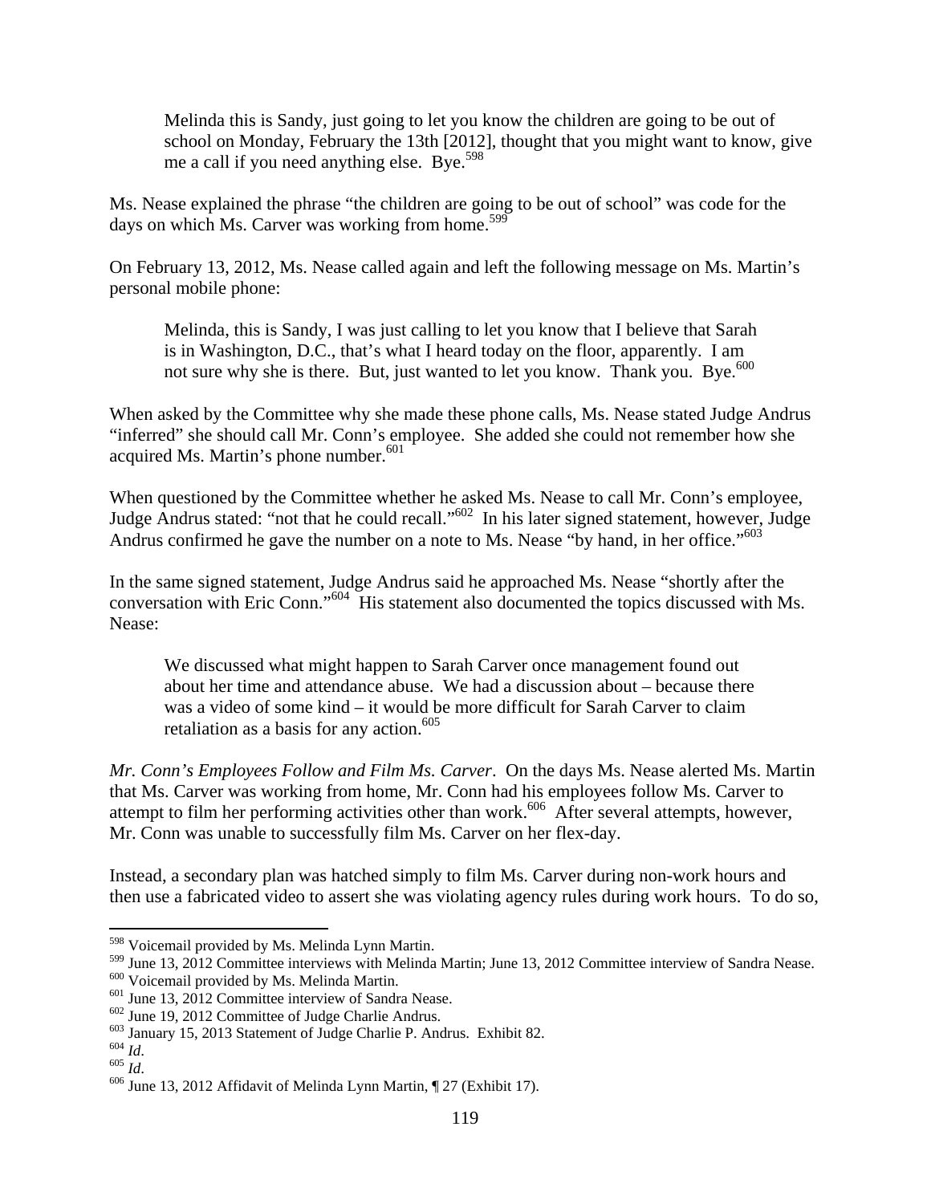> Melinda this is Sandy, just going to let you know the children are going to be out of school on Monday, February the 13th [2012], thought that you might want to know, give me a call if you need anything else. Bye.[598]

Ms. Nease explained the phrase "the children are going to be out of school" was code for the days on which Ms. Carver was working from home.[599]

On February 13, 2012, Ms. Nease called again and left the following message on Ms. Martin's personal mobile phone:

> Melinda, this is Sandy, I was just calling to let you know that I believe that Sarah is in Washington, D.C., that's what I heard today on the floor, apparently. I am not sure why she is there. But, just wanted to let you know. Thank you. Bye.[600]

When asked by the Committee why she made these phone calls, Ms. Nease stated Judge Andrus "inferred" she should call Mr. Conn's employee. She added she could not remember how she acquired Ms. Martin's phone number.[601]

When questioned by the Committee whether he asked Ms. Nease to call Mr. Conn's employee, Judge Andrus stated: "not that he could recall."[602] In his later signed statement, however, Judge Andrus confirmed he gave the number on a note to Ms. Nease "by hand, in her office."[603]

In the same signed statement, Judge Andrus said he approached Ms. Nease "shortly after the conversation with Eric Conn."[604] His statement also documented the topics discussed with Ms. Nease:

> We discussed what might happen to Sarah Carver once management found out about her time and attendance abuse. We had a discussion about – because there was a video of some kind – it would be more difficult for Sarah Carver to claim retaliation as a basis for any action.[605]

*Mr. Conn's Employees Follow and Film Ms. Carver*. On the days Ms. Nease alerted Ms. Martin that Ms. Carver was working from home, Mr. Conn had his employees follow Ms. Carver to attempt to film her performing activities other than work.[606] After several attempts, however, Mr. Conn was unable to successfully film Ms. Carver on her flex-day.

Instead, a secondary plan was hatched simply to film Ms. Carver during non-work hours and then use a fabricated video to assert she was violating agency rules during work hours. To do so,

---

[598] Voicemail provided by Ms. Melinda Lynn Martin.
[599] June 13, 2012 Committee interviews with Melinda Martin; June 13, 2012 Committee interview of Sandra Nease.
[600] Voicemail provided by Ms. Melinda Martin.
[601] June 13, 2012 Committee interview of Sandra Nease.
[602] June 19, 2012 Committee of Judge Charlie Andrus.
[603] January 15, 2013 Statement of Judge Charlie P. Andrus. Exhibit 82.
[604] *Id*.
[605] *Id*.
[606] June 13, 2012 Affidavit of Melinda Lynn Martin, ¶ 27 (Exhibit 17).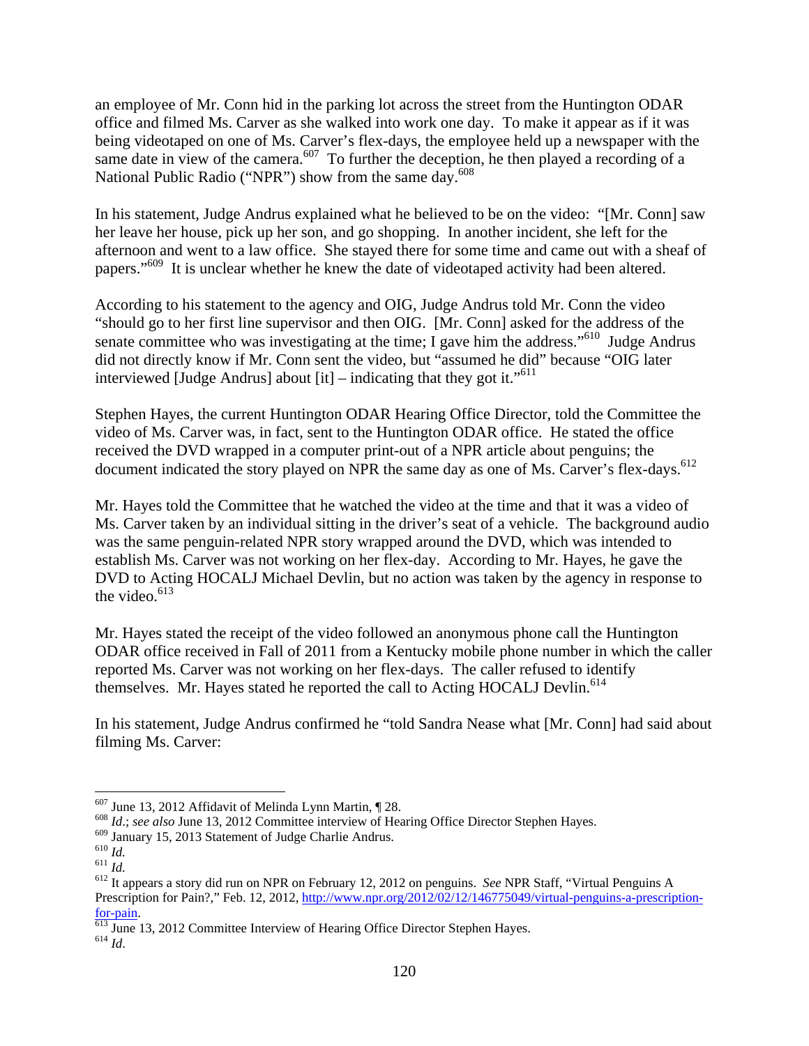an employee of Mr. Conn hid in the parking lot across the street from the Huntington ODAR office and filmed Ms. Carver as she walked into work one day. To make it appear as if it was being videotaped on one of Ms. Carver's flex-days, the employee held up a newspaper with the same date in view of the camera.[607] To further the deception, he then played a recording of a National Public Radio ("NPR") show from the same day.[608]

In his statement, Judge Andrus explained what he believed to be on the video: "[Mr. Conn] saw her leave her house, pick up her son, and go shopping. In another incident, she left for the afternoon and went to a law office. She stayed there for some time and came out with a sheaf of papers."[609] It is unclear whether he knew the date of videotaped activity had been altered.

According to his statement to the agency and OIG, Judge Andrus told Mr. Conn the video "should go to her first line supervisor and then OIG. [Mr. Conn] asked for the address of the senate committee who was investigating at the time; I gave him the address."[610] Judge Andrus did not directly know if Mr. Conn sent the video, but "assumed he did" because "OIG later interviewed [Judge Andrus] about [it] – indicating that they got it."[611]

Stephen Hayes, the current Huntington ODAR Hearing Office Director, told the Committee the video of Ms. Carver was, in fact, sent to the Huntington ODAR office. He stated the office received the DVD wrapped in a computer print-out of a NPR article about penguins; the document indicated the story played on NPR the same day as one of Ms. Carver's flex-days.[612]

Mr. Hayes told the Committee that he watched the video at the time and that it was a video of Ms. Carver taken by an individual sitting in the driver's seat of a vehicle. The background audio was the same penguin-related NPR story wrapped around the DVD, which was intended to establish Ms. Carver was not working on her flex-day. According to Mr. Hayes, he gave the DVD to Acting HOCALJ Michael Devlin, but no action was taken by the agency in response to the video.[613]

Mr. Hayes stated the receipt of the video followed an anonymous phone call the Huntington ODAR office received in Fall of 2011 from a Kentucky mobile phone number in which the caller reported Ms. Carver was not working on her flex-days. The caller refused to identify themselves. Mr. Hayes stated he reported the call to Acting HOCALJ Devlin.[614]

In his statement, Judge Andrus confirmed he "told Sandra Nease what [Mr. Conn] had said about filming Ms. Carver:

---

[607] June 13, 2012 Affidavit of Melinda Lynn Martin, ¶ 28.

[608] *Id*.; *see also* June 13, 2012 Committee interview of Hearing Office Director Stephen Hayes.

[609] January 15, 2013 Statement of Judge Charlie Andrus.

[610] *Id.*

[611] *Id.*

[612] It appears a story did run on NPR on February 12, 2012 on penguins. *See* NPR Staff, "Virtual Penguins A Prescription for Pain?," Feb. 12, 2012, http://www.npr.org/2012/02/12/146775049/virtual-penguins-a-prescription-for-pain.

[613] June 13, 2012 Committee Interview of Hearing Office Director Stephen Hayes.

[614] *Id*.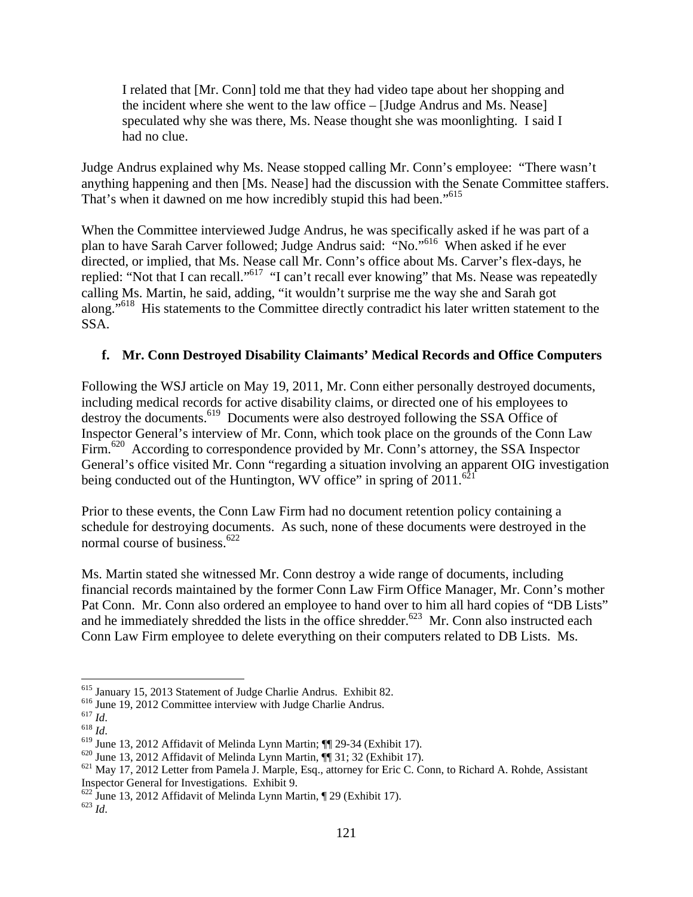> I related that [Mr. Conn] told me that they had video tape about her shopping and the incident where she went to the law office – [Judge Andrus and Ms. Nease] speculated why she was there, Ms. Nease thought she was moonlighting. I said I had no clue.

Judge Andrus explained why Ms. Nease stopped calling Mr. Conn's employee: "There wasn't anything happening and then [Ms. Nease] had the discussion with the Senate Committee staffers. That's when it dawned on me how incredibly stupid this had been."[615]

When the Committee interviewed Judge Andrus, he was specifically asked if he was part of a plan to have Sarah Carver followed; Judge Andrus said: "No."[616] When asked if he ever directed, or implied, that Ms. Nease call Mr. Conn's office about Ms. Carver's flex-days, he replied: "Not that I can recall."[617] "I can't recall ever knowing" that Ms. Nease was repeatedly calling Ms. Martin, he said, adding, "it wouldn't surprise me the way she and Sarah got along."[618] His statements to the Committee directly contradict his later written statement to the SSA.

**f. Mr. Conn Destroyed Disability Claimants' Medical Records and Office Computers**

Following the WSJ article on May 19, 2011, Mr. Conn either personally destroyed documents, including medical records for active disability claims, or directed one of his employees to destroy the documents.[619] Documents were also destroyed following the SSA Office of Inspector General's interview of Mr. Conn, which took place on the grounds of the Conn Law Firm.[620] According to correspondence provided by Mr. Conn's attorney, the SSA Inspector General's office visited Mr. Conn "regarding a situation involving an apparent OIG investigation being conducted out of the Huntington, WV office" in spring of 2011.[621]

Prior to these events, the Conn Law Firm had no document retention policy containing a schedule for destroying documents. As such, none of these documents were destroyed in the normal course of business.[622]

Ms. Martin stated she witnessed Mr. Conn destroy a wide range of documents, including financial records maintained by the former Conn Law Firm Office Manager, Mr. Conn's mother Pat Conn. Mr. Conn also ordered an employee to hand over to him all hard copies of "DB Lists" and he immediately shredded the lists in the office shredder.[623] Mr. Conn also instructed each Conn Law Firm employee to delete everything on their computers related to DB Lists. Ms.

---

[615] January 15, 2013 Statement of Judge Charlie Andrus. Exhibit 82.
[616] June 19, 2012 Committee interview with Judge Charlie Andrus.
[617] *Id*.
[618] *Id*.
[619] June 13, 2012 Affidavit of Melinda Lynn Martin; ¶¶ 29-34 (Exhibit 17).
[620] June 13, 2012 Affidavit of Melinda Lynn Martin, ¶¶ 31; 32 (Exhibit 17).
[621] May 17, 2012 Letter from Pamela J. Marple, Esq., attorney for Eric C. Conn, to Richard A. Rohde, Assistant Inspector General for Investigations. Exhibit 9.
[622] June 13, 2012 Affidavit of Melinda Lynn Martin, ¶ 29 (Exhibit 17).
[623] *Id*.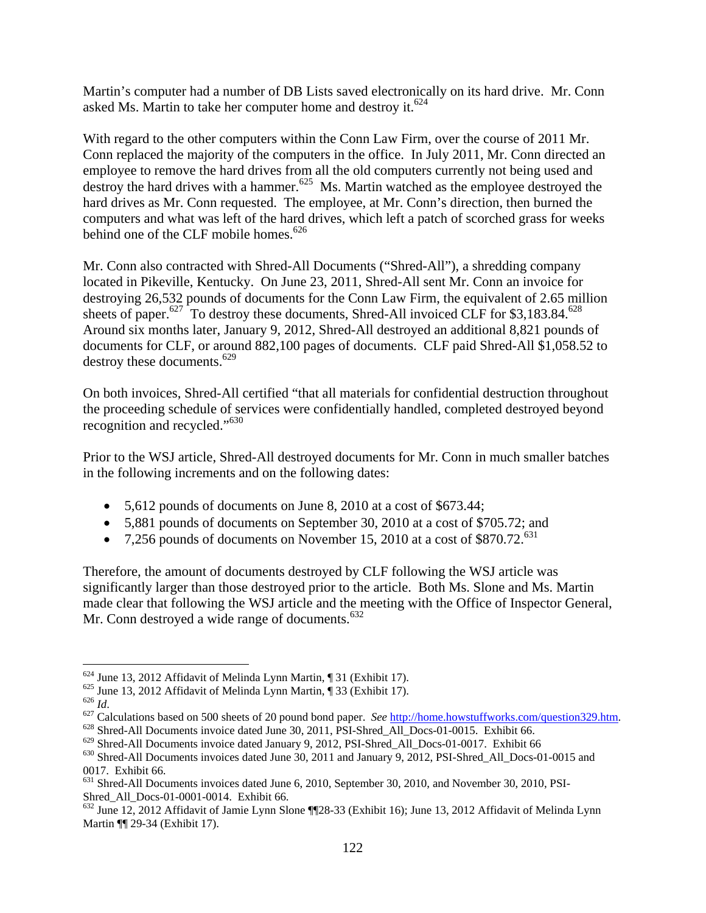Martin's computer had a number of DB Lists saved electronically on its hard drive. Mr. Conn asked Ms. Martin to take her computer home and destroy it.[624]

With regard to the other computers within the Conn Law Firm, over the course of 2011 Mr. Conn replaced the majority of the computers in the office. In July 2011, Mr. Conn directed an employee to remove the hard drives from all the old computers currently not being used and destroy the hard drives with a hammer.[625] Ms. Martin watched as the employee destroyed the hard drives as Mr. Conn requested. The employee, at Mr. Conn's direction, then burned the computers and what was left of the hard drives, which left a patch of scorched grass for weeks behind one of the CLF mobile homes.[626]

Mr. Conn also contracted with Shred-All Documents ("Shred-All"), a shredding company located in Pikeville, Kentucky. On June 23, 2011, Shred-All sent Mr. Conn an invoice for destroying 26,532 pounds of documents for the Conn Law Firm, the equivalent of 2.65 million sheets of paper.[627] To destroy these documents, Shred-All invoiced CLF for $3,183.84.[628] Around six months later, January 9, 2012, Shred-All destroyed an additional 8,821 pounds of documents for CLF, or around 882,100 pages of documents. CLF paid Shred-All $1,058.52 to destroy these documents.[629]

On both invoices, Shred-All certified "that all materials for confidential destruction throughout the proceeding schedule of services were confidentially handled, completed destroyed beyond recognition and recycled."[630]

Prior to the WSJ article, Shred-All destroyed documents for Mr. Conn in much smaller batches in the following increments and on the following dates:

- 5,612 pounds of documents on June 8, 2010 at a cost of $673.44;
- 5,881 pounds of documents on September 30, 2010 at a cost of $705.72; and
- 7,256 pounds of documents on November 15, 2010 at a cost of $870.72.[631]

Therefore, the amount of documents destroyed by CLF following the WSJ article was significantly larger than those destroyed prior to the article. Both Ms. Slone and Ms. Martin made clear that following the WSJ article and the meeting with the Office of Inspector General, Mr. Conn destroyed a wide range of documents.[632]

---

[624] June 13, 2012 Affidavit of Melinda Lynn Martin, ¶ 31 (Exhibit 17).
[625] June 13, 2012 Affidavit of Melinda Lynn Martin, ¶ 33 (Exhibit 17).
[626] *Id*.
[627] Calculations based on 500 sheets of 20 pound bond paper. *See* http://home.howstuffworks.com/question329.htm.
[628] Shred-All Documents invoice dated June 30, 2011, PSI-Shred_All_Docs-01-0015. Exhibit 66.
[629] Shred-All Documents invoice dated January 9, 2012, PSI-Shred_All_Docs-01-0017. Exhibit 66
[630] Shred-All Documents invoices dated June 30, 2011 and January 9, 2012, PSI-Shred_All_Docs-01-0015 and 0017. Exhibit 66.
[631] Shred-All Documents invoices dated June 6, 2010, September 30, 2010, and November 30, 2010, PSI-Shred_All_Docs-01-0001-0014. Exhibit 66.
[632] June 12, 2012 Affidavit of Jamie Lynn Slone ¶¶28-33 (Exhibit 16); June 13, 2012 Affidavit of Melinda Lynn Martin ¶¶ 29-34 (Exhibit 17).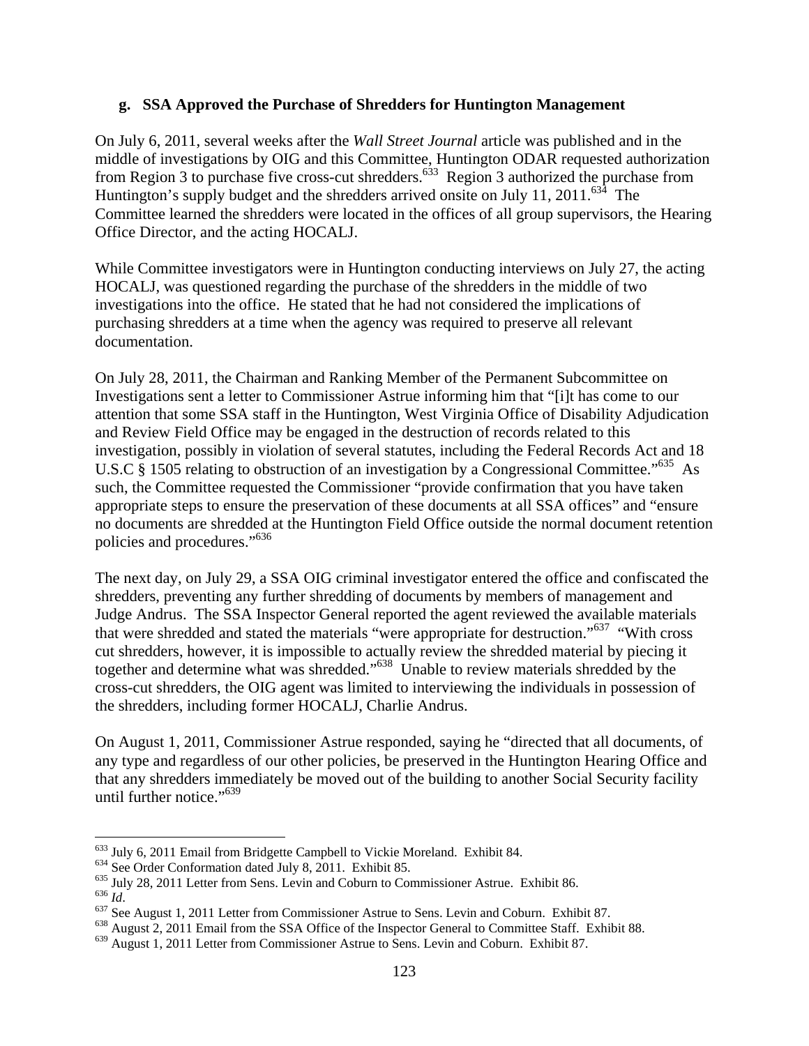### g. SSA Approved the Purchase of Shredders for Huntington Management

On July 6, 2011, several weeks after the *Wall Street Journal* article was published and in the middle of investigations by OIG and this Committee, Huntington ODAR requested authorization from Region 3 to purchase five cross-cut shredders.[633] Region 3 authorized the purchase from Huntington's supply budget and the shredders arrived onsite on July 11, 2011.[634] The Committee learned the shredders were located in the offices of all group supervisors, the Hearing Office Director, and the acting HOCALJ.

While Committee investigators were in Huntington conducting interviews on July 27, the acting HOCALJ, was questioned regarding the purchase of the shredders in the middle of two investigations into the office. He stated that he had not considered the implications of purchasing shredders at a time when the agency was required to preserve all relevant documentation.

On July 28, 2011, the Chairman and Ranking Member of the Permanent Subcommittee on Investigations sent a letter to Commissioner Astrue informing him that "[i]t has come to our attention that some SSA staff in the Huntington, West Virginia Office of Disability Adjudication and Review Field Office may be engaged in the destruction of records related to this investigation, possibly in violation of several statutes, including the Federal Records Act and 18 U.S.C § 1505 relating to obstruction of an investigation by a Congressional Committee."[635] As such, the Committee requested the Commissioner "provide confirmation that you have taken appropriate steps to ensure the preservation of these documents at all SSA offices" and "ensure no documents are shredded at the Huntington Field Office outside the normal document retention policies and procedures."[636]

The next day, on July 29, a SSA OIG criminal investigator entered the office and confiscated the shredders, preventing any further shredding of documents by members of management and Judge Andrus. The SSA Inspector General reported the agent reviewed the available materials that were shredded and stated the materials "were appropriate for destruction."[637] "With cross cut shredders, however, it is impossible to actually review the shredded material by piecing it together and determine what was shredded."[638] Unable to review materials shredded by the cross-cut shredders, the OIG agent was limited to interviewing the individuals in possession of the shredders, including former HOCALJ, Charlie Andrus.

On August 1, 2011, Commissioner Astrue responded, saying he "directed that all documents, of any type and regardless of our other policies, be preserved in the Huntington Hearing Office and that any shredders immediately be moved out of the building to another Social Security facility until further notice."[639]

---

[633] July 6, 2011 Email from Bridgette Campbell to Vickie Moreland. Exhibit 84.
[634] See Order Conformation dated July 8, 2011. Exhibit 85.
[635] July 28, 2011 Letter from Sens. Levin and Coburn to Commissioner Astrue. Exhibit 86.
[636] *Id*.
[637] See August 1, 2011 Letter from Commissioner Astrue to Sens. Levin and Coburn. Exhibit 87.
[638] August 2, 2011 Email from the SSA Office of the Inspector General to Committee Staff. Exhibit 88.
[639] August 1, 2011 Letter from Commissioner Astrue to Sens. Levin and Coburn. Exhibit 87.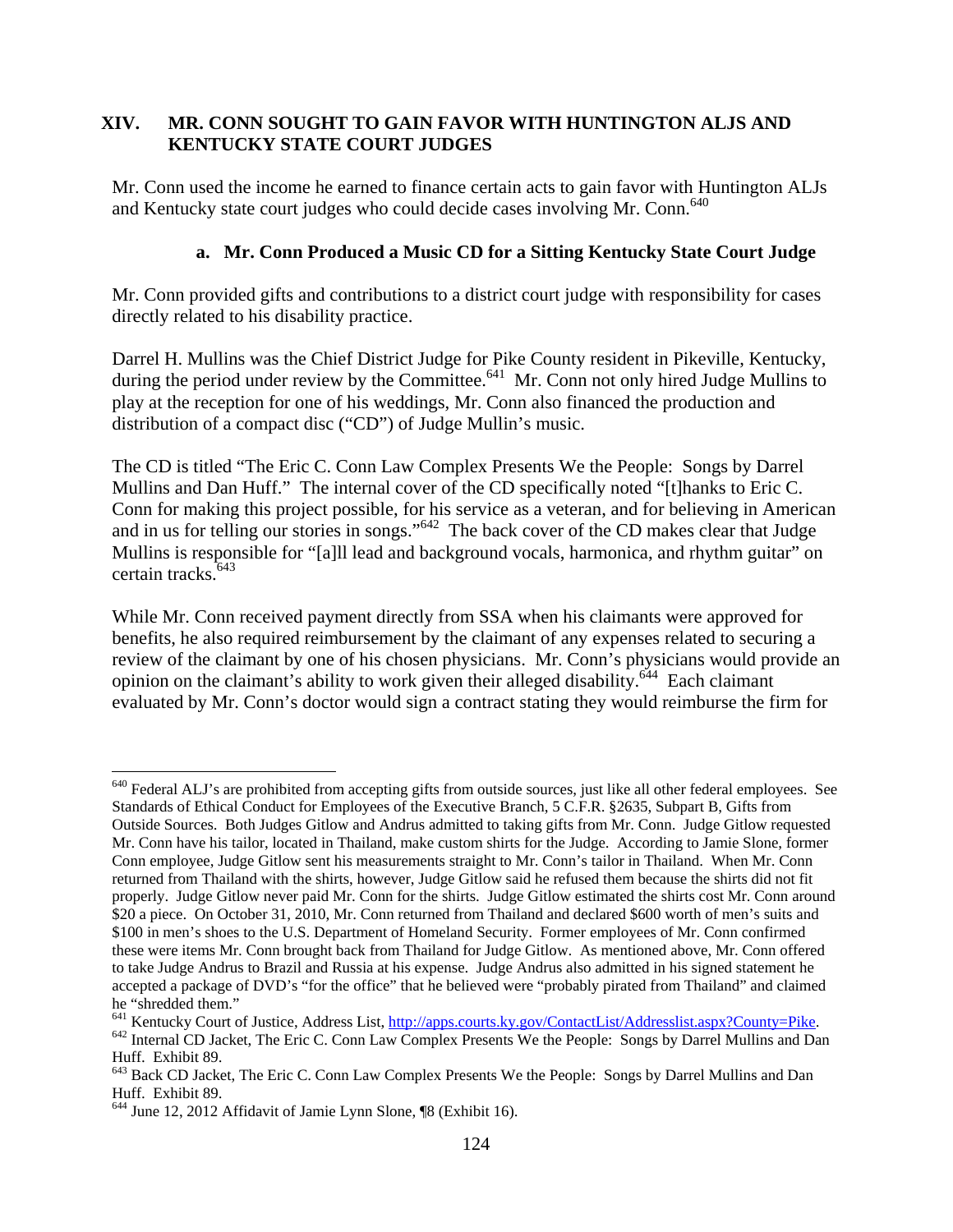## XIV. MR. CONN SOUGHT TO GAIN FAVOR WITH HUNTINGTON ALJS AND KENTUCKY STATE COURT JUDGES

Mr. Conn used the income he earned to finance certain acts to gain favor with Huntington ALJs and Kentucky state court judges who could decide cases involving Mr. Conn.[640]

### a. Mr. Conn Produced a Music CD for a Sitting Kentucky State Court Judge

Mr. Conn provided gifts and contributions to a district court judge with responsibility for cases directly related to his disability practice.

Darrel H. Mullins was the Chief District Judge for Pike County resident in Pikeville, Kentucky, during the period under review by the Committee.[641] Mr. Conn not only hired Judge Mullins to play at the reception for one of his weddings, Mr. Conn also financed the production and distribution of a compact disc ("CD") of Judge Mullin's music.

The CD is titled "The Eric C. Conn Law Complex Presents We the People: Songs by Darrel Mullins and Dan Huff." The internal cover of the CD specifically noted "[t]hanks to Eric C. Conn for making this project possible, for his service as a veteran, and for believing in American and in us for telling our stories in songs."[642] The back cover of the CD makes clear that Judge Mullins is responsible for "[a]ll lead and background vocals, harmonica, and rhythm guitar" on certain tracks.[643]

While Mr. Conn received payment directly from SSA when his claimants were approved for benefits, he also required reimbursement by the claimant of any expenses related to securing a review of the claimant by one of his chosen physicians. Mr. Conn's physicians would provide an opinion on the claimant's ability to work given their alleged disability.[644] Each claimant evaluated by Mr. Conn's doctor would sign a contract stating they would reimburse the firm for

---

[640] Federal ALJ's are prohibited from accepting gifts from outside sources, just like all other federal employees. See Standards of Ethical Conduct for Employees of the Executive Branch, 5 C.F.R. §2635, Subpart B, Gifts from Outside Sources. Both Judges Gitlow and Andrus admitted to taking gifts from Mr. Conn. Judge Gitlow requested Mr. Conn have his tailor, located in Thailand, make custom shirts for the Judge. According to Jamie Slone, former Conn employee, Judge Gitlow sent his measurements straight to Mr. Conn's tailor in Thailand. When Mr. Conn returned from Thailand with the shirts, however, Judge Gitlow said he refused them because the shirts did not fit properly. Judge Gitlow never paid Mr. Conn for the shirts. Judge Gitlow estimated the shirts cost Mr. Conn around $20 a piece. On October 31, 2010, Mr. Conn returned from Thailand and declared $600 worth of men's suits and $100 in men's shoes to the U.S. Department of Homeland Security. Former employees of Mr. Conn confirmed these were items Mr. Conn brought back from Thailand for Judge Gitlow. As mentioned above, Mr. Conn offered to take Judge Andrus to Brazil and Russia at his expense. Judge Andrus also admitted in his signed statement he accepted a package of DVD's "for the office" that he believed were "probably pirated from Thailand" and claimed he "shredded them."

[641] Kentucky Court of Justice, Address List, http://apps.courts.ky.gov/ContactList/Addresslist.aspx?County=Pike.

[642] Internal CD Jacket, The Eric C. Conn Law Complex Presents We the People: Songs by Darrel Mullins and Dan Huff. Exhibit 89.

[643] Back CD Jacket, The Eric C. Conn Law Complex Presents We the People: Songs by Darrel Mullins and Dan Huff. Exhibit 89.

[644] June 12, 2012 Affidavit of Jamie Lynn Slone, ¶8 (Exhibit 16).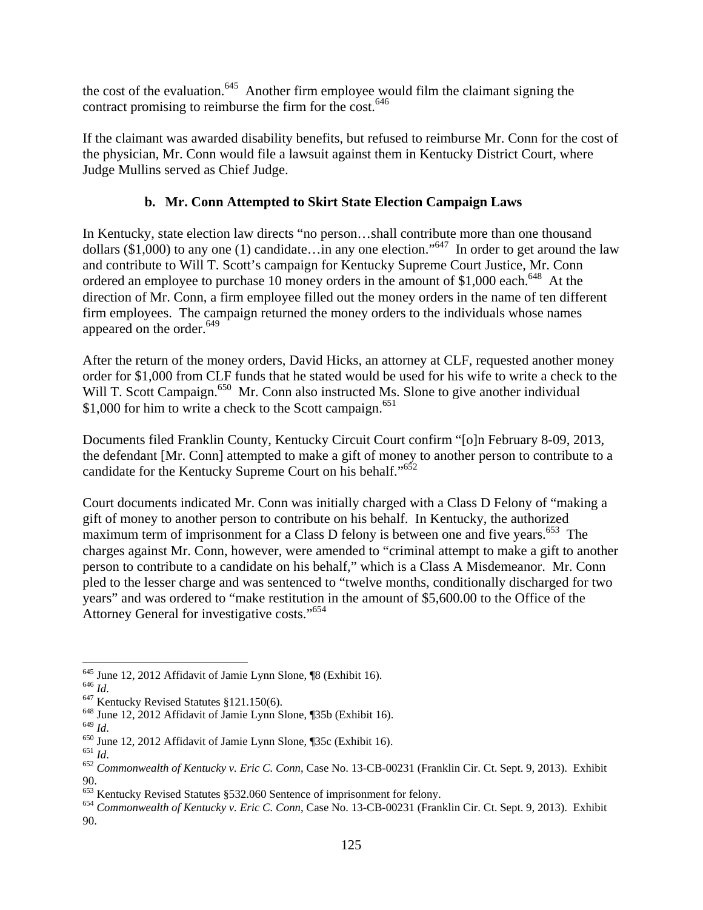the cost of the evaluation.[645] Another firm employee would film the claimant signing the contract promising to reimburse the firm for the cost.[646]

If the claimant was awarded disability benefits, but refused to reimburse Mr. Conn for the cost of the physician, Mr. Conn would file a lawsuit against them in Kentucky District Court, where Judge Mullins served as Chief Judge.

### b. Mr. Conn Attempted to Skirt State Election Campaign Laws

In Kentucky, state election law directs "no person…shall contribute more than one thousand dollars ($1,000) to any one (1) candidate…in any one election."[647] In order to get around the law and contribute to Will T. Scott's campaign for Kentucky Supreme Court Justice, Mr. Conn ordered an employee to purchase 10 money orders in the amount of $1,000 each.[648] At the direction of Mr. Conn, a firm employee filled out the money orders in the name of ten different firm employees. The campaign returned the money orders to the individuals whose names appeared on the order.[649]

After the return of the money orders, David Hicks, an attorney at CLF, requested another money order for $1,000 from CLF funds that he stated would be used for his wife to write a check to the Will T. Scott Campaign.[650] Mr. Conn also instructed Ms. Slone to give another individual $1,000 for him to write a check to the Scott campaign.[651]

Documents filed Franklin County, Kentucky Circuit Court confirm "[o]n February 8-09, 2013, the defendant [Mr. Conn] attempted to make a gift of money to another person to contribute to a candidate for the Kentucky Supreme Court on his behalf."[652]

Court documents indicated Mr. Conn was initially charged with a Class D Felony of "making a gift of money to another person to contribute on his behalf. In Kentucky, the authorized maximum term of imprisonment for a Class D felony is between one and five years.[653] The charges against Mr. Conn, however, were amended to "criminal attempt to make a gift to another person to contribute to a candidate on his behalf," which is a Class A Misdemeanor. Mr. Conn pled to the lesser charge and was sentenced to "twelve months, conditionally discharged for two years" and was ordered to "make restitution in the amount of $5,600.00 to the Office of the Attorney General for investigative costs."[654]

---

[645] June 12, 2012 Affidavit of Jamie Lynn Slone, ¶8 (Exhibit 16).
[646] *Id*.
[647] Kentucky Revised Statutes §121.150(6).
[648] June 12, 2012 Affidavit of Jamie Lynn Slone, ¶35b (Exhibit 16).
[649] *Id*.
[650] June 12, 2012 Affidavit of Jamie Lynn Slone, ¶35c (Exhibit 16).
[651] *Id*.
[652] *Commonwealth of Kentucky v. Eric C. Conn*, Case No. 13-CB-00231 (Franklin Cir. Ct. Sept. 9, 2013). Exhibit 90.
[653] Kentucky Revised Statutes §532.060 Sentence of imprisonment for felony.
[654] *Commonwealth of Kentucky v. Eric C. Conn*, Case No. 13-CB-00231 (Franklin Cir. Ct. Sept. 9, 2013). Exhibit 90.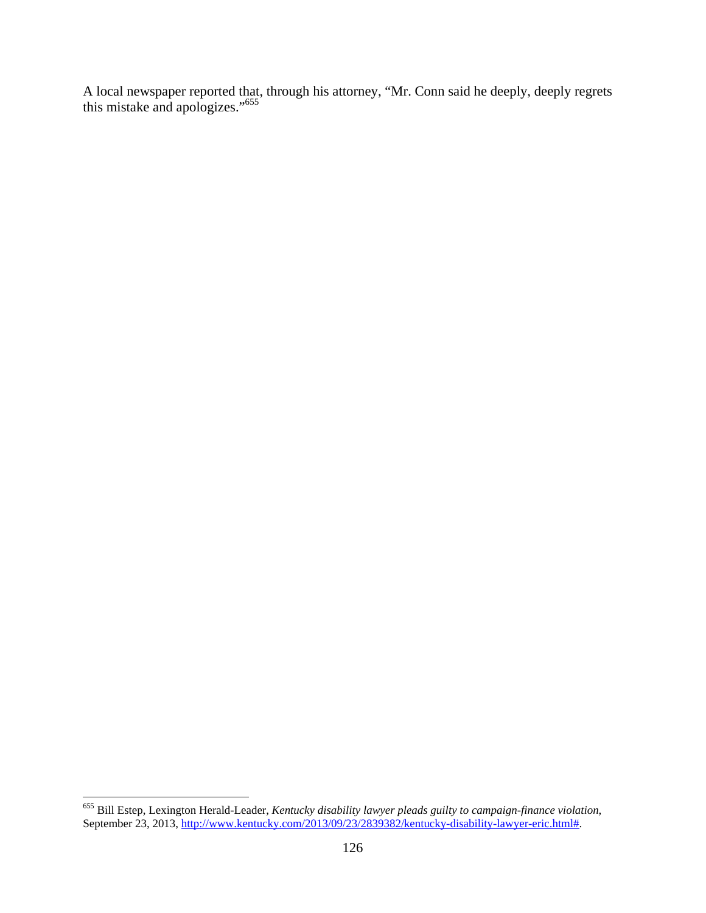A local newspaper reported that, through his attorney, "Mr. Conn said he deeply, deeply regrets this mistake and apologizes."[655]

---

[655] Bill Estep, Lexington Herald-Leader, *Kentucky disability lawyer pleads guilty to campaign-finance violation*, September 23, 2013, http://www.kentucky.com/2013/09/23/2839382/kentucky-disability-lawyer-eric.html#.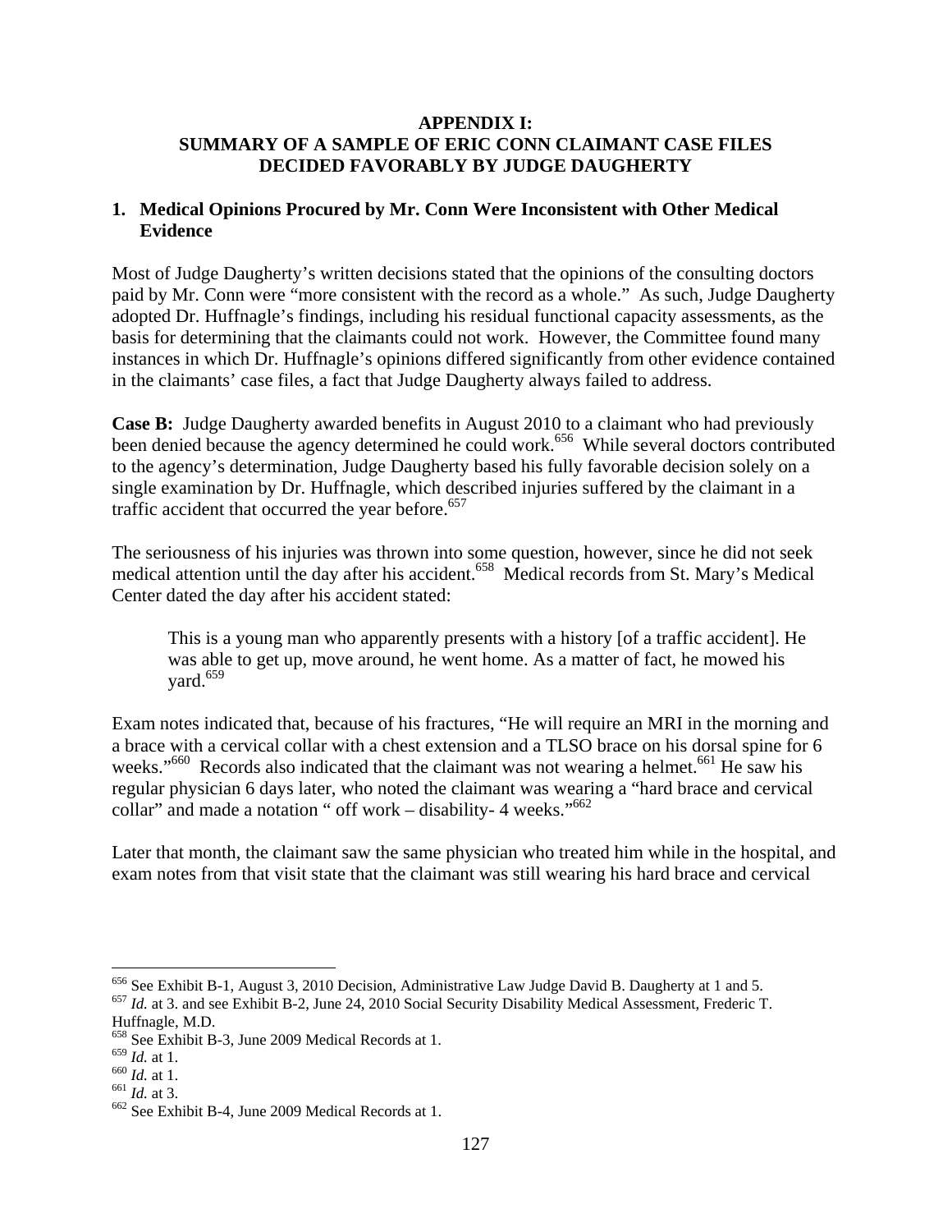## APPENDIX I: SUMMARY OF A SAMPLE OF ERIC CONN CLAIMANT CASE FILES DECIDED FAVORABLY BY JUDGE DAUGHERTY

### 1. Medical Opinions Procured by Mr. Conn Were Inconsistent with Other Medical Evidence

Most of Judge Daugherty's written decisions stated that the opinions of the consulting doctors paid by Mr. Conn were "more consistent with the record as a whole." As such, Judge Daugherty adopted Dr. Huffnagle's findings, including his residual functional capacity assessments, as the basis for determining that the claimants could not work. However, the Committee found many instances in which Dr. Huffnagle's opinions differed significantly from other evidence contained in the claimants' case files, a fact that Judge Daugherty always failed to address.

**Case B:** Judge Daugherty awarded benefits in August 2010 to a claimant who had previously been denied because the agency determined he could work.[656] While several doctors contributed to the agency's determination, Judge Daugherty based his fully favorable decision solely on a single examination by Dr. Huffnagle, which described injuries suffered by the claimant in a traffic accident that occurred the year before.[657]

The seriousness of his injuries was thrown into some question, however, since he did not seek medical attention until the day after his accident.[658] Medical records from St. Mary's Medical Center dated the day after his accident stated:

> This is a young man who apparently presents with a history [of a traffic accident]. He was able to get up, move around, he went home. As a matter of fact, he mowed his yard.[659]

Exam notes indicated that, because of his fractures, "He will require an MRI in the morning and a brace with a cervical collar with a chest extension and a TLSO brace on his dorsal spine for 6 weeks."[660] Records also indicated that the claimant was not wearing a helmet.[661] He saw his regular physician 6 days later, who noted the claimant was wearing a "hard brace and cervical collar" and made a notation " off work – disability- 4 weeks."[662]

Later that month, the claimant saw the same physician who treated him while in the hospital, and exam notes from that visit state that the claimant was still wearing his hard brace and cervical

---

[656] See Exhibit B-1, August 3, 2010 Decision, Administrative Law Judge David B. Daugherty at 1 and 5.

[657] *Id.* at 3. and see Exhibit B-2, June 24, 2010 Social Security Disability Medical Assessment, Frederic T. Huffnagle, M.D.

[658] See Exhibit B-3, June 2009 Medical Records at 1.

[659] *Id.* at 1.

[660] *Id.* at 1.

[661] *Id.* at 3.

[662] See Exhibit B-4, June 2009 Medical Records at 1.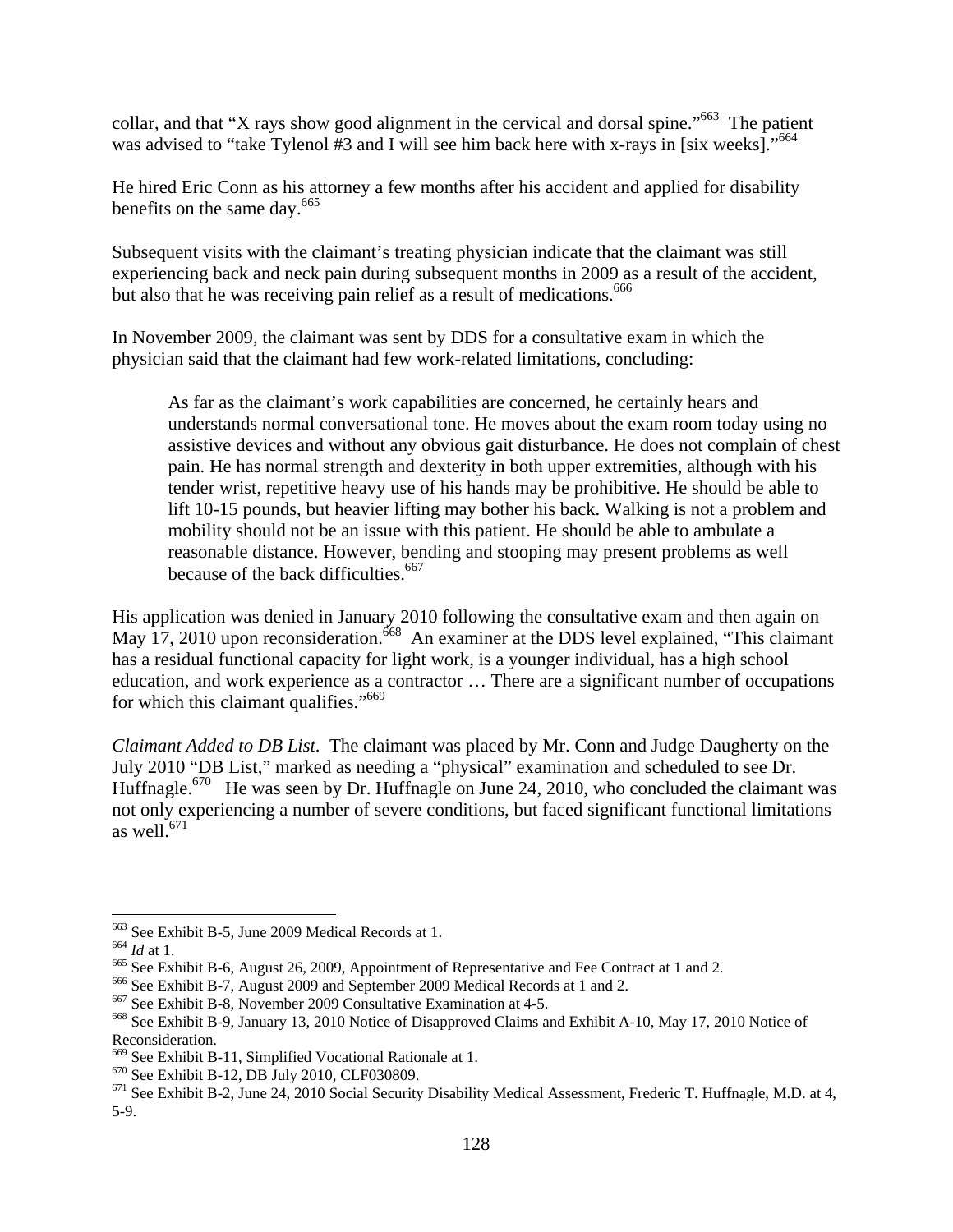collar, and that "X rays show good alignment in the cervical and dorsal spine."[663] The patient was advised to "take Tylenol #3 and I will see him back here with x-rays in [six weeks]."[664]

He hired Eric Conn as his attorney a few months after his accident and applied for disability benefits on the same day.[665]

Subsequent visits with the claimant's treating physician indicate that the claimant was still experiencing back and neck pain during subsequent months in 2009 as a result of the accident, but also that he was receiving pain relief as a result of medications.[666]

In November 2009, the claimant was sent by DDS for a consultative exam in which the physician said that the claimant had few work-related limitations, concluding:

> As far as the claimant's work capabilities are concerned, he certainly hears and understands normal conversational tone. He moves about the exam room today using no assistive devices and without any obvious gait disturbance. He does not complain of chest pain. He has normal strength and dexterity in both upper extremities, although with his tender wrist, repetitive heavy use of his hands may be prohibitive. He should be able to lift 10-15 pounds, but heavier lifting may bother his back. Walking is not a problem and mobility should not be an issue with this patient. He should be able to ambulate a reasonable distance. However, bending and stooping may present problems as well because of the back difficulties.[667]

His application was denied in January 2010 following the consultative exam and then again on May 17, 2010 upon reconsideration.[668] An examiner at the DDS level explained, "This claimant has a residual functional capacity for light work, is a younger individual, has a high school education, and work experience as a contractor … There are a significant number of occupations for which this claimant qualifies."[669]

*Claimant Added to DB List*. The claimant was placed by Mr. Conn and Judge Daugherty on the July 2010 "DB List," marked as needing a "physical" examination and scheduled to see Dr. Huffnagle.[670] He was seen by Dr. Huffnagle on June 24, 2010, who concluded the claimant was not only experiencing a number of severe conditions, but faced significant functional limitations as well.[671]

---

[663] See Exhibit B-5, June 2009 Medical Records at 1.
[664] *Id* at 1.
[665] See Exhibit B-6, August 26, 2009, Appointment of Representative and Fee Contract at 1 and 2.
[666] See Exhibit B-7, August 2009 and September 2009 Medical Records at 1 and 2.
[667] See Exhibit B-8, November 2009 Consultative Examination at 4-5.
[668] See Exhibit B-9, January 13, 2010 Notice of Disapproved Claims and Exhibit A-10, May 17, 2010 Notice of Reconsideration.
[669] See Exhibit B-11, Simplified Vocational Rationale at 1.
[670] See Exhibit B-12, DB July 2010, CLF030809.
[671] See Exhibit B-2, June 24, 2010 Social Security Disability Medical Assessment, Frederic T. Huffnagle, M.D. at 4, 5-9.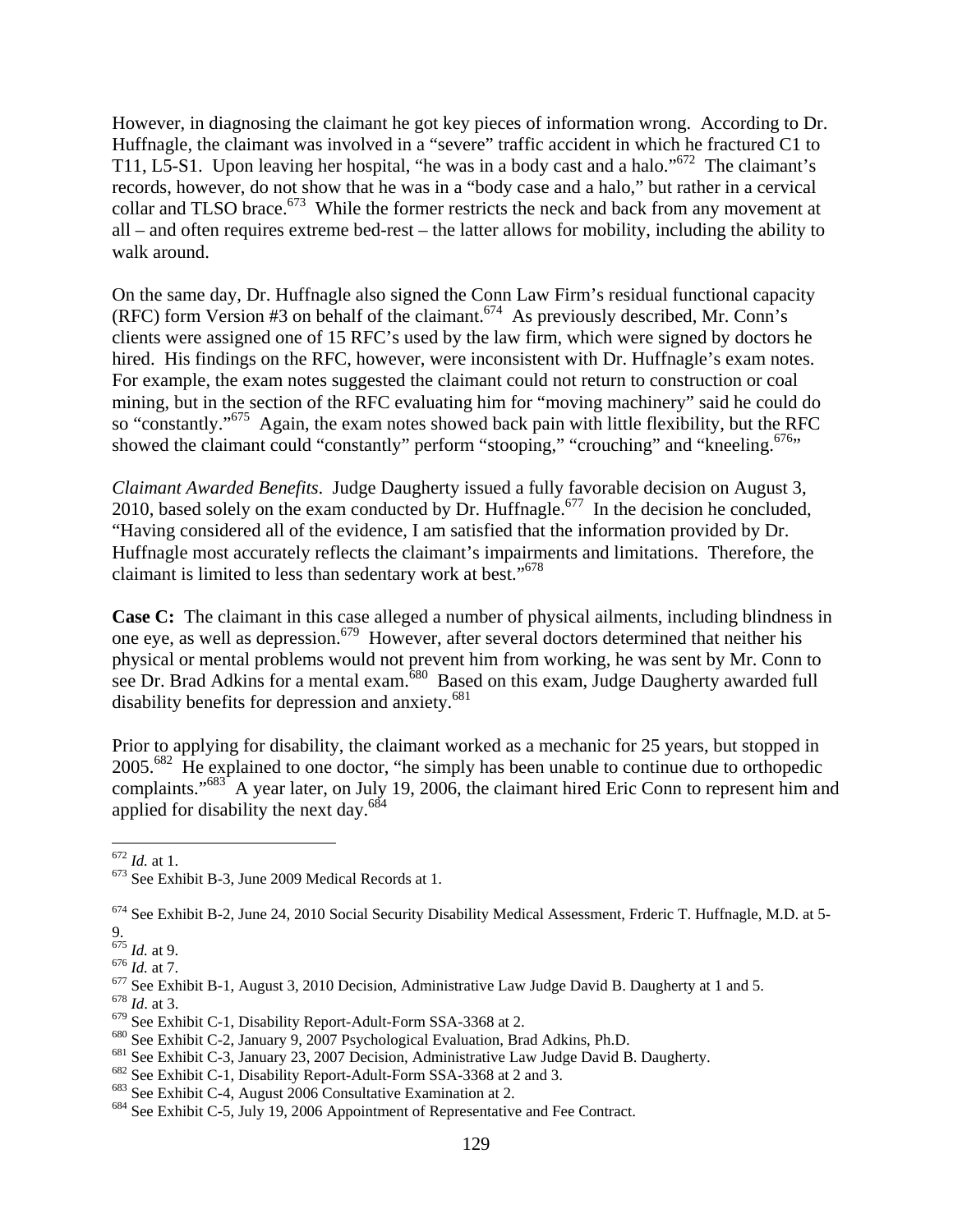However, in diagnosing the claimant he got key pieces of information wrong. According to Dr. Huffnagle, the claimant was involved in a "severe" traffic accident in which he fractured C1 to T11, L5-S1. Upon leaving her hospital, "he was in a body cast and a halo."[672] The claimant's records, however, do not show that he was in a "body case and a halo," but rather in a cervical collar and TLSO brace.[673] While the former restricts the neck and back from any movement at all – and often requires extreme bed-rest – the latter allows for mobility, including the ability to walk around.

On the same day, Dr. Huffnagle also signed the Conn Law Firm's residual functional capacity (RFC) form Version #3 on behalf of the claimant.[674] As previously described, Mr. Conn's clients were assigned one of 15 RFC's used by the law firm, which were signed by doctors he hired. His findings on the RFC, however, were inconsistent with Dr. Huffnagle's exam notes. For example, the exam notes suggested the claimant could not return to construction or coal mining, but in the section of the RFC evaluating him for "moving machinery" said he could do so "constantly."[675] Again, the exam notes showed back pain with little flexibility, but the RFC showed the claimant could "constantly" perform "stooping," "crouching" and "kneeling.[676]"

*Claimant Awarded Benefits*. Judge Daugherty issued a fully favorable decision on August 3, 2010, based solely on the exam conducted by Dr. Huffnagle.[677] In the decision he concluded, "Having considered all of the evidence, I am satisfied that the information provided by Dr. Huffnagle most accurately reflects the claimant's impairments and limitations. Therefore, the claimant is limited to less than sedentary work at best."[678]

**Case C:** The claimant in this case alleged a number of physical ailments, including blindness in one eye, as well as depression.[679] However, after several doctors determined that neither his physical or mental problems would not prevent him from working, he was sent by Mr. Conn to see Dr. Brad Adkins for a mental exam.[680] Based on this exam, Judge Daugherty awarded full disability benefits for depression and anxiety.[681]

Prior to applying for disability, the claimant worked as a mechanic for 25 years, but stopped in 2005.[682] He explained to one doctor, "he simply has been unable to continue due to orthopedic complaints."[683] A year later, on July 19, 2006, the claimant hired Eric Conn to represent him and applied for disability the next day.[684]

---

[672] *Id.* at 1.

[673] See Exhibit B-3, June 2009 Medical Records at 1.

[674] See Exhibit B-2, June 24, 2010 Social Security Disability Medical Assessment, Frderic T. Huffnagle, M.D. at 5-9.

[675] *Id.* at 9.

[676] *Id.* at 7.

[677] See Exhibit B-1, August 3, 2010 Decision, Administrative Law Judge David B. Daugherty at 1 and 5.

[678] *Id*. at 3.

[679] See Exhibit C-1, Disability Report-Adult-Form SSA-3368 at 2.

[680] See Exhibit C-2, January 9, 2007 Psychological Evaluation, Brad Adkins, Ph.D.

[681] See Exhibit C-3, January 23, 2007 Decision, Administrative Law Judge David B. Daugherty.

[682] See Exhibit C-1, Disability Report-Adult-Form SSA-3368 at 2 and 3.

[683] See Exhibit C-4, August 2006 Consultative Examination at 2.

[684] See Exhibit C-5, July 19, 2006 Appointment of Representative and Fee Contract.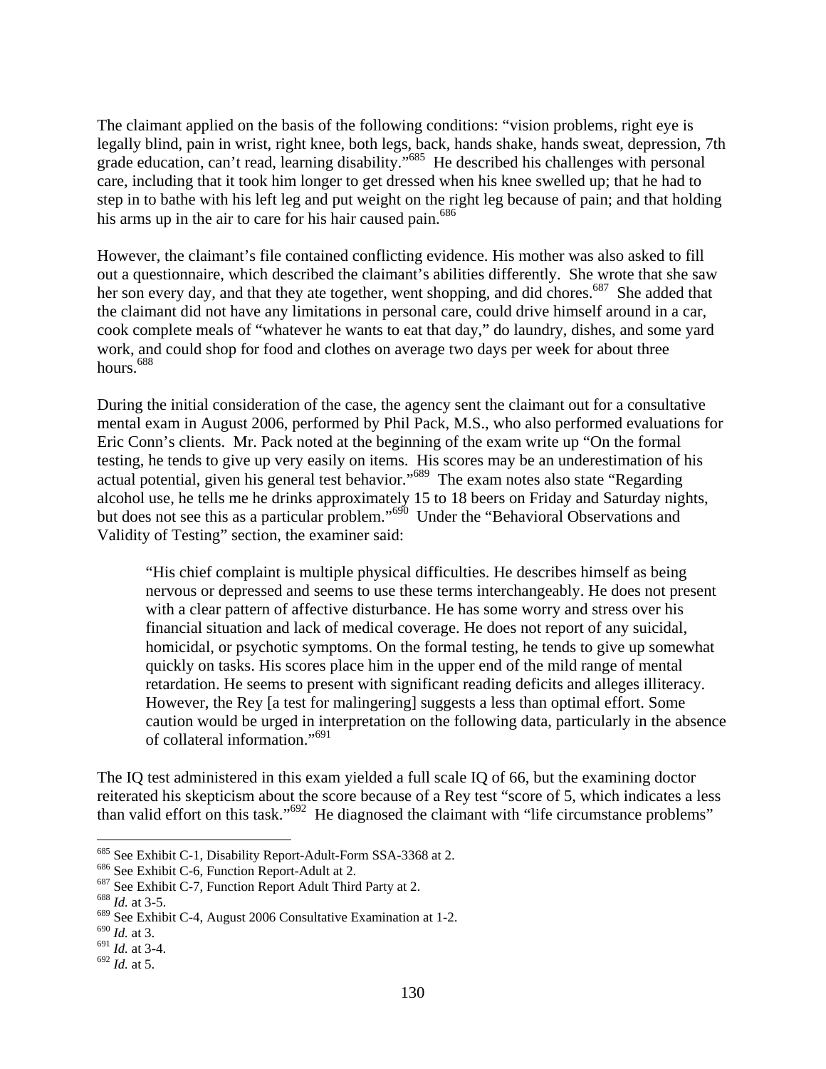The claimant applied on the basis of the following conditions: "vision problems, right eye is legally blind, pain in wrist, right knee, both legs, back, hands shake, hands sweat, depression, 7th grade education, can't read, learning disability."[685] He described his challenges with personal care, including that it took him longer to get dressed when his knee swelled up; that he had to step in to bathe with his left leg and put weight on the right leg because of pain; and that holding his arms up in the air to care for his hair caused pain.[686]

However, the claimant's file contained conflicting evidence. His mother was also asked to fill out a questionnaire, which described the claimant's abilities differently. She wrote that she saw her son every day, and that they ate together, went shopping, and did chores.[687] She added that the claimant did not have any limitations in personal care, could drive himself around in a car, cook complete meals of "whatever he wants to eat that day," do laundry, dishes, and some yard work, and could shop for food and clothes on average two days per week for about three hours.[688]

During the initial consideration of the case, the agency sent the claimant out for a consultative mental exam in August 2006, performed by Phil Pack, M.S., who also performed evaluations for Eric Conn's clients. Mr. Pack noted at the beginning of the exam write up "On the formal testing, he tends to give up very easily on items. His scores may be an underestimation of his actual potential, given his general test behavior."[689] The exam notes also state "Regarding alcohol use, he tells me he drinks approximately 15 to 18 beers on Friday and Saturday nights, but does not see this as a particular problem."[690] Under the "Behavioral Observations and Validity of Testing" section, the examiner said:

> "His chief complaint is multiple physical difficulties. He describes himself as being nervous or depressed and seems to use these terms interchangeably. He does not present with a clear pattern of affective disturbance. He has some worry and stress over his financial situation and lack of medical coverage. He does not report of any suicidal, homicidal, or psychotic symptoms. On the formal testing, he tends to give up somewhat quickly on tasks. His scores place him in the upper end of the mild range of mental retardation. He seems to present with significant reading deficits and alleges illiteracy. However, the Rey [a test for malingering] suggests a less than optimal effort. Some caution would be urged in interpretation on the following data, particularly in the absence of collateral information."[691]

The IQ test administered in this exam yielded a full scale IQ of 66, but the examining doctor reiterated his skepticism about the score because of a Rey test "score of 5, which indicates a less than valid effort on this task."[692] He diagnosed the claimant with "life circumstance problems"

---

[685] See Exhibit C-1, Disability Report-Adult-Form SSA-3368 at 2.

[686] See Exhibit C-6, Function Report-Adult at 2.

[687] See Exhibit C-7, Function Report Adult Third Party at 2.

[688] *Id.* at 3-5.

[689] See Exhibit C-4, August 2006 Consultative Examination at 1-2.

[690] *Id.* at 3.

[691] *Id.* at 3-4.

[692] *Id.* at 5.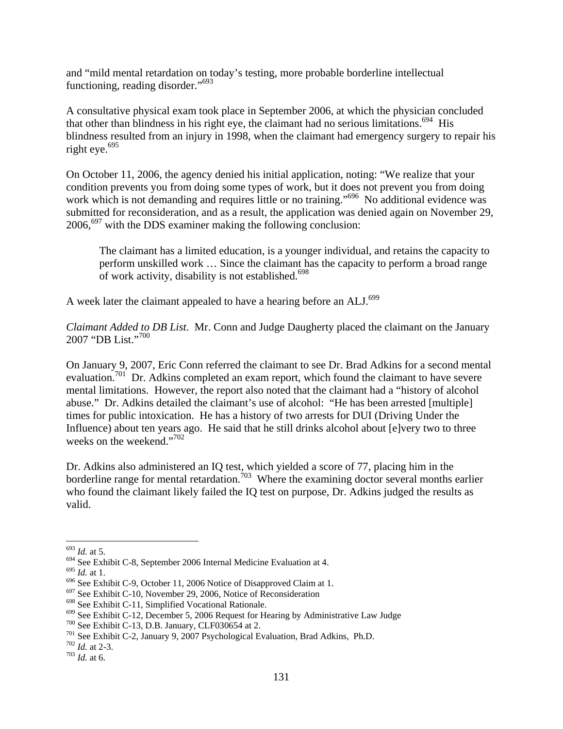and "mild mental retardation on today's testing, more probable borderline intellectual functioning, reading disorder."[693]

A consultative physical exam took place in September 2006, at which the physician concluded that other than blindness in his right eye, the claimant had no serious limitations.[694] His blindness resulted from an injury in 1998, when the claimant had emergency surgery to repair his right eye.[695]

On October 11, 2006, the agency denied his initial application, noting: "We realize that your condition prevents you from doing some types of work, but it does not prevent you from doing work which is not demanding and requires little or no training."[696] No additional evidence was submitted for reconsideration, and as a result, the application was denied again on November 29, 2006,[697] with the DDS examiner making the following conclusion:

> The claimant has a limited education, is a younger individual, and retains the capacity to perform unskilled work … Since the claimant has the capacity to perform a broad range of work activity, disability is not established.[698]

A week later the claimant appealed to have a hearing before an ALJ.[699]

*Claimant Added to DB List*. Mr. Conn and Judge Daugherty placed the claimant on the January 2007 "DB List."[700]

On January 9, 2007, Eric Conn referred the claimant to see Dr. Brad Adkins for a second mental evaluation.[701] Dr. Adkins completed an exam report, which found the claimant to have severe mental limitations. However, the report also noted that the claimant had a "history of alcohol abuse." Dr. Adkins detailed the claimant's use of alcohol: "He has been arrested [multiple] times for public intoxication. He has a history of two arrests for DUI (Driving Under the Influence) about ten years ago. He said that he still drinks alcohol about [e]very two to three weeks on the weekend."[702]

Dr. Adkins also administered an IQ test, which yielded a score of 77, placing him in the borderline range for mental retardation.[703] Where the examining doctor several months earlier who found the claimant likely failed the IQ test on purpose, Dr. Adkins judged the results as valid.

---

[693] *Id.* at 5.
[694] See Exhibit C-8, September 2006 Internal Medicine Evaluation at 4.
[695] *Id.* at 1.
[696] See Exhibit C-9, October 11, 2006 Notice of Disapproved Claim at 1.
[697] See Exhibit C-10, November 29, 2006, Notice of Reconsideration
[698] See Exhibit C-11, Simplified Vocational Rationale.
[699] See Exhibit C-12, December 5, 2006 Request for Hearing by Administrative Law Judge
[700] See Exhibit C-13, D.B. January, CLF030654 at 2.
[701] See Exhibit C-2, January 9, 2007 Psychological Evaluation, Brad Adkins, Ph.D.
[702] *Id.* at 2-3.
[703] *Id.* at 6.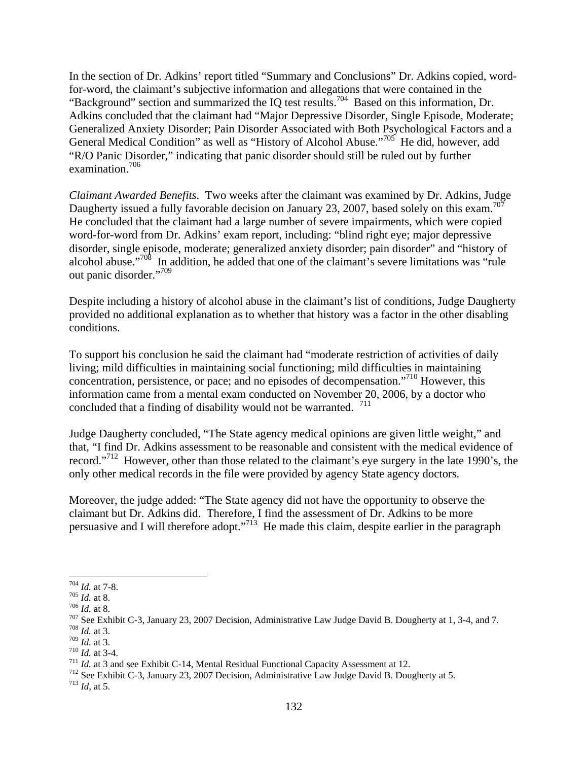In the section of Dr. Adkins' report titled "Summary and Conclusions" Dr. Adkins copied, word-for-word, the claimant's subjective information and allegations that were contained in the "Background" section and summarized the IQ test results.[704] Based on this information, Dr. Adkins concluded that the claimant had "Major Depressive Disorder, Single Episode, Moderate; Generalized Anxiety Disorder; Pain Disorder Associated with Both Psychological Factors and a General Medical Condition" as well as "History of Alcohol Abuse."[705] He did, however, add "R/O Panic Disorder," indicating that panic disorder should still be ruled out by further examination.[706]

*Claimant Awarded Benefits*. Two weeks after the claimant was examined by Dr. Adkins, Judge Daugherty issued a fully favorable decision on January 23, 2007, based solely on this exam.[707] He concluded that the claimant had a large number of severe impairments, which were copied word-for-word from Dr. Adkins' exam report, including: "blind right eye; major depressive disorder, single episode, moderate; generalized anxiety disorder; pain disorder" and "history of alcohol abuse."[708] In addition, he added that one of the claimant's severe limitations was "rule out panic disorder."[709]

Despite including a history of alcohol abuse in the claimant's list of conditions, Judge Daugherty provided no additional explanation as to whether that history was a factor in the other disabling conditions.

To support his conclusion he said the claimant had "moderate restriction of activities of daily living; mild difficulties in maintaining social functioning; mild difficulties in maintaining concentration, persistence, or pace; and no episodes of decompensation."[710] However, this information came from a mental exam conducted on November 20, 2006, by a doctor who concluded that a finding of disability would not be warranted.[711]

Judge Daugherty concluded, "The State agency medical opinions are given little weight," and that, "I find Dr. Adkins assessment to be reasonable and consistent with the medical evidence of record."[712] However, other than those related to the claimant's eye surgery in the late 1990's, the only other medical records in the file were provided by agency State agency doctors.

Moreover, the judge added: "The State agency did not have the opportunity to observe the claimant but Dr. Adkins did. Therefore, I find the assessment of Dr. Adkins to be more persuasive and I will therefore adopt."[713] He made this claim, despite earlier in the paragraph

---

[704] *Id.* at 7-8.
[705] *Id.* at 8.
[706] *Id.* at 8.
[707] See Exhibit C-3, January 23, 2007 Decision, Administrative Law Judge David B. Dougherty at 1, 3-4, and 7.
[708] *Id.* at 3.
[709] *Id.* at 3.
[710] *Id.* at 3-4.
[711] *Id.* at 3 and see Exhibit C-14, Mental Residual Functional Capacity Assessment at 12.
[712] See Exhibit C-3, January 23, 2007 Decision, Administrative Law Judge David B. Dougherty at 5.
[713] *Id*, at 5.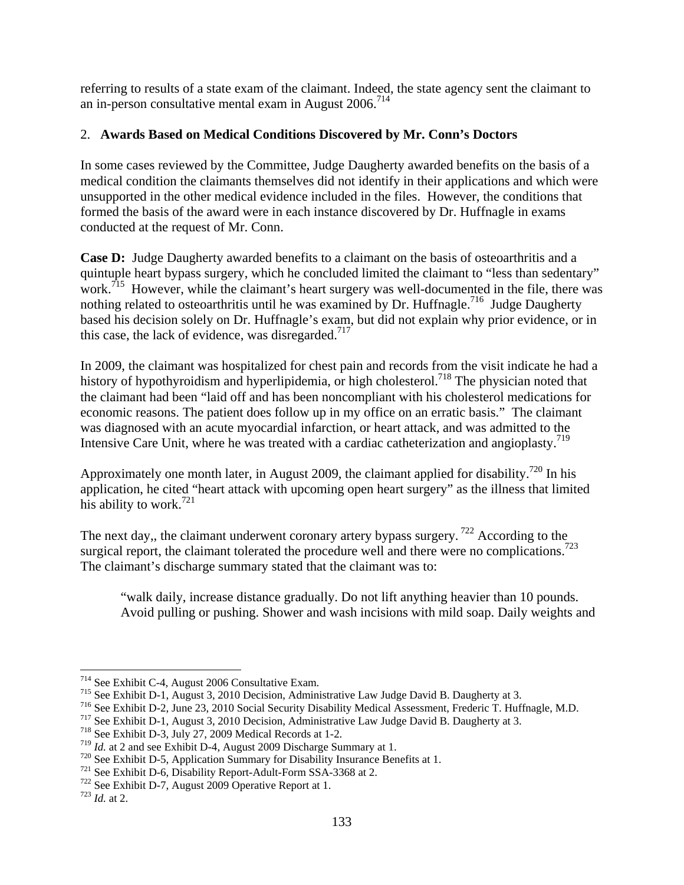referring to results of a state exam of the claimant. Indeed, the state agency sent the claimant to an in-person consultative mental exam in August 2006.[714]

2. **Awards Based on Medical Conditions Discovered by Mr. Conn's Doctors**

In some cases reviewed by the Committee, Judge Daugherty awarded benefits on the basis of a medical condition the claimants themselves did not identify in their applications and which were unsupported in the other medical evidence included in the files. However, the conditions that formed the basis of the award were in each instance discovered by Dr. Huffnagle in exams conducted at the request of Mr. Conn.

**Case D:** Judge Daugherty awarded benefits to a claimant on the basis of osteoarthritis and a quintuple heart bypass surgery, which he concluded limited the claimant to "less than sedentary" work.[715] However, while the claimant's heart surgery was well-documented in the file, there was nothing related to osteoarthritis until he was examined by Dr. Huffnagle.[716] Judge Daugherty based his decision solely on Dr. Huffnagle's exam, but did not explain why prior evidence, or in this case, the lack of evidence, was disregarded.[717]

In 2009, the claimant was hospitalized for chest pain and records from the visit indicate he had a history of hypothyroidism and hyperlipidemia, or high cholesterol.[718] The physician noted that the claimant had been "laid off and has been noncompliant with his cholesterol medications for economic reasons. The patient does follow up in my office on an erratic basis." The claimant was diagnosed with an acute myocardial infarction, or heart attack, and was admitted to the Intensive Care Unit, where he was treated with a cardiac catheterization and angioplasty.[719]

Approximately one month later, in August 2009, the claimant applied for disability.[720] In his application, he cited "heart attack with upcoming open heart surgery" as the illness that limited his ability to work.[721]

The next day,, the claimant underwent coronary artery bypass surgery.[722] According to the surgical report, the claimant tolerated the procedure well and there were no complications.[723] The claimant's discharge summary stated that the claimant was to:

> "walk daily, increase distance gradually. Do not lift anything heavier than 10 pounds. Avoid pulling or pushing. Shower and wash incisions with mild soap. Daily weights and

---

[714] See Exhibit C-4, August 2006 Consultative Exam.
[715] See Exhibit D-1, August 3, 2010 Decision, Administrative Law Judge David B. Daugherty at 3.
[716] See Exhibit D-2, June 23, 2010 Social Security Disability Medical Assessment, Frederic T. Huffnagle, M.D.
[717] See Exhibit D-1, August 3, 2010 Decision, Administrative Law Judge David B. Daugherty at 3.
[718] See Exhibit D-3, July 27, 2009 Medical Records at 1-2.
[719] *Id.* at 2 and see Exhibit D-4, August 2009 Discharge Summary at 1.
[720] See Exhibit D-5, Application Summary for Disability Insurance Benefits at 1.
[721] See Exhibit D-6, Disability Report-Adult-Form SSA-3368 at 2.
[722] See Exhibit D-7, August 2009 Operative Report at 1.
[723] *Id.* at 2.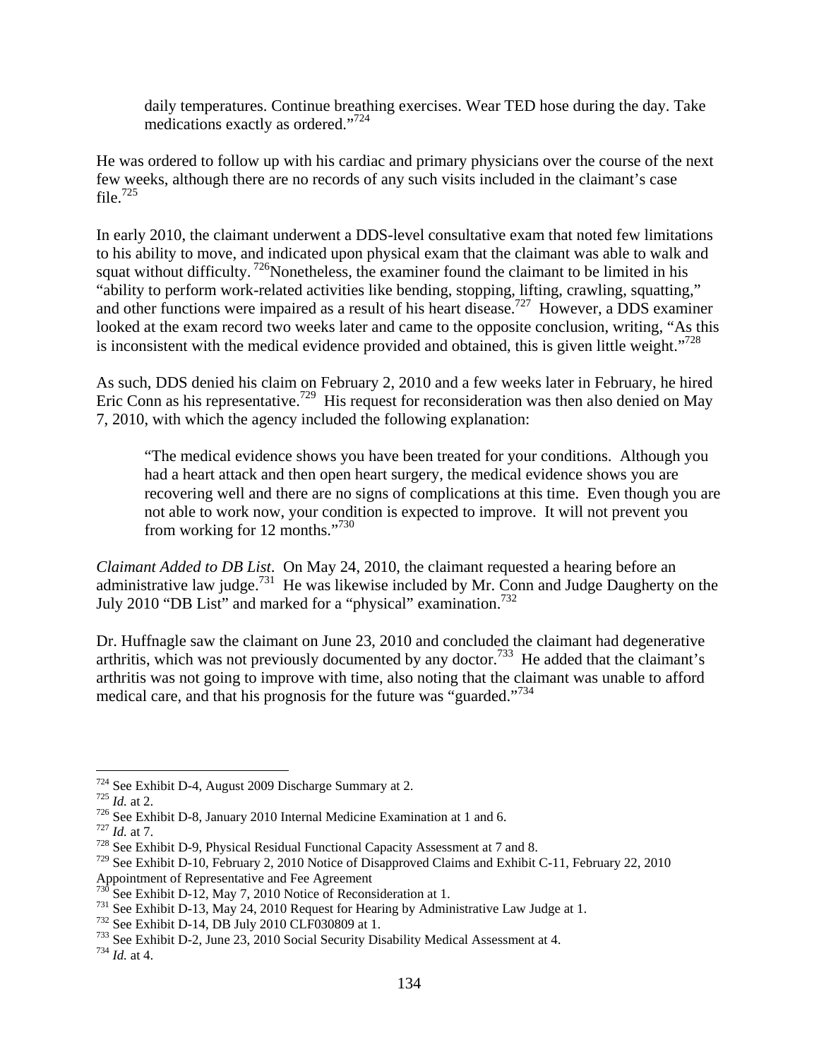> daily temperatures. Continue breathing exercises. Wear TED hose during the day. Take medications exactly as ordered."[724]

He was ordered to follow up with his cardiac and primary physicians over the course of the next few weeks, although there are no records of any such visits included in the claimant's case file.[725]

In early 2010, the claimant underwent a DDS-level consultative exam that noted few limitations to his ability to move, and indicated upon physical exam that the claimant was able to walk and squat without difficulty. [726]Nonetheless, the examiner found the claimant to be limited in his "ability to perform work-related activities like bending, stopping, lifting, crawling, squatting," and other functions were impaired as a result of his heart disease.[727] However, a DDS examiner looked at the exam record two weeks later and came to the opposite conclusion, writing, "As this is inconsistent with the medical evidence provided and obtained, this is given little weight."[728]

As such, DDS denied his claim on February 2, 2010 and a few weeks later in February, he hired Eric Conn as his representative.[729] His request for reconsideration was then also denied on May 7, 2010, with which the agency included the following explanation:

> "The medical evidence shows you have been treated for your conditions. Although you had a heart attack and then open heart surgery, the medical evidence shows you are recovering well and there are no signs of complications at this time. Even though you are not able to work now, your condition is expected to improve. It will not prevent you from working for 12 months."[730]

*Claimant Added to DB List*. On May 24, 2010, the claimant requested a hearing before an administrative law judge.[731] He was likewise included by Mr. Conn and Judge Daugherty on the July 2010 "DB List" and marked for a "physical" examination.[732]

Dr. Huffnagle saw the claimant on June 23, 2010 and concluded the claimant had degenerative arthritis, which was not previously documented by any doctor.[733] He added that the claimant's arthritis was not going to improve with time, also noting that the claimant was unable to afford medical care, and that his prognosis for the future was "guarded."[734]

---

[724] See Exhibit D-4, August 2009 Discharge Summary at 2.
[725] *Id.* at 2.
[726] See Exhibit D-8, January 2010 Internal Medicine Examination at 1 and 6.
[727] *Id.* at 7.
[728] See Exhibit D-9, Physical Residual Functional Capacity Assessment at 7 and 8.
[729] See Exhibit D-10, February 2, 2010 Notice of Disapproved Claims and Exhibit C-11, February 22, 2010 Appointment of Representative and Fee Agreement
[730] See Exhibit D-12, May 7, 2010 Notice of Reconsideration at 1.
[731] See Exhibit D-13, May 24, 2010 Request for Hearing by Administrative Law Judge at 1.
[732] See Exhibit D-14, DB July 2010 CLF030809 at 1.
[733] See Exhibit D-2, June 23, 2010 Social Security Disability Medical Assessment at 4.
[734] *Id.* at 4.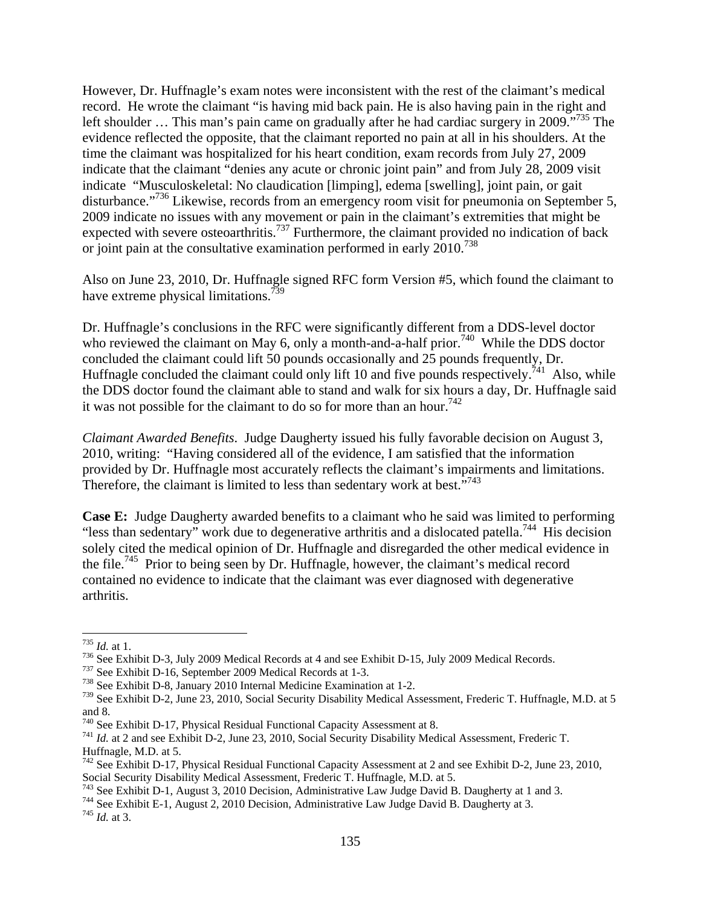However, Dr. Huffnagle's exam notes were inconsistent with the rest of the claimant's medical record. He wrote the claimant "is having mid back pain. He is also having pain in the right and left shoulder … This man's pain came on gradually after he had cardiac surgery in 2009."[735] The evidence reflected the opposite, that the claimant reported no pain at all in his shoulders. At the time the claimant was hospitalized for his heart condition, exam records from July 27, 2009 indicate that the claimant "denies any acute or chronic joint pain" and from July 28, 2009 visit indicate "Musculoskeletal: No claudication [limping], edema [swelling], joint pain, or gait disturbance."[736] Likewise, records from an emergency room visit for pneumonia on September 5, 2009 indicate no issues with any movement or pain in the claimant's extremities that might be expected with severe osteoarthritis.[737] Furthermore, the claimant provided no indication of back or joint pain at the consultative examination performed in early 2010.[738]

Also on June 23, 2010, Dr. Huffnagle signed RFC form Version #5, which found the claimant to have extreme physical limitations.[739]

Dr. Huffnagle's conclusions in the RFC were significantly different from a DDS-level doctor who reviewed the claimant on May 6, only a month-and-a-half prior.[740] While the DDS doctor concluded the claimant could lift 50 pounds occasionally and 25 pounds frequently, Dr. Huffnagle concluded the claimant could only lift 10 and five pounds respectively.[741] Also, while the DDS doctor found the claimant able to stand and walk for six hours a day, Dr. Huffnagle said it was not possible for the claimant to do so for more than an hour.[742]

*Claimant Awarded Benefits*. Judge Daugherty issued his fully favorable decision on August 3, 2010, writing: "Having considered all of the evidence, I am satisfied that the information provided by Dr. Huffnagle most accurately reflects the claimant's impairments and limitations. Therefore, the claimant is limited to less than sedentary work at best."[743]

**Case E:** Judge Daugherty awarded benefits to a claimant who he said was limited to performing "less than sedentary" work due to degenerative arthritis and a dislocated patella.[744] His decision solely cited the medical opinion of Dr. Huffnagle and disregarded the other medical evidence in the file.[745] Prior to being seen by Dr. Huffnagle, however, the claimant's medical record contained no evidence to indicate that the claimant was ever diagnosed with degenerative arthritis.

---

[735] *Id.* at 1.

[736] See Exhibit D-3, July 2009 Medical Records at 4 and see Exhibit D-15, July 2009 Medical Records.

[737] See Exhibit D-16, September 2009 Medical Records at 1-3.

[738] See Exhibit D-8, January 2010 Internal Medicine Examination at 1-2.

[739] See Exhibit D-2, June 23, 2010, Social Security Disability Medical Assessment, Frederic T. Huffnagle, M.D. at 5 and 8.

[740] See Exhibit D-17, Physical Residual Functional Capacity Assessment at 8.

[741] *Id.* at 2 and see Exhibit D-2, June 23, 2010, Social Security Disability Medical Assessment, Frederic T. Huffnagle, M.D. at 5.

[742] See Exhibit D-17, Physical Residual Functional Capacity Assessment at 2 and see Exhibit D-2, June 23, 2010, Social Security Disability Medical Assessment, Frederic T. Huffnagle, M.D. at 5.

[743] See Exhibit D-1, August 3, 2010 Decision, Administrative Law Judge David B. Daugherty at 1 and 3.

[744] See Exhibit E-1, August 2, 2010 Decision, Administrative Law Judge David B. Daugherty at 3.

[745] *Id.* at 3.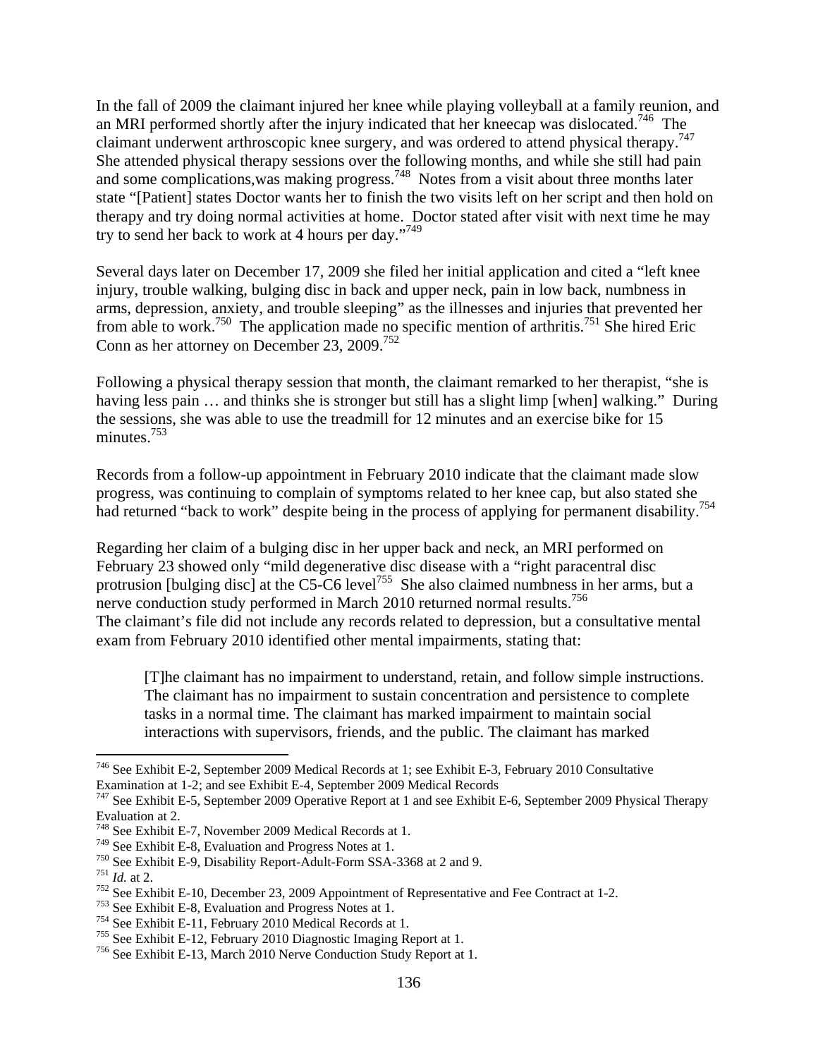In the fall of 2009 the claimant injured her knee while playing volleyball at a family reunion, and an MRI performed shortly after the injury indicated that her kneecap was dislocated.[746] The claimant underwent arthroscopic knee surgery, and was ordered to attend physical therapy.[747] She attended physical therapy sessions over the following months, and while she still had pain and some complications,was making progress.[748] Notes from a visit about three months later state "[Patient] states Doctor wants her to finish the two visits left on her script and then hold on therapy and try doing normal activities at home. Doctor stated after visit with next time he may try to send her back to work at 4 hours per day."[749]

Several days later on December 17, 2009 she filed her initial application and cited a "left knee injury, trouble walking, bulging disc in back and upper neck, pain in low back, numbness in arms, depression, anxiety, and trouble sleeping" as the illnesses and injuries that prevented her from able to work.[750] The application made no specific mention of arthritis.[751] She hired Eric Conn as her attorney on December 23, 2009.[752]

Following a physical therapy session that month, the claimant remarked to her therapist, "she is having less pain … and thinks she is stronger but still has a slight limp [when] walking." During the sessions, she was able to use the treadmill for 12 minutes and an exercise bike for 15 minutes.[753]

Records from a follow-up appointment in February 2010 indicate that the claimant made slow progress, was continuing to complain of symptoms related to her knee cap, but also stated she had returned "back to work" despite being in the process of applying for permanent disability.[754]

Regarding her claim of a bulging disc in her upper back and neck, an MRI performed on February 23 showed only "mild degenerative disc disease with a "right paracentral disc protrusion [bulging disc] at the C5-C6 level[755] She also claimed numbness in her arms, but a nerve conduction study performed in March 2010 returned normal results.[756]
The claimant's file did not include any records related to depression, but a consultative mental exam from February 2010 identified other mental impairments, stating that:

> [T]he claimant has no impairment to understand, retain, and follow simple instructions. The claimant has no impairment to sustain concentration and persistence to complete tasks in a normal time. The claimant has marked impairment to maintain social interactions with supervisors, friends, and the public. The claimant has marked

---

[746] See Exhibit E-2, September 2009 Medical Records at 1; see Exhibit E-3, February 2010 Consultative Examination at 1-2; and see Exhibit E-4, September 2009 Medical Records

[747] See Exhibit E-5, September 2009 Operative Report at 1 and see Exhibit E-6, September 2009 Physical Therapy Evaluation at 2.

[748] See Exhibit E-7, November 2009 Medical Records at 1.

[749] See Exhibit E-8, Evaluation and Progress Notes at 1.

[750] See Exhibit E-9, Disability Report-Adult-Form SSA-3368 at 2 and 9.

[751] *Id.* at 2.

[752] See Exhibit E-10, December 23, 2009 Appointment of Representative and Fee Contract at 1-2.

[753] See Exhibit E-8, Evaluation and Progress Notes at 1.

[754] See Exhibit E-11, February 2010 Medical Records at 1.

[755] See Exhibit E-12, February 2010 Diagnostic Imaging Report at 1.

[756] See Exhibit E-13, March 2010 Nerve Conduction Study Report at 1.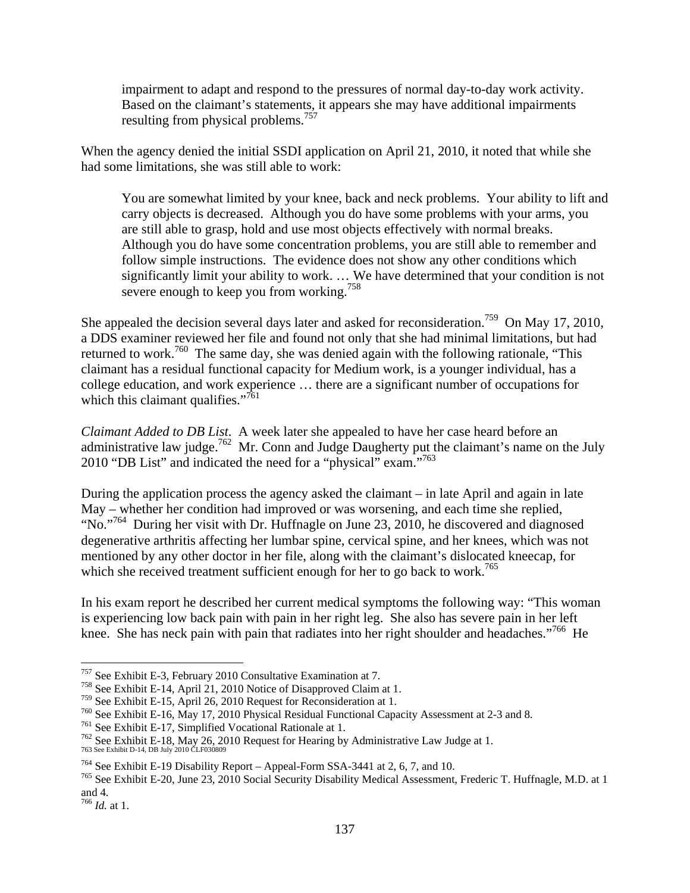> impairment to adapt and respond to the pressures of normal day-to-day work activity. Based on the claimant's statements, it appears she may have additional impairments resulting from physical problems.[757]

When the agency denied the initial SSDI application on April 21, 2010, it noted that while she had some limitations, she was still able to work:

> You are somewhat limited by your knee, back and neck problems. Your ability to lift and carry objects is decreased. Although you do have some problems with your arms, you are still able to grasp, hold and use most objects effectively with normal breaks. Although you do have some concentration problems, you are still able to remember and follow simple instructions. The evidence does not show any other conditions which significantly limit your ability to work. … We have determined that your condition is not severe enough to keep you from working.[758]

She appealed the decision several days later and asked for reconsideration.[759] On May 17, 2010, a DDS examiner reviewed her file and found not only that she had minimal limitations, but had returned to work.[760] The same day, she was denied again with the following rationale, "This claimant has a residual functional capacity for Medium work, is a younger individual, has a college education, and work experience … there are a significant number of occupations for which this claimant qualifies."[761]

*Claimant Added to DB List*. A week later she appealed to have her case heard before an administrative law judge.[762] Mr. Conn and Judge Daugherty put the claimant's name on the July 2010 "DB List" and indicated the need for a "physical" exam."[763]

During the application process the agency asked the claimant – in late April and again in late May – whether her condition had improved or was worsening, and each time she replied, "No."[764] During her visit with Dr. Huffnagle on June 23, 2010, he discovered and diagnosed degenerative arthritis affecting her lumbar spine, cervical spine, and her knees, which was not mentioned by any other doctor in her file, along with the claimant's dislocated kneecap, for which she received treatment sufficient enough for her to go back to work.[765]

In his exam report he described her current medical symptoms the following way: "This woman is experiencing low back pain with pain in her right leg. She also has severe pain in her left knee. She has neck pain with pain that radiates into her right shoulder and headaches."[766] He

---

[757] See Exhibit E-3, February 2010 Consultative Examination at 7.

[758] See Exhibit E-14, April 21, 2010 Notice of Disapproved Claim at 1.

[759] See Exhibit E-15, April 26, 2010 Request for Reconsideration at 1.

[760] See Exhibit E-16, May 17, 2010 Physical Residual Functional Capacity Assessment at 2-3 and 8.

[761] See Exhibit E-17, Simplified Vocational Rationale at 1.

[762] See Exhibit E-18, May 26, 2010 Request for Hearing by Administrative Law Judge at 1.

[763] See Exhibit D-14, DB July 2010 CLF030809

[764] See Exhibit E-19 Disability Report – Appeal-Form SSA-3441 at 2, 6, 7, and 10.

[765] See Exhibit E-20, June 23, 2010 Social Security Disability Medical Assessment, Frederic T. Huffnagle, M.D. at 1 and 4.

[766] *Id.* at 1.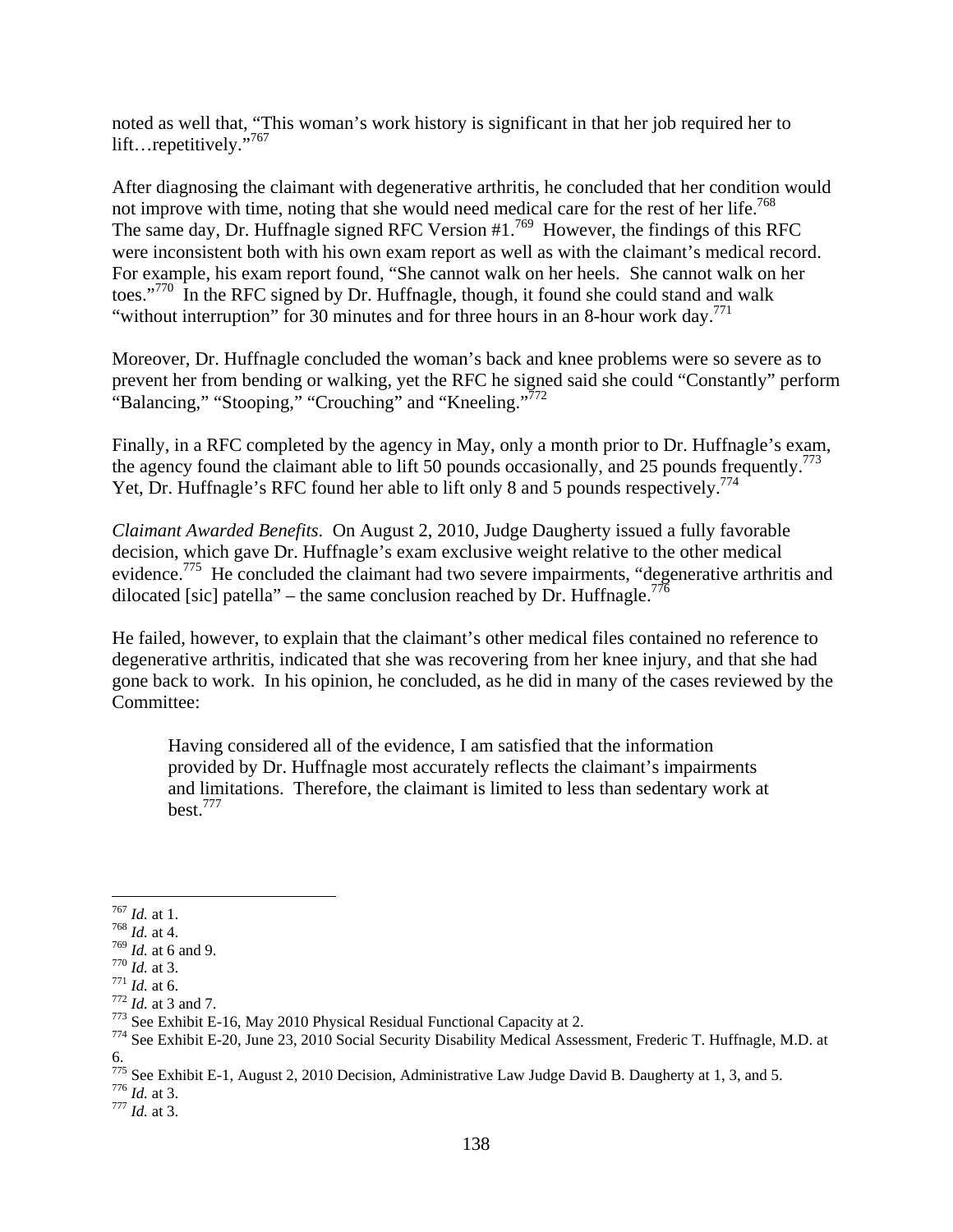noted as well that, "This woman's work history is significant in that her job required her to lift…repetitively."[767]

After diagnosing the claimant with degenerative arthritis, he concluded that her condition would not improve with time, noting that she would need medical care for the rest of her life.[768] The same day, Dr. Huffnagle signed RFC Version #1.[769] However, the findings of this RFC were inconsistent both with his own exam report as well as with the claimant's medical record. For example, his exam report found, "She cannot walk on her heels. She cannot walk on her toes."[770] In the RFC signed by Dr. Huffnagle, though, it found she could stand and walk "without interruption" for 30 minutes and for three hours in an 8-hour work day.[771]

Moreover, Dr. Huffnagle concluded the woman's back and knee problems were so severe as to prevent her from bending or walking, yet the RFC he signed said she could "Constantly" perform "Balancing," "Stooping," "Crouching" and "Kneeling."[772]

Finally, in a RFC completed by the agency in May, only a month prior to Dr. Huffnagle's exam, the agency found the claimant able to lift 50 pounds occasionally, and 25 pounds frequently.[773] Yet, Dr. Huffnagle's RFC found her able to lift only 8 and 5 pounds respectively.[774]

*Claimant Awarded Benefits.* On August 2, 2010, Judge Daugherty issued a fully favorable decision, which gave Dr. Huffnagle's exam exclusive weight relative to the other medical evidence.[775] He concluded the claimant had two severe impairments, "degenerative arthritis and dilocated [sic] patella" – the same conclusion reached by Dr. Huffnagle.[776]

He failed, however, to explain that the claimant's other medical files contained no reference to degenerative arthritis, indicated that she was recovering from her knee injury, and that she had gone back to work. In his opinion, he concluded, as he did in many of the cases reviewed by the Committee:

> Having considered all of the evidence, I am satisfied that the information provided by Dr. Huffnagle most accurately reflects the claimant's impairments and limitations. Therefore, the claimant is limited to less than sedentary work at best.[777]

---

[767] *Id.* at 1.
[768] *Id.* at 4.
[769] *Id.* at 6 and 9.
[770] *Id.* at 3.
[771] *Id.* at 6.
[772] *Id.* at 3 and 7.
[773] See Exhibit E-16, May 2010 Physical Residual Functional Capacity at 2.
[774] See Exhibit E-20, June 23, 2010 Social Security Disability Medical Assessment, Frederic T. Huffnagle, M.D. at 6.
[775] See Exhibit E-1, August 2, 2010 Decision, Administrative Law Judge David B. Daugherty at 1, 3, and 5.
[776] *Id.* at 3.
[777] *Id.* at 3.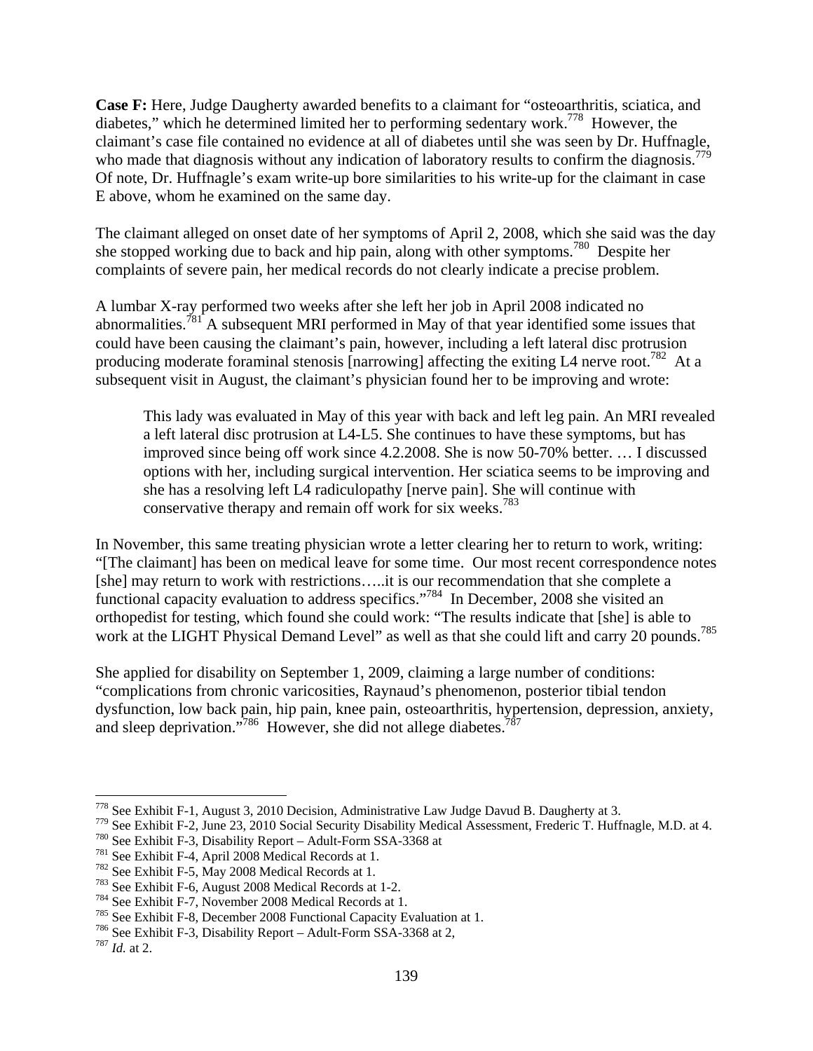**Case F:** Here, Judge Daugherty awarded benefits to a claimant for "osteoarthritis, sciatica, and diabetes," which he determined limited her to performing sedentary work.[778] However, the claimant's case file contained no evidence at all of diabetes until she was seen by Dr. Huffnagle, who made that diagnosis without any indication of laboratory results to confirm the diagnosis.[779] Of note, Dr. Huffnagle's exam write-up bore similarities to his write-up for the claimant in case E above, whom he examined on the same day.

The claimant alleged on onset date of her symptoms of April 2, 2008, which she said was the day she stopped working due to back and hip pain, along with other symptoms.[780] Despite her complaints of severe pain, her medical records do not clearly indicate a precise problem.

A lumbar X-ray performed two weeks after she left her job in April 2008 indicated no abnormalities.[781] A subsequent MRI performed in May of that year identified some issues that could have been causing the claimant's pain, however, including a left lateral disc protrusion producing moderate foraminal stenosis [narrowing] affecting the exiting L4 nerve root.[782] At a subsequent visit in August, the claimant's physician found her to be improving and wrote:

> This lady was evaluated in May of this year with back and left leg pain. An MRI revealed a left lateral disc protrusion at L4-L5. She continues to have these symptoms, but has improved since being off work since 4.2.2008. She is now 50-70% better. … I discussed options with her, including surgical intervention. Her sciatica seems to be improving and she has a resolving left L4 radiculopathy [nerve pain]. She will continue with conservative therapy and remain off work for six weeks.[783]

In November, this same treating physician wrote a letter clearing her to return to work, writing: "[The claimant] has been on medical leave for some time. Our most recent correspondence notes [she] may return to work with restrictions…..it is our recommendation that she complete a functional capacity evaluation to address specifics."[784] In December, 2008 she visited an orthopedist for testing, which found she could work: "The results indicate that [she] is able to work at the LIGHT Physical Demand Level" as well as that she could lift and carry 20 pounds.[785]

She applied for disability on September 1, 2009, claiming a large number of conditions: "complications from chronic varicosities, Raynaud's phenomenon, posterior tibial tendon dysfunction, low back pain, hip pain, knee pain, osteoarthritis, hypertension, depression, anxiety, and sleep deprivation."[786] However, she did not allege diabetes.[787]

---

[778] See Exhibit F-1, August 3, 2010 Decision, Administrative Law Judge Davud B. Daugherty at 3.
[779] See Exhibit F-2, June 23, 2010 Social Security Disability Medical Assessment, Frederic T. Huffnagle, M.D. at 4.
[780] See Exhibit F-3, Disability Report – Adult-Form SSA-3368 at
[781] See Exhibit F-4, April 2008 Medical Records at 1.
[782] See Exhibit F-5, May 2008 Medical Records at 1.
[783] See Exhibit F-6, August 2008 Medical Records at 1-2.
[784] See Exhibit F-7, November 2008 Medical Records at 1.
[785] See Exhibit F-8, December 2008 Functional Capacity Evaluation at 1.
[786] See Exhibit F-3, Disability Report – Adult-Form SSA-3368 at 2,
[787] *Id.* at 2.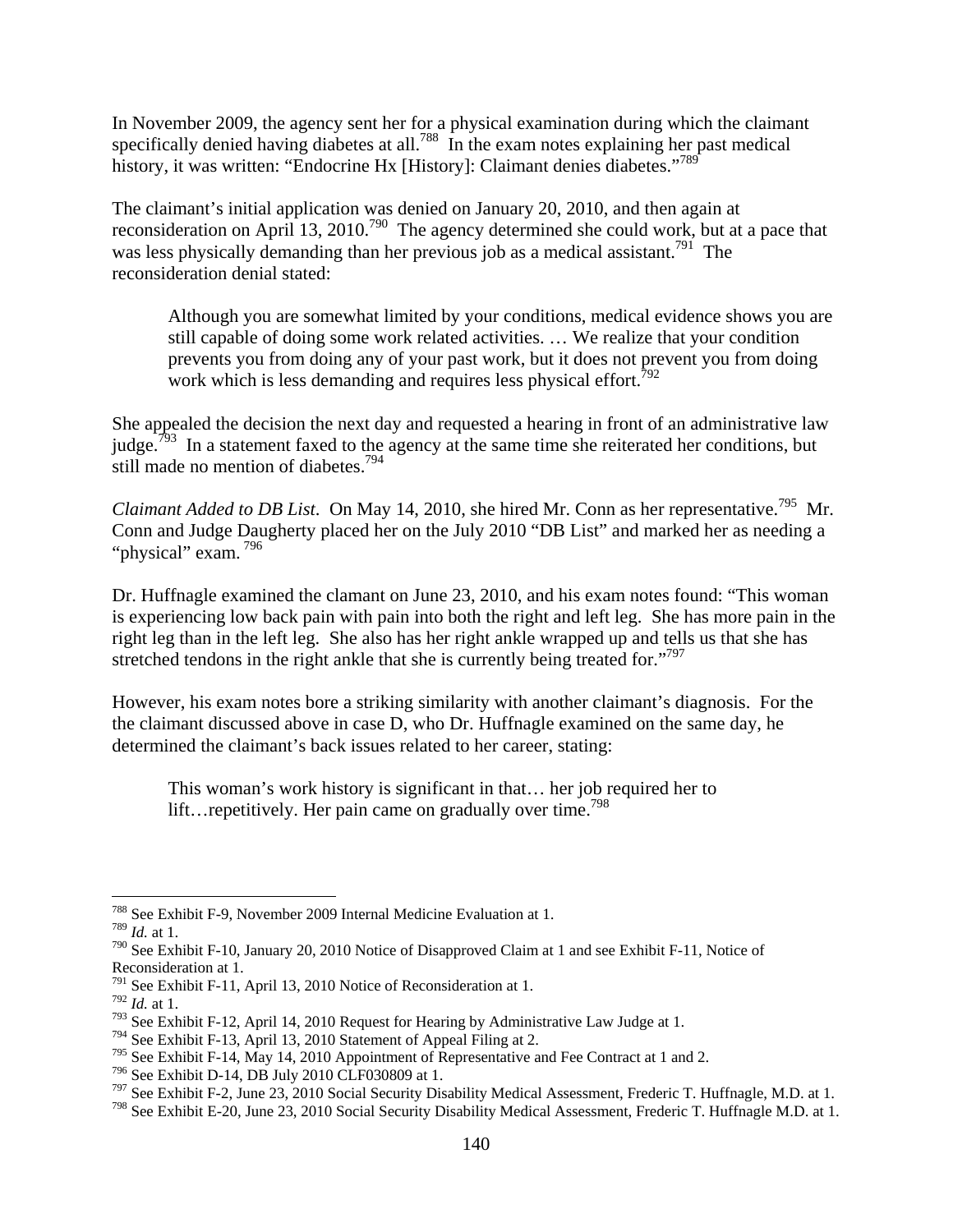In November 2009, the agency sent her for a physical examination during which the claimant specifically denied having diabetes at all.[788] In the exam notes explaining her past medical history, it was written: "Endocrine Hx [History]: Claimant denies diabetes."[789]

The claimant's initial application was denied on January 20, 2010, and then again at reconsideration on April 13, 2010.[790] The agency determined she could work, but at a pace that was less physically demanding than her previous job as a medical assistant.[791] The reconsideration denial stated:

> Although you are somewhat limited by your conditions, medical evidence shows you are still capable of doing some work related activities. … We realize that your condition prevents you from doing any of your past work, but it does not prevent you from doing work which is less demanding and requires less physical effort.[792]

She appealed the decision the next day and requested a hearing in front of an administrative law judge.[793] In a statement faxed to the agency at the same time she reiterated her conditions, but still made no mention of diabetes.[794]

*Claimant Added to DB List*. On May 14, 2010, she hired Mr. Conn as her representative.[795] Mr. Conn and Judge Daugherty placed her on the July 2010 "DB List" and marked her as needing a "physical" exam.[796]

Dr. Huffnagle examined the clamant on June 23, 2010, and his exam notes found: "This woman is experiencing low back pain with pain into both the right and left leg. She has more pain in the right leg than in the left leg. She also has her right ankle wrapped up and tells us that she has stretched tendons in the right ankle that she is currently being treated for."[797]

However, his exam notes bore a striking similarity with another claimant's diagnosis. For the the claimant discussed above in case D, who Dr. Huffnagle examined on the same day, he determined the claimant's back issues related to her career, stating:

> This woman's work history is significant in that… her job required her to lift…repetitively. Her pain came on gradually over time.[798]

---

[788] See Exhibit F-9, November 2009 Internal Medicine Evaluation at 1.
[789] *Id.* at 1.
[790] See Exhibit F-10, January 20, 2010 Notice of Disapproved Claim at 1 and see Exhibit F-11, Notice of Reconsideration at 1.
[791] See Exhibit F-11, April 13, 2010 Notice of Reconsideration at 1.
[792] *Id.* at 1.
[793] See Exhibit F-12, April 14, 2010 Request for Hearing by Administrative Law Judge at 1.
[794] See Exhibit F-13, April 13, 2010 Statement of Appeal Filing at 2.
[795] See Exhibit F-14, May 14, 2010 Appointment of Representative and Fee Contract at 1 and 2.
[796] See Exhibit D-14, DB July 2010 CLF030809 at 1.
[797] See Exhibit F-2, June 23, 2010 Social Security Disability Medical Assessment, Frederic T. Huffnagle, M.D. at 1.
[798] See Exhibit E-20, June 23, 2010 Social Security Disability Medical Assessment, Frederic T. Huffnagle M.D. at 1.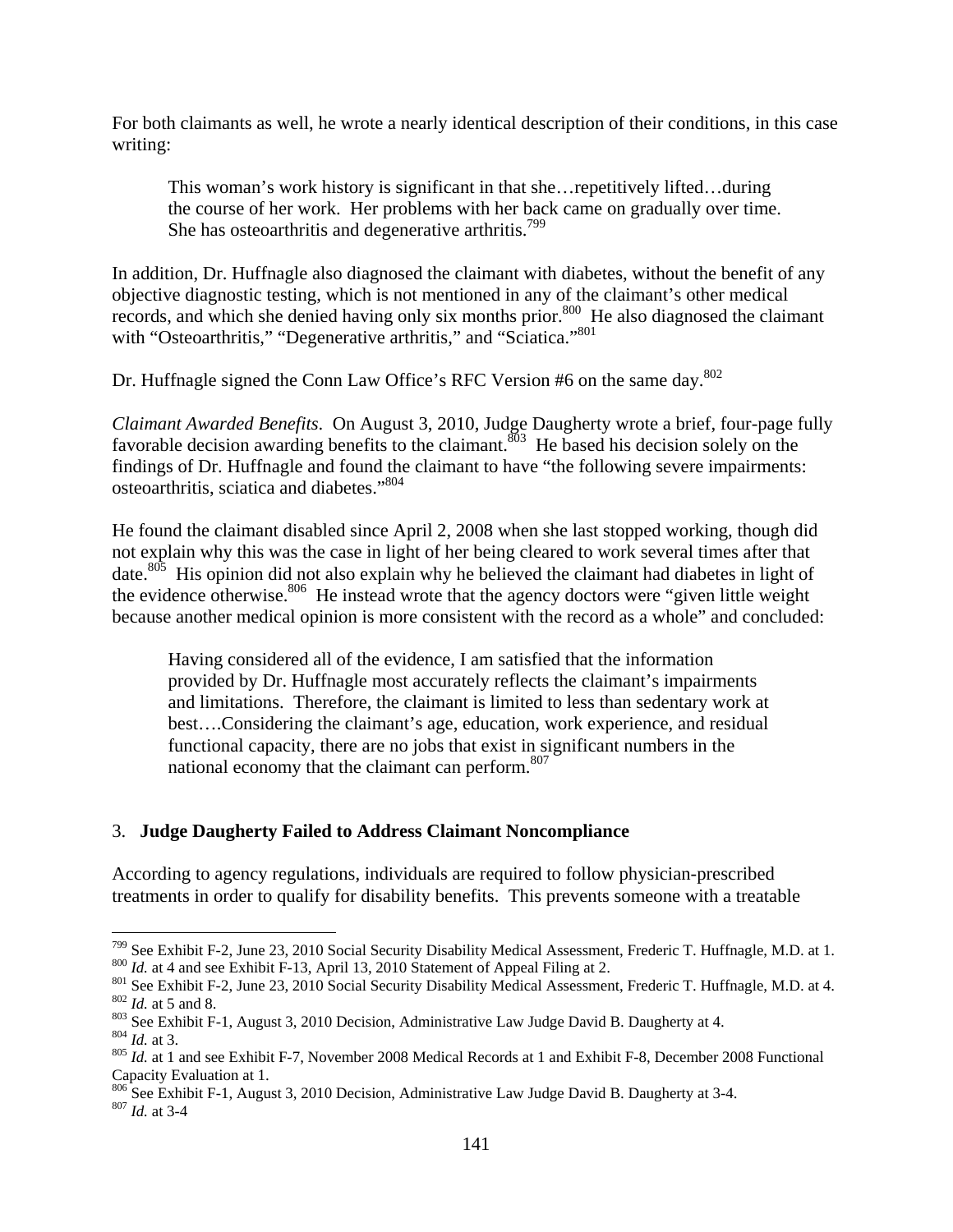For both claimants as well, he wrote a nearly identical description of their conditions, in this case writing:

> This woman's work history is significant in that she…repetitively lifted…during the course of her work. Her problems with her back came on gradually over time. She has osteoarthritis and degenerative arthritis.[799]

In addition, Dr. Huffnagle also diagnosed the claimant with diabetes, without the benefit of any objective diagnostic testing, which is not mentioned in any of the claimant's other medical records, and which she denied having only six months prior.[800] He also diagnosed the claimant with "Osteoarthritis," "Degenerative arthritis," and "Sciatica."[801]

Dr. Huffnagle signed the Conn Law Office's RFC Version #6 on the same day.[802]

*Claimant Awarded Benefits*. On August 3, 2010, Judge Daugherty wrote a brief, four-page fully favorable decision awarding benefits to the claimant.[803] He based his decision solely on the findings of Dr. Huffnagle and found the claimant to have "the following severe impairments: osteoarthritis, sciatica and diabetes."[804]

He found the claimant disabled since April 2, 2008 when she last stopped working, though did not explain why this was the case in light of her being cleared to work several times after that date.[805] His opinion did not also explain why he believed the claimant had diabetes in light of the evidence otherwise.[806] He instead wrote that the agency doctors were "given little weight because another medical opinion is more consistent with the record as a whole" and concluded:

> Having considered all of the evidence, I am satisfied that the information provided by Dr. Huffnagle most accurately reflects the claimant's impairments and limitations. Therefore, the claimant is limited to less than sedentary work at best….Considering the claimant's age, education, work experience, and residual functional capacity, there are no jobs that exist in significant numbers in the national economy that the claimant can perform.[807]

### 3. **Judge Daugherty Failed to Address Claimant Noncompliance**

According to agency regulations, individuals are required to follow physician-prescribed treatments in order to qualify for disability benefits. This prevents someone with a treatable

---

[799] See Exhibit F-2, June 23, 2010 Social Security Disability Medical Assessment, Frederic T. Huffnagle, M.D. at 1.
[800] *Id.* at 4 and see Exhibit F-13, April 13, 2010 Statement of Appeal Filing at 2.
[801] See Exhibit F-2, June 23, 2010 Social Security Disability Medical Assessment, Frederic T. Huffnagle, M.D. at 4.
[802] *Id.* at 5 and 8.
[803] See Exhibit F-1, August 3, 2010 Decision, Administrative Law Judge David B. Daugherty at 4.
[804] *Id.* at 3.
[805] *Id.* at 1 and see Exhibit F-7, November 2008 Medical Records at 1 and Exhibit F-8, December 2008 Functional Capacity Evaluation at 1.
[806] See Exhibit F-1, August 3, 2010 Decision, Administrative Law Judge David B. Daugherty at 3-4.
[807] *Id.* at 3-4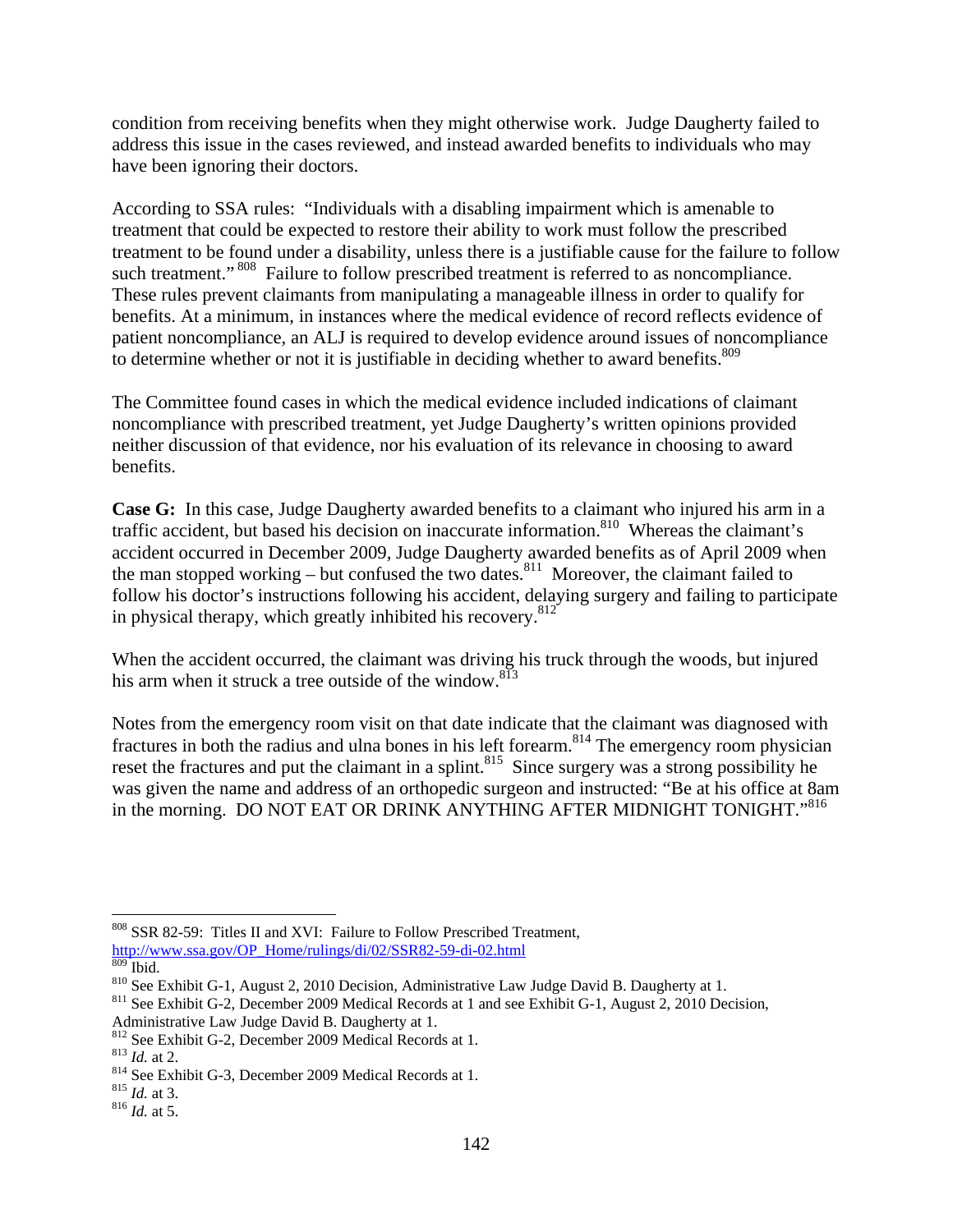condition from receiving benefits when they might otherwise work. Judge Daugherty failed to address this issue in the cases reviewed, and instead awarded benefits to individuals who may have been ignoring their doctors.

According to SSA rules: "Individuals with a disabling impairment which is amenable to treatment that could be expected to restore their ability to work must follow the prescribed treatment to be found under a disability, unless there is a justifiable cause for the failure to follow such treatment."[808] Failure to follow prescribed treatment is referred to as noncompliance. These rules prevent claimants from manipulating a manageable illness in order to qualify for benefits. At a minimum, in instances where the medical evidence of record reflects evidence of patient noncompliance, an ALJ is required to develop evidence around issues of noncompliance to determine whether or not it is justifiable in deciding whether to award benefits.[809]

The Committee found cases in which the medical evidence included indications of claimant noncompliance with prescribed treatment, yet Judge Daugherty's written opinions provided neither discussion of that evidence, nor his evaluation of its relevance in choosing to award benefits.

**Case G:** In this case, Judge Daugherty awarded benefits to a claimant who injured his arm in a traffic accident, but based his decision on inaccurate information.[810] Whereas the claimant's accident occurred in December 2009, Judge Daugherty awarded benefits as of April 2009 when the man stopped working – but confused the two dates.[811] Moreover, the claimant failed to follow his doctor's instructions following his accident, delaying surgery and failing to participate in physical therapy, which greatly inhibited his recovery.[812]

When the accident occurred, the claimant was driving his truck through the woods, but injured his arm when it struck a tree outside of the window.[813]

Notes from the emergency room visit on that date indicate that the claimant was diagnosed with fractures in both the radius and ulna bones in his left forearm.[814] The emergency room physician reset the fractures and put the claimant in a splint.[815] Since surgery was a strong possibility he was given the name and address of an orthopedic surgeon and instructed: "Be at his office at 8am in the morning. DO NOT EAT OR DRINK ANYTHING AFTER MIDNIGHT TONIGHT."[816]

---

[808] SSR 82-59: Titles II and XVI: Failure to Follow Prescribed Treatment, http://www.ssa.gov/OP_Home/rulings/di/02/SSR82-59-di-02.html

[809] Ibid.

[810] See Exhibit G-1, August 2, 2010 Decision, Administrative Law Judge David B. Daugherty at 1.

[811] See Exhibit G-2, December 2009 Medical Records at 1 and see Exhibit G-1, August 2, 2010 Decision, Administrative Law Judge David B. Daugherty at 1.

[812] See Exhibit G-2, December 2009 Medical Records at 1.

[813] *Id.* at 2.

[814] See Exhibit G-3, December 2009 Medical Records at 1.

[815] *Id.* at 3.

[816] *Id.* at 5.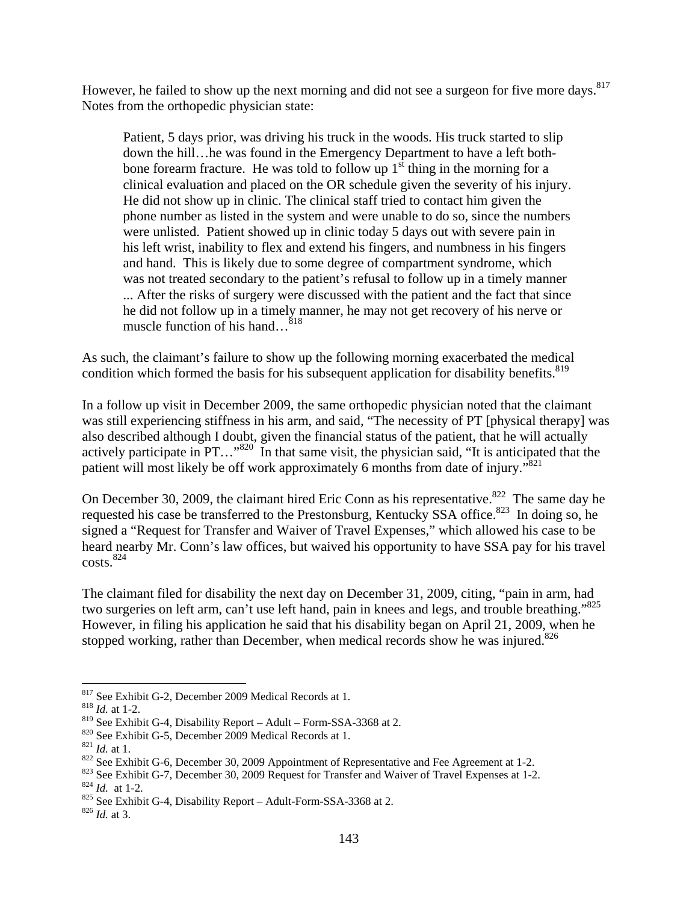However, he failed to show up the next morning and did not see a surgeon for five more days.[817] Notes from the orthopedic physician state:

> Patient, 5 days prior, was driving his truck in the woods. His truck started to slip down the hill…he was found in the Emergency Department to have a left both-bone forearm fracture. He was told to follow up 1st thing in the morning for a clinical evaluation and placed on the OR schedule given the severity of his injury. He did not show up in clinic. The clinical staff tried to contact him given the phone number as listed in the system and were unable to do so, since the numbers were unlisted. Patient showed up in clinic today 5 days out with severe pain in his left wrist, inability to flex and extend his fingers, and numbness in his fingers and hand. This is likely due to some degree of compartment syndrome, which was not treated secondary to the patient's refusal to follow up in a timely manner ... After the risks of surgery were discussed with the patient and the fact that since he did not follow up in a timely manner, he may not get recovery of his nerve or muscle function of his hand…[818]

As such, the claimant's failure to show up the following morning exacerbated the medical condition which formed the basis for his subsequent application for disability benefits.[819]

In a follow up visit in December 2009, the same orthopedic physician noted that the claimant was still experiencing stiffness in his arm, and said, "The necessity of PT [physical therapy] was also described although I doubt, given the financial status of the patient, that he will actually actively participate in PT…"[820] In that same visit, the physician said, "It is anticipated that the patient will most likely be off work approximately 6 months from date of injury."[821]

On December 30, 2009, the claimant hired Eric Conn as his representative.[822] The same day he requested his case be transferred to the Prestonsburg, Kentucky SSA office.[823] In doing so, he signed a "Request for Transfer and Waiver of Travel Expenses," which allowed his case to be heard nearby Mr. Conn's law offices, but waived his opportunity to have SSA pay for his travel costs.[824]

The claimant filed for disability the next day on December 31, 2009, citing, "pain in arm, had two surgeries on left arm, can't use left hand, pain in knees and legs, and trouble breathing."[825] However, in filing his application he said that his disability began on April 21, 2009, when he stopped working, rather than December, when medical records show he was injured.[826]

---

[817] See Exhibit G-2, December 2009 Medical Records at 1.
[818] *Id.* at 1-2.
[819] See Exhibit G-4, Disability Report – Adult – Form-SSA-3368 at 2.
[820] See Exhibit G-5, December 2009 Medical Records at 1.
[821] *Id.* at 1.
[822] See Exhibit G-6, December 30, 2009 Appointment of Representative and Fee Agreement at 1-2.
[823] See Exhibit G-7, December 30, 2009 Request for Transfer and Waiver of Travel Expenses at 1-2.
[824] *Id.* at 1-2.
[825] See Exhibit G-4, Disability Report – Adult-Form-SSA-3368 at 2.
[826] *Id.* at 3.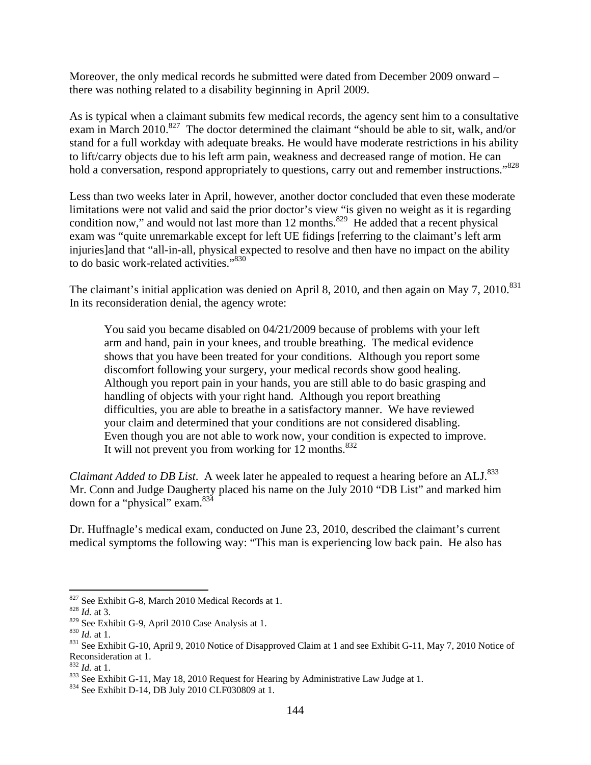Moreover, the only medical records he submitted were dated from December 2009 onward – there was nothing related to a disability beginning in April 2009.

As is typical when a claimant submits few medical records, the agency sent him to a consultative exam in March 2010.[827] The doctor determined the claimant "should be able to sit, walk, and/or stand for a full workday with adequate breaks. He would have moderate restrictions in his ability to lift/carry objects due to his left arm pain, weakness and decreased range of motion. He can hold a conversation, respond appropriately to questions, carry out and remember instructions."[828]

Less than two weeks later in April, however, another doctor concluded that even these moderate limitations were not valid and said the prior doctor's view "is given no weight as it is regarding condition now," and would not last more than 12 months.[829] He added that a recent physical exam was "quite unremarkable except for left UE fidings [referring to the claimant's left arm injuries]and that "all-in-all, physical expected to resolve and then have no impact on the ability to do basic work-related activities."[830]

The claimant's initial application was denied on April 8, 2010, and then again on May 7, 2010.[831] In its reconsideration denial, the agency wrote:

> You said you became disabled on 04/21/2009 because of problems with your left arm and hand, pain in your knees, and trouble breathing. The medical evidence shows that you have been treated for your conditions. Although you report some discomfort following your surgery, your medical records show good healing. Although you report pain in your hands, you are still able to do basic grasping and handling of objects with your right hand. Although you report breathing difficulties, you are able to breathe in a satisfactory manner. We have reviewed your claim and determined that your conditions are not considered disabling. Even though you are not able to work now, your condition is expected to improve. It will not prevent you from working for 12 months.[832]

*Claimant Added to DB List*. A week later he appealed to request a hearing before an ALJ.[833] Mr. Conn and Judge Daugherty placed his name on the July 2010 "DB List" and marked him down for a "physical" exam.[834]

Dr. Huffnagle's medical exam, conducted on June 23, 2010, described the claimant's current medical symptoms the following way: "This man is experiencing low back pain. He also has

---

[827] See Exhibit G-8, March 2010 Medical Records at 1.
[828] *Id.* at 3.
[829] See Exhibit G-9, April 2010 Case Analysis at 1.
[830] *Id.* at 1.
[831] See Exhibit G-10, April 9, 2010 Notice of Disapproved Claim at 1 and see Exhibit G-11, May 7, 2010 Notice of Reconsideration at 1.
[832] *Id.* at 1.
[833] See Exhibit G-11, May 18, 2010 Request for Hearing by Administrative Law Judge at 1.
[834] See Exhibit D-14, DB July 2010 CLF030809 at 1.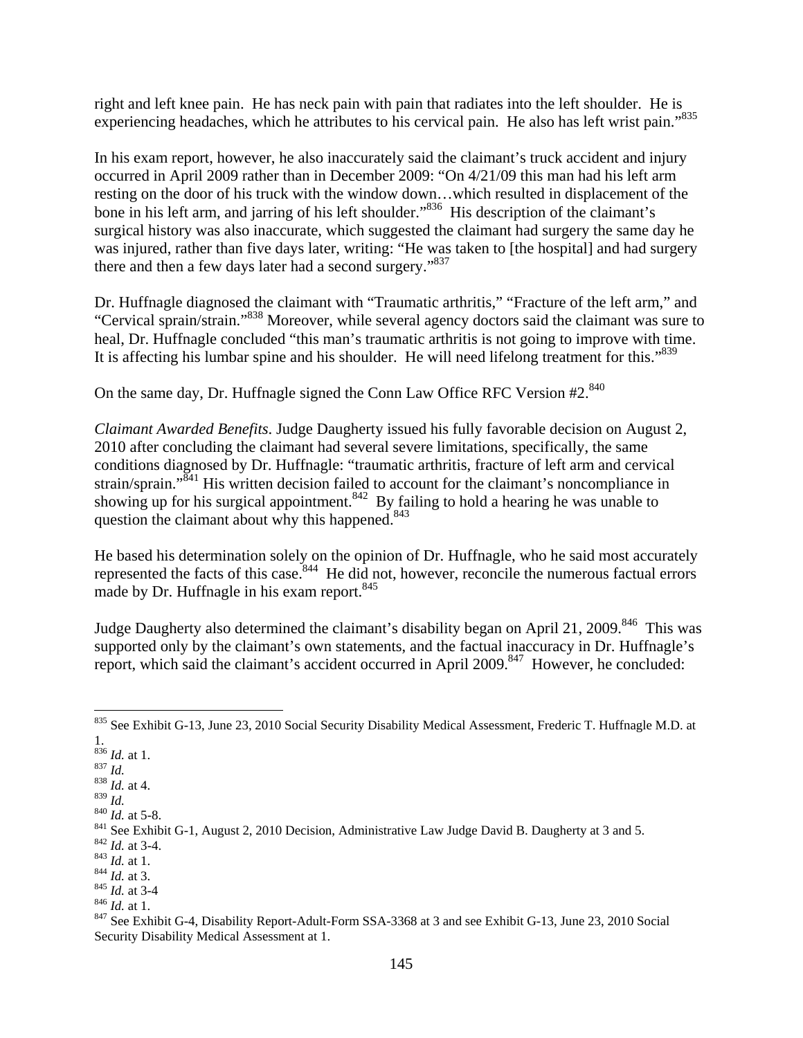right and left knee pain. He has neck pain with pain that radiates into the left shoulder. He is experiencing headaches, which he attributes to his cervical pain. He also has left wrist pain."[835]

In his exam report, however, he also inaccurately said the claimant's truck accident and injury occurred in April 2009 rather than in December 2009: "On 4/21/09 this man had his left arm resting on the door of his truck with the window down…which resulted in displacement of the bone in his left arm, and jarring of his left shoulder."[836] His description of the claimant's surgical history was also inaccurate, which suggested the claimant had surgery the same day he was injured, rather than five days later, writing: "He was taken to [the hospital] and had surgery there and then a few days later had a second surgery."[837]

Dr. Huffnagle diagnosed the claimant with "Traumatic arthritis," "Fracture of the left arm," and "Cervical sprain/strain."[838] Moreover, while several agency doctors said the claimant was sure to heal, Dr. Huffnagle concluded "this man's traumatic arthritis is not going to improve with time. It is affecting his lumbar spine and his shoulder. He will need lifelong treatment for this."[839]

On the same day, Dr. Huffnagle signed the Conn Law Office RFC Version #2.[840]

*Claimant Awarded Benefits*. Judge Daugherty issued his fully favorable decision on August 2, 2010 after concluding the claimant had several severe limitations, specifically, the same conditions diagnosed by Dr. Huffnagle: "traumatic arthritis, fracture of left arm and cervical strain/sprain."[841] His written decision failed to account for the claimant's noncompliance in showing up for his surgical appointment.[842] By failing to hold a hearing he was unable to question the claimant about why this happened.[843]

He based his determination solely on the opinion of Dr. Huffnagle, who he said most accurately represented the facts of this case.[844] He did not, however, reconcile the numerous factual errors made by Dr. Huffnagle in his exam report.[845]

Judge Daugherty also determined the claimant's disability began on April 21, 2009.[846] This was supported only by the claimant's own statements, and the factual inaccuracy in Dr. Huffnagle's report, which said the claimant's accident occurred in April 2009.[847] However, he concluded:

---

[835] See Exhibit G-13, June 23, 2010 Social Security Disability Medical Assessment, Frederic T. Huffnagle M.D. at 1.

[836] *Id.* at 1.

[837] *Id.*

[838] *Id.* at 4.

[839] *Id.*

[840] *Id.* at 5-8.

[841] See Exhibit G-1, August 2, 2010 Decision, Administrative Law Judge David B. Daugherty at 3 and 5.

[842] *Id.* at 3-4.

[843] *Id.* at 1.

[844] *Id.* at 3.

[845] *Id.* at 3-4

[846] *Id.* at 1.

[847] See Exhibit G-4, Disability Report-Adult-Form SSA-3368 at 3 and see Exhibit G-13, June 23, 2010 Social Security Disability Medical Assessment at 1.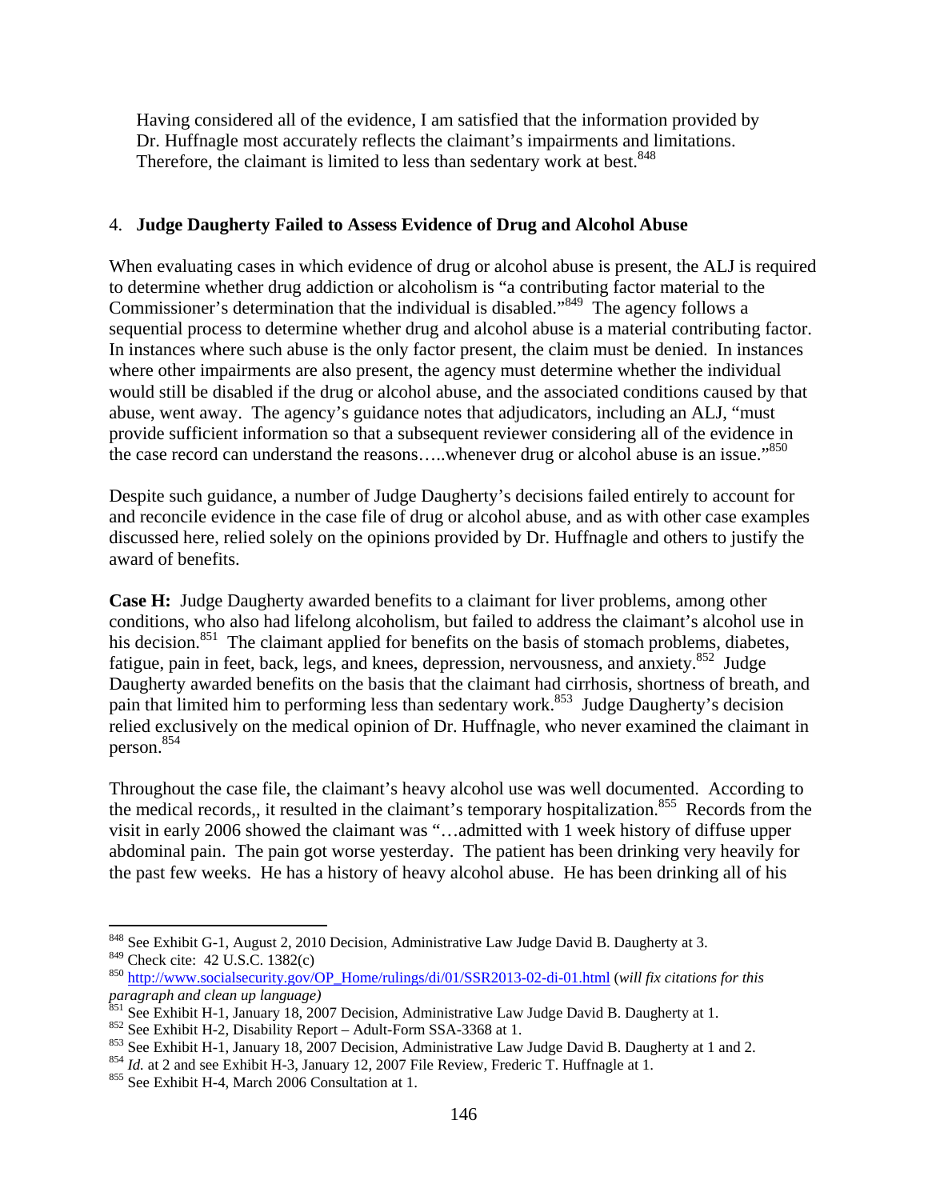Having considered all of the evidence, I am satisfied that the information provided by Dr. Huffnagle most accurately reflects the claimant's impairments and limitations. Therefore, the claimant is limited to less than sedentary work at best.[848]

4. **Judge Daugherty Failed to Assess Evidence of Drug and Alcohol Abuse**

When evaluating cases in which evidence of drug or alcohol abuse is present, the ALJ is required to determine whether drug addiction or alcoholism is "a contributing factor material to the Commissioner's determination that the individual is disabled."[849] The agency follows a sequential process to determine whether drug and alcohol abuse is a material contributing factor. In instances where such abuse is the only factor present, the claim must be denied. In instances where other impairments are also present, the agency must determine whether the individual would still be disabled if the drug or alcohol abuse, and the associated conditions caused by that abuse, went away. The agency's guidance notes that adjudicators, including an ALJ, "must provide sufficient information so that a subsequent reviewer considering all of the evidence in the case record can understand the reasons…..whenever drug or alcohol abuse is an issue."[850]

Despite such guidance, a number of Judge Daugherty's decisions failed entirely to account for and reconcile evidence in the case file of drug or alcohol abuse, and as with other case examples discussed here, relied solely on the opinions provided by Dr. Huffnagle and others to justify the award of benefits.

**Case H:** Judge Daugherty awarded benefits to a claimant for liver problems, among other conditions, who also had lifelong alcoholism, but failed to address the claimant's alcohol use in his decision.[851] The claimant applied for benefits on the basis of stomach problems, diabetes, fatigue, pain in feet, back, legs, and knees, depression, nervousness, and anxiety.[852] Judge Daugherty awarded benefits on the basis that the claimant had cirrhosis, shortness of breath, and pain that limited him to performing less than sedentary work.[853] Judge Daugherty's decision relied exclusively on the medical opinion of Dr. Huffnagle, who never examined the claimant in person.[854]

Throughout the case file, the claimant's heavy alcohol use was well documented. According to the medical records,, it resulted in the claimant's temporary hospitalization.[855] Records from the visit in early 2006 showed the claimant was "…admitted with 1 week history of diffuse upper abdominal pain. The pain got worse yesterday. The patient has been drinking very heavily for the past few weeks. He has a history of heavy alcohol abuse. He has been drinking all of his

---

[848] See Exhibit G-1, August 2, 2010 Decision, Administrative Law Judge David B. Daugherty at 3.

[849] Check cite: 42 U.S.C. 1382(c)

[850] http://www.socialsecurity.gov/OP_Home/rulings/di/01/SSR2013-02-di-01.html (*will fix citations for this paragraph and clean up language)*

[851] See Exhibit H-1, January 18, 2007 Decision, Administrative Law Judge David B. Daugherty at 1.

[852] See Exhibit H-2, Disability Report – Adult-Form SSA-3368 at 1.

[853] See Exhibit H-1, January 18, 2007 Decision, Administrative Law Judge David B. Daugherty at 1 and 2.

[854] *Id.* at 2 and see Exhibit H-3, January 12, 2007 File Review, Frederic T. Huffnagle at 1.

[855] See Exhibit H-4, March 2006 Consultation at 1.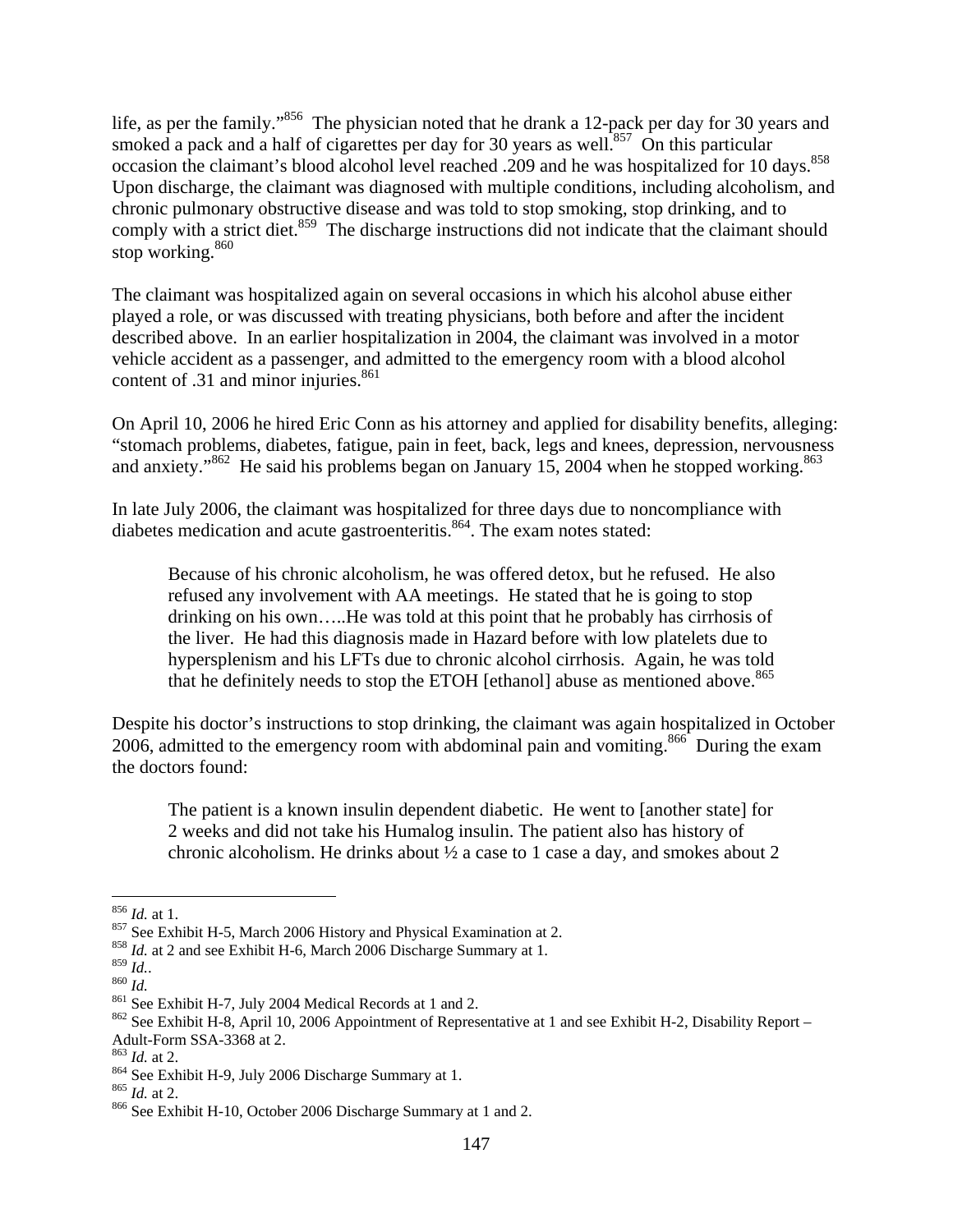life, as per the family."[856] The physician noted that he drank a 12-pack per day for 30 years and smoked a pack and a half of cigarettes per day for 30 years as well.[857] On this particular occasion the claimant's blood alcohol level reached .209 and he was hospitalized for 10 days.[858] Upon discharge, the claimant was diagnosed with multiple conditions, including alcoholism, and chronic pulmonary obstructive disease and was told to stop smoking, stop drinking, and to comply with a strict diet.[859] The discharge instructions did not indicate that the claimant should stop working.[860]

The claimant was hospitalized again on several occasions in which his alcohol abuse either played a role, or was discussed with treating physicians, both before and after the incident described above. In an earlier hospitalization in 2004, the claimant was involved in a motor vehicle accident as a passenger, and admitted to the emergency room with a blood alcohol content of .31 and minor injuries.[861]

On April 10, 2006 he hired Eric Conn as his attorney and applied for disability benefits, alleging: "stomach problems, diabetes, fatigue, pain in feet, back, legs and knees, depression, nervousness and anxiety."[862] He said his problems began on January 15, 2004 when he stopped working.[863]

In late July 2006, the claimant was hospitalized for three days due to noncompliance with diabetes medication and acute gastroenteritis.[864]. The exam notes stated:

> Because of his chronic alcoholism, he was offered detox, but he refused. He also refused any involvement with AA meetings. He stated that he is going to stop drinking on his own…..He was told at this point that he probably has cirrhosis of the liver. He had this diagnosis made in Hazard before with low platelets due to hypersplenism and his LFTs due to chronic alcohol cirrhosis. Again, he was told that he definitely needs to stop the ETOH [ethanol] abuse as mentioned above.[865]

Despite his doctor's instructions to stop drinking, the claimant was again hospitalized in October 2006, admitted to the emergency room with abdominal pain and vomiting.[866] During the exam the doctors found:

> The patient is a known insulin dependent diabetic. He went to [another state] for 2 weeks and did not take his Humalog insulin. The patient also has history of chronic alcoholism. He drinks about ½ a case to 1 case a day, and smokes about 2

---

[856] *Id.* at 1.

[857] See Exhibit H-5, March 2006 History and Physical Examination at 2.

[858] *Id.* at 2 and see Exhibit H-6, March 2006 Discharge Summary at 1.

[859] *Id.*.

[860] *Id.*

[861] See Exhibit H-7, July 2004 Medical Records at 1 and 2.

[862] See Exhibit H-8, April 10, 2006 Appointment of Representative at 1 and see Exhibit H-2, Disability Report – Adult-Form SSA-3368 at 2.

[863] *Id.* at 2.

[864] See Exhibit H-9, July 2006 Discharge Summary at 1.

[865] *Id.* at 2.

[866] See Exhibit H-10, October 2006 Discharge Summary at 1 and 2.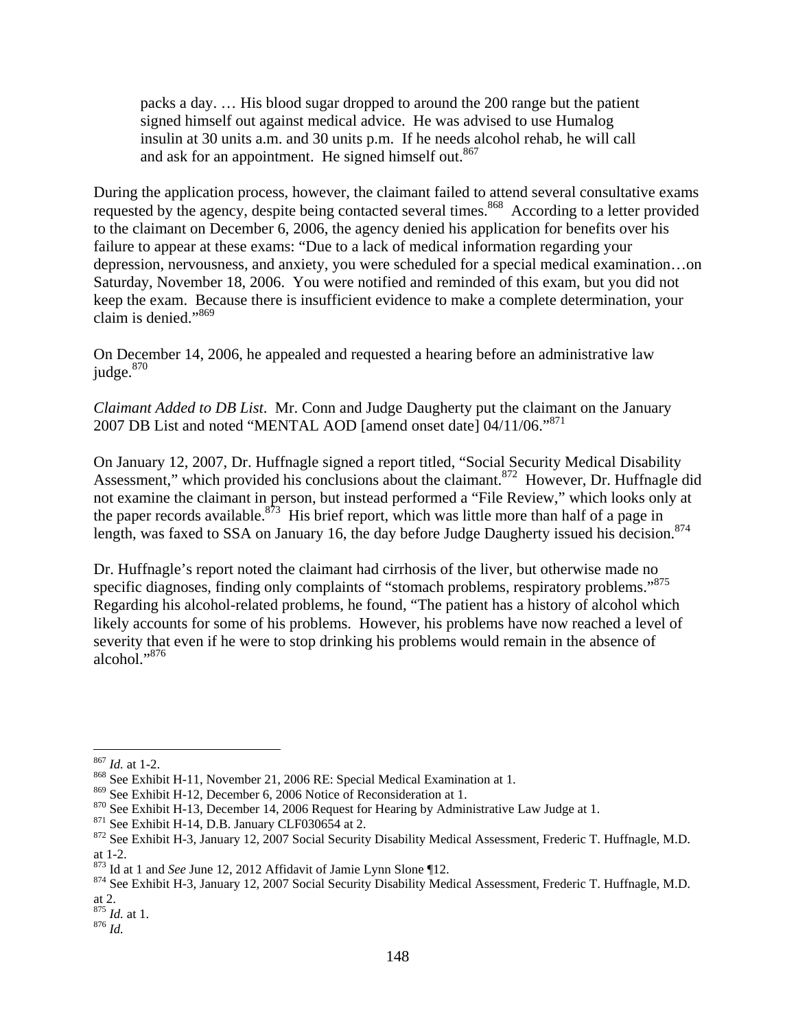> packs a day. … His blood sugar dropped to around the 200 range but the patient signed himself out against medical advice. He was advised to use Humalog insulin at 30 units a.m. and 30 units p.m. If he needs alcohol rehab, he will call and ask for an appointment. He signed himself out.[867]

During the application process, however, the claimant failed to attend several consultative exams requested by the agency, despite being contacted several times.[868] According to a letter provided to the claimant on December 6, 2006, the agency denied his application for benefits over his failure to appear at these exams: "Due to a lack of medical information regarding your depression, nervousness, and anxiety, you were scheduled for a special medical examination…on Saturday, November 18, 2006. You were notified and reminded of this exam, but you did not keep the exam. Because there is insufficient evidence to make a complete determination, your claim is denied."[869]

On December 14, 2006, he appealed and requested a hearing before an administrative law judge.[870]

*Claimant Added to DB List*. Mr. Conn and Judge Daugherty put the claimant on the January 2007 DB List and noted "MENTAL AOD [amend onset date] 04/11/06."[871]

On January 12, 2007, Dr. Huffnagle signed a report titled, "Social Security Medical Disability Assessment," which provided his conclusions about the claimant.[872] However, Dr. Huffnagle did not examine the claimant in person, but instead performed a "File Review," which looks only at the paper records available.[873] His brief report, which was little more than half of a page in length, was faxed to SSA on January 16, the day before Judge Daugherty issued his decision.[874]

Dr. Huffnagle's report noted the claimant had cirrhosis of the liver, but otherwise made no specific diagnoses, finding only complaints of "stomach problems, respiratory problems."[875] Regarding his alcohol-related problems, he found, "The patient has a history of alcohol which likely accounts for some of his problems. However, his problems have now reached a level of severity that even if he were to stop drinking his problems would remain in the absence of alcohol."[876]

---

[867] *Id.* at 1-2.

[868] See Exhibit H-11, November 21, 2006 RE: Special Medical Examination at 1.

[869] See Exhibit H-12, December 6, 2006 Notice of Reconsideration at 1.

[870] See Exhibit H-13, December 14, 2006 Request for Hearing by Administrative Law Judge at 1.

[871] See Exhibit H-14, D.B. January CLF030654 at 2.

[872] See Exhibit H-3, January 12, 2007 Social Security Disability Medical Assessment, Frederic T. Huffnagle, M.D. at 1-2.

[873] Id at 1 and *See* June 12, 2012 Affidavit of Jamie Lynn Slone ¶12.

[874] See Exhibit H-3, January 12, 2007 Social Security Disability Medical Assessment, Frederic T. Huffnagle, M.D. at 2.

[875] *Id.* at 1.

[876] *Id.*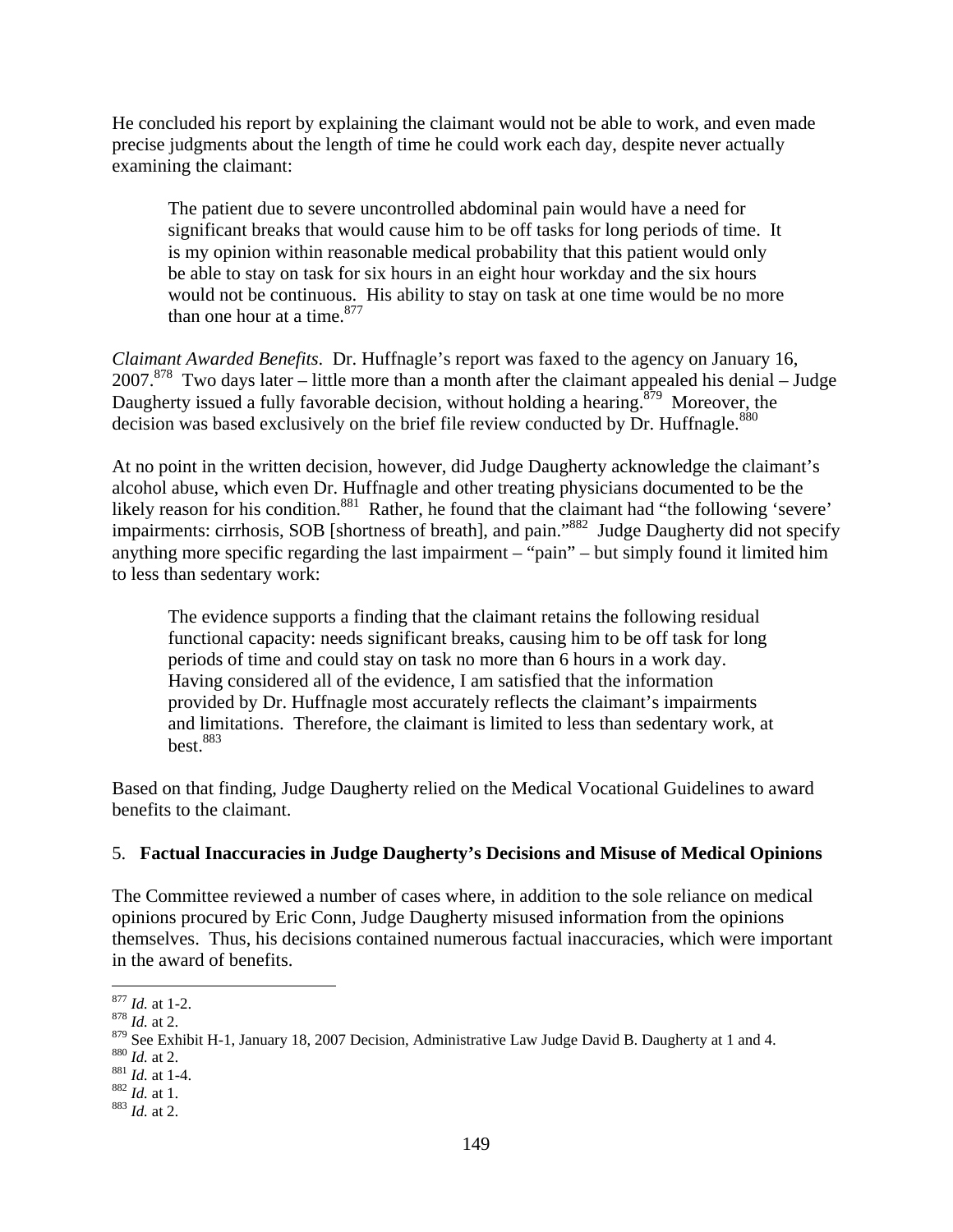He concluded his report by explaining the claimant would not be able to work, and even made precise judgments about the length of time he could work each day, despite never actually examining the claimant:

> The patient due to severe uncontrolled abdominal pain would have a need for significant breaks that would cause him to be off tasks for long periods of time. It is my opinion within reasonable medical probability that this patient would only be able to stay on task for six hours in an eight hour workday and the six hours would not be continuous. His ability to stay on task at one time would be no more than one hour at a time.[877]

*Claimant Awarded Benefits*. Dr. Huffnagle's report was faxed to the agency on January 16, 2007.[878] Two days later – little more than a month after the claimant appealed his denial – Judge Daugherty issued a fully favorable decision, without holding a hearing.[879] Moreover, the decision was based exclusively on the brief file review conducted by Dr. Huffnagle.[880]

At no point in the written decision, however, did Judge Daugherty acknowledge the claimant's alcohol abuse, which even Dr. Huffnagle and other treating physicians documented to be the likely reason for his condition.[881] Rather, he found that the claimant had "the following 'severe' impairments: cirrhosis, SOB [shortness of breath], and pain."[882] Judge Daugherty did not specify anything more specific regarding the last impairment – "pain" – but simply found it limited him to less than sedentary work:

> The evidence supports a finding that the claimant retains the following residual functional capacity: needs significant breaks, causing him to be off task for long periods of time and could stay on task no more than 6 hours in a work day. Having considered all of the evidence, I am satisfied that the information provided by Dr. Huffnagle most accurately reflects the claimant's impairments and limitations. Therefore, the claimant is limited to less than sedentary work, at best.[883]

Based on that finding, Judge Daugherty relied on the Medical Vocational Guidelines to award benefits to the claimant.

### 5. **Factual Inaccuracies in Judge Daugherty's Decisions and Misuse of Medical Opinions**

The Committee reviewed a number of cases where, in addition to the sole reliance on medical opinions procured by Eric Conn, Judge Daugherty misused information from the opinions themselves. Thus, his decisions contained numerous factual inaccuracies, which were important in the award of benefits.

---

[877] *Id.* at 1-2.
[878] *Id.* at 2.
[879] See Exhibit H-1, January 18, 2007 Decision, Administrative Law Judge David B. Daugherty at 1 and 4.
[880] *Id.* at 2.
[881] *Id.* at 1-4.
[882] *Id.* at 1.
[883] *Id.* at 2.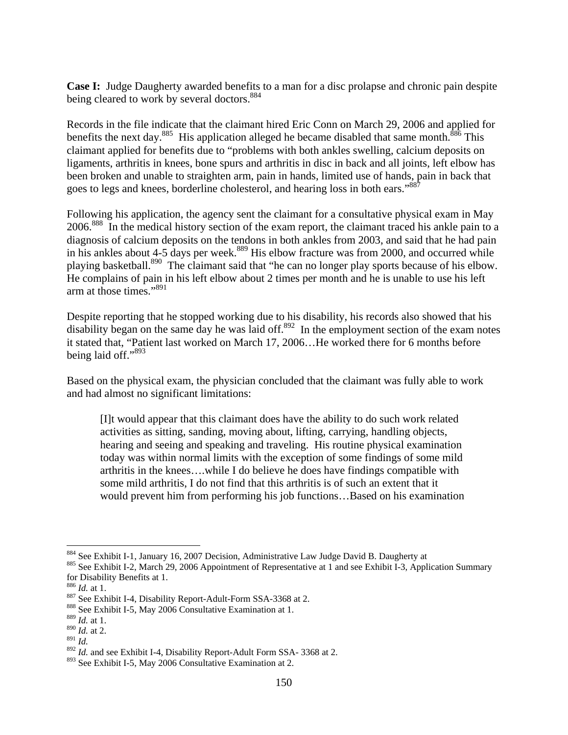**Case I:** Judge Daugherty awarded benefits to a man for a disc prolapse and chronic pain despite being cleared to work by several doctors.[884]

Records in the file indicate that the claimant hired Eric Conn on March 29, 2006 and applied for benefits the next day.[885] His application alleged he became disabled that same month.[886] This claimant applied for benefits due to "problems with both ankles swelling, calcium deposits on ligaments, arthritis in knees, bone spurs and arthritis in disc in back and all joints, left elbow has been broken and unable to straighten arm, pain in hands, limited use of hands, pain in back that goes to legs and knees, borderline cholesterol, and hearing loss in both ears."[887]

Following his application, the agency sent the claimant for a consultative physical exam in May 2006.[888] In the medical history section of the exam report, the claimant traced his ankle pain to a diagnosis of calcium deposits on the tendons in both ankles from 2003, and said that he had pain in his ankles about 4-5 days per week.[889] His elbow fracture was from 2000, and occurred while playing basketball.[890] The claimant said that "he can no longer play sports because of his elbow. He complains of pain in his left elbow about 2 times per month and he is unable to use his left arm at those times."[891]

Despite reporting that he stopped working due to his disability, his records also showed that his disability began on the same day he was laid off.[892] In the employment section of the exam notes it stated that, "Patient last worked on March 17, 2006…He worked there for 6 months before being laid off."[893]

Based on the physical exam, the physician concluded that the claimant was fully able to work and had almost no significant limitations:

> [I]t would appear that this claimant does have the ability to do such work related activities as sitting, sanding, moving about, lifting, carrying, handling objects, hearing and seeing and speaking and traveling. His routine physical examination today was within normal limits with the exception of some findings of some mild arthritis in the knees….while I do believe he does have findings compatible with some mild arthritis, I do not find that this arthritis is of such an extent that it would prevent him from performing his job functions…Based on his examination

---

[884] See Exhibit I-1, January 16, 2007 Decision, Administrative Law Judge David B. Daugherty at

[885] See Exhibit I-2, March 29, 2006 Appointment of Representative at 1 and see Exhibit I-3, Application Summary for Disability Benefits at 1.

[886] *Id.* at 1.

[887] See Exhibit I-4, Disability Report-Adult-Form SSA-3368 at 2.

[888] See Exhibit I-5, May 2006 Consultative Examination at 1.

[889] *Id.* at 1.

[890] *Id.* at 2.

[891] *Id.*

[892] *Id.* and see Exhibit I-4, Disability Report-Adult Form SSA- 3368 at 2.

[893] See Exhibit I-5, May 2006 Consultative Examination at 2.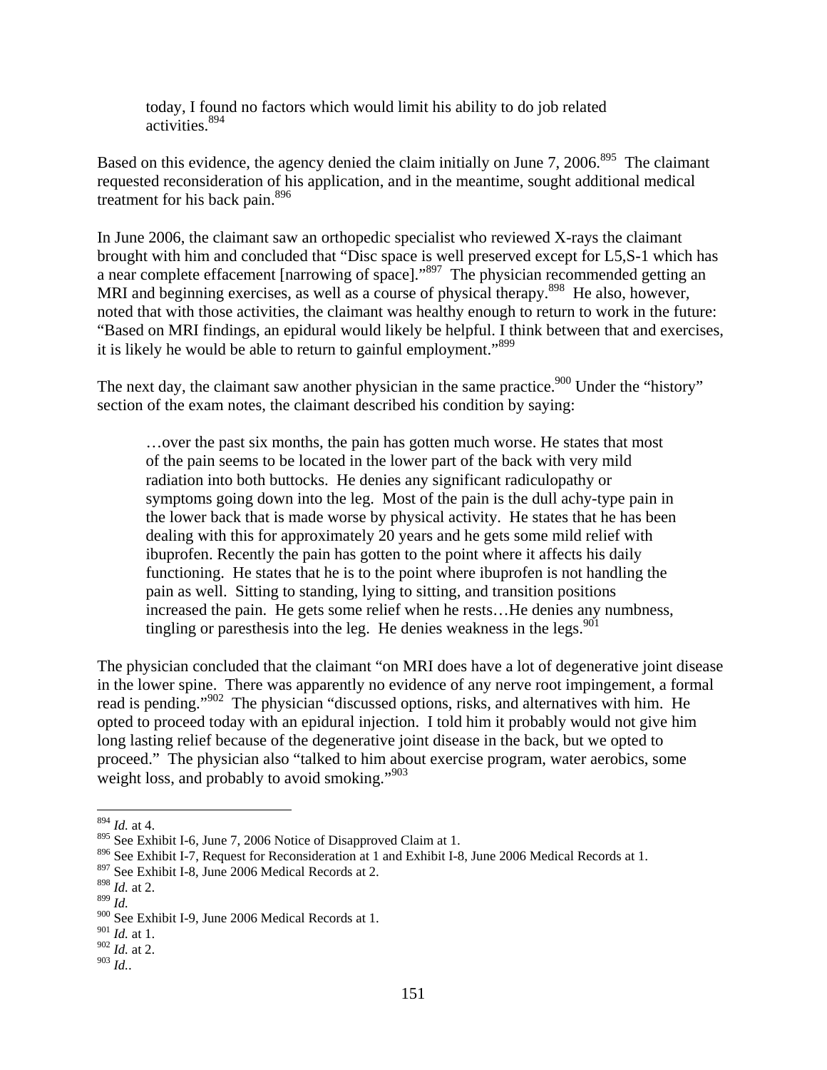> today, I found no factors which would limit his ability to do job related activities.[894]

Based on this evidence, the agency denied the claim initially on June 7, 2006.[895] The claimant requested reconsideration of his application, and in the meantime, sought additional medical treatment for his back pain.[896]

In June 2006, the claimant saw an orthopedic specialist who reviewed X-rays the claimant brought with him and concluded that "Disc space is well preserved except for L5,S-1 which has a near complete effacement [narrowing of space]."[897] The physician recommended getting an MRI and beginning exercises, as well as a course of physical therapy.[898] He also, however, noted that with those activities, the claimant was healthy enough to return to work in the future: "Based on MRI findings, an epidural would likely be helpful. I think between that and exercises, it is likely he would be able to return to gainful employment."[899]

The next day, the claimant saw another physician in the same practice.[900] Under the "history" section of the exam notes, the claimant described his condition by saying:

> …over the past six months, the pain has gotten much worse. He states that most of the pain seems to be located in the lower part of the back with very mild radiation into both buttocks. He denies any significant radiculopathy or symptoms going down into the leg. Most of the pain is the dull achy-type pain in the lower back that is made worse by physical activity. He states that he has been dealing with this for approximately 20 years and he gets some mild relief with ibuprofen. Recently the pain has gotten to the point where it affects his daily functioning. He states that he is to the point where ibuprofen is not handling the pain as well. Sitting to standing, lying to sitting, and transition positions increased the pain. He gets some relief when he rests…He denies any numbness, tingling or paresthesis into the leg. He denies weakness in the legs.[901]

The physician concluded that the claimant "on MRI does have a lot of degenerative joint disease in the lower spine. There was apparently no evidence of any nerve root impingement, a formal read is pending."[902] The physician "discussed options, risks, and alternatives with him. He opted to proceed today with an epidural injection. I told him it probably would not give him long lasting relief because of the degenerative joint disease in the back, but we opted to proceed." The physician also "talked to him about exercise program, water aerobics, some weight loss, and probably to avoid smoking."[903]

---

[894] *Id.* at 4.
[895] See Exhibit I-6, June 7, 2006 Notice of Disapproved Claim at 1.
[896] See Exhibit I-7, Request for Reconsideration at 1 and Exhibit I-8, June 2006 Medical Records at 1.
[897] See Exhibit I-8, June 2006 Medical Records at 2.
[898] *Id.* at 2.
[899] *Id.*
[900] See Exhibit I-9, June 2006 Medical Records at 1.
[901] *Id.* at 1.
[902] *Id.* at 2.
[903] *Id.*.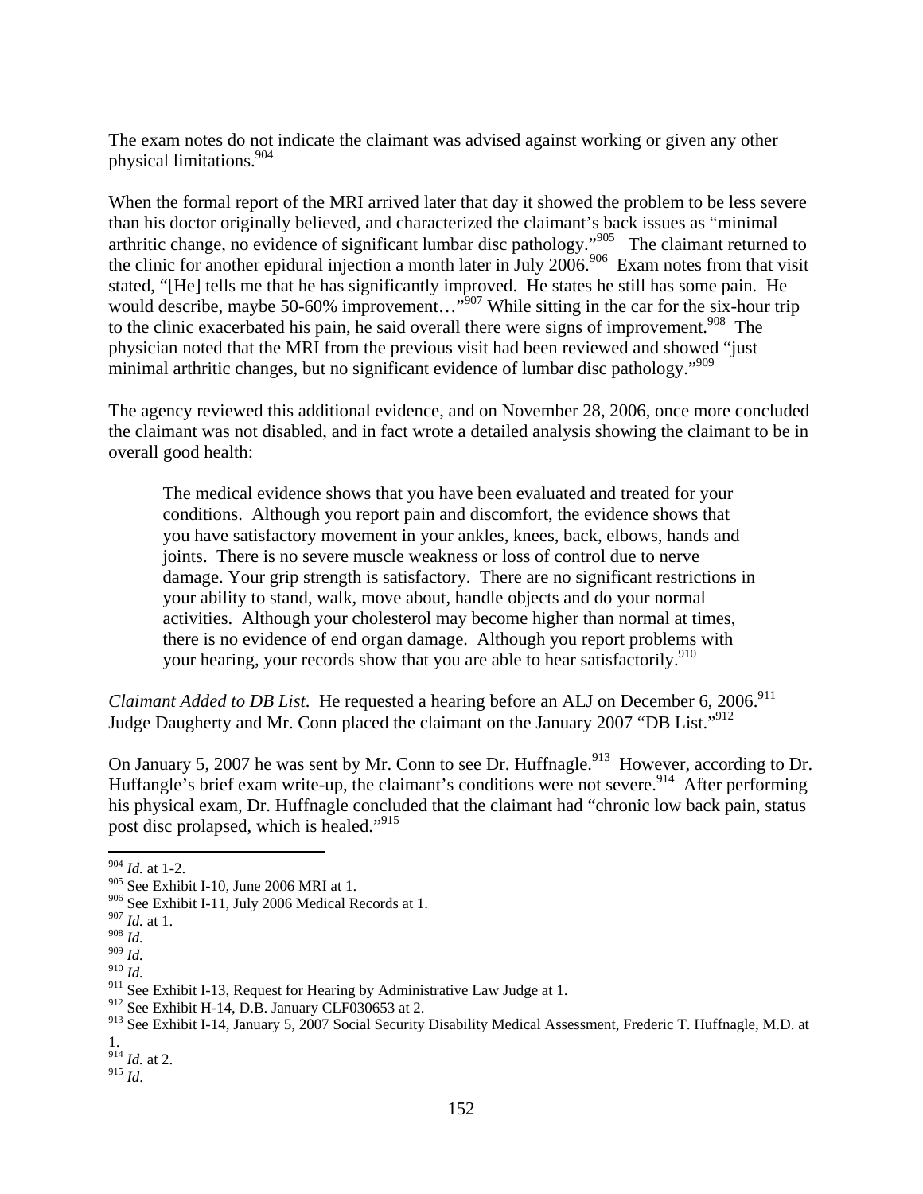The exam notes do not indicate the claimant was advised against working or given any other physical limitations.[904]

When the formal report of the MRI arrived later that day it showed the problem to be less severe than his doctor originally believed, and characterized the claimant's back issues as "minimal arthritic change, no evidence of significant lumbar disc pathology."[905] The claimant returned to the clinic for another epidural injection a month later in July 2006.[906] Exam notes from that visit stated, "[He] tells me that he has significantly improved. He states he still has some pain. He would describe, maybe 50-60% improvement…"[907] While sitting in the car for the six-hour trip to the clinic exacerbated his pain, he said overall there were signs of improvement.[908] The physician noted that the MRI from the previous visit had been reviewed and showed "just minimal arthritic changes, but no significant evidence of lumbar disc pathology."[909]

The agency reviewed this additional evidence, and on November 28, 2006, once more concluded the claimant was not disabled, and in fact wrote a detailed analysis showing the claimant to be in overall good health:

> The medical evidence shows that you have been evaluated and treated for your conditions. Although you report pain and discomfort, the evidence shows that you have satisfactory movement in your ankles, knees, back, elbows, hands and joints. There is no severe muscle weakness or loss of control due to nerve damage. Your grip strength is satisfactory. There are no significant restrictions in your ability to stand, walk, move about, handle objects and do your normal activities. Although your cholesterol may become higher than normal at times, there is no evidence of end organ damage. Although you report problems with your hearing, your records show that you are able to hear satisfactorily.[910]

*Claimant Added to DB List*. He requested a hearing before an ALJ on December 6, 2006.[911] Judge Daugherty and Mr. Conn placed the claimant on the January 2007 "DB List."[912]

On January 5, 2007 he was sent by Mr. Conn to see Dr. Huffnagle.[913] However, according to Dr. Huffangle's brief exam write-up, the claimant's conditions were not severe.[914] After performing his physical exam, Dr. Huffnagle concluded that the claimant had "chronic low back pain, status post disc prolapsed, which is healed."[915]

---

[904] *Id.* at 1-2.
[905] See Exhibit I-10, June 2006 MRI at 1.
[906] See Exhibit I-11, July 2006 Medical Records at 1.
[907] *Id.* at 1.
[908] *Id.*
[909] *Id.*
[910] *Id.*
[911] See Exhibit I-13, Request for Hearing by Administrative Law Judge at 1.
[912] See Exhibit H-14, D.B. January CLF030653 at 2.
[913] See Exhibit I-14, January 5, 2007 Social Security Disability Medical Assessment, Frederic T. Huffnagle, M.D. at 1.
[914] *Id.* at 2.
[915] *Id*.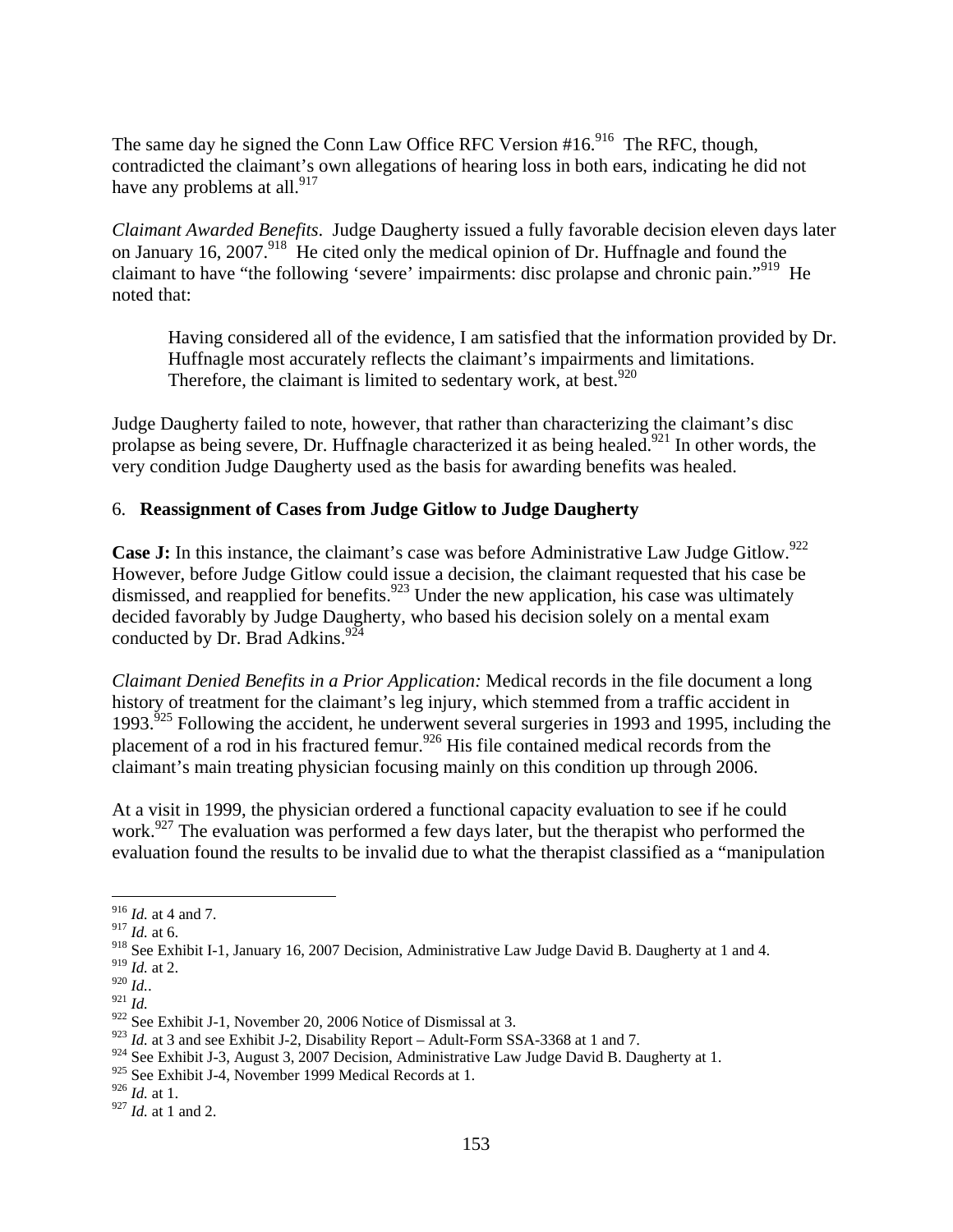The same day he signed the Conn Law Office RFC Version #16.[916] The RFC, though, contradicted the claimant's own allegations of hearing loss in both ears, indicating he did not have any problems at all.[917]

*Claimant Awarded Benefits*. Judge Daugherty issued a fully favorable decision eleven days later on January 16, 2007.[918] He cited only the medical opinion of Dr. Huffnagle and found the claimant to have "the following 'severe' impairments: disc prolapse and chronic pain."[919] He noted that:

> Having considered all of the evidence, I am satisfied that the information provided by Dr. Huffnagle most accurately reflects the claimant's impairments and limitations. Therefore, the claimant is limited to sedentary work, at best.[920]

Judge Daugherty failed to note, however, that rather than characterizing the claimant's disc prolapse as being severe, Dr. Huffnagle characterized it as being healed.[921] In other words, the very condition Judge Daugherty used as the basis for awarding benefits was healed.

### 6. **Reassignment of Cases from Judge Gitlow to Judge Daugherty**

**Case J:** In this instance, the claimant's case was before Administrative Law Judge Gitlow.[922] However, before Judge Gitlow could issue a decision, the claimant requested that his case be dismissed, and reapplied for benefits.[923] Under the new application, his case was ultimately decided favorably by Judge Daugherty, who based his decision solely on a mental exam conducted by Dr. Brad Adkins.[924]

*Claimant Denied Benefits in a Prior Application:* Medical records in the file document a long history of treatment for the claimant's leg injury, which stemmed from a traffic accident in 1993.[925] Following the accident, he underwent several surgeries in 1993 and 1995, including the placement of a rod in his fractured femur.[926] His file contained medical records from the claimant's main treating physician focusing mainly on this condition up through 2006.

At a visit in 1999, the physician ordered a functional capacity evaluation to see if he could work.[927] The evaluation was performed a few days later, but the therapist who performed the evaluation found the results to be invalid due to what the therapist classified as a "manipulation

---

[916] *Id.* at 4 and 7.
[917] *Id.* at 6.
[918] See Exhibit I-1, January 16, 2007 Decision, Administrative Law Judge David B. Daugherty at 1 and 4.
[919] *Id.* at 2.
[920] *Id.*.
[921] *Id.*
[922] See Exhibit J-1, November 20, 2006 Notice of Dismissal at 3.
[923] *Id.* at 3 and see Exhibit J-2, Disability Report – Adult-Form SSA-3368 at 1 and 7.
[924] See Exhibit J-3, August 3, 2007 Decision, Administrative Law Judge David B. Daugherty at 1.
[925] See Exhibit J-4, November 1999 Medical Records at 1.
[926] *Id.* at 1.
[927] *Id.* at 1 and 2.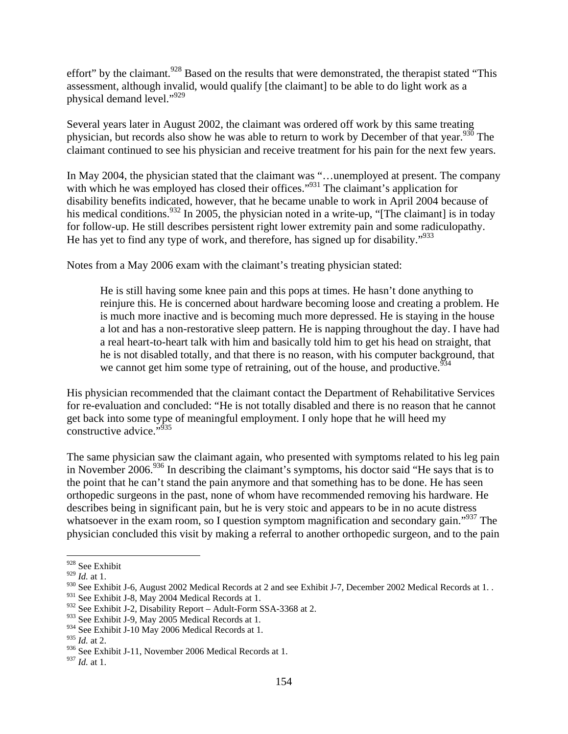effort" by the claimant.[928] Based on the results that were demonstrated, the therapist stated "This assessment, although invalid, would qualify [the claimant] to be able to do light work as a physical demand level."[929]

Several years later in August 2002, the claimant was ordered off work by this same treating physician, but records also show he was able to return to work by December of that year.[930] The claimant continued to see his physician and receive treatment for his pain for the next few years.

In May 2004, the physician stated that the claimant was "…unemployed at present. The company with which he was employed has closed their offices."[931] The claimant's application for disability benefits indicated, however, that he became unable to work in April 2004 because of his medical conditions.[932] In 2005, the physician noted in a write-up, "[The claimant] is in today for follow-up. He still describes persistent right lower extremity pain and some radiculopathy. He has yet to find any type of work, and therefore, has signed up for disability."[933]

Notes from a May 2006 exam with the claimant's treating physician stated:

> He is still having some knee pain and this pops at times. He hasn't done anything to reinjure this. He is concerned about hardware becoming loose and creating a problem. He is much more inactive and is becoming much more depressed. He is staying in the house a lot and has a non-restorative sleep pattern. He is napping throughout the day. I have had a real heart-to-heart talk with him and basically told him to get his head on straight, that he is not disabled totally, and that there is no reason, with his computer background, that we cannot get him some type of retraining, out of the house, and productive.[934]

His physician recommended that the claimant contact the Department of Rehabilitative Services for re-evaluation and concluded: "He is not totally disabled and there is no reason that he cannot get back into some type of meaningful employment. I only hope that he will heed my constructive advice."[935]

The same physician saw the claimant again, who presented with symptoms related to his leg pain in November 2006.[936] In describing the claimant's symptoms, his doctor said "He says that is to the point that he can't stand the pain anymore and that something has to be done. He has seen orthopedic surgeons in the past, none of whom have recommended removing his hardware. He describes being in significant pain, but he is very stoic and appears to be in no acute distress whatsoever in the exam room, so I question symptom magnification and secondary gain."[937] The physician concluded this visit by making a referral to another orthopedic surgeon, and to the pain

---

[928] See Exhibit

[929] *Id.* at 1.

[930] See Exhibit J-6, August 2002 Medical Records at 2 and see Exhibit J-7, December 2002 Medical Records at 1. .

[931] See Exhibit J-8, May 2004 Medical Records at 1.

[932] See Exhibit J-2, Disability Report – Adult-Form SSA-3368 at 2.

[933] See Exhibit J-9, May 2005 Medical Records at 1.

[934] See Exhibit J-10 May 2006 Medical Records at 1.

[935] *Id.* at 2.

[936] See Exhibit J-11, November 2006 Medical Records at 1.

[937] *Id.* at 1.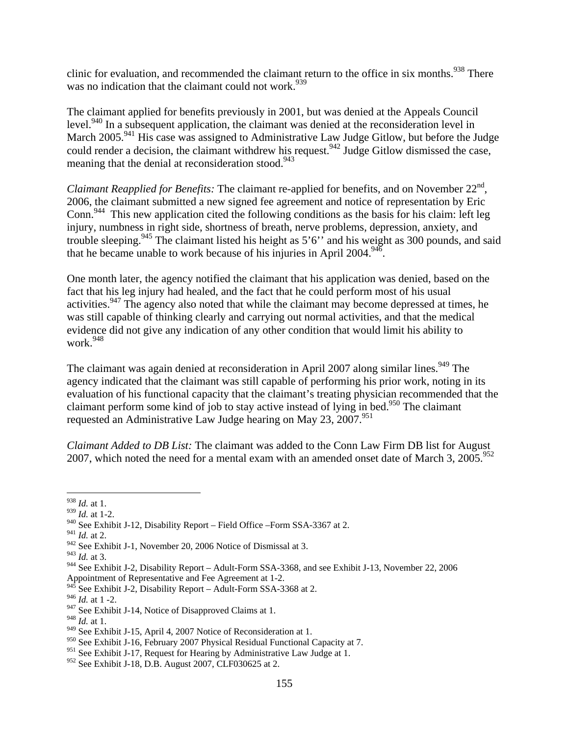clinic for evaluation, and recommended the claimant return to the office in six months.[938] There was no indication that the claimant could not work.[939]

The claimant applied for benefits previously in 2001, but was denied at the Appeals Council level.[940] In a subsequent application, the claimant was denied at the reconsideration level in March 2005.[941] His case was assigned to Administrative Law Judge Gitlow, but before the Judge could render a decision, the claimant withdrew his request.[942] Judge Gitlow dismissed the case, meaning that the denial at reconsideration stood.[943]

*Claimant Reapplied for Benefits:* The claimant re-applied for benefits, and on November 22nd, 2006, the claimant submitted a new signed fee agreement and notice of representation by Eric Conn.[944] This new application cited the following conditions as the basis for his claim: left leg injury, numbness in right side, shortness of breath, nerve problems, depression, anxiety, and trouble sleeping.[945] The claimant listed his height as 5'6'' and his weight as 300 pounds, and said that he became unable to work because of his injuries in April 2004.[946].

One month later, the agency notified the claimant that his application was denied, based on the fact that his leg injury had healed, and the fact that he could perform most of his usual activities.[947] The agency also noted that while the claimant may become depressed at times, he was still capable of thinking clearly and carrying out normal activities, and that the medical evidence did not give any indication of any other condition that would limit his ability to work.[948]

The claimant was again denied at reconsideration in April 2007 along similar lines.[949] The agency indicated that the claimant was still capable of performing his prior work, noting in its evaluation of his functional capacity that the claimant's treating physician recommended that the claimant perform some kind of job to stay active instead of lying in bed.[950] The claimant requested an Administrative Law Judge hearing on May 23, 2007.[951]

*Claimant Added to DB List:* The claimant was added to the Conn Law Firm DB list for August 2007, which noted the need for a mental exam with an amended onset date of March 3, 2005.[952]

---

[938] *Id.* at 1.
[939] *Id.* at 1-2.
[940] See Exhibit J-12, Disability Report – Field Office –Form SSA-3367 at 2.
[941] *Id.* at 2.
[942] See Exhibit J-1, November 20, 2006 Notice of Dismissal at 3.
[943] *Id.* at 3.
[944] See Exhibit J-2, Disability Report – Adult-Form SSA-3368, and see Exhibit J-13, November 22, 2006 Appointment of Representative and Fee Agreement at 1-2.
[945] See Exhibit J-2, Disability Report – Adult-Form SSA-3368 at 2.
[946] *Id.* at 1 -2.
[947] See Exhibit J-14, Notice of Disapproved Claims at 1.
[948] *Id.* at 1.
[949] See Exhibit J-15, April 4, 2007 Notice of Reconsideration at 1.
[950] See Exhibit J-16, February 2007 Physical Residual Functional Capacity at 7.
[951] See Exhibit J-17, Request for Hearing by Administrative Law Judge at 1.
[952] See Exhibit J-18, D.B. August 2007, CLF030625 at 2.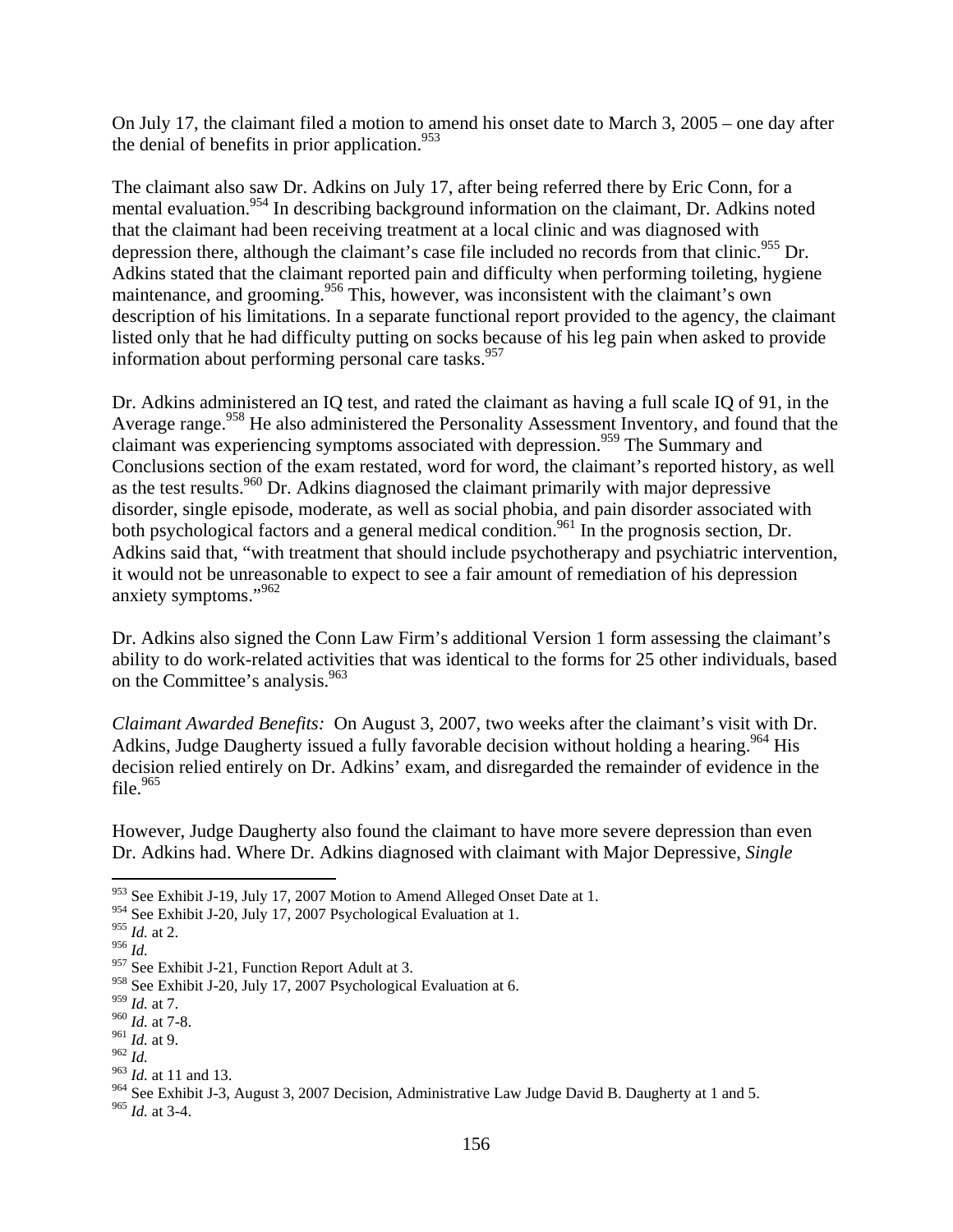On July 17, the claimant filed a motion to amend his onset date to March 3, 2005 – one day after the denial of benefits in prior application.[953]

The claimant also saw Dr. Adkins on July 17, after being referred there by Eric Conn, for a mental evaluation.[954] In describing background information on the claimant, Dr. Adkins noted that the claimant had been receiving treatment at a local clinic and was diagnosed with depression there, although the claimant's case file included no records from that clinic.[955] Dr. Adkins stated that the claimant reported pain and difficulty when performing toileting, hygiene maintenance, and grooming.[956] This, however, was inconsistent with the claimant's own description of his limitations. In a separate functional report provided to the agency, the claimant listed only that he had difficulty putting on socks because of his leg pain when asked to provide information about performing personal care tasks.[957]

Dr. Adkins administered an IQ test, and rated the claimant as having a full scale IQ of 91, in the Average range.[958] He also administered the Personality Assessment Inventory, and found that the claimant was experiencing symptoms associated with depression.[959] The Summary and Conclusions section of the exam restated, word for word, the claimant's reported history, as well as the test results.[960] Dr. Adkins diagnosed the claimant primarily with major depressive disorder, single episode, moderate, as well as social phobia, and pain disorder associated with both psychological factors and a general medical condition.[961] In the prognosis section, Dr. Adkins said that, "with treatment that should include psychotherapy and psychiatric intervention, it would not be unreasonable to expect to see a fair amount of remediation of his depression anxiety symptoms."[962]

Dr. Adkins also signed the Conn Law Firm's additional Version 1 form assessing the claimant's ability to do work-related activities that was identical to the forms for 25 other individuals, based on the Committee's analysis.[963]

*Claimant Awarded Benefits:* On August 3, 2007, two weeks after the claimant's visit with Dr. Adkins, Judge Daugherty issued a fully favorable decision without holding a hearing.[964] His decision relied entirely on Dr. Adkins' exam, and disregarded the remainder of evidence in the file.[965]

However, Judge Daugherty also found the claimant to have more severe depression than even Dr. Adkins had. Where Dr. Adkins diagnosed with claimant with Major Depressive, *Single*

---

[953] See Exhibit J-19, July 17, 2007 Motion to Amend Alleged Onset Date at 1.
[954] See Exhibit J-20, July 17, 2007 Psychological Evaluation at 1.
[955] *Id.* at 2.
[956] *Id.*
[957] See Exhibit J-21, Function Report Adult at 3.
[958] See Exhibit J-20, July 17, 2007 Psychological Evaluation at 6.
[959] *Id.* at 7.
[960] *Id.* at 7-8.
[961] *Id.* at 9.
[962] *Id.*
[963] *Id.* at 11 and 13.
[964] See Exhibit J-3, August 3, 2007 Decision, Administrative Law Judge David B. Daugherty at 1 and 5.
[965] *Id.* at 3-4.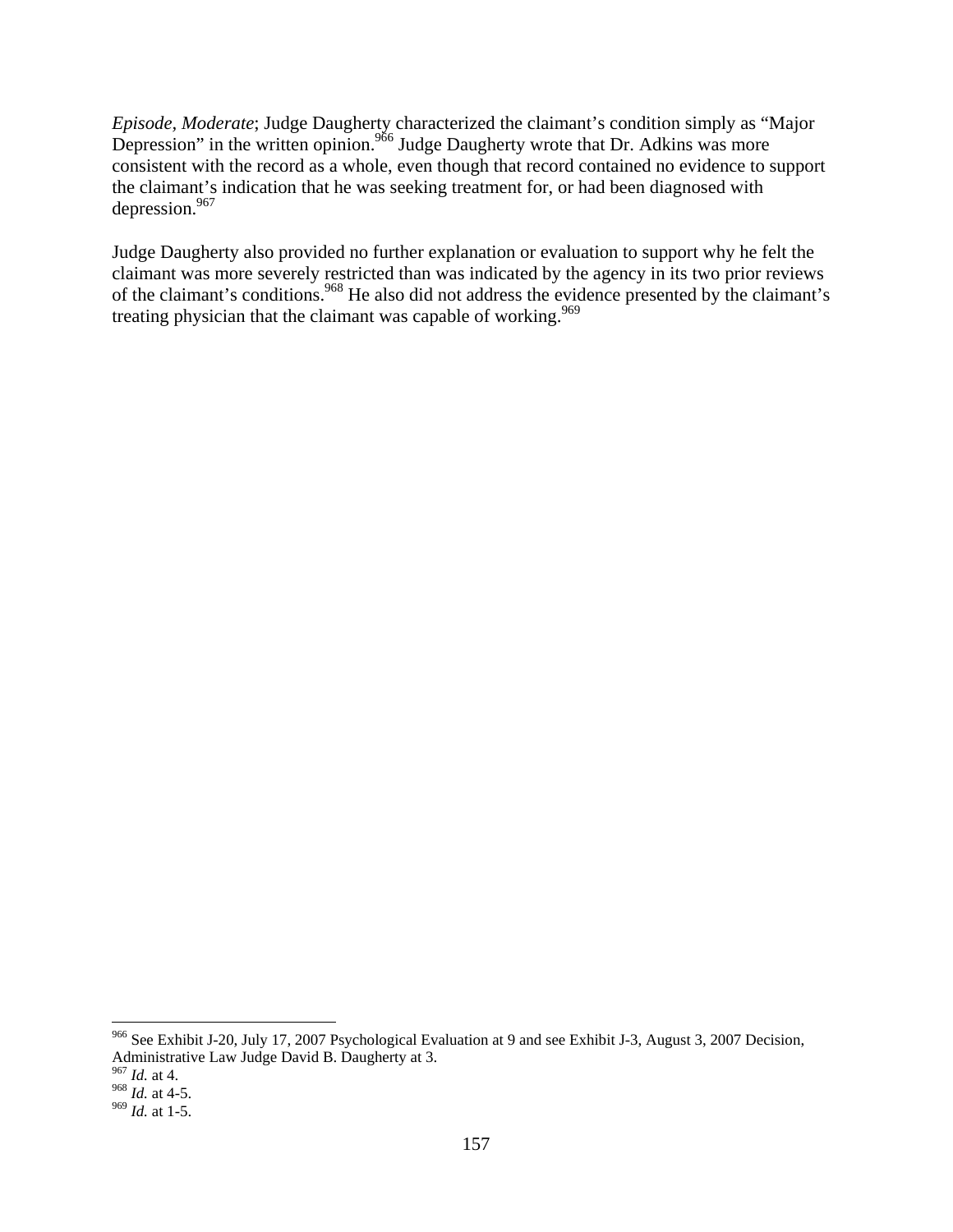*Episode*, *Moderate*; Judge Daugherty characterized the claimant's condition simply as "Major Depression" in the written opinion.[966] Judge Daugherty wrote that Dr. Adkins was more consistent with the record as a whole, even though that record contained no evidence to support the claimant's indication that he was seeking treatment for, or had been diagnosed with depression.[967]

Judge Daugherty also provided no further explanation or evaluation to support why he felt the claimant was more severely restricted than was indicated by the agency in its two prior reviews of the claimant's conditions.[968] He also did not address the evidence presented by the claimant's treating physician that the claimant was capable of working.[969]

---

[966] See Exhibit J-20, July 17, 2007 Psychological Evaluation at 9 and see Exhibit J-3, August 3, 2007 Decision, Administrative Law Judge David B. Daugherty at 3.

[967] *Id.* at 4.

[968] *Id.* at 4-5.

[969] *Id.* at 1-5.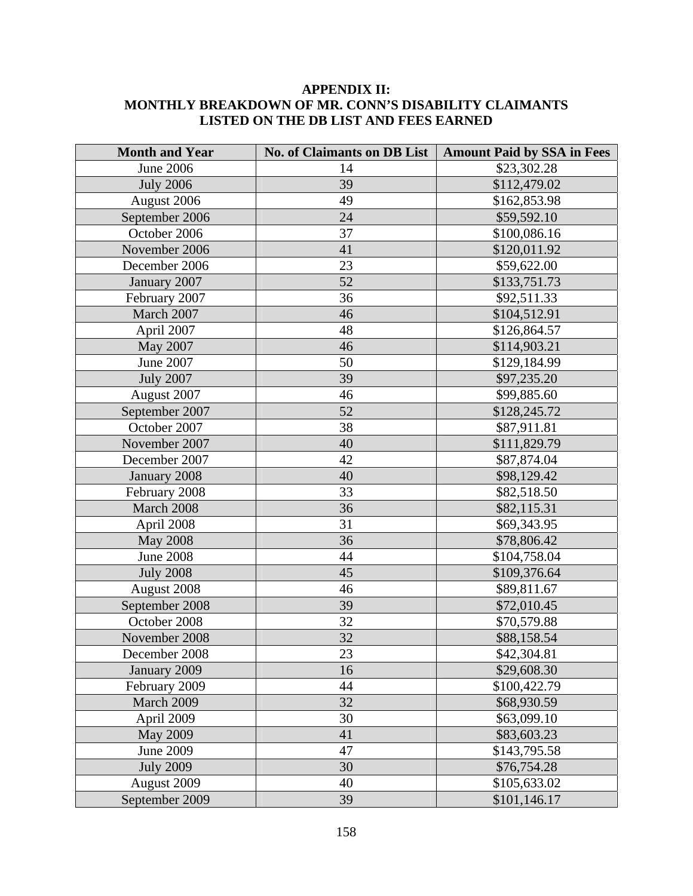**APPENDIX II:
MONTHLY BREAKDOWN OF MR. CONN'S DISABILITY CLAIMANTS
LISTED ON THE DB LIST AND FEES EARNED**

| Month and Year | No. of Claimants on DB List | Amount Paid by SSA in Fees |
|---|---|---|
| June 2006 | 14 | $23,302.28 |
| July 2006 | 39 | $112,479.02 |
| August 2006 | 49 | $162,853.98 |
| September 2006 | 24 | $59,592.10 |
| October 2006 | 37 | $100,086.16 |
| November 2006 | 41 | $120,011.92 |
| December 2006 | 23 | $59,622.00 |
| January 2007 | 52 | $133,751.73 |
| February 2007 | 36 | $92,511.33 |
| March 2007 | 46 | $104,512.91 |
| April 2007 | 48 | $126,864.57 |
| May 2007 | 46 | $114,903.21 |
| June 2007 | 50 | $129,184.99 |
| July 2007 | 39 | $97,235.20 |
| August 2007 | 46 | $99,885.60 |
| September 2007 | 52 | $128,245.72 |
| October 2007 | 38 | $87,911.81 |
| November 2007 | 40 | $111,829.79 |
| December 2007 | 42 | $87,874.04 |
| January 2008 | 40 | $98,129.42 |
| February 2008 | 33 | $82,518.50 |
| March 2008 | 36 | $82,115.31 |
| April 2008 | 31 | $69,343.95 |
| May 2008 | 36 | $78,806.42 |
| June 2008 | 44 | $104,758.04 |
| July 2008 | 45 | $109,376.64 |
| August 2008 | 46 | $89,811.67 |
| September 2008 | 39 | $72,010.45 |
| October 2008 | 32 | $70,579.88 |
| November 2008 | 32 | $88,158.54 |
| December 2008 | 23 | $42,304.81 |
| January 2009 | 16 | $29,608.30 |
| February 2009 | 44 | $100,422.79 |
| March 2009 | 32 | $68,930.59 |
| April 2009 | 30 | $63,099.10 |
| May 2009 | 41 | $83,603.23 |
| June 2009 | 47 | $143,795.58 |
| July 2009 | 30 | $76,754.28 |
| August 2009 | 40 | $105,633.02 |
| September 2009 | 39 | $101,146.17 |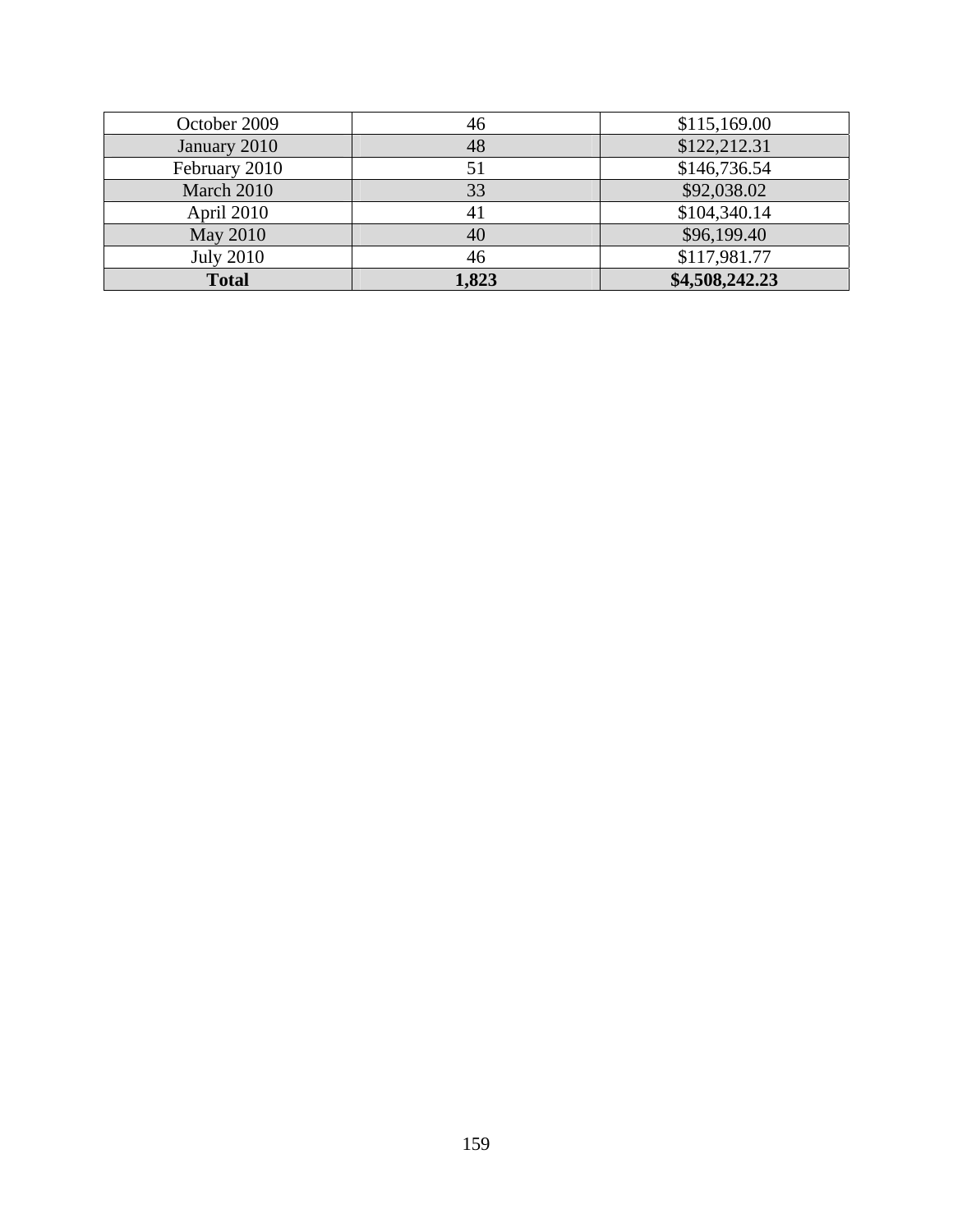| October 2009 | 46 | $115,169.00 |
| --- | --- | --- |
| January 2010 | 48 | $122,212.31 |
| February 2010 | 51 | $146,736.54 |
| March 2010 | 33 | $92,038.02 |
| April 2010 | 41 | $104,340.14 |
| May 2010 | 40 | $96,199.40 |
| July 2010 | 46 | $117,981.77 |
| **Total** | **1,823** | **$4,508,242.23** |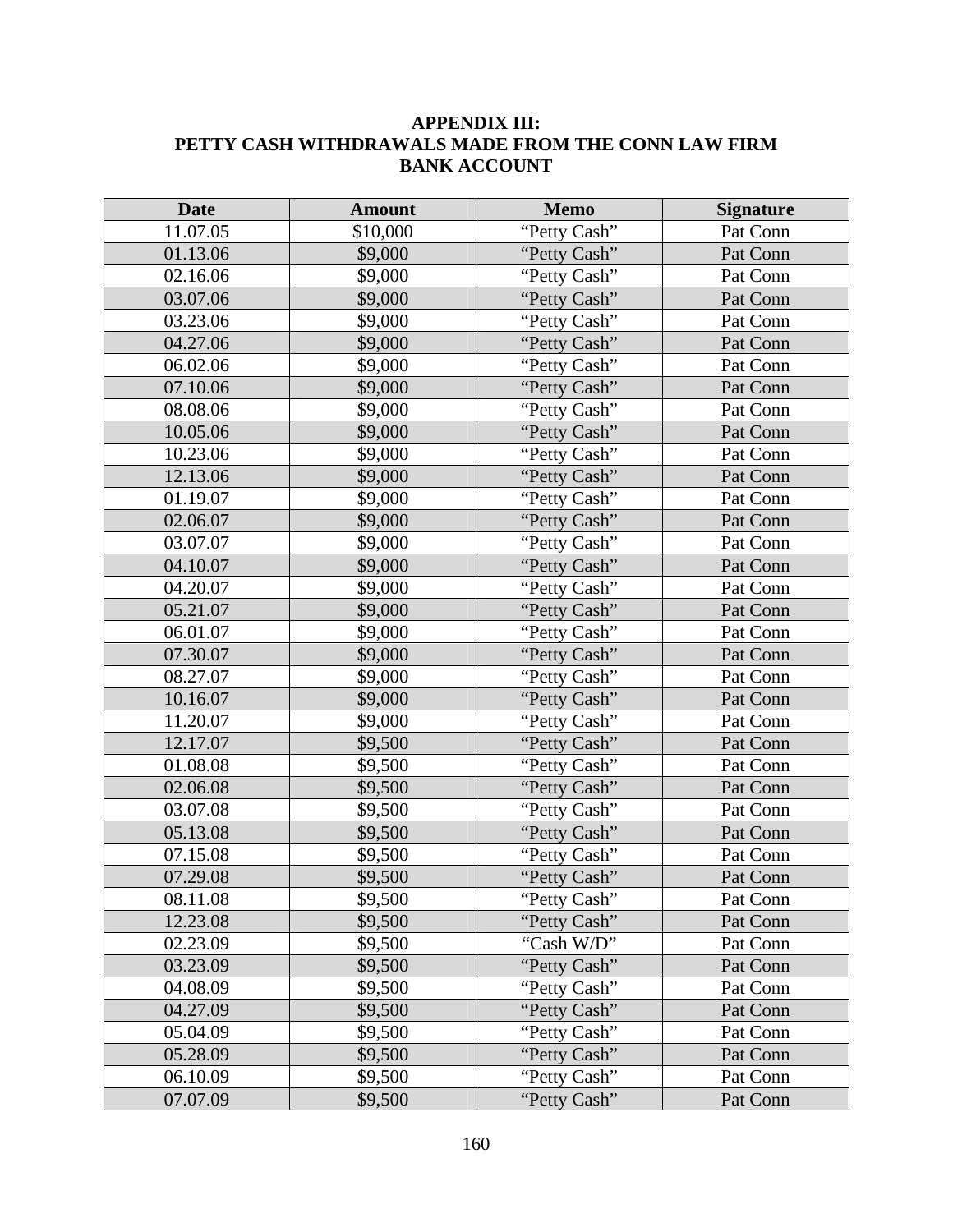**APPENDIX III:**
**PETTY CASH WITHDRAWALS MADE FROM THE CONN LAW FIRM BANK ACCOUNT**

| Date | Amount | Memo | Signature |
|---|---|---|---|
| 11.07.05 | $10,000 | "Petty Cash" | Pat Conn |
| 01.13.06 | $9,000 | "Petty Cash" | Pat Conn |
| 02.16.06 | $9,000 | "Petty Cash" | Pat Conn |
| 03.07.06 | $9,000 | "Petty Cash" | Pat Conn |
| 03.23.06 | $9,000 | "Petty Cash" | Pat Conn |
| 04.27.06 | $9,000 | "Petty Cash" | Pat Conn |
| 06.02.06 | $9,000 | "Petty Cash" | Pat Conn |
| 07.10.06 | $9,000 | "Petty Cash" | Pat Conn |
| 08.08.06 | $9,000 | "Petty Cash" | Pat Conn |
| 10.05.06 | $9,000 | "Petty Cash" | Pat Conn |
| 10.23.06 | $9,000 | "Petty Cash" | Pat Conn |
| 12.13.06 | $9,000 | "Petty Cash" | Pat Conn |
| 01.19.07 | $9,000 | "Petty Cash" | Pat Conn |
| 02.06.07 | $9,000 | "Petty Cash" | Pat Conn |
| 03.07.07 | $9,000 | "Petty Cash" | Pat Conn |
| 04.10.07 | $9,000 | "Petty Cash" | Pat Conn |
| 04.20.07 | $9,000 | "Petty Cash" | Pat Conn |
| 05.21.07 | $9,000 | "Petty Cash" | Pat Conn |
| 06.01.07 | $9,000 | "Petty Cash" | Pat Conn |
| 07.30.07 | $9,000 | "Petty Cash" | Pat Conn |
| 08.27.07 | $9,000 | "Petty Cash" | Pat Conn |
| 10.16.07 | $9,000 | "Petty Cash" | Pat Conn |
| 11.20.07 | $9,000 | "Petty Cash" | Pat Conn |
| 12.17.07 | $9,500 | "Petty Cash" | Pat Conn |
| 01.08.08 | $9,500 | "Petty Cash" | Pat Conn |
| 02.06.08 | $9,500 | "Petty Cash" | Pat Conn |
| 03.07.08 | $9,500 | "Petty Cash" | Pat Conn |
| 05.13.08 | $9,500 | "Petty Cash" | Pat Conn |
| 07.15.08 | $9,500 | "Petty Cash" | Pat Conn |
| 07.29.08 | $9,500 | "Petty Cash" | Pat Conn |
| 08.11.08 | $9,500 | "Petty Cash" | Pat Conn |
| 12.23.08 | $9,500 | "Petty Cash" | Pat Conn |
| 02.23.09 | $9,500 | "Cash W/D" | Pat Conn |
| 03.23.09 | $9,500 | "Petty Cash" | Pat Conn |
| 04.08.09 | $9,500 | "Petty Cash" | Pat Conn |
| 04.27.09 | $9,500 | "Petty Cash" | Pat Conn |
| 05.04.09 | $9,500 | "Petty Cash" | Pat Conn |
| 05.28.09 | $9,500 | "Petty Cash" | Pat Conn |
| 06.10.09 | $9,500 | "Petty Cash" | Pat Conn |
| 07.07.09 | $9,500 | "Petty Cash" | Pat Conn |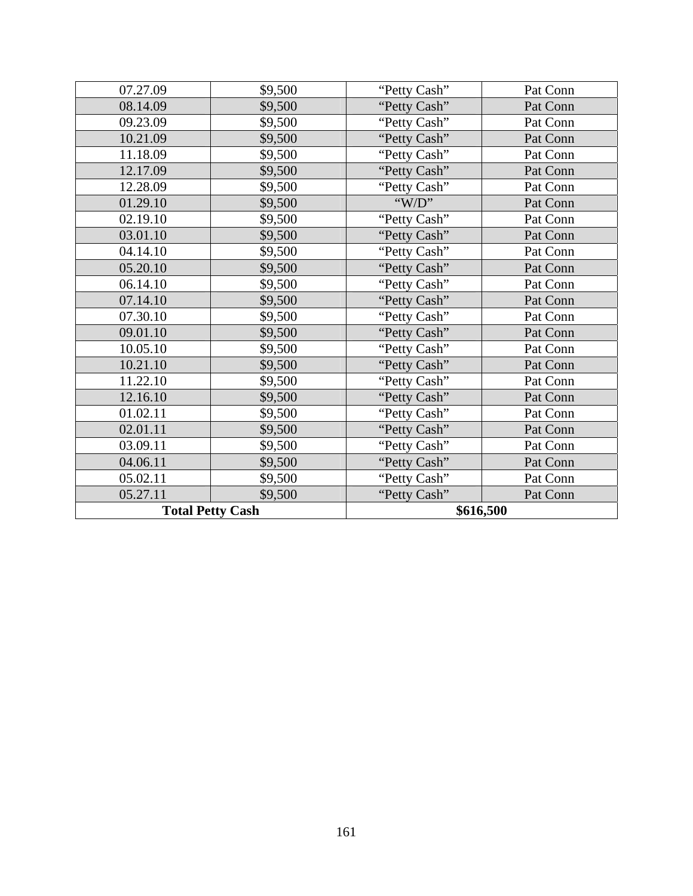| | | | |
|---|---|---|---|
| 07.27.09 | $9,500 | "Petty Cash" | Pat Conn |
| 08.14.09 | $9,500 | "Petty Cash" | Pat Conn |
| 09.23.09 | $9,500 | "Petty Cash" | Pat Conn |
| 10.21.09 | $9,500 | "Petty Cash" | Pat Conn |
| 11.18.09 | $9,500 | "Petty Cash" | Pat Conn |
| 12.17.09 | $9,500 | "Petty Cash" | Pat Conn |
| 12.28.09 | $9,500 | "Petty Cash" | Pat Conn |
| 01.29.10 | $9,500 | "W/D" | Pat Conn |
| 02.19.10 | $9,500 | "Petty Cash" | Pat Conn |
| 03.01.10 | $9,500 | "Petty Cash" | Pat Conn |
| 04.14.10 | $9,500 | "Petty Cash" | Pat Conn |
| 05.20.10 | $9,500 | "Petty Cash" | Pat Conn |
| 06.14.10 | $9,500 | "Petty Cash" | Pat Conn |
| 07.14.10 | $9,500 | "Petty Cash" | Pat Conn |
| 07.30.10 | $9,500 | "Petty Cash" | Pat Conn |
| 09.01.10 | $9,500 | "Petty Cash" | Pat Conn |
| 10.05.10 | $9,500 | "Petty Cash" | Pat Conn |
| 10.21.10 | $9,500 | "Petty Cash" | Pat Conn |
| 11.22.10 | $9,500 | "Petty Cash" | Pat Conn |
| 12.16.10 | $9,500 | "Petty Cash" | Pat Conn |
| 01.02.11 | $9,500 | "Petty Cash" | Pat Conn |
| 02.01.11 | $9,500 | "Petty Cash" | Pat Conn |
| 03.09.11 | $9,500 | "Petty Cash" | Pat Conn |
| 04.06.11 | $9,500 | "Petty Cash" | Pat Conn |
| 05.02.11 | $9,500 | "Petty Cash" | Pat Conn |
| 05.27.11 | $9,500 | "Petty Cash" | Pat Conn |
| **Total Petty Cash** | | **$616,500** | |